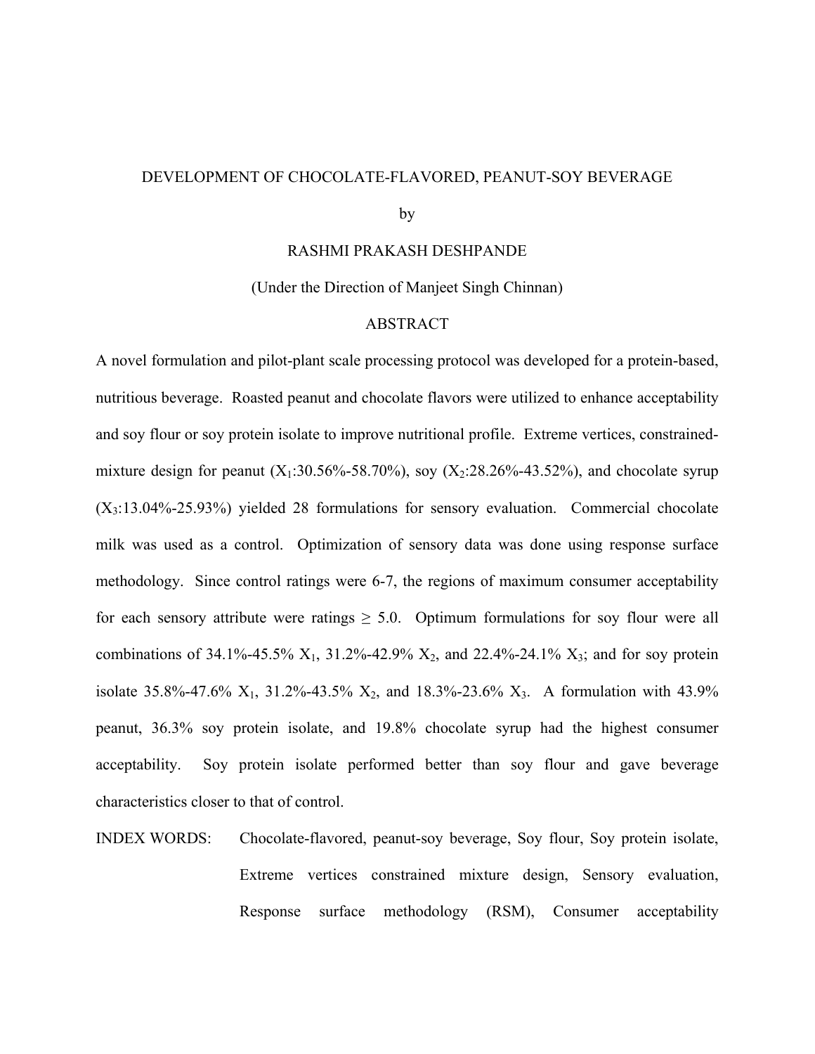# DEVELOPMENT OF CHOCOLATE-FLAVORED, PEANUT-SOY BEVERAGE

by

RASHMI PRAKASH DESHPANDE

(Under the Direction of Manjeet Singh Chinnan)

## ABSTRACT

A novel formulation and pilot-plant scale processing protocol was developed for a protein-based, nutritious beverage. Roasted peanut and chocolate flavors were utilized to enhance acceptability and soy flour or soy protein isolate to improve nutritional profile. Extreme vertices, constrained-mixture design for peanut ($X_1$:30.56%-58.70%), soy ($X_2$:28.26%-43.52%), and chocolate syrup ($X_3$:13.04%-25.93%) yielded 28 formulations for sensory evaluation. Commercial chocolate milk was used as a control. Optimization of sensory data was done using response surface methodology. Since control ratings were 6-7, the regions of maximum consumer acceptability for each sensory attribute were ratings $\geq 5.0$. Optimum formulations for soy flour were all combinations of 34.1%-45.5% $X_1$, 31.2%-42.9% $X_2$, and 22.4%-24.1% $X_3$; and for soy protein isolate 35.8%-47.6% $X_1$, 31.2%-43.5% $X_2$, and 18.3%-23.6% $X_3$. A formulation with 43.9% peanut, 36.3% soy protein isolate, and 19.8% chocolate syrup had the highest consumer acceptability. Soy protein isolate performed better than soy flour and gave beverage characteristics closer to that of control.

INDEX WORDS: Chocolate-flavored, peanut-soy beverage, Soy flour, Soy protein isolate, Extreme vertices constrained mixture design, Sensory evaluation, Response surface methodology (RSM), Consumer acceptability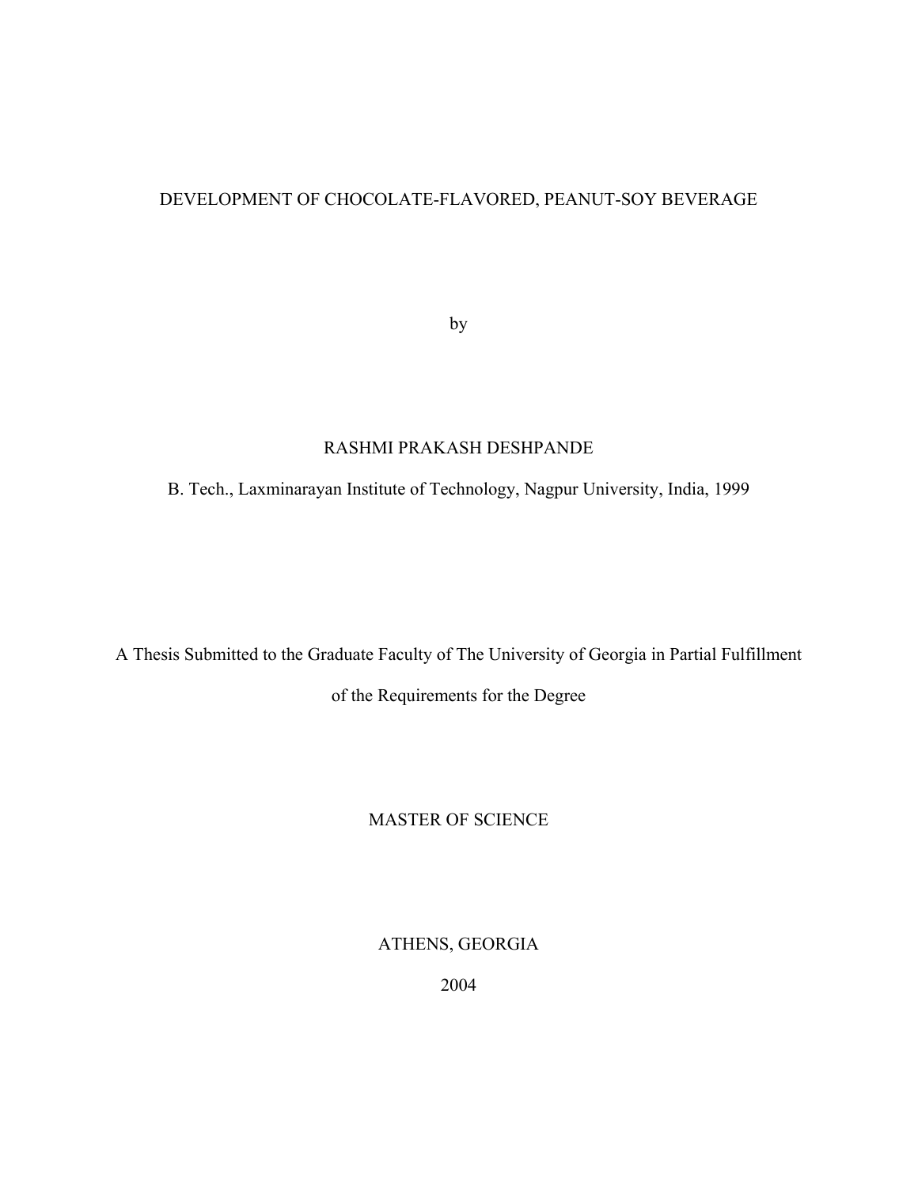# DEVELOPMENT OF CHOCOLATE-FLAVORED, PEANUT-SOY BEVERAGE

by

RASHMI PRAKASH DESHPANDE

B. Tech., Laxminarayan Institute of Technology, Nagpur University, India, 1999

A Thesis Submitted to the Graduate Faculty of The University of Georgia in Partial Fulfillment of the Requirements for the Degree

MASTER OF SCIENCE

ATHENS, GEORGIA

2004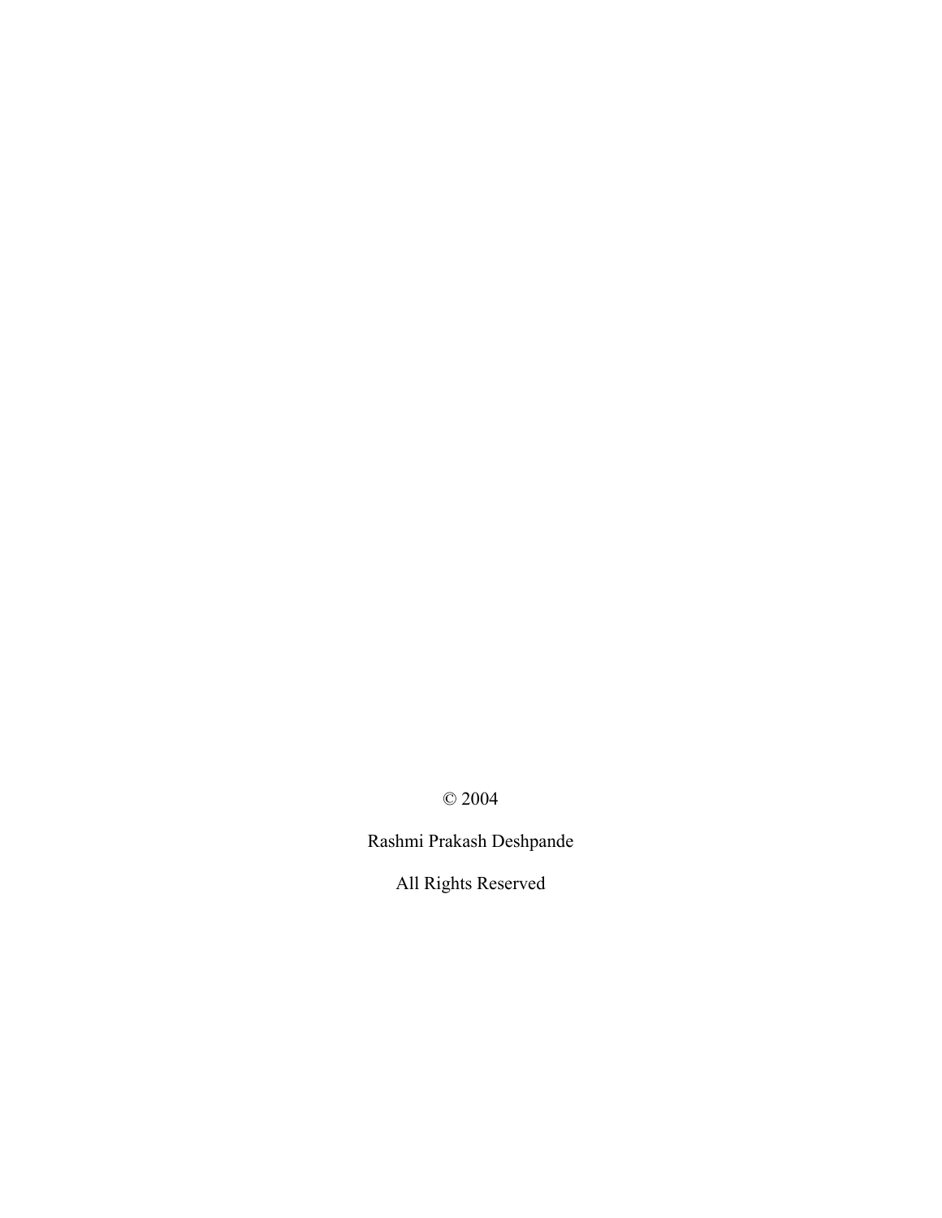© 2004

Rashmi Prakash Deshpande

All Rights Reserved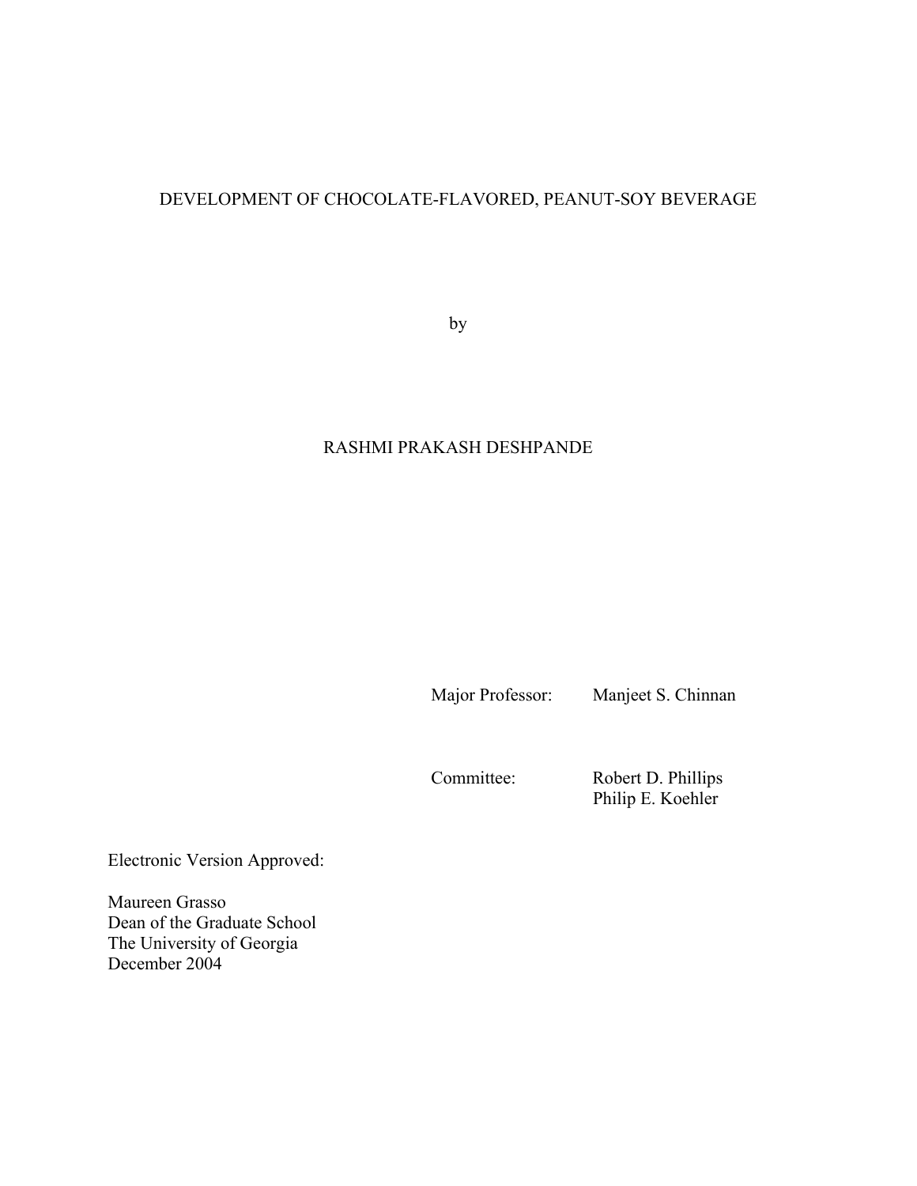DEVELOPMENT OF CHOCOLATE-FLAVORED, PEANUT-SOY BEVERAGE

by

RASHMI PRAKASH DESHPANDE

Major Professor: Manjeet S. Chinnan

Committee: Robert D. Phillips
Philip E. Koehler

Electronic Version Approved:

Maureen Grasso
Dean of the Graduate School
The University of Georgia
December 2004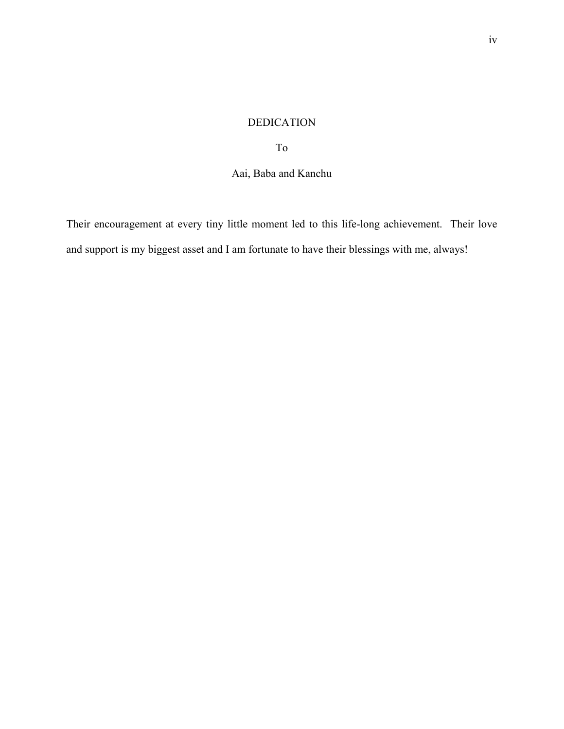# DEDICATION

To

Aai, Baba and Kanchu

Their encouragement at every tiny little moment led to this life-long achievement. Their love and support is my biggest asset and I am fortunate to have their blessings with me, always!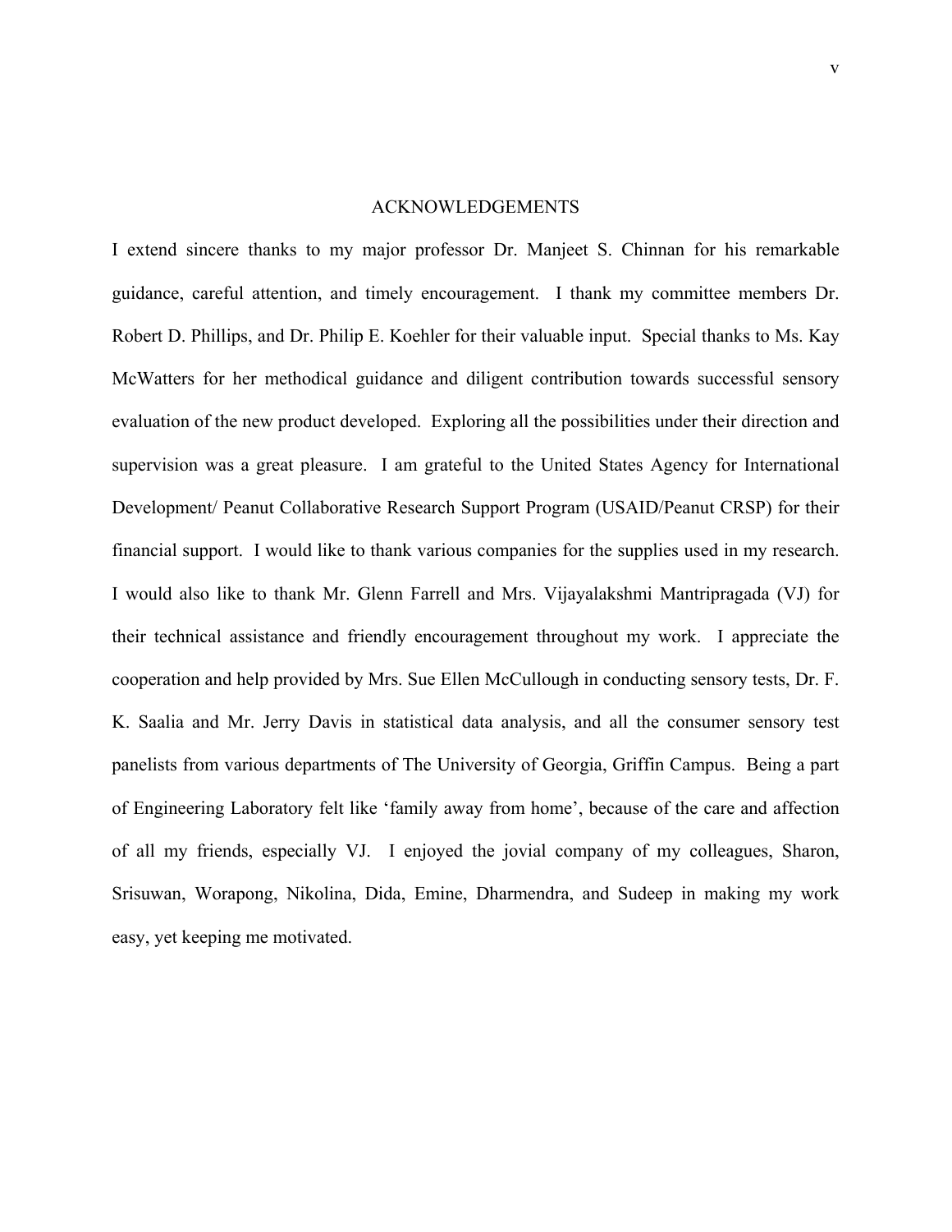# ACKNOWLEDGEMENTS

I extend sincere thanks to my major professor Dr. Manjeet S. Chinnan for his remarkable guidance, careful attention, and timely encouragement. I thank my committee members Dr. Robert D. Phillips, and Dr. Philip E. Koehler for their valuable input. Special thanks to Ms. Kay McWatters for her methodical guidance and diligent contribution towards successful sensory evaluation of the new product developed. Exploring all the possibilities under their direction and supervision was a great pleasure. I am grateful to the United States Agency for International Development/ Peanut Collaborative Research Support Program (USAID/Peanut CRSP) for their financial support. I would like to thank various companies for the supplies used in my research. I would also like to thank Mr. Glenn Farrell and Mrs. Vijayalakshmi Mantripragada (VJ) for their technical assistance and friendly encouragement throughout my work. I appreciate the cooperation and help provided by Mrs. Sue Ellen McCullough in conducting sensory tests, Dr. F. K. Saalia and Mr. Jerry Davis in statistical data analysis, and all the consumer sensory test panelists from various departments of The University of Georgia, Griffin Campus. Being a part of Engineering Laboratory felt like 'family away from home', because of the care and affection of all my friends, especially VJ. I enjoyed the jovial company of my colleagues, Sharon, Srisuwan, Worapong, Nikolina, Dida, Emine, Dharmendra, and Sudeep in making my work easy, yet keeping me motivated.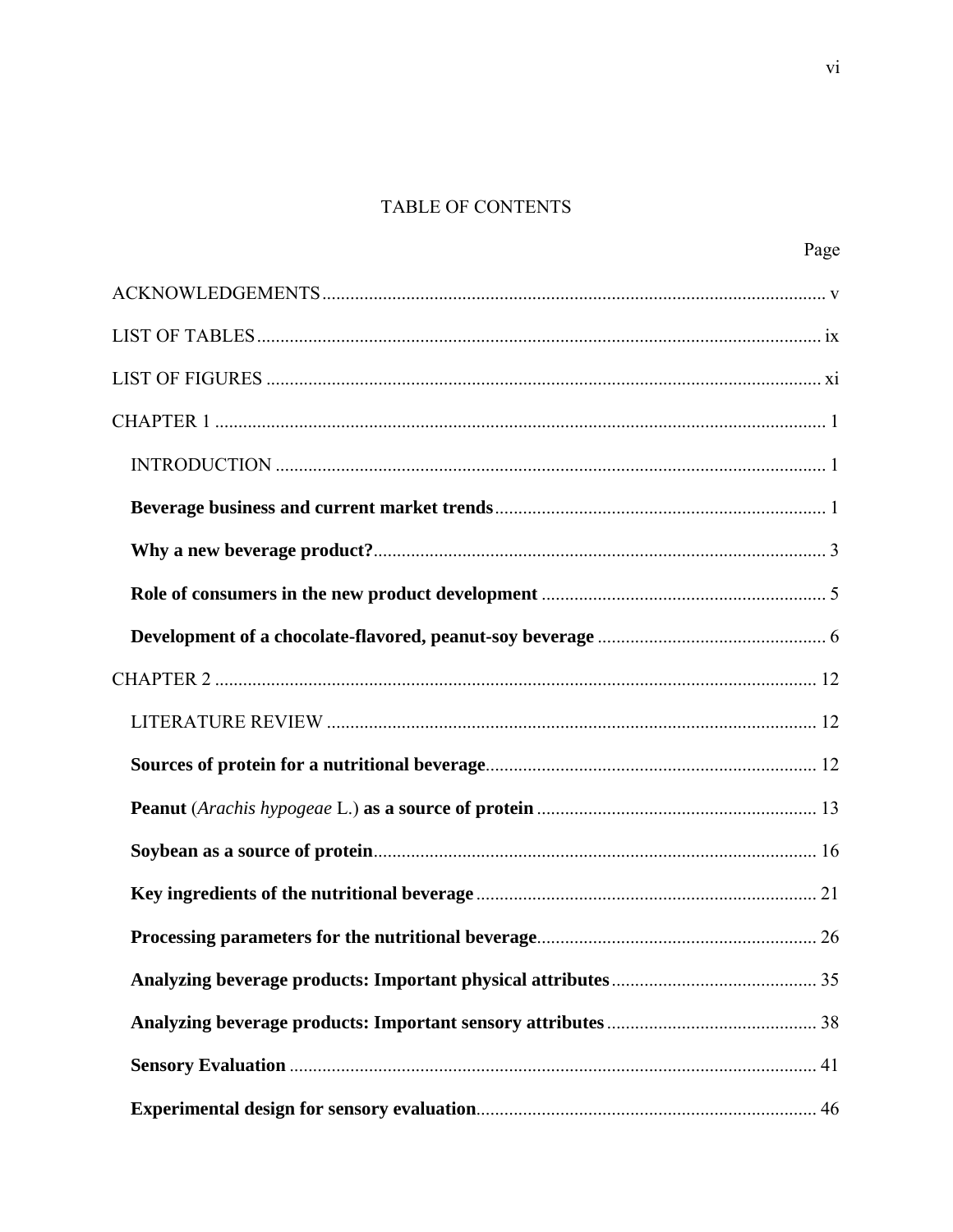# TABLE OF CONTENTS

Page

ACKNOWLEDGEMENTS ........ v

LIST OF TABLES ........ ix

LIST OF FIGURES ........ xi

CHAPTER 1 ........ 1

INTRODUCTION ........ 1

**Beverage business and current market trends** ........ 1

**Why a new beverage product?** ........ 3

**Role of consumers in the new product development** ........ 5

**Development of a chocolate-flavored, peanut-soy beverage** ........ 6

CHAPTER 2 ........ 12

LITERATURE REVIEW ........ 12

**Sources of protein for a nutritional beverage** ........ 12

**Peanut** (*Arachis hypogeae* L.) **as a source of protein** ........ 13

**Soybean as a source of protein** ........ 16

**Key ingredients of the nutritional beverage** ........ 21

**Processing parameters for the nutritional beverage** ........ 26

**Analyzing beverage products: Important physical attributes** ........ 35

**Analyzing beverage products: Important sensory attributes** ........ 38

**Sensory Evaluation** ........ 41

**Experimental design for sensory evaluation** ........ 46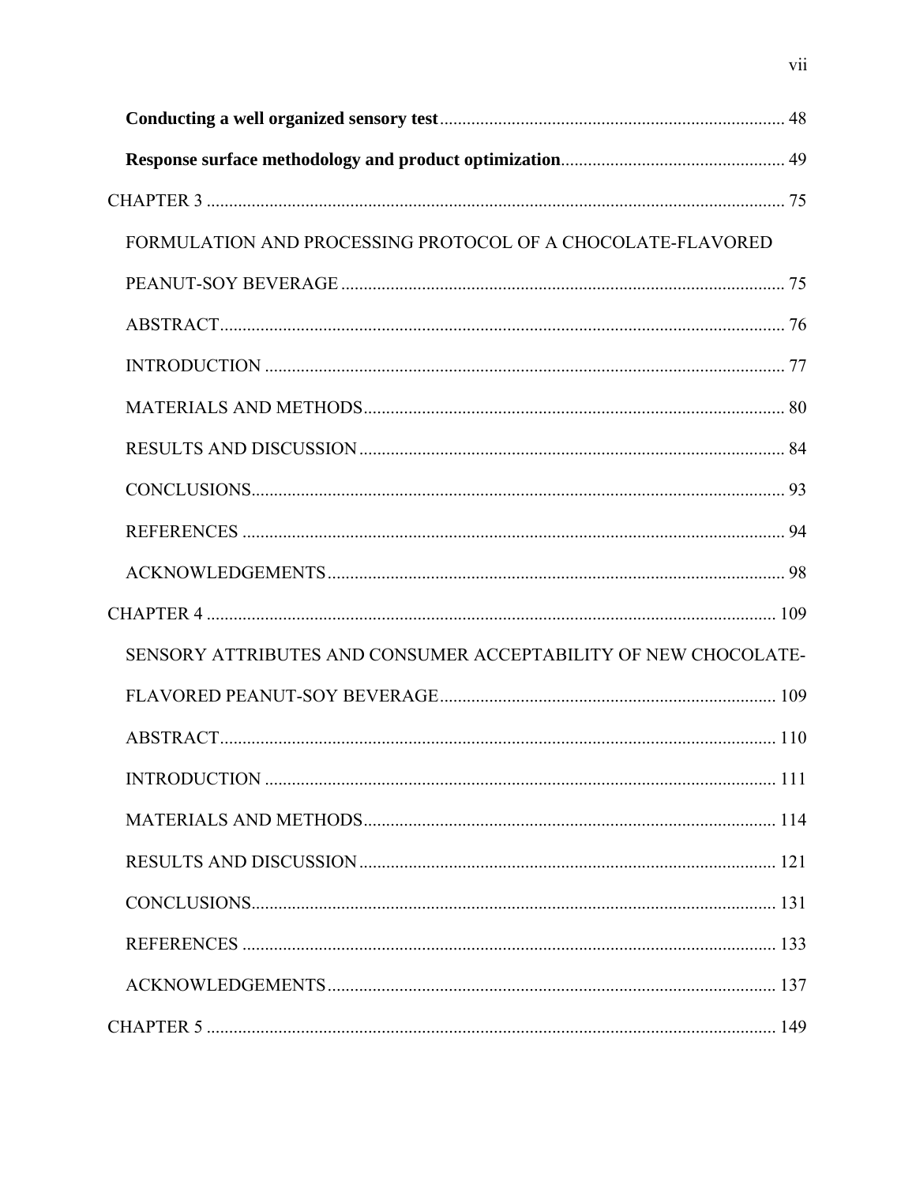**Conducting a well organized sensory test** ........................................................................ 48

**Response surface methodology and product optimization**................................................ 49

CHAPTER 3 ........................................................................................................................ 75

FORMULATION AND PROCESSING PROTOCOL OF A CHOCOLATE-FLAVORED PEANUT-SOY BEVERAGE .................................................................................................. 75

ABSTRACT............................................................................................................................ 76

INTRODUCTION .................................................................................................................. 77

MATERIALS AND METHODS............................................................................................ 80

RESULTS AND DISCUSSION ............................................................................................. 84

CONCLUSIONS..................................................................................................................... 93

REFERENCES ....................................................................................................................... 94

ACKNOWLEDGEMENTS .................................................................................................... 98

CHAPTER 4 ......................................................................................................................... 109

SENSORY ATTRIBUTES AND CONSUMER ACCEPTABILITY OF NEW CHOCOLATE-FLAVORED PEANUT-SOY BEVERAGE .......................................................................... 109

ABSTRACT........................................................................................................................... 110

INTRODUCTION ................................................................................................................. 111

MATERIALS AND METHODS........................................................................................... 114

RESULTS AND DISCUSSION ............................................................................................ 121

CONCLUSIONS.................................................................................................................... 131

REFERENCES ...................................................................................................................... 133

ACKNOWLEDGEMENTS ................................................................................................... 137

CHAPTER 5 ......................................................................................................................... 149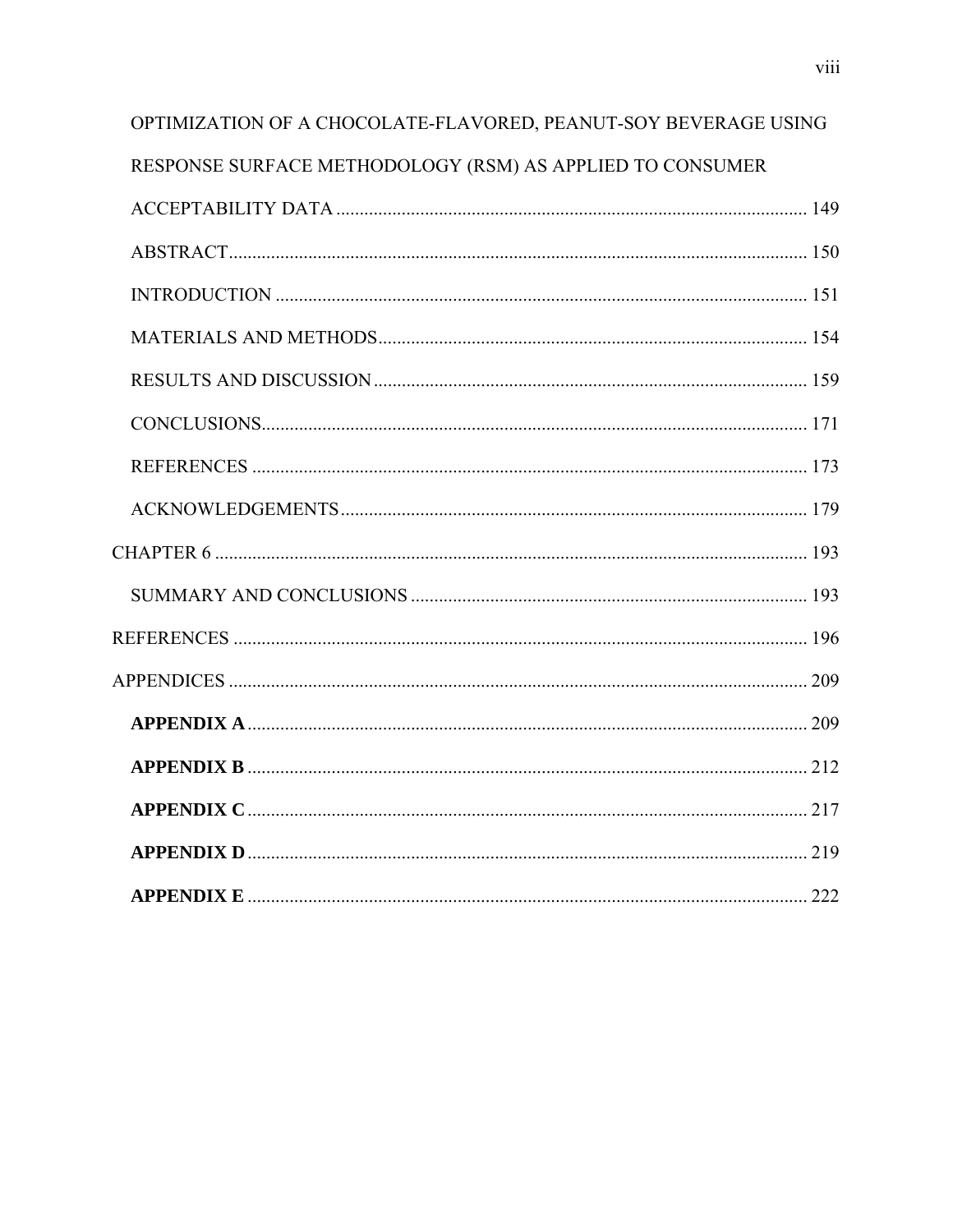OPTIMIZATION OF A CHOCOLATE-FLAVORED, PEANUT-SOY BEVERAGE USING RESPONSE SURFACE METHODOLOGY (RSM) AS APPLIED TO CONSUMER ACCEPTABILITY DATA ........ 149

ABSTRACT ........ 150

INTRODUCTION ........ 151

MATERIALS AND METHODS ........ 154

RESULTS AND DISCUSSION ........ 159

CONCLUSIONS ........ 171

REFERENCES ........ 173

ACKNOWLEDGEMENTS ........ 179

CHAPTER 6 ........ 193

SUMMARY AND CONCLUSIONS ........ 193

REFERENCES ........ 196

APPENDICES ........ 209

**APPENDIX A** ........ 209

**APPENDIX B** ........ 212

**APPENDIX C** ........ 217

**APPENDIX D** ........ 219

**APPENDIX E** ........ 222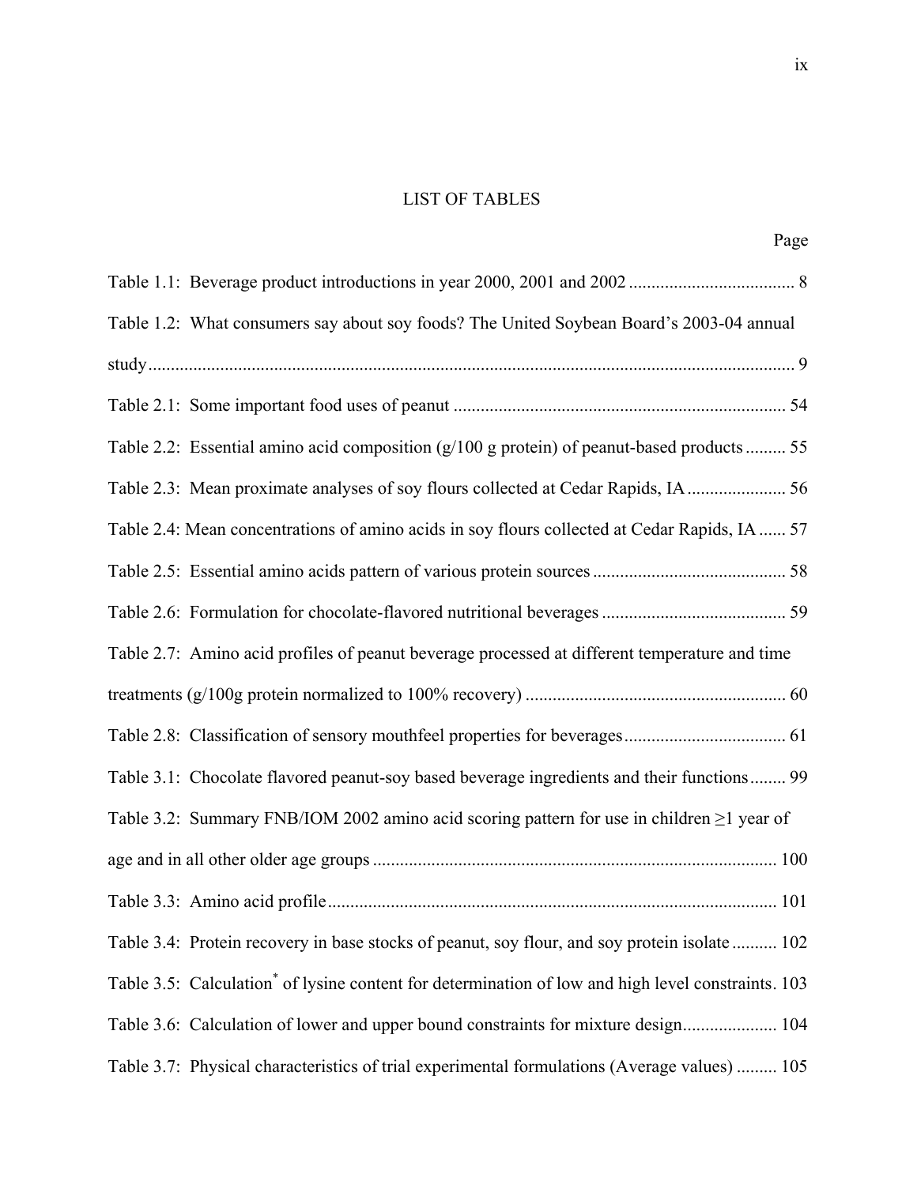# LIST OF TABLES

Page

Table 1.1: Beverage product introductions in year 2000, 2001 and 2002 .................................... 8

Table 1.2: What consumers say about soy foods? The United Soybean Board's 2003-04 annual study.............................................................................................................................................. 9

Table 2.1: Some important food uses of peanut ......................................................................... 54

Table 2.2: Essential amino acid composition (g/100 g protein) of peanut-based products......... 55

Table 2.3: Mean proximate analyses of soy flours collected at Cedar Rapids, IA...................... 56

Table 2.4: Mean concentrations of amino acids in soy flours collected at Cedar Rapids, IA ...... 57

Table 2.5: Essential amino acids pattern of various protein sources.......................................... 58

Table 2.6: Formulation for chocolate-flavored nutritional beverages ......................................... 59

Table 2.7: Amino acid profiles of peanut beverage processed at different temperature and time treatments (g/100g protein normalized to 100% recovery) ......................................................... 60

Table 2.8: Classification of sensory mouthfeel properties for beverages................................... 61

Table 3.1: Chocolate flavored peanut-soy based beverage ingredients and their functions........ 99

Table 3.2: Summary FNB/IOM 2002 amino acid scoring pattern for use in children ≥1 year of age and in all other older age groups ......................................................................................... 100

Table 3.3: Amino acid profile................................................................................................... 101

Table 3.4: Protein recovery in base stocks of peanut, soy flour, and soy protein isolate.......... 102

Table 3.5: Calculation* of lysine content for determination of low and high level constraints. 103

Table 3.6: Calculation of lower and upper bound constraints for mixture design..................... 104

Table 3.7: Physical characteristics of trial experimental formulations (Average values) ......... 105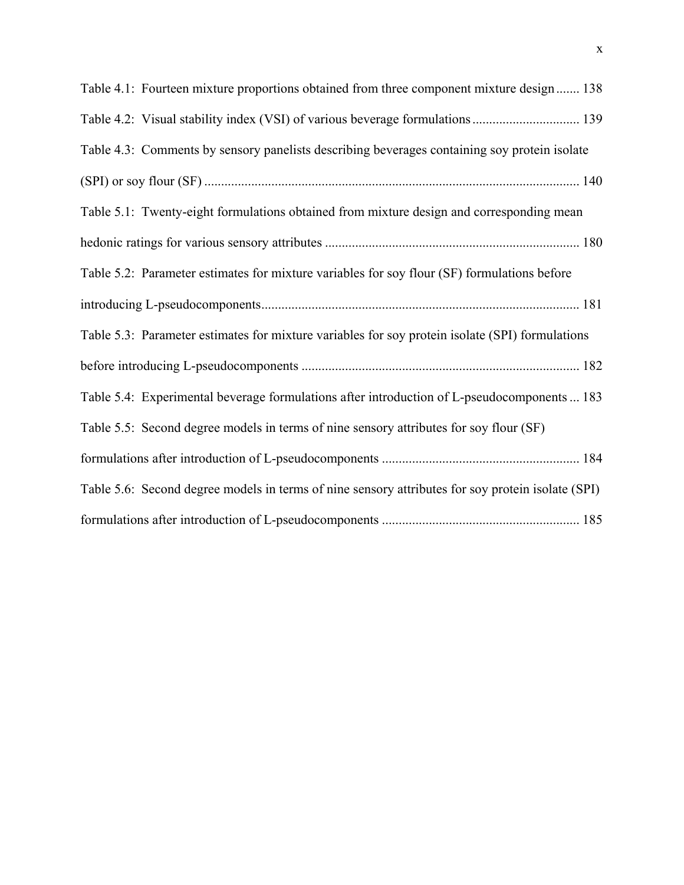Table 4.1: Fourteen mixture proportions obtained from three component mixture design ....... 138

Table 4.2: Visual stability index (VSI) of various beverage formulations ................................ 139

Table 4.3: Comments by sensory panelists describing beverages containing soy protein isolate (SPI) or soy flour (SF) ................................................................................................................ 140

Table 5.1: Twenty-eight formulations obtained from mixture design and corresponding mean hedonic ratings for various sensory attributes ........................................................................... 180

Table 5.2: Parameter estimates for mixture variables for soy flour (SF) formulations before introducing L-pseudocomponents.............................................................................................. 181

Table 5.3: Parameter estimates for mixture variables for soy protein isolate (SPI) formulations before introducing L-pseudocomponents .................................................................................. 182

Table 5.4: Experimental beverage formulations after introduction of L-pseudocomponents ... 183

Table 5.5: Second degree models in terms of nine sensory attributes for soy flour (SF) formulations after introduction of L-pseudocomponents .......................................................... 184

Table 5.6: Second degree models in terms of nine sensory attributes for soy protein isolate (SPI) formulations after introduction of L-pseudocomponents .......................................................... 185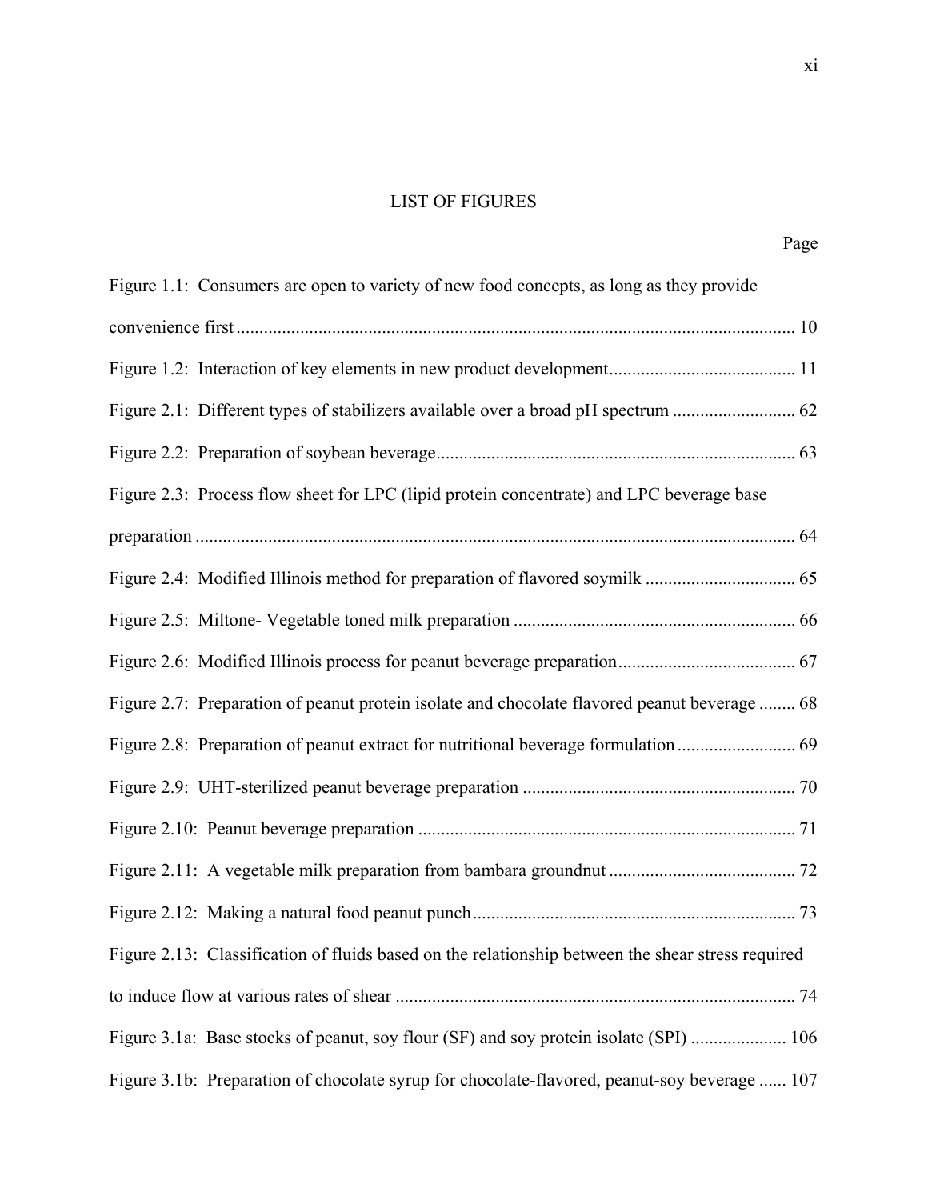# LIST OF FIGURES

| | Page |
|---|---|
| Figure 1.1: Consumers are open to variety of new food concepts, as long as they provide convenience first | 10 |
| Figure 1.2: Interaction of key elements in new product development | 11 |
| Figure 2.1: Different types of stabilizers available over a broad pH spectrum | 62 |
| Figure 2.2: Preparation of soybean beverage | 63 |
| Figure 2.3: Process flow sheet for LPC (lipid protein concentrate) and LPC beverage base preparation | 64 |
| Figure 2.4: Modified Illinois method for preparation of flavored soymilk | 65 |
| Figure 2.5: Miltone- Vegetable toned milk preparation | 66 |
| Figure 2.6: Modified Illinois process for peanut beverage preparation | 67 |
| Figure 2.7: Preparation of peanut protein isolate and chocolate flavored peanut beverage | 68 |
| Figure 2.8: Preparation of peanut extract for nutritional beverage formulation | 69 |
| Figure 2.9: UHT-sterilized peanut beverage preparation | 70 |
| Figure 2.10: Peanut beverage preparation | 71 |
| Figure 2.11: A vegetable milk preparation from bambara groundnut | 72 |
| Figure 2.12: Making a natural food peanut punch | 73 |
| Figure 2.13: Classification of fluids based on the relationship between the shear stress required to induce flow at various rates of shear | 74 |
| Figure 3.1a: Base stocks of peanut, soy flour (SF) and soy protein isolate (SPI) | 106 |
| Figure 3.1b: Preparation of chocolate syrup for chocolate-flavored, peanut-soy beverage | 107 |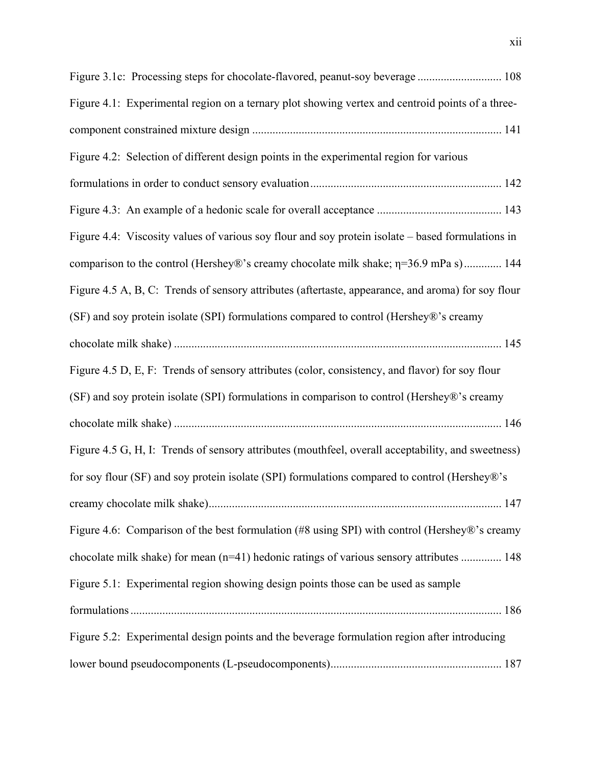Figure 3.1c: Processing steps for chocolate-flavored, peanut-soy beverage ............................ 108

Figure 4.1: Experimental region on a ternary plot showing vertex and centroid points of a three-component constrained mixture design ...................................................................................... 141

Figure 4.2: Selection of different design points in the experimental region for various formulations in order to conduct sensory evaluation.................................................................. 142

Figure 4.3: An example of a hedonic scale for overall acceptance .......................................... 143

Figure 4.4: Viscosity values of various soy flour and soy protein isolate – based formulations in comparison to the control (Hershey®'s creamy chocolate milk shake; $\eta$=36.9 mPa s)............. 144

Figure 4.5 A, B, C: Trends of sensory attributes (aftertaste, appearance, and aroma) for soy flour (SF) and soy protein isolate (SPI) formulations compared to control (Hershey®'s creamy chocolate milk shake) ................................................................................................................ 145

Figure 4.5 D, E, F: Trends of sensory attributes (color, consistency, and flavor) for soy flour (SF) and soy protein isolate (SPI) formulations in comparison to control (Hershey®'s creamy chocolate milk shake) ................................................................................................................ 146

Figure 4.5 G, H, I: Trends of sensory attributes (mouthfeel, overall acceptability, and sweetness) for soy flour (SF) and soy protein isolate (SPI) formulations compared to control (Hershey®'s creamy chocolate milk shake).................................................................................................... 147

Figure 4.6: Comparison of the best formulation (#8 using SPI) with control (Hershey®'s creamy chocolate milk shake) for mean (n=41) hedonic ratings of various sensory attributes .............. 148

Figure 5.1: Experimental region showing design points those can be used as sample formulations............................................................................................................................... 186

Figure 5.2: Experimental design points and the beverage formulation region after introducing lower bound pseudocomponents (L-pseudocomponents).......................................................... 187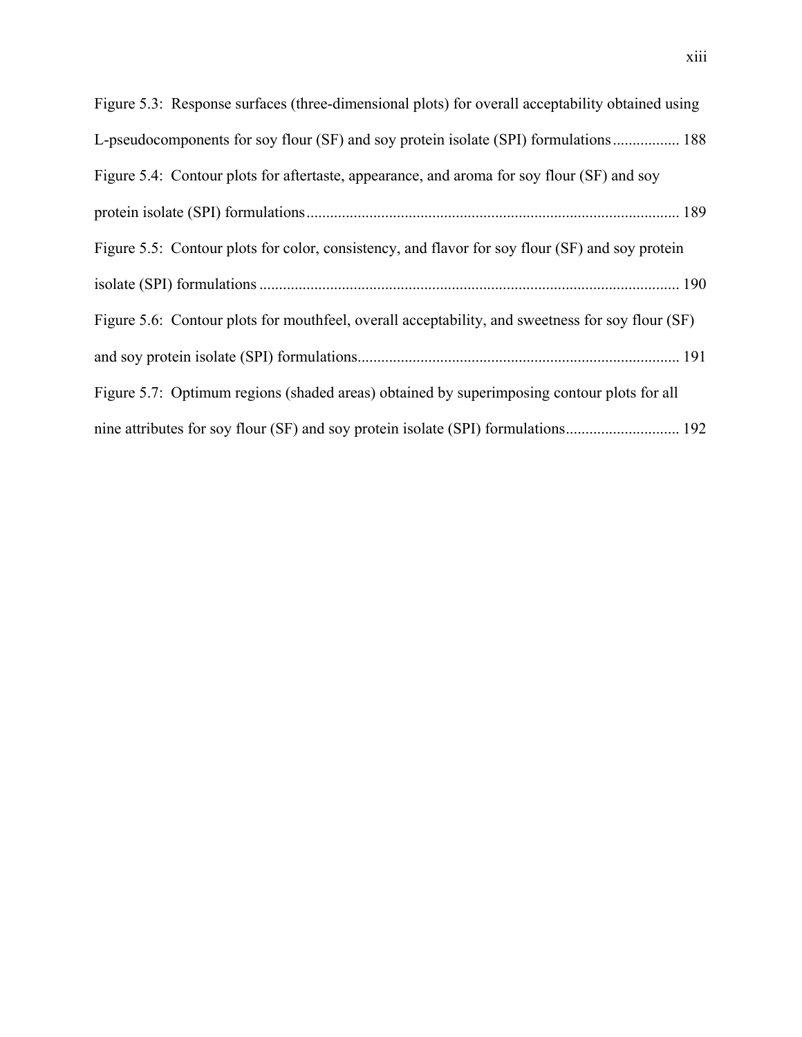Figure 5.3: Response surfaces (three-dimensional plots) for overall acceptability obtained using L-pseudocomponents for soy flour (SF) and soy protein isolate (SPI) formulations ................. 188

Figure 5.4: Contour plots for aftertaste, appearance, and aroma for soy flour (SF) and soy protein isolate (SPI) formulations ............................................................................................... 189

Figure 5.5: Contour plots for color, consistency, and flavor for soy flour (SF) and soy protein isolate (SPI) formulations ........................................................................................................... 190

Figure 5.6: Contour plots for mouthfeel, overall acceptability, and sweetness for soy flour (SF) and soy protein isolate (SPI) formulations.................................................................................. 191

Figure 5.7: Optimum regions (shaded areas) obtained by superimposing contour plots for all nine attributes for soy flour (SF) and soy protein isolate (SPI) formulations............................. 192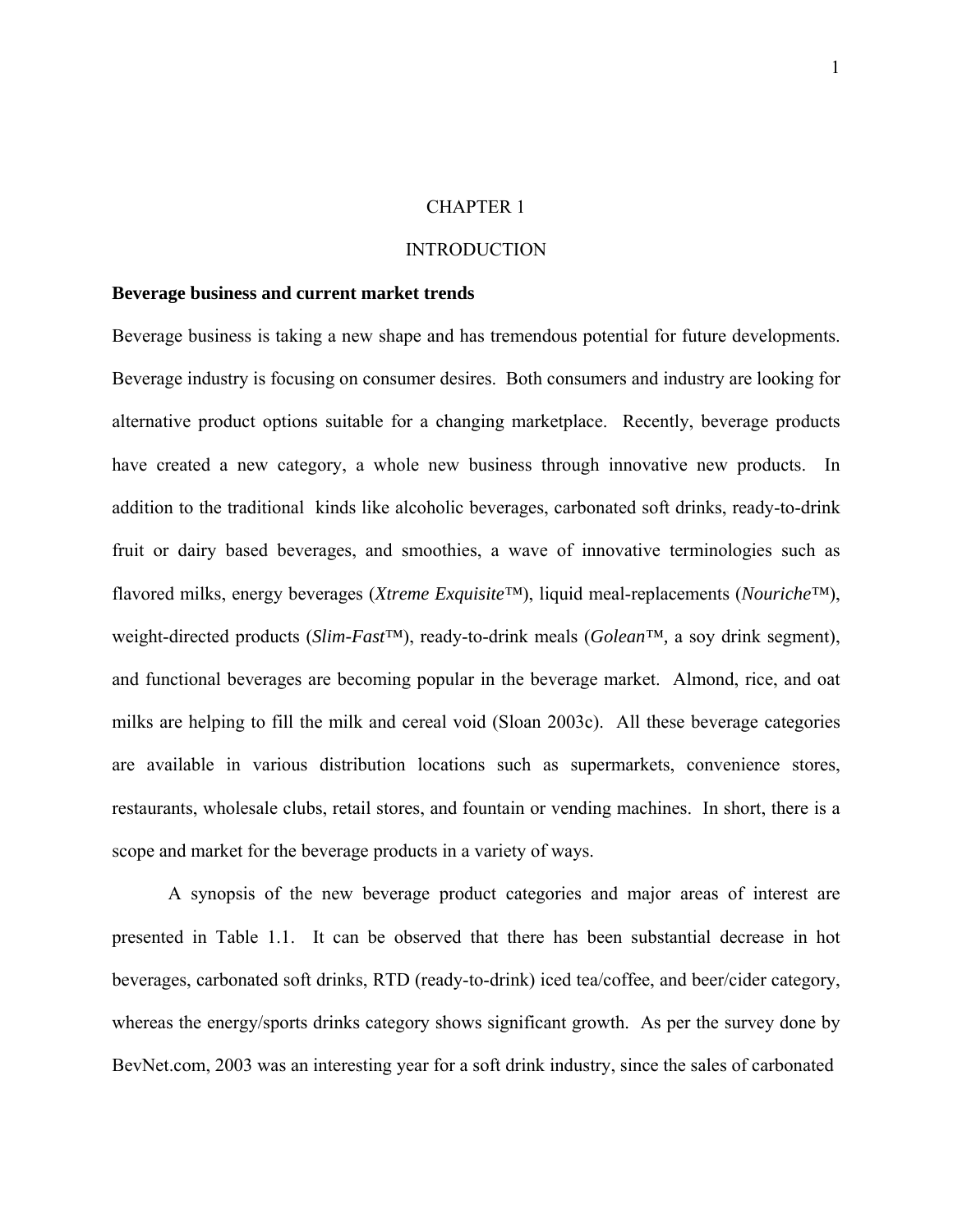# CHAPTER 1

# INTRODUCTION

### Beverage business and current market trends

Beverage business is taking a new shape and has tremendous potential for future developments. Beverage industry is focusing on consumer desires. Both consumers and industry are looking for alternative product options suitable for a changing marketplace. Recently, beverage products have created a new category, a whole new business through innovative new products. In addition to the traditional kinds like alcoholic beverages, carbonated soft drinks, ready-to-drink fruit or dairy based beverages, and smoothies, a wave of innovative terminologies such as flavored milks, energy beverages (*Xtreme Exquisite*™), liquid meal-replacements (*Nouriche*™), weight-directed products (*Slim-Fast*™), ready-to-drink meals (*Golean*™, a soy drink segment), and functional beverages are becoming popular in the beverage market. Almond, rice, and oat milks are helping to fill the milk and cereal void (Sloan 2003c). All these beverage categories are available in various distribution locations such as supermarkets, convenience stores, restaurants, wholesale clubs, retail stores, and fountain or vending machines. In short, there is a scope and market for the beverage products in a variety of ways.

A synopsis of the new beverage product categories and major areas of interest are presented in Table 1.1. It can be observed that there has been substantial decrease in hot beverages, carbonated soft drinks, RTD (ready-to-drink) iced tea/coffee, and beer/cider category, whereas the energy/sports drinks category shows significant growth. As per the survey done by BevNet.com, 2003 was an interesting year for a soft drink industry, since the sales of carbonated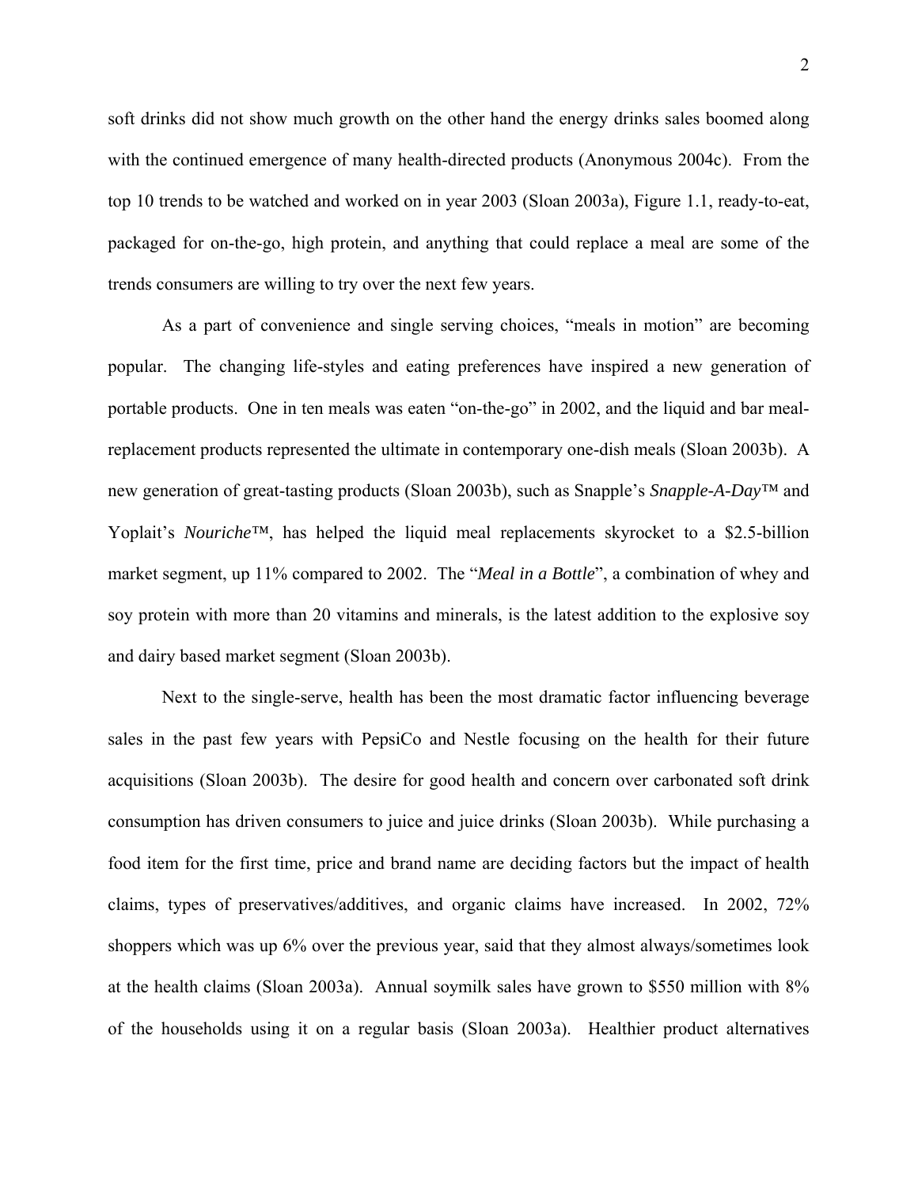soft drinks did not show much growth on the other hand the energy drinks sales boomed along with the continued emergence of many health-directed products (Anonymous 2004c). From the top 10 trends to be watched and worked on in year 2003 (Sloan 2003a), Figure 1.1, ready-to-eat, packaged for on-the-go, high protein, and anything that could replace a meal are some of the trends consumers are willing to try over the next few years.

As a part of convenience and single serving choices, "meals in motion" are becoming popular. The changing life-styles and eating preferences have inspired a new generation of portable products. One in ten meals was eaten "on-the-go" in 2002, and the liquid and bar meal-replacement products represented the ultimate in contemporary one-dish meals (Sloan 2003b). A new generation of great-tasting products (Sloan 2003b), such as Snapple's *Snapple-A-Day™* and Yoplait's *Nouriche™*, has helped the liquid meal replacements skyrocket to a $2.5-billion market segment, up 11% compared to 2002. The "*Meal in a Bottle*", a combination of whey and soy protein with more than 20 vitamins and minerals, is the latest addition to the explosive soy and dairy based market segment (Sloan 2003b).

Next to the single-serve, health has been the most dramatic factor influencing beverage sales in the past few years with PepsiCo and Nestle focusing on the health for their future acquisitions (Sloan 2003b). The desire for good health and concern over carbonated soft drink consumption has driven consumers to juice and juice drinks (Sloan 2003b). While purchasing a food item for the first time, price and brand name are deciding factors but the impact of health claims, types of preservatives/additives, and organic claims have increased. In 2002, 72% shoppers which was up 6% over the previous year, said that they almost always/sometimes look at the health claims (Sloan 2003a). Annual soymilk sales have grown to $550 million with 8% of the households using it on a regular basis (Sloan 2003a). Healthier product alternatives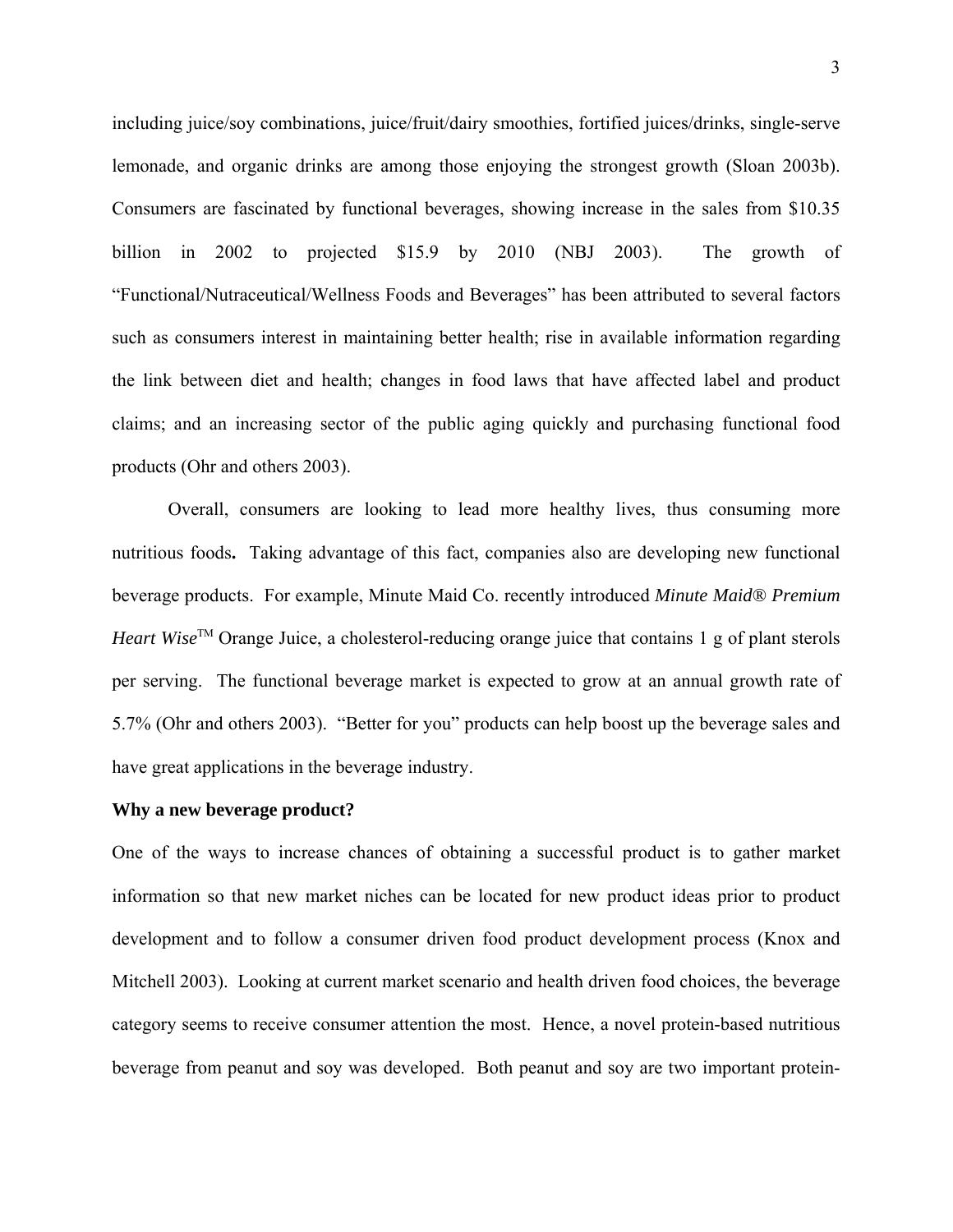including juice/soy combinations, juice/fruit/dairy smoothies, fortified juices/drinks, single-serve lemonade, and organic drinks are among those enjoying the strongest growth (Sloan 2003b). Consumers are fascinated by functional beverages, showing increase in the sales from $10.35 billion in 2002 to projected $15.9 by 2010 (NBJ 2003). The growth of "Functional/Nutraceutical/Wellness Foods and Beverages" has been attributed to several factors such as consumers interest in maintaining better health; rise in available information regarding the link between diet and health; changes in food laws that have affected label and product claims; and an increasing sector of the public aging quickly and purchasing functional food products (Ohr and others 2003).

Overall, consumers are looking to lead more healthy lives, thus consuming more nutritious foods**.** Taking advantage of this fact, companies also are developing new functional beverage products. For example, Minute Maid Co. recently introduced *Minute Maid® Premium Heart Wise*™ Orange Juice, a cholesterol-reducing orange juice that contains 1 g of plant sterols per serving. The functional beverage market is expected to grow at an annual growth rate of 5.7% (Ohr and others 2003). "Better for you" products can help boost up the beverage sales and have great applications in the beverage industry.

**Why a new beverage product?**

One of the ways to increase chances of obtaining a successful product is to gather market information so that new market niches can be located for new product ideas prior to product development and to follow a consumer driven food product development process (Knox and Mitchell 2003). Looking at current market scenario and health driven food choices, the beverage category seems to receive consumer attention the most. Hence, a novel protein-based nutritious beverage from peanut and soy was developed. Both peanut and soy are two important protein-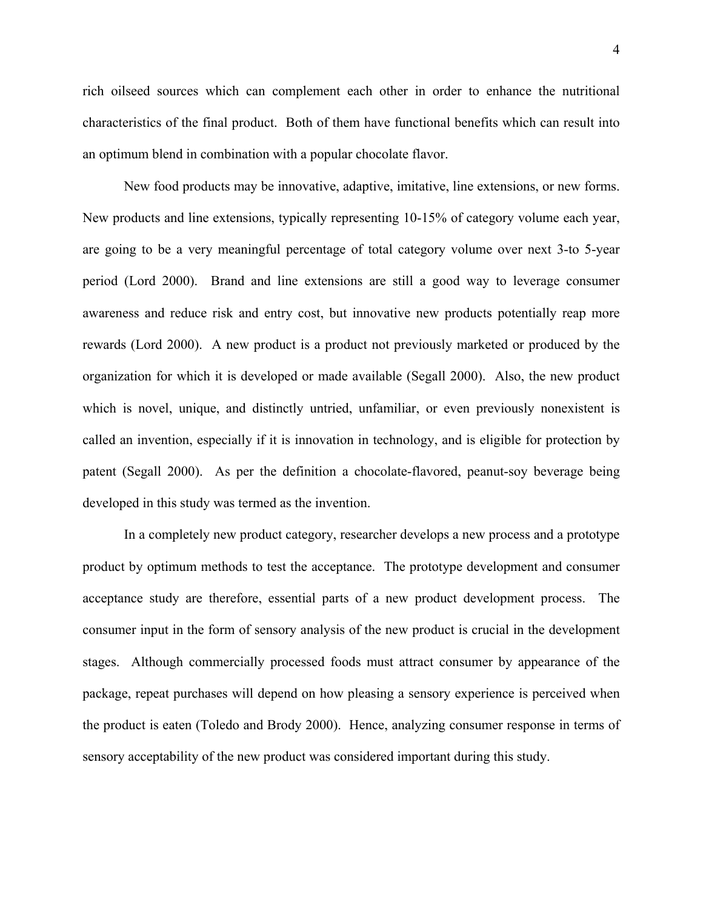rich oilseed sources which can complement each other in order to enhance the nutritional characteristics of the final product. Both of them have functional benefits which can result into an optimum blend in combination with a popular chocolate flavor.

New food products may be innovative, adaptive, imitative, line extensions, or new forms. New products and line extensions, typically representing 10-15% of category volume each year, are going to be a very meaningful percentage of total category volume over next 3-to 5-year period (Lord 2000). Brand and line extensions are still a good way to leverage consumer awareness and reduce risk and entry cost, but innovative new products potentially reap more rewards (Lord 2000). A new product is a product not previously marketed or produced by the organization for which it is developed or made available (Segall 2000). Also, the new product which is novel, unique, and distinctly untried, unfamiliar, or even previously nonexistent is called an invention, especially if it is innovation in technology, and is eligible for protection by patent (Segall 2000). As per the definition a chocolate-flavored, peanut-soy beverage being developed in this study was termed as the invention.

In a completely new product category, researcher develops a new process and a prototype product by optimum methods to test the acceptance. The prototype development and consumer acceptance study are therefore, essential parts of a new product development process. The consumer input in the form of sensory analysis of the new product is crucial in the development stages. Although commercially processed foods must attract consumer by appearance of the package, repeat purchases will depend on how pleasing a sensory experience is perceived when the product is eaten (Toledo and Brody 2000). Hence, analyzing consumer response in terms of sensory acceptability of the new product was considered important during this study.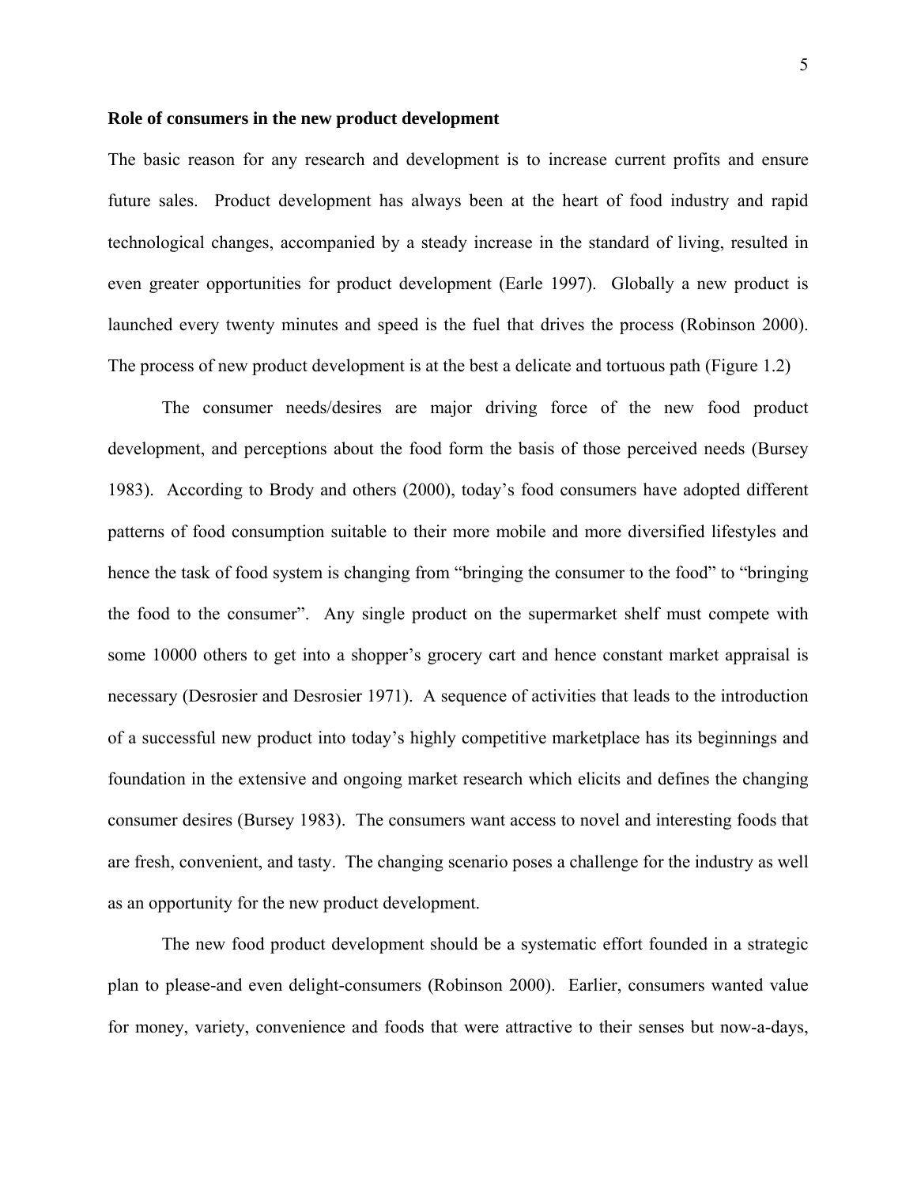**Role of consumers in the new product development**

The basic reason for any research and development is to increase current profits and ensure future sales. Product development has always been at the heart of food industry and rapid technological changes, accompanied by a steady increase in the standard of living, resulted in even greater opportunities for product development (Earle 1997). Globally a new product is launched every twenty minutes and speed is the fuel that drives the process (Robinson 2000). The process of new product development is at the best a delicate and tortuous path (Figure 1.2)

The consumer needs/desires are major driving force of the new food product development, and perceptions about the food form the basis of those perceived needs (Bursey 1983). According to Brody and others (2000), today's food consumers have adopted different patterns of food consumption suitable to their more mobile and more diversified lifestyles and hence the task of food system is changing from "bringing the consumer to the food" to "bringing the food to the consumer". Any single product on the supermarket shelf must compete with some 10000 others to get into a shopper's grocery cart and hence constant market appraisal is necessary (Desrosier and Desrosier 1971). A sequence of activities that leads to the introduction of a successful new product into today's highly competitive marketplace has its beginnings and foundation in the extensive and ongoing market research which elicits and defines the changing consumer desires (Bursey 1983). The consumers want access to novel and interesting foods that are fresh, convenient, and tasty. The changing scenario poses a challenge for the industry as well as an opportunity for the new product development.

The new food product development should be a systematic effort founded in a strategic plan to please-and even delight-consumers (Robinson 2000). Earlier, consumers wanted value for money, variety, convenience and foods that were attractive to their senses but now-a-days,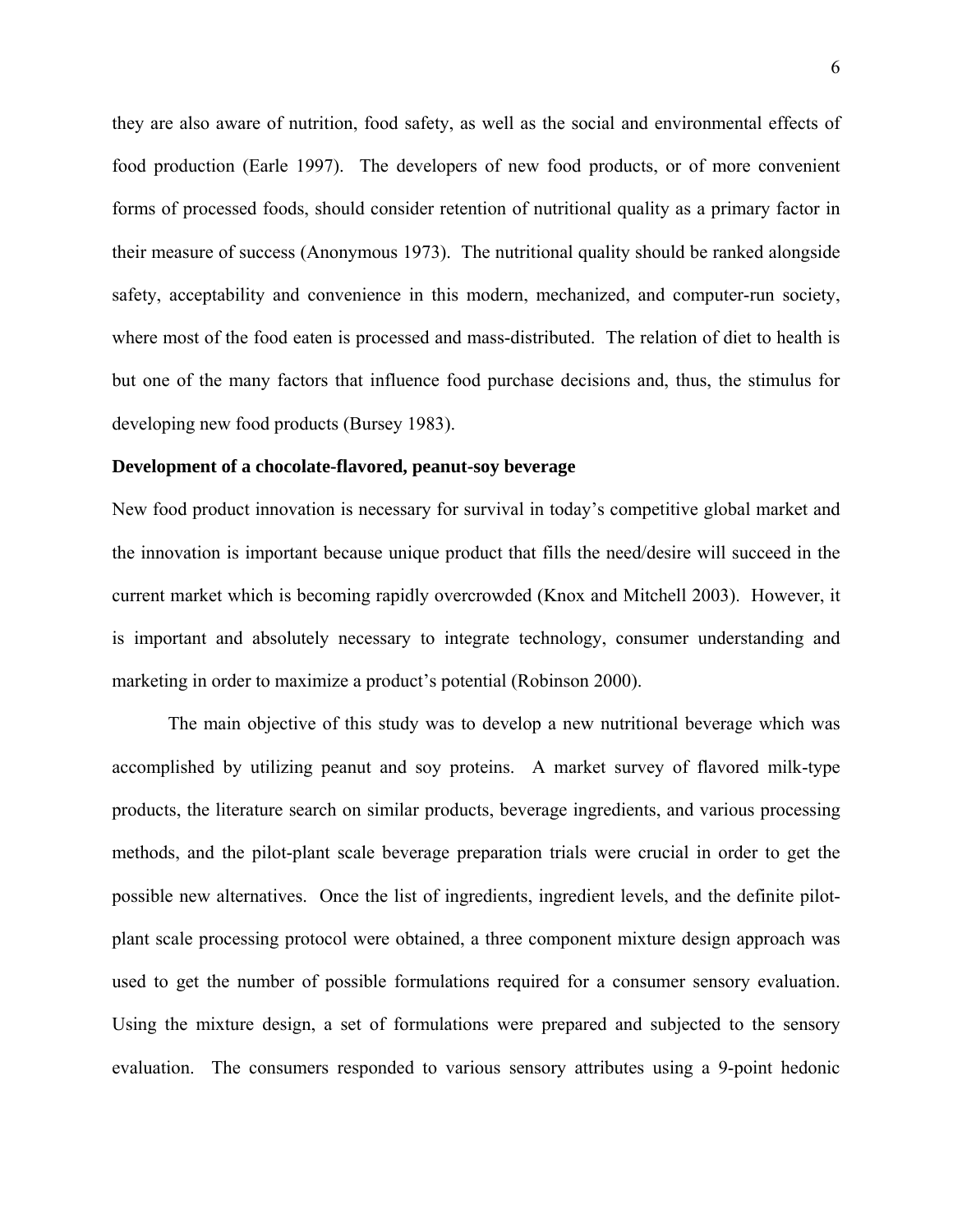they are also aware of nutrition, food safety, as well as the social and environmental effects of food production (Earle 1997). The developers of new food products, or of more convenient forms of processed foods, should consider retention of nutritional quality as a primary factor in their measure of success (Anonymous 1973). The nutritional quality should be ranked alongside safety, acceptability and convenience in this modern, mechanized, and computer-run society, where most of the food eaten is processed and mass-distributed. The relation of diet to health is but one of the many factors that influence food purchase decisions and, thus, the stimulus for developing new food products (Bursey 1983).

**Development of a chocolate-flavored, peanut-soy beverage**

New food product innovation is necessary for survival in today's competitive global market and the innovation is important because unique product that fills the need/desire will succeed in the current market which is becoming rapidly overcrowded (Knox and Mitchell 2003). However, it is important and absolutely necessary to integrate technology, consumer understanding and marketing in order to maximize a product's potential (Robinson 2000).

The main objective of this study was to develop a new nutritional beverage which was accomplished by utilizing peanut and soy proteins. A market survey of flavored milk-type products, the literature search on similar products, beverage ingredients, and various processing methods, and the pilot-plant scale beverage preparation trials were crucial in order to get the possible new alternatives. Once the list of ingredients, ingredient levels, and the definite pilot-plant scale processing protocol were obtained, a three component mixture design approach was used to get the number of possible formulations required for a consumer sensory evaluation. Using the mixture design, a set of formulations were prepared and subjected to the sensory evaluation. The consumers responded to various sensory attributes using a 9-point hedonic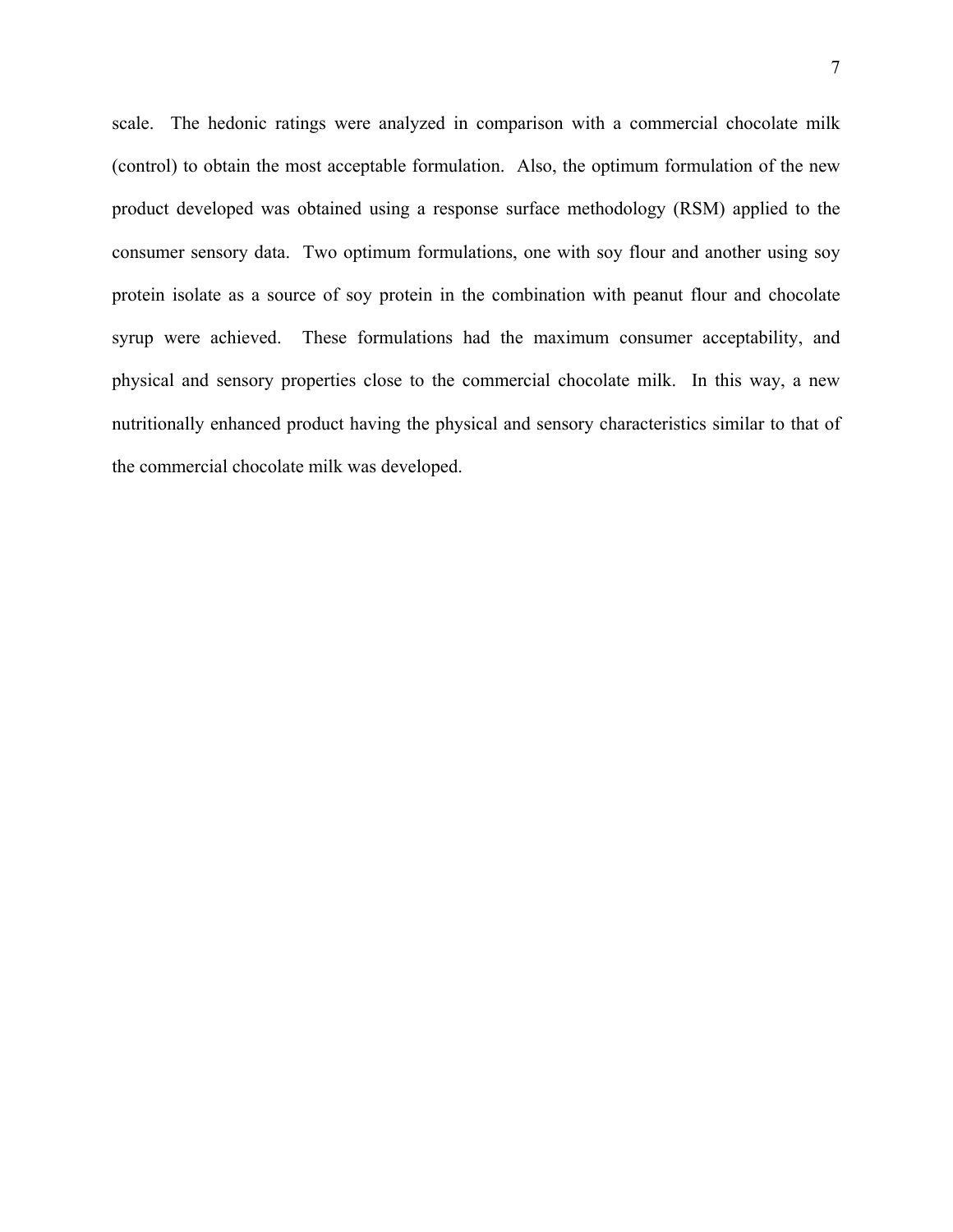scale. The hedonic ratings were analyzed in comparison with a commercial chocolate milk (control) to obtain the most acceptable formulation. Also, the optimum formulation of the new product developed was obtained using a response surface methodology (RSM) applied to the consumer sensory data. Two optimum formulations, one with soy flour and another using soy protein isolate as a source of soy protein in the combination with peanut flour and chocolate syrup were achieved. These formulations had the maximum consumer acceptability, and physical and sensory properties close to the commercial chocolate milk. In this way, a new nutritionally enhanced product having the physical and sensory characteristics similar to that of the commercial chocolate milk was developed.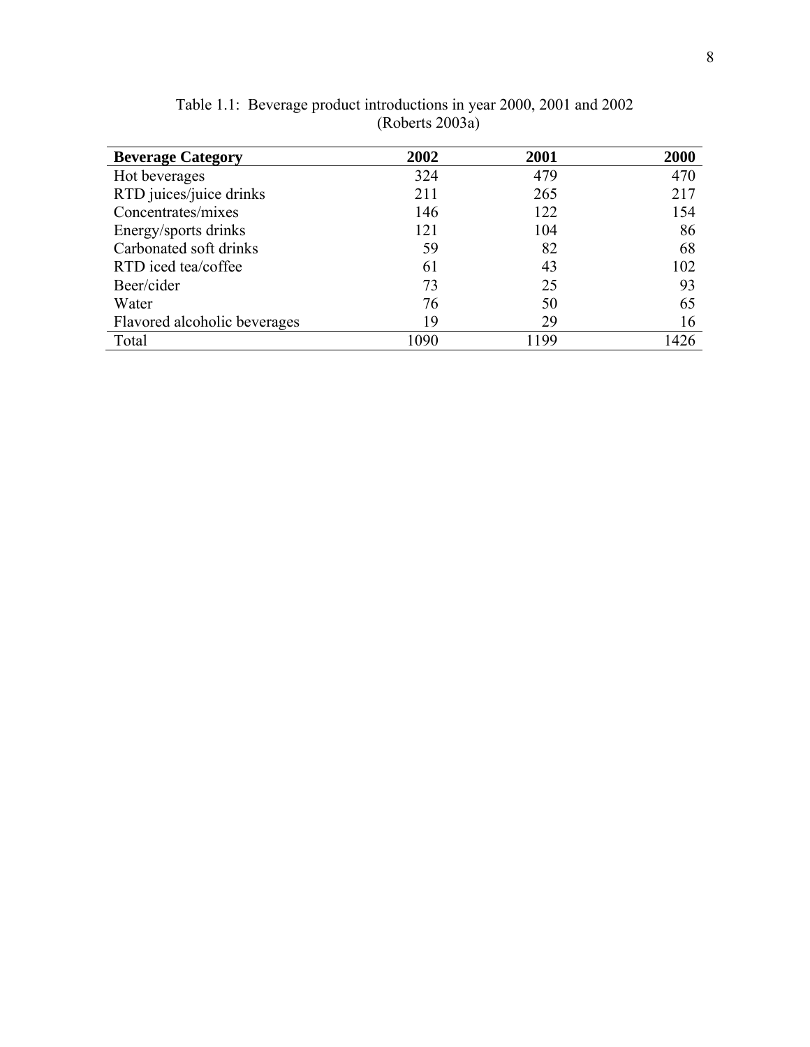Table 1.1: Beverage product introductions in year 2000, 2001 and 2002 (Roberts 2003a)

| **Beverage Category** | **2002** | **2001** | **2000** |
|---|---|---|---|
| Hot beverages | 324 | 479 | 470 |
| RTD juices/juice drinks | 211 | 265 | 217 |
| Concentrates/mixes | 146 | 122 | 154 |
| Energy/sports drinks | 121 | 104 | 86 |
| Carbonated soft drinks | 59 | 82 | 68 |
| RTD iced tea/coffee | 61 | 43 | 102 |
| Beer/cider | 73 | 25 | 93 |
| Water | 76 | 50 | 65 |
| Flavored alcoholic beverages | 19 | 29 | 16 |
| Total | 1090 | 1199 | 1426 |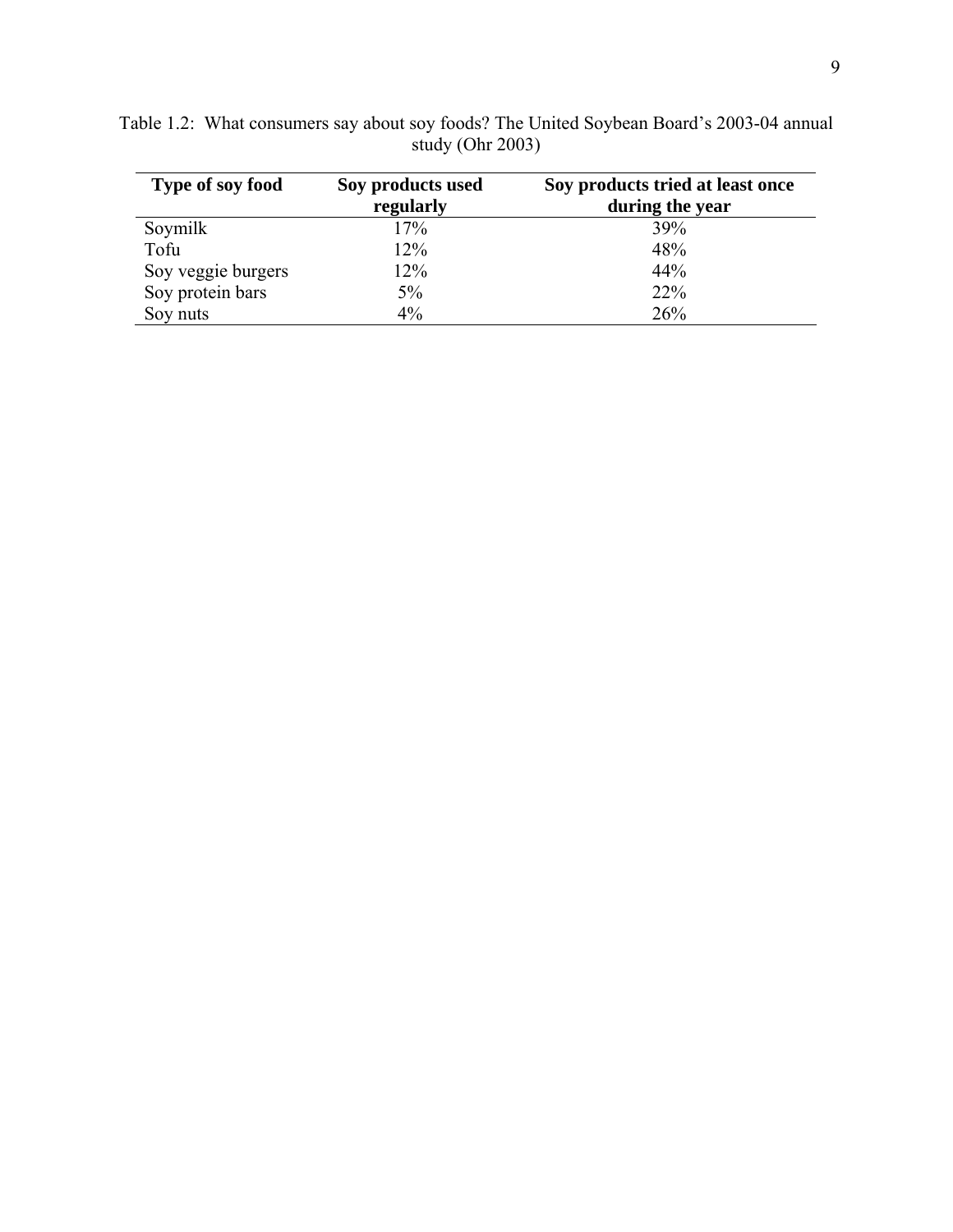Table 1.2: What consumers say about soy foods? The United Soybean Board's 2003-04 annual study (Ohr 2003)

| Type of soy food | Soy products used regularly | Soy products tried at least once during the year |
|---|---|---|
| Soymilk | 17% | 39% |
| Tofu | 12% | 48% |
| Soy veggie burgers | 12% | 44% |
| Soy protein bars | 5% | 22% |
| Soy nuts | 4% | 26% |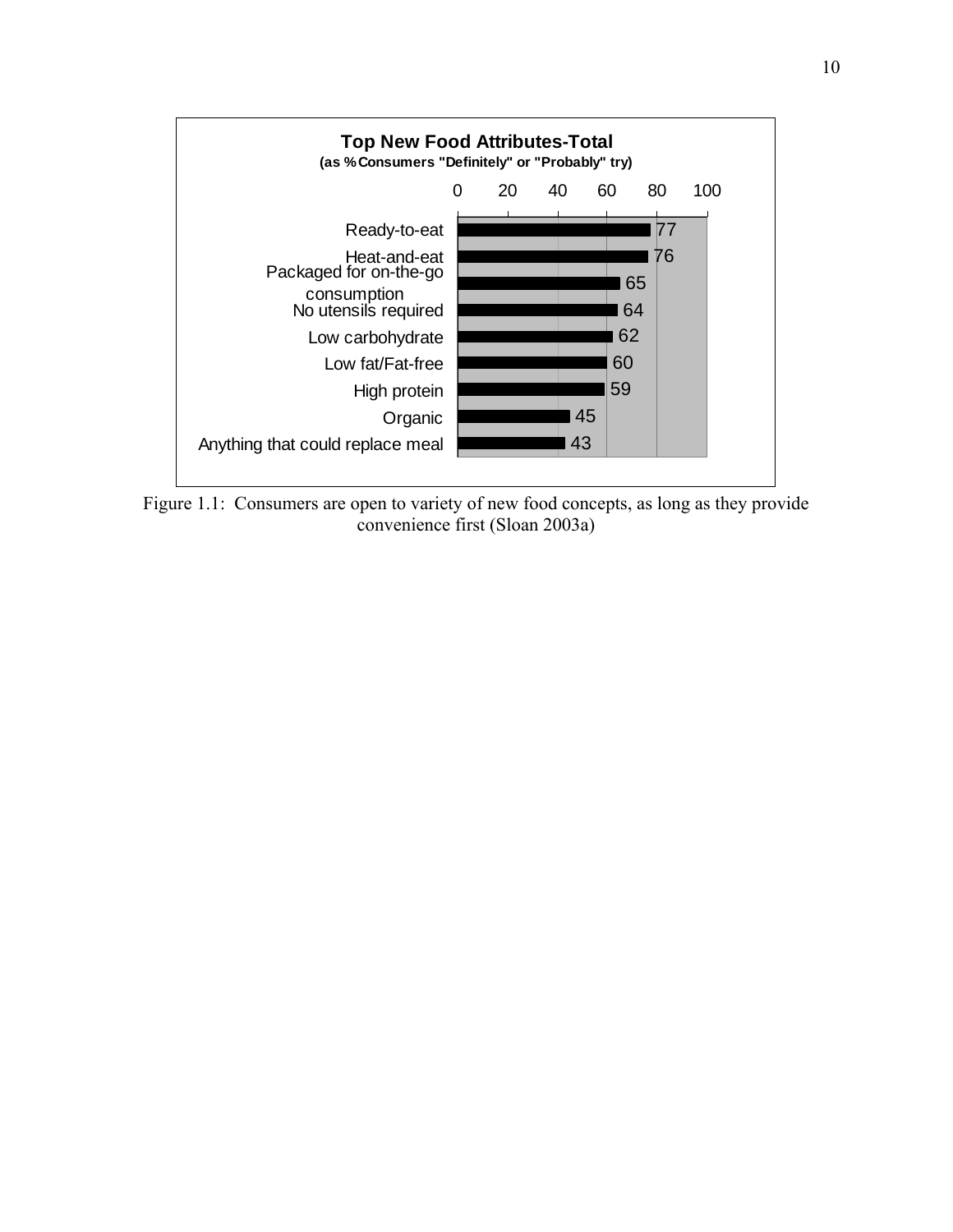**Top New Food Attributes-Total**
**(as % Consumers "Definitely" or "Probably" try)**

| Attribute | % |
|---|---|
| Ready-to-eat | 77 |
| Heat-and-eat | 76 |
| Packaged for on-the-go consumption | 65 |
| No utensils required | 64 |
| Low carbohydrate | 62 |
| Low fat/Fat-free | 60 |
| High protein | 59 |
| Organic | 45 |
| Anything that could replace meal | 43 |

Figure 1.1: Consumers are open to variety of new food concepts, as long as they provide convenience first (Sloan 2003a)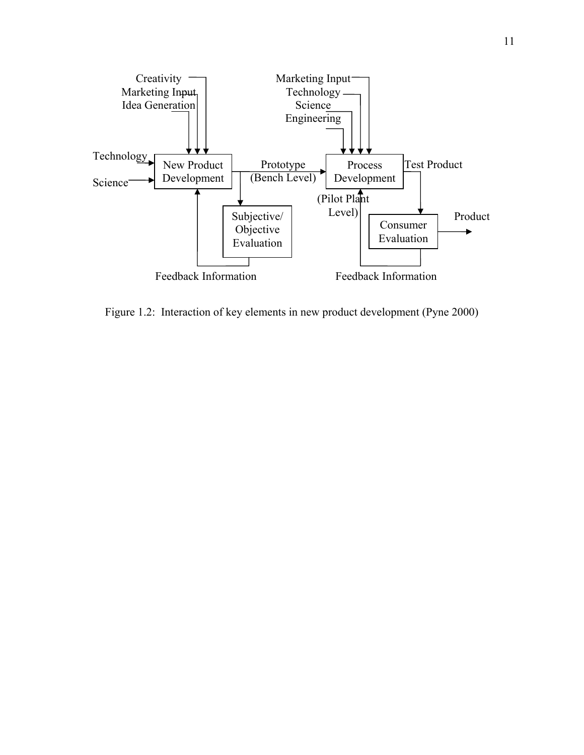Figure 1.2: Interaction of key elements in new product development (Pyne 2000)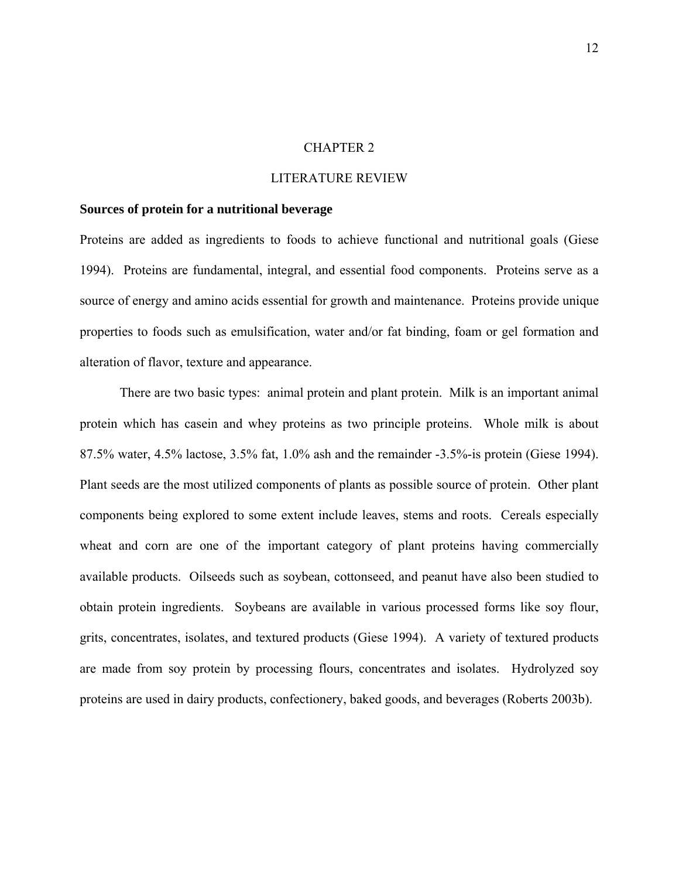# CHAPTER 2

# LITERATURE REVIEW

### Sources of protein for a nutritional beverage

Proteins are added as ingredients to foods to achieve functional and nutritional goals (Giese 1994). Proteins are fundamental, integral, and essential food components. Proteins serve as a source of energy and amino acids essential for growth and maintenance. Proteins provide unique properties to foods such as emulsification, water and/or fat binding, foam or gel formation and alteration of flavor, texture and appearance.

There are two basic types: animal protein and plant protein. Milk is an important animal protein which has casein and whey proteins as two principle proteins. Whole milk is about 87.5% water, 4.5% lactose, 3.5% fat, 1.0% ash and the remainder -3.5%-is protein (Giese 1994). Plant seeds are the most utilized components of plants as possible source of protein. Other plant components being explored to some extent include leaves, stems and roots. Cereals especially wheat and corn are one of the important category of plant proteins having commercially available products. Oilseeds such as soybean, cottonseed, and peanut have also been studied to obtain protein ingredients. Soybeans are available in various processed forms like soy flour, grits, concentrates, isolates, and textured products (Giese 1994). A variety of textured products are made from soy protein by processing flours, concentrates and isolates. Hydrolyzed soy proteins are used in dairy products, confectionery, baked goods, and beverages (Roberts 2003b).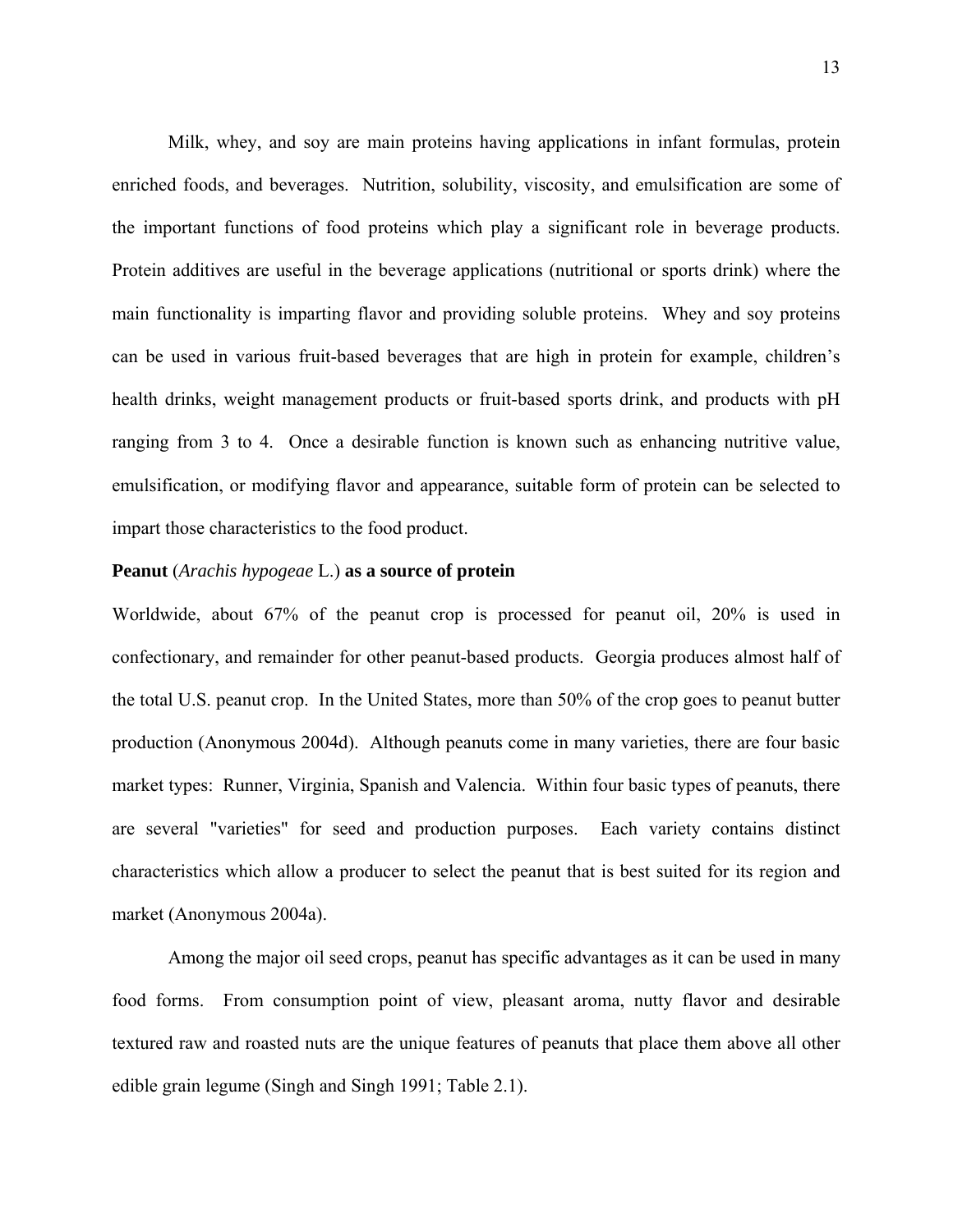Milk, whey, and soy are main proteins having applications in infant formulas, protein enriched foods, and beverages. Nutrition, solubility, viscosity, and emulsification are some of the important functions of food proteins which play a significant role in beverage products. Protein additives are useful in the beverage applications (nutritional or sports drink) where the main functionality is imparting flavor and providing soluble proteins. Whey and soy proteins can be used in various fruit-based beverages that are high in protein for example, children's health drinks, weight management products or fruit-based sports drink, and products with pH ranging from 3 to 4. Once a desirable function is known such as enhancing nutritive value, emulsification, or modifying flavor and appearance, suitable form of protein can be selected to impart those characteristics to the food product.

**Peanut** (*Arachis hypogeae* L.) **as a source of protein**

Worldwide, about 67% of the peanut crop is processed for peanut oil, 20% is used in confectionary, and remainder for other peanut-based products. Georgia produces almost half of the total U.S. peanut crop. In the United States, more than 50% of the crop goes to peanut butter production (Anonymous 2004d). Although peanuts come in many varieties, there are four basic market types: Runner, Virginia, Spanish and Valencia. Within four basic types of peanuts, there are several "varieties" for seed and production purposes. Each variety contains distinct characteristics which allow a producer to select the peanut that is best suited for its region and market (Anonymous 2004a).

Among the major oil seed crops, peanut has specific advantages as it can be used in many food forms. From consumption point of view, pleasant aroma, nutty flavor and desirable textured raw and roasted nuts are the unique features of peanuts that place them above all other edible grain legume (Singh and Singh 1991; Table 2.1).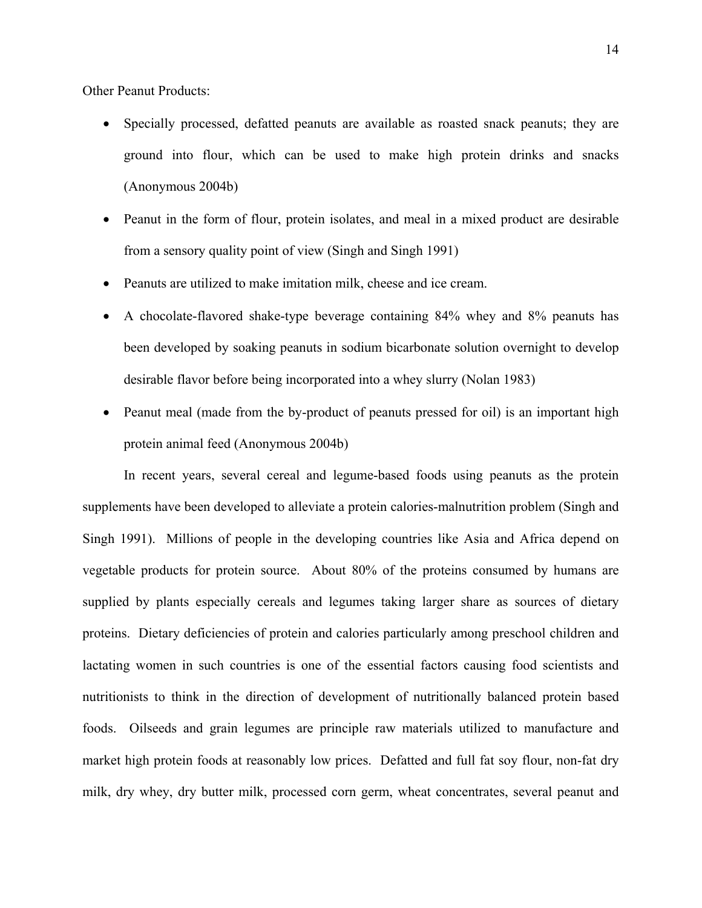Other Peanut Products:

- Specially processed, defatted peanuts are available as roasted snack peanuts; they are ground into flour, which can be used to make high protein drinks and snacks (Anonymous 2004b)
- Peanut in the form of flour, protein isolates, and meal in a mixed product are desirable from a sensory quality point of view (Singh and Singh 1991)
- Peanuts are utilized to make imitation milk, cheese and ice cream.
- A chocolate-flavored shake-type beverage containing 84% whey and 8% peanuts has been developed by soaking peanuts in sodium bicarbonate solution overnight to develop desirable flavor before being incorporated into a whey slurry (Nolan 1983)
- Peanut meal (made from the by-product of peanuts pressed for oil) is an important high protein animal feed (Anonymous 2004b)

In recent years, several cereal and legume-based foods using peanuts as the protein supplements have been developed to alleviate a protein calories-malnutrition problem (Singh and Singh 1991). Millions of people in the developing countries like Asia and Africa depend on vegetable products for protein source. About 80% of the proteins consumed by humans are supplied by plants especially cereals and legumes taking larger share as sources of dietary proteins. Dietary deficiencies of protein and calories particularly among preschool children and lactating women in such countries is one of the essential factors causing food scientists and nutritionists to think in the direction of development of nutritionally balanced protein based foods. Oilseeds and grain legumes are principle raw materials utilized to manufacture and market high protein foods at reasonably low prices. Defatted and full fat soy flour, non-fat dry milk, dry whey, dry butter milk, processed corn germ, wheat concentrates, several peanut and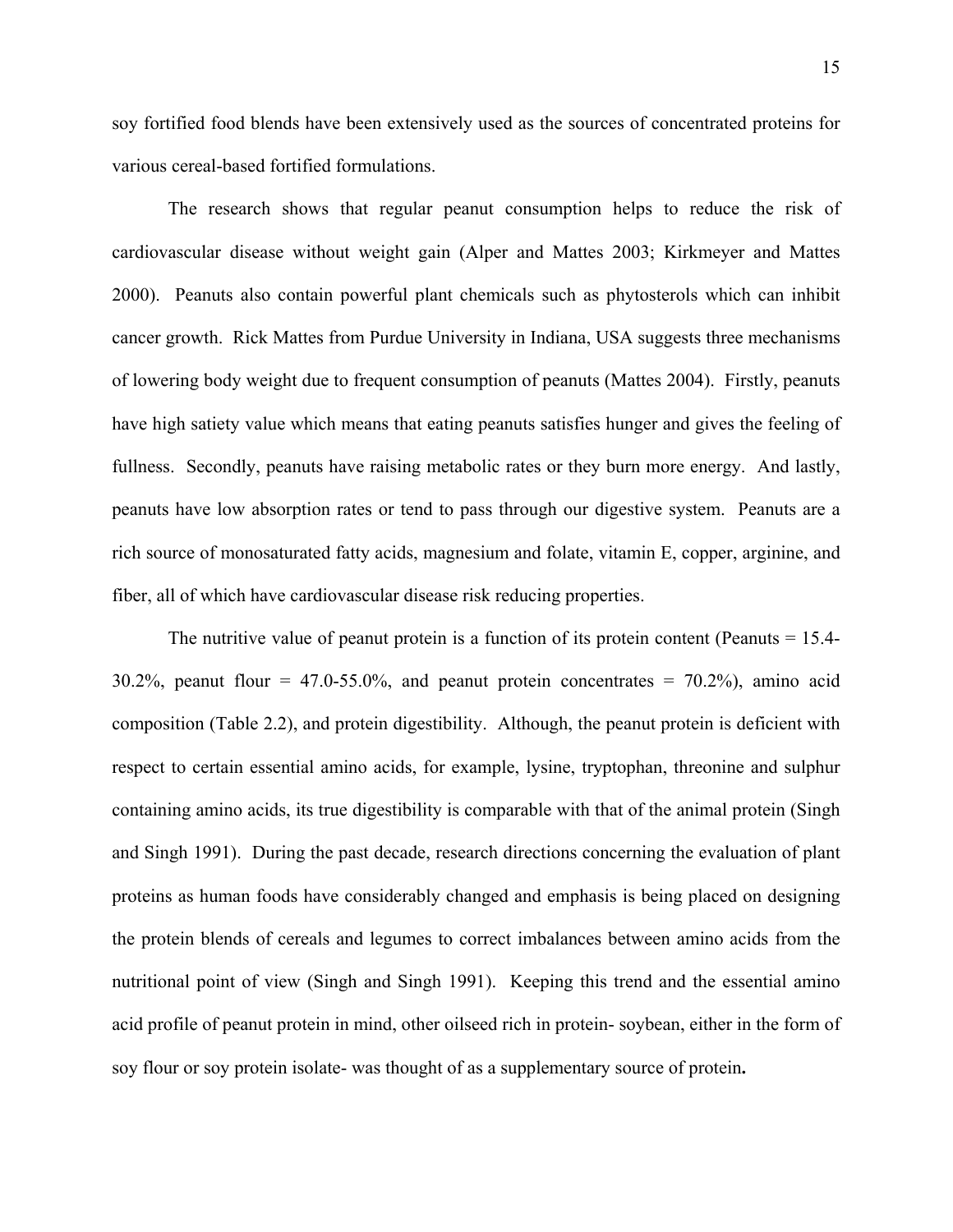soy fortified food blends have been extensively used as the sources of concentrated proteins for various cereal-based fortified formulations.

The research shows that regular peanut consumption helps to reduce the risk of cardiovascular disease without weight gain (Alper and Mattes 2003; Kirkmeyer and Mattes 2000). Peanuts also contain powerful plant chemicals such as phytosterols which can inhibit cancer growth. Rick Mattes from Purdue University in Indiana, USA suggests three mechanisms of lowering body weight due to frequent consumption of peanuts (Mattes 2004). Firstly, peanuts have high satiety value which means that eating peanuts satisfies hunger and gives the feeling of fullness. Secondly, peanuts have raising metabolic rates or they burn more energy. And lastly, peanuts have low absorption rates or tend to pass through our digestive system. Peanuts are a rich source of monosaturated fatty acids, magnesium and folate, vitamin E, copper, arginine, and fiber, all of which have cardiovascular disease risk reducing properties.

The nutritive value of peanut protein is a function of its protein content (Peanuts = 15.4-30.2%, peanut flour = 47.0-55.0%, and peanut protein concentrates = 70.2%), amino acid composition (Table 2.2), and protein digestibility. Although, the peanut protein is deficient with respect to certain essential amino acids, for example, lysine, tryptophan, threonine and sulphur containing amino acids, its true digestibility is comparable with that of the animal protein (Singh and Singh 1991). During the past decade, research directions concerning the evaluation of plant proteins as human foods have considerably changed and emphasis is being placed on designing the protein blends of cereals and legumes to correct imbalances between amino acids from the nutritional point of view (Singh and Singh 1991). Keeping this trend and the essential amino acid profile of peanut protein in mind, other oilseed rich in protein- soybean, either in the form of soy flour or soy protein isolate- was thought of as a supplementary source of protein**.**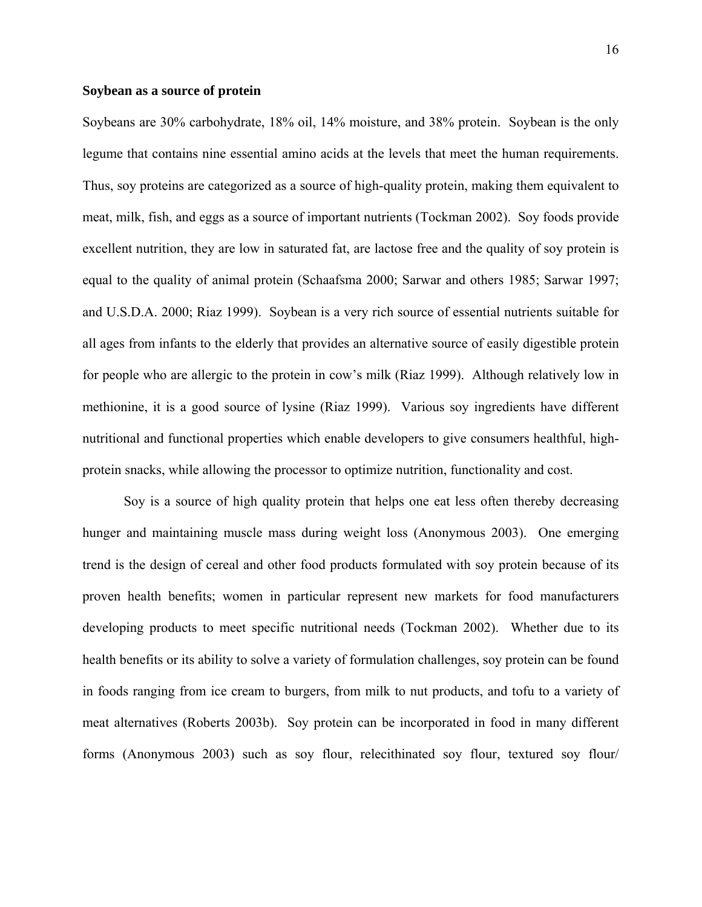**Soybean as a source of protein**

Soybeans are 30% carbohydrate, 18% oil, 14% moisture, and 38% protein. Soybean is the only legume that contains nine essential amino acids at the levels that meet the human requirements. Thus, soy proteins are categorized as a source of high-quality protein, making them equivalent to meat, milk, fish, and eggs as a source of important nutrients (Tockman 2002). Soy foods provide excellent nutrition, they are low in saturated fat, are lactose free and the quality of soy protein is equal to the quality of animal protein (Schaafsma 2000; Sarwar and others 1985; Sarwar 1997; and U.S.D.A. 2000; Riaz 1999). Soybean is a very rich source of essential nutrients suitable for all ages from infants to the elderly that provides an alternative source of easily digestible protein for people who are allergic to the protein in cow's milk (Riaz 1999). Although relatively low in methionine, it is a good source of lysine (Riaz 1999). Various soy ingredients have different nutritional and functional properties which enable developers to give consumers healthful, high-protein snacks, while allowing the processor to optimize nutrition, functionality and cost.

Soy is a source of high quality protein that helps one eat less often thereby decreasing hunger and maintaining muscle mass during weight loss (Anonymous 2003). One emerging trend is the design of cereal and other food products formulated with soy protein because of its proven health benefits; women in particular represent new markets for food manufacturers developing products to meet specific nutritional needs (Tockman 2002). Whether due to its health benefits or its ability to solve a variety of formulation challenges, soy protein can be found in foods ranging from ice cream to burgers, from milk to nut products, and tofu to a variety of meat alternatives (Roberts 2003b). Soy protein can be incorporated in food in many different forms (Anonymous 2003) such as soy flour, relecithinated soy flour, textured soy flour/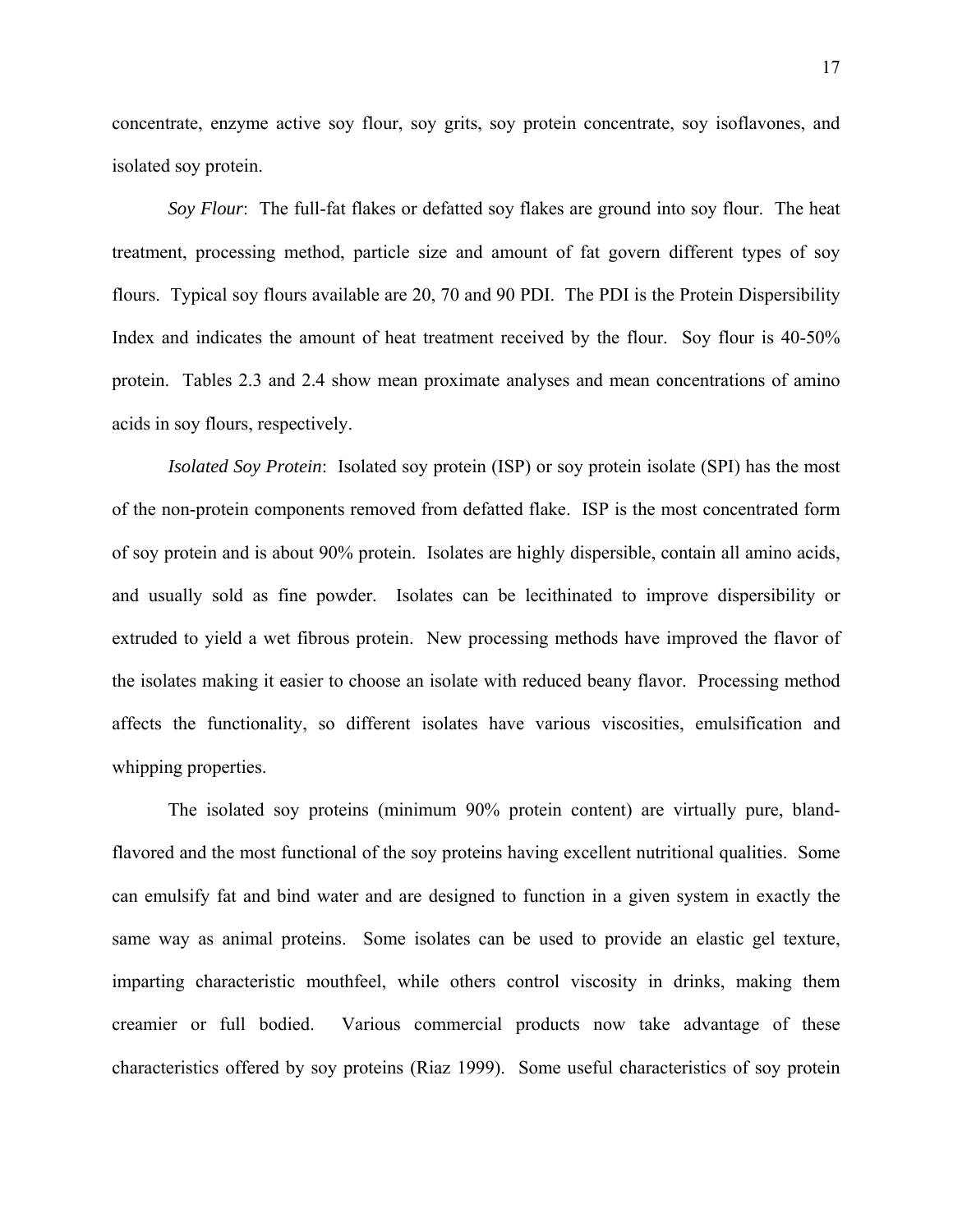concentrate, enzyme active soy flour, soy grits, soy protein concentrate, soy isoflavones, and isolated soy protein.

*Soy Flour*: The full-fat flakes or defatted soy flakes are ground into soy flour. The heat treatment, processing method, particle size and amount of fat govern different types of soy flours. Typical soy flours available are 20, 70 and 90 PDI. The PDI is the Protein Dispersibility Index and indicates the amount of heat treatment received by the flour. Soy flour is 40-50% protein. Tables 2.3 and 2.4 show mean proximate analyses and mean concentrations of amino acids in soy flours, respectively.

*Isolated Soy Protein*: Isolated soy protein (ISP) or soy protein isolate (SPI) has the most of the non-protein components removed from defatted flake. ISP is the most concentrated form of soy protein and is about 90% protein. Isolates are highly dispersible, contain all amino acids, and usually sold as fine powder. Isolates can be lecithinated to improve dispersibility or extruded to yield a wet fibrous protein. New processing methods have improved the flavor of the isolates making it easier to choose an isolate with reduced beany flavor. Processing method affects the functionality, so different isolates have various viscosities, emulsification and whipping properties.

The isolated soy proteins (minimum 90% protein content) are virtually pure, bland-flavored and the most functional of the soy proteins having excellent nutritional qualities. Some can emulsify fat and bind water and are designed to function in a given system in exactly the same way as animal proteins. Some isolates can be used to provide an elastic gel texture, imparting characteristic mouthfeel, while others control viscosity in drinks, making them creamier or full bodied. Various commercial products now take advantage of these characteristics offered by soy proteins (Riaz 1999). Some useful characteristics of soy protein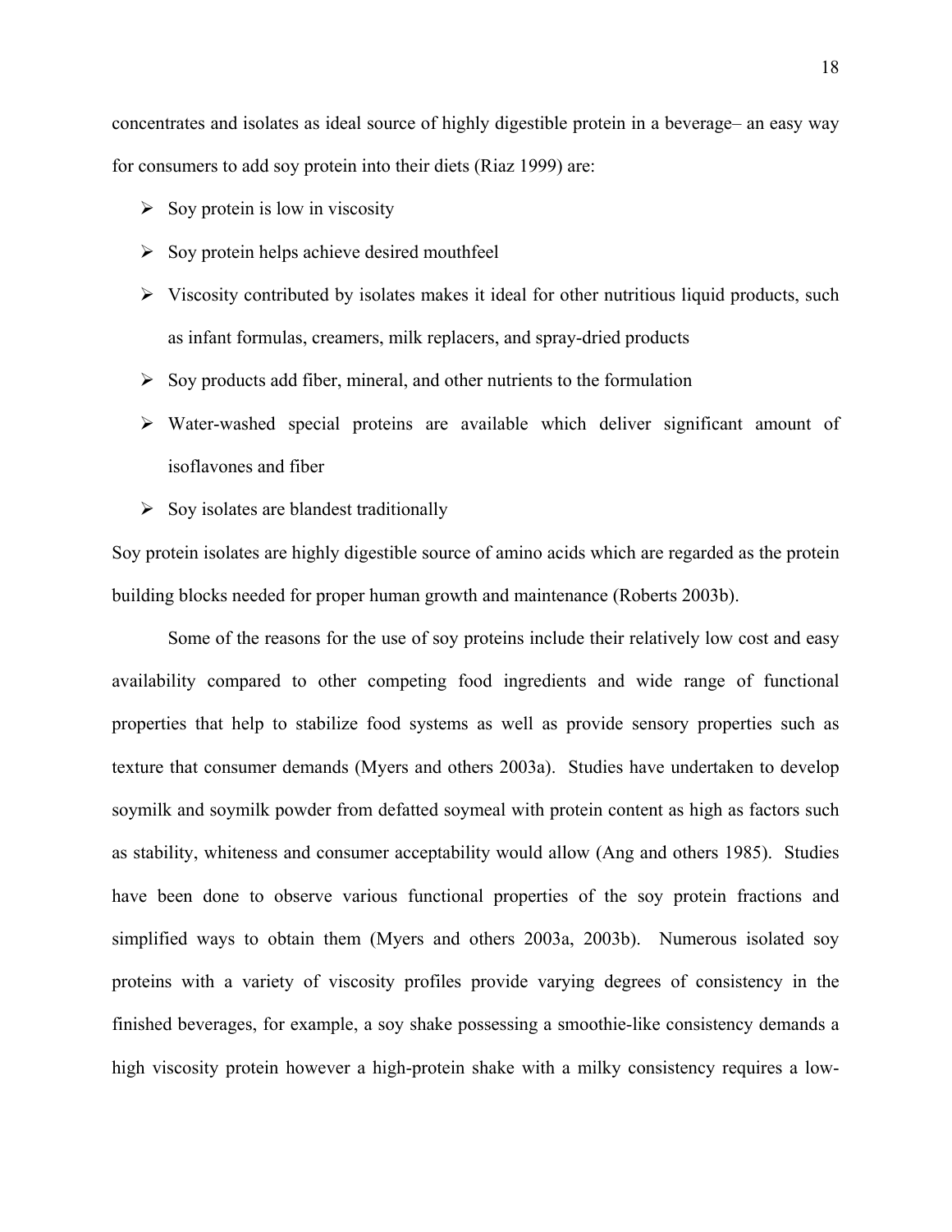concentrates and isolates as ideal source of highly digestible protein in a beverage– an easy way for consumers to add soy protein into their diets (Riaz 1999) are:

- Soy protein is low in viscosity
- Soy protein helps achieve desired mouthfeel
- Viscosity contributed by isolates makes it ideal for other nutritious liquid products, such as infant formulas, creamers, milk replacers, and spray-dried products
- Soy products add fiber, mineral, and other nutrients to the formulation
- Water-washed special proteins are available which deliver significant amount of isoflavones and fiber
- Soy isolates are blandest traditionally

Soy protein isolates are highly digestible source of amino acids which are regarded as the protein building blocks needed for proper human growth and maintenance (Roberts 2003b).

Some of the reasons for the use of soy proteins include their relatively low cost and easy availability compared to other competing food ingredients and wide range of functional properties that help to stabilize food systems as well as provide sensory properties such as texture that consumer demands (Myers and others 2003a). Studies have undertaken to develop soymilk and soymilk powder from defatted soymeal with protein content as high as factors such as stability, whiteness and consumer acceptability would allow (Ang and others 1985). Studies have been done to observe various functional properties of the soy protein fractions and simplified ways to obtain them (Myers and others 2003a, 2003b). Numerous isolated soy proteins with a variety of viscosity profiles provide varying degrees of consistency in the finished beverages, for example, a soy shake possessing a smoothie-like consistency demands a high viscosity protein however a high-protein shake with a milky consistency requires a low-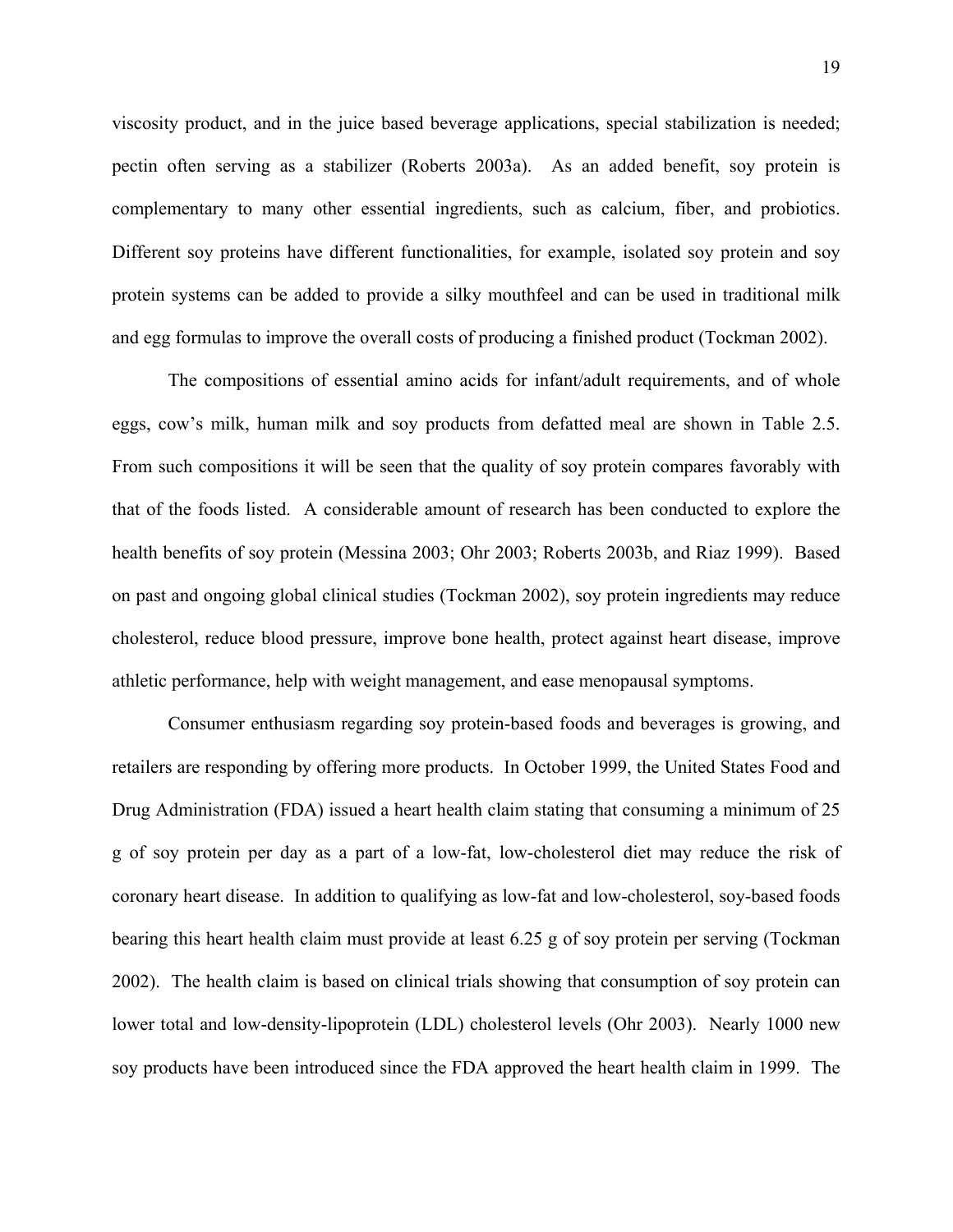viscosity product, and in the juice based beverage applications, special stabilization is needed; pectin often serving as a stabilizer (Roberts 2003a). As an added benefit, soy protein is complementary to many other essential ingredients, such as calcium, fiber, and probiotics. Different soy proteins have different functionalities, for example, isolated soy protein and soy protein systems can be added to provide a silky mouthfeel and can be used in traditional milk and egg formulas to improve the overall costs of producing a finished product (Tockman 2002).

The compositions of essential amino acids for infant/adult requirements, and of whole eggs, cow's milk, human milk and soy products from defatted meal are shown in Table 2.5. From such compositions it will be seen that the quality of soy protein compares favorably with that of the foods listed. A considerable amount of research has been conducted to explore the health benefits of soy protein (Messina 2003; Ohr 2003; Roberts 2003b, and Riaz 1999). Based on past and ongoing global clinical studies (Tockman 2002), soy protein ingredients may reduce cholesterol, reduce blood pressure, improve bone health, protect against heart disease, improve athletic performance, help with weight management, and ease menopausal symptoms.

Consumer enthusiasm regarding soy protein-based foods and beverages is growing, and retailers are responding by offering more products. In October 1999, the United States Food and Drug Administration (FDA) issued a heart health claim stating that consuming a minimum of 25 g of soy protein per day as a part of a low-fat, low-cholesterol diet may reduce the risk of coronary heart disease. In addition to qualifying as low-fat and low-cholesterol, soy-based foods bearing this heart health claim must provide at least 6.25 g of soy protein per serving (Tockman 2002). The health claim is based on clinical trials showing that consumption of soy protein can lower total and low-density-lipoprotein (LDL) cholesterol levels (Ohr 2003). Nearly 1000 new soy products have been introduced since the FDA approved the heart health claim in 1999. The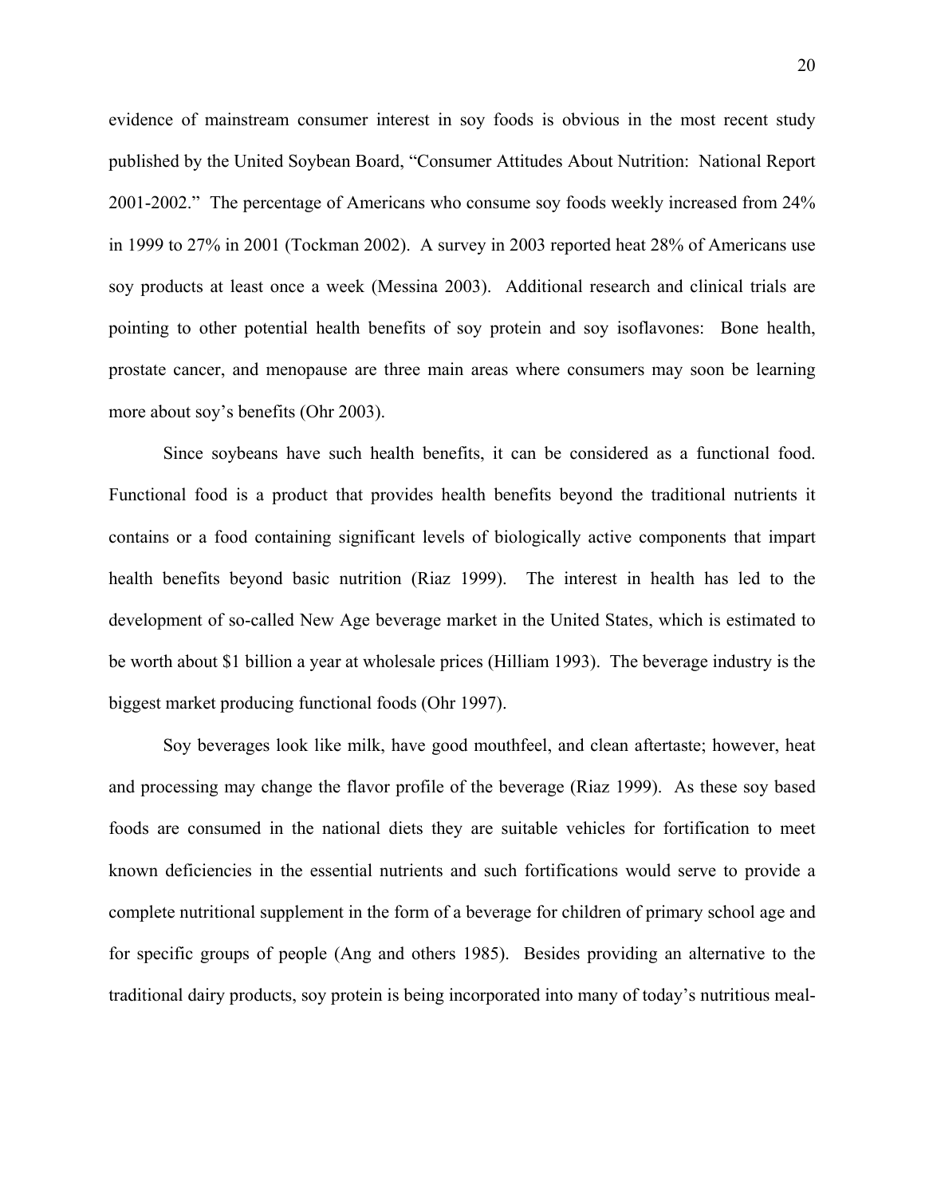evidence of mainstream consumer interest in soy foods is obvious in the most recent study published by the United Soybean Board, "Consumer Attitudes About Nutrition: National Report 2001-2002." The percentage of Americans who consume soy foods weekly increased from 24% in 1999 to 27% in 2001 (Tockman 2002). A survey in 2003 reported heat 28% of Americans use soy products at least once a week (Messina 2003). Additional research and clinical trials are pointing to other potential health benefits of soy protein and soy isoflavones: Bone health, prostate cancer, and menopause are three main areas where consumers may soon be learning more about soy's benefits (Ohr 2003).

Since soybeans have such health benefits, it can be considered as a functional food. Functional food is a product that provides health benefits beyond the traditional nutrients it contains or a food containing significant levels of biologically active components that impart health benefits beyond basic nutrition (Riaz 1999). The interest in health has led to the development of so-called New Age beverage market in the United States, which is estimated to be worth about $1 billion a year at wholesale prices (Hilliam 1993). The beverage industry is the biggest market producing functional foods (Ohr 1997).

Soy beverages look like milk, have good mouthfeel, and clean aftertaste; however, heat and processing may change the flavor profile of the beverage (Riaz 1999). As these soy based foods are consumed in the national diets they are suitable vehicles for fortification to meet known deficiencies in the essential nutrients and such fortifications would serve to provide a complete nutritional supplement in the form of a beverage for children of primary school age and for specific groups of people (Ang and others 1985). Besides providing an alternative to the traditional dairy products, soy protein is being incorporated into many of today's nutritious meal-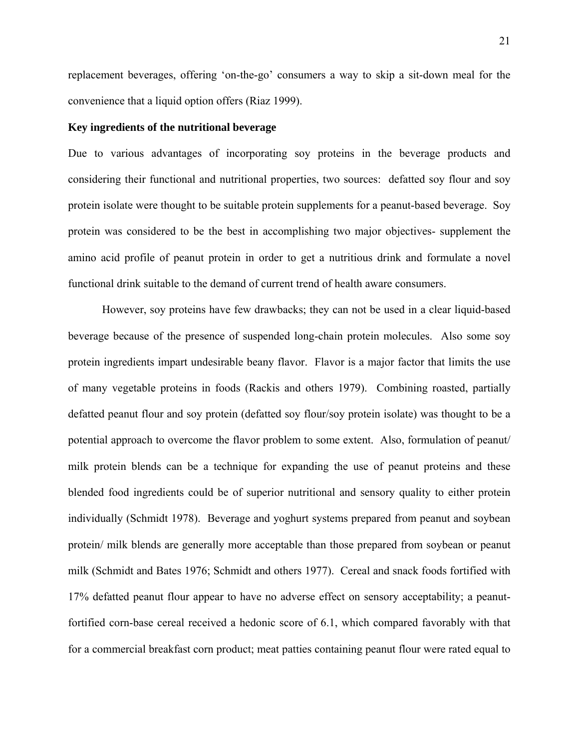replacement beverages, offering 'on-the-go' consumers a way to skip a sit-down meal for the convenience that a liquid option offers (Riaz 1999).

**Key ingredients of the nutritional beverage**

Due to various advantages of incorporating soy proteins in the beverage products and considering their functional and nutritional properties, two sources: defatted soy flour and soy protein isolate were thought to be suitable protein supplements for a peanut-based beverage. Soy protein was considered to be the best in accomplishing two major objectives- supplement the amino acid profile of peanut protein in order to get a nutritious drink and formulate a novel functional drink suitable to the demand of current trend of health aware consumers.

However, soy proteins have few drawbacks; they can not be used in a clear liquid-based beverage because of the presence of suspended long-chain protein molecules. Also some soy protein ingredients impart undesirable beany flavor. Flavor is a major factor that limits the use of many vegetable proteins in foods (Rackis and others 1979). Combining roasted, partially defatted peanut flour and soy protein (defatted soy flour/soy protein isolate) was thought to be a potential approach to overcome the flavor problem to some extent. Also, formulation of peanut/ milk protein blends can be a technique for expanding the use of peanut proteins and these blended food ingredients could be of superior nutritional and sensory quality to either protein individually (Schmidt 1978). Beverage and yoghurt systems prepared from peanut and soybean protein/ milk blends are generally more acceptable than those prepared from soybean or peanut milk (Schmidt and Bates 1976; Schmidt and others 1977). Cereal and snack foods fortified with 17% defatted peanut flour appear to have no adverse effect on sensory acceptability; a peanut-fortified corn-base cereal received a hedonic score of 6.1, which compared favorably with that for a commercial breakfast corn product; meat patties containing peanut flour were rated equal to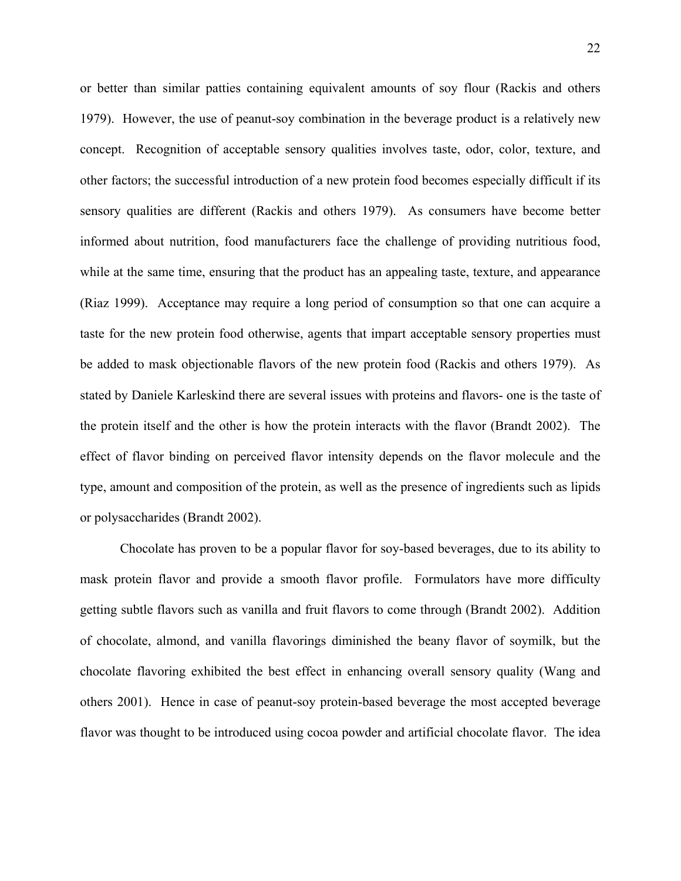or better than similar patties containing equivalent amounts of soy flour (Rackis and others 1979). However, the use of peanut-soy combination in the beverage product is a relatively new concept. Recognition of acceptable sensory qualities involves taste, odor, color, texture, and other factors; the successful introduction of a new protein food becomes especially difficult if its sensory qualities are different (Rackis and others 1979). As consumers have become better informed about nutrition, food manufacturers face the challenge of providing nutritious food, while at the same time, ensuring that the product has an appealing taste, texture, and appearance (Riaz 1999). Acceptance may require a long period of consumption so that one can acquire a taste for the new protein food otherwise, agents that impart acceptable sensory properties must be added to mask objectionable flavors of the new protein food (Rackis and others 1979). As stated by Daniele Karleskind there are several issues with proteins and flavors- one is the taste of the protein itself and the other is how the protein interacts with the flavor (Brandt 2002). The effect of flavor binding on perceived flavor intensity depends on the flavor molecule and the type, amount and composition of the protein, as well as the presence of ingredients such as lipids or polysaccharides (Brandt 2002).

Chocolate has proven to be a popular flavor for soy-based beverages, due to its ability to mask protein flavor and provide a smooth flavor profile. Formulators have more difficulty getting subtle flavors such as vanilla and fruit flavors to come through (Brandt 2002). Addition of chocolate, almond, and vanilla flavorings diminished the beany flavor of soymilk, but the chocolate flavoring exhibited the best effect in enhancing overall sensory quality (Wang and others 2001). Hence in case of peanut-soy protein-based beverage the most accepted beverage flavor was thought to be introduced using cocoa powder and artificial chocolate flavor. The idea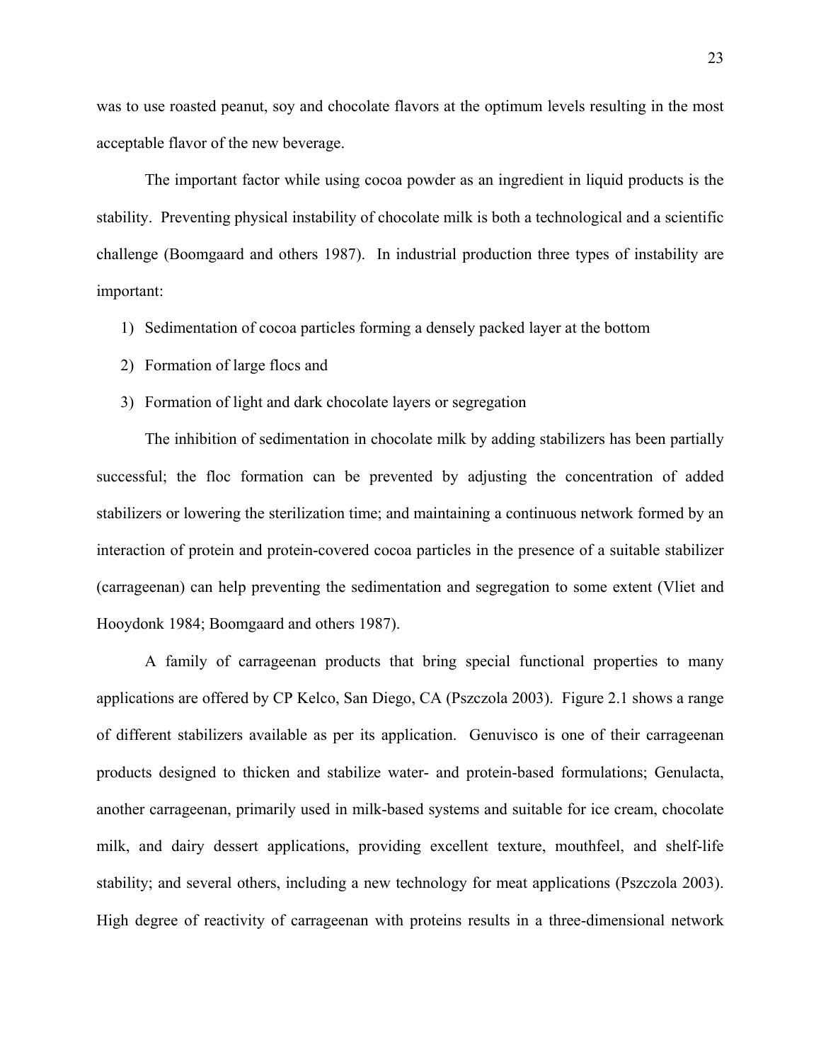was to use roasted peanut, soy and chocolate flavors at the optimum levels resulting in the most acceptable flavor of the new beverage.

The important factor while using cocoa powder as an ingredient in liquid products is the stability. Preventing physical instability of chocolate milk is both a technological and a scientific challenge (Boomgaard and others 1987). In industrial production three types of instability are important:

1) Sedimentation of cocoa particles forming a densely packed layer at the bottom
2) Formation of large flocs and
3) Formation of light and dark chocolate layers or segregation

The inhibition of sedimentation in chocolate milk by adding stabilizers has been partially successful; the floc formation can be prevented by adjusting the concentration of added stabilizers or lowering the sterilization time; and maintaining a continuous network formed by an interaction of protein and protein-covered cocoa particles in the presence of a suitable stabilizer (carrageenan) can help preventing the sedimentation and segregation to some extent (Vliet and Hooydonk 1984; Boomgaard and others 1987).

A family of carrageenan products that bring special functional properties to many applications are offered by CP Kelco, San Diego, CA (Pszczola 2003). Figure 2.1 shows a range of different stabilizers available as per its application. Genuvisco is one of their carrageenan products designed to thicken and stabilize water- and protein-based formulations; Genulacta, another carrageenan, primarily used in milk-based systems and suitable for ice cream, chocolate milk, and dairy dessert applications, providing excellent texture, mouthfeel, and shelf-life stability; and several others, including a new technology for meat applications (Pszczola 2003). High degree of reactivity of carrageenan with proteins results in a three-dimensional network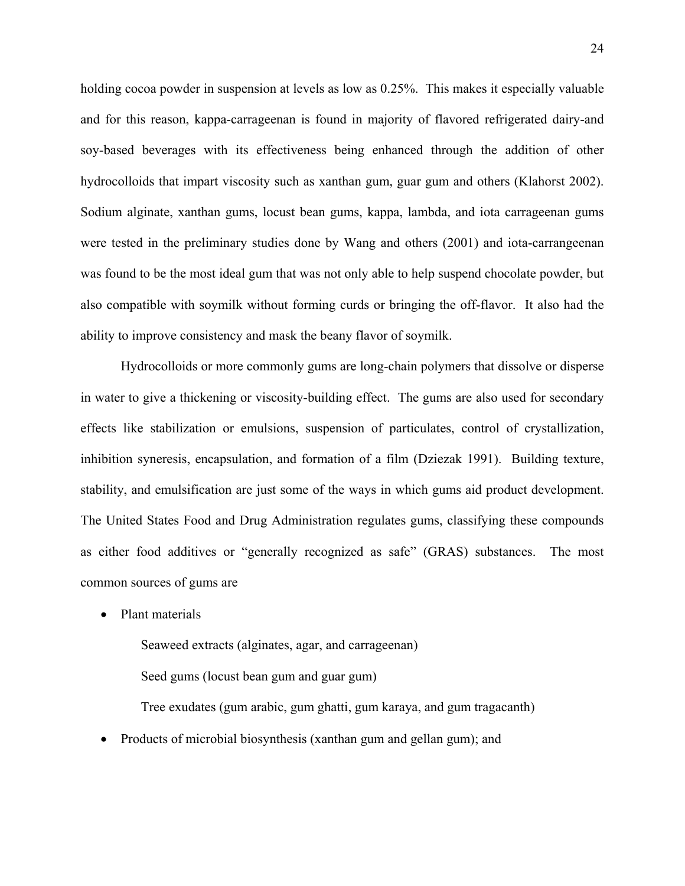holding cocoa powder in suspension at levels as low as 0.25%. This makes it especially valuable and for this reason, kappa-carrageenan is found in majority of flavored refrigerated dairy-and soy-based beverages with its effectiveness being enhanced through the addition of other hydrocolloids that impart viscosity such as xanthan gum, guar gum and others (Klahorst 2002). Sodium alginate, xanthan gums, locust bean gums, kappa, lambda, and iota carrageenan gums were tested in the preliminary studies done by Wang and others (2001) and iota-carrangeenan was found to be the most ideal gum that was not only able to help suspend chocolate powder, but also compatible with soymilk without forming curds or bringing the off-flavor. It also had the ability to improve consistency and mask the beany flavor of soymilk.

Hydrocolloids or more commonly gums are long-chain polymers that dissolve or disperse in water to give a thickening or viscosity-building effect. The gums are also used for secondary effects like stabilization or emulsions, suspension of particulates, control of crystallization, inhibition syneresis, encapsulation, and formation of a film (Dziezak 1991). Building texture, stability, and emulsification are just some of the ways in which gums aid product development. The United States Food and Drug Administration regulates gums, classifying these compounds as either food additives or "generally recognized as safe" (GRAS) substances. The most common sources of gums are

- Plant materials
  - Seaweed extracts (alginates, agar, and carrageenan)
  - Seed gums (locust bean gum and guar gum)
  - Tree exudates (gum arabic, gum ghatti, gum karaya, and gum tragacanth)
- Products of microbial biosynthesis (xanthan gum and gellan gum); and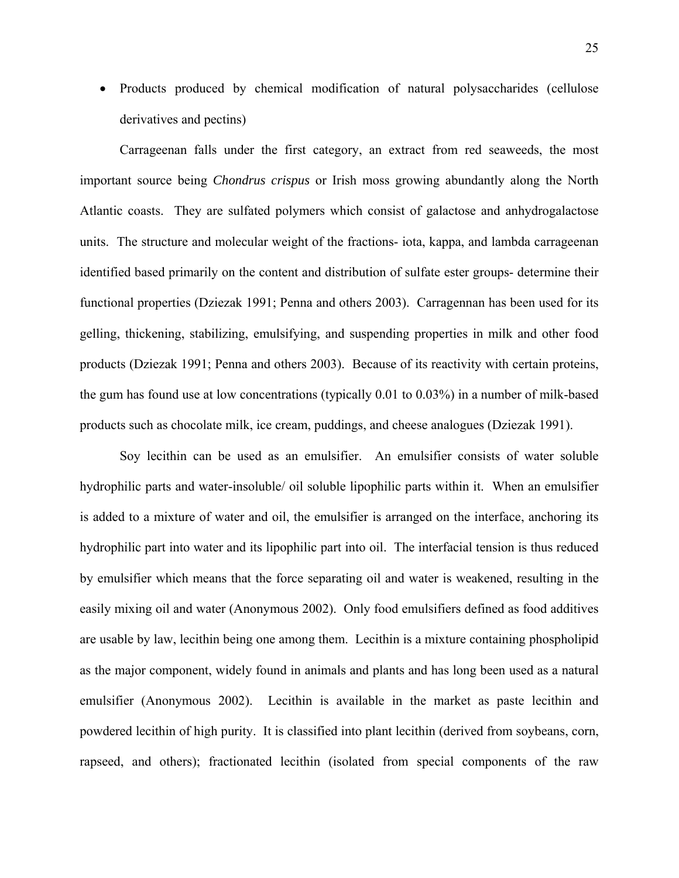- Products produced by chemical modification of natural polysaccharides (cellulose derivatives and pectins)

Carrageenan falls under the first category, an extract from red seaweeds, the most important source being *Chondrus crispus* or Irish moss growing abundantly along the North Atlantic coasts. They are sulfated polymers which consist of galactose and anhydrogalactose units. The structure and molecular weight of the fractions- iota, kappa, and lambda carrageenan identified based primarily on the content and distribution of sulfate ester groups- determine their functional properties (Dziezak 1991; Penna and others 2003). Carragennan has been used for its gelling, thickening, stabilizing, emulsifying, and suspending properties in milk and other food products (Dziezak 1991; Penna and others 2003). Because of its reactivity with certain proteins, the gum has found use at low concentrations (typically 0.01 to 0.03%) in a number of milk-based products such as chocolate milk, ice cream, puddings, and cheese analogues (Dziezak 1991).

Soy lecithin can be used as an emulsifier. An emulsifier consists of water soluble hydrophilic parts and water-insoluble/ oil soluble lipophilic parts within it. When an emulsifier is added to a mixture of water and oil, the emulsifier is arranged on the interface, anchoring its hydrophilic part into water and its lipophilic part into oil. The interfacial tension is thus reduced by emulsifier which means that the force separating oil and water is weakened, resulting in the easily mixing oil and water (Anonymous 2002). Only food emulsifiers defined as food additives are usable by law, lecithin being one among them. Lecithin is a mixture containing phospholipid as the major component, widely found in animals and plants and has long been used as a natural emulsifier (Anonymous 2002). Lecithin is available in the market as paste lecithin and powdered lecithin of high purity. It is classified into plant lecithin (derived from soybeans, corn, rapseed, and others); fractionated lecithin (isolated from special components of the raw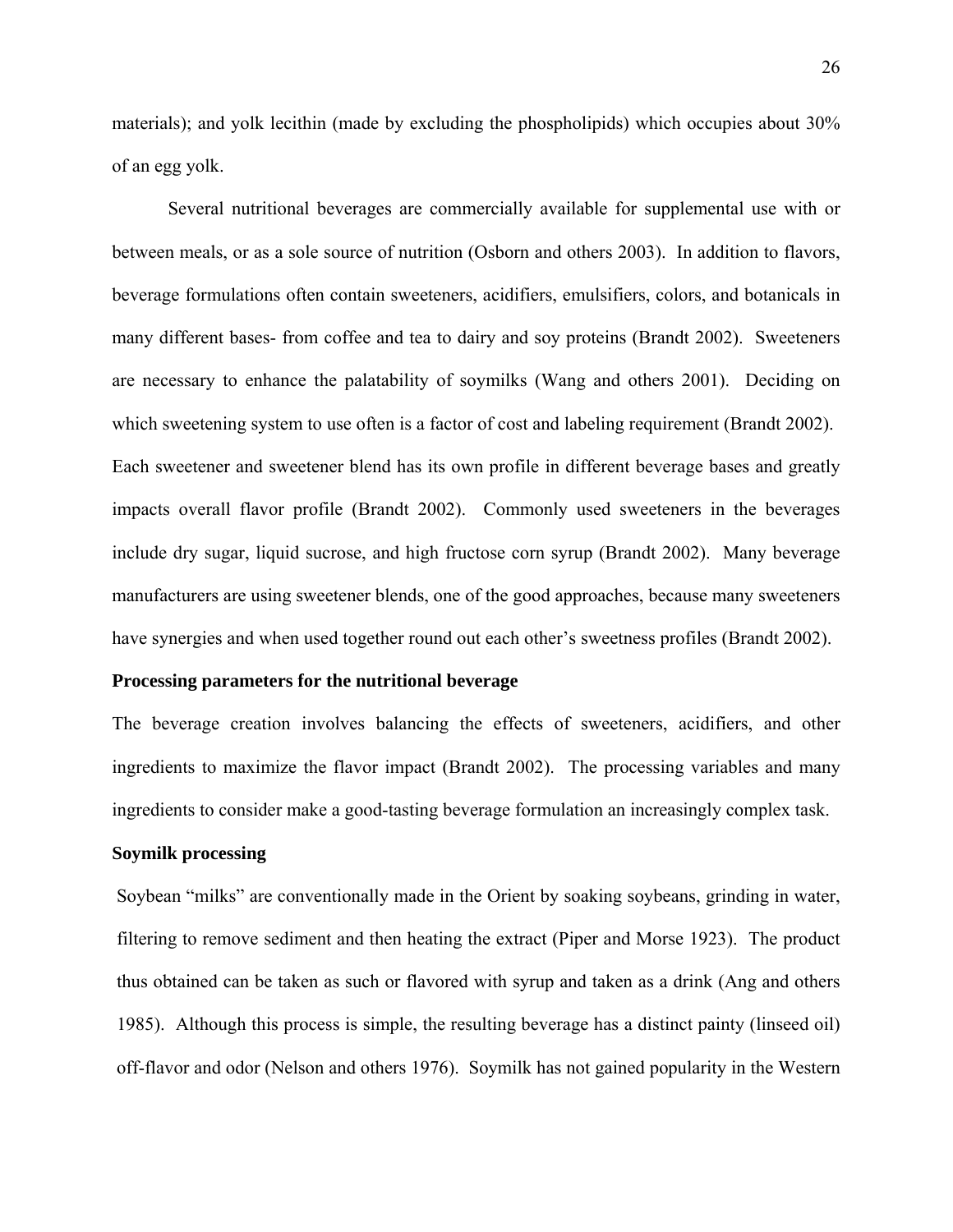materials); and yolk lecithin (made by excluding the phospholipids) which occupies about 30% of an egg yolk.

Several nutritional beverages are commercially available for supplemental use with or between meals, or as a sole source of nutrition (Osborn and others 2003). In addition to flavors, beverage formulations often contain sweeteners, acidifiers, emulsifiers, colors, and botanicals in many different bases- from coffee and tea to dairy and soy proteins (Brandt 2002). Sweeteners are necessary to enhance the palatability of soymilks (Wang and others 2001). Deciding on which sweetening system to use often is a factor of cost and labeling requirement (Brandt 2002). Each sweetener and sweetener blend has its own profile in different beverage bases and greatly impacts overall flavor profile (Brandt 2002). Commonly used sweeteners in the beverages include dry sugar, liquid sucrose, and high fructose corn syrup (Brandt 2002). Many beverage manufacturers are using sweetener blends, one of the good approaches, because many sweeteners have synergies and when used together round out each other's sweetness profiles (Brandt 2002).

**Processing parameters for the nutritional beverage**

The beverage creation involves balancing the effects of sweeteners, acidifiers, and other ingredients to maximize the flavor impact (Brandt 2002). The processing variables and many ingredients to consider make a good-tasting beverage formulation an increasingly complex task.

**Soymilk processing**

Soybean "milks" are conventionally made in the Orient by soaking soybeans, grinding in water, filtering to remove sediment and then heating the extract (Piper and Morse 1923). The product thus obtained can be taken as such or flavored with syrup and taken as a drink (Ang and others 1985). Although this process is simple, the resulting beverage has a distinct painty (linseed oil) off-flavor and odor (Nelson and others 1976). Soymilk has not gained popularity in the Western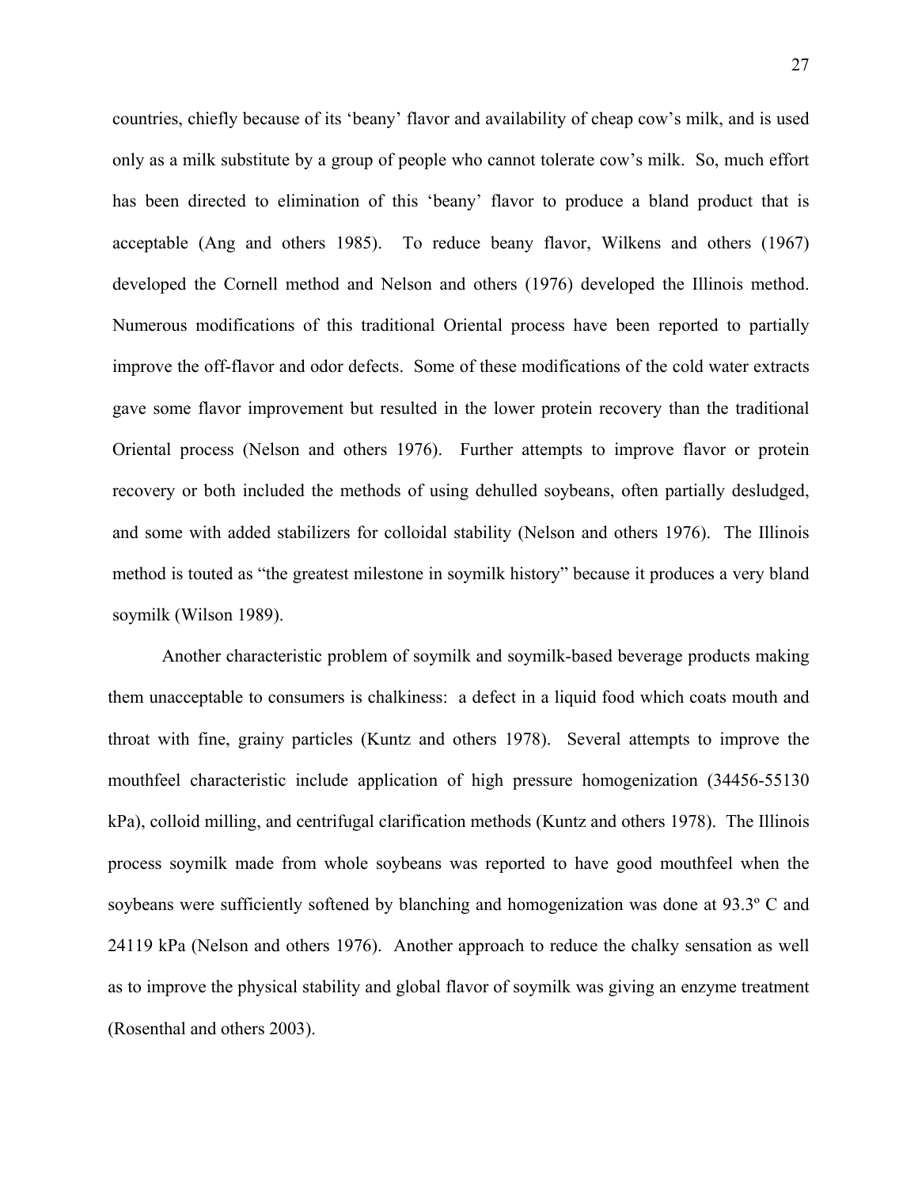countries, chiefly because of its 'beany' flavor and availability of cheap cow's milk, and is used only as a milk substitute by a group of people who cannot tolerate cow's milk. So, much effort has been directed to elimination of this 'beany' flavor to produce a bland product that is acceptable (Ang and others 1985). To reduce beany flavor, Wilkens and others (1967) developed the Cornell method and Nelson and others (1976) developed the Illinois method. Numerous modifications of this traditional Oriental process have been reported to partially improve the off-flavor and odor defects. Some of these modifications of the cold water extracts gave some flavor improvement but resulted in the lower protein recovery than the traditional Oriental process (Nelson and others 1976). Further attempts to improve flavor or protein recovery or both included the methods of using dehulled soybeans, often partially desludged, and some with added stabilizers for colloidal stability (Nelson and others 1976). The Illinois method is touted as "the greatest milestone in soymilk history" because it produces a very bland soymilk (Wilson 1989).

Another characteristic problem of soymilk and soymilk-based beverage products making them unacceptable to consumers is chalkiness: a defect in a liquid food which coats mouth and throat with fine, grainy particles (Kuntz and others 1978). Several attempts to improve the mouthfeel characteristic include application of high pressure homogenization (34456-55130 kPa), colloid milling, and centrifugal clarification methods (Kuntz and others 1978). The Illinois process soymilk made from whole soybeans was reported to have good mouthfeel when the soybeans were sufficiently softened by blanching and homogenization was done at 93.3º C and 24119 kPa (Nelson and others 1976). Another approach to reduce the chalky sensation as well as to improve the physical stability and global flavor of soymilk was giving an enzyme treatment (Rosenthal and others 2003).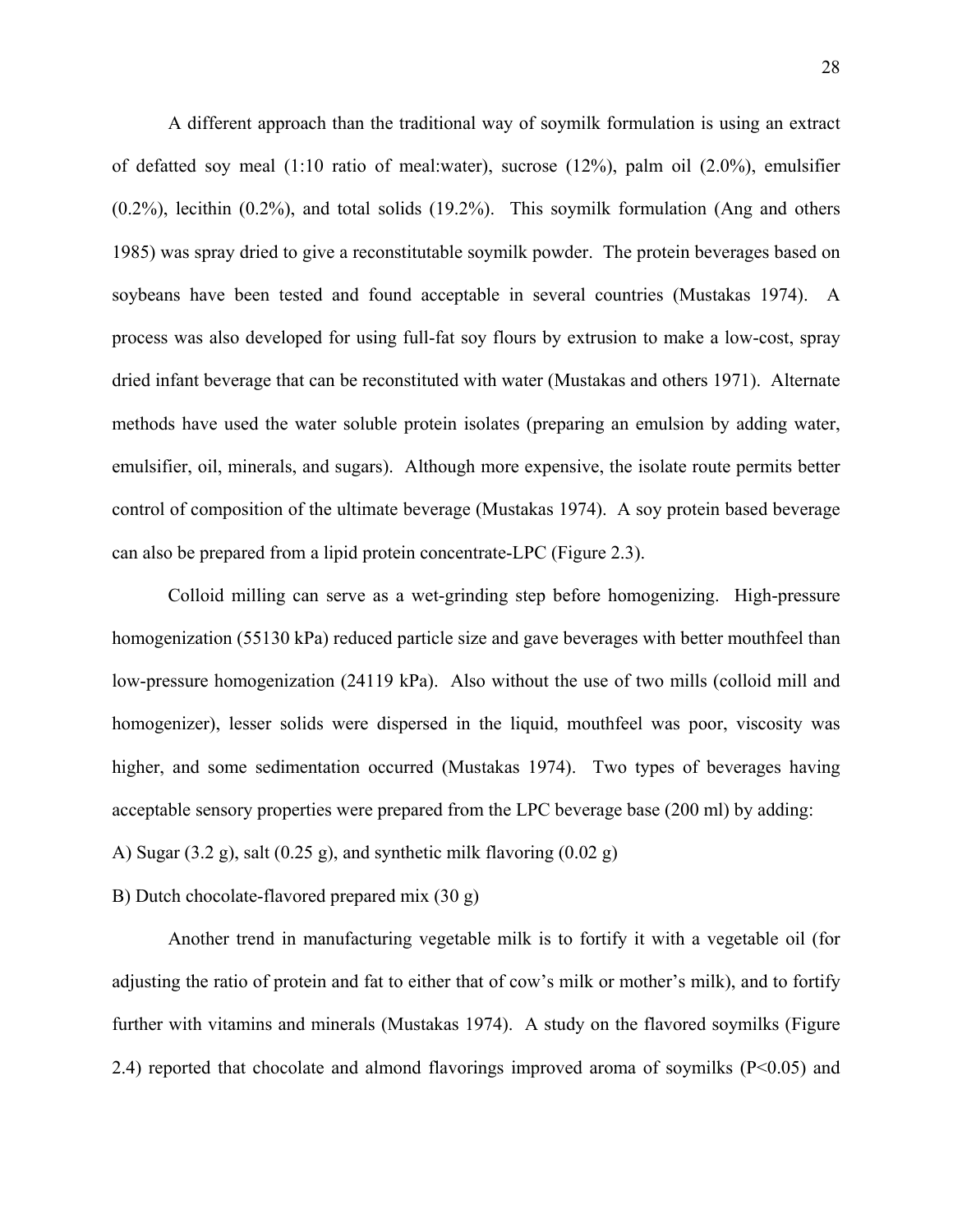A different approach than the traditional way of soymilk formulation is using an extract of defatted soy meal (1:10 ratio of meal:water), sucrose (12%), palm oil (2.0%), emulsifier (0.2%), lecithin (0.2%), and total solids (19.2%). This soymilk formulation (Ang and others 1985) was spray dried to give a reconstitutable soymilk powder. The protein beverages based on soybeans have been tested and found acceptable in several countries (Mustakas 1974). A process was also developed for using full-fat soy flours by extrusion to make a low-cost, spray dried infant beverage that can be reconstituted with water (Mustakas and others 1971). Alternate methods have used the water soluble protein isolates (preparing an emulsion by adding water, emulsifier, oil, minerals, and sugars). Although more expensive, the isolate route permits better control of composition of the ultimate beverage (Mustakas 1974). A soy protein based beverage can also be prepared from a lipid protein concentrate-LPC (Figure 2.3).

Colloid milling can serve as a wet-grinding step before homogenizing. High-pressure homogenization (55130 kPa) reduced particle size and gave beverages with better mouthfeel than low-pressure homogenization (24119 kPa). Also without the use of two mills (colloid mill and homogenizer), lesser solids were dispersed in the liquid, mouthfeel was poor, viscosity was higher, and some sedimentation occurred (Mustakas 1974). Two types of beverages having acceptable sensory properties were prepared from the LPC beverage base (200 ml) by adding:

A) Sugar (3.2 g), salt (0.25 g), and synthetic milk flavoring (0.02 g)

B) Dutch chocolate-flavored prepared mix (30 g)

Another trend in manufacturing vegetable milk is to fortify it with a vegetable oil (for adjusting the ratio of protein and fat to either that of cow's milk or mother's milk), and to fortify further with vitamins and minerals (Mustakas 1974). A study on the flavored soymilks (Figure 2.4) reported that chocolate and almond flavorings improved aroma of soymilks ($P<0.05$) and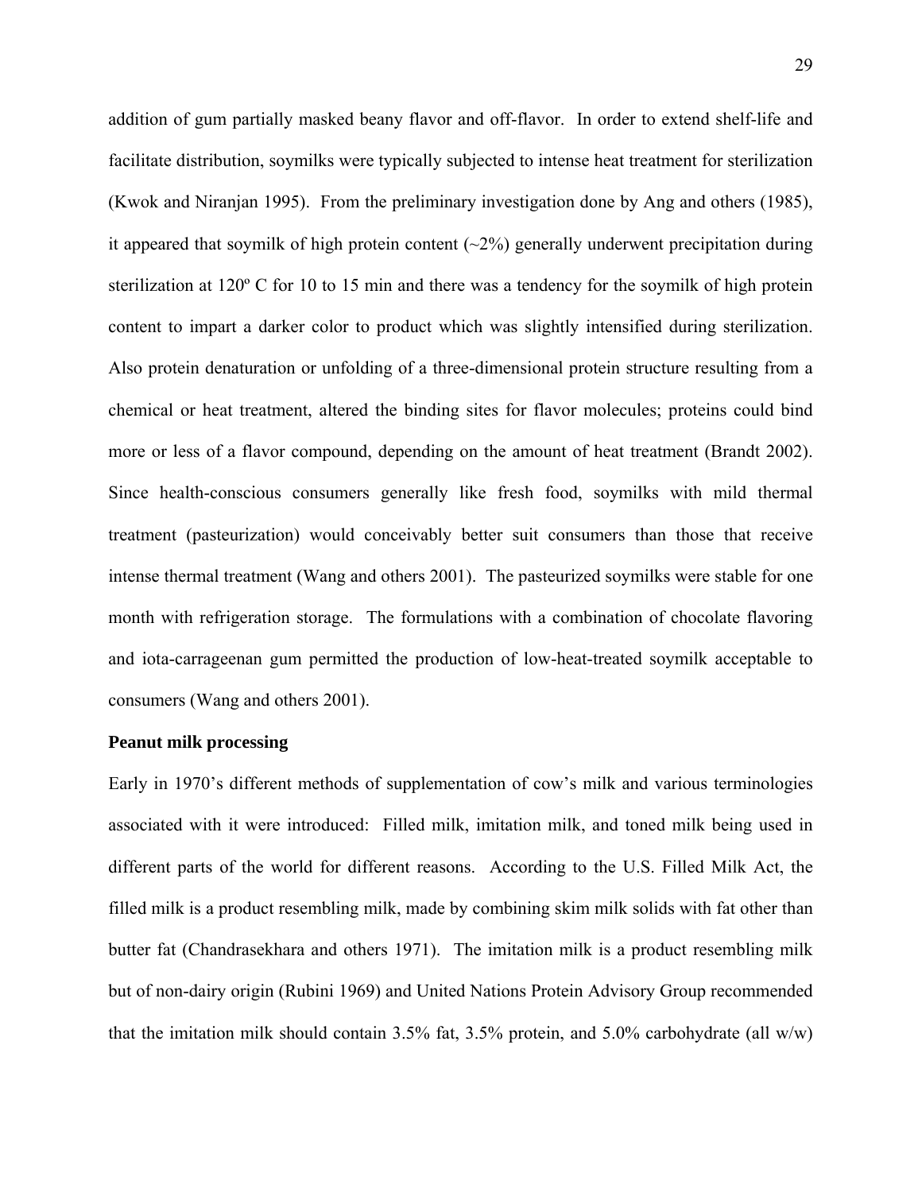addition of gum partially masked beany flavor and off-flavor. In order to extend shelf-life and facilitate distribution, soymilks were typically subjected to intense heat treatment for sterilization (Kwok and Niranjan 1995). From the preliminary investigation done by Ang and others (1985), it appeared that soymilk of high protein content (~2%) generally underwent precipitation during sterilization at 120º C for 10 to 15 min and there was a tendency for the soymilk of high protein content to impart a darker color to product which was slightly intensified during sterilization. Also protein denaturation or unfolding of a three-dimensional protein structure resulting from a chemical or heat treatment, altered the binding sites for flavor molecules; proteins could bind more or less of a flavor compound, depending on the amount of heat treatment (Brandt 2002). Since health-conscious consumers generally like fresh food, soymilks with mild thermal treatment (pasteurization) would conceivably better suit consumers than those that receive intense thermal treatment (Wang and others 2001). The pasteurized soymilks were stable for one month with refrigeration storage. The formulations with a combination of chocolate flavoring and iota-carrageenan gum permitted the production of low-heat-treated soymilk acceptable to consumers (Wang and others 2001).

**Peanut milk processing**

Early in 1970's different methods of supplementation of cow's milk and various terminologies associated with it were introduced: Filled milk, imitation milk, and toned milk being used in different parts of the world for different reasons. According to the U.S. Filled Milk Act, the filled milk is a product resembling milk, made by combining skim milk solids with fat other than butter fat (Chandrasekhara and others 1971). The imitation milk is a product resembling milk but of non-dairy origin (Rubini 1969) and United Nations Protein Advisory Group recommended that the imitation milk should contain 3.5% fat, 3.5% protein, and 5.0% carbohydrate (all w/w)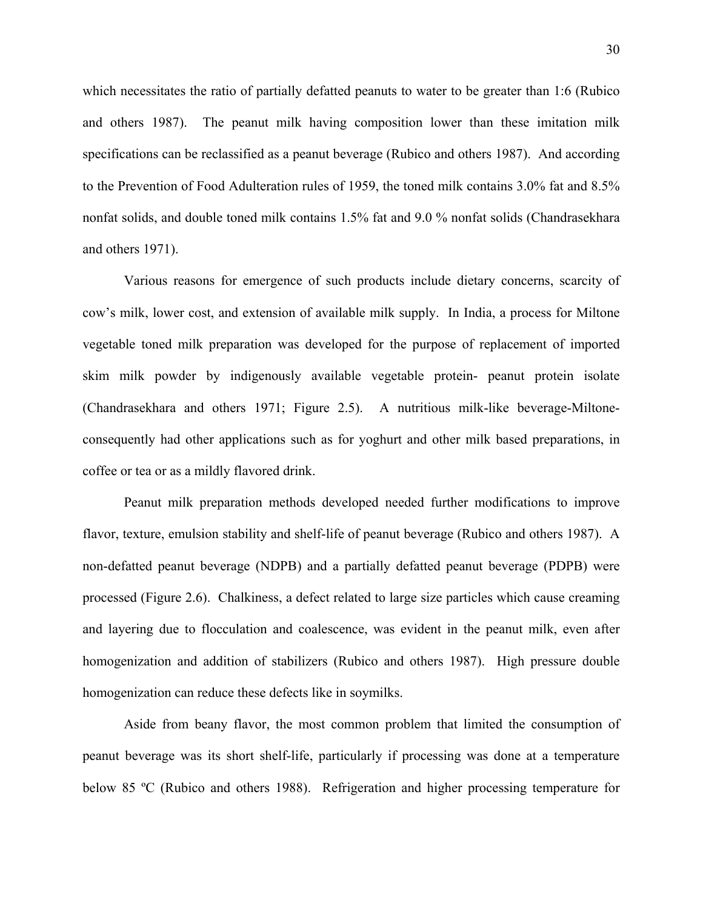which necessitates the ratio of partially defatted peanuts to water to be greater than 1:6 (Rubico and others 1987). The peanut milk having composition lower than these imitation milk specifications can be reclassified as a peanut beverage (Rubico and others 1987). And according to the Prevention of Food Adulteration rules of 1959, the toned milk contains 3.0% fat and 8.5% nonfat solids, and double toned milk contains 1.5% fat and 9.0 % nonfat solids (Chandrasekhara and others 1971).

Various reasons for emergence of such products include dietary concerns, scarcity of cow's milk, lower cost, and extension of available milk supply. In India, a process for Miltone vegetable toned milk preparation was developed for the purpose of replacement of imported skim milk powder by indigenously available vegetable protein- peanut protein isolate (Chandrasekhara and others 1971; Figure 2.5). A nutritious milk-like beverage-Miltone-consequently had other applications such as for yoghurt and other milk based preparations, in coffee or tea or as a mildly flavored drink.

Peanut milk preparation methods developed needed further modifications to improve flavor, texture, emulsion stability and shelf-life of peanut beverage (Rubico and others 1987). A non-defatted peanut beverage (NDPB) and a partially defatted peanut beverage (PDPB) were processed (Figure 2.6). Chalkiness, a defect related to large size particles which cause creaming and layering due to flocculation and coalescence, was evident in the peanut milk, even after homogenization and addition of stabilizers (Rubico and others 1987). High pressure double homogenization can reduce these defects like in soymilks.

Aside from beany flavor, the most common problem that limited the consumption of peanut beverage was its short shelf-life, particularly if processing was done at a temperature below 85 ºC (Rubico and others 1988). Refrigeration and higher processing temperature for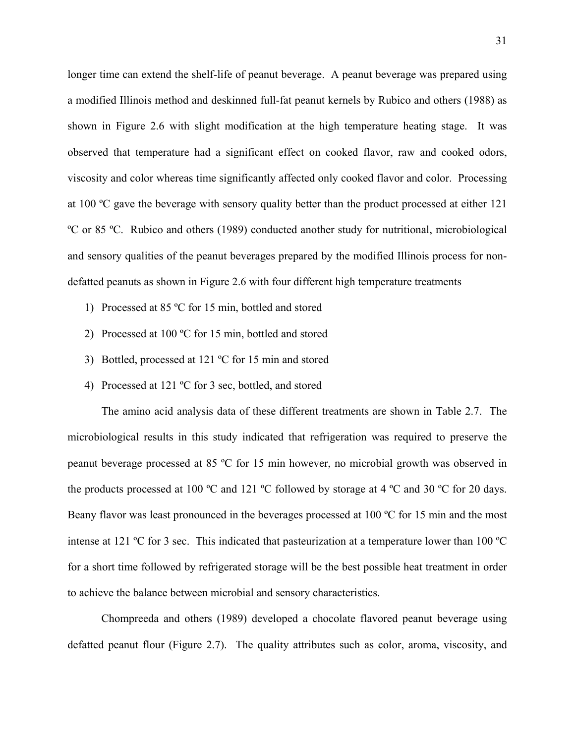longer time can extend the shelf-life of peanut beverage. A peanut beverage was prepared using a modified Illinois method and deskinned full-fat peanut kernels by Rubico and others (1988) as shown in Figure 2.6 with slight modification at the high temperature heating stage. It was observed that temperature had a significant effect on cooked flavor, raw and cooked odors, viscosity and color whereas time significantly affected only cooked flavor and color. Processing at 100 ºC gave the beverage with sensory quality better than the product processed at either 121 ºC or 85 ºC. Rubico and others (1989) conducted another study for nutritional, microbiological and sensory qualities of the peanut beverages prepared by the modified Illinois process for non-defatted peanuts as shown in Figure 2.6 with four different high temperature treatments

1) Processed at 85 ºC for 15 min, bottled and stored
2) Processed at 100 ºC for 15 min, bottled and stored
3) Bottled, processed at 121 ºC for 15 min and stored
4) Processed at 121 ºC for 3 sec, bottled, and stored

The amino acid analysis data of these different treatments are shown in Table 2.7. The microbiological results in this study indicated that refrigeration was required to preserve the peanut beverage processed at 85 ºC for 15 min however, no microbial growth was observed in the products processed at 100 ºC and 121 ºC followed by storage at 4 ºC and 30 ºC for 20 days. Beany flavor was least pronounced in the beverages processed at 100 ºC for 15 min and the most intense at 121 ºC for 3 sec. This indicated that pasteurization at a temperature lower than 100 ºC for a short time followed by refrigerated storage will be the best possible heat treatment in order to achieve the balance between microbial and sensory characteristics.

Chompreeda and others (1989) developed a chocolate flavored peanut beverage using defatted peanut flour (Figure 2.7). The quality attributes such as color, aroma, viscosity, and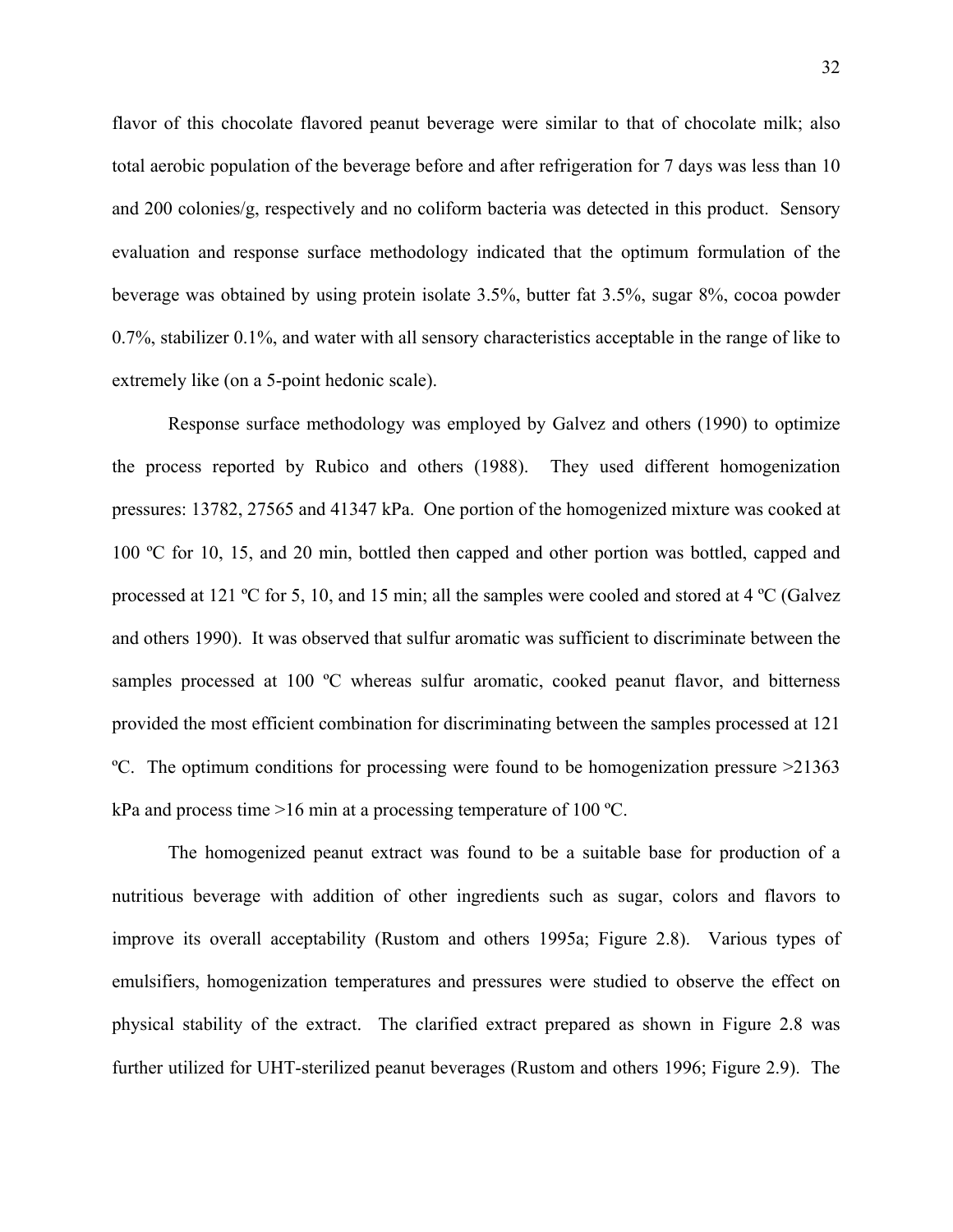flavor of this chocolate flavored peanut beverage were similar to that of chocolate milk; also total aerobic population of the beverage before and after refrigeration for 7 days was less than 10 and 200 colonies/g, respectively and no coliform bacteria was detected in this product. Sensory evaluation and response surface methodology indicated that the optimum formulation of the beverage was obtained by using protein isolate 3.5%, butter fat 3.5%, sugar 8%, cocoa powder 0.7%, stabilizer 0.1%, and water with all sensory characteristics acceptable in the range of like to extremely like (on a 5-point hedonic scale).

Response surface methodology was employed by Galvez and others (1990) to optimize the process reported by Rubico and others (1988). They used different homogenization pressures: 13782, 27565 and 41347 kPa. One portion of the homogenized mixture was cooked at 100 ºC for 10, 15, and 20 min, bottled then capped and other portion was bottled, capped and processed at 121 ºC for 5, 10, and 15 min; all the samples were cooled and stored at 4 ºC (Galvez and others 1990). It was observed that sulfur aromatic was sufficient to discriminate between the samples processed at 100 ºC whereas sulfur aromatic, cooked peanut flavor, and bitterness provided the most efficient combination for discriminating between the samples processed at 121 ºC. The optimum conditions for processing were found to be homogenization pressure >21363 kPa and process time >16 min at a processing temperature of 100 ºC.

The homogenized peanut extract was found to be a suitable base for production of a nutritious beverage with addition of other ingredients such as sugar, colors and flavors to improve its overall acceptability (Rustom and others 1995a; Figure 2.8). Various types of emulsifiers, homogenization temperatures and pressures were studied to observe the effect on physical stability of the extract. The clarified extract prepared as shown in Figure 2.8 was further utilized for UHT-sterilized peanut beverages (Rustom and others 1996; Figure 2.9). The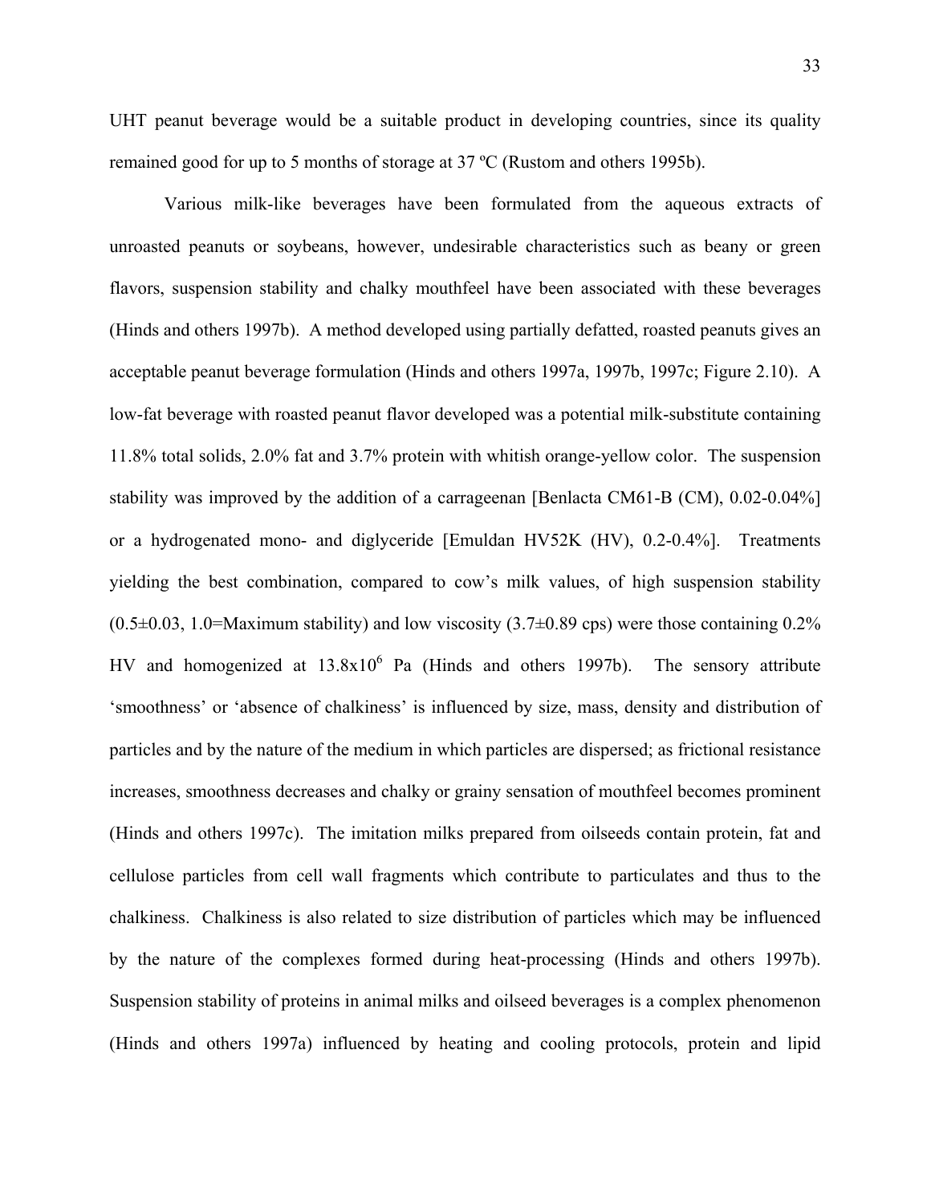UHT peanut beverage would be a suitable product in developing countries, since its quality remained good for up to 5 months of storage at 37 ºC (Rustom and others 1995b).

Various milk-like beverages have been formulated from the aqueous extracts of unroasted peanuts or soybeans, however, undesirable characteristics such as beany or green flavors, suspension stability and chalky mouthfeel have been associated with these beverages (Hinds and others 1997b). A method developed using partially defatted, roasted peanuts gives an acceptable peanut beverage formulation (Hinds and others 1997a, 1997b, 1997c; Figure 2.10). A low-fat beverage with roasted peanut flavor developed was a potential milk-substitute containing 11.8% total solids, 2.0% fat and 3.7% protein with whitish orange-yellow color. The suspension stability was improved by the addition of a carrageenan [Benlacta CM61-B (CM), 0.02-0.04%] or a hydrogenated mono- and diglyceride [Emuldan HV52K (HV), 0.2-0.4%]. Treatments yielding the best combination, compared to cow's milk values, of high suspension stability ($0.5 \pm 0.03$, 1.0=Maximum stability) and low viscosity ($3.7 \pm 0.89$ cps) were those containing 0.2% HV and homogenized at $13.8 \times 10^6$ Pa (Hinds and others 1997b). The sensory attribute 'smoothness' or 'absence of chalkiness' is influenced by size, mass, density and distribution of particles and by the nature of the medium in which particles are dispersed; as frictional resistance increases, smoothness decreases and chalky or grainy sensation of mouthfeel becomes prominent (Hinds and others 1997c). The imitation milks prepared from oilseeds contain protein, fat and cellulose particles from cell wall fragments which contribute to particulates and thus to the chalkiness. Chalkiness is also related to size distribution of particles which may be influenced by the nature of the complexes formed during heat-processing (Hinds and others 1997b). Suspension stability of proteins in animal milks and oilseed beverages is a complex phenomenon (Hinds and others 1997a) influenced by heating and cooling protocols, protein and lipid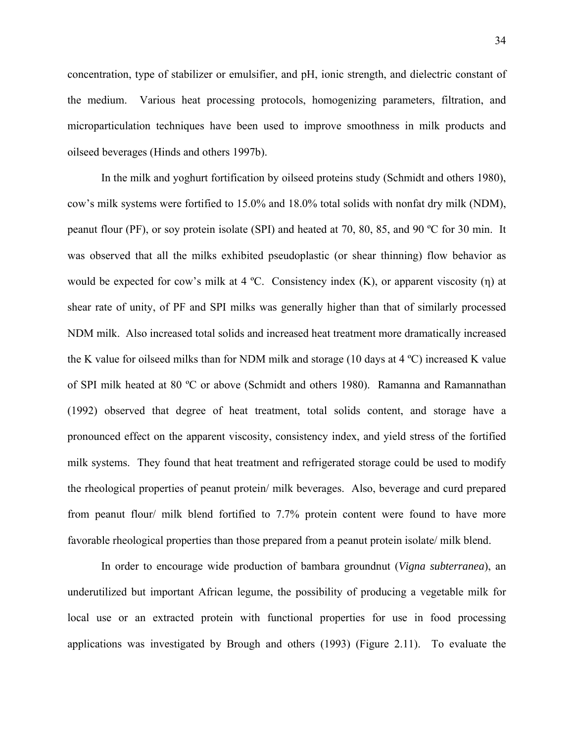concentration, type of stabilizer or emulsifier, and pH, ionic strength, and dielectric constant of the medium. Various heat processing protocols, homogenizing parameters, filtration, and microparticulation techniques have been used to improve smoothness in milk products and oilseed beverages (Hinds and others 1997b).

In the milk and yoghurt fortification by oilseed proteins study (Schmidt and others 1980), cow's milk systems were fortified to 15.0% and 18.0% total solids with nonfat dry milk (NDM), peanut flour (PF), or soy protein isolate (SPI) and heated at 70, 80, 85, and 90 ºC for 30 min. It was observed that all the milks exhibited pseudoplastic (or shear thinning) flow behavior as would be expected for cow's milk at 4 ºC. Consistency index (K), or apparent viscosity (η) at shear rate of unity, of PF and SPI milks was generally higher than that of similarly processed NDM milk. Also increased total solids and increased heat treatment more dramatically increased the K value for oilseed milks than for NDM milk and storage (10 days at 4 ºC) increased K value of SPI milk heated at 80 ºC or above (Schmidt and others 1980). Ramanna and Ramannathan (1992) observed that degree of heat treatment, total solids content, and storage have a pronounced effect on the apparent viscosity, consistency index, and yield stress of the fortified milk systems. They found that heat treatment and refrigerated storage could be used to modify the rheological properties of peanut protein/ milk beverages. Also, beverage and curd prepared from peanut flour/ milk blend fortified to 7.7% protein content were found to have more favorable rheological properties than those prepared from a peanut protein isolate/ milk blend.

In order to encourage wide production of bambara groundnut (*Vigna subterranea*), an underutilized but important African legume, the possibility of producing a vegetable milk for local use or an extracted protein with functional properties for use in food processing applications was investigated by Brough and others (1993) (Figure 2.11). To evaluate the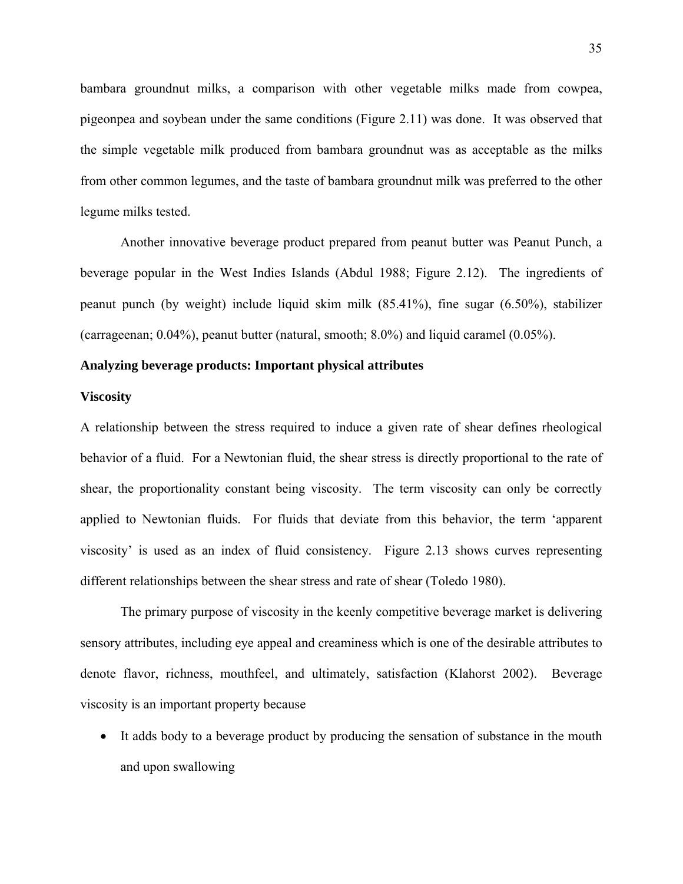bambara groundnut milks, a comparison with other vegetable milks made from cowpea, pigeonpea and soybean under the same conditions (Figure 2.11) was done. It was observed that the simple vegetable milk produced from bambara groundnut was as acceptable as the milks from other common legumes, and the taste of bambara groundnut milk was preferred to the other legume milks tested.

Another innovative beverage product prepared from peanut butter was Peanut Punch, a beverage popular in the West Indies Islands (Abdul 1988; Figure 2.12). The ingredients of peanut punch (by weight) include liquid skim milk (85.41%), fine sugar (6.50%), stabilizer (carrageenan; 0.04%), peanut butter (natural, smooth; 8.0%) and liquid caramel (0.05%).

**Analyzing beverage products: Important physical attributes**

**Viscosity**

A relationship between the stress required to induce a given rate of shear defines rheological behavior of a fluid. For a Newtonian fluid, the shear stress is directly proportional to the rate of shear, the proportionality constant being viscosity. The term viscosity can only be correctly applied to Newtonian fluids. For fluids that deviate from this behavior, the term 'apparent viscosity' is used as an index of fluid consistency. Figure 2.13 shows curves representing different relationships between the shear stress and rate of shear (Toledo 1980).

The primary purpose of viscosity in the keenly competitive beverage market is delivering sensory attributes, including eye appeal and creaminess which is one of the desirable attributes to denote flavor, richness, mouthfeel, and ultimately, satisfaction (Klahorst 2002). Beverage viscosity is an important property because

- It adds body to a beverage product by producing the sensation of substance in the mouth and upon swallowing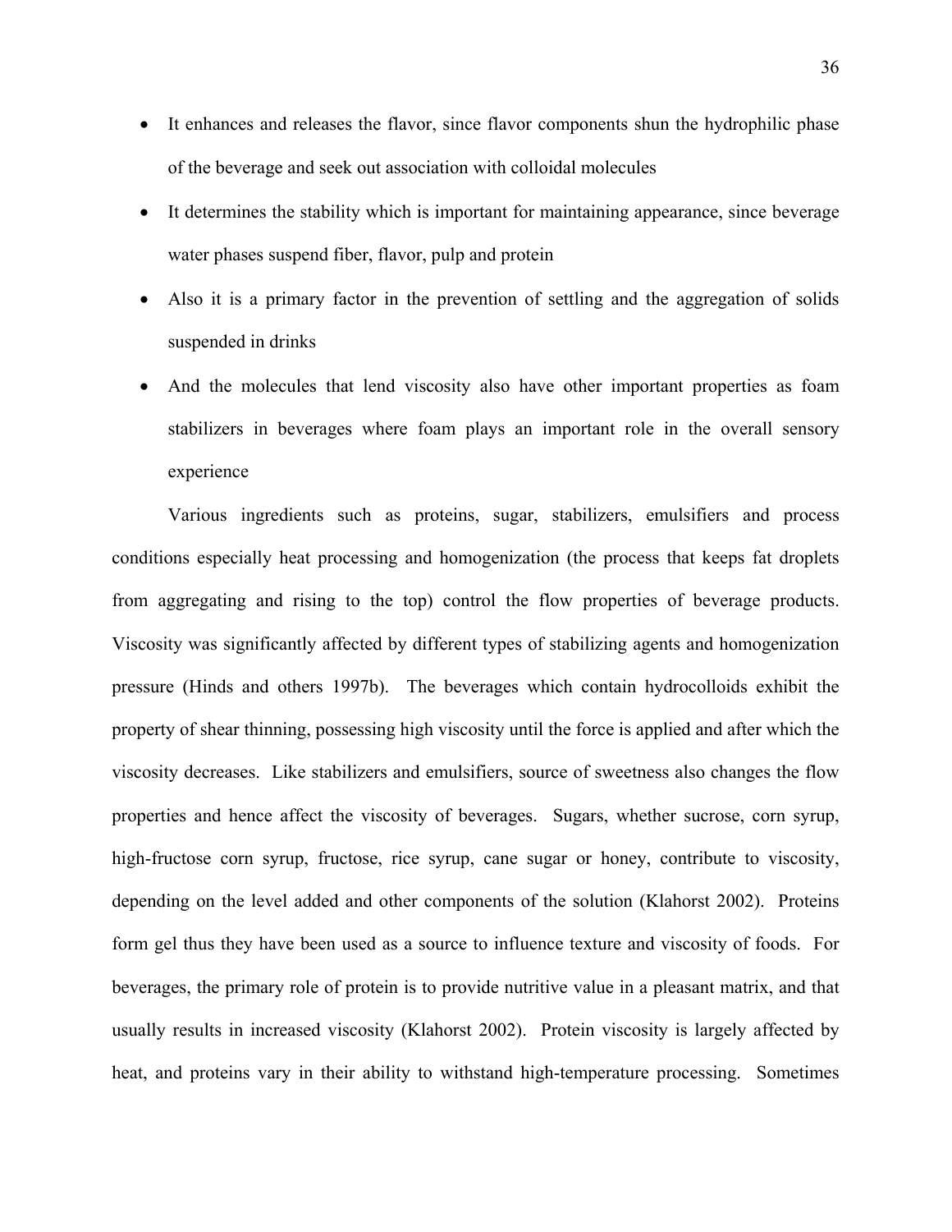- It enhances and releases the flavor, since flavor components shun the hydrophilic phase of the beverage and seek out association with colloidal molecules
- It determines the stability which is important for maintaining appearance, since beverage water phases suspend fiber, flavor, pulp and protein
- Also it is a primary factor in the prevention of settling and the aggregation of solids suspended in drinks
- And the molecules that lend viscosity also have other important properties as foam stabilizers in beverages where foam plays an important role in the overall sensory experience

Various ingredients such as proteins, sugar, stabilizers, emulsifiers and process conditions especially heat processing and homogenization (the process that keeps fat droplets from aggregating and rising to the top) control the flow properties of beverage products. Viscosity was significantly affected by different types of stabilizing agents and homogenization pressure (Hinds and others 1997b). The beverages which contain hydrocolloids exhibit the property of shear thinning, possessing high viscosity until the force is applied and after which the viscosity decreases. Like stabilizers and emulsifiers, source of sweetness also changes the flow properties and hence affect the viscosity of beverages. Sugars, whether sucrose, corn syrup, high-fructose corn syrup, fructose, rice syrup, cane sugar or honey, contribute to viscosity, depending on the level added and other components of the solution (Klahorst 2002). Proteins form gel thus they have been used as a source to influence texture and viscosity of foods. For beverages, the primary role of protein is to provide nutritive value in a pleasant matrix, and that usually results in increased viscosity (Klahorst 2002). Protein viscosity is largely affected by heat, and proteins vary in their ability to withstand high-temperature processing. Sometimes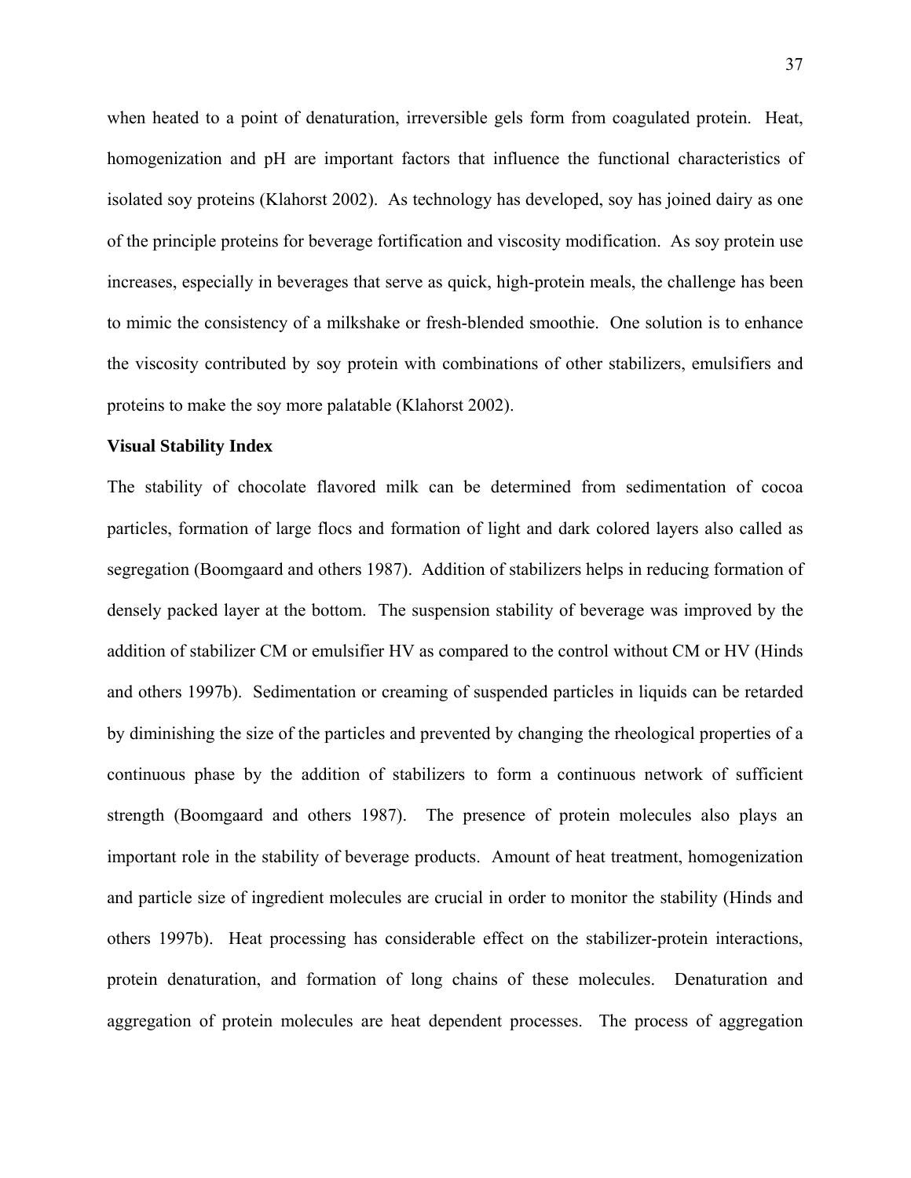when heated to a point of denaturation, irreversible gels form from coagulated protein. Heat, homogenization and pH are important factors that influence the functional characteristics of isolated soy proteins (Klahorst 2002). As technology has developed, soy has joined dairy as one of the principle proteins for beverage fortification and viscosity modification. As soy protein use increases, especially in beverages that serve as quick, high-protein meals, the challenge has been to mimic the consistency of a milkshake or fresh-blended smoothie. One solution is to enhance the viscosity contributed by soy protein with combinations of other stabilizers, emulsifiers and proteins to make the soy more palatable (Klahorst 2002).

**Visual Stability Index**

The stability of chocolate flavored milk can be determined from sedimentation of cocoa particles, formation of large flocs and formation of light and dark colored layers also called as segregation (Boomgaard and others 1987). Addition of stabilizers helps in reducing formation of densely packed layer at the bottom. The suspension stability of beverage was improved by the addition of stabilizer CM or emulsifier HV as compared to the control without CM or HV (Hinds and others 1997b). Sedimentation or creaming of suspended particles in liquids can be retarded by diminishing the size of the particles and prevented by changing the rheological properties of a continuous phase by the addition of stabilizers to form a continuous network of sufficient strength (Boomgaard and others 1987). The presence of protein molecules also plays an important role in the stability of beverage products. Amount of heat treatment, homogenization and particle size of ingredient molecules are crucial in order to monitor the stability (Hinds and others 1997b). Heat processing has considerable effect on the stabilizer-protein interactions, protein denaturation, and formation of long chains of these molecules. Denaturation and aggregation of protein molecules are heat dependent processes. The process of aggregation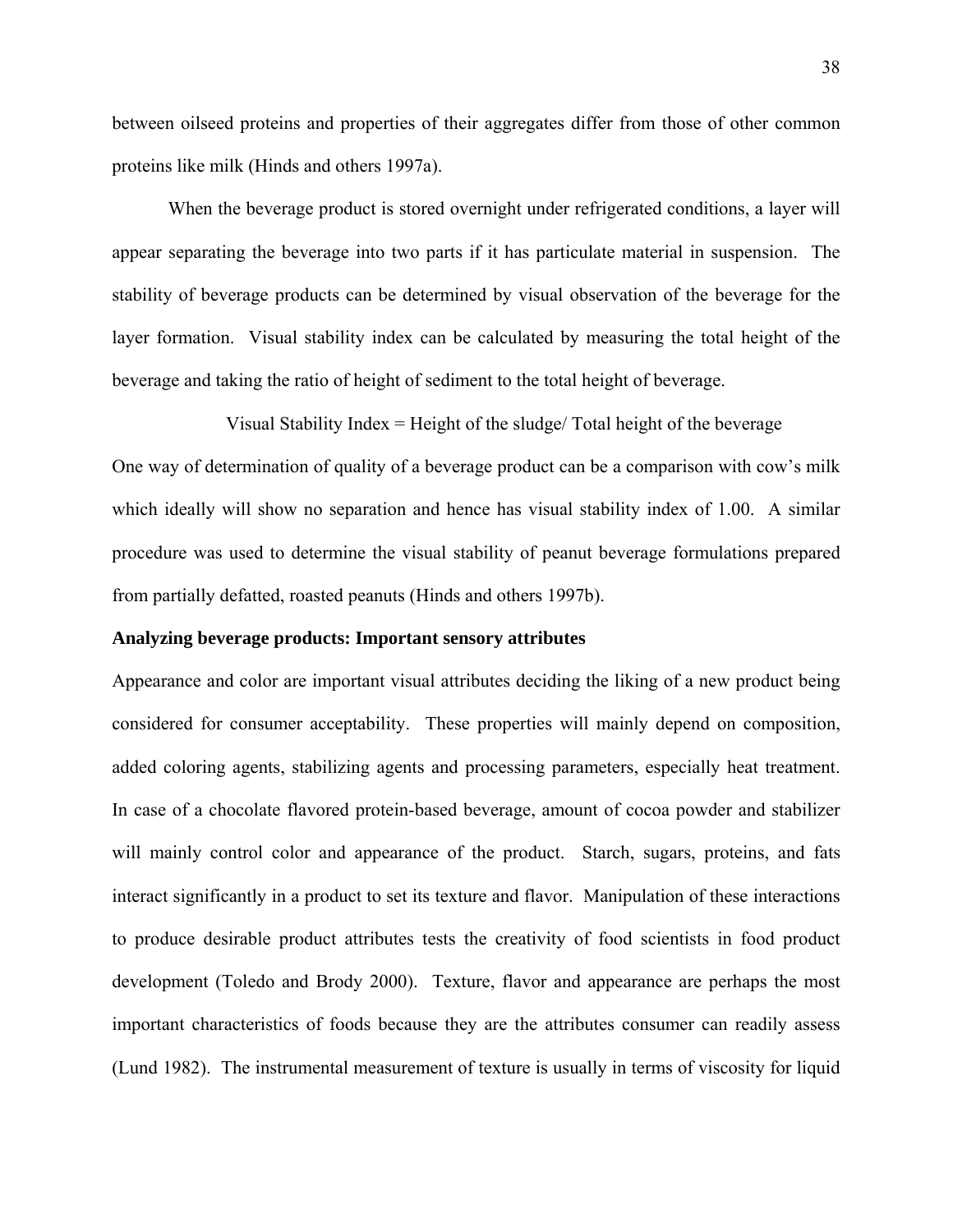between oilseed proteins and properties of their aggregates differ from those of other common proteins like milk (Hinds and others 1997a).

When the beverage product is stored overnight under refrigerated conditions, a layer will appear separating the beverage into two parts if it has particulate material in suspension. The stability of beverage products can be determined by visual observation of the beverage for the layer formation. Visual stability index can be calculated by measuring the total height of the beverage and taking the ratio of height of sediment to the total height of beverage.

Visual Stability Index = Height of the sludge/ Total height of the beverage

One way of determination of quality of a beverage product can be a comparison with cow's milk which ideally will show no separation and hence has visual stability index of 1.00. A similar procedure was used to determine the visual stability of peanut beverage formulations prepared from partially defatted, roasted peanuts (Hinds and others 1997b).

**Analyzing beverage products: Important sensory attributes**

Appearance and color are important visual attributes deciding the liking of a new product being considered for consumer acceptability. These properties will mainly depend on composition, added coloring agents, stabilizing agents and processing parameters, especially heat treatment. In case of a chocolate flavored protein-based beverage, amount of cocoa powder and stabilizer will mainly control color and appearance of the product. Starch, sugars, proteins, and fats interact significantly in a product to set its texture and flavor. Manipulation of these interactions to produce desirable product attributes tests the creativity of food scientists in food product development (Toledo and Brody 2000). Texture, flavor and appearance are perhaps the most important characteristics of foods because they are the attributes consumer can readily assess (Lund 1982). The instrumental measurement of texture is usually in terms of viscosity for liquid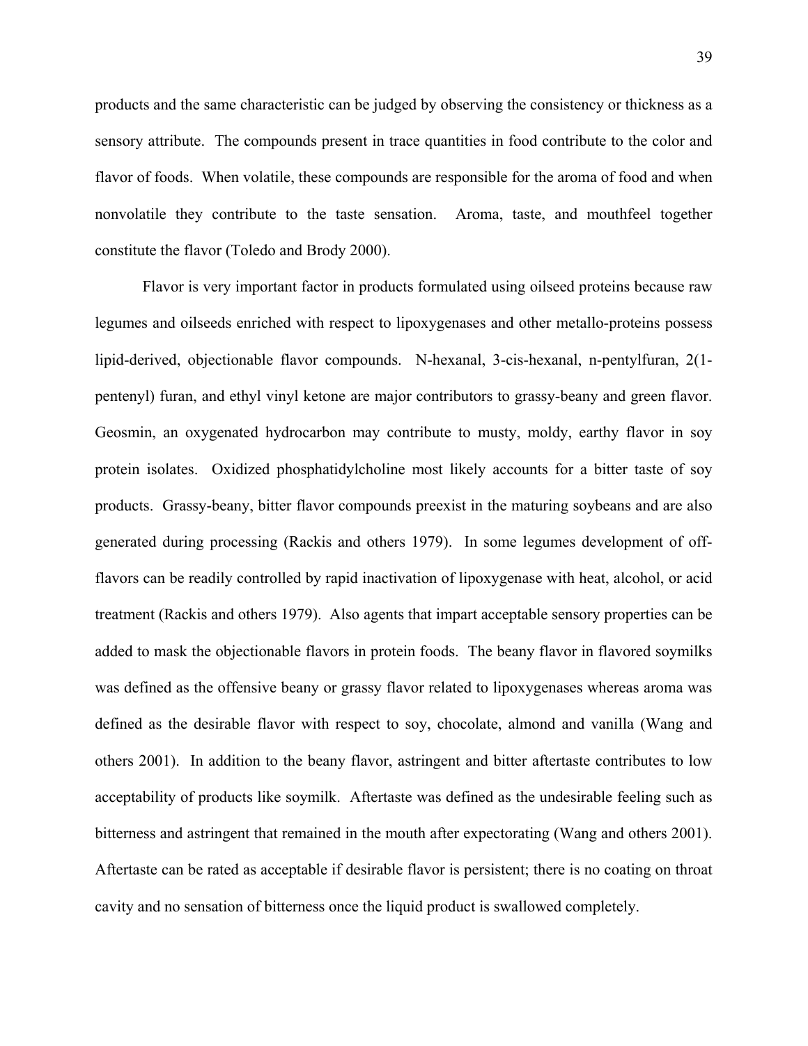products and the same characteristic can be judged by observing the consistency or thickness as a sensory attribute. The compounds present in trace quantities in food contribute to the color and flavor of foods. When volatile, these compounds are responsible for the aroma of food and when nonvolatile they contribute to the taste sensation. Aroma, taste, and mouthfeel together constitute the flavor (Toledo and Brody 2000).

Flavor is very important factor in products formulated using oilseed proteins because raw legumes and oilseeds enriched with respect to lipoxygenases and other metallo-proteins possess lipid-derived, objectionable flavor compounds. N-hexanal, 3-cis-hexanal, n-pentylfuran, 2(1-pentenyl) furan, and ethyl vinyl ketone are major contributors to grassy-beany and green flavor. Geosmin, an oxygenated hydrocarbon may contribute to musty, moldy, earthy flavor in soy protein isolates. Oxidized phosphatidylcholine most likely accounts for a bitter taste of soy products. Grassy-beany, bitter flavor compounds preexist in the maturing soybeans and are also generated during processing (Rackis and others 1979). In some legumes development of off-flavors can be readily controlled by rapid inactivation of lipoxygenase with heat, alcohol, or acid treatment (Rackis and others 1979). Also agents that impart acceptable sensory properties can be added to mask the objectionable flavors in protein foods. The beany flavor in flavored soymilks was defined as the offensive beany or grassy flavor related to lipoxygenases whereas aroma was defined as the desirable flavor with respect to soy, chocolate, almond and vanilla (Wang and others 2001). In addition to the beany flavor, astringent and bitter aftertaste contributes to low acceptability of products like soymilk. Aftertaste was defined as the undesirable feeling such as bitterness and astringent that remained in the mouth after expectorating (Wang and others 2001). Aftertaste can be rated as acceptable if desirable flavor is persistent; there is no coating on throat cavity and no sensation of bitterness once the liquid product is swallowed completely.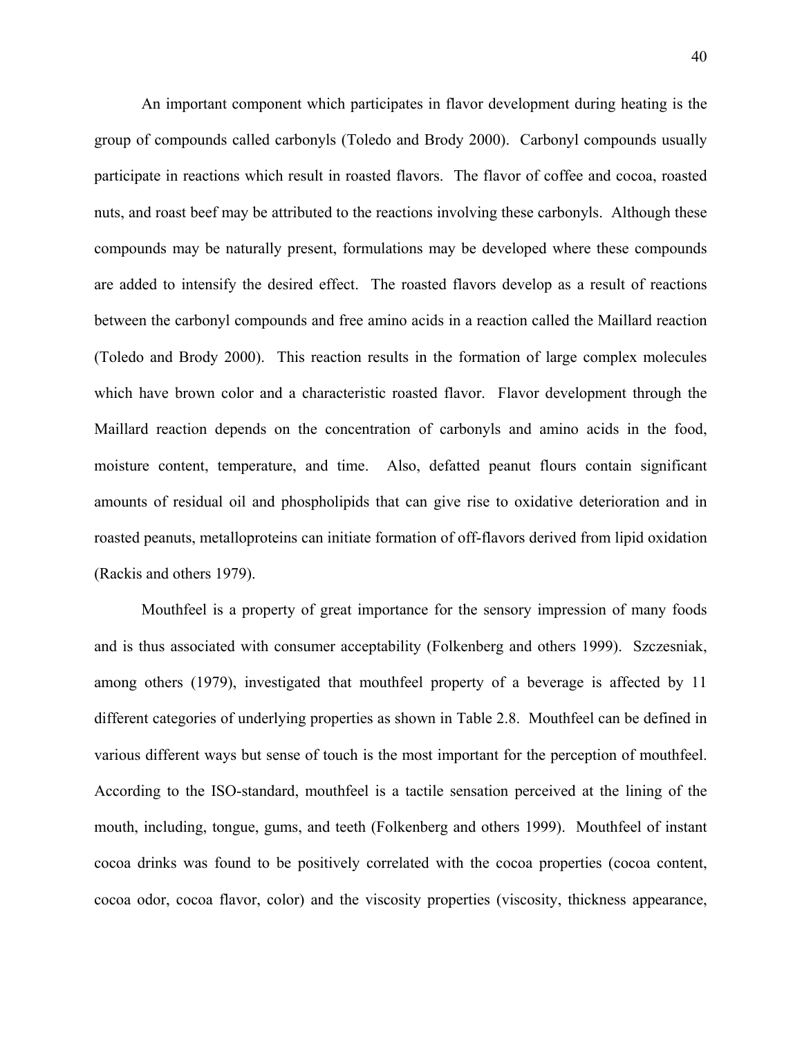An important component which participates in flavor development during heating is the group of compounds called carbonyls (Toledo and Brody 2000). Carbonyl compounds usually participate in reactions which result in roasted flavors. The flavor of coffee and cocoa, roasted nuts, and roast beef may be attributed to the reactions involving these carbonyls. Although these compounds may be naturally present, formulations may be developed where these compounds are added to intensify the desired effect. The roasted flavors develop as a result of reactions between the carbonyl compounds and free amino acids in a reaction called the Maillard reaction (Toledo and Brody 2000). This reaction results in the formation of large complex molecules which have brown color and a characteristic roasted flavor. Flavor development through the Maillard reaction depends on the concentration of carbonyls and amino acids in the food, moisture content, temperature, and time. Also, defatted peanut flours contain significant amounts of residual oil and phospholipids that can give rise to oxidative deterioration and in roasted peanuts, metalloproteins can initiate formation of off-flavors derived from lipid oxidation (Rackis and others 1979).

Mouthfeel is a property of great importance for the sensory impression of many foods and is thus associated with consumer acceptability (Folkenberg and others 1999). Szczesniak, among others (1979), investigated that mouthfeel property of a beverage is affected by 11 different categories of underlying properties as shown in Table 2.8. Mouthfeel can be defined in various different ways but sense of touch is the most important for the perception of mouthfeel. According to the ISO-standard, mouthfeel is a tactile sensation perceived at the lining of the mouth, including, tongue, gums, and teeth (Folkenberg and others 1999). Mouthfeel of instant cocoa drinks was found to be positively correlated with the cocoa properties (cocoa content, cocoa odor, cocoa flavor, color) and the viscosity properties (viscosity, thickness appearance,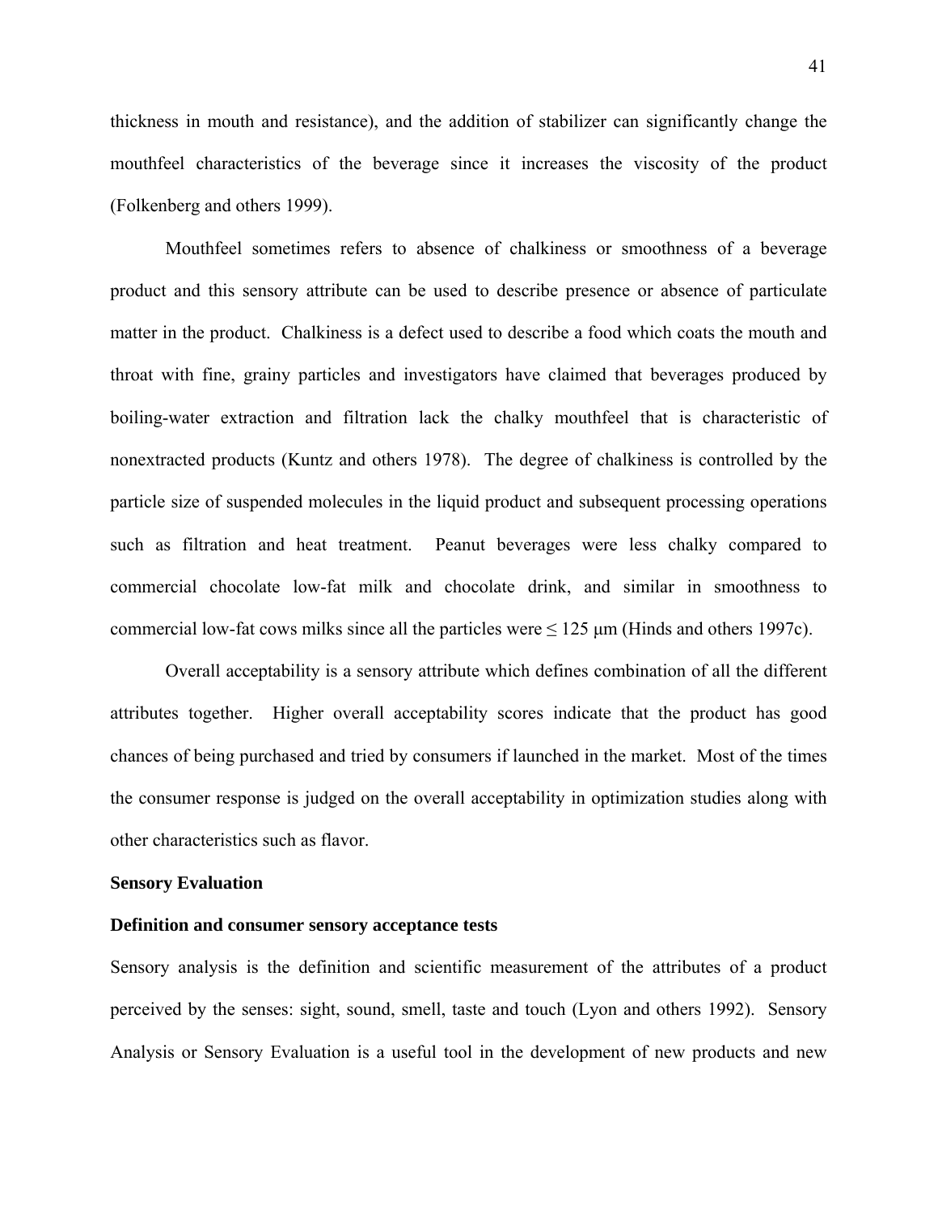thickness in mouth and resistance), and the addition of stabilizer can significantly change the mouthfeel characteristics of the beverage since it increases the viscosity of the product (Folkenberg and others 1999).

Mouthfeel sometimes refers to absence of chalkiness or smoothness of a beverage product and this sensory attribute can be used to describe presence or absence of particulate matter in the product. Chalkiness is a defect used to describe a food which coats the mouth and throat with fine, grainy particles and investigators have claimed that beverages produced by boiling-water extraction and filtration lack the chalky mouthfeel that is characteristic of nonextracted products (Kuntz and others 1978). The degree of chalkiness is controlled by the particle size of suspended molecules in the liquid product and subsequent processing operations such as filtration and heat treatment. Peanut beverages were less chalky compared to commercial chocolate low-fat milk and chocolate drink, and similar in smoothness to commercial low-fat cows milks since all the particles were ≤ 125 μm (Hinds and others 1997c).

Overall acceptability is a sensory attribute which defines combination of all the different attributes together. Higher overall acceptability scores indicate that the product has good chances of being purchased and tried by consumers if launched in the market. Most of the times the consumer response is judged on the overall acceptability in optimization studies along with other characteristics such as flavor.

## Sensory Evaluation

### Definition and consumer sensory acceptance tests

Sensory analysis is the definition and scientific measurement of the attributes of a product perceived by the senses: sight, sound, smell, taste and touch (Lyon and others 1992). Sensory Analysis or Sensory Evaluation is a useful tool in the development of new products and new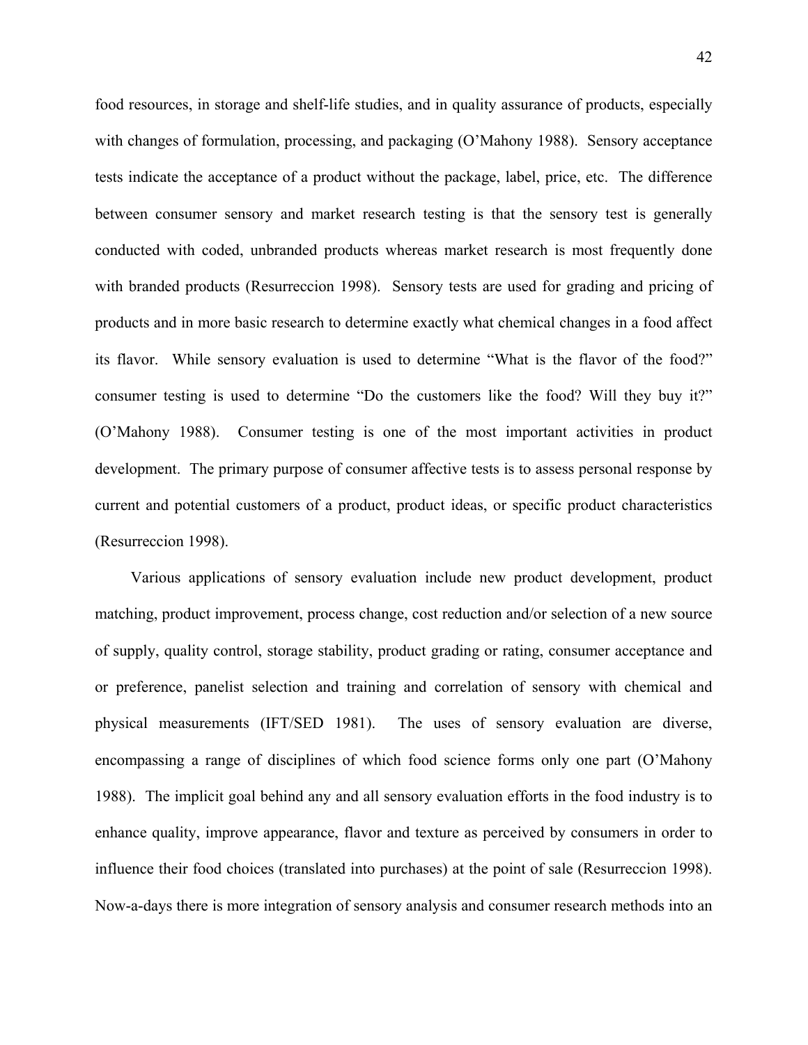food resources, in storage and shelf-life studies, and in quality assurance of products, especially with changes of formulation, processing, and packaging (O'Mahony 1988). Sensory acceptance tests indicate the acceptance of a product without the package, label, price, etc. The difference between consumer sensory and market research testing is that the sensory test is generally conducted with coded, unbranded products whereas market research is most frequently done with branded products (Resurreccion 1998). Sensory tests are used for grading and pricing of products and in more basic research to determine exactly what chemical changes in a food affect its flavor. While sensory evaluation is used to determine "What is the flavor of the food?" consumer testing is used to determine "Do the customers like the food? Will they buy it?" (O'Mahony 1988). Consumer testing is one of the most important activities in product development. The primary purpose of consumer affective tests is to assess personal response by current and potential customers of a product, product ideas, or specific product characteristics (Resurreccion 1998).

Various applications of sensory evaluation include new product development, product matching, product improvement, process change, cost reduction and/or selection of a new source of supply, quality control, storage stability, product grading or rating, consumer acceptance and or preference, panelist selection and training and correlation of sensory with chemical and physical measurements (IFT/SED 1981). The uses of sensory evaluation are diverse, encompassing a range of disciplines of which food science forms only one part (O'Mahony 1988). The implicit goal behind any and all sensory evaluation efforts in the food industry is to enhance quality, improve appearance, flavor and texture as perceived by consumers in order to influence their food choices (translated into purchases) at the point of sale (Resurreccion 1998). Now-a-days there is more integration of sensory analysis and consumer research methods into an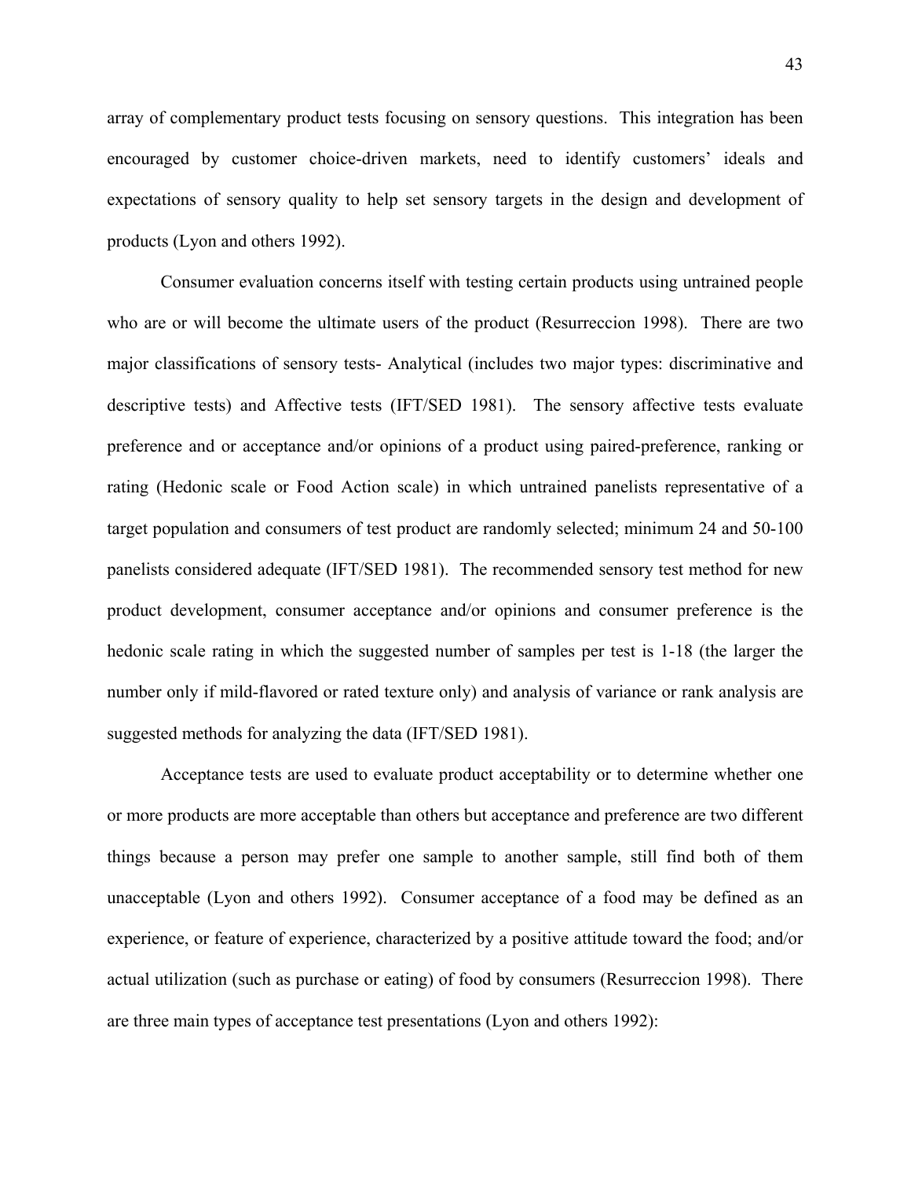array of complementary product tests focusing on sensory questions. This integration has been encouraged by customer choice-driven markets, need to identify customers' ideals and expectations of sensory quality to help set sensory targets in the design and development of products (Lyon and others 1992).

Consumer evaluation concerns itself with testing certain products using untrained people who are or will become the ultimate users of the product (Resurreccion 1998). There are two major classifications of sensory tests- Analytical (includes two major types: discriminative and descriptive tests) and Affective tests (IFT/SED 1981). The sensory affective tests evaluate preference and or acceptance and/or opinions of a product using paired-preference, ranking or rating (Hedonic scale or Food Action scale) in which untrained panelists representative of a target population and consumers of test product are randomly selected; minimum 24 and 50-100 panelists considered adequate (IFT/SED 1981). The recommended sensory test method for new product development, consumer acceptance and/or opinions and consumer preference is the hedonic scale rating in which the suggested number of samples per test is 1-18 (the larger the number only if mild-flavored or rated texture only) and analysis of variance or rank analysis are suggested methods for analyzing the data (IFT/SED 1981).

Acceptance tests are used to evaluate product acceptability or to determine whether one or more products are more acceptable than others but acceptance and preference are two different things because a person may prefer one sample to another sample, still find both of them unacceptable (Lyon and others 1992). Consumer acceptance of a food may be defined as an experience, or feature of experience, characterized by a positive attitude toward the food; and/or actual utilization (such as purchase or eating) of food by consumers (Resurreccion 1998). There are three main types of acceptance test presentations (Lyon and others 1992):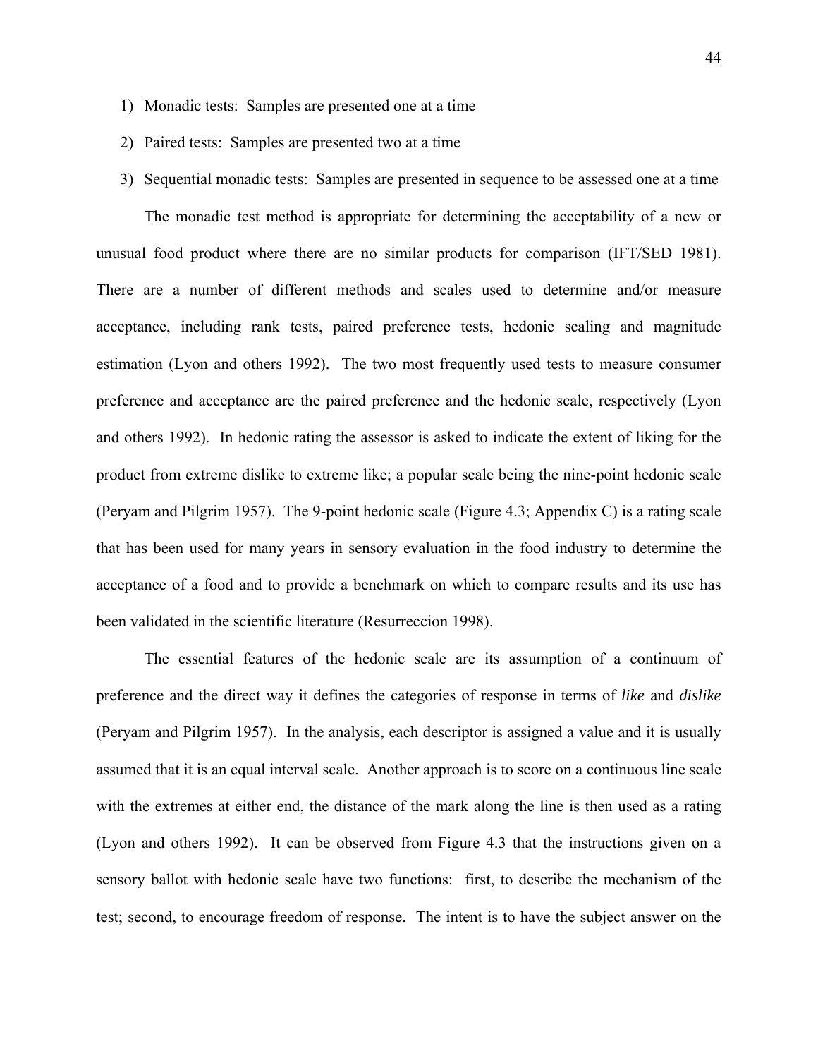1) Monadic tests: Samples are presented one at a time
2) Paired tests: Samples are presented two at a time
3) Sequential monadic tests: Samples are presented in sequence to be assessed one at a time

The monadic test method is appropriate for determining the acceptability of a new or unusual food product where there are no similar products for comparison (IFT/SED 1981). There are a number of different methods and scales used to determine and/or measure acceptance, including rank tests, paired preference tests, hedonic scaling and magnitude estimation (Lyon and others 1992). The two most frequently used tests to measure consumer preference and acceptance are the paired preference and the hedonic scale, respectively (Lyon and others 1992). In hedonic rating the assessor is asked to indicate the extent of liking for the product from extreme dislike to extreme like; a popular scale being the nine-point hedonic scale (Peryam and Pilgrim 1957). The 9-point hedonic scale (Figure 4.3; Appendix C) is a rating scale that has been used for many years in sensory evaluation in the food industry to determine the acceptance of a food and to provide a benchmark on which to compare results and its use has been validated in the scientific literature (Resurreccion 1998).

The essential features of the hedonic scale are its assumption of a continuum of preference and the direct way it defines the categories of response in terms of *like* and *dislike* (Peryam and Pilgrim 1957). In the analysis, each descriptor is assigned a value and it is usually assumed that it is an equal interval scale. Another approach is to score on a continuous line scale with the extremes at either end, the distance of the mark along the line is then used as a rating (Lyon and others 1992). It can be observed from Figure 4.3 that the instructions given on a sensory ballot with hedonic scale have two functions: first, to describe the mechanism of the test; second, to encourage freedom of response. The intent is to have the subject answer on the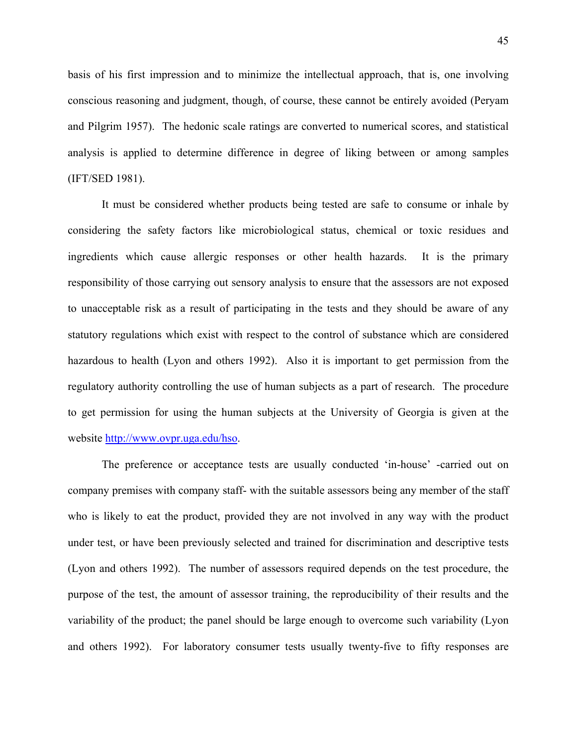basis of his first impression and to minimize the intellectual approach, that is, one involving conscious reasoning and judgment, though, of course, these cannot be entirely avoided (Peryam and Pilgrim 1957). The hedonic scale ratings are converted to numerical scores, and statistical analysis is applied to determine difference in degree of liking between or among samples (IFT/SED 1981).

It must be considered whether products being tested are safe to consume or inhale by considering the safety factors like microbiological status, chemical or toxic residues and ingredients which cause allergic responses or other health hazards. It is the primary responsibility of those carrying out sensory analysis to ensure that the assessors are not exposed to unacceptable risk as a result of participating in the tests and they should be aware of any statutory regulations which exist with respect to the control of substance which are considered hazardous to health (Lyon and others 1992). Also it is important to get permission from the regulatory authority controlling the use of human subjects as a part of research. The procedure to get permission for using the human subjects at the University of Georgia is given at the website http://www.ovpr.uga.edu/hso.

The preference or acceptance tests are usually conducted 'in-house' -carried out on company premises with company staff- with the suitable assessors being any member of the staff who is likely to eat the product, provided they are not involved in any way with the product under test, or have been previously selected and trained for discrimination and descriptive tests (Lyon and others 1992). The number of assessors required depends on the test procedure, the purpose of the test, the amount of assessor training, the reproducibility of their results and the variability of the product; the panel should be large enough to overcome such variability (Lyon and others 1992). For laboratory consumer tests usually twenty-five to fifty responses are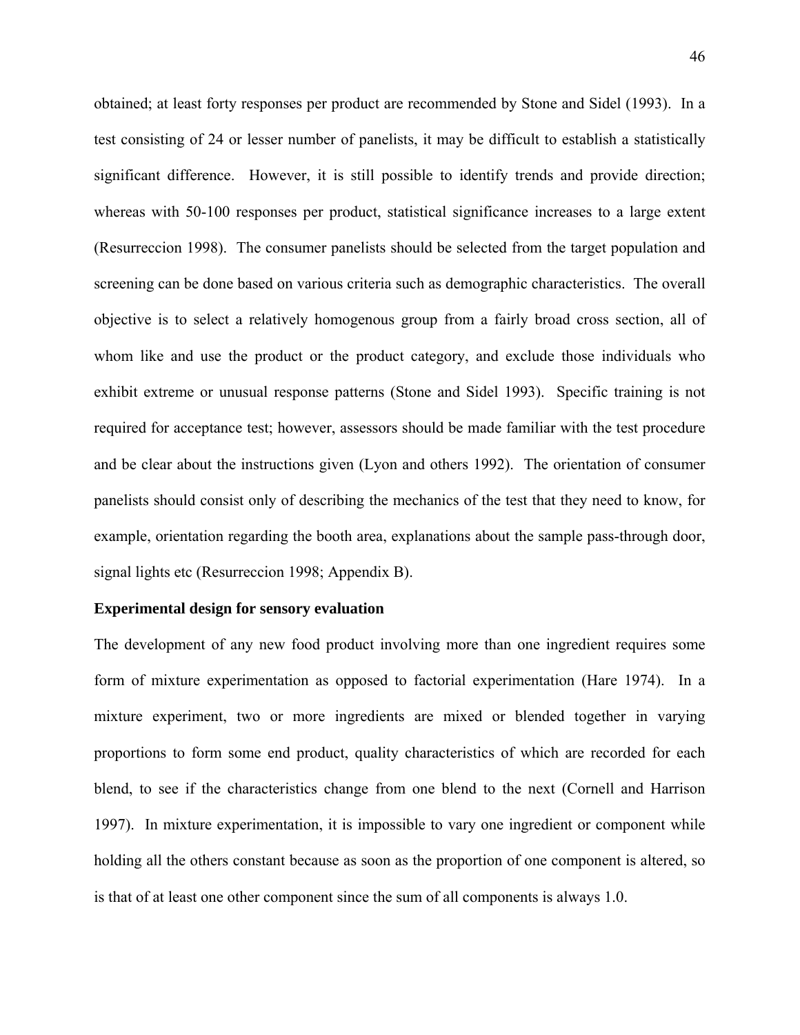obtained; at least forty responses per product are recommended by Stone and Sidel (1993). In a test consisting of 24 or lesser number of panelists, it may be difficult to establish a statistically significant difference. However, it is still possible to identify trends and provide direction; whereas with 50-100 responses per product, statistical significance increases to a large extent (Resurreccion 1998). The consumer panelists should be selected from the target population and screening can be done based on various criteria such as demographic characteristics. The overall objective is to select a relatively homogenous group from a fairly broad cross section, all of whom like and use the product or the product category, and exclude those individuals who exhibit extreme or unusual response patterns (Stone and Sidel 1993). Specific training is not required for acceptance test; however, assessors should be made familiar with the test procedure and be clear about the instructions given (Lyon and others 1992). The orientation of consumer panelists should consist only of describing the mechanics of the test that they need to know, for example, orientation regarding the booth area, explanations about the sample pass-through door, signal lights etc (Resurreccion 1998; Appendix B).

**Experimental design for sensory evaluation**

The development of any new food product involving more than one ingredient requires some form of mixture experimentation as opposed to factorial experimentation (Hare 1974). In a mixture experiment, two or more ingredients are mixed or blended together in varying proportions to form some end product, quality characteristics of which are recorded for each blend, to see if the characteristics change from one blend to the next (Cornell and Harrison 1997). In mixture experimentation, it is impossible to vary one ingredient or component while holding all the others constant because as soon as the proportion of one component is altered, so is that of at least one other component since the sum of all components is always 1.0.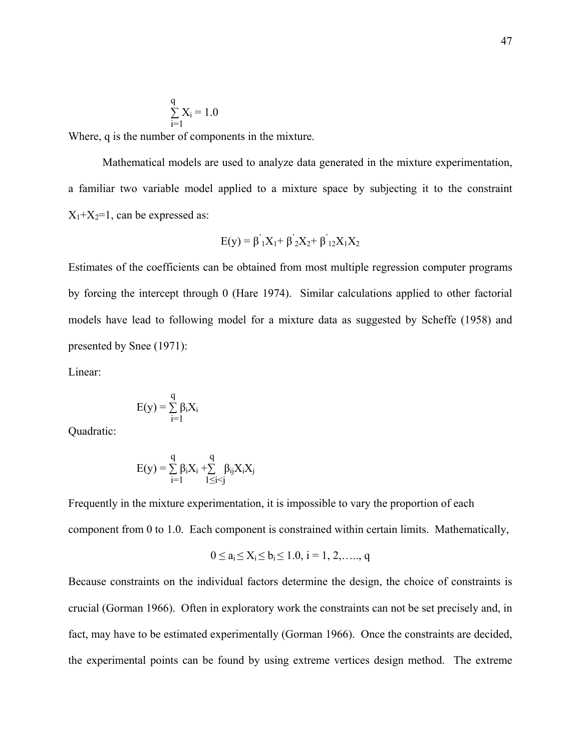$$\sum_{i=1}^{q} X_i = 1.0$$

Where, q is the number of components in the mixture.

Mathematical models are used to analyze data generated in the mixture experimentation, a familiar two variable model applied to a mixture space by subjecting it to the constraint $X_1+X_2=1$, can be expressed as:

$$E(y) = \beta'_1 X_1 + \beta'_2 X_2 + \beta'_{12} X_1 X_2$$

Estimates of the coefficients can be obtained from most multiple regression computer programs by forcing the intercept through 0 (Hare 1974). Similar calculations applied to other factorial models have lead to following model for a mixture data as suggested by Scheffe (1958) and presented by Snee (1971):

Linear:

$$E(y) = \sum_{i=1}^{q} \beta_i X_i$$

Quadratic:

$$E(y) = \sum_{i=1}^{q} \beta_i X_i + \sum_{1 \leq i < j}^{q} \beta_{ij} X_i X_j$$

Frequently in the mixture experimentation, it is impossible to vary the proportion of each component from 0 to 1.0. Each component is constrained within certain limits. Mathematically,

$$0 \leq a_i \leq X_i \leq b_i \leq 1.0,\ i = 1, 2, \ldots, q$$

Because constraints on the individual factors determine the design, the choice of constraints is crucial (Gorman 1966). Often in exploratory work the constraints can not be set precisely and, in fact, may have to be estimated experimentally (Gorman 1966). Once the constraints are decided, the experimental points can be found by using extreme vertices design method. The extreme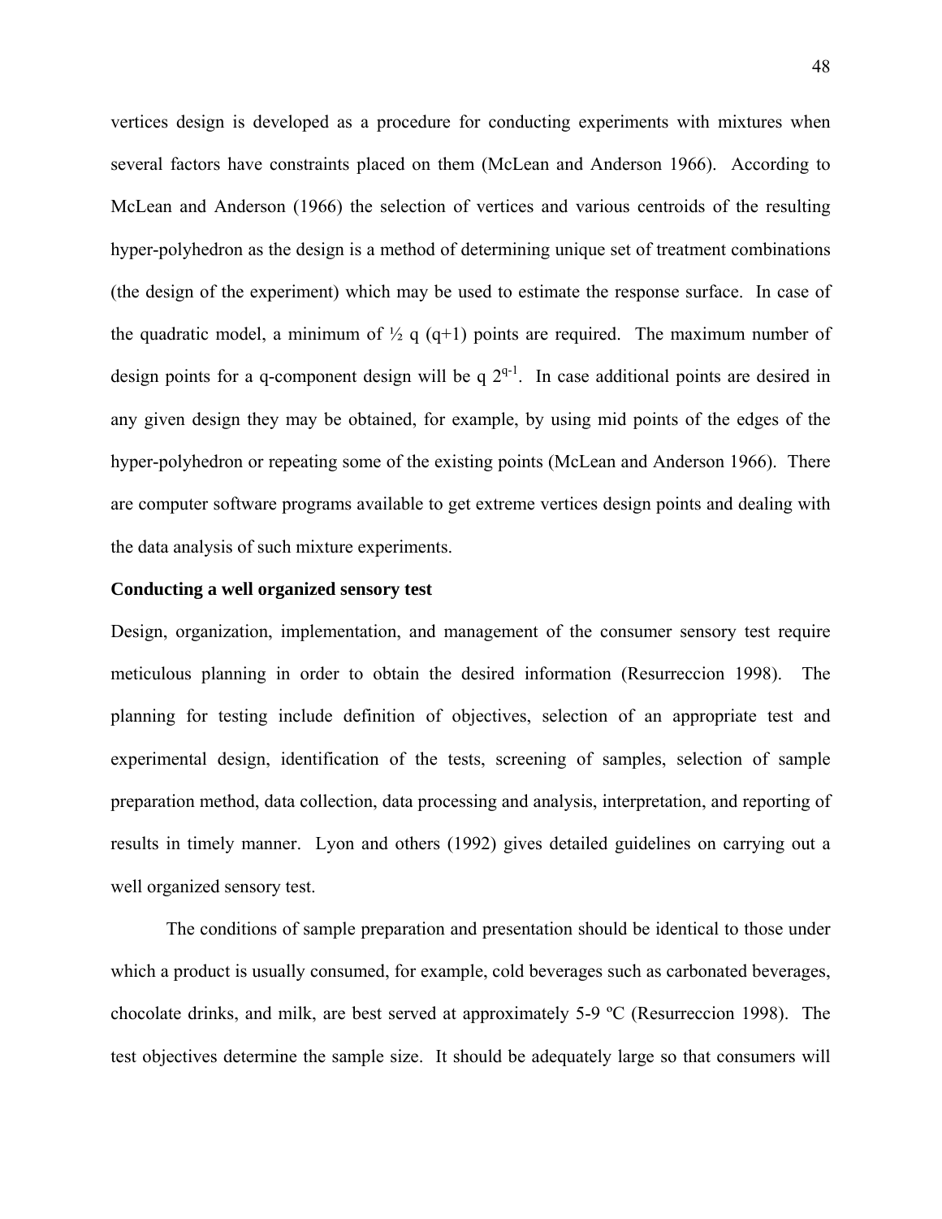vertices design is developed as a procedure for conducting experiments with mixtures when several factors have constraints placed on them (McLean and Anderson 1966). According to McLean and Anderson (1966) the selection of vertices and various centroids of the resulting hyper-polyhedron as the design is a method of determining unique set of treatment combinations (the design of the experiment) which may be used to estimate the response surface. In case of the quadratic model, a minimum of $\frac{1}{2}$ q (q+1) points are required. The maximum number of design points for a q-component design will be q $2^{q-1}$. In case additional points are desired in any given design they may be obtained, for example, by using mid points of the edges of the hyper-polyhedron or repeating some of the existing points (McLean and Anderson 1966). There are computer software programs available to get extreme vertices design points and dealing with the data analysis of such mixture experiments.

**Conducting a well organized sensory test**

Design, organization, implementation, and management of the consumer sensory test require meticulous planning in order to obtain the desired information (Resurreccion 1998). The planning for testing include definition of objectives, selection of an appropriate test and experimental design, identification of the tests, screening of samples, selection of sample preparation method, data collection, data processing and analysis, interpretation, and reporting of results in timely manner. Lyon and others (1992) gives detailed guidelines on carrying out a well organized sensory test.

The conditions of sample preparation and presentation should be identical to those under which a product is usually consumed, for example, cold beverages such as carbonated beverages, chocolate drinks, and milk, are best served at approximately 5-9 ºC (Resurreccion 1998). The test objectives determine the sample size. It should be adequately large so that consumers will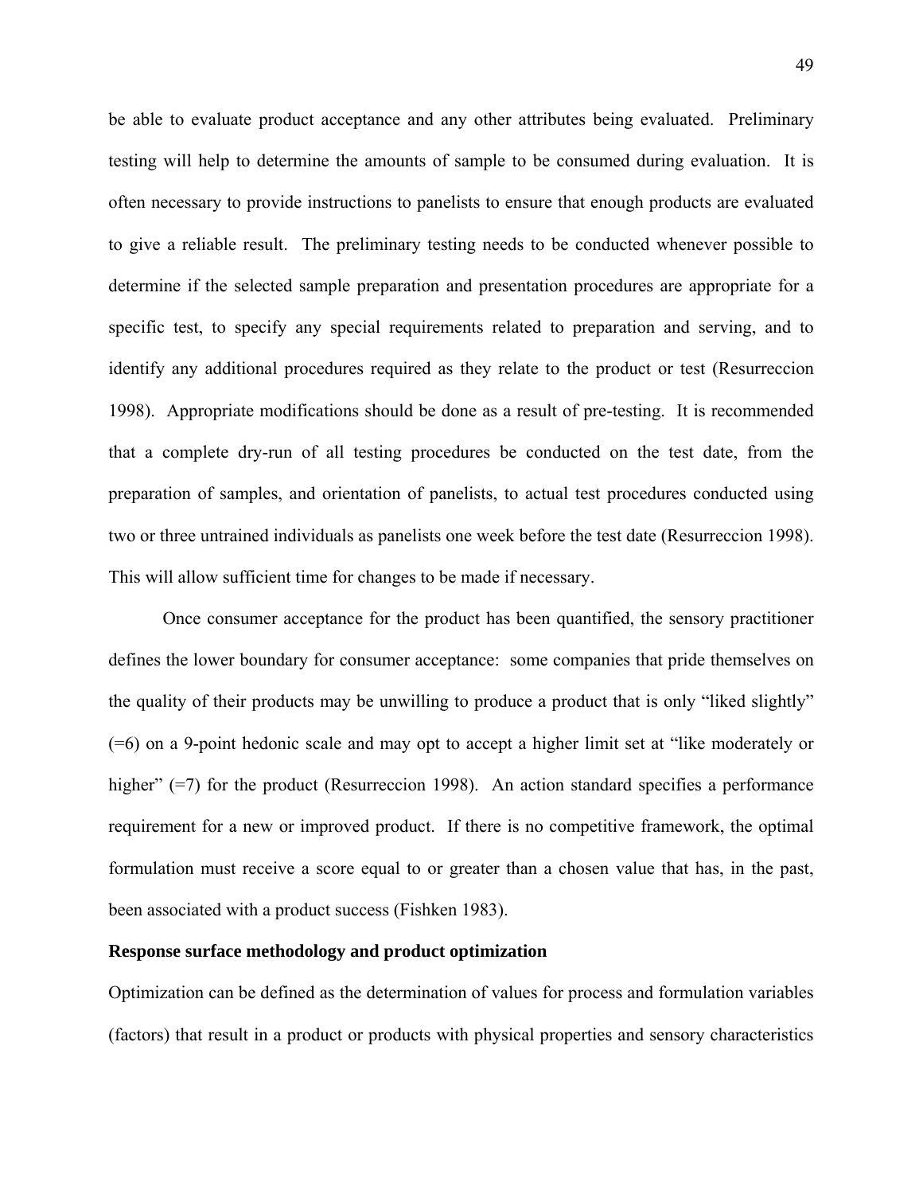be able to evaluate product acceptance and any other attributes being evaluated. Preliminary testing will help to determine the amounts of sample to be consumed during evaluation. It is often necessary to provide instructions to panelists to ensure that enough products are evaluated to give a reliable result. The preliminary testing needs to be conducted whenever possible to determine if the selected sample preparation and presentation procedures are appropriate for a specific test, to specify any special requirements related to preparation and serving, and to identify any additional procedures required as they relate to the product or test (Resurreccion 1998). Appropriate modifications should be done as a result of pre-testing. It is recommended that a complete dry-run of all testing procedures be conducted on the test date, from the preparation of samples, and orientation of panelists, to actual test procedures conducted using two or three untrained individuals as panelists one week before the test date (Resurreccion 1998). This will allow sufficient time for changes to be made if necessary.

Once consumer acceptance for the product has been quantified, the sensory practitioner defines the lower boundary for consumer acceptance: some companies that pride themselves on the quality of their products may be unwilling to produce a product that is only "liked slightly" (=6) on a 9-point hedonic scale and may opt to accept a higher limit set at "like moderately or higher" (=7) for the product (Resurreccion 1998). An action standard specifies a performance requirement for a new or improved product. If there is no competitive framework, the optimal formulation must receive a score equal to or greater than a chosen value that has, in the past, been associated with a product success (Fishken 1983).

**Response surface methodology and product optimization**

Optimization can be defined as the determination of values for process and formulation variables (factors) that result in a product or products with physical properties and sensory characteristics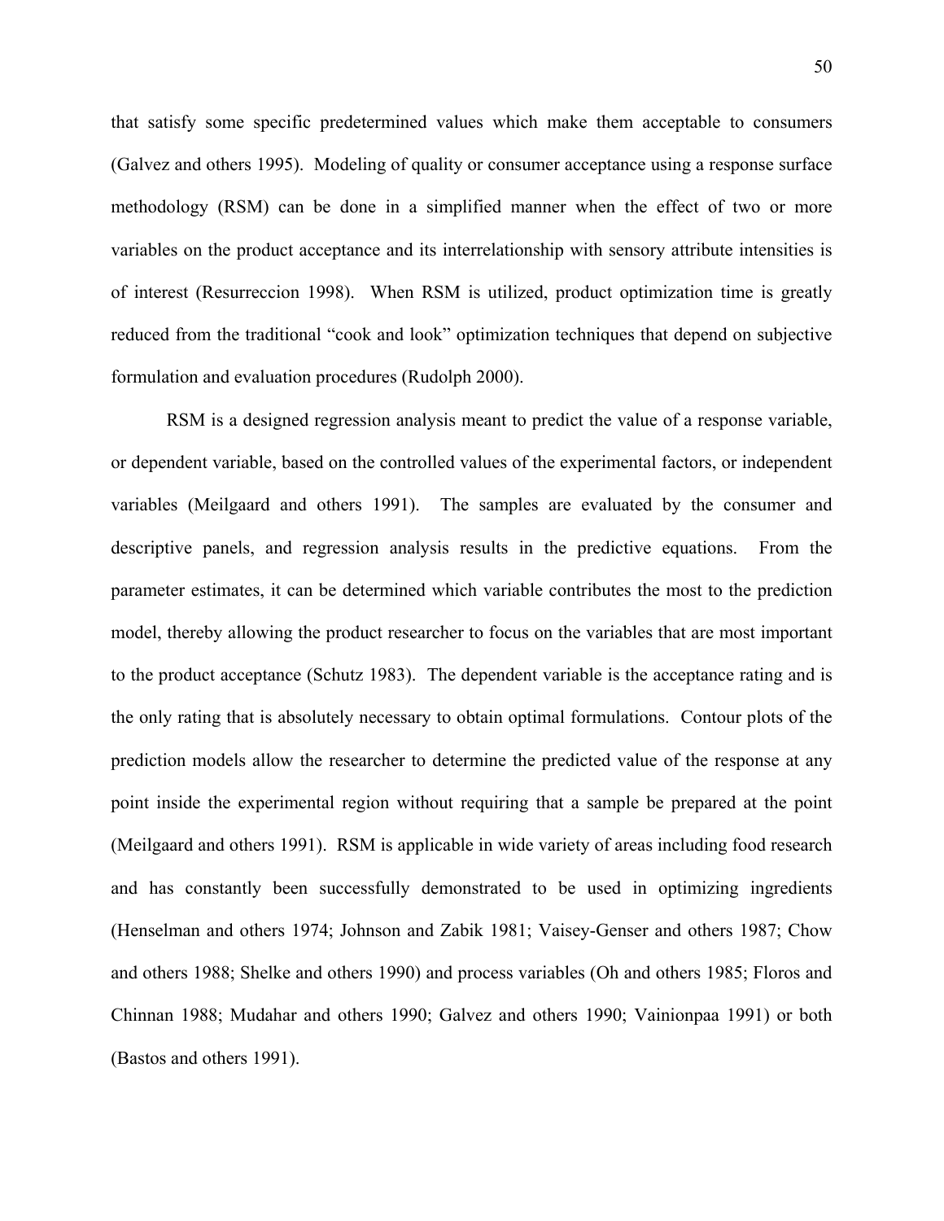that satisfy some specific predetermined values which make them acceptable to consumers (Galvez and others 1995). Modeling of quality or consumer acceptance using a response surface methodology (RSM) can be done in a simplified manner when the effect of two or more variables on the product acceptance and its interrelationship with sensory attribute intensities is of interest (Resurreccion 1998). When RSM is utilized, product optimization time is greatly reduced from the traditional "cook and look" optimization techniques that depend on subjective formulation and evaluation procedures (Rudolph 2000).

RSM is a designed regression analysis meant to predict the value of a response variable, or dependent variable, based on the controlled values of the experimental factors, or independent variables (Meilgaard and others 1991). The samples are evaluated by the consumer and descriptive panels, and regression analysis results in the predictive equations. From the parameter estimates, it can be determined which variable contributes the most to the prediction model, thereby allowing the product researcher to focus on the variables that are most important to the product acceptance (Schutz 1983). The dependent variable is the acceptance rating and is the only rating that is absolutely necessary to obtain optimal formulations. Contour plots of the prediction models allow the researcher to determine the predicted value of the response at any point inside the experimental region without requiring that a sample be prepared at the point (Meilgaard and others 1991). RSM is applicable in wide variety of areas including food research and has constantly been successfully demonstrated to be used in optimizing ingredients (Henselman and others 1974; Johnson and Zabik 1981; Vaisey-Genser and others 1987; Chow and others 1988; Shelke and others 1990) and process variables (Oh and others 1985; Floros and Chinnan 1988; Mudahar and others 1990; Galvez and others 1990; Vainionpaa 1991) or both (Bastos and others 1991).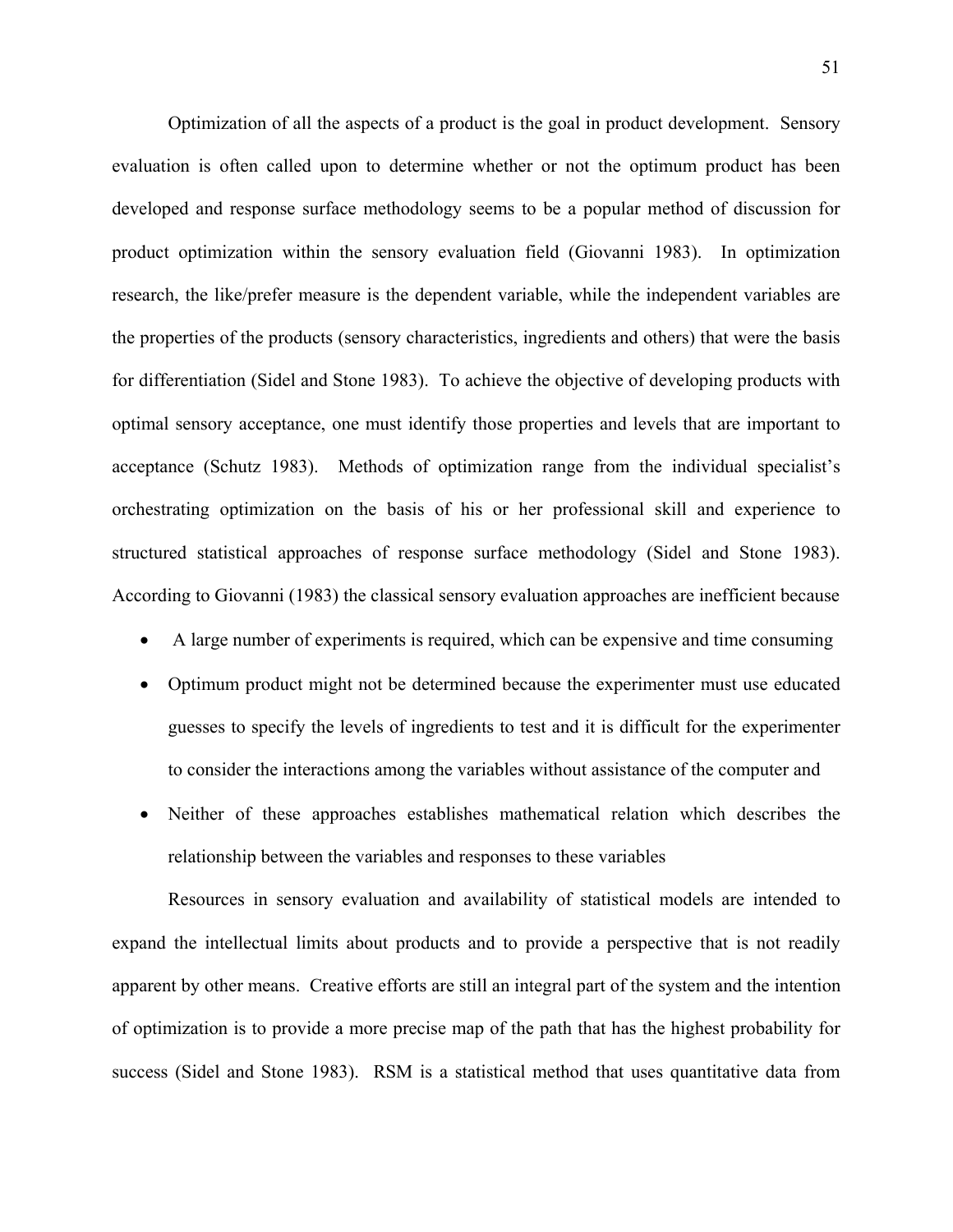Optimization of all the aspects of a product is the goal in product development. Sensory evaluation is often called upon to determine whether or not the optimum product has been developed and response surface methodology seems to be a popular method of discussion for product optimization within the sensory evaluation field (Giovanni 1983). In optimization research, the like/prefer measure is the dependent variable, while the independent variables are the properties of the products (sensory characteristics, ingredients and others) that were the basis for differentiation (Sidel and Stone 1983). To achieve the objective of developing products with optimal sensory acceptance, one must identify those properties and levels that are important to acceptance (Schutz 1983). Methods of optimization range from the individual specialist's orchestrating optimization on the basis of his or her professional skill and experience to structured statistical approaches of response surface methodology (Sidel and Stone 1983). According to Giovanni (1983) the classical sensory evaluation approaches are inefficient because

- A large number of experiments is required, which can be expensive and time consuming
- Optimum product might not be determined because the experimenter must use educated guesses to specify the levels of ingredients to test and it is difficult for the experimenter to consider the interactions among the variables without assistance of the computer and
- Neither of these approaches establishes mathematical relation which describes the relationship between the variables and responses to these variables

Resources in sensory evaluation and availability of statistical models are intended to expand the intellectual limits about products and to provide a perspective that is not readily apparent by other means. Creative efforts are still an integral part of the system and the intention of optimization is to provide a more precise map of the path that has the highest probability for success (Sidel and Stone 1983). RSM is a statistical method that uses quantitative data from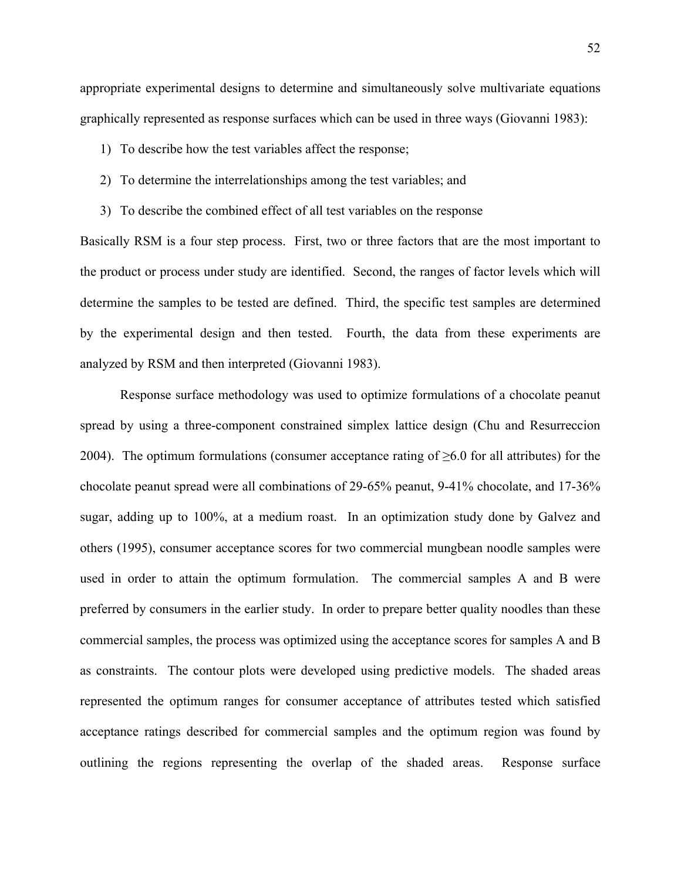appropriate experimental designs to determine and simultaneously solve multivariate equations graphically represented as response surfaces which can be used in three ways (Giovanni 1983):

1) To describe how the test variables affect the response;
2) To determine the interrelationships among the test variables; and
3) To describe the combined effect of all test variables on the response

Basically RSM is a four step process. First, two or three factors that are the most important to the product or process under study are identified. Second, the ranges of factor levels which will determine the samples to be tested are defined. Third, the specific test samples are determined by the experimental design and then tested. Fourth, the data from these experiments are analyzed by RSM and then interpreted (Giovanni 1983).

Response surface methodology was used to optimize formulations of a chocolate peanut spread by using a three-component constrained simplex lattice design (Chu and Resurreccion 2004). The optimum formulations (consumer acceptance rating of ≥6.0 for all attributes) for the chocolate peanut spread were all combinations of 29-65% peanut, 9-41% chocolate, and 17-36% sugar, adding up to 100%, at a medium roast. In an optimization study done by Galvez and others (1995), consumer acceptance scores for two commercial mungbean noodle samples were used in order to attain the optimum formulation. The commercial samples A and B were preferred by consumers in the earlier study. In order to prepare better quality noodles than these commercial samples, the process was optimized using the acceptance scores for samples A and B as constraints. The contour plots were developed using predictive models. The shaded areas represented the optimum ranges for consumer acceptance of attributes tested which satisfied acceptance ratings described for commercial samples and the optimum region was found by outlining the regions representing the overlap of the shaded areas. Response surface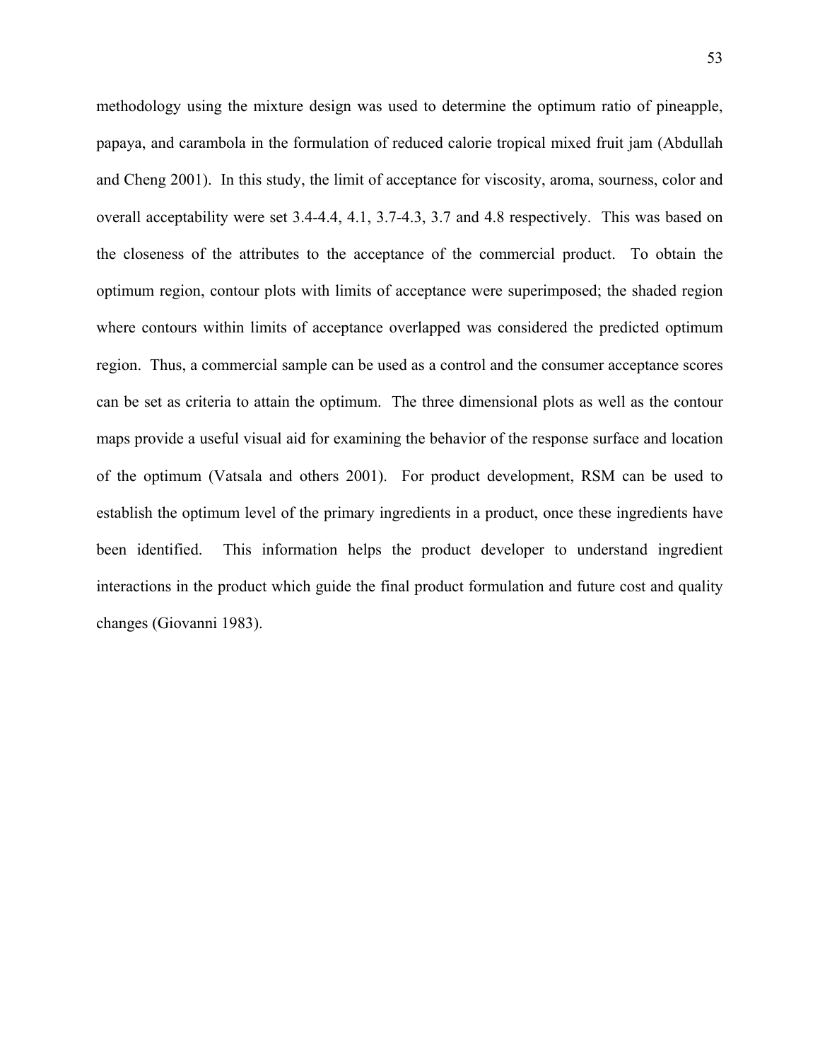methodology using the mixture design was used to determine the optimum ratio of pineapple, papaya, and carambola in the formulation of reduced calorie tropical mixed fruit jam (Abdullah and Cheng 2001). In this study, the limit of acceptance for viscosity, aroma, sourness, color and overall acceptability were set 3.4-4.4, 4.1, 3.7-4.3, 3.7 and 4.8 respectively. This was based on the closeness of the attributes to the acceptance of the commercial product. To obtain the optimum region, contour plots with limits of acceptance were superimposed; the shaded region where contours within limits of acceptance overlapped was considered the predicted optimum region. Thus, a commercial sample can be used as a control and the consumer acceptance scores can be set as criteria to attain the optimum. The three dimensional plots as well as the contour maps provide a useful visual aid for examining the behavior of the response surface and location of the optimum (Vatsala and others 2001). For product development, RSM can be used to establish the optimum level of the primary ingredients in a product, once these ingredients have been identified. This information helps the product developer to understand ingredient interactions in the product which guide the final product formulation and future cost and quality changes (Giovanni 1983).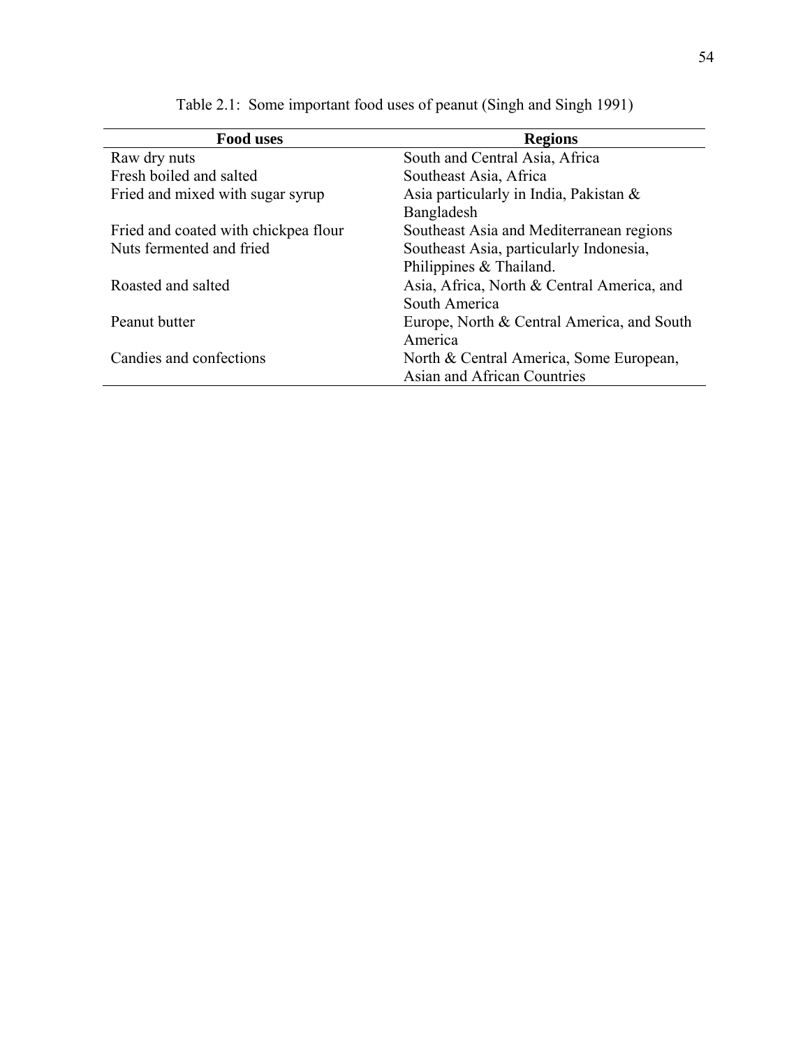Table 2.1: Some important food uses of peanut (Singh and Singh 1991)

| Food uses | Regions |
|---|---|
| Raw dry nuts | South and Central Asia, Africa |
| Fresh boiled and salted | Southeast Asia, Africa |
| Fried and mixed with sugar syrup | Asia particularly in India, Pakistan & Bangladesh |
| Fried and coated with chickpea flour | Southeast Asia and Mediterranean regions |
| Nuts fermented and fried | Southeast Asia, particularly Indonesia, Philippines & Thailand. |
| Roasted and salted | Asia, Africa, North & Central America, and South America |
| Peanut butter | Europe, North & Central America, and South America |
| Candies and confections | North & Central America, Some European, Asian and African Countries |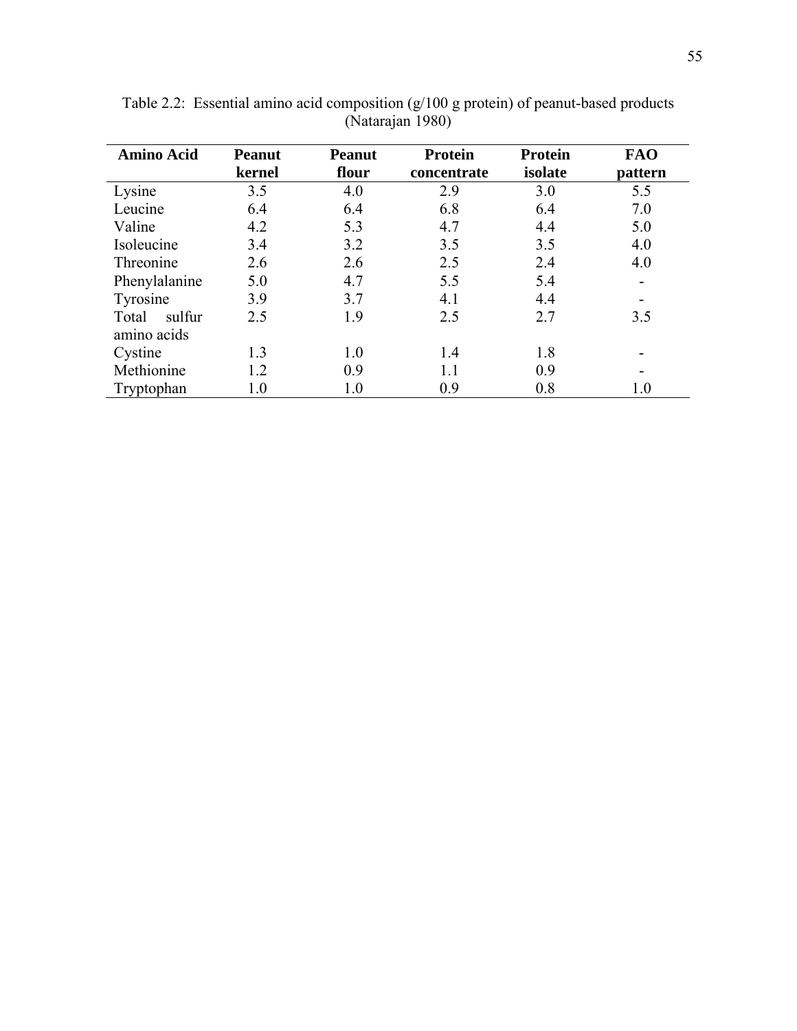Table 2.2: Essential amino acid composition (g/100 g protein) of peanut-based products (Natarajan 1980)

| Amino Acid | Peanut kernel | Peanut flour | Protein concentrate | Protein isolate | FAO pattern |
|---|---|---|---|---|---|
| Lysine | 3.5 | 4.0 | 2.9 | 3.0 | 5.5 |
| Leucine | 6.4 | 6.4 | 6.8 | 6.4 | 7.0 |
| Valine | 4.2 | 5.3 | 4.7 | 4.4 | 5.0 |
| Isoleucine | 3.4 | 3.2 | 3.5 | 3.5 | 4.0 |
| Threonine | 2.6 | 2.6 | 2.5 | 2.4 | 4.0 |
| Phenylalanine | 5.0 | 4.7 | 5.5 | 5.4 | - |
| Tyrosine | 3.9 | 3.7 | 4.1 | 4.4 | - |
| Total sulfur amino acids | 2.5 | 1.9 | 2.5 | 2.7 | 3.5 |
| Cystine | 1.3 | 1.0 | 1.4 | 1.8 | - |
| Methionine | 1.2 | 0.9 | 1.1 | 0.9 | - |
| Tryptophan | 1.0 | 1.0 | 0.9 | 0.8 | 1.0 |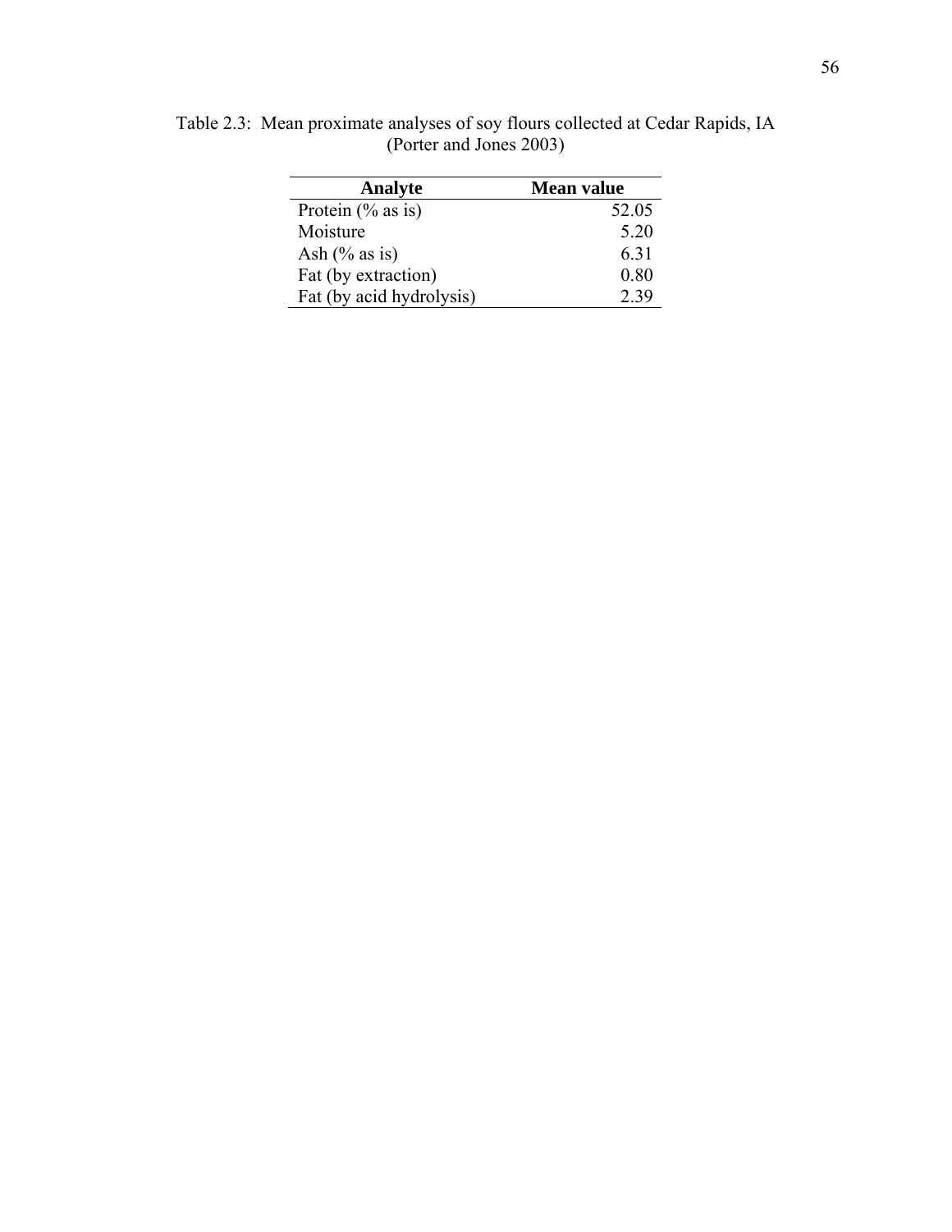Table 2.3: Mean proximate analyses of soy flours collected at Cedar Rapids, IA (Porter and Jones 2003)

| Analyte | Mean value |
|---|---|
| Protein (% as is) | 52.05 |
| Moisture | 5.20 |
| Ash (% as is) | 6.31 |
| Fat (by extraction) | 0.80 |
| Fat (by acid hydrolysis) | 2.39 |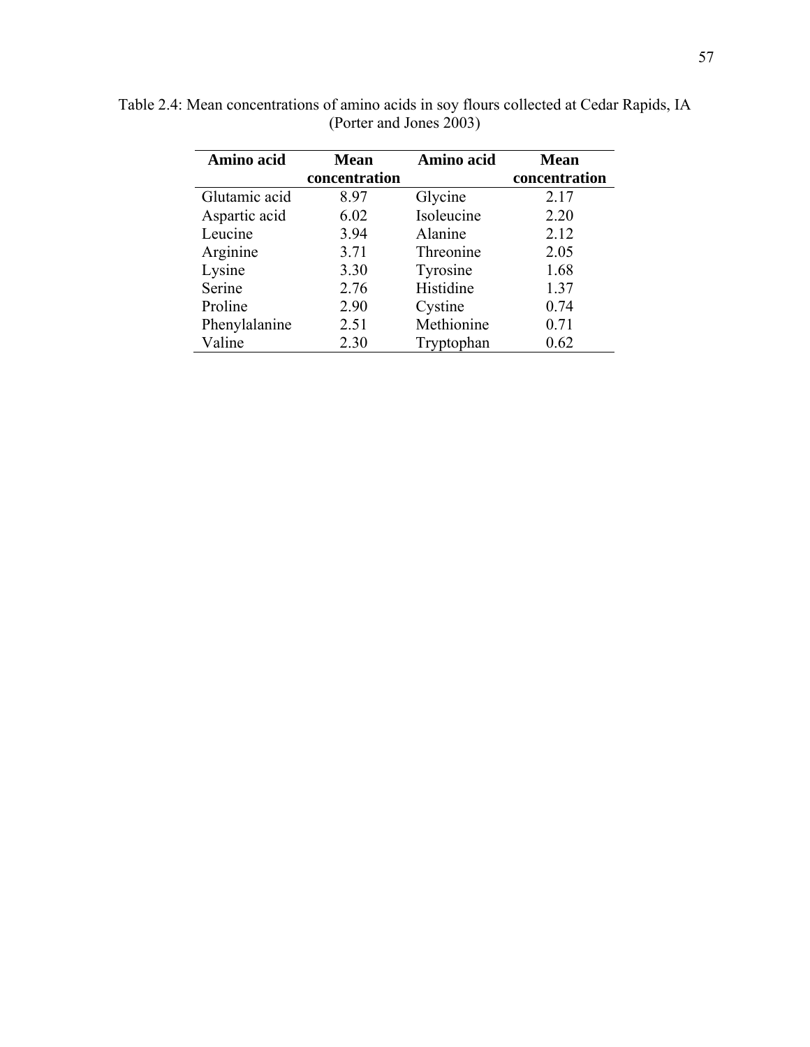Table 2.4: Mean concentrations of amino acids in soy flours collected at Cedar Rapids, IA (Porter and Jones 2003)

| Amino acid | Mean concentration | Amino acid | Mean concentration |
|---|---|---|---|
| Glutamic acid | 8.97 | Glycine | 2.17 |
| Aspartic acid | 6.02 | Isoleucine | 2.20 |
| Leucine | 3.94 | Alanine | 2.12 |
| Arginine | 3.71 | Threonine | 2.05 |
| Lysine | 3.30 | Tyrosine | 1.68 |
| Serine | 2.76 | Histidine | 1.37 |
| Proline | 2.90 | Cystine | 0.74 |
| Phenylalanine | 2.51 | Methionine | 0.71 |
| Valine | 2.30 | Tryptophan | 0.62 |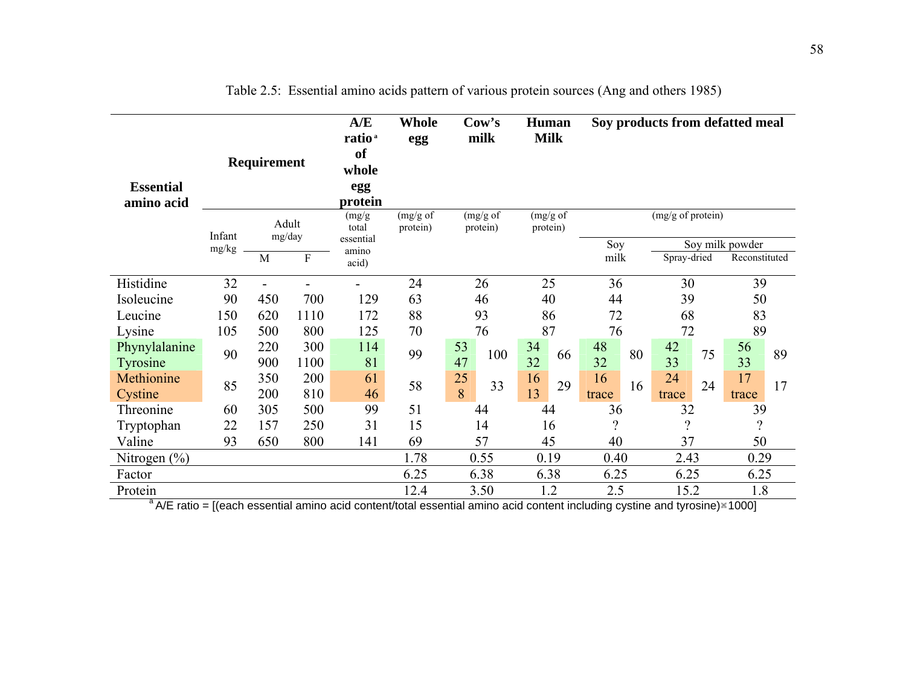Table 2.5: Essential amino acids pattern of various protein sources (Ang and others 1985)

| Essential amino acid | Requirement | | | A/E ratio[a] of whole egg protein | Whole egg | Cow's milk | | Human Milk | | Soy products from defatted meal | | | | | |
|---|---|---|---|---|---|---|---|---|---|---|---|---|---|---|---|
| | Infant mg/kg | Adult mg/day | | (mg/g total essential amino acid) | (mg/g of protein) | (mg/g of protein) | | (mg/g of protein) | | (mg/g of protein) | | | | | |
| | | M | F | | | | | | | Soy milk | | Soy milk powder | | | |
| | | | | | | | | | | | | Spray-dried | | Reconstituted | |
| Histidine | 32 | - | - | - | 24 | 26 | | 25 | | 36 | | 30 | | 39 | |
| Isoleucine | 90 | 450 | 700 | 129 | 63 | 46 | | 40 | | 44 | | 39 | | 50 | |
| Leucine | 150 | 620 | 1110 | 172 | 88 | 93 | | 86 | | 72 | | 68 | | 83 | |
| Lysine | 105 | 500 | 800 | 125 | 70 | 76 | | 87 | | 76 | | 72 | | 89 | |
| Phynylalanine | 90 | 220 | 300 | 114 | 99 | 53 | 100 | 34 | 66 | 48 | 80 | 42 | 75 | 56 | 89 |
| Tyrosine | | 900 | 1100 | 81 | | 47 | | 32 | | 32 | | 33 | | 33 | |
| Methionine | 85 | 350 | 200 | 61 | 58 | 25 | 33 | 16 | 29 | 16 | 16 | 24 | 24 | 17 | 17 |
| Cystine | | 200 | 810 | 46 | | 8 | | 13 | | trace | | trace | | trace | |
| Threonine | 60 | 305 | 500 | 99 | 51 | 44 | | 44 | | 36 | | 32 | | 39 | |
| Tryptophan | 22 | 157 | 250 | 31 | 15 | 14 | | 16 | | ? | | ? | | ? | |
| Valine | 93 | 650 | 800 | 141 | 69 | 57 | | 45 | | 40 | | 37 | | 50 | |
| Nitrogen (%) | | | | | 1.78 | 0.55 | | 0.19 | | 0.40 | | 2.43 | | 0.29 | |
| Factor | | | | | 6.25 | 6.38 | | 6.38 | | 6.25 | | 6.25 | | 6.25 | |
| Protein | | | | | 12.4 | 3.50 | | 1.2 | | 2.5 | | 15.2 | | 1.8 | |

[a] A/E ratio = [(each essential amino acid content/total essential amino acid content including cystine and tyrosine)×1000]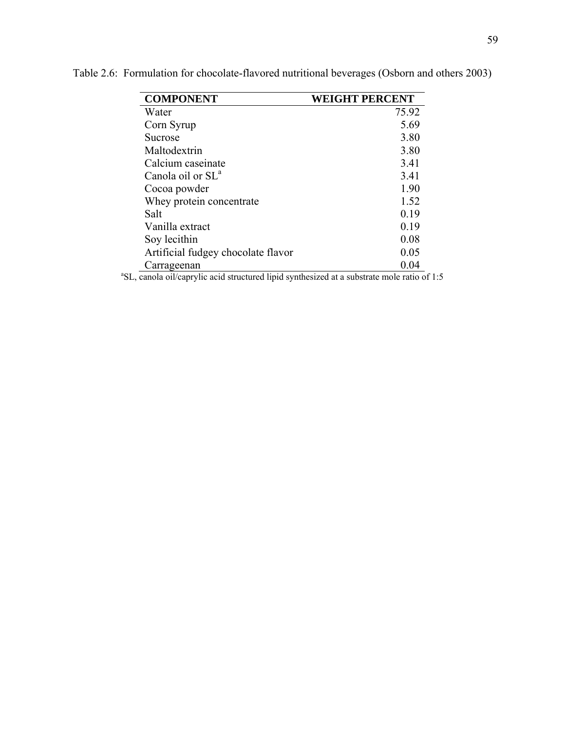Table 2.6: Formulation for chocolate-flavored nutritional beverages (Osborn and others 2003)

| **COMPONENT** | **WEIGHT PERCENT** |
|---|---|
| Water | 75.92 |
| Corn Syrup | 5.69 |
| Sucrose | 3.80 |
| Maltodextrin | 3.80 |
| Calcium caseinate | 3.41 |
| Canola oil or SL[a] | 3.41 |
| Cocoa powder | 1.90 |
| Whey protein concentrate | 1.52 |
| Salt | 0.19 |
| Vanilla extract | 0.19 |
| Soy lecithin | 0.08 |
| Artificial fudgey chocolate flavor | 0.05 |
| Carrageenan | 0.04 |

[a]SL, canola oil/caprylic acid structured lipid synthesized at a substrate mole ratio of 1:5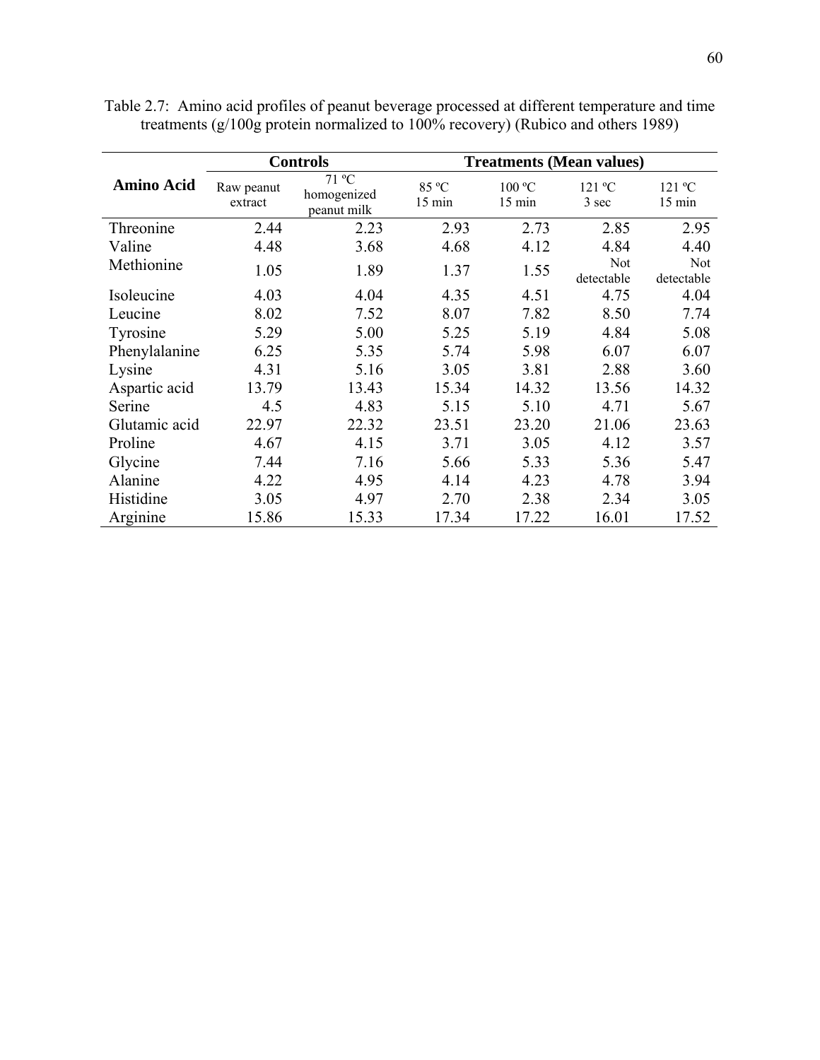Table 2.7: Amino acid profiles of peanut beverage processed at different temperature and time treatments (g/100g protein normalized to 100% recovery) (Rubico and others 1989)

| Amino Acid | Controls | | Treatments (Mean values) | | | |
|---|---|---|---|---|---|---|
| | Raw peanut extract | 71 ºC homogenized peanut milk | 85 ºC 15 min | 100 ºC 15 min | 121 ºC 3 sec | 121 ºC 15 min |
| Threonine | 2.44 | 2.23 | 2.93 | 2.73 | 2.85 | 2.95 |
| Valine | 4.48 | 3.68 | 4.68 | 4.12 | 4.84 | 4.40 |
| Methionine | 1.05 | 1.89 | 1.37 | 1.55 | Not detectable | Not detectable |
| Isoleucine | 4.03 | 4.04 | 4.35 | 4.51 | 4.75 | 4.04 |
| Leucine | 8.02 | 7.52 | 8.07 | 7.82 | 8.50 | 7.74 |
| Tyrosine | 5.29 | 5.00 | 5.25 | 5.19 | 4.84 | 5.08 |
| Phenylalanine | 6.25 | 5.35 | 5.74 | 5.98 | 6.07 | 6.07 |
| Lysine | 4.31 | 5.16 | 3.05 | 3.81 | 2.88 | 3.60 |
| Aspartic acid | 13.79 | 13.43 | 15.34 | 14.32 | 13.56 | 14.32 |
| Serine | 4.5 | 4.83 | 5.15 | 5.10 | 4.71 | 5.67 |
| Glutamic acid | 22.97 | 22.32 | 23.51 | 23.20 | 21.06 | 23.63 |
| Proline | 4.67 | 4.15 | 3.71 | 3.05 | 4.12 | 3.57 |
| Glycine | 7.44 | 7.16 | 5.66 | 5.33 | 5.36 | 5.47 |
| Alanine | 4.22 | 4.95 | 4.14 | 4.23 | 4.78 | 3.94 |
| Histidine | 3.05 | 4.97 | 2.70 | 2.38 | 2.34 | 3.05 |
| Arginine | 15.86 | 15.33 | 17.34 | 17.22 | 16.01 | 17.52 |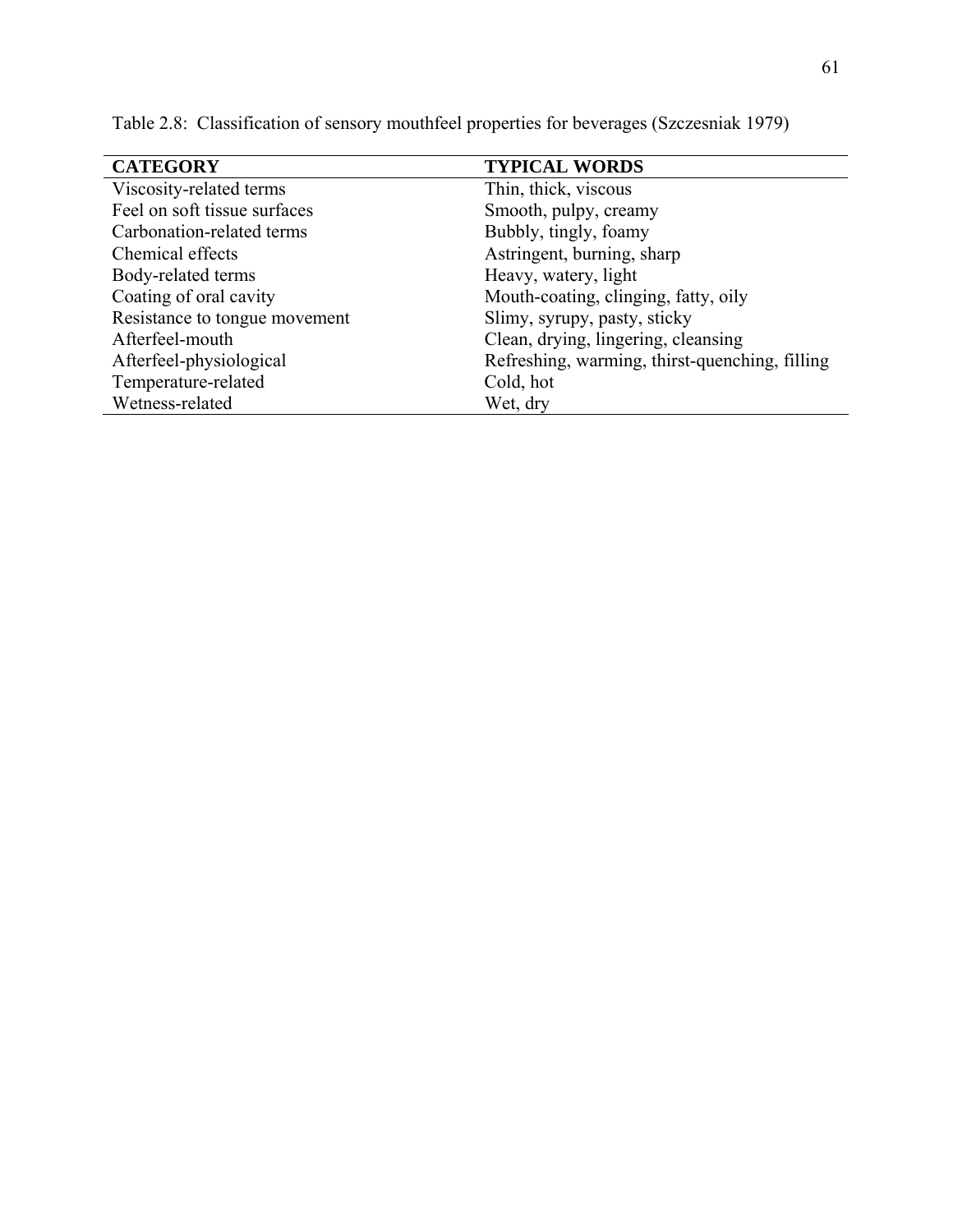Table 2.8: Classification of sensory mouthfeel properties for beverages (Szczesniak 1979)

| CATEGORY | TYPICAL WORDS |
| --- | --- |
| Viscosity-related terms | Thin, thick, viscous |
| Feel on soft tissue surfaces | Smooth, pulpy, creamy |
| Carbonation-related terms | Bubbly, tingly, foamy |
| Chemical effects | Astringent, burning, sharp |
| Body-related terms | Heavy, watery, light |
| Coating of oral cavity | Mouth-coating, clinging, fatty, oily |
| Resistance to tongue movement | Slimy, syrupy, pasty, sticky |
| Afterfeel-mouth | Clean, drying, lingering, cleansing |
| Afterfeel-physiological | Refreshing, warming, thirst-quenching, filling |
| Temperature-related | Cold, hot |
| Wetness-related | Wet, dry |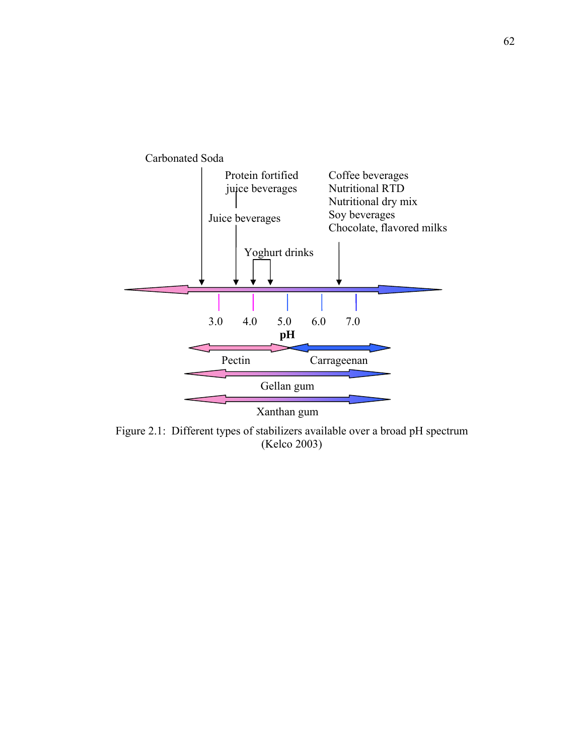Carbonated Soda

Protein fortified juice beverages

Juice beverages

Yoghurt drinks

Coffee beverages
Nutritional RTD
Nutritional dry mix
Soy beverages
Chocolate, flavored milks

3.0 4.0 5.0 6.0 7.0

**pH**

Pectin

Carrageenan

Gellan gum

Xanthan gum

Figure 2.1: Different types of stabilizers available over a broad pH spectrum (Kelco 2003)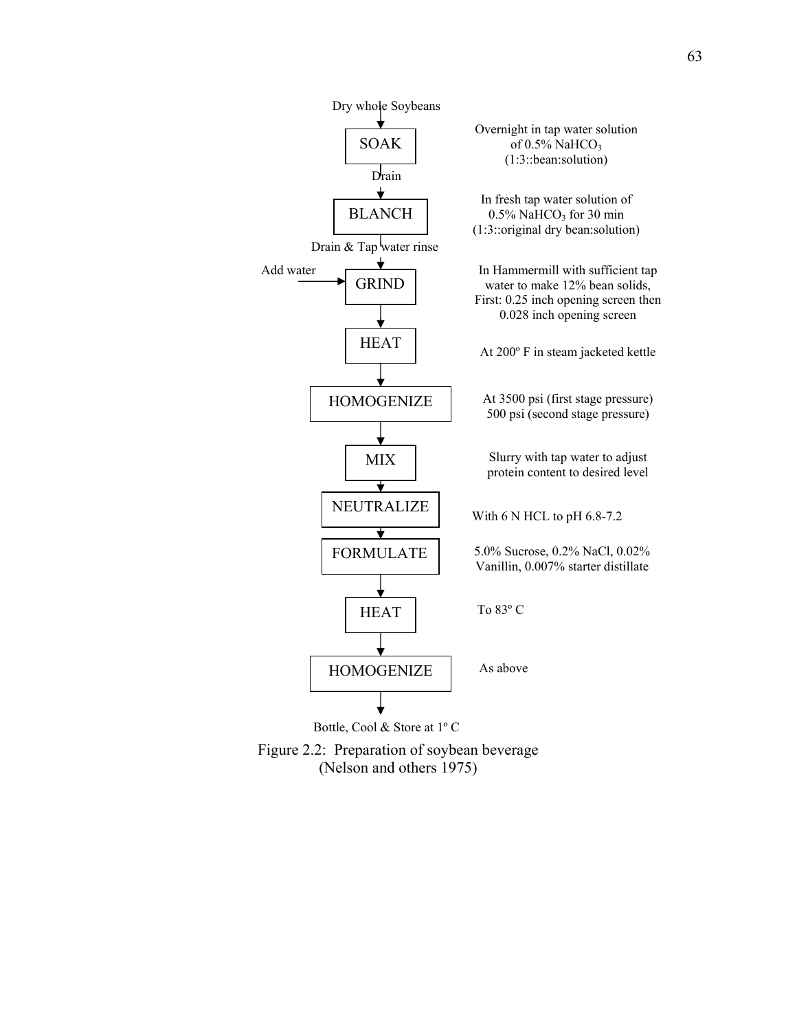Dry whole Soybeans

↓

**SOAK** — Overnight in tap water solution of 0.5% $NaHCO_3$ (1:3::bean:solution)

↓ Drain

**BLANCH** — In fresh tap water solution of 0.5% $NaHCO_3$ for 30 min (1:3::original dry bean:solution)

↓ Drain & Tap water rinse

Add water →

**GRIND** — In Hammermill with sufficient tap water to make 12% bean solids, First: 0.25 inch opening screen then 0.028 inch opening screen

↓

**HEAT** — At 200º F in steam jacketed kettle

↓

**HOMOGENIZE** — At 3500 psi (first stage pressure) 500 psi (second stage pressure)

↓

**MIX** — Slurry with tap water to adjust protein content to desired level

↓

**NEUTRALIZE** — With 6 N HCL to pH 6.8-7.2

↓

**FORMULATE** — 5.0% Sucrose, 0.2% NaCl, 0.02% Vanillin, 0.007% starter distillate

↓

**HEAT** — To 83º C

↓

**HOMOGENIZE** — As above

↓

Bottle, Cool & Store at 1º C

Figure 2.2: Preparation of soybean beverage (Nelson and others 1975)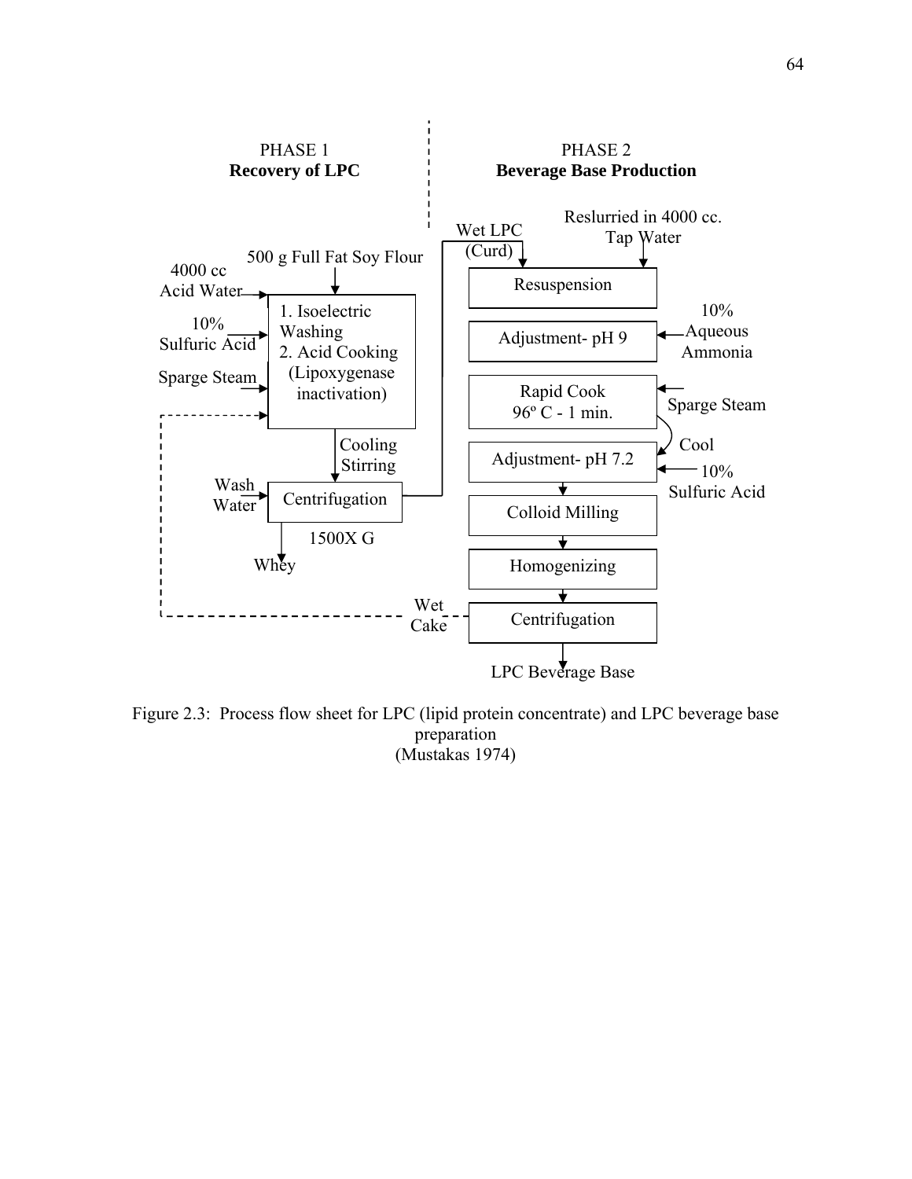PHASE 1
**Recovery of LPC**

500 g Full Fat Soy Flour

4000 cc Acid Water

10% Sulfuric Acid

Sparge Steam

1. Isoelectric Washing
2. Acid Cooking (Lipoxygenase inactivation)

Cooling Stirring

Wash Water

Centrifugation

1500X G

Whey

PHASE 2
**Beverage Base Production**

Wet LPC (Curd)

Reslurried in 4000 cc. Tap Water

Resuspension

Adjustment- pH 9

10% Aqueous Ammonia

Rapid Cook 96º C - 1 min.

Sparge Steam

Cool

Adjustment- pH 7.2

10% Sulfuric Acid

Colloid Milling

Homogenizing

Centrifugation

Wet Cake

LPC Beverage Base

Figure 2.3: Process flow sheet for LPC (lipid protein concentrate) and LPC beverage base preparation
(Mustakas 1974)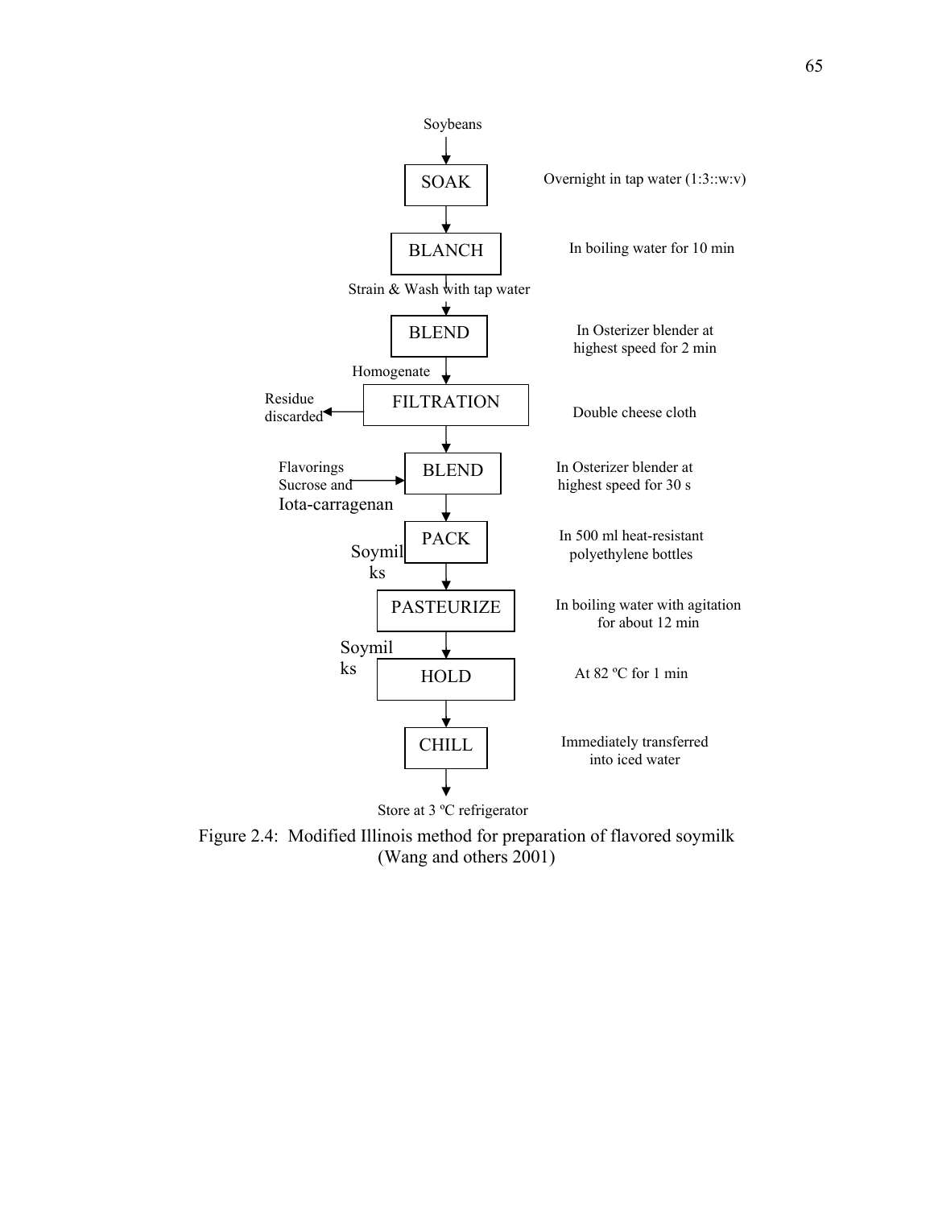Soybeans

| Step | Details |
| --- | --- |
| SOAK | Overnight in tap water (1:3::w:v) |
| BLANCH | In boiling water for 10 min |
| *Strain & Wash with tap water* | |
| BLEND | In Osterizer blender at highest speed for 2 min |
| *Homogenate* | |
| FILTRATION (Residue discarded) | Double cheese cloth |
| BLEND (Flavorings Sucrose and Iota-carragenan added) | In Osterizer blender at highest speed for 30 s |
| PACK (Soymilks) | In 500 ml heat-resistant polyethylene bottles |
| PASTEURIZE | In boiling water with agitation for about 12 min |
| HOLD (Soymilks) | At 82 ºC for 1 min |
| CHILL | Immediately transferred into iced water |

Store at 3 ºC refrigerator

Figure 2.4: Modified Illinois method for preparation of flavored soymilk (Wang and others 2001)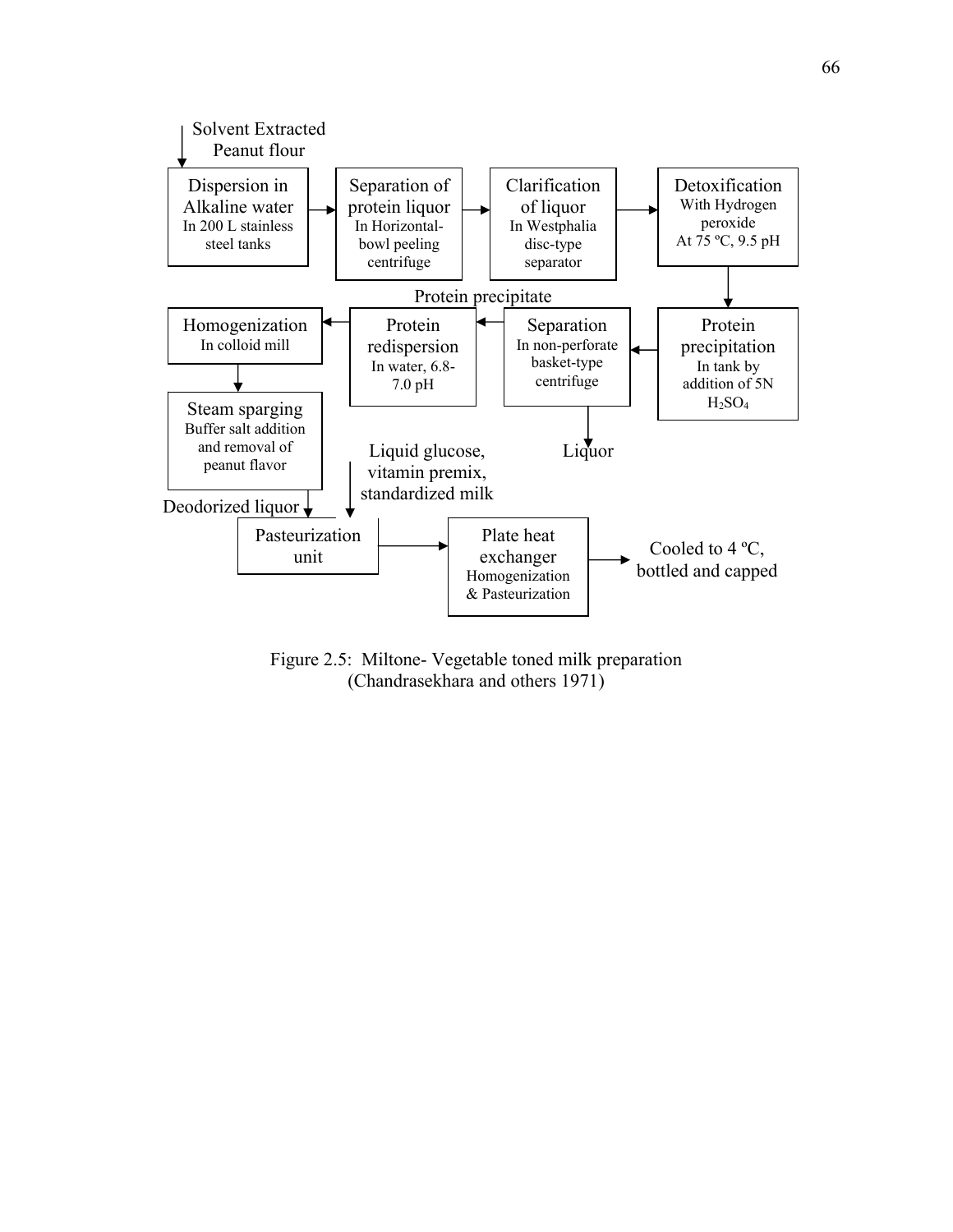Solvent Extracted Peanut flour

Dispersion in Alkaline water
In 200 L stainless steel tanks

Separation of protein liquor
In Horizontal-bowl peeling centrifuge

Clarification of liquor
In Westphalia disc-type separator

Detoxification
With Hydrogen peroxide
At 75 ºC, 9.5 pH

Protein precipitation
In tank by addition of 5N $H_2SO_4$

Separation
In non-perforate basket-type centrifuge

Liquor

Protein precipitate

Protein redispersion
In water, 6.8-7.0 pH

Homogenization
In colloid mill

Steam sparging
Buffer salt addition and removal of peanut flavor

Deodorized liquor

Liquid glucose, vitamin premix, standardized milk

Pasteurization unit

Plate heat exchanger
Homogenization & Pasteurization

Cooled to 4 ºC, bottled and capped

Figure 2.5: Miltone- Vegetable toned milk preparation (Chandrasekhara and others 1971)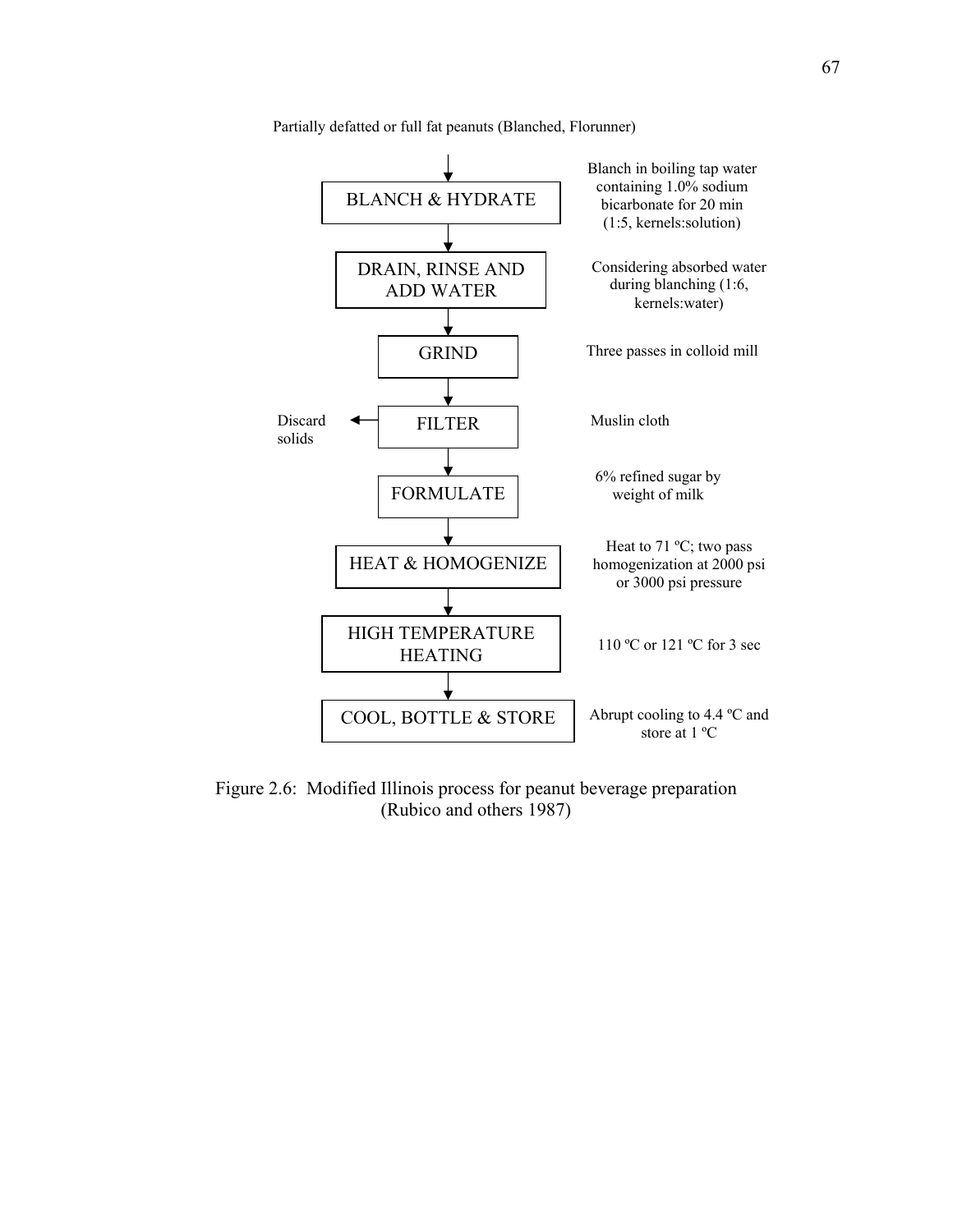Partially defatted or full fat peanuts (Blanched, Florunner)

| Step | Conditions |
|---|---|
| BLANCH & HYDRATE | Blanch in boiling tap water containing 1.0% sodium bicarbonate for 20 min (1:5, kernels:solution) |
| DRAIN, RINSE AND ADD WATER | Considering absorbed water during blanching (1:6, kernels:water) |
| GRIND | Three passes in colloid mill |
| FILTER (→ Discard solids) | Muslin cloth |
| FORMULATE | 6% refined sugar by weight of milk |
| HEAT & HOMOGENIZE | Heat to 71 ºC; two pass homogenization at 2000 psi or 3000 psi pressure |
| HIGH TEMPERATURE HEATING | 110 ºC or 121 ºC for 3 sec |
| COOL, BOTTLE & STORE | Abrupt cooling to 4.4 ºC and store at 1 ºC |

Figure 2.6: Modified Illinois process for peanut beverage preparation (Rubico and others 1987)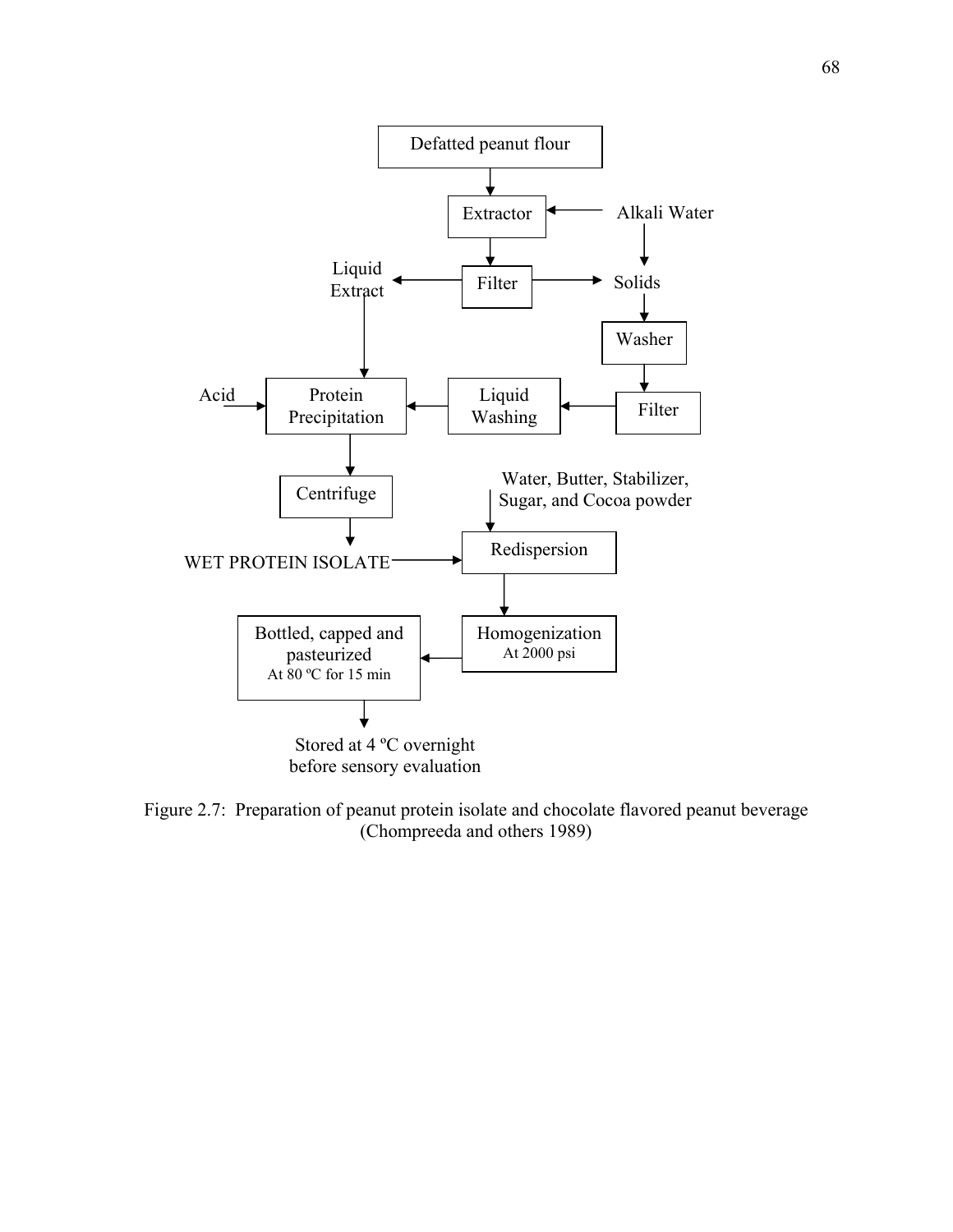Defatted peanut flour

Extractor ← Alkali Water

Liquid Extract ← Filter → Solids

Washer

Filter

Acid → Protein Precipitation ← Liquid Washing

Centrifuge

Water, Butter, Stabilizer, Sugar, and Cocoa powder

WET PROTEIN ISOLATE → Redispersion

Homogenization At 2000 psi

Bottled, capped and pasteurized At 80 ºC for 15 min

Stored at 4 ºC overnight before sensory evaluation

Figure 2.7: Preparation of peanut protein isolate and chocolate flavored peanut beverage (Chompreeda and others 1989)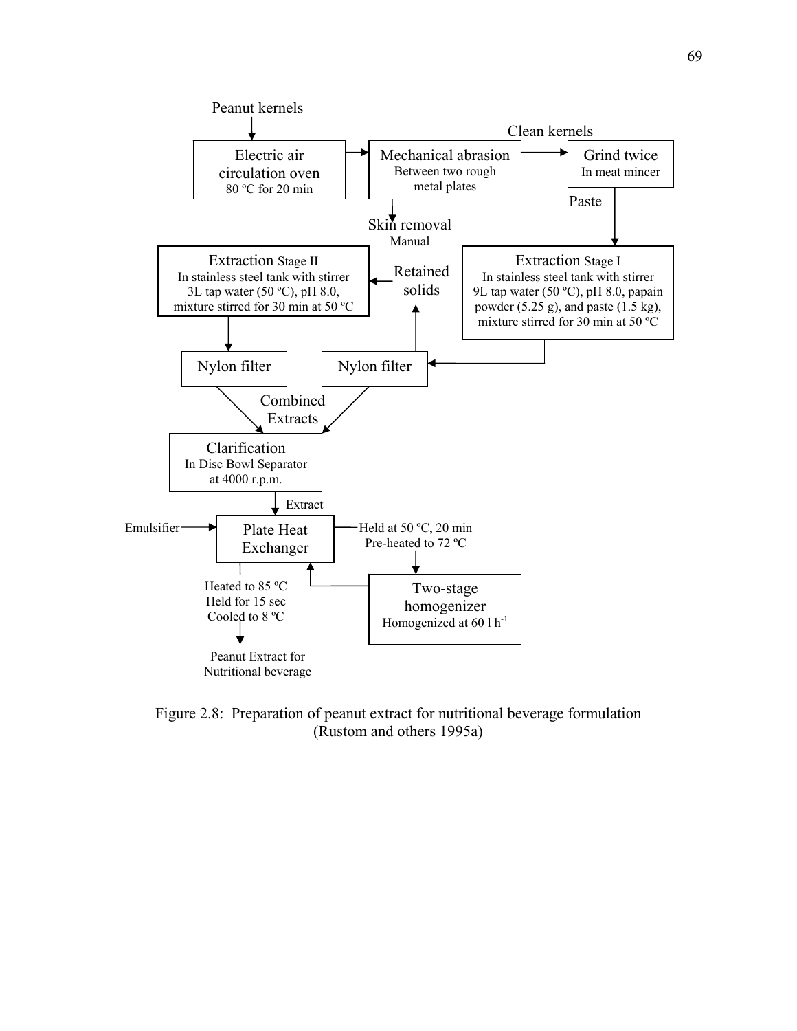Peanut kernels

Electric air circulation oven
80 ºC for 20 min

Mechanical abrasion
Between two rough metal plates

Skin removal
Manual

Clean kernels

Grind twice
In meat mincer

Paste

Extraction Stage I
In stainless steel tank with stirrer
9L tap water (50 ºC), pH 8.0, papain powder (5.25 g), and paste (1.5 kg), mixture stirred for 30 min at 50 ºC

Nylon filter

Retained solids

Extraction Stage II
In stainless steel tank with stirrer
3L tap water (50 ºC), pH 8.0, mixture stirred for 30 min at 50 ºC

Nylon filter

Combined Extracts

Clarification
In Disc Bowl Separator at 4000 r.p.m.

Extract

Emulsifier

Plate Heat Exchanger

Held at 50 ºC, 20 min
Pre-heated to 72 ºC

Two-stage homogenizer
Homogenized at 60 l h$^{-1}$

Heated to 85 ºC
Held for 15 sec
Cooled to 8 ºC

Peanut Extract for Nutritional beverage

Figure 2.8: Preparation of peanut extract for nutritional beverage formulation (Rustom and others 1995a)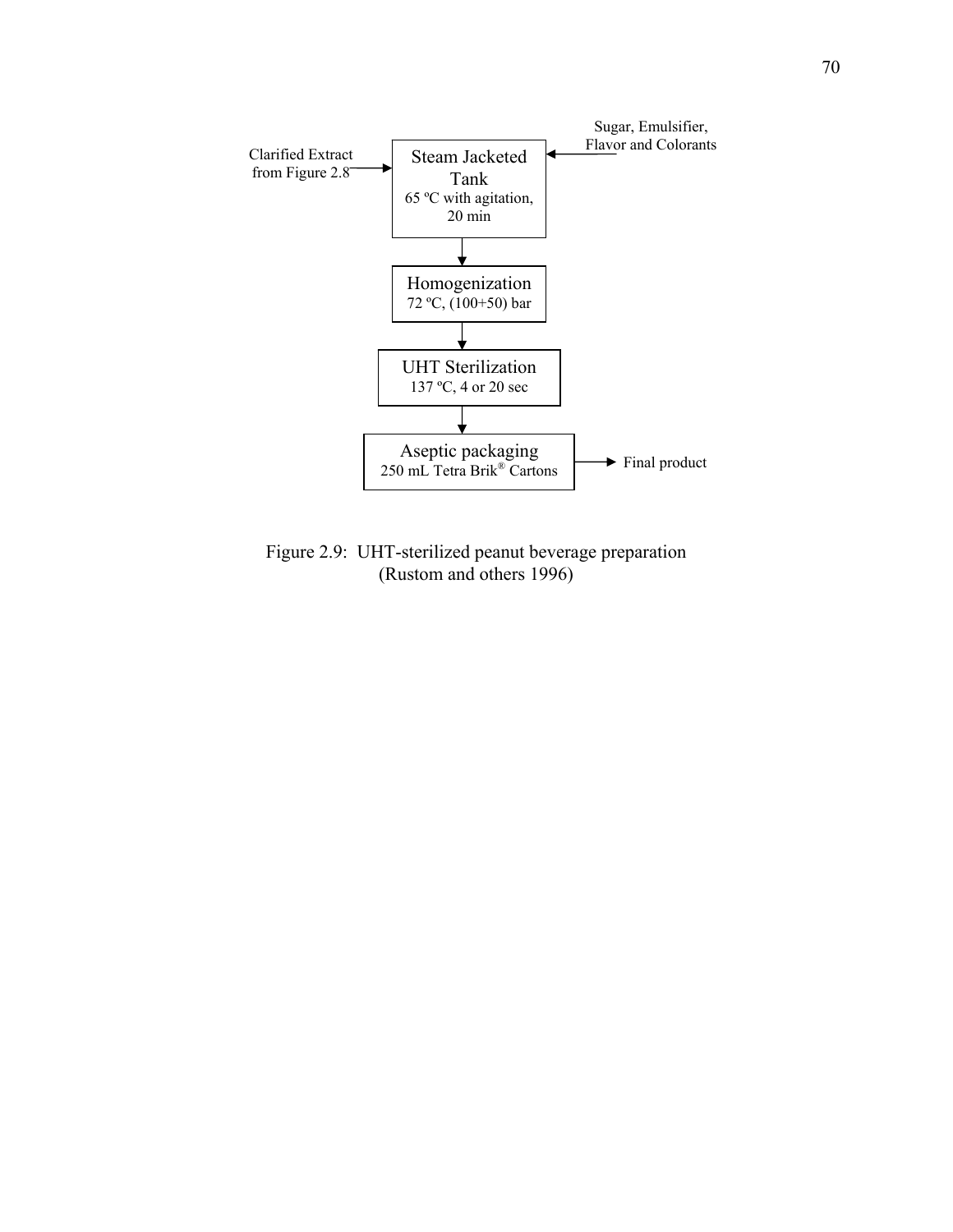Clarified Extract from Figure 2.8 → **Steam Jacketed Tank** (65 ºC with agitation, 20 min) ← Sugar, Emulsifier, Flavor and Colorants

↓

**Homogenization** (72 ºC, (100+50) bar)

↓

**UHT Sterilization** (137 ºC, 4 or 20 sec)

↓

**Aseptic packaging** (250 mL Tetra Brik® Cartons) → Final product

Figure 2.9: UHT-sterilized peanut beverage preparation (Rustom and others 1996)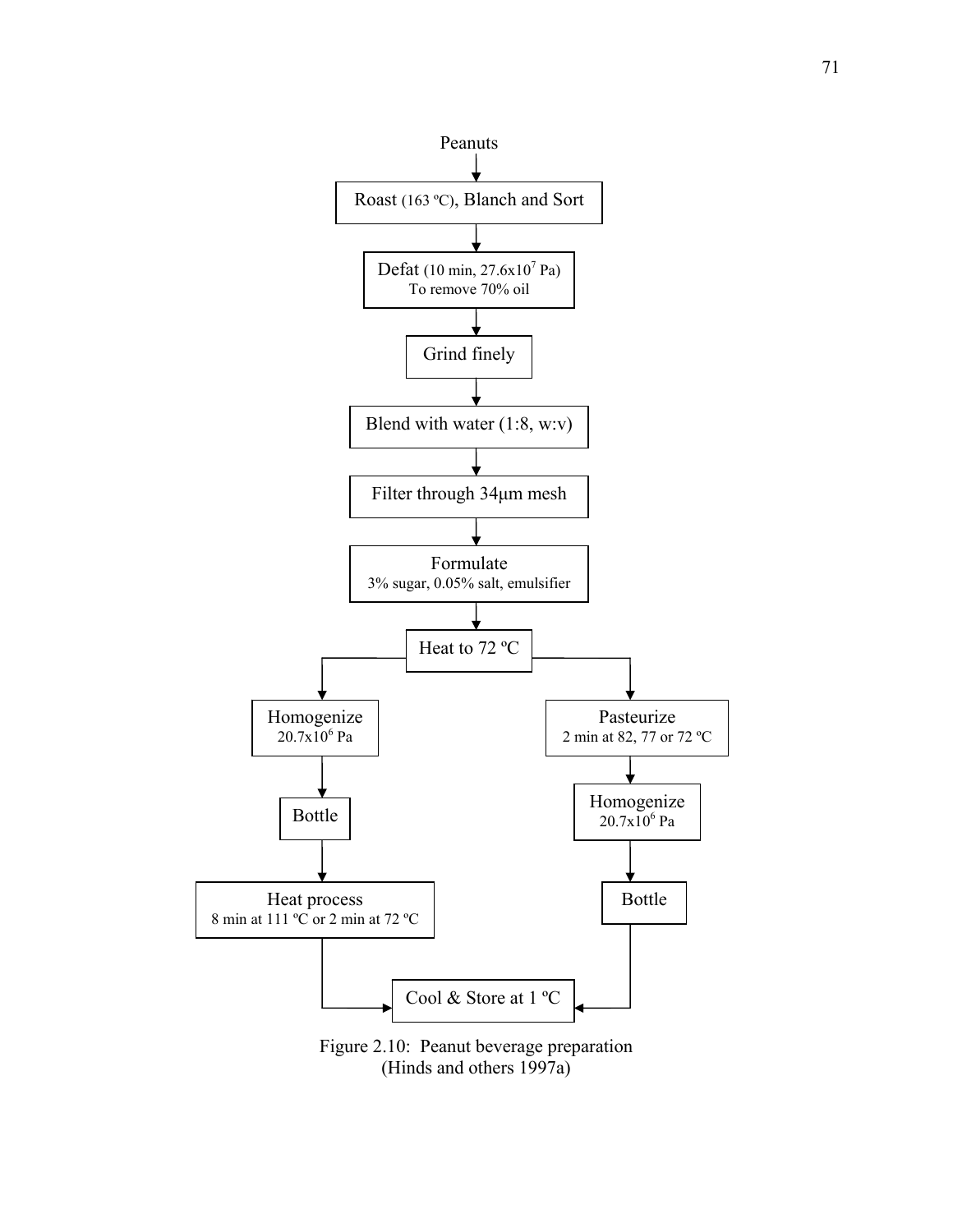Peanuts

↓

Roast (163 ºC), Blanch and Sort

↓

Defat (10 min, $27.6 \times 10^7$ Pa)
To remove 70% oil

↓

Grind finely

↓

Blend with water (1:8, w:v)

↓

Filter through 34μm mesh

↓

Formulate
3% sugar, 0.05% salt, emulsifier

↓

Heat to 72 ºC

**Left branch:**

- Homogenize $20.7 \times 10^6$ Pa
- ↓ Bottle
- ↓ Heat process: 8 min at 111 ºC or 2 min at 72 ºC

**Right branch:**

- Pasteurize: 2 min at 82, 77 or 72 ºC
- ↓ Homogenize $20.7 \times 10^6$ Pa
- ↓ Bottle

**Both branches →** Cool & Store at 1 ºC

Figure 2.10: Peanut beverage preparation
(Hinds and others 1997a)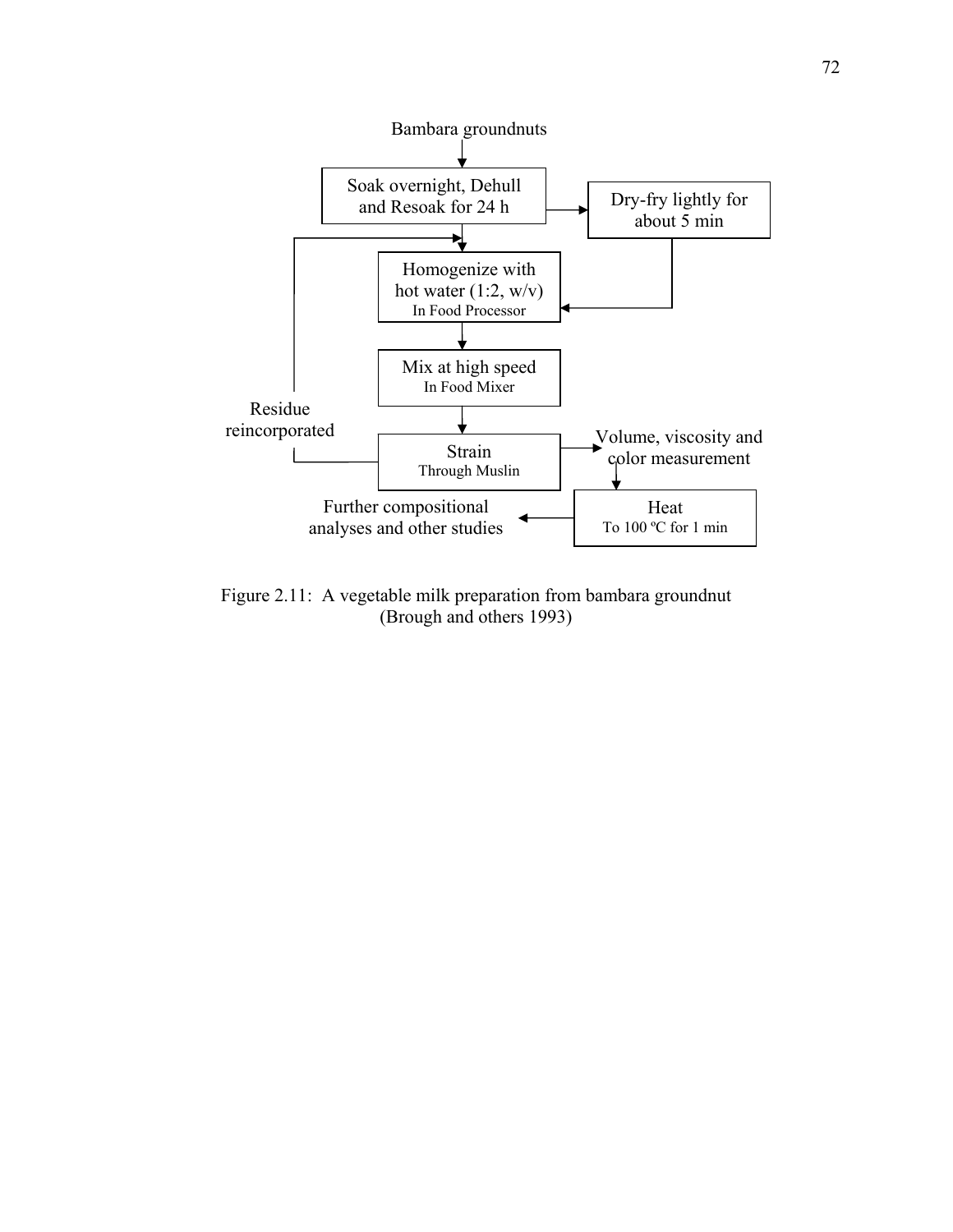Bambara groundnuts

↓

Soak overnight, Dehull and Resoak for 24 h → Dry-fry lightly for about 5 min

↓

Homogenize with hot water (1:2, w/v)
In Food Processor

↓

Mix at high speed
In Food Mixer

↓

Strain
Through Muslin → Volume, viscosity and color measurement

Residue reincorporated

↓

Heat
To 100 ºC for 1 min → Further compositional analyses and other studies

Figure 2.11: A vegetable milk preparation from bambara groundnut (Brough and others 1993)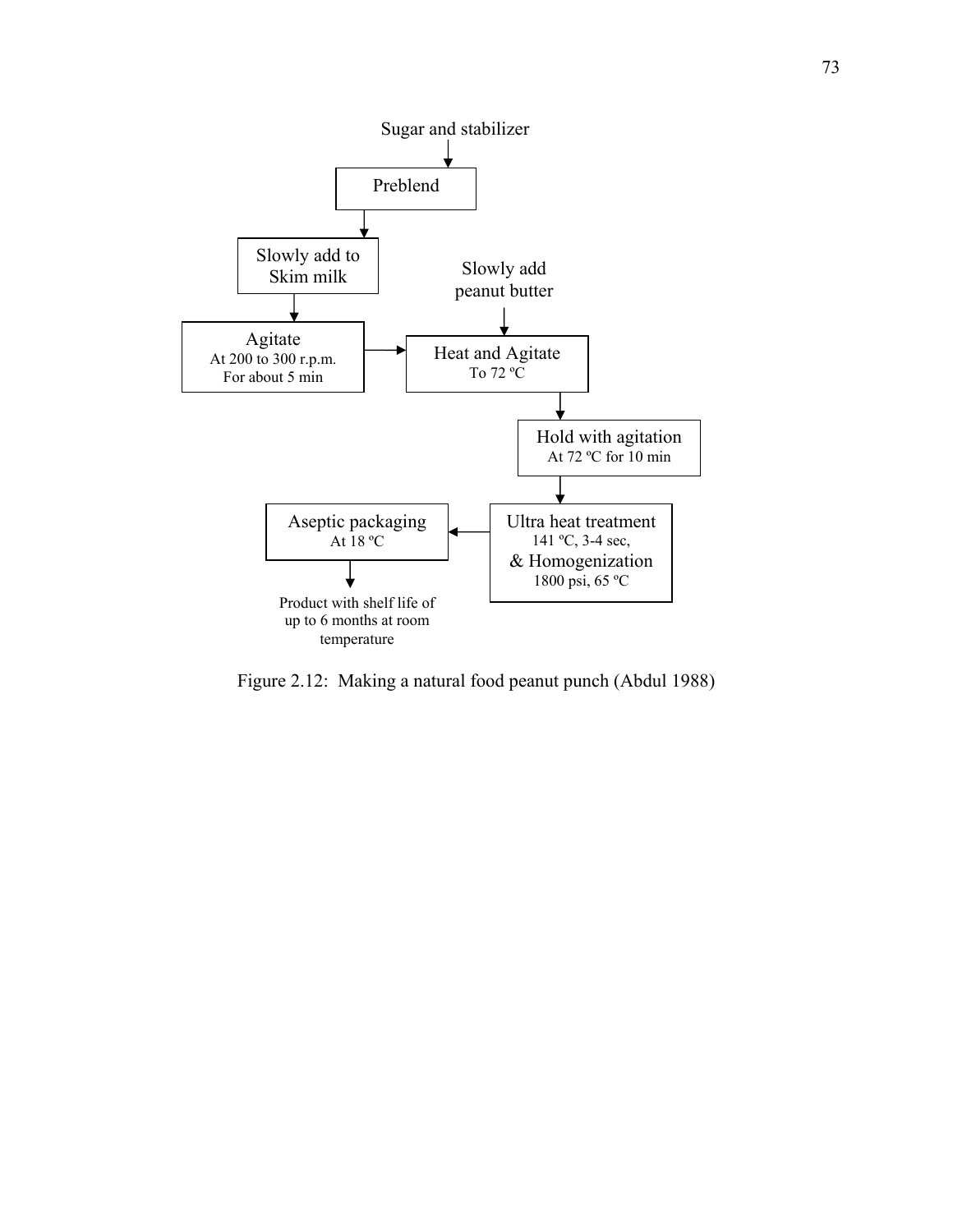Sugar and stabilizer

↓

Preblend

↓

Slowly add to Skim milk

↓

Agitate
At 200 to 300 r.p.m.
For about 5 min

→

Heat and Agitate
To 72 ºC

(Slowly add peanut butter ↓ into Heat and Agitate)

↓

Hold with agitation
At 72 ºC for 10 min

↓

Ultra heat treatment
141 ºC, 3-4 sec,
& Homogenization
1800 psi, 65 ºC

→

Aseptic packaging
At 18 ºC

↓

Product with shelf life of up to 6 months at room temperature

Figure 2.12: Making a natural food peanut punch (Abdul 1988)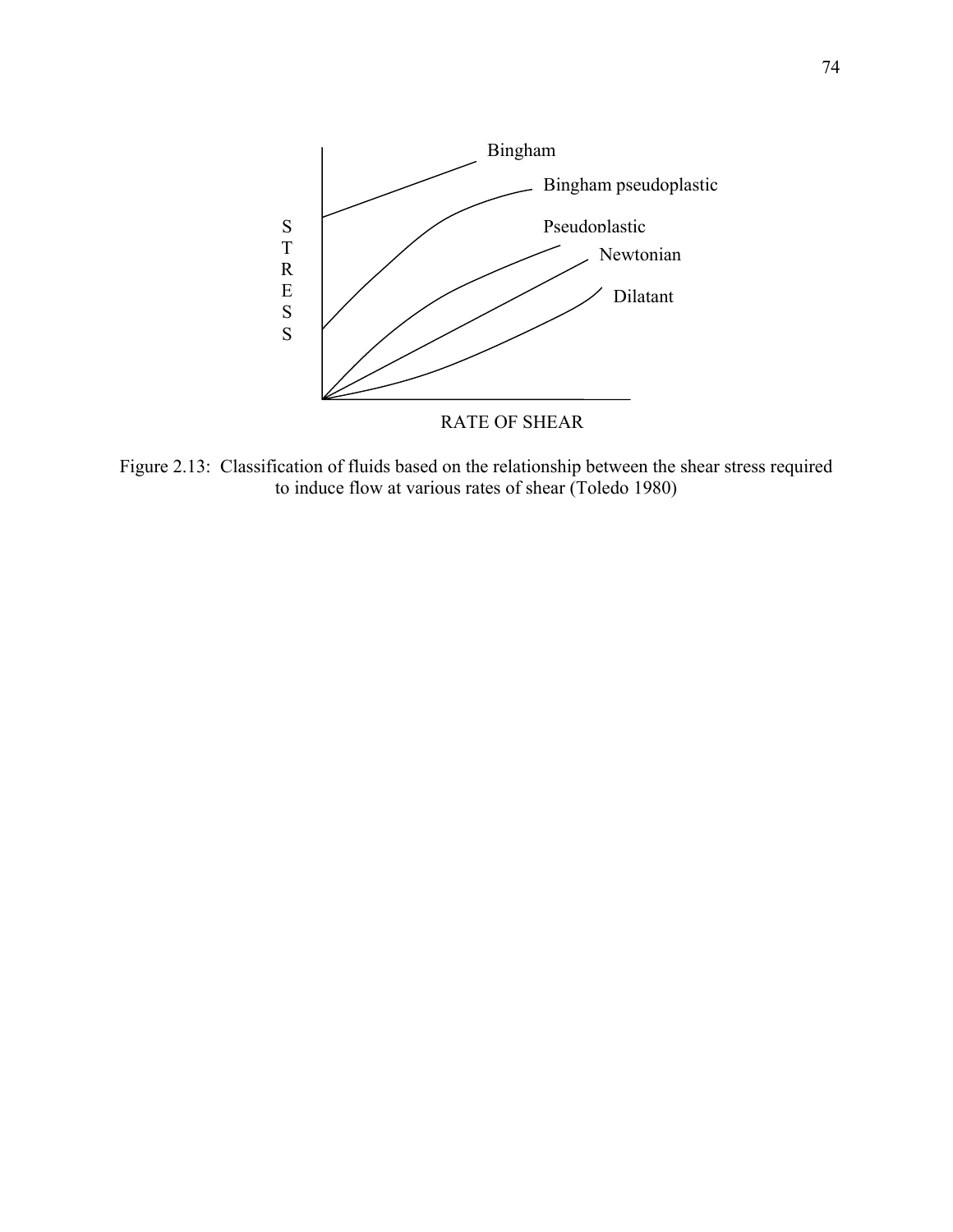Figure 2.13: Classification of fluids based on the relationship between the shear stress required to induce flow at various rates of shear (Toledo 1980)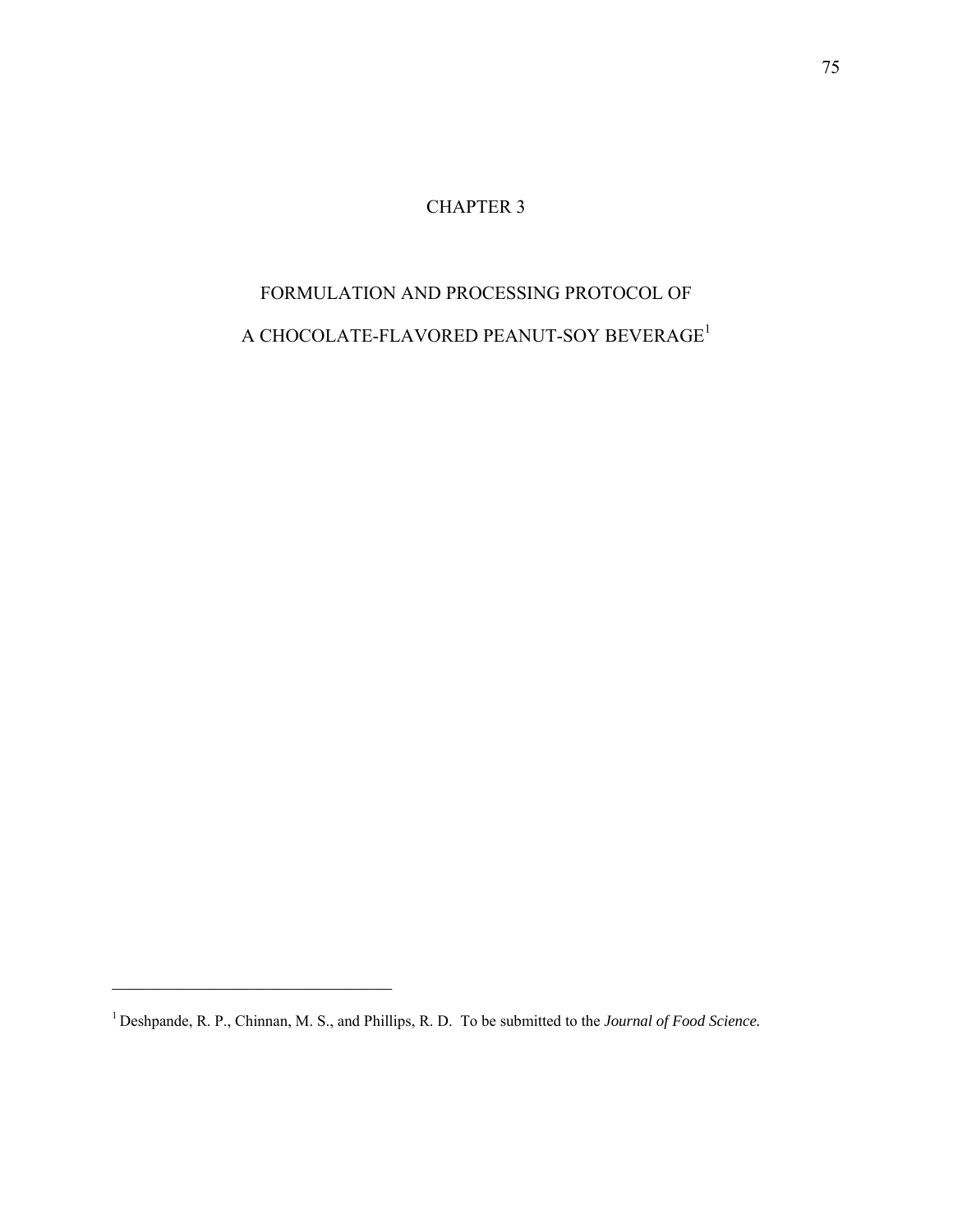# CHAPTER 3

# FORMULATION AND PROCESSING PROTOCOL OF A CHOCOLATE-FLAVORED PEANUT-SOY BEVERAGE[1]

---

[1] Deshpande, R. P., Chinnan, M. S., and Phillips, R. D. To be submitted to the *Journal of Food Science.*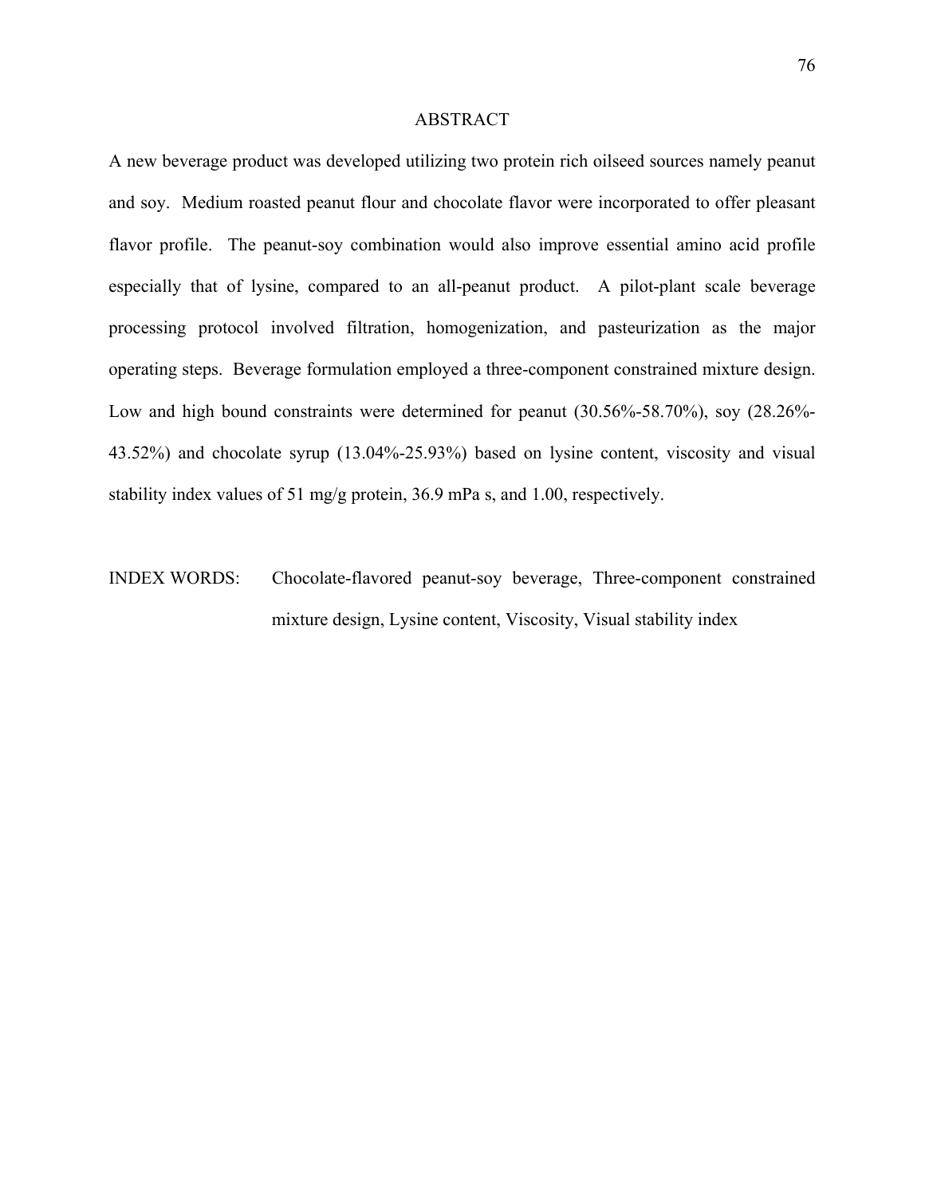## ABSTRACT

A new beverage product was developed utilizing two protein rich oilseed sources namely peanut and soy. Medium roasted peanut flour and chocolate flavor were incorporated to offer pleasant flavor profile. The peanut-soy combination would also improve essential amino acid profile especially that of lysine, compared to an all-peanut product. A pilot-plant scale beverage processing protocol involved filtration, homogenization, and pasteurization as the major operating steps. Beverage formulation employed a three-component constrained mixture design. Low and high bound constraints were determined for peanut (30.56%-58.70%), soy (28.26%-43.52%) and chocolate syrup (13.04%-25.93%) based on lysine content, viscosity and visual stability index values of 51 mg/g protein, 36.9 mPa s, and 1.00, respectively.

INDEX WORDS: Chocolate-flavored peanut-soy beverage, Three-component constrained mixture design, Lysine content, Viscosity, Visual stability index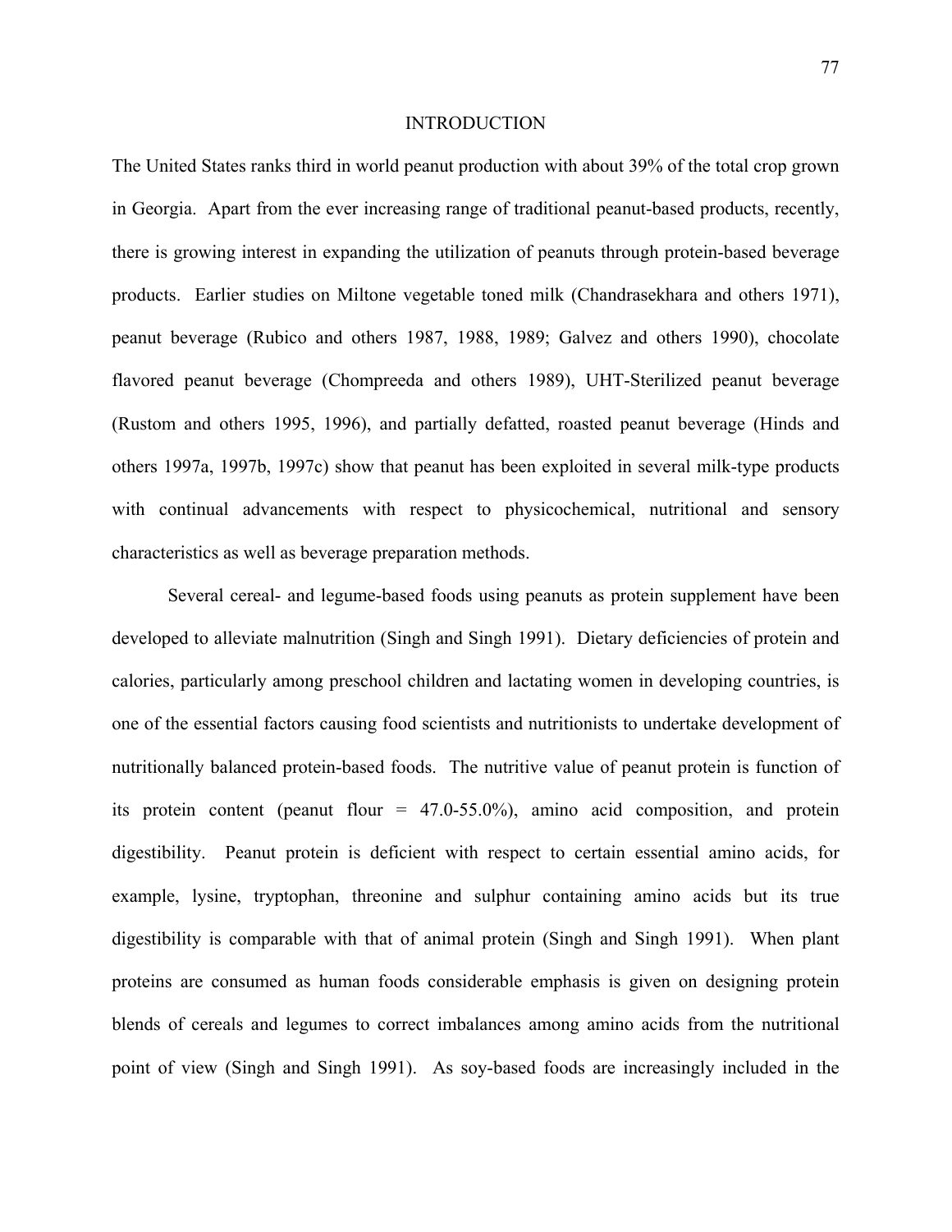## INTRODUCTION

The United States ranks third in world peanut production with about 39% of the total crop grown in Georgia. Apart from the ever increasing range of traditional peanut-based products, recently, there is growing interest in expanding the utilization of peanuts through protein-based beverage products. Earlier studies on Miltone vegetable toned milk (Chandrasekhara and others 1971), peanut beverage (Rubico and others 1987, 1988, 1989; Galvez and others 1990), chocolate flavored peanut beverage (Chompreeda and others 1989), UHT-Sterilized peanut beverage (Rustom and others 1995, 1996), and partially defatted, roasted peanut beverage (Hinds and others 1997a, 1997b, 1997c) show that peanut has been exploited in several milk-type products with continual advancements with respect to physicochemical, nutritional and sensory characteristics as well as beverage preparation methods.

Several cereal- and legume-based foods using peanuts as protein supplement have been developed to alleviate malnutrition (Singh and Singh 1991). Dietary deficiencies of protein and calories, particularly among preschool children and lactating women in developing countries, is one of the essential factors causing food scientists and nutritionists to undertake development of nutritionally balanced protein-based foods. The nutritive value of peanut protein is function of its protein content (peanut flour = 47.0-55.0%), amino acid composition, and protein digestibility. Peanut protein is deficient with respect to certain essential amino acids, for example, lysine, tryptophan, threonine and sulphur containing amino acids but its true digestibility is comparable with that of animal protein (Singh and Singh 1991). When plant proteins are consumed as human foods considerable emphasis is given on designing protein blends of cereals and legumes to correct imbalances among amino acids from the nutritional point of view (Singh and Singh 1991). As soy-based foods are increasingly included in the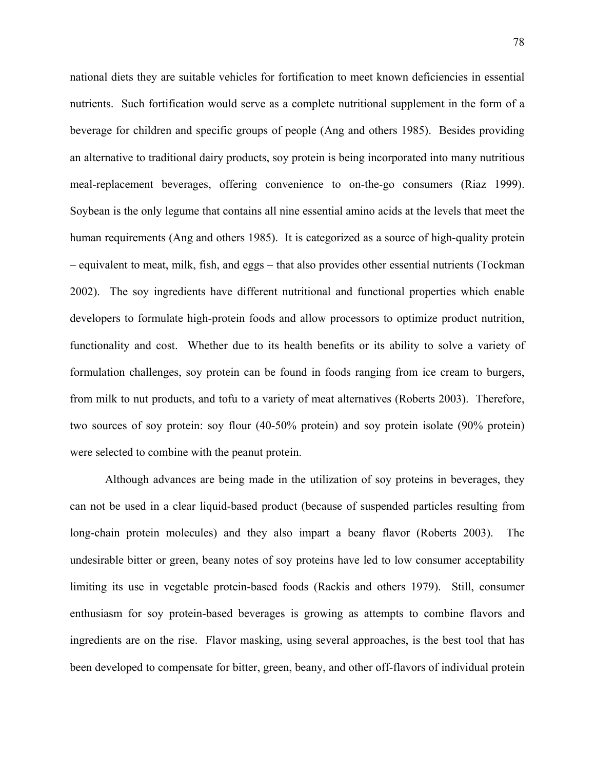national diets they are suitable vehicles for fortification to meet known deficiencies in essential nutrients. Such fortification would serve as a complete nutritional supplement in the form of a beverage for children and specific groups of people (Ang and others 1985). Besides providing an alternative to traditional dairy products, soy protein is being incorporated into many nutritious meal-replacement beverages, offering convenience to on-the-go consumers (Riaz 1999). Soybean is the only legume that contains all nine essential amino acids at the levels that meet the human requirements (Ang and others 1985). It is categorized as a source of high-quality protein – equivalent to meat, milk, fish, and eggs – that also provides other essential nutrients (Tockman 2002). The soy ingredients have different nutritional and functional properties which enable developers to formulate high-protein foods and allow processors to optimize product nutrition, functionality and cost. Whether due to its health benefits or its ability to solve a variety of formulation challenges, soy protein can be found in foods ranging from ice cream to burgers, from milk to nut products, and tofu to a variety of meat alternatives (Roberts 2003). Therefore, two sources of soy protein: soy flour (40-50% protein) and soy protein isolate (90% protein) were selected to combine with the peanut protein.

Although advances are being made in the utilization of soy proteins in beverages, they can not be used in a clear liquid-based product (because of suspended particles resulting from long-chain protein molecules) and they also impart a beany flavor (Roberts 2003). The undesirable bitter or green, beany notes of soy proteins have led to low consumer acceptability limiting its use in vegetable protein-based foods (Rackis and others 1979). Still, consumer enthusiasm for soy protein-based beverages is growing as attempts to combine flavors and ingredients are on the rise. Flavor masking, using several approaches, is the best tool that has been developed to compensate for bitter, green, beany, and other off-flavors of individual protein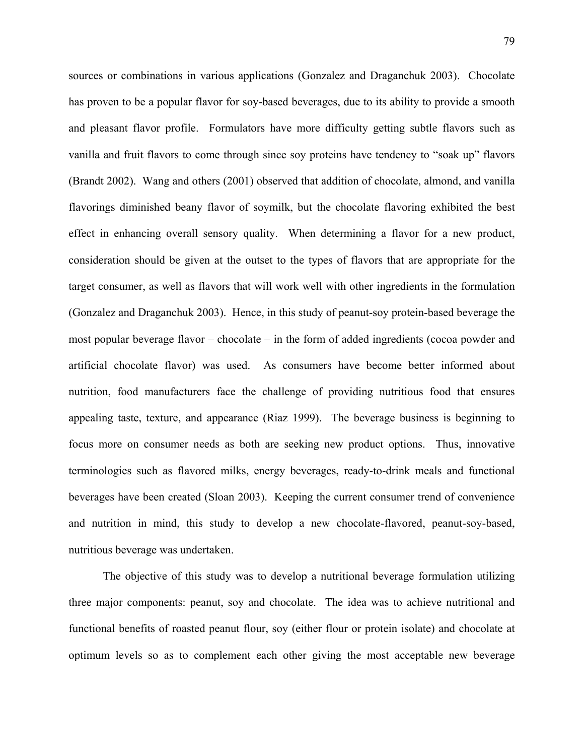sources or combinations in various applications (Gonzalez and Draganchuk 2003). Chocolate has proven to be a popular flavor for soy-based beverages, due to its ability to provide a smooth and pleasant flavor profile. Formulators have more difficulty getting subtle flavors such as vanilla and fruit flavors to come through since soy proteins have tendency to "soak up" flavors (Brandt 2002). Wang and others (2001) observed that addition of chocolate, almond, and vanilla flavorings diminished beany flavor of soymilk, but the chocolate flavoring exhibited the best effect in enhancing overall sensory quality. When determining a flavor for a new product, consideration should be given at the outset to the types of flavors that are appropriate for the target consumer, as well as flavors that will work well with other ingredients in the formulation (Gonzalez and Draganchuk 2003). Hence, in this study of peanut-soy protein-based beverage the most popular beverage flavor – chocolate – in the form of added ingredients (cocoa powder and artificial chocolate flavor) was used. As consumers have become better informed about nutrition, food manufacturers face the challenge of providing nutritious food that ensures appealing taste, texture, and appearance (Riaz 1999). The beverage business is beginning to focus more on consumer needs as both are seeking new product options. Thus, innovative terminologies such as flavored milks, energy beverages, ready-to-drink meals and functional beverages have been created (Sloan 2003). Keeping the current consumer trend of convenience and nutrition in mind, this study to develop a new chocolate-flavored, peanut-soy-based, nutritious beverage was undertaken.

The objective of this study was to develop a nutritional beverage formulation utilizing three major components: peanut, soy and chocolate. The idea was to achieve nutritional and functional benefits of roasted peanut flour, soy (either flour or protein isolate) and chocolate at optimum levels so as to complement each other giving the most acceptable new beverage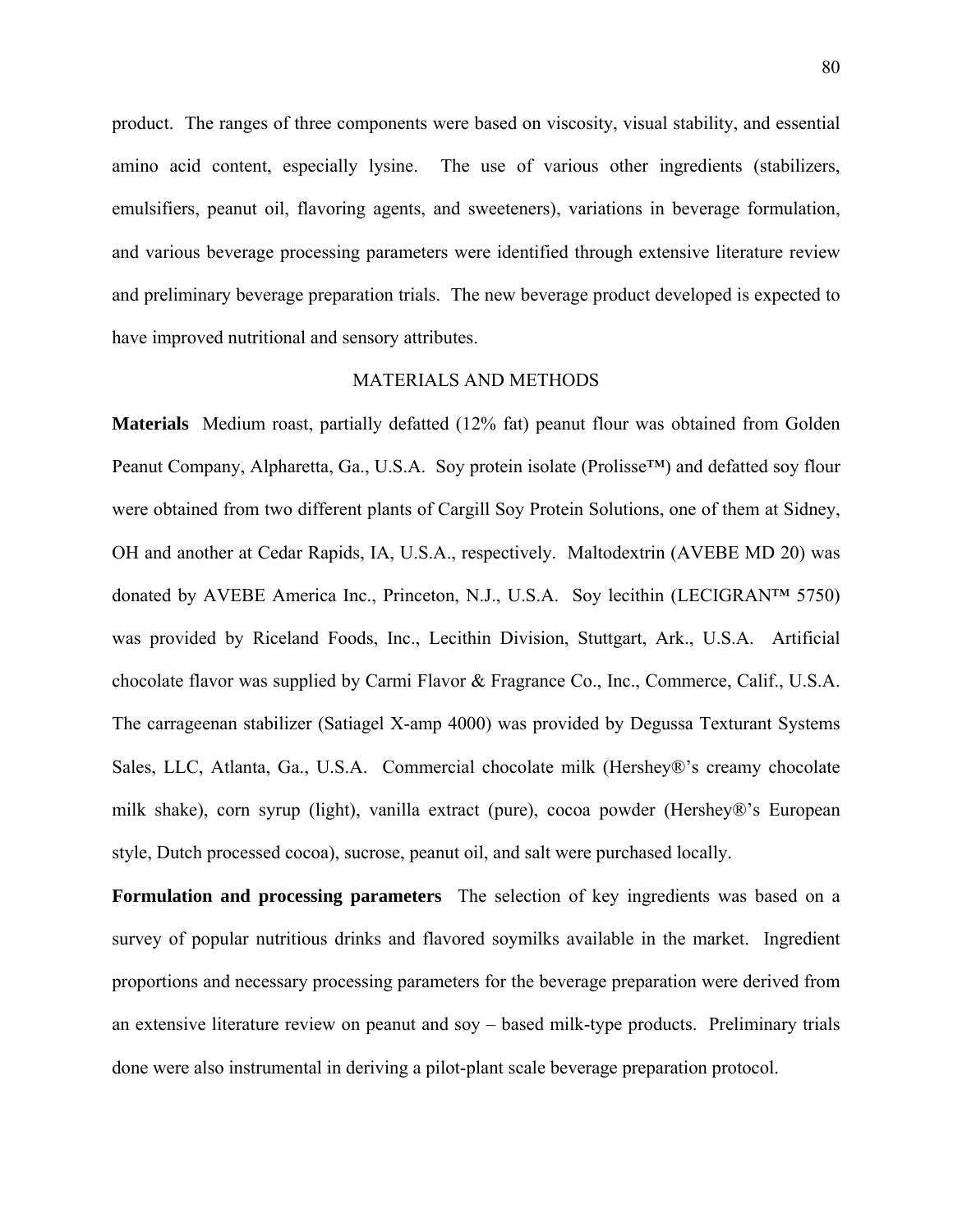product. The ranges of three components were based on viscosity, visual stability, and essential amino acid content, especially lysine. The use of various other ingredients (stabilizers, emulsifiers, peanut oil, flavoring agents, and sweeteners), variations in beverage formulation, and various beverage processing parameters were identified through extensive literature review and preliminary beverage preparation trials. The new beverage product developed is expected to have improved nutritional and sensory attributes.

## MATERIALS AND METHODS

**Materials** Medium roast, partially defatted (12% fat) peanut flour was obtained from Golden Peanut Company, Alpharetta, Ga., U.S.A. Soy protein isolate (Prolisse™) and defatted soy flour were obtained from two different plants of Cargill Soy Protein Solutions, one of them at Sidney, OH and another at Cedar Rapids, IA, U.S.A., respectively. Maltodextrin (AVEBE MD 20) was donated by AVEBE America Inc., Princeton, N.J., U.S.A. Soy lecithin (LECIGRAN™ 5750) was provided by Riceland Foods, Inc., Lecithin Division, Stuttgart, Ark., U.S.A. Artificial chocolate flavor was supplied by Carmi Flavor & Fragrance Co., Inc., Commerce, Calif., U.S.A. The carrageenan stabilizer (Satiagel X-amp 4000) was provided by Degussa Texturant Systems Sales, LLC, Atlanta, Ga., U.S.A. Commercial chocolate milk (Hershey®'s creamy chocolate milk shake), corn syrup (light), vanilla extract (pure), cocoa powder (Hershey®'s European style, Dutch processed cocoa), sucrose, peanut oil, and salt were purchased locally.

**Formulation and processing parameters** The selection of key ingredients was based on a survey of popular nutritious drinks and flavored soymilks available in the market. Ingredient proportions and necessary processing parameters for the beverage preparation were derived from an extensive literature review on peanut and soy – based milk-type products. Preliminary trials done were also instrumental in deriving a pilot-plant scale beverage preparation protocol.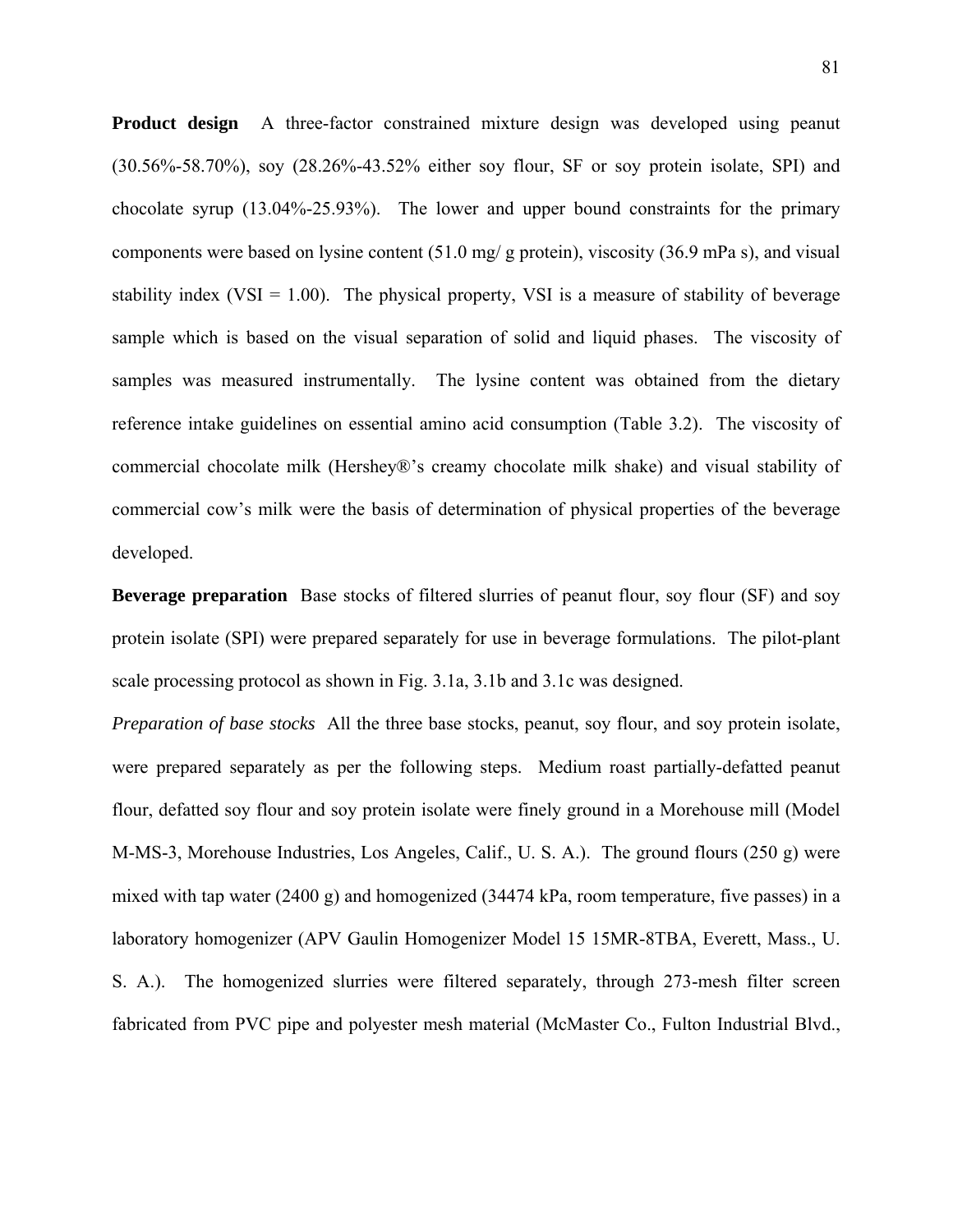**Product design** A three-factor constrained mixture design was developed using peanut (30.56%-58.70%), soy (28.26%-43.52% either soy flour, SF or soy protein isolate, SPI) and chocolate syrup (13.04%-25.93%). The lower and upper bound constraints for the primary components were based on lysine content (51.0 mg/ g protein), viscosity (36.9 mPa s), and visual stability index (VSI = 1.00). The physical property, VSI is a measure of stability of beverage sample which is based on the visual separation of solid and liquid phases. The viscosity of samples was measured instrumentally. The lysine content was obtained from the dietary reference intake guidelines on essential amino acid consumption (Table 3.2). The viscosity of commercial chocolate milk (Hershey®'s creamy chocolate milk shake) and visual stability of commercial cow's milk were the basis of determination of physical properties of the beverage developed.

**Beverage preparation** Base stocks of filtered slurries of peanut flour, soy flour (SF) and soy protein isolate (SPI) were prepared separately for use in beverage formulations. The pilot-plant scale processing protocol as shown in Fig. 3.1a, 3.1b and 3.1c was designed.

*Preparation of base stocks* All the three base stocks, peanut, soy flour, and soy protein isolate, were prepared separately as per the following steps. Medium roast partially-defatted peanut flour, defatted soy flour and soy protein isolate were finely ground in a Morehouse mill (Model M-MS-3, Morehouse Industries, Los Angeles, Calif., U. S. A.). The ground flours (250 g) were mixed with tap water (2400 g) and homogenized (34474 kPa, room temperature, five passes) in a laboratory homogenizer (APV Gaulin Homogenizer Model 15 15MR-8TBA, Everett, Mass., U. S. A.). The homogenized slurries were filtered separately, through 273-mesh filter screen fabricated from PVC pipe and polyester mesh material (McMaster Co., Fulton Industrial Blvd.,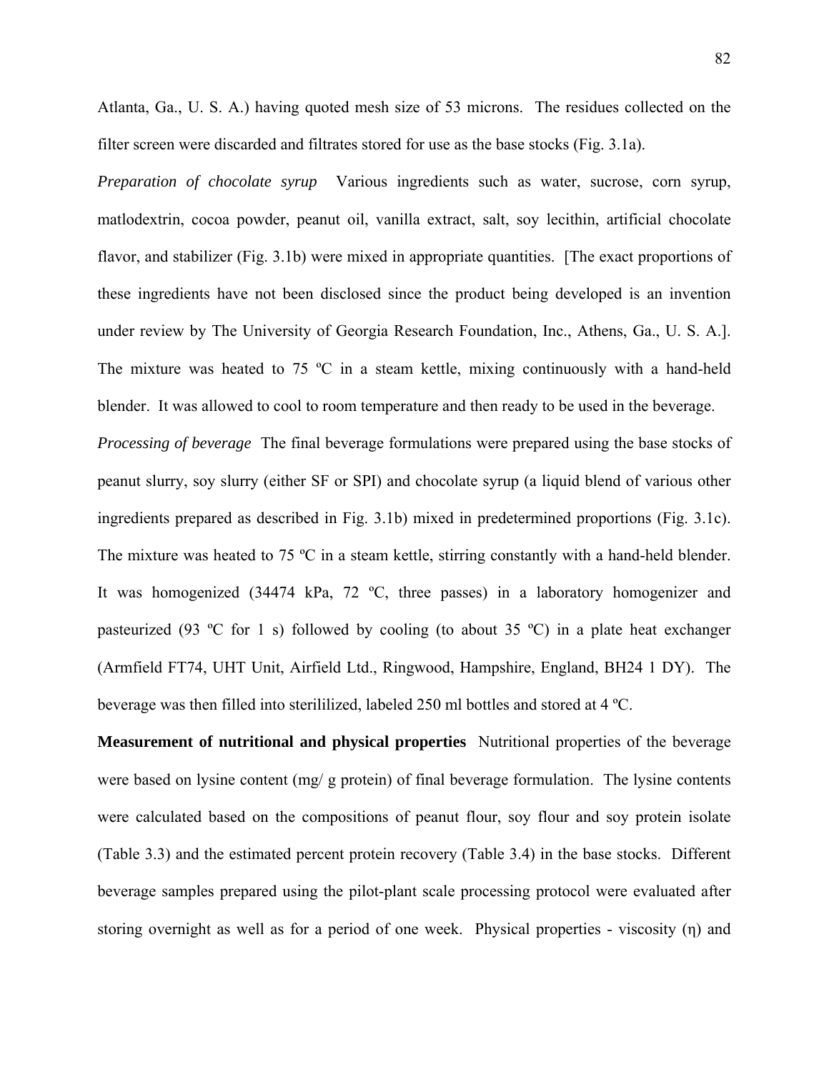Atlanta, Ga., U. S. A.) having quoted mesh size of 53 microns. The residues collected on the filter screen were discarded and filtrates stored for use as the base stocks (Fig. 3.1a).

*Preparation of chocolate syrup* Various ingredients such as water, sucrose, corn syrup, matlodextrin, cocoa powder, peanut oil, vanilla extract, salt, soy lecithin, artificial chocolate flavor, and stabilizer (Fig. 3.1b) were mixed in appropriate quantities. [The exact proportions of these ingredients have not been disclosed since the product being developed is an invention under review by The University of Georgia Research Foundation, Inc., Athens, Ga., U. S. A.]. The mixture was heated to 75 ºC in a steam kettle, mixing continuously with a hand-held blender. It was allowed to cool to room temperature and then ready to be used in the beverage.

*Processing of beverage* The final beverage formulations were prepared using the base stocks of peanut slurry, soy slurry (either SF or SPI) and chocolate syrup (a liquid blend of various other ingredients prepared as described in Fig. 3.1b) mixed in predetermined proportions (Fig. 3.1c). The mixture was heated to 75 ºC in a steam kettle, stirring constantly with a hand-held blender. It was homogenized (34474 kPa, 72 ºC, three passes) in a laboratory homogenizer and pasteurized (93 ºC for 1 s) followed by cooling (to about 35 ºC) in a plate heat exchanger (Armfield FT74, UHT Unit, Airfield Ltd., Ringwood, Hampshire, England, BH24 1 DY). The beverage was then filled into sterililized, labeled 250 ml bottles and stored at 4 ºC.

**Measurement of nutritional and physical properties** Nutritional properties of the beverage were based on lysine content (mg/ g protein) of final beverage formulation. The lysine contents were calculated based on the compositions of peanut flour, soy flour and soy protein isolate (Table 3.3) and the estimated percent protein recovery (Table 3.4) in the base stocks. Different beverage samples prepared using the pilot-plant scale processing protocol were evaluated after storing overnight as well as for a period of one week. Physical properties - viscosity ($\eta$) and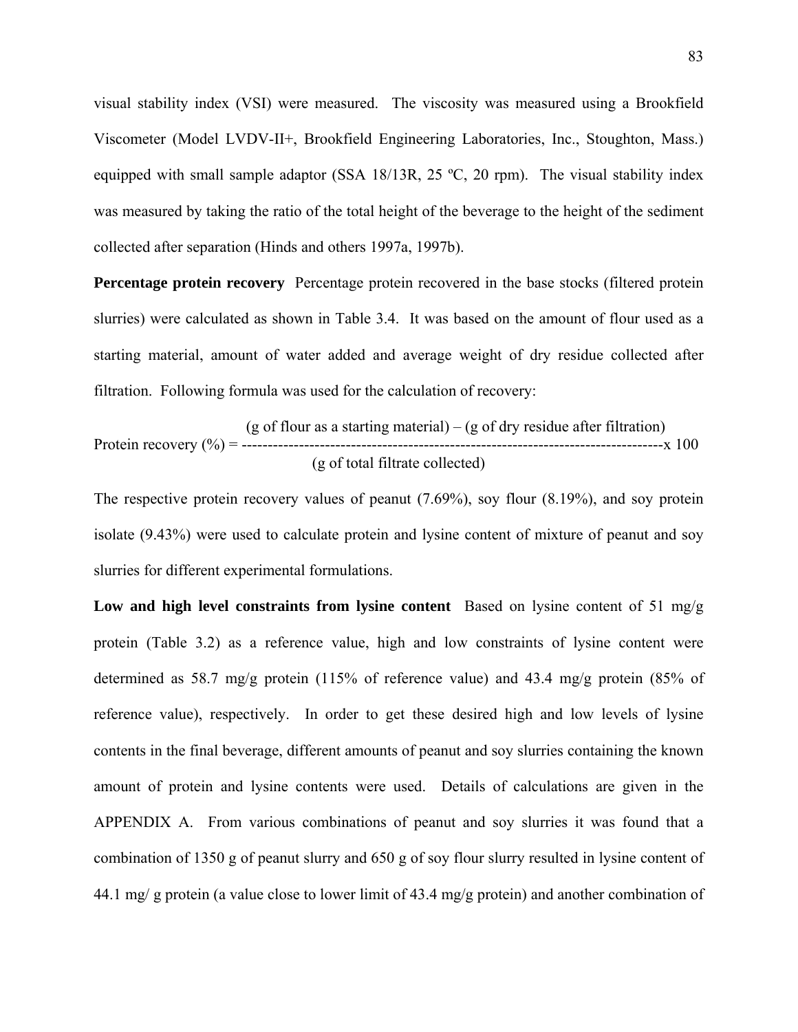visual stability index (VSI) were measured. The viscosity was measured using a Brookfield Viscometer (Model LVDV-II+, Brookfield Engineering Laboratories, Inc., Stoughton, Mass.) equipped with small sample adaptor (SSA 18/13R, 25 ºC, 20 rpm). The visual stability index was measured by taking the ratio of the total height of the beverage to the height of the sediment collected after separation (Hinds and others 1997a, 1997b).

**Percentage protein recovery** Percentage protein recovered in the base stocks (filtered protein slurries) were calculated as shown in Table 3.4. It was based on the amount of flour used as a starting material, amount of water added and average weight of dry residue collected after filtration. Following formula was used for the calculation of recovery:

$$\text{Protein recovery (\%)} = \frac{(\text{g of flour as a starting material}) - (\text{g of dry residue after filtration})}{(\text{g of total filtrate collected})} \times 100$$

The respective protein recovery values of peanut (7.69%), soy flour (8.19%), and soy protein isolate (9.43%) were used to calculate protein and lysine content of mixture of peanut and soy slurries for different experimental formulations.

**Low and high level constraints from lysine content** Based on lysine content of 51 mg/g protein (Table 3.2) as a reference value, high and low constraints of lysine content were determined as 58.7 mg/g protein (115% of reference value) and 43.4 mg/g protein (85% of reference value), respectively. In order to get these desired high and low levels of lysine contents in the final beverage, different amounts of peanut and soy slurries containing the known amount of protein and lysine contents were used. Details of calculations are given in the APPENDIX A. From various combinations of peanut and soy slurries it was found that a combination of 1350 g of peanut slurry and 650 g of soy flour slurry resulted in lysine content of 44.1 mg/ g protein (a value close to lower limit of 43.4 mg/g protein) and another combination of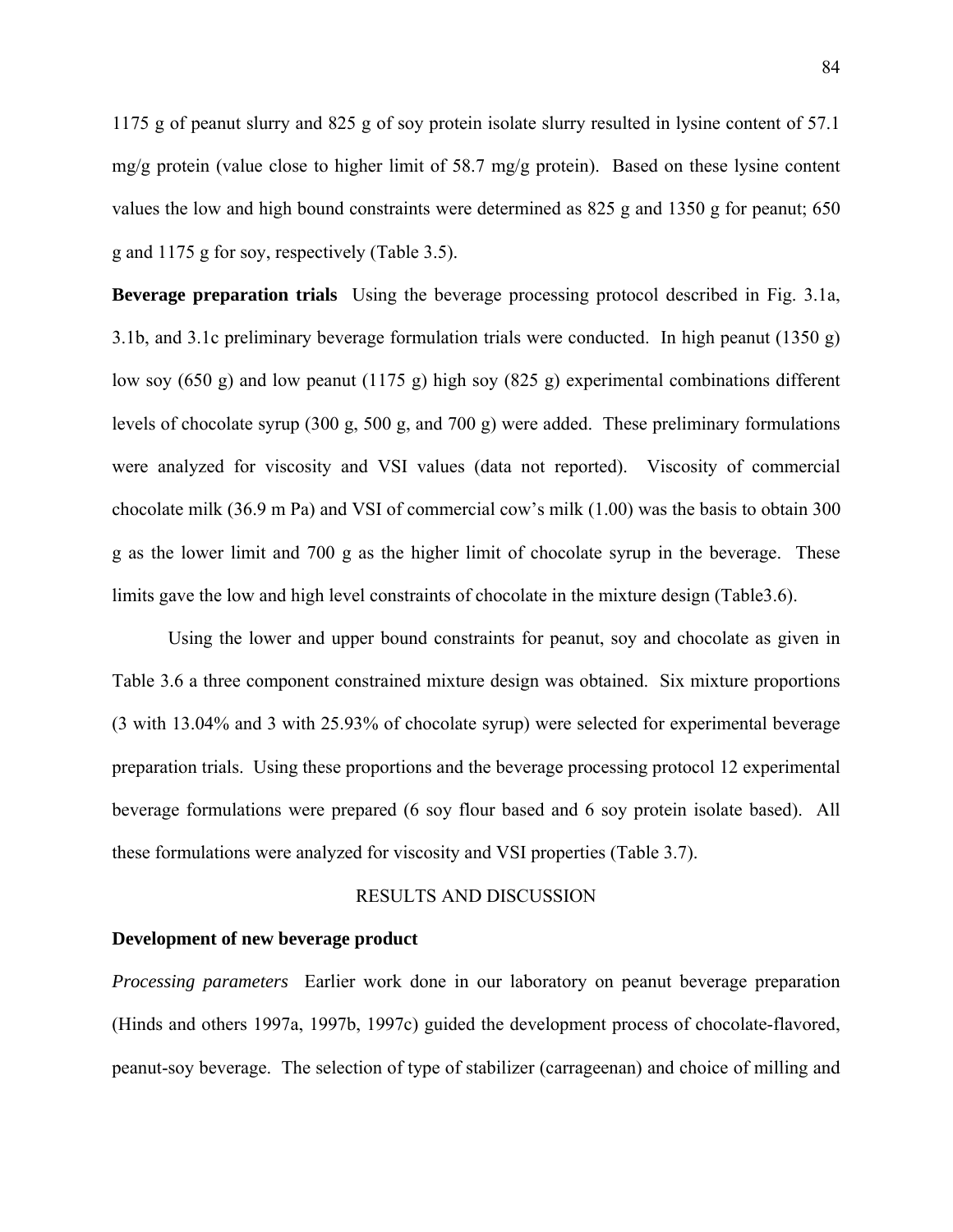1175 g of peanut slurry and 825 g of soy protein isolate slurry resulted in lysine content of 57.1 mg/g protein (value close to higher limit of 58.7 mg/g protein). Based on these lysine content values the low and high bound constraints were determined as 825 g and 1350 g for peanut; 650 g and 1175 g for soy, respectively (Table 3.5).

**Beverage preparation trials** Using the beverage processing protocol described in Fig. 3.1a, 3.1b, and 3.1c preliminary beverage formulation trials were conducted. In high peanut (1350 g) low soy (650 g) and low peanut (1175 g) high soy (825 g) experimental combinations different levels of chocolate syrup (300 g, 500 g, and 700 g) were added. These preliminary formulations were analyzed for viscosity and VSI values (data not reported). Viscosity of commercial chocolate milk (36.9 m Pa) and VSI of commercial cow's milk (1.00) was the basis to obtain 300 g as the lower limit and 700 g as the higher limit of chocolate syrup in the beverage. These limits gave the low and high level constraints of chocolate in the mixture design (Table3.6).

Using the lower and upper bound constraints for peanut, soy and chocolate as given in Table 3.6 a three component constrained mixture design was obtained. Six mixture proportions (3 with 13.04% and 3 with 25.93% of chocolate syrup) were selected for experimental beverage preparation trials. Using these proportions and the beverage processing protocol 12 experimental beverage formulations were prepared (6 soy flour based and 6 soy protein isolate based). All these formulations were analyzed for viscosity and VSI properties (Table 3.7).

## RESULTS AND DISCUSSION

### Development of new beverage product

*Processing parameters* Earlier work done in our laboratory on peanut beverage preparation (Hinds and others 1997a, 1997b, 1997c) guided the development process of chocolate-flavored, peanut-soy beverage. The selection of type of stabilizer (carrageenan) and choice of milling and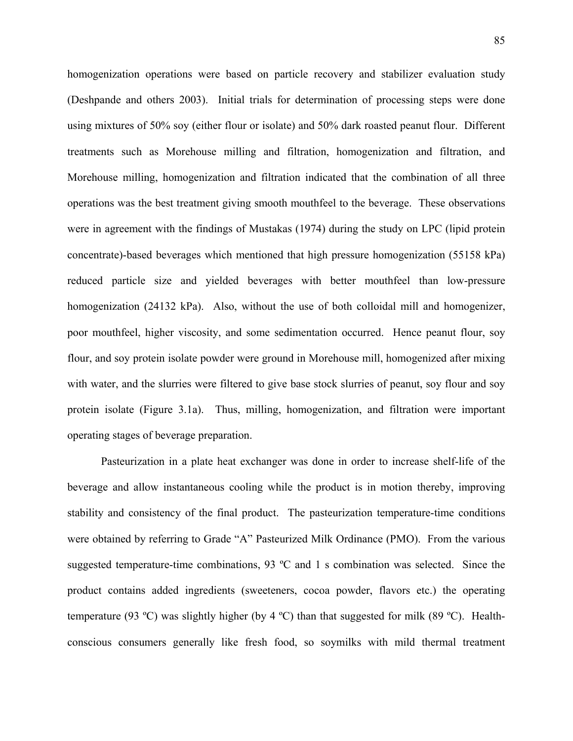homogenization operations were based on particle recovery and stabilizer evaluation study (Deshpande and others 2003). Initial trials for determination of processing steps were done using mixtures of 50% soy (either flour or isolate) and 50% dark roasted peanut flour. Different treatments such as Morehouse milling and filtration, homogenization and filtration, and Morehouse milling, homogenization and filtration indicated that the combination of all three operations was the best treatment giving smooth mouthfeel to the beverage. These observations were in agreement with the findings of Mustakas (1974) during the study on LPC (lipid protein concentrate)-based beverages which mentioned that high pressure homogenization (55158 kPa) reduced particle size and yielded beverages with better mouthfeel than low-pressure homogenization (24132 kPa). Also, without the use of both colloidal mill and homogenizer, poor mouthfeel, higher viscosity, and some sedimentation occurred. Hence peanut flour, soy flour, and soy protein isolate powder were ground in Morehouse mill, homogenized after mixing with water, and the slurries were filtered to give base stock slurries of peanut, soy flour and soy protein isolate (Figure 3.1a). Thus, milling, homogenization, and filtration were important operating stages of beverage preparation.

Pasteurization in a plate heat exchanger was done in order to increase shelf-life of the beverage and allow instantaneous cooling while the product is in motion thereby, improving stability and consistency of the final product. The pasteurization temperature-time conditions were obtained by referring to Grade "A" Pasteurized Milk Ordinance (PMO). From the various suggested temperature-time combinations, 93 ºC and 1 s combination was selected. Since the product contains added ingredients (sweeteners, cocoa powder, flavors etc.) the operating temperature (93 ºC) was slightly higher (by 4 ºC) than that suggested for milk (89 ºC). Health-conscious consumers generally like fresh food, so soymilks with mild thermal treatment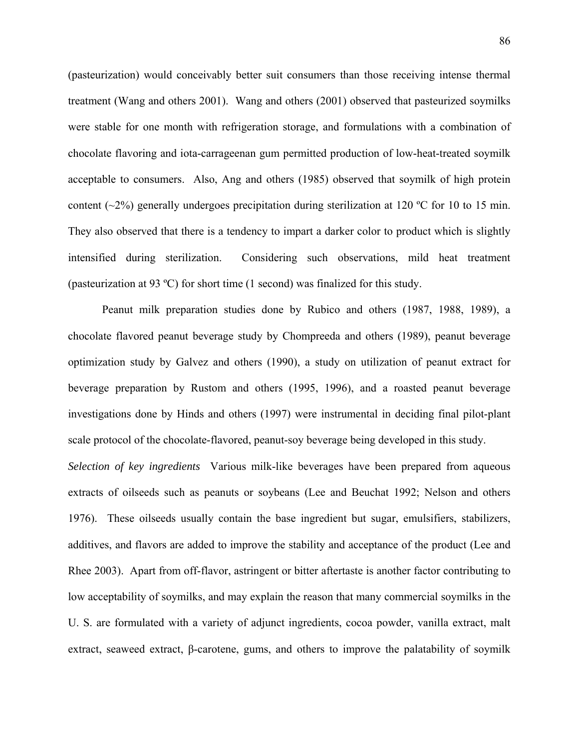(pasteurization) would conceivably better suit consumers than those receiving intense thermal treatment (Wang and others 2001). Wang and others (2001) observed that pasteurized soymilks were stable for one month with refrigeration storage, and formulations with a combination of chocolate flavoring and iota-carrageenan gum permitted production of low-heat-treated soymilk acceptable to consumers. Also, Ang and others (1985) observed that soymilk of high protein content (~2%) generally undergoes precipitation during sterilization at 120 ºC for 10 to 15 min. They also observed that there is a tendency to impart a darker color to product which is slightly intensified during sterilization. Considering such observations, mild heat treatment (pasteurization at 93 ºC) for short time (1 second) was finalized for this study.

Peanut milk preparation studies done by Rubico and others (1987, 1988, 1989), a chocolate flavored peanut beverage study by Chompreeda and others (1989), peanut beverage optimization study by Galvez and others (1990), a study on utilization of peanut extract for beverage preparation by Rustom and others (1995, 1996), and a roasted peanut beverage investigations done by Hinds and others (1997) were instrumental in deciding final pilot-plant scale protocol of the chocolate-flavored, peanut-soy beverage being developed in this study.

*Selection of key ingredients* Various milk-like beverages have been prepared from aqueous extracts of oilseeds such as peanuts or soybeans (Lee and Beuchat 1992; Nelson and others 1976). These oilseeds usually contain the base ingredient but sugar, emulsifiers, stabilizers, additives, and flavors are added to improve the stability and acceptance of the product (Lee and Rhee 2003). Apart from off-flavor, astringent or bitter aftertaste is another factor contributing to low acceptability of soymilks, and may explain the reason that many commercial soymilks in the U. S. are formulated with a variety of adjunct ingredients, cocoa powder, vanilla extract, malt extract, seaweed extract, β-carotene, gums, and others to improve the palatability of soymilk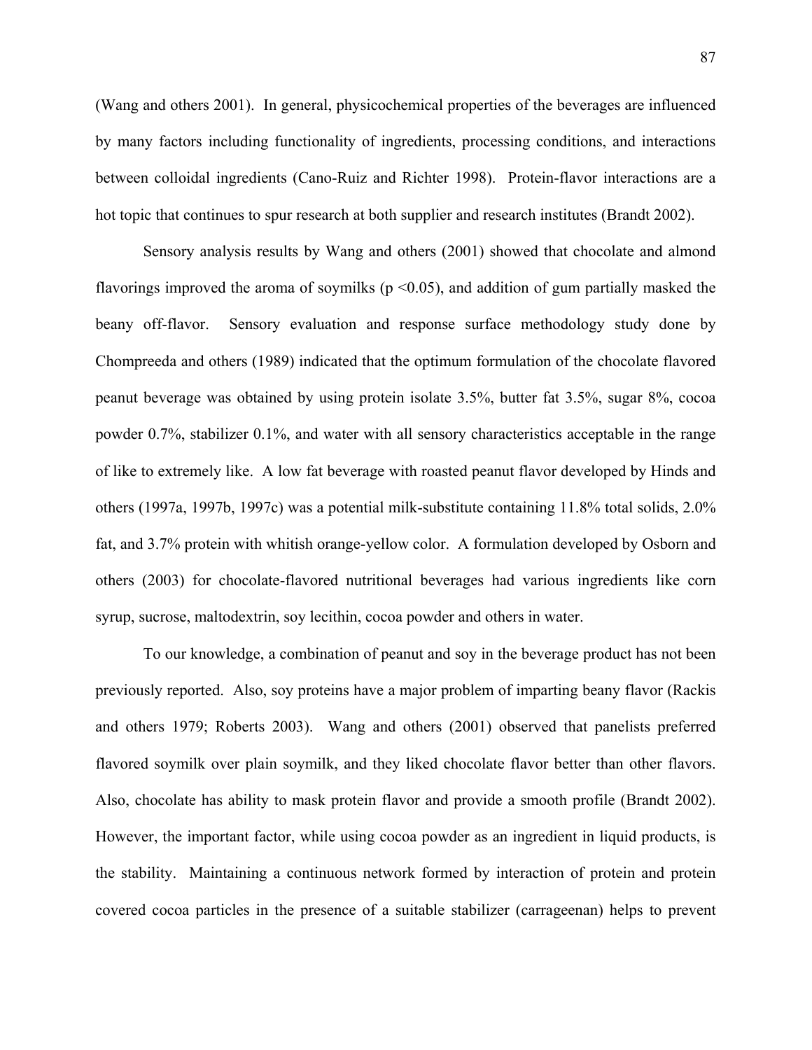(Wang and others 2001). In general, physicochemical properties of the beverages are influenced by many factors including functionality of ingredients, processing conditions, and interactions between colloidal ingredients (Cano-Ruiz and Richter 1998). Protein-flavor interactions are a hot topic that continues to spur research at both supplier and research institutes (Brandt 2002).

Sensory analysis results by Wang and others (2001) showed that chocolate and almond flavorings improved the aroma of soymilks ($p < 0.05$), and addition of gum partially masked the beany off-flavor. Sensory evaluation and response surface methodology study done by Chompreeda and others (1989) indicated that the optimum formulation of the chocolate flavored peanut beverage was obtained by using protein isolate 3.5%, butter fat 3.5%, sugar 8%, cocoa powder 0.7%, stabilizer 0.1%, and water with all sensory characteristics acceptable in the range of like to extremely like. A low fat beverage with roasted peanut flavor developed by Hinds and others (1997a, 1997b, 1997c) was a potential milk-substitute containing 11.8% total solids, 2.0% fat, and 3.7% protein with whitish orange-yellow color. A formulation developed by Osborn and others (2003) for chocolate-flavored nutritional beverages had various ingredients like corn syrup, sucrose, maltodextrin, soy lecithin, cocoa powder and others in water.

To our knowledge, a combination of peanut and soy in the beverage product has not been previously reported. Also, soy proteins have a major problem of imparting beany flavor (Rackis and others 1979; Roberts 2003). Wang and others (2001) observed that panelists preferred flavored soymilk over plain soymilk, and they liked chocolate flavor better than other flavors. Also, chocolate has ability to mask protein flavor and provide a smooth profile (Brandt 2002). However, the important factor, while using cocoa powder as an ingredient in liquid products, is the stability. Maintaining a continuous network formed by interaction of protein and protein covered cocoa particles in the presence of a suitable stabilizer (carrageenan) helps to prevent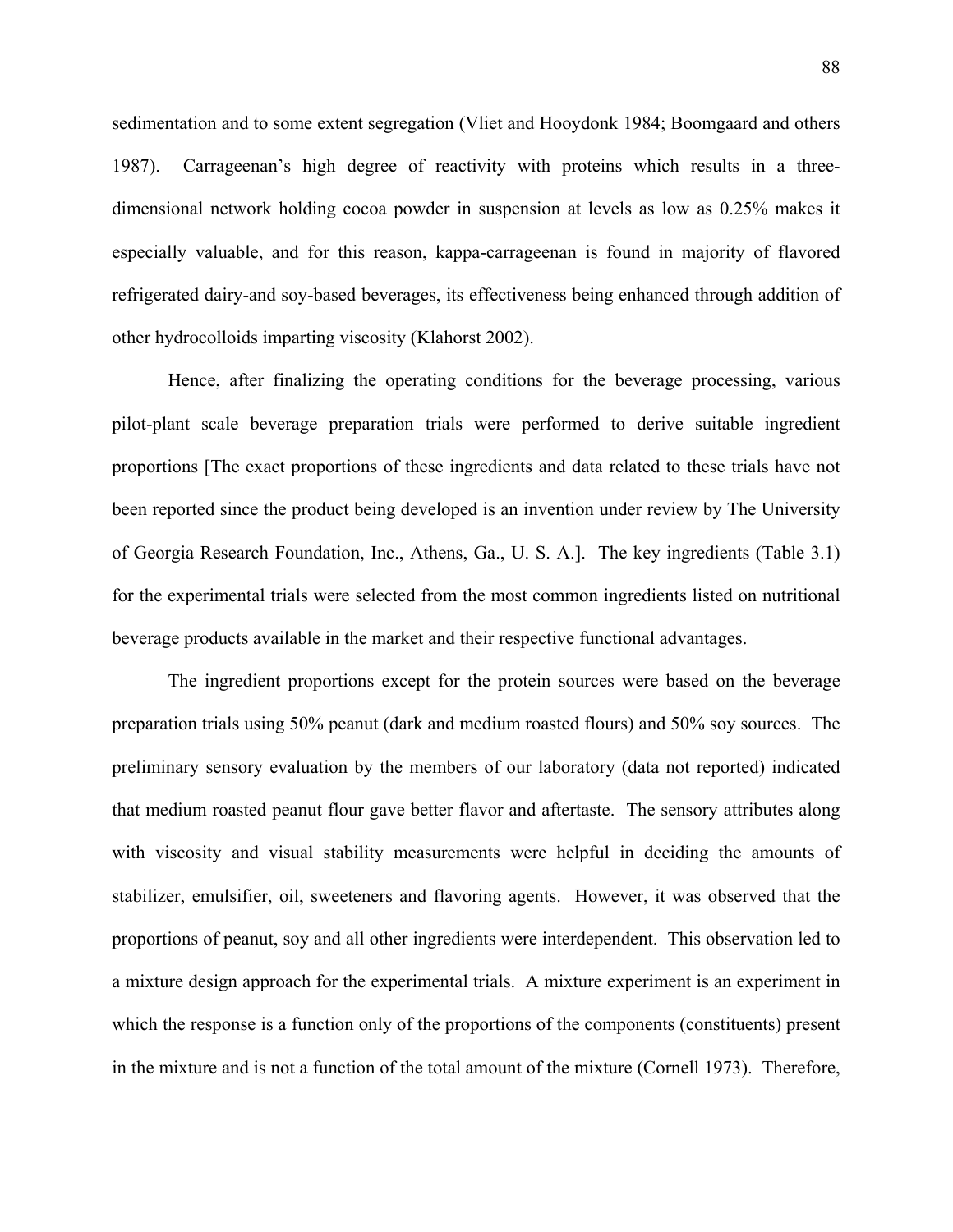sedimentation and to some extent segregation (Vliet and Hooydonk 1984; Boomgaard and others 1987). Carrageenan's high degree of reactivity with proteins which results in a three-dimensional network holding cocoa powder in suspension at levels as low as 0.25% makes it especially valuable, and for this reason, kappa-carrageenan is found in majority of flavored refrigerated dairy-and soy-based beverages, its effectiveness being enhanced through addition of other hydrocolloids imparting viscosity (Klahorst 2002).

Hence, after finalizing the operating conditions for the beverage processing, various pilot-plant scale beverage preparation trials were performed to derive suitable ingredient proportions [The exact proportions of these ingredients and data related to these trials have not been reported since the product being developed is an invention under review by The University of Georgia Research Foundation, Inc., Athens, Ga., U. S. A.]. The key ingredients (Table 3.1) for the experimental trials were selected from the most common ingredients listed on nutritional beverage products available in the market and their respective functional advantages.

The ingredient proportions except for the protein sources were based on the beverage preparation trials using 50% peanut (dark and medium roasted flours) and 50% soy sources. The preliminary sensory evaluation by the members of our laboratory (data not reported) indicated that medium roasted peanut flour gave better flavor and aftertaste. The sensory attributes along with viscosity and visual stability measurements were helpful in deciding the amounts of stabilizer, emulsifier, oil, sweeteners and flavoring agents. However, it was observed that the proportions of peanut, soy and all other ingredients were interdependent. This observation led to a mixture design approach for the experimental trials. A mixture experiment is an experiment in which the response is a function only of the proportions of the components (constituents) present in the mixture and is not a function of the total amount of the mixture (Cornell 1973). Therefore,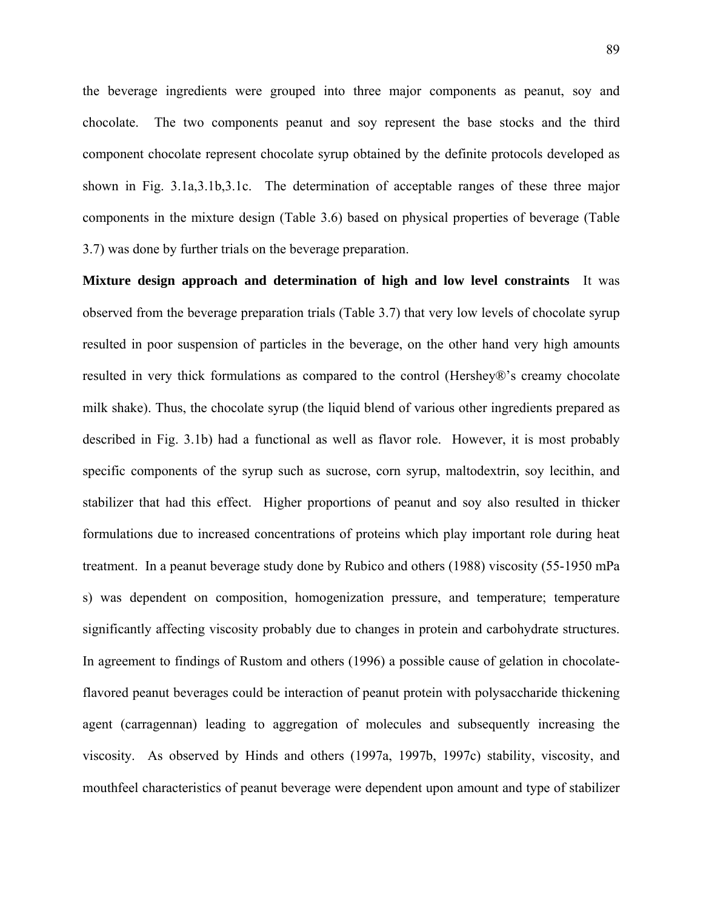the beverage ingredients were grouped into three major components as peanut, soy and chocolate. The two components peanut and soy represent the base stocks and the third component chocolate represent chocolate syrup obtained by the definite protocols developed as shown in Fig. 3.1a,3.1b,3.1c. The determination of acceptable ranges of these three major components in the mixture design (Table 3.6) based on physical properties of beverage (Table 3.7) was done by further trials on the beverage preparation.

**Mixture design approach and determination of high and low level constraints** It was observed from the beverage preparation trials (Table 3.7) that very low levels of chocolate syrup resulted in poor suspension of particles in the beverage, on the other hand very high amounts resulted in very thick formulations as compared to the control (Hershey®'s creamy chocolate milk shake). Thus, the chocolate syrup (the liquid blend of various other ingredients prepared as described in Fig. 3.1b) had a functional as well as flavor role. However, it is most probably specific components of the syrup such as sucrose, corn syrup, maltodextrin, soy lecithin, and stabilizer that had this effect. Higher proportions of peanut and soy also resulted in thicker formulations due to increased concentrations of proteins which play important role during heat treatment. In a peanut beverage study done by Rubico and others (1988) viscosity (55-1950 mPa s) was dependent on composition, homogenization pressure, and temperature; temperature significantly affecting viscosity probably due to changes in protein and carbohydrate structures. In agreement to findings of Rustom and others (1996) a possible cause of gelation in chocolate-flavored peanut beverages could be interaction of peanut protein with polysaccharide thickening agent (carragennan) leading to aggregation of molecules and subsequently increasing the viscosity. As observed by Hinds and others (1997a, 1997b, 1997c) stability, viscosity, and mouthfeel characteristics of peanut beverage were dependent upon amount and type of stabilizer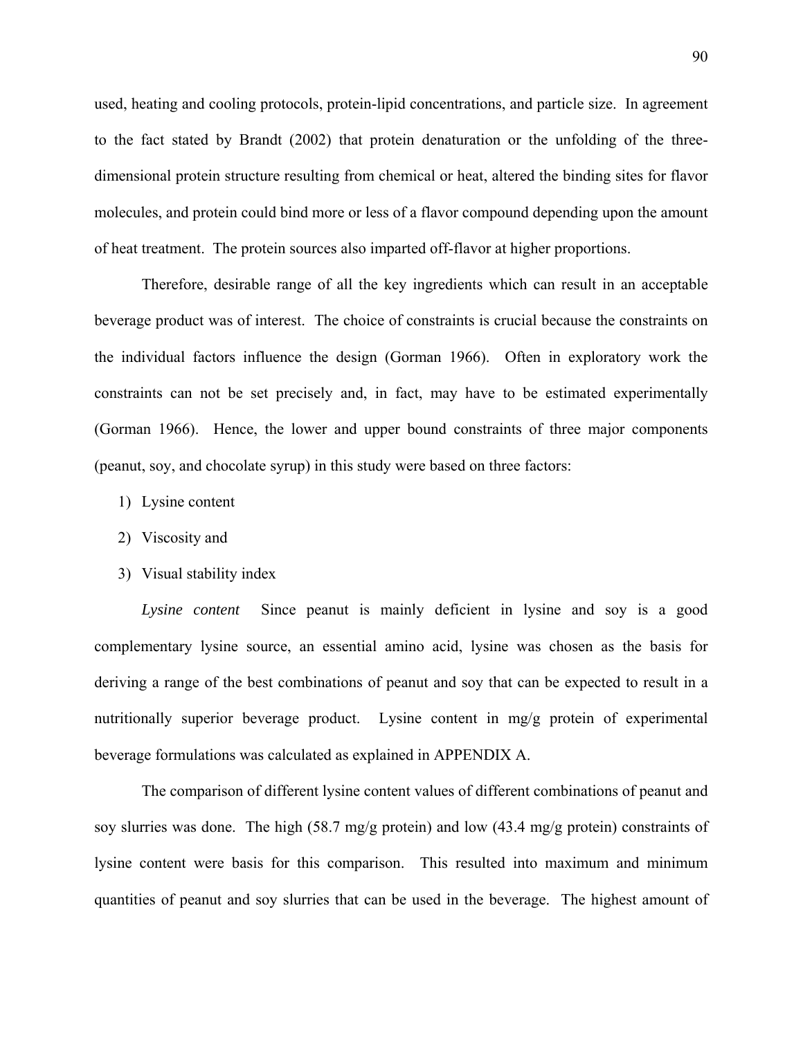used, heating and cooling protocols, protein-lipid concentrations, and particle size. In agreement to the fact stated by Brandt (2002) that protein denaturation or the unfolding of the three-dimensional protein structure resulting from chemical or heat, altered the binding sites for flavor molecules, and protein could bind more or less of a flavor compound depending upon the amount of heat treatment. The protein sources also imparted off-flavor at higher proportions.

Therefore, desirable range of all the key ingredients which can result in an acceptable beverage product was of interest. The choice of constraints is crucial because the constraints on the individual factors influence the design (Gorman 1966). Often in exploratory work the constraints can not be set precisely and, in fact, may have to be estimated experimentally (Gorman 1966). Hence, the lower and upper bound constraints of three major components (peanut, soy, and chocolate syrup) in this study were based on three factors:

1) Lysine content
2) Viscosity and
3) Visual stability index

*Lysine content* Since peanut is mainly deficient in lysine and soy is a good complementary lysine source, an essential amino acid, lysine was chosen as the basis for deriving a range of the best combinations of peanut and soy that can be expected to result in a nutritionally superior beverage product. Lysine content in mg/g protein of experimental beverage formulations was calculated as explained in APPENDIX A.

The comparison of different lysine content values of different combinations of peanut and soy slurries was done. The high (58.7 mg/g protein) and low (43.4 mg/g protein) constraints of lysine content were basis for this comparison. This resulted into maximum and minimum quantities of peanut and soy slurries that can be used in the beverage. The highest amount of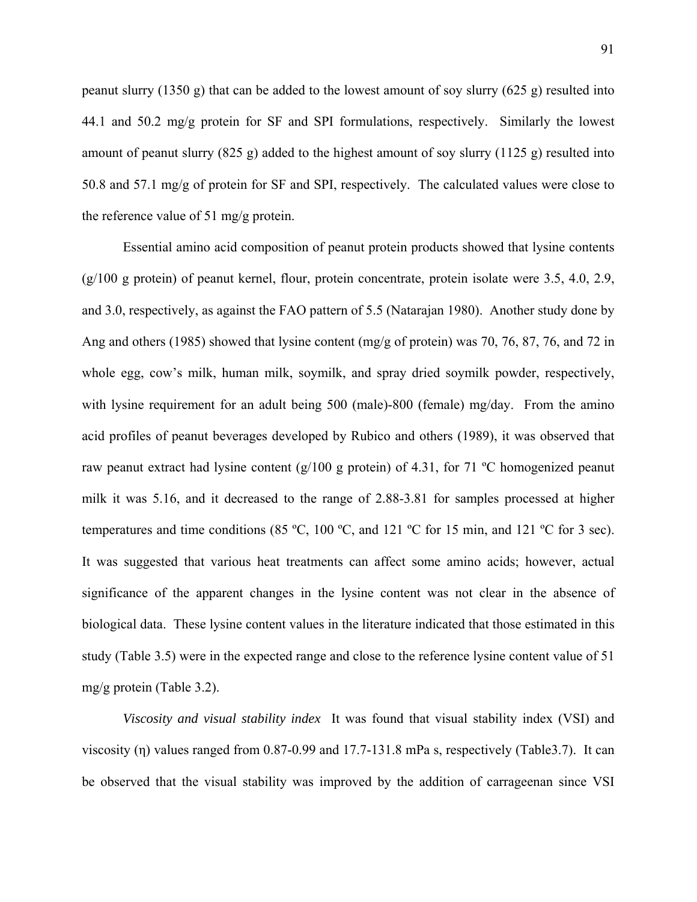peanut slurry (1350 g) that can be added to the lowest amount of soy slurry (625 g) resulted into 44.1 and 50.2 mg/g protein for SF and SPI formulations, respectively. Similarly the lowest amount of peanut slurry (825 g) added to the highest amount of soy slurry (1125 g) resulted into 50.8 and 57.1 mg/g of protein for SF and SPI, respectively. The calculated values were close to the reference value of 51 mg/g protein.

Essential amino acid composition of peanut protein products showed that lysine contents (g/100 g protein) of peanut kernel, flour, protein concentrate, protein isolate were 3.5, 4.0, 2.9, and 3.0, respectively, as against the FAO pattern of 5.5 (Natarajan 1980). Another study done by Ang and others (1985) showed that lysine content (mg/g of protein) was 70, 76, 87, 76, and 72 in whole egg, cow's milk, human milk, soymilk, and spray dried soymilk powder, respectively, with lysine requirement for an adult being 500 (male)-800 (female) mg/day. From the amino acid profiles of peanut beverages developed by Rubico and others (1989), it was observed that raw peanut extract had lysine content (g/100 g protein) of 4.31, for 71 ºC homogenized peanut milk it was 5.16, and it decreased to the range of 2.88-3.81 for samples processed at higher temperatures and time conditions (85 ºC, 100 ºC, and 121 ºC for 15 min, and 121 ºC for 3 sec). It was suggested that various heat treatments can affect some amino acids; however, actual significance of the apparent changes in the lysine content was not clear in the absence of biological data. These lysine content values in the literature indicated that those estimated in this study (Table 3.5) were in the expected range and close to the reference lysine content value of 51 mg/g protein (Table 3.2).

*Viscosity and visual stability index* It was found that visual stability index (VSI) and viscosity ($\eta$) values ranged from 0.87-0.99 and 17.7-131.8 mPa s, respectively (Table3.7). It can be observed that the visual stability was improved by the addition of carrageenan since VSI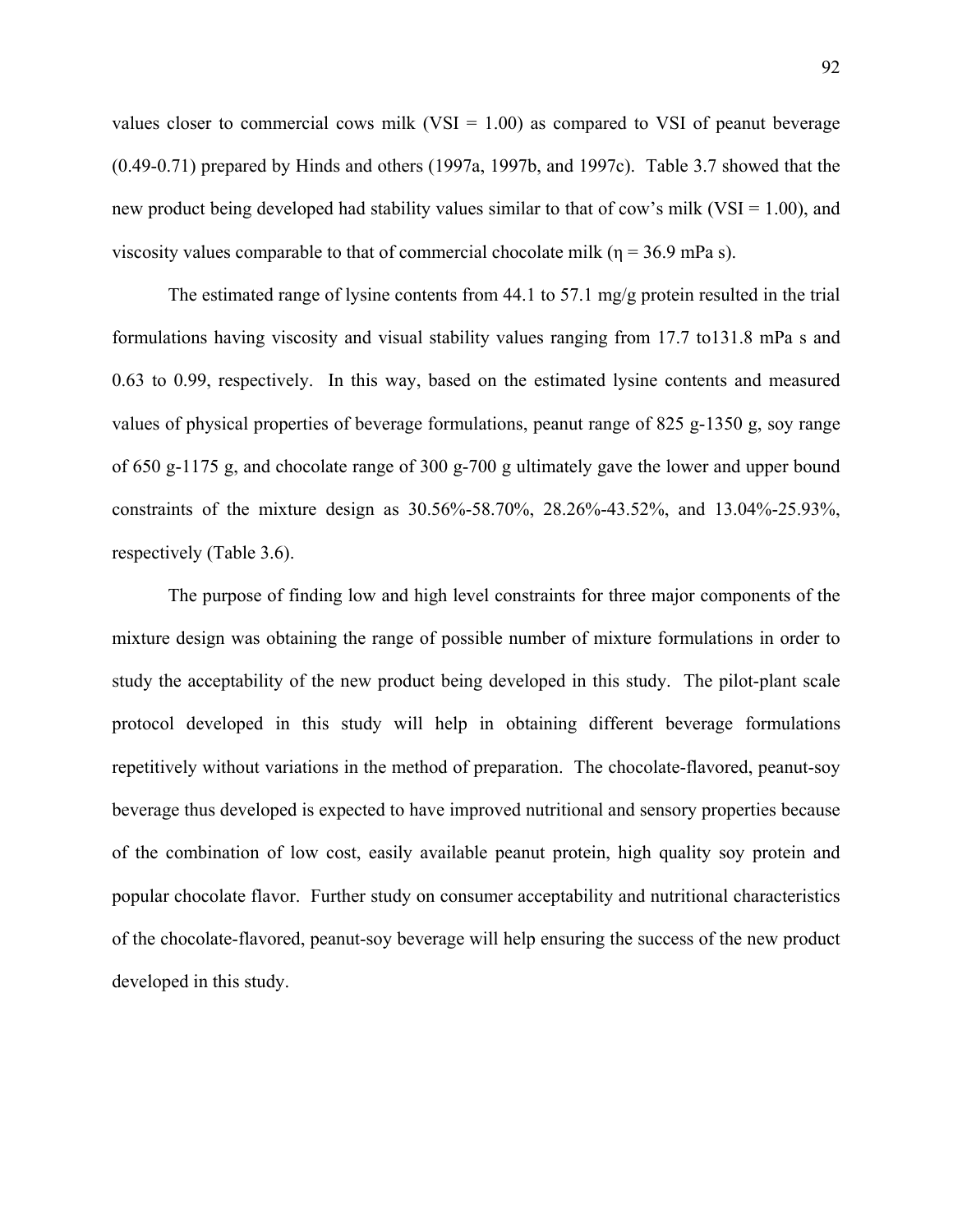values closer to commercial cows milk (VSI = 1.00) as compared to VSI of peanut beverage (0.49-0.71) prepared by Hinds and others (1997a, 1997b, and 1997c). Table 3.7 showed that the new product being developed had stability values similar to that of cow's milk (VSI = 1.00), and viscosity values comparable to that of commercial chocolate milk (η = 36.9 mPa s).

The estimated range of lysine contents from 44.1 to 57.1 mg/g protein resulted in the trial formulations having viscosity and visual stability values ranging from 17.7 to131.8 mPa s and 0.63 to 0.99, respectively. In this way, based on the estimated lysine contents and measured values of physical properties of beverage formulations, peanut range of 825 g-1350 g, soy range of 650 g-1175 g, and chocolate range of 300 g-700 g ultimately gave the lower and upper bound constraints of the mixture design as 30.56%-58.70%, 28.26%-43.52%, and 13.04%-25.93%, respectively (Table 3.6).

The purpose of finding low and high level constraints for three major components of the mixture design was obtaining the range of possible number of mixture formulations in order to study the acceptability of the new product being developed in this study. The pilot-plant scale protocol developed in this study will help in obtaining different beverage formulations repetitively without variations in the method of preparation. The chocolate-flavored, peanut-soy beverage thus developed is expected to have improved nutritional and sensory properties because of the combination of low cost, easily available peanut protein, high quality soy protein and popular chocolate flavor. Further study on consumer acceptability and nutritional characteristics of the chocolate-flavored, peanut-soy beverage will help ensuring the success of the new product developed in this study.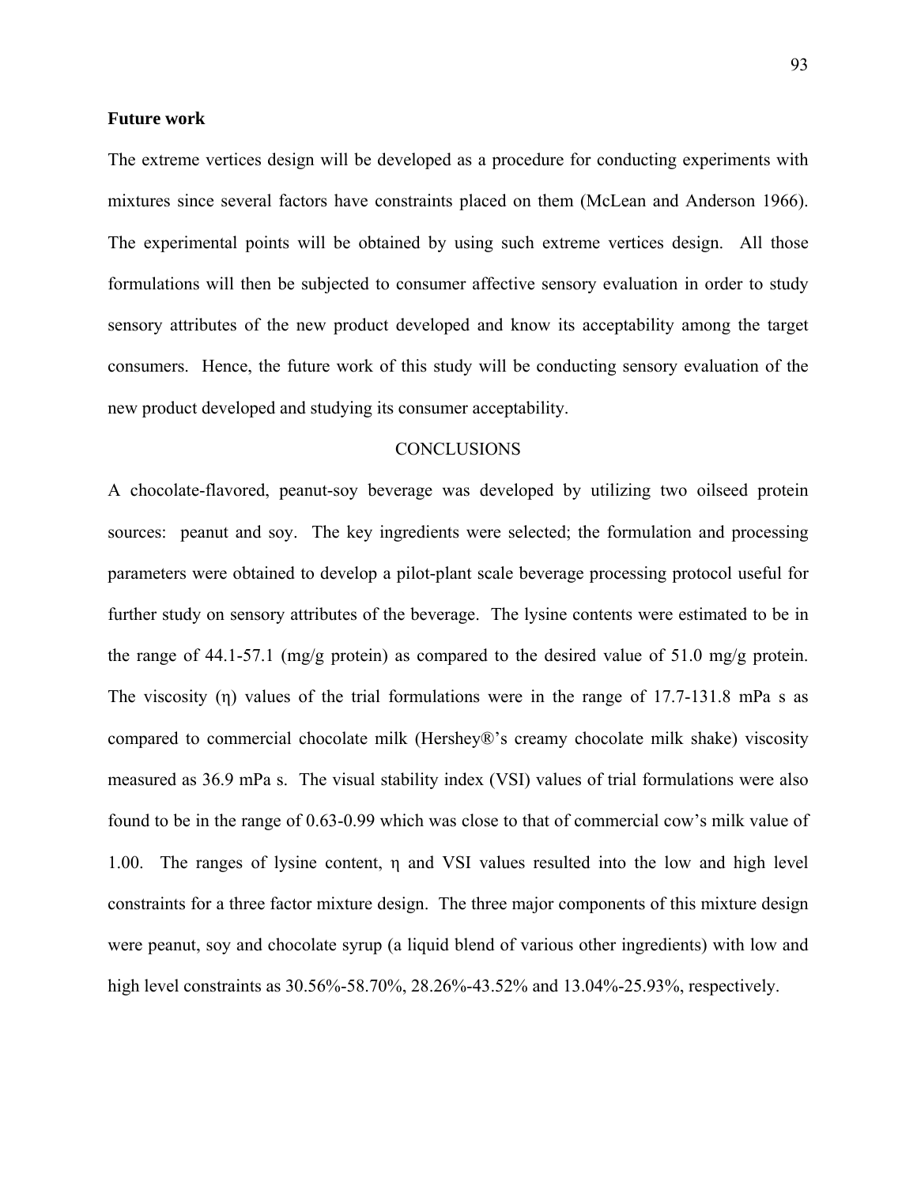**Future work**

The extreme vertices design will be developed as a procedure for conducting experiments with mixtures since several factors have constraints placed on them (McLean and Anderson 1966). The experimental points will be obtained by using such extreme vertices design. All those formulations will then be subjected to consumer affective sensory evaluation in order to study sensory attributes of the new product developed and know its acceptability among the target consumers. Hence, the future work of this study will be conducting sensory evaluation of the new product developed and studying its consumer acceptability.

## CONCLUSIONS

A chocolate-flavored, peanut-soy beverage was developed by utilizing two oilseed protein sources: peanut and soy. The key ingredients were selected; the formulation and processing parameters were obtained to develop a pilot-plant scale beverage processing protocol useful for further study on sensory attributes of the beverage. The lysine contents were estimated to be in the range of 44.1-57.1 (mg/g protein) as compared to the desired value of 51.0 mg/g protein. The viscosity ($\eta$) values of the trial formulations were in the range of 17.7-131.8 mPa s as compared to commercial chocolate milk (Hershey®'s creamy chocolate milk shake) viscosity measured as 36.9 mPa s. The visual stability index (VSI) values of trial formulations were also found to be in the range of 0.63-0.99 which was close to that of commercial cow's milk value of 1.00. The ranges of lysine content, $\eta$ and VSI values resulted into the low and high level constraints for a three factor mixture design. The three major components of this mixture design were peanut, soy and chocolate syrup (a liquid blend of various other ingredients) with low and high level constraints as 30.56%-58.70%, 28.26%-43.52% and 13.04%-25.93%, respectively.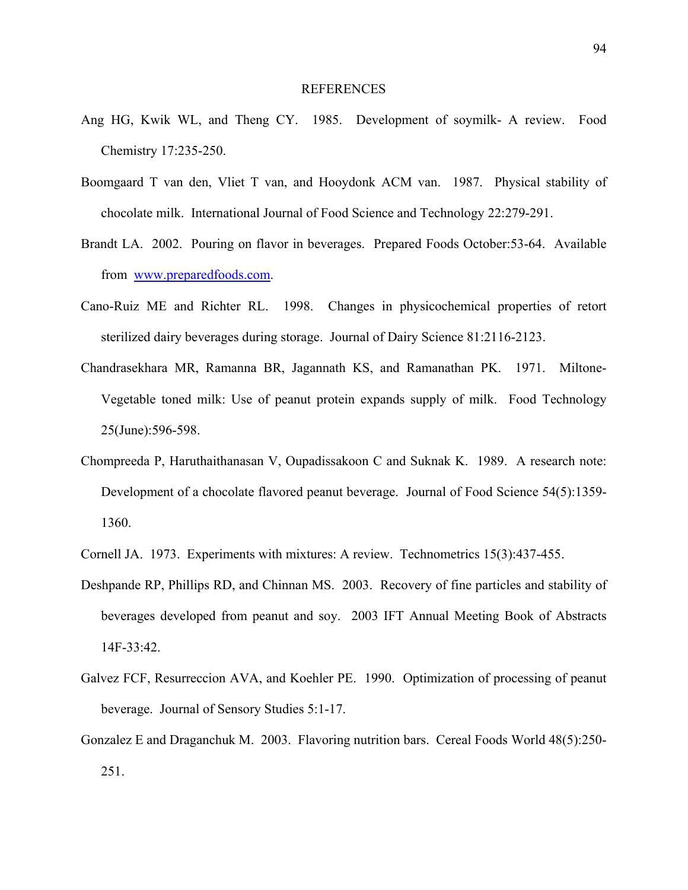# REFERENCES

Ang HG, Kwik WL, and Theng CY. 1985. Development of soymilk- A review. Food Chemistry 17:235-250.

Boomgaard T van den, Vliet T van, and Hooydonk ACM van. 1987. Physical stability of chocolate milk. International Journal of Food Science and Technology 22:279-291.

Brandt LA. 2002. Pouring on flavor in beverages. Prepared Foods October:53-64. Available from [www.preparedfoods.com](http://www.preparedfoods.com).

Cano-Ruiz ME and Richter RL. 1998. Changes in physicochemical properties of retort sterilized dairy beverages during storage. Journal of Dairy Science 81:2116-2123.

Chandrasekhara MR, Ramanna BR, Jagannath KS, and Ramanathan PK. 1971. Miltone- Vegetable toned milk: Use of peanut protein expands supply of milk. Food Technology 25(June):596-598.

Chompreeda P, Haruthaithanasan V, Oupadissakoon C and Suknak K. 1989. A research note: Development of a chocolate flavored peanut beverage. Journal of Food Science 54(5):1359-1360.

Cornell JA. 1973. Experiments with mixtures: A review. Technometrics 15(3):437-455.

Deshpande RP, Phillips RD, and Chinnan MS. 2003. Recovery of fine particles and stability of beverages developed from peanut and soy. 2003 IFT Annual Meeting Book of Abstracts 14F-33:42.

Galvez FCF, Resurreccion AVA, and Koehler PE. 1990. Optimization of processing of peanut beverage. Journal of Sensory Studies 5:1-17.

Gonzalez E and Draganchuk M. 2003. Flavoring nutrition bars. Cereal Foods World 48(5):250-251.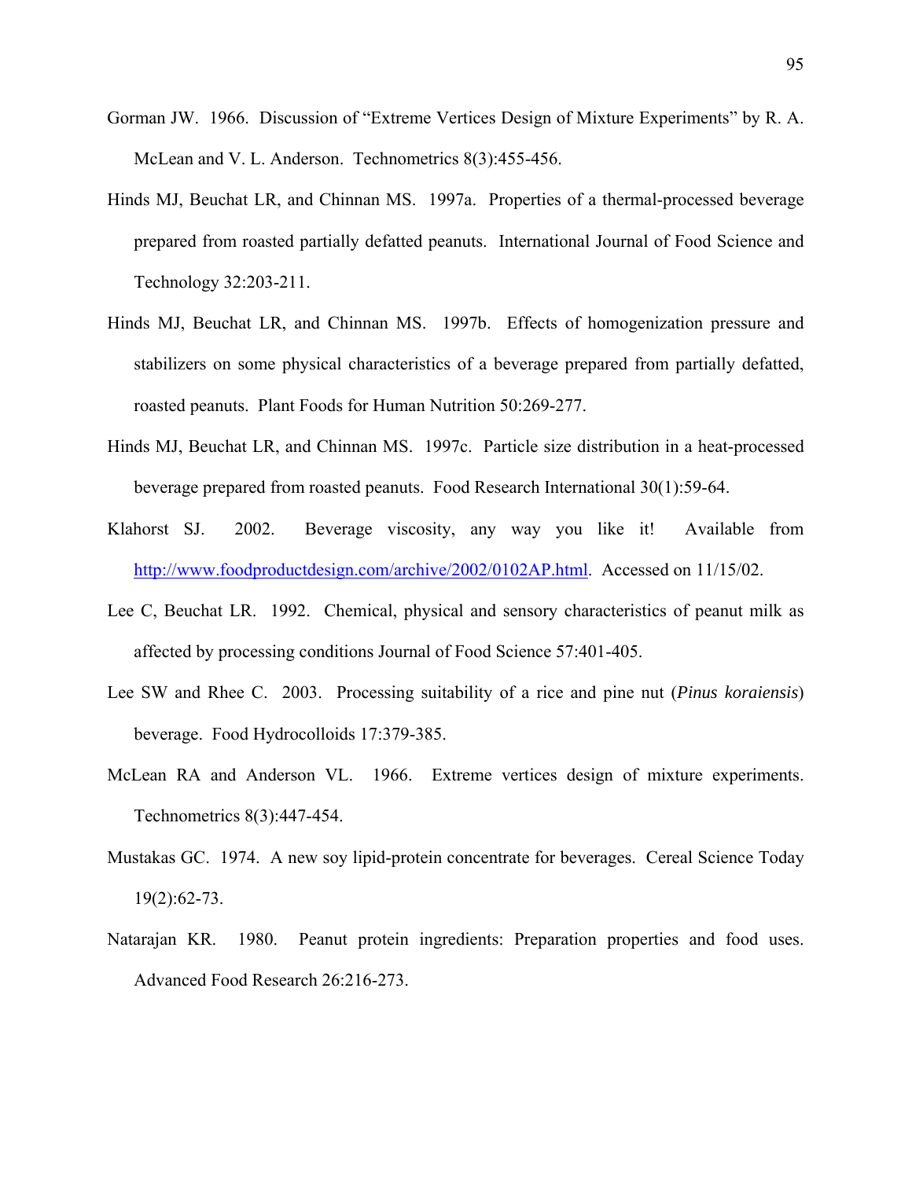Gorman JW. 1966. Discussion of "Extreme Vertices Design of Mixture Experiments" by R. A. McLean and V. L. Anderson. Technometrics 8(3):455-456.

Hinds MJ, Beuchat LR, and Chinnan MS. 1997a. Properties of a thermal-processed beverage prepared from roasted partially defatted peanuts. International Journal of Food Science and Technology 32:203-211.

Hinds MJ, Beuchat LR, and Chinnan MS. 1997b. Effects of homogenization pressure and stabilizers on some physical characteristics of a beverage prepared from partially defatted, roasted peanuts. Plant Foods for Human Nutrition 50:269-277.

Hinds MJ, Beuchat LR, and Chinnan MS. 1997c. Particle size distribution in a heat-processed beverage prepared from roasted peanuts. Food Research International 30(1):59-64.

Klahorst SJ. 2002. Beverage viscosity, any way you like it! Available from http://www.foodproductdesign.com/archive/2002/0102AP.html. Accessed on 11/15/02.

Lee C, Beuchat LR. 1992. Chemical, physical and sensory characteristics of peanut milk as affected by processing conditions Journal of Food Science 57:401-405.

Lee SW and Rhee C. 2003. Processing suitability of a rice and pine nut (*Pinus koraiensis*) beverage. Food Hydrocolloids 17:379-385.

McLean RA and Anderson VL. 1966. Extreme vertices design of mixture experiments. Technometrics 8(3):447-454.

Mustakas GC. 1974. A new soy lipid-protein concentrate for beverages. Cereal Science Today 19(2):62-73.

Natarajan KR. 1980. Peanut protein ingredients: Preparation properties and food uses. Advanced Food Research 26:216-273.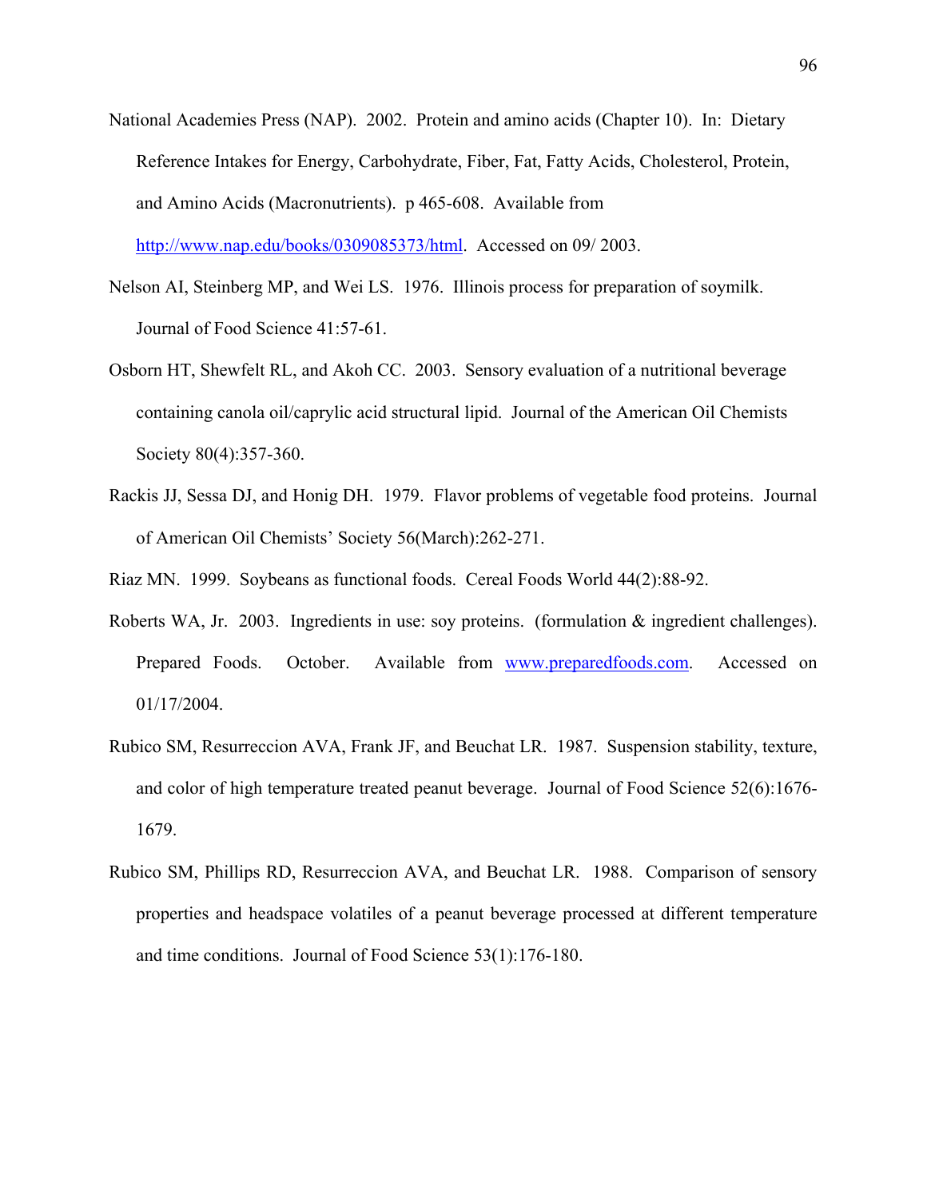National Academies Press (NAP). 2002. Protein and amino acids (Chapter 10). In: Dietary Reference Intakes for Energy, Carbohydrate, Fiber, Fat, Fatty Acids, Cholesterol, Protein, and Amino Acids (Macronutrients). p 465-608. Available from http://www.nap.edu/books/0309085373/html. Accessed on 09/ 2003.

Nelson AI, Steinberg MP, and Wei LS. 1976. Illinois process for preparation of soymilk. Journal of Food Science 41:57-61.

Osborn HT, Shewfelt RL, and Akoh CC. 2003. Sensory evaluation of a nutritional beverage containing canola oil/caprylic acid structural lipid. Journal of the American Oil Chemists Society 80(4):357-360.

Rackis JJ, Sessa DJ, and Honig DH. 1979. Flavor problems of vegetable food proteins. Journal of American Oil Chemists' Society 56(March):262-271.

Riaz MN. 1999. Soybeans as functional foods. Cereal Foods World 44(2):88-92.

Roberts WA, Jr. 2003. Ingredients in use: soy proteins. (formulation & ingredient challenges). Prepared Foods. October. Available from www.preparedfoods.com. Accessed on 01/17/2004.

Rubico SM, Resurreccion AVA, Frank JF, and Beuchat LR. 1987. Suspension stability, texture, and color of high temperature treated peanut beverage. Journal of Food Science 52(6):1676-1679.

Rubico SM, Phillips RD, Resurreccion AVA, and Beuchat LR. 1988. Comparison of sensory properties and headspace volatiles of a peanut beverage processed at different temperature and time conditions. Journal of Food Science 53(1):176-180.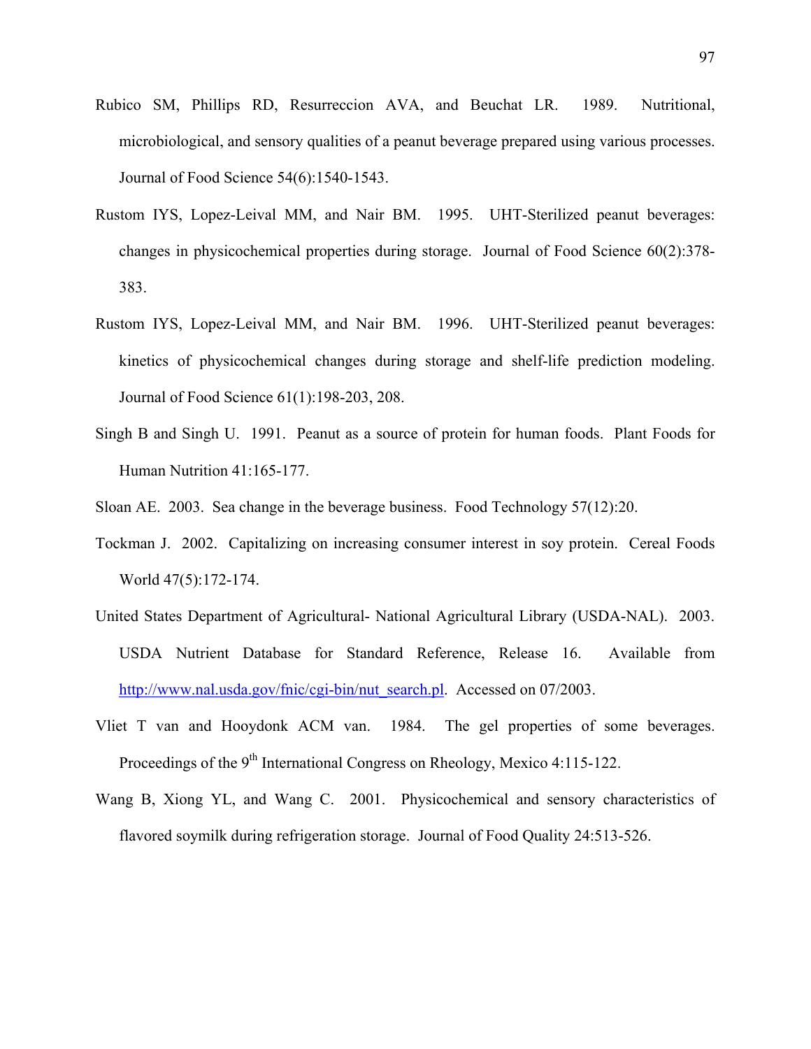Rubico SM, Phillips RD, Resurreccion AVA, and Beuchat LR. 1989. Nutritional, microbiological, and sensory qualities of a peanut beverage prepared using various processes. Journal of Food Science 54(6):1540-1543.

Rustom IYS, Lopez-Leival MM, and Nair BM. 1995. UHT-Sterilized peanut beverages: changes in physicochemical properties during storage. Journal of Food Science 60(2):378-383.

Rustom IYS, Lopez-Leival MM, and Nair BM. 1996. UHT-Sterilized peanut beverages: kinetics of physicochemical changes during storage and shelf-life prediction modeling. Journal of Food Science 61(1):198-203, 208.

Singh B and Singh U. 1991. Peanut as a source of protein for human foods. Plant Foods for Human Nutrition 41:165-177.

Sloan AE. 2003. Sea change in the beverage business. Food Technology 57(12):20.

Tockman J. 2002. Capitalizing on increasing consumer interest in soy protein. Cereal Foods World 47(5):172-174.

United States Department of Agricultural- National Agricultural Library (USDA-NAL). 2003. USDA Nutrient Database for Standard Reference, Release 16. Available from http://www.nal.usda.gov/fnic/cgi-bin/nut_search.pl. Accessed on 07/2003.

Vliet T van and Hooydonk ACM van. 1984. The gel properties of some beverages. Proceedings of the 9th International Congress on Rheology, Mexico 4:115-122.

Wang B, Xiong YL, and Wang C. 2001. Physicochemical and sensory characteristics of flavored soymilk during refrigeration storage. Journal of Food Quality 24:513-526.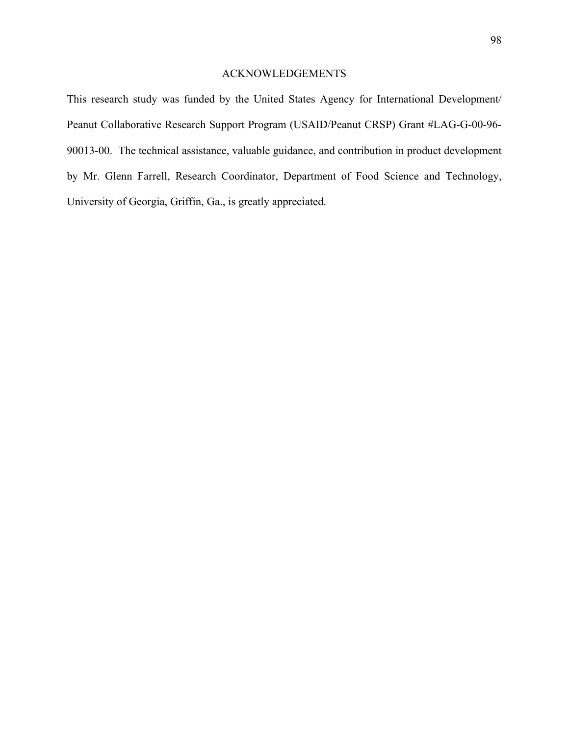## ACKNOWLEDGEMENTS

This research study was funded by the United States Agency for International Development/ Peanut Collaborative Research Support Program (USAID/Peanut CRSP) Grant #LAG-G-00-96-90013-00. The technical assistance, valuable guidance, and contribution in product development by Mr. Glenn Farrell, Research Coordinator, Department of Food Science and Technology, University of Georgia, Griffin, Ga., is greatly appreciated.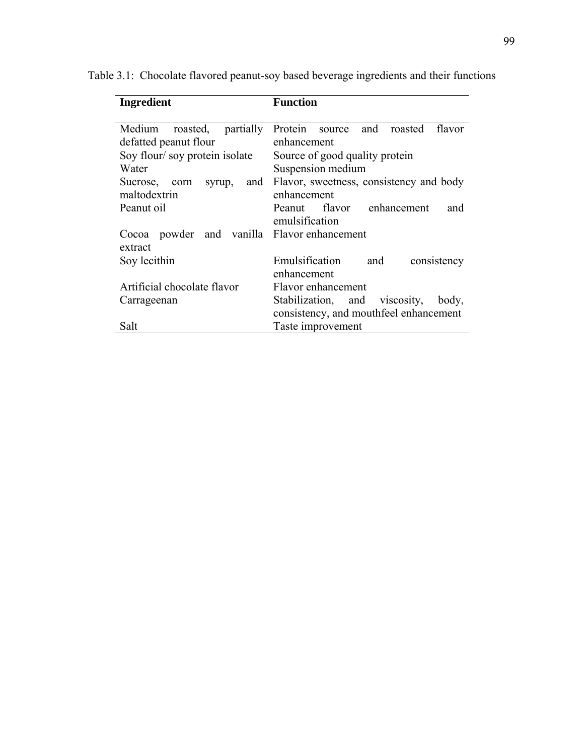Table 3.1: Chocolate flavored peanut-soy based beverage ingredients and their functions

| Ingredient | Function |
|---|---|
| Medium roasted, partially defatted peanut flour | Protein source and roasted flavor enhancement |
| Soy flour/ soy protein isolate | Source of good quality protein |
| Water | Suspension medium |
| Sucrose, corn syrup, and maltodextrin | Flavor, sweetness, consistency and body enhancement |
| Peanut oil | Peanut flavor enhancement and emulsification |
| Cocoa powder and vanilla extract | Flavor enhancement |
| Soy lecithin | Emulsification and consistency enhancement |
| Artificial chocolate flavor | Flavor enhancement |
| Carrageenan | Stabilization, and viscosity, body, consistency, and mouthfeel enhancement |
| Salt | Taste improvement |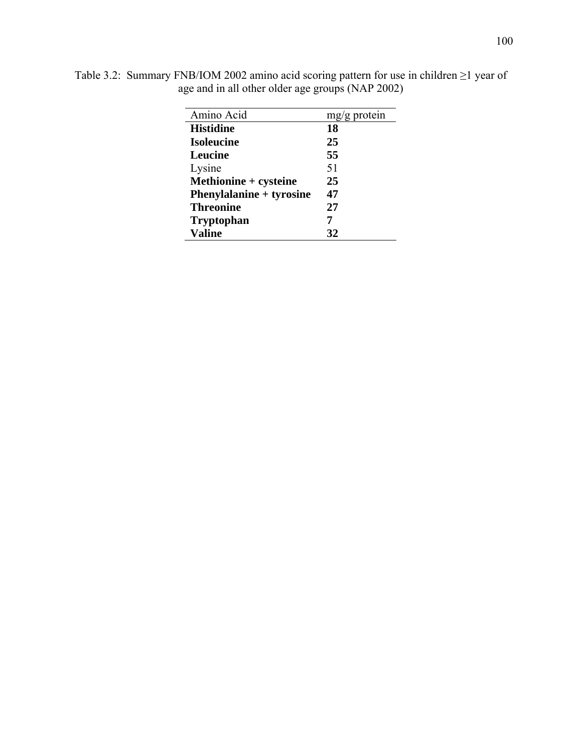Table 3.2: Summary FNB/IOM 2002 amino acid scoring pattern for use in children ≥1 year of age and in all other older age groups (NAP 2002)

| Amino Acid | mg/g protein |
|---|---|
| **Histidine** | **18** |
| **Isoleucine** | **25** |
| **Leucine** | **55** |
| Lysine | 51 |
| **Methionine + cysteine** | **25** |
| **Phenylalanine + tyrosine** | **47** |
| **Threonine** | **27** |
| **Tryptophan** | **7** |
| **Valine** | **32** |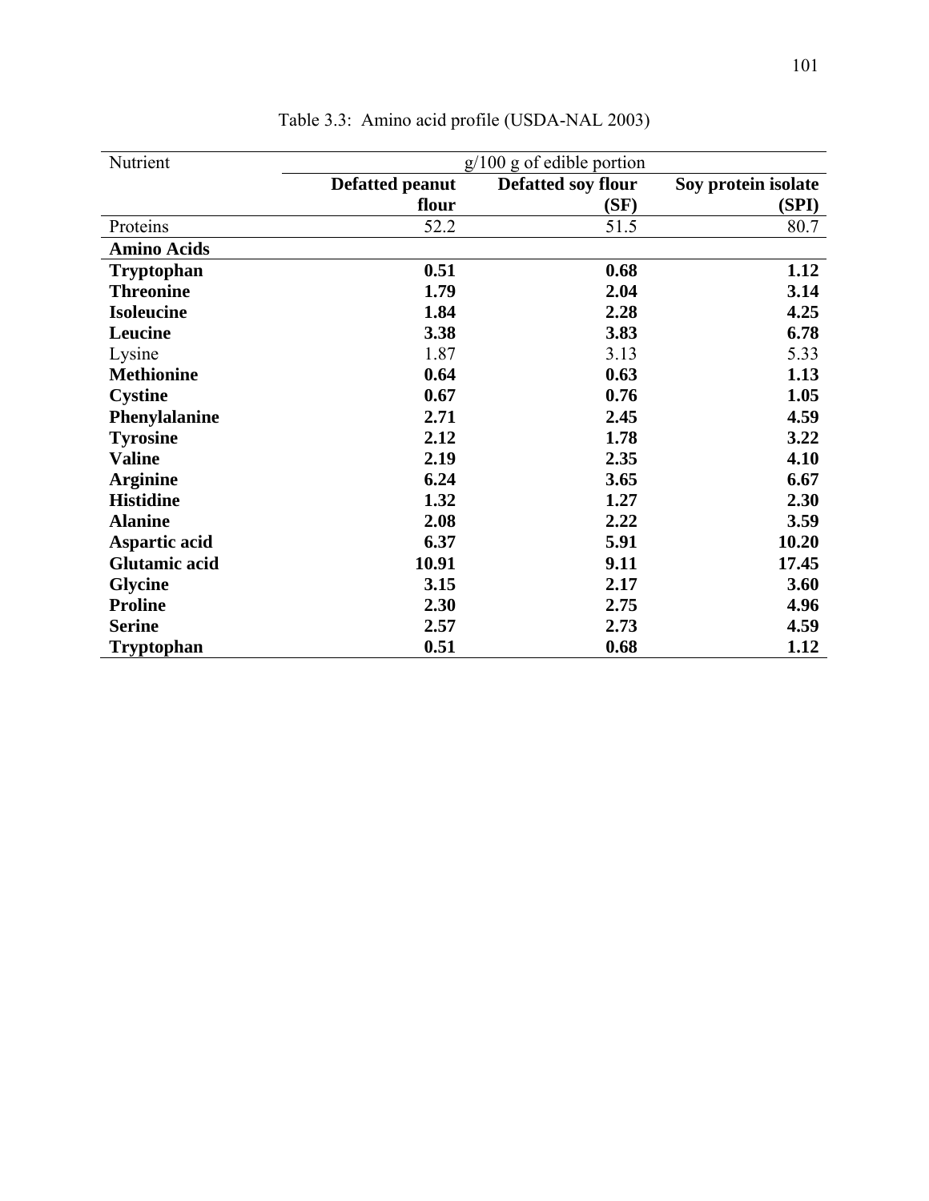Table 3.3: Amino acid profile (USDA-NAL 2003)

| Nutrient | g/100 g of edible portion | | |
|---|---|---|---|
| | **Defatted peanut flour** | **Defatted soy flour (SF)** | **Soy protein isolate (SPI)** |
| Proteins | 52.2 | 51.5 | 80.7 |
| **Amino Acids** | | | |
| **Tryptophan** | **0.51** | **0.68** | **1.12** |
| **Threonine** | **1.79** | **2.04** | **3.14** |
| **Isoleucine** | **1.84** | **2.28** | **4.25** |
| **Leucine** | **3.38** | **3.83** | **6.78** |
| Lysine | 1.87 | 3.13 | 5.33 |
| **Methionine** | **0.64** | **0.63** | **1.13** |
| **Cystine** | **0.67** | **0.76** | **1.05** |
| **Phenylalanine** | **2.71** | **2.45** | **4.59** |
| **Tyrosine** | **2.12** | **1.78** | **3.22** |
| **Valine** | **2.19** | **2.35** | **4.10** |
| **Arginine** | **6.24** | **3.65** | **6.67** |
| **Histidine** | **1.32** | **1.27** | **2.30** |
| **Alanine** | **2.08** | **2.22** | **3.59** |
| **Aspartic acid** | **6.37** | **5.91** | **10.20** |
| **Glutamic acid** | **10.91** | **9.11** | **17.45** |
| **Glycine** | **3.15** | **2.17** | **3.60** |
| **Proline** | **2.30** | **2.75** | **4.96** |
| **Serine** | **2.57** | **2.73** | **4.59** |
| **Tryptophan** | **0.51** | **0.68** | **1.12** |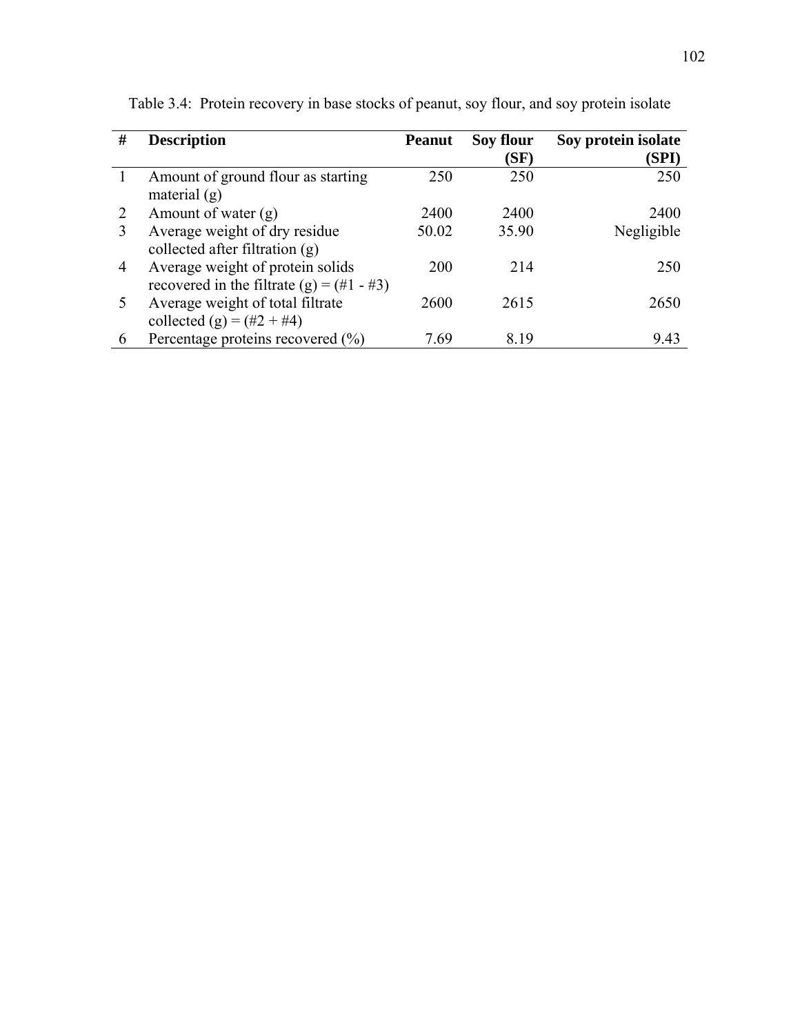Table 3.4: Protein recovery in base stocks of peanut, soy flour, and soy protein isolate

| # | Description | Peanut | Soy flour (SF) | Soy protein isolate (SPI) |
|---|---|---|---|---|
| 1 | Amount of ground flour as starting material (g) | 250 | 250 | 250 |
| 2 | Amount of water (g) | 2400 | 2400 | 2400 |
| 3 | Average weight of dry residue collected after filtration (g) | 50.02 | 35.90 | Negligible |
| 4 | Average weight of protein solids recovered in the filtrate (g) = (#1 - #3) | 200 | 214 | 250 |
| 5 | Average weight of total filtrate collected (g) = (#2 + #4) | 2600 | 2615 | 2650 |
| 6 | Percentage proteins recovered (%) | 7.69 | 8.19 | 9.43 |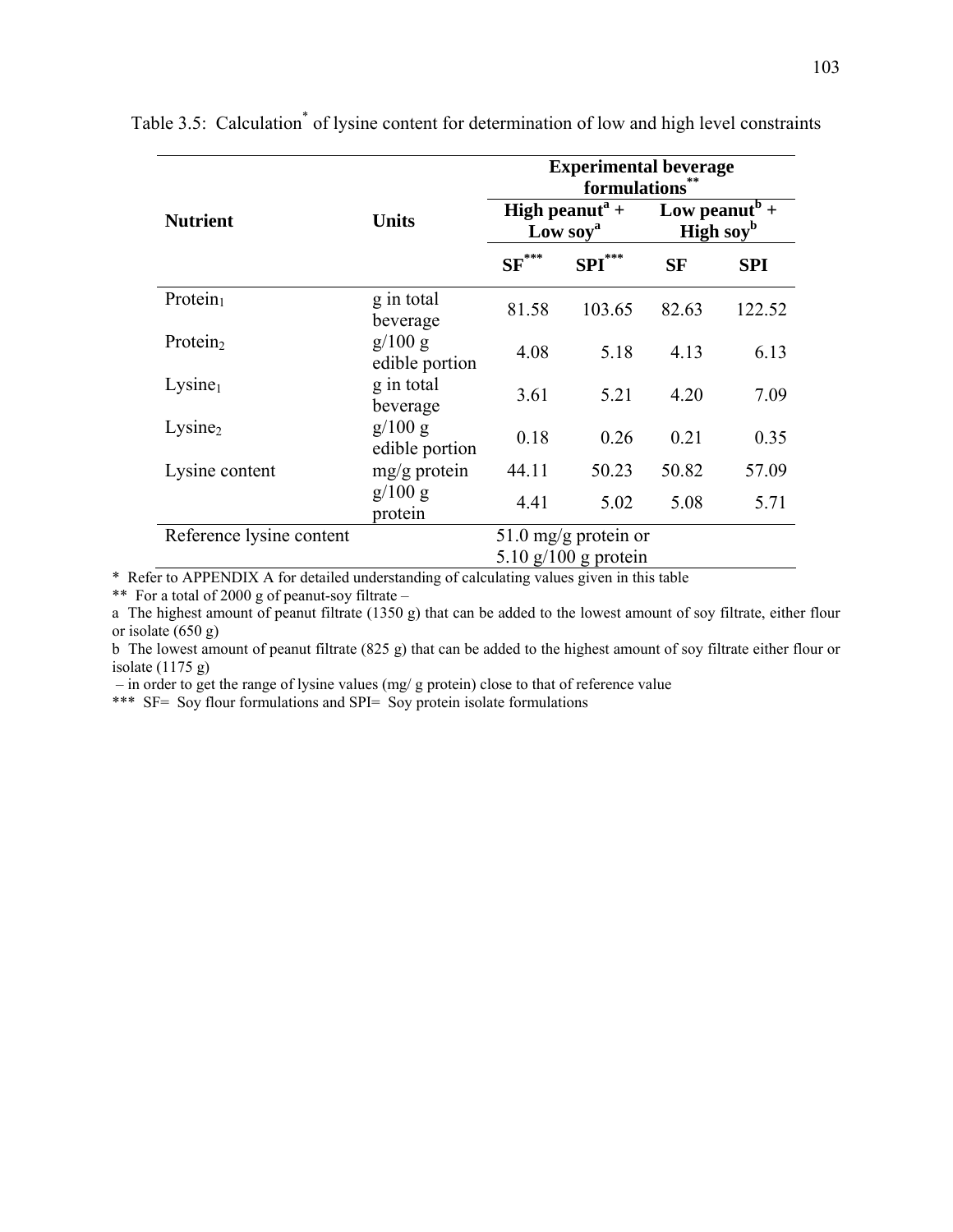Table 3.5: Calculation* of lysine content for determination of low and high level constraints

| Nutrient | Units | Experimental beverage formulations** | | | |
|---|---|---|---|---|---|
| | | High peanut[a] + Low soy[a] | | Low peanut[b] + High soy[b] | |
| | | SF*** | SPI*** | SF | SPI |
| $Protein_1$ | g in total beverage | 81.58 | 103.65 | 82.63 | 122.52 |
| $Protein_2$ | g/100 g edible portion | 4.08 | 5.18 | 4.13 | 6.13 |
| $Lysine_1$ | g in total beverage | 3.61 | 5.21 | 4.20 | 7.09 |
| $Lysine_2$ | g/100 g edible portion | 0.18 | 0.26 | 0.21 | 0.35 |
| Lysine content | mg/g protein | 44.11 | 50.23 | 50.82 | 57.09 |
| | g/100 g protein | 4.41 | 5.02 | 5.08 | 5.71 |
| Reference lysine content | | 51.0 mg/g protein or 5.10 g/100 g protein | | | |

\* Refer to APPENDIX A for detailed understanding of calculating values given in this table

** For a total of 2000 g of peanut-soy filtrate –

a The highest amount of peanut filtrate (1350 g) that can be added to the lowest amount of soy filtrate, either flour or isolate (650 g)

b The lowest amount of peanut filtrate (825 g) that can be added to the highest amount of soy filtrate either flour or isolate (1175 g)

– in order to get the range of lysine values (mg/ g protein) close to that of reference value

*** SF= Soy flour formulations and SPI= Soy protein isolate formulations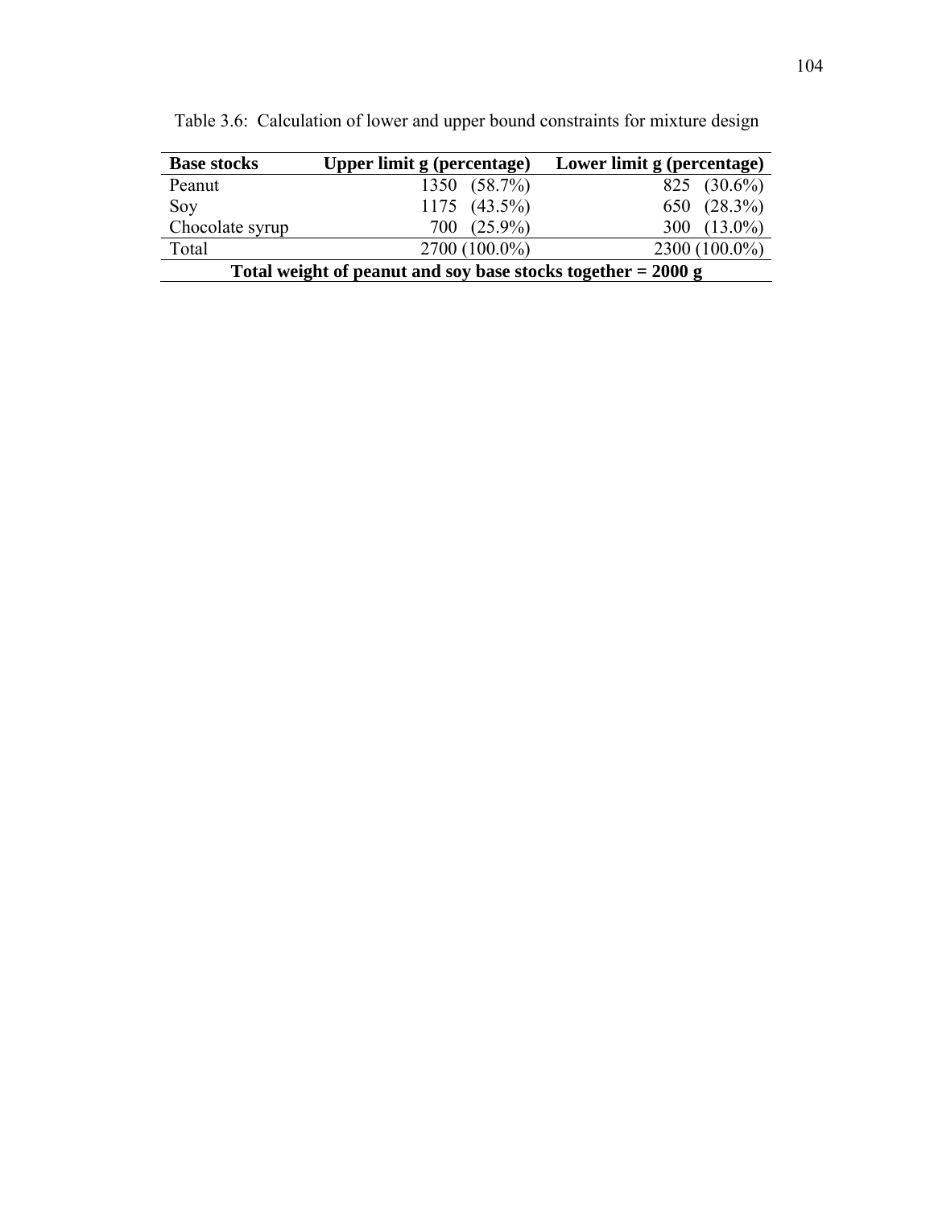Table 3.6: Calculation of lower and upper bound constraints for mixture design

| **Base stocks** | **Upper limit g (percentage)** | **Lower limit g (percentage)** |
|---|---|---|
| Peanut | 1350 (58.7%) | 825 (30.6%) |
| Soy | 1175 (43.5%) | 650 (28.3%) |
| Chocolate syrup | 700 (25.9%) | 300 (13.0%) |
| Total | 2700 (100.0%) | 2300 (100.0%) |
| **Total weight of peanut and soy base stocks together = 2000 g** | | |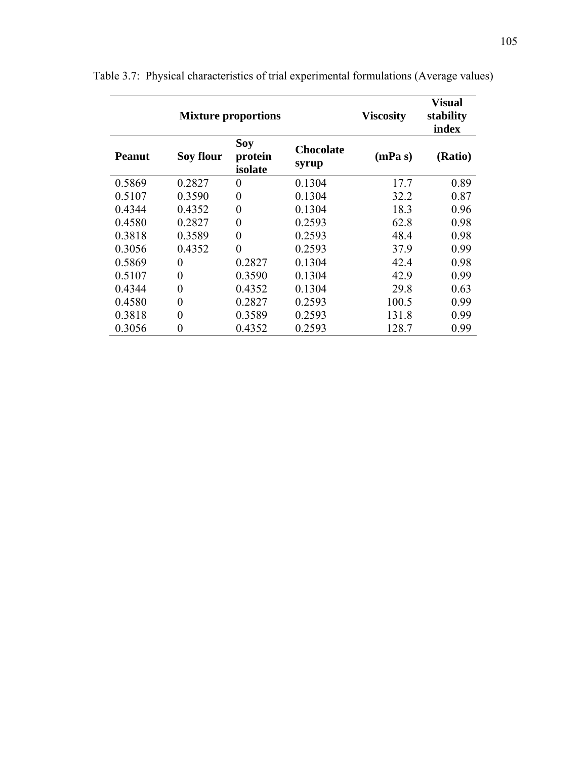Table 3.7: Physical characteristics of trial experimental formulations (Average values)

| Mixture proportions | | | | Viscosity | Visual stability index |
|---|---|---|---|---|---|
| **Peanut** | **Soy flour** | **Soy protein isolate** | **Chocolate syrup** | **(mPa s)** | **(Ratio)** |
| 0.5869 | 0.2827 | 0 | 0.1304 | 17.7 | 0.89 |
| 0.5107 | 0.3590 | 0 | 0.1304 | 32.2 | 0.87 |
| 0.4344 | 0.4352 | 0 | 0.1304 | 18.3 | 0.96 |
| 0.4580 | 0.2827 | 0 | 0.2593 | 62.8 | 0.98 |
| 0.3818 | 0.3589 | 0 | 0.2593 | 48.4 | 0.98 |
| 0.3056 | 0.4352 | 0 | 0.2593 | 37.9 | 0.99 |
| 0.5869 | 0 | 0.2827 | 0.1304 | 42.4 | 0.98 |
| 0.5107 | 0 | 0.3590 | 0.1304 | 42.9 | 0.99 |
| 0.4344 | 0 | 0.4352 | 0.1304 | 29.8 | 0.63 |
| 0.4580 | 0 | 0.2827 | 0.2593 | 100.5 | 0.99 |
| 0.3818 | 0 | 0.3589 | 0.2593 | 131.8 | 0.99 |
| 0.3056 | 0 | 0.4352 | 0.2593 | 128.7 | 0.99 |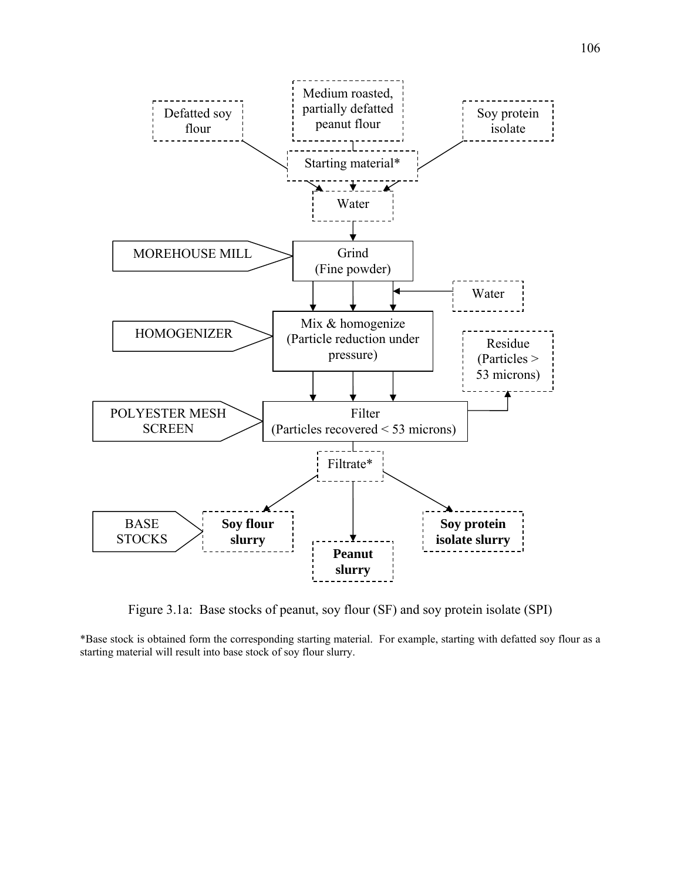Defatted soy flour

Medium roasted, partially defatted peanut flour

Soy protein isolate

Starting material*

Water

MOREHOUSE MILL → Grind (Fine powder)

Water

HOMOGENIZER → Mix & homogenize (Particle reduction under pressure)

Residue (Particles > 53 microns)

POLYESTER MESH SCREEN → Filter (Particles recovered < 53 microns)

Filtrate*

BASE STOCKS → **Soy flour slurry** | **Peanut slurry** | **Soy protein isolate slurry**

Figure 3.1a: Base stocks of peanut, soy flour (SF) and soy protein isolate (SPI)

*Base stock is obtained form the corresponding starting material. For example, starting with defatted soy flour as a starting material will result into base stock of soy flour slurry.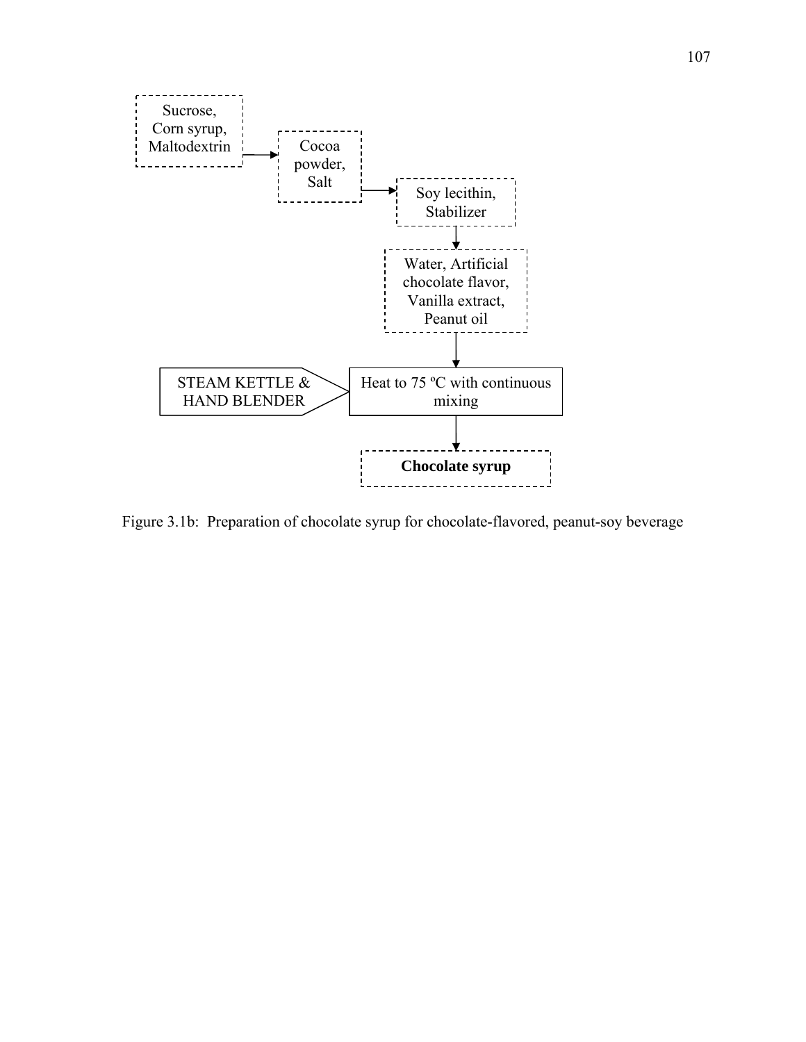Sucrose, Corn syrup, Maltodextrin → Cocoa powder, Salt → Soy lecithin, Stabilizer → Water, Artificial chocolate flavor, Vanilla extract, Peanut oil → Heat to 75 ºC with continuous mixing (STEAM KETTLE & HAND BLENDER) → **Chocolate syrup**

Figure 3.1b: Preparation of chocolate syrup for chocolate-flavored, peanut-soy beverage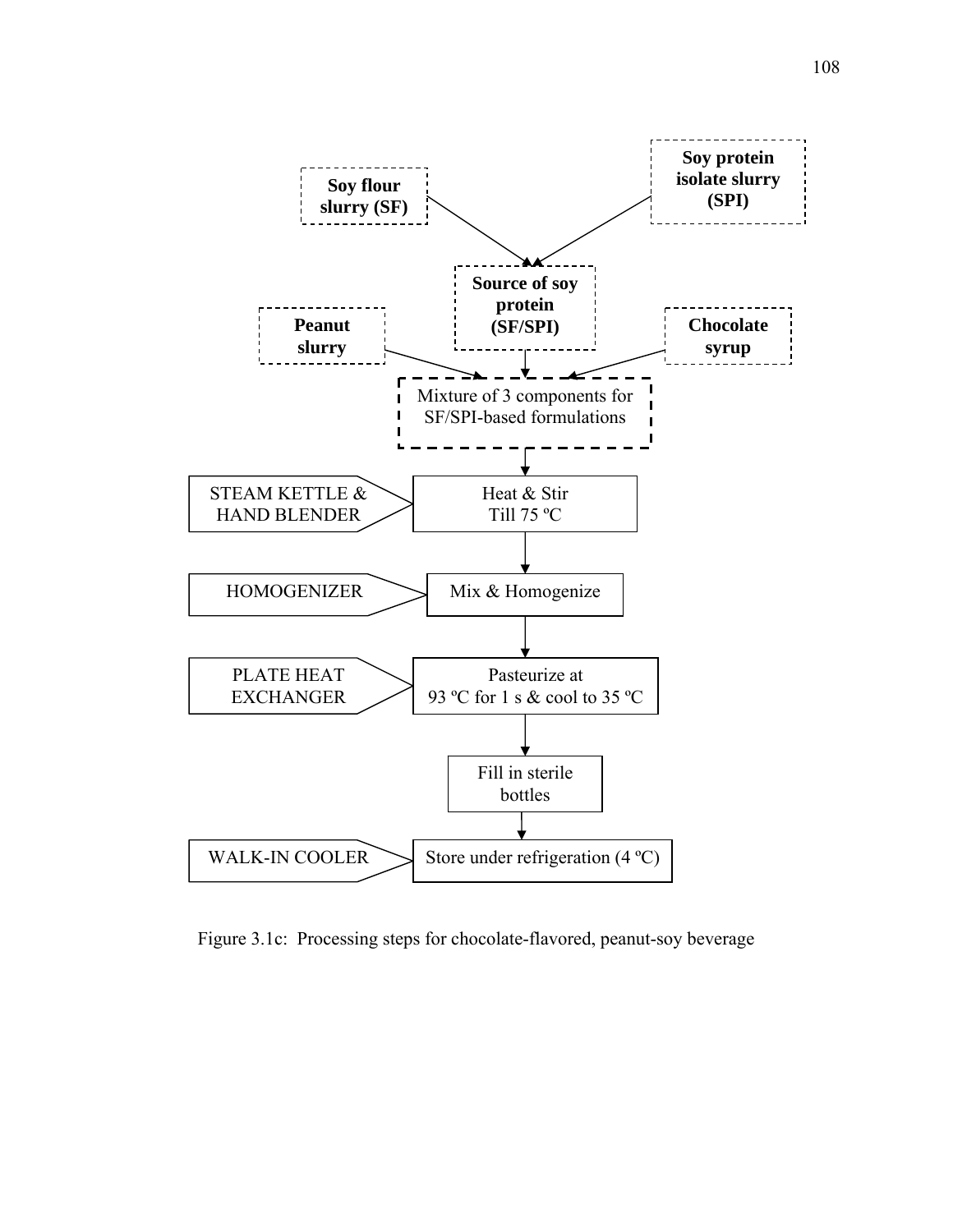Soy flour slurry (SF)

Soy protein isolate slurry (SPI)

Source of soy protein (SF/SPI)

Peanut slurry

Chocolate syrup

Mixture of 3 components for SF/SPI-based formulations

STEAM KETTLE & HAND BLENDER → Heat & Stir Till 75 ºC

HOMOGENIZER → Mix & Homogenize

PLATE HEAT EXCHANGER → Pasteurize at 93 ºC for 1 s & cool to 35 ºC

Fill in sterile bottles

WALK-IN COOLER → Store under refrigeration (4 ºC)

Figure 3.1c: Processing steps for chocolate-flavored, peanut-soy beverage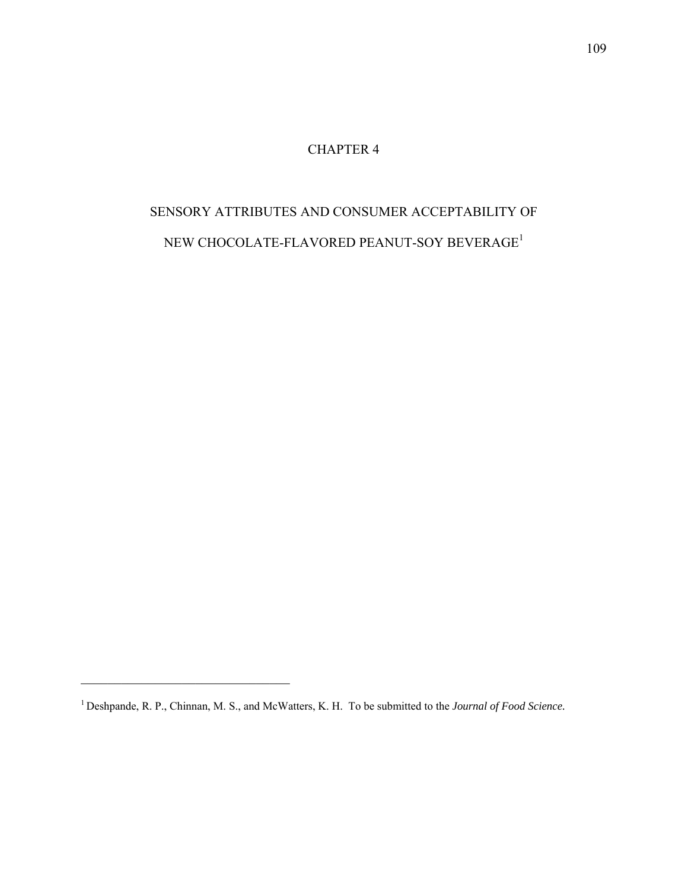# CHAPTER 4

# SENSORY ATTRIBUTES AND CONSUMER ACCEPTABILITY OF NEW CHOCOLATE-FLAVORED PEANUT-SOY BEVERAGE[1]

---

[1] Deshpande, R. P., Chinnan, M. S., and McWatters, K. H. To be submitted to the *Journal of Food Science.*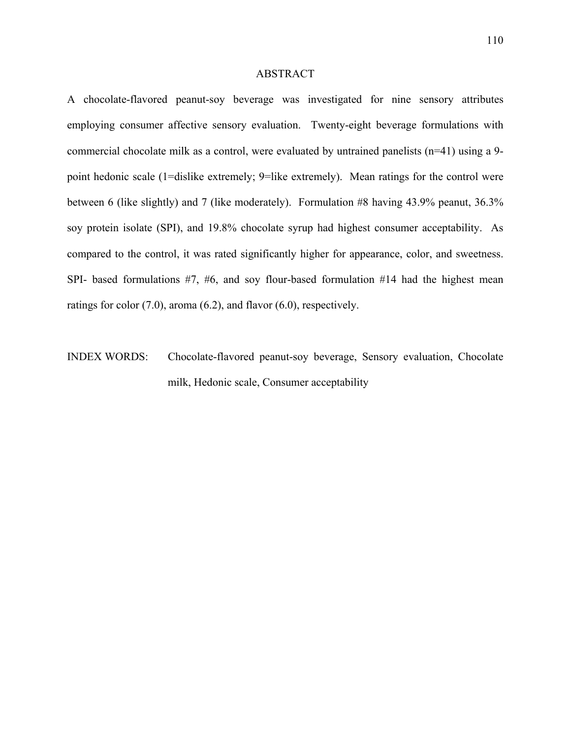## ABSTRACT

A chocolate-flavored peanut-soy beverage was investigated for nine sensory attributes employing consumer affective sensory evaluation. Twenty-eight beverage formulations with commercial chocolate milk as a control, were evaluated by untrained panelists (n=41) using a 9-point hedonic scale (1=dislike extremely; 9=like extremely). Mean ratings for the control were between 6 (like slightly) and 7 (like moderately). Formulation #8 having 43.9% peanut, 36.3% soy protein isolate (SPI), and 19.8% chocolate syrup had highest consumer acceptability. As compared to the control, it was rated significantly higher for appearance, color, and sweetness. SPI- based formulations #7, #6, and soy flour-based formulation #14 had the highest mean ratings for color (7.0), aroma (6.2), and flavor (6.0), respectively.

INDEX WORDS: Chocolate-flavored peanut-soy beverage, Sensory evaluation, Chocolate milk, Hedonic scale, Consumer acceptability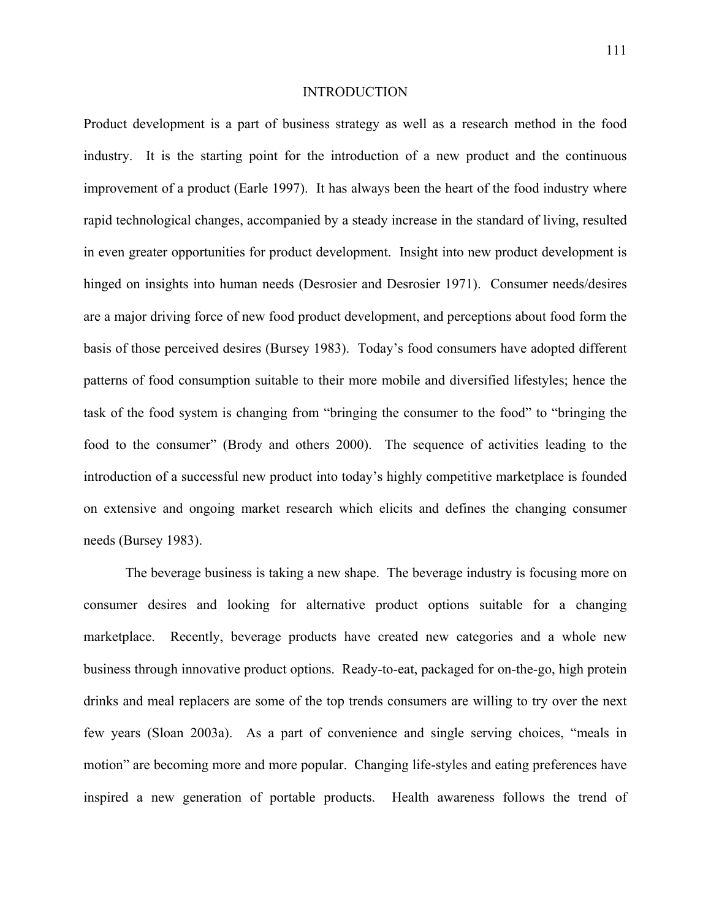# INTRODUCTION

Product development is a part of business strategy as well as a research method in the food industry. It is the starting point for the introduction of a new product and the continuous improvement of a product (Earle 1997). It has always been the heart of the food industry where rapid technological changes, accompanied by a steady increase in the standard of living, resulted in even greater opportunities for product development. Insight into new product development is hinged on insights into human needs (Desrosier and Desrosier 1971). Consumer needs/desires are a major driving force of new food product development, and perceptions about food form the basis of those perceived desires (Bursey 1983). Today's food consumers have adopted different patterns of food consumption suitable to their more mobile and diversified lifestyles; hence the task of the food system is changing from "bringing the consumer to the food" to "bringing the food to the consumer" (Brody and others 2000). The sequence of activities leading to the introduction of a successful new product into today's highly competitive marketplace is founded on extensive and ongoing market research which elicits and defines the changing consumer needs (Bursey 1983).

The beverage business is taking a new shape. The beverage industry is focusing more on consumer desires and looking for alternative product options suitable for a changing marketplace. Recently, beverage products have created new categories and a whole new business through innovative product options. Ready-to-eat, packaged for on-the-go, high protein drinks and meal replacers are some of the top trends consumers are willing to try over the next few years (Sloan 2003a). As a part of convenience and single serving choices, "meals in motion" are becoming more and more popular. Changing life-styles and eating preferences have inspired a new generation of portable products. Health awareness follows the trend of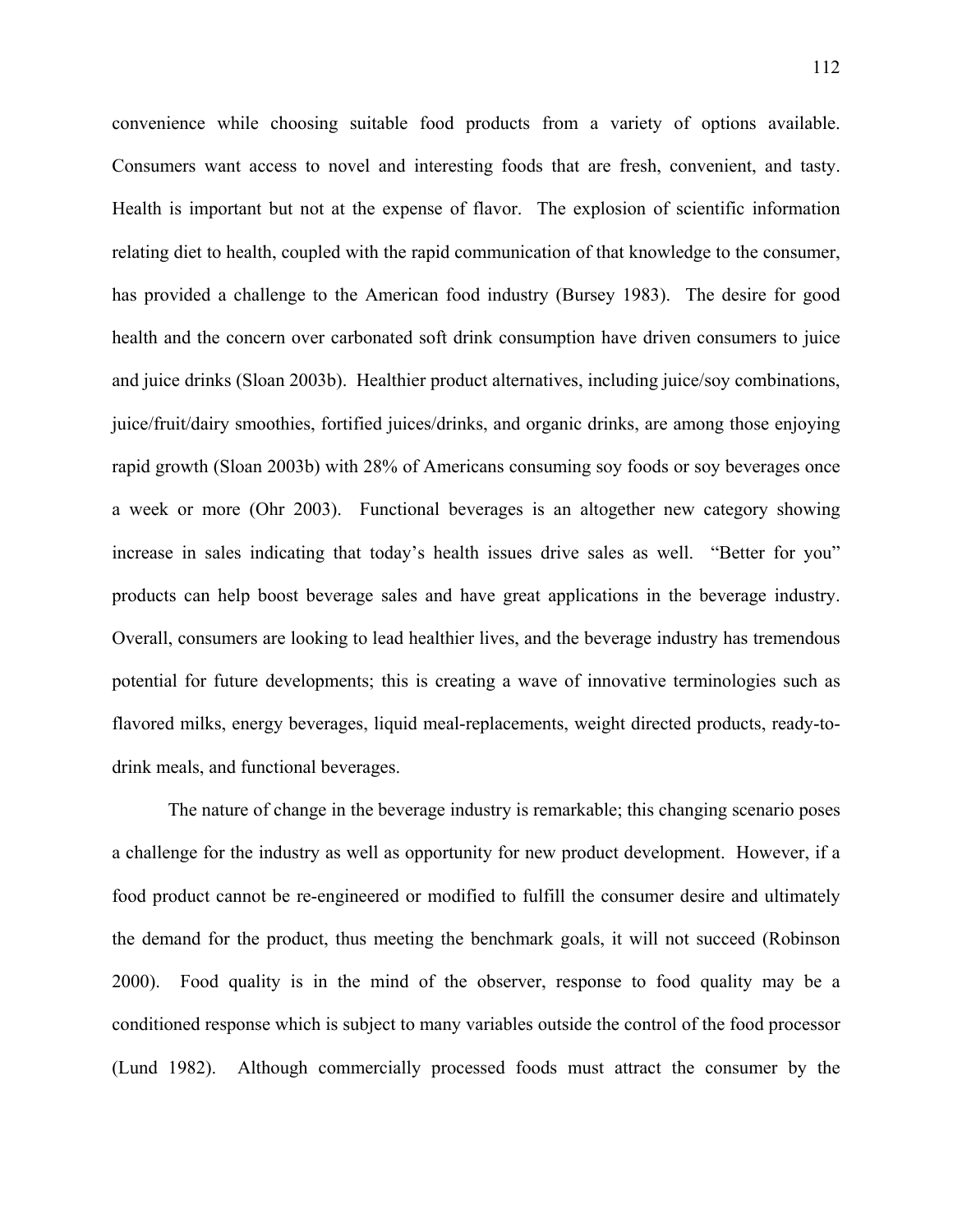convenience while choosing suitable food products from a variety of options available. Consumers want access to novel and interesting foods that are fresh, convenient, and tasty. Health is important but not at the expense of flavor. The explosion of scientific information relating diet to health, coupled with the rapid communication of that knowledge to the consumer, has provided a challenge to the American food industry (Bursey 1983). The desire for good health and the concern over carbonated soft drink consumption have driven consumers to juice and juice drinks (Sloan 2003b). Healthier product alternatives, including juice/soy combinations, juice/fruit/dairy smoothies, fortified juices/drinks, and organic drinks, are among those enjoying rapid growth (Sloan 2003b) with 28% of Americans consuming soy foods or soy beverages once a week or more (Ohr 2003). Functional beverages is an altogether new category showing increase in sales indicating that today's health issues drive sales as well. "Better for you" products can help boost beverage sales and have great applications in the beverage industry. Overall, consumers are looking to lead healthier lives, and the beverage industry has tremendous potential for future developments; this is creating a wave of innovative terminologies such as flavored milks, energy beverages, liquid meal-replacements, weight directed products, ready-to-drink meals, and functional beverages.

The nature of change in the beverage industry is remarkable; this changing scenario poses a challenge for the industry as well as opportunity for new product development. However, if a food product cannot be re-engineered or modified to fulfill the consumer desire and ultimately the demand for the product, thus meeting the benchmark goals, it will not succeed (Robinson 2000). Food quality is in the mind of the observer, response to food quality may be a conditioned response which is subject to many variables outside the control of the food processor (Lund 1982). Although commercially processed foods must attract the consumer by the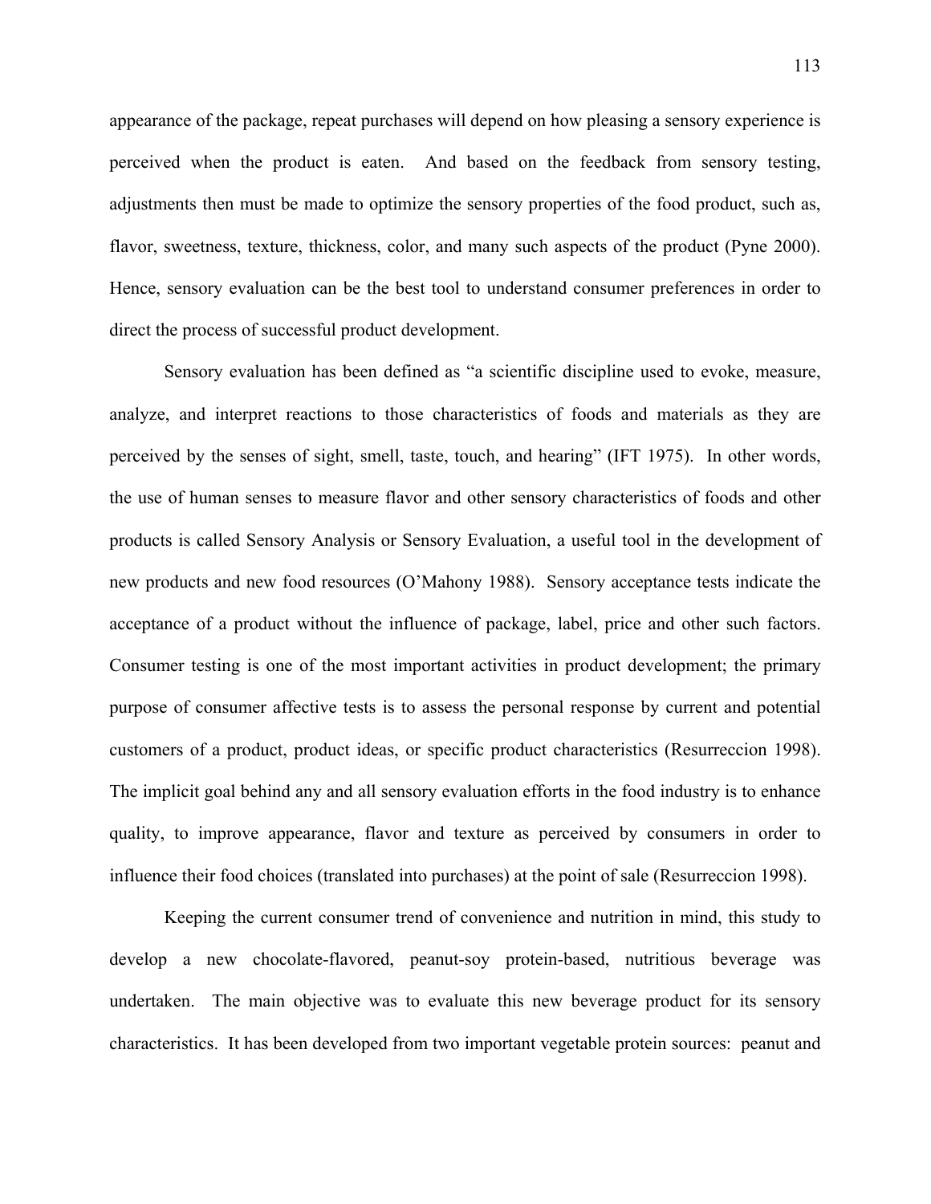appearance of the package, repeat purchases will depend on how pleasing a sensory experience is perceived when the product is eaten. And based on the feedback from sensory testing, adjustments then must be made to optimize the sensory properties of the food product, such as, flavor, sweetness, texture, thickness, color, and many such aspects of the product (Pyne 2000). Hence, sensory evaluation can be the best tool to understand consumer preferences in order to direct the process of successful product development.

Sensory evaluation has been defined as "a scientific discipline used to evoke, measure, analyze, and interpret reactions to those characteristics of foods and materials as they are perceived by the senses of sight, smell, taste, touch, and hearing" (IFT 1975). In other words, the use of human senses to measure flavor and other sensory characteristics of foods and other products is called Sensory Analysis or Sensory Evaluation, a useful tool in the development of new products and new food resources (O'Mahony 1988). Sensory acceptance tests indicate the acceptance of a product without the influence of package, label, price and other such factors. Consumer testing is one of the most important activities in product development; the primary purpose of consumer affective tests is to assess the personal response by current and potential customers of a product, product ideas, or specific product characteristics (Resurreccion 1998). The implicit goal behind any and all sensory evaluation efforts in the food industry is to enhance quality, to improve appearance, flavor and texture as perceived by consumers in order to influence their food choices (translated into purchases) at the point of sale (Resurreccion 1998).

Keeping the current consumer trend of convenience and nutrition in mind, this study to develop a new chocolate-flavored, peanut-soy protein-based, nutritious beverage was undertaken. The main objective was to evaluate this new beverage product for its sensory characteristics. It has been developed from two important vegetable protein sources: peanut and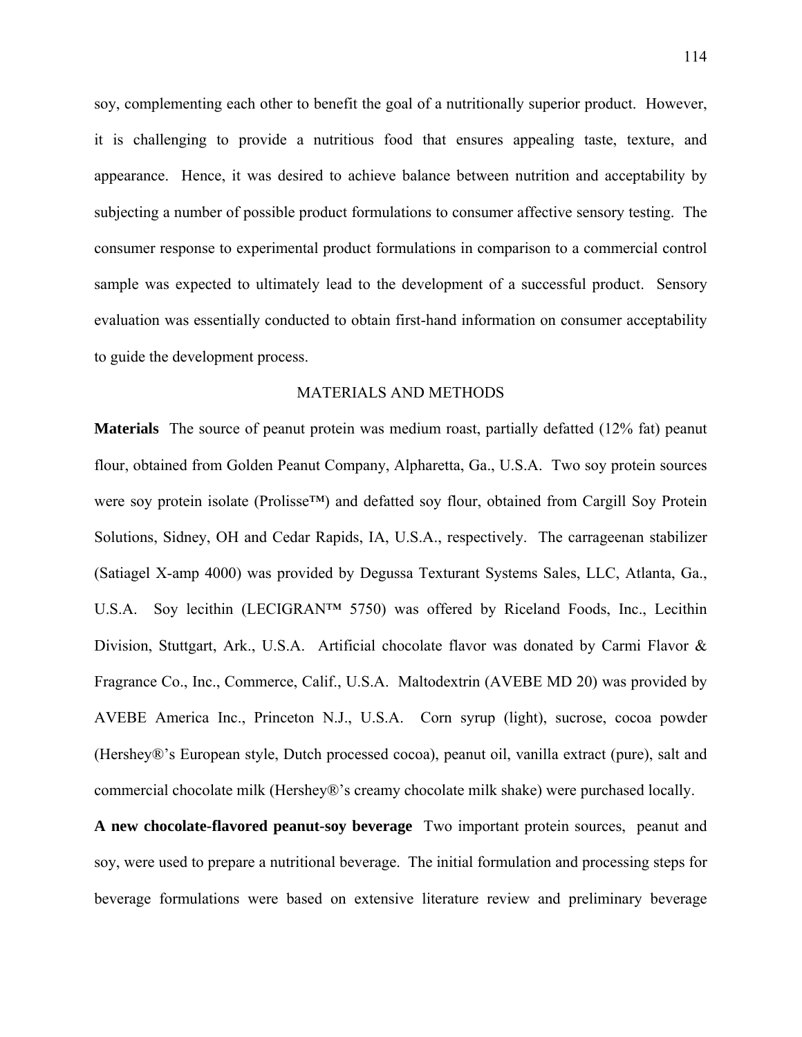soy, complementing each other to benefit the goal of a nutritionally superior product. However, it is challenging to provide a nutritious food that ensures appealing taste, texture, and appearance. Hence, it was desired to achieve balance between nutrition and acceptability by subjecting a number of possible product formulations to consumer affective sensory testing. The consumer response to experimental product formulations in comparison to a commercial control sample was expected to ultimately lead to the development of a successful product. Sensory evaluation was essentially conducted to obtain first-hand information on consumer acceptability to guide the development process.

## MATERIALS AND METHODS

**Materials** The source of peanut protein was medium roast, partially defatted (12% fat) peanut flour, obtained from Golden Peanut Company, Alpharetta, Ga., U.S.A. Two soy protein sources were soy protein isolate (Prolisse™) and defatted soy flour, obtained from Cargill Soy Protein Solutions, Sidney, OH and Cedar Rapids, IA, U.S.A., respectively. The carrageenan stabilizer (Satiagel X-amp 4000) was provided by Degussa Texturant Systems Sales, LLC, Atlanta, Ga., U.S.A. Soy lecithin (LECIGRAN™ 5750) was offered by Riceland Foods, Inc., Lecithin Division, Stuttgart, Ark., U.S.A. Artificial chocolate flavor was donated by Carmi Flavor & Fragrance Co., Inc., Commerce, Calif., U.S.A. Maltodextrin (AVEBE MD 20) was provided by AVEBE America Inc., Princeton N.J., U.S.A. Corn syrup (light), sucrose, cocoa powder (Hershey®'s European style, Dutch processed cocoa), peanut oil, vanilla extract (pure), salt and commercial chocolate milk (Hershey®'s creamy chocolate milk shake) were purchased locally.

**A new chocolate-flavored peanut-soy beverage** Two important protein sources, peanut and soy, were used to prepare a nutritional beverage. The initial formulation and processing steps for beverage formulations were based on extensive literature review and preliminary beverage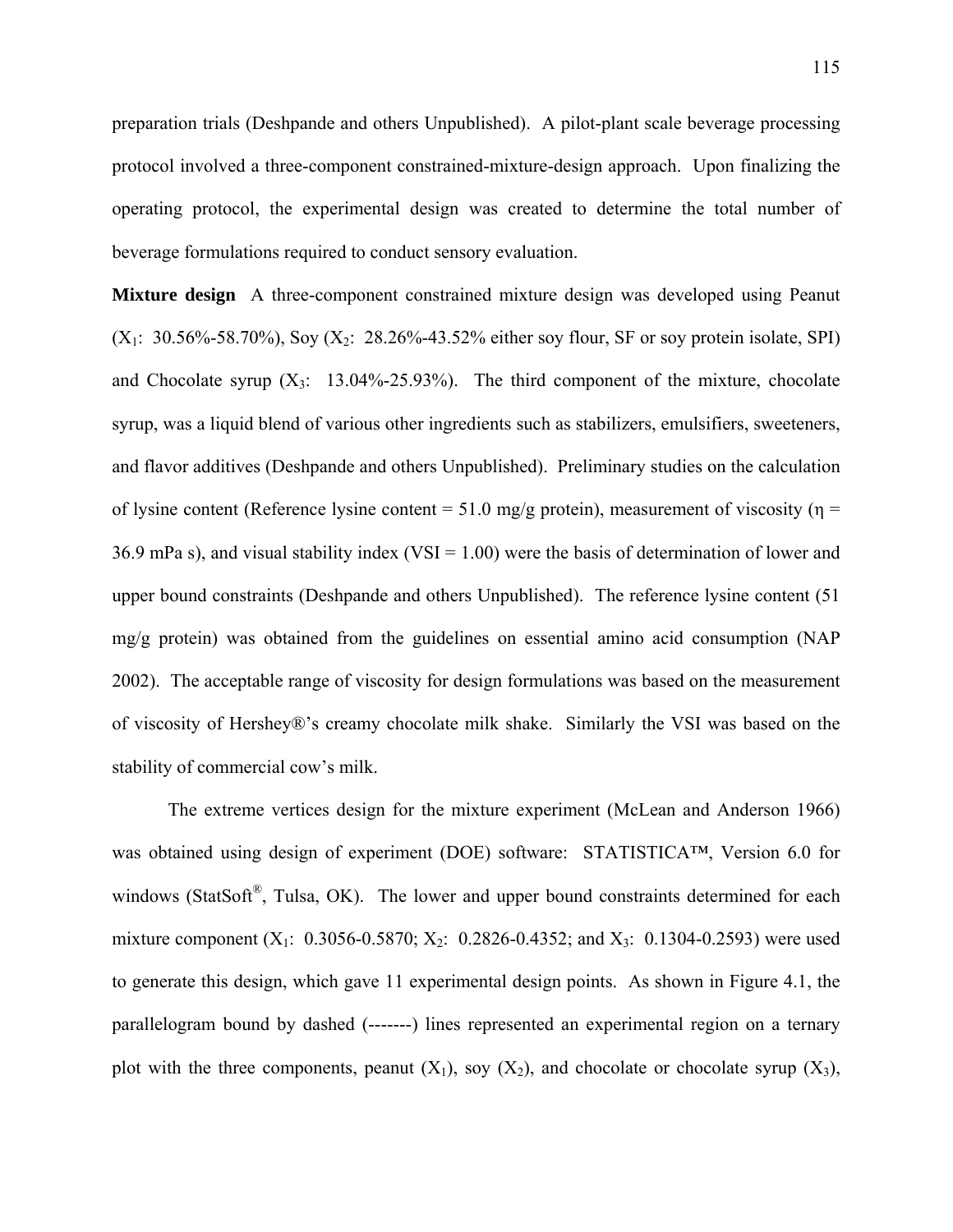preparation trials (Deshpande and others Unpublished). A pilot-plant scale beverage processing protocol involved a three-component constrained-mixture-design approach. Upon finalizing the operating protocol, the experimental design was created to determine the total number of beverage formulations required to conduct sensory evaluation.

**Mixture design** A three-component constrained mixture design was developed using Peanut ($X_1$: 30.56%-58.70%), Soy ($X_2$: 28.26%-43.52% either soy flour, SF or soy protein isolate, SPI) and Chocolate syrup ($X_3$: 13.04%-25.93%). The third component of the mixture, chocolate syrup, was a liquid blend of various other ingredients such as stabilizers, emulsifiers, sweeteners, and flavor additives (Deshpande and others Unpublished). Preliminary studies on the calculation of lysine content (Reference lysine content = 51.0 mg/g protein), measurement of viscosity ($\eta$ = 36.9 mPa s), and visual stability index (VSI = 1.00) were the basis of determination of lower and upper bound constraints (Deshpande and others Unpublished). The reference lysine content (51 mg/g protein) was obtained from the guidelines on essential amino acid consumption (NAP 2002). The acceptable range of viscosity for design formulations was based on the measurement of viscosity of Hershey®'s creamy chocolate milk shake. Similarly the VSI was based on the stability of commercial cow's milk.

The extreme vertices design for the mixture experiment (McLean and Anderson 1966) was obtained using design of experiment (DOE) software: STATISTICA™, Version 6.0 for windows (StatSoft®, Tulsa, OK). The lower and upper bound constraints determined for each mixture component ($X_1$: 0.3056-0.5870; $X_2$: 0.2826-0.4352; and $X_3$: 0.1304-0.2593) were used to generate this design, which gave 11 experimental design points. As shown in Figure 4.1, the parallelogram bound by dashed (-------) lines represented an experimental region on a ternary plot with the three components, peanut ($X_1$), soy ($X_2$), and chocolate or chocolate syrup ($X_3$),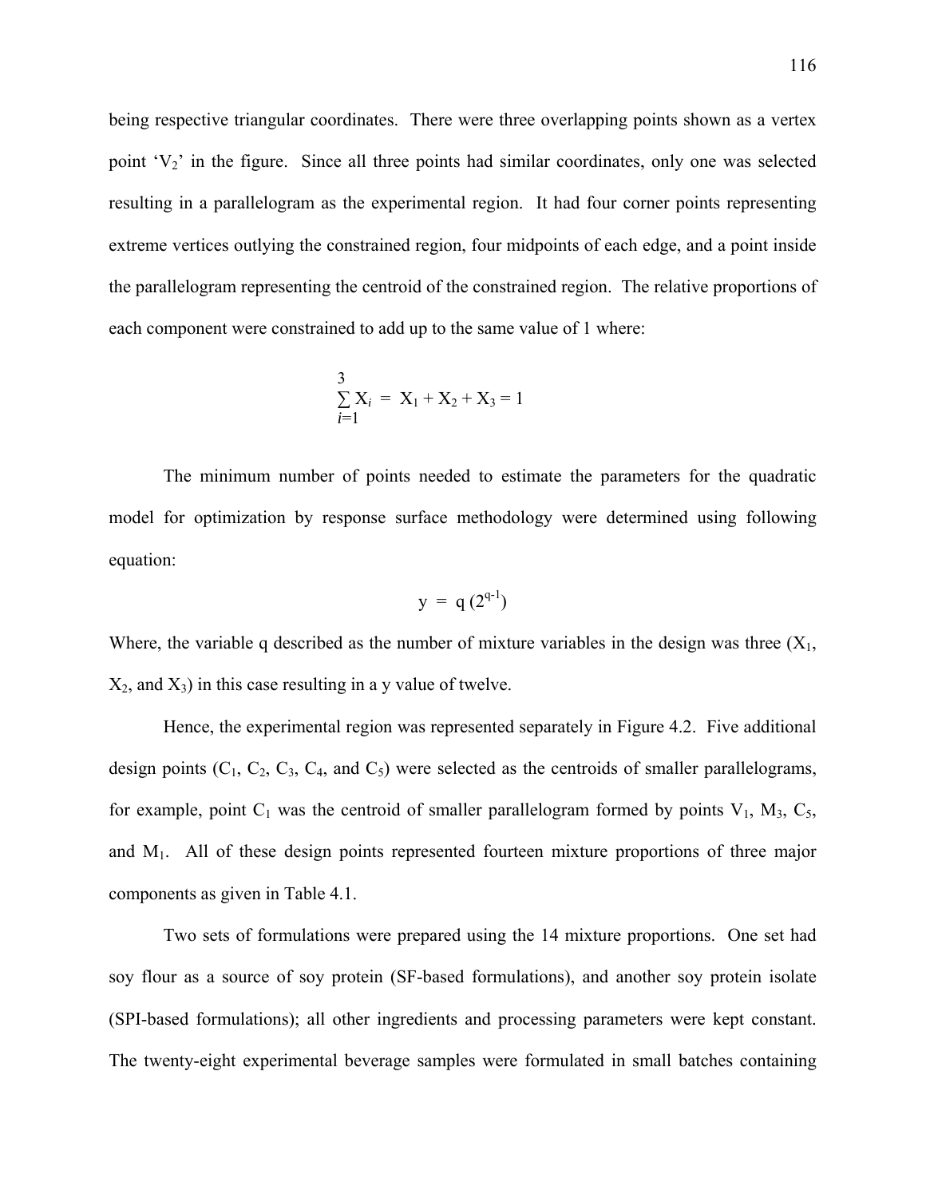being respective triangular coordinates. There were three overlapping points shown as a vertex point '$V_2$' in the figure. Since all three points had similar coordinates, only one was selected resulting in a parallelogram as the experimental region. It had four corner points representing extreme vertices outlying the constrained region, four midpoints of each edge, and a point inside the parallelogram representing the centroid of the constrained region. The relative proportions of each component were constrained to add up to the same value of 1 where:

$$\sum_{i=1}^{3} X_i = X_1 + X_2 + X_3 = 1$$

The minimum number of points needed to estimate the parameters for the quadratic model for optimization by response surface methodology were determined using following equation:

$$y = q\,(2^{q-1})$$

Where, the variable q described as the number of mixture variables in the design was three ($X_1$, $X_2$, and $X_3$) in this case resulting in a y value of twelve.

Hence, the experimental region was represented separately in Figure 4.2. Five additional design points ($C_1$, $C_2$, $C_3$, $C_4$, and $C_5$) were selected as the centroids of smaller parallelograms, for example, point $C_1$ was the centroid of smaller parallelogram formed by points $V_1$, $M_3$, $C_5$, and $M_1$. All of these design points represented fourteen mixture proportions of three major components as given in Table 4.1.

Two sets of formulations were prepared using the 14 mixture proportions. One set had soy flour as a source of soy protein (SF-based formulations), and another soy protein isolate (SPI-based formulations); all other ingredients and processing parameters were kept constant. The twenty-eight experimental beverage samples were formulated in small batches containing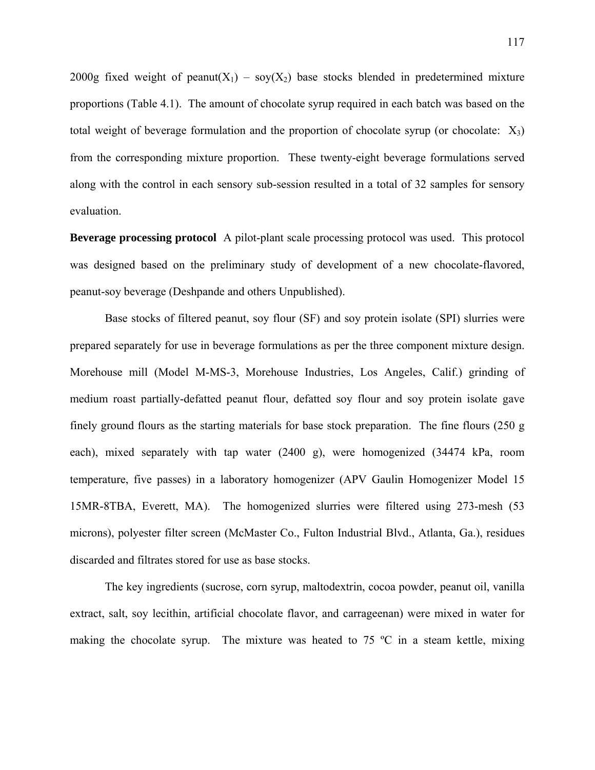2000g fixed weight of peanut($X_1$) – soy($X_2$) base stocks blended in predetermined mixture proportions (Table 4.1). The amount of chocolate syrup required in each batch was based on the total weight of beverage formulation and the proportion of chocolate syrup (or chocolate: $X_3$) from the corresponding mixture proportion. These twenty-eight beverage formulations served along with the control in each sensory sub-session resulted in a total of 32 samples for sensory evaluation.

**Beverage processing protocol** A pilot-plant scale processing protocol was used. This protocol was designed based on the preliminary study of development of a new chocolate-flavored, peanut-soy beverage (Deshpande and others Unpublished).

Base stocks of filtered peanut, soy flour (SF) and soy protein isolate (SPI) slurries were prepared separately for use in beverage formulations as per the three component mixture design. Morehouse mill (Model M-MS-3, Morehouse Industries, Los Angeles, Calif.) grinding of medium roast partially-defatted peanut flour, defatted soy flour and soy protein isolate gave finely ground flours as the starting materials for base stock preparation. The fine flours (250 g each), mixed separately with tap water (2400 g), were homogenized (34474 kPa, room temperature, five passes) in a laboratory homogenizer (APV Gaulin Homogenizer Model 15 15MR-8TBA, Everett, MA). The homogenized slurries were filtered using 273-mesh (53 microns), polyester filter screen (McMaster Co., Fulton Industrial Blvd., Atlanta, Ga.), residues discarded and filtrates stored for use as base stocks.

The key ingredients (sucrose, corn syrup, maltodextrin, cocoa powder, peanut oil, vanilla extract, salt, soy lecithin, artificial chocolate flavor, and carrageenan) were mixed in water for making the chocolate syrup. The mixture was heated to 75 ºC in a steam kettle, mixing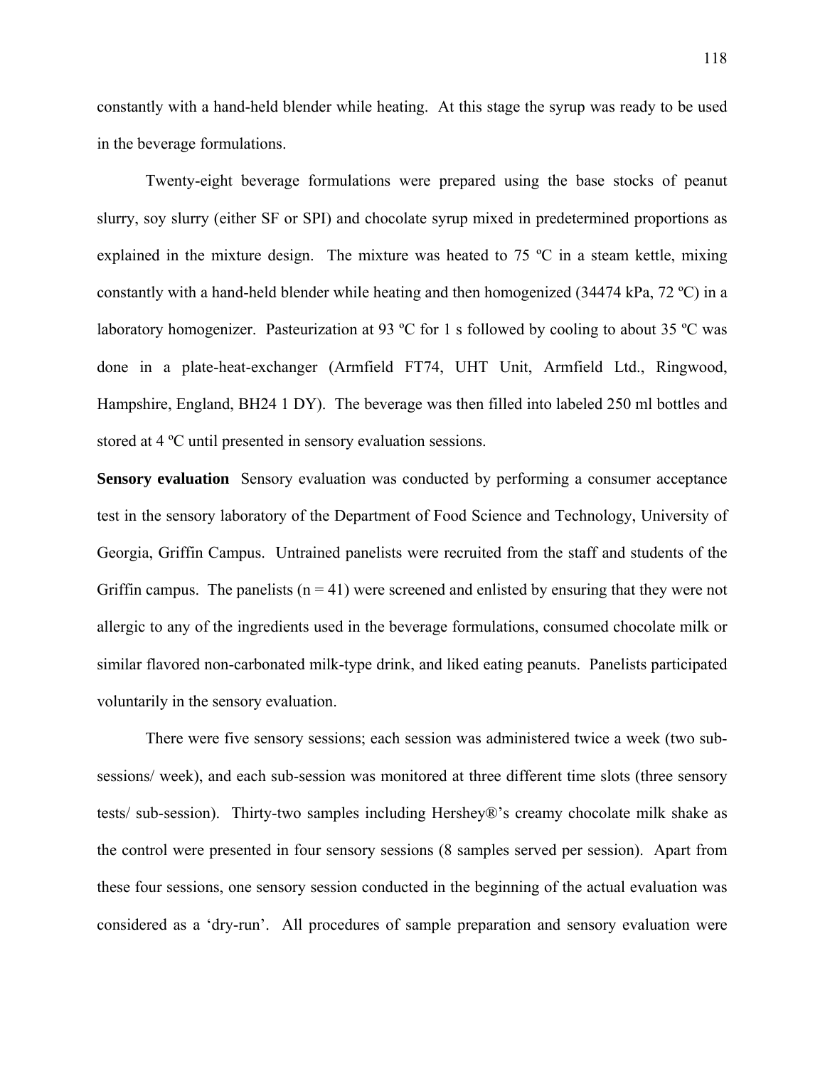constantly with a hand-held blender while heating. At this stage the syrup was ready to be used in the beverage formulations.

Twenty-eight beverage formulations were prepared using the base stocks of peanut slurry, soy slurry (either SF or SPI) and chocolate syrup mixed in predetermined proportions as explained in the mixture design. The mixture was heated to 75 ºC in a steam kettle, mixing constantly with a hand-held blender while heating and then homogenized (34474 kPa, 72 ºC) in a laboratory homogenizer. Pasteurization at 93 ºC for 1 s followed by cooling to about 35 ºC was done in a plate-heat-exchanger (Armfield FT74, UHT Unit, Armfield Ltd., Ringwood, Hampshire, England, BH24 1 DY). The beverage was then filled into labeled 250 ml bottles and stored at 4 ºC until presented in sensory evaluation sessions.

**Sensory evaluation** Sensory evaluation was conducted by performing a consumer acceptance test in the sensory laboratory of the Department of Food Science and Technology, University of Georgia, Griffin Campus. Untrained panelists were recruited from the staff and students of the Griffin campus. The panelists ($n = 41$) were screened and enlisted by ensuring that they were not allergic to any of the ingredients used in the beverage formulations, consumed chocolate milk or similar flavored non-carbonated milk-type drink, and liked eating peanuts. Panelists participated voluntarily in the sensory evaluation.

There were five sensory sessions; each session was administered twice a week (two sub-sessions/ week), and each sub-session was monitored at three different time slots (three sensory tests/ sub-session). Thirty-two samples including Hershey®'s creamy chocolate milk shake as the control were presented in four sensory sessions (8 samples served per session). Apart from these four sessions, one sensory session conducted in the beginning of the actual evaluation was considered as a 'dry-run'. All procedures of sample preparation and sensory evaluation were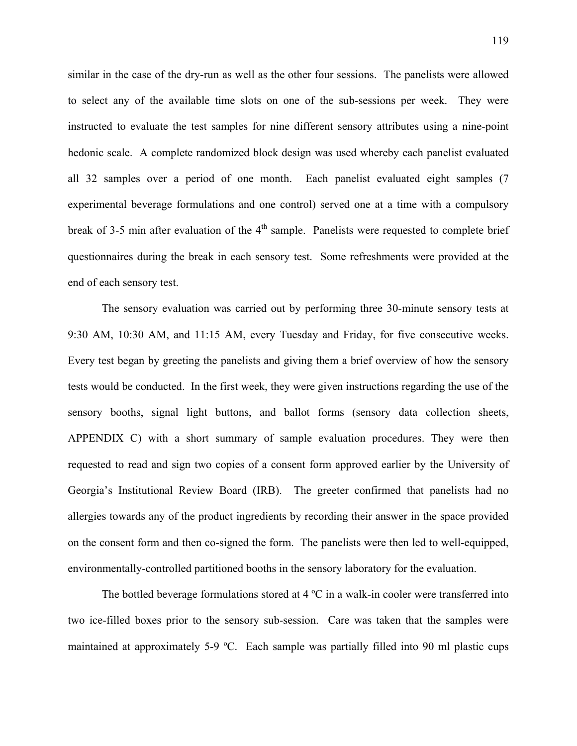similar in the case of the dry-run as well as the other four sessions. The panelists were allowed to select any of the available time slots on one of the sub-sessions per week. They were instructed to evaluate the test samples for nine different sensory attributes using a nine-point hedonic scale. A complete randomized block design was used whereby each panelist evaluated all 32 samples over a period of one month. Each panelist evaluated eight samples (7 experimental beverage formulations and one control) served one at a time with a compulsory break of 3-5 min after evaluation of the 4th sample. Panelists were requested to complete brief questionnaires during the break in each sensory test. Some refreshments were provided at the end of each sensory test.

The sensory evaluation was carried out by performing three 30-minute sensory tests at 9:30 AM, 10:30 AM, and 11:15 AM, every Tuesday and Friday, for five consecutive weeks. Every test began by greeting the panelists and giving them a brief overview of how the sensory tests would be conducted. In the first week, they were given instructions regarding the use of the sensory booths, signal light buttons, and ballot forms (sensory data collection sheets, APPENDIX C) with a short summary of sample evaluation procedures. They were then requested to read and sign two copies of a consent form approved earlier by the University of Georgia's Institutional Review Board (IRB). The greeter confirmed that panelists had no allergies towards any of the product ingredients by recording their answer in the space provided on the consent form and then co-signed the form. The panelists were then led to well-equipped, environmentally-controlled partitioned booths in the sensory laboratory for the evaluation.

The bottled beverage formulations stored at 4 ºC in a walk-in cooler were transferred into two ice-filled boxes prior to the sensory sub-session. Care was taken that the samples were maintained at approximately 5-9 ºC. Each sample was partially filled into 90 ml plastic cups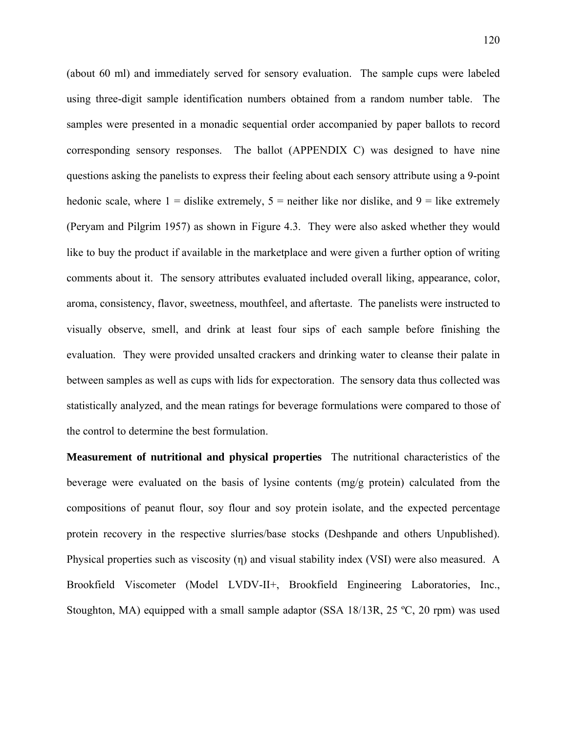(about 60 ml) and immediately served for sensory evaluation. The sample cups were labeled using three-digit sample identification numbers obtained from a random number table. The samples were presented in a monadic sequential order accompanied by paper ballots to record corresponding sensory responses. The ballot (APPENDIX C) was designed to have nine questions asking the panelists to express their feeling about each sensory attribute using a 9-point hedonic scale, where 1 = dislike extremely, 5 = neither like nor dislike, and 9 = like extremely (Peryam and Pilgrim 1957) as shown in Figure 4.3. They were also asked whether they would like to buy the product if available in the marketplace and were given a further option of writing comments about it. The sensory attributes evaluated included overall liking, appearance, color, aroma, consistency, flavor, sweetness, mouthfeel, and aftertaste. The panelists were instructed to visually observe, smell, and drink at least four sips of each sample before finishing the evaluation. They were provided unsalted crackers and drinking water to cleanse their palate in between samples as well as cups with lids for expectoration. The sensory data thus collected was statistically analyzed, and the mean ratings for beverage formulations were compared to those of the control to determine the best formulation.

**Measurement of nutritional and physical properties** The nutritional characteristics of the beverage were evaluated on the basis of lysine contents (mg/g protein) calculated from the compositions of peanut flour, soy flour and soy protein isolate, and the expected percentage protein recovery in the respective slurries/base stocks (Deshpande and others Unpublished). Physical properties such as viscosity ($\eta$) and visual stability index (VSI) were also measured. A Brookfield Viscometer (Model LVDV-II+, Brookfield Engineering Laboratories, Inc., Stoughton, MA) equipped with a small sample adaptor (SSA 18/13R, 25 ºC, 20 rpm) was used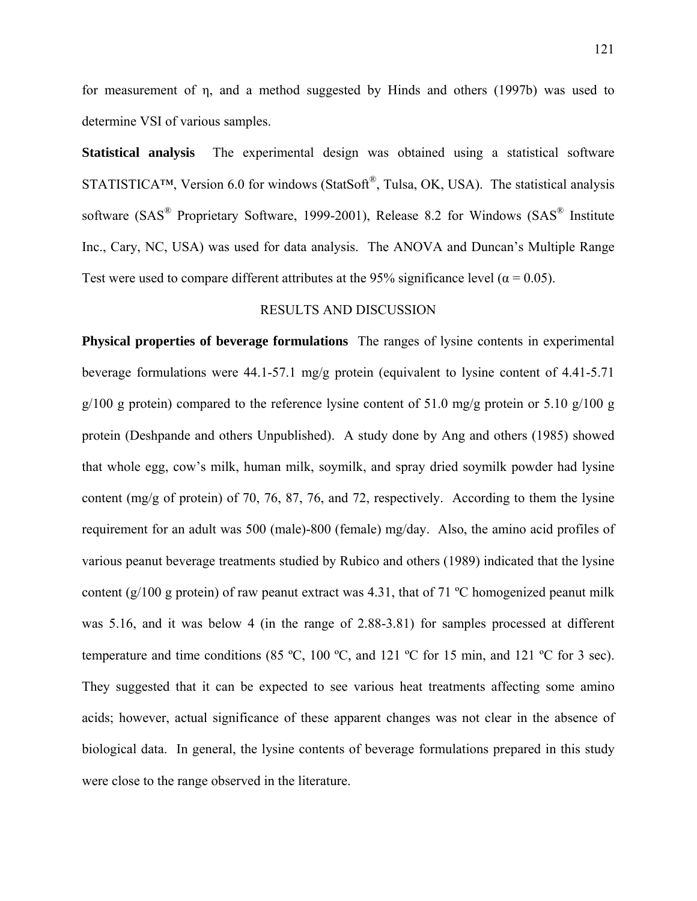for measurement of η, and a method suggested by Hinds and others (1997b) was used to determine VSI of various samples.

**Statistical analysis** The experimental design was obtained using a statistical software STATISTICA™, Version 6.0 for windows (StatSoft®, Tulsa, OK, USA). The statistical analysis software (SAS® Proprietary Software, 1999-2001), Release 8.2 for Windows (SAS® Institute Inc., Cary, NC, USA) was used for data analysis. The ANOVA and Duncan's Multiple Range Test were used to compare different attributes at the 95% significance level ($\alpha = 0.05$).

## RESULTS AND DISCUSSION

**Physical properties of beverage formulations** The ranges of lysine contents in experimental beverage formulations were 44.1-57.1 mg/g protein (equivalent to lysine content of 4.41-5.71 g/100 g protein) compared to the reference lysine content of 51.0 mg/g protein or 5.10 g/100 g protein (Deshpande and others Unpublished). A study done by Ang and others (1985) showed that whole egg, cow's milk, human milk, soymilk, and spray dried soymilk powder had lysine content (mg/g of protein) of 70, 76, 87, 76, and 72, respectively. According to them the lysine requirement for an adult was 500 (male)-800 (female) mg/day. Also, the amino acid profiles of various peanut beverage treatments studied by Rubico and others (1989) indicated that the lysine content (g/100 g protein) of raw peanut extract was 4.31, that of 71 ºC homogenized peanut milk was 5.16, and it was below 4 (in the range of 2.88-3.81) for samples processed at different temperature and time conditions (85 ºC, 100 ºC, and 121 ºC for 15 min, and 121 ºC for 3 sec). They suggested that it can be expected to see various heat treatments affecting some amino acids; however, actual significance of these apparent changes was not clear in the absence of biological data. In general, the lysine contents of beverage formulations prepared in this study were close to the range observed in the literature.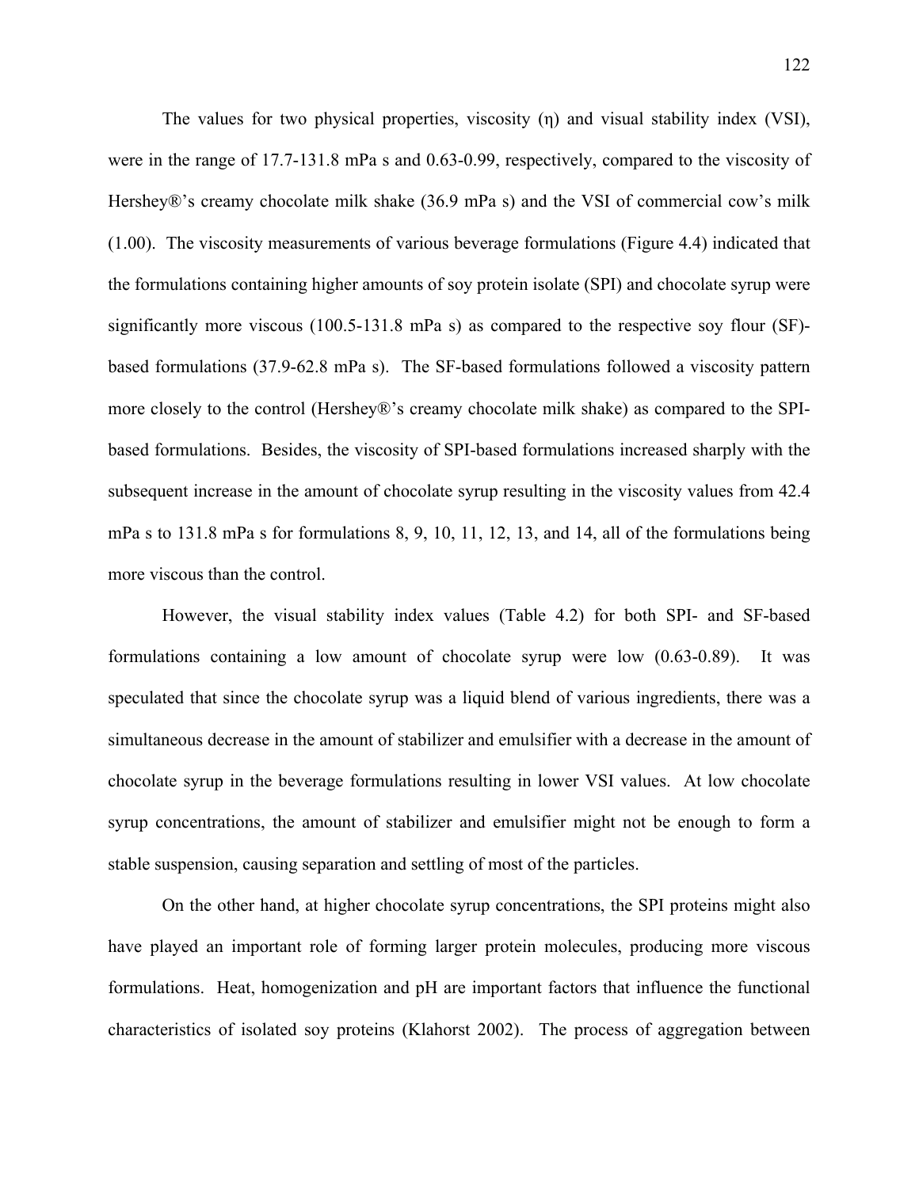The values for two physical properties, viscosity (η) and visual stability index (VSI), were in the range of 17.7-131.8 mPa s and 0.63-0.99, respectively, compared to the viscosity of Hershey®'s creamy chocolate milk shake (36.9 mPa s) and the VSI of commercial cow's milk (1.00). The viscosity measurements of various beverage formulations (Figure 4.4) indicated that the formulations containing higher amounts of soy protein isolate (SPI) and chocolate syrup were significantly more viscous (100.5-131.8 mPa s) as compared to the respective soy flour (SF)-based formulations (37.9-62.8 mPa s). The SF-based formulations followed a viscosity pattern more closely to the control (Hershey®'s creamy chocolate milk shake) as compared to the SPI-based formulations. Besides, the viscosity of SPI-based formulations increased sharply with the subsequent increase in the amount of chocolate syrup resulting in the viscosity values from 42.4 mPa s to 131.8 mPa s for formulations 8, 9, 10, 11, 12, 13, and 14, all of the formulations being more viscous than the control.

However, the visual stability index values (Table 4.2) for both SPI- and SF-based formulations containing a low amount of chocolate syrup were low (0.63-0.89). It was speculated that since the chocolate syrup was a liquid blend of various ingredients, there was a simultaneous decrease in the amount of stabilizer and emulsifier with a decrease in the amount of chocolate syrup in the beverage formulations resulting in lower VSI values. At low chocolate syrup concentrations, the amount of stabilizer and emulsifier might not be enough to form a stable suspension, causing separation and settling of most of the particles.

On the other hand, at higher chocolate syrup concentrations, the SPI proteins might also have played an important role of forming larger protein molecules, producing more viscous formulations. Heat, homogenization and pH are important factors that influence the functional characteristics of isolated soy proteins (Klahorst 2002). The process of aggregation between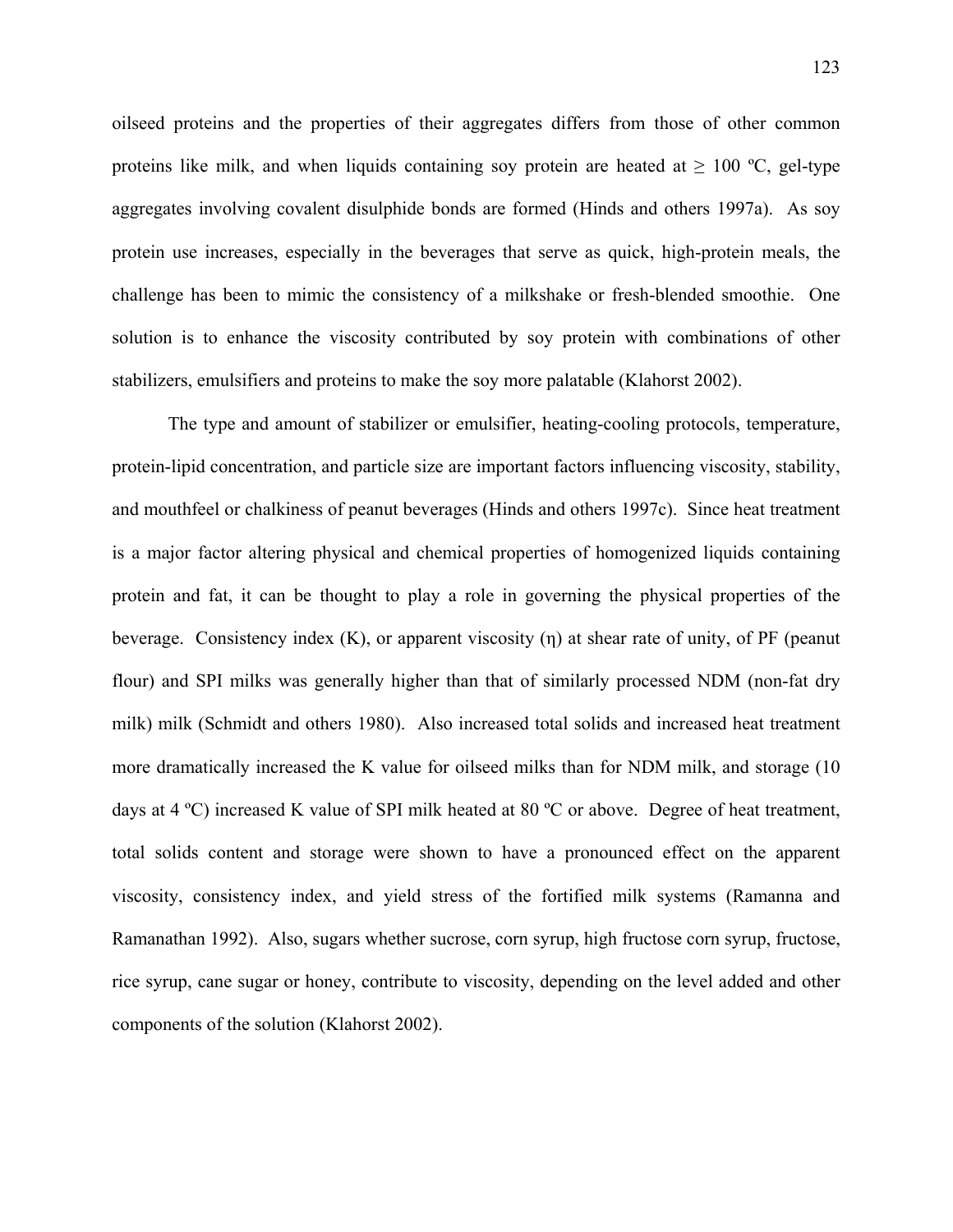oilseed proteins and the properties of their aggregates differs from those of other common proteins like milk, and when liquids containing soy protein are heated at ≥ 100 ºC, gel-type aggregates involving covalent disulphide bonds are formed (Hinds and others 1997a). As soy protein use increases, especially in the beverages that serve as quick, high-protein meals, the challenge has been to mimic the consistency of a milkshake or fresh-blended smoothie. One solution is to enhance the viscosity contributed by soy protein with combinations of other stabilizers, emulsifiers and proteins to make the soy more palatable (Klahorst 2002).

The type and amount of stabilizer or emulsifier, heating-cooling protocols, temperature, protein-lipid concentration, and particle size are important factors influencing viscosity, stability, and mouthfeel or chalkiness of peanut beverages (Hinds and others 1997c). Since heat treatment is a major factor altering physical and chemical properties of homogenized liquids containing protein and fat, it can be thought to play a role in governing the physical properties of the beverage. Consistency index (K), or apparent viscosity (η) at shear rate of unity, of PF (peanut flour) and SPI milks was generally higher than that of similarly processed NDM (non-fat dry milk) milk (Schmidt and others 1980). Also increased total solids and increased heat treatment more dramatically increased the K value for oilseed milks than for NDM milk, and storage (10 days at 4 ºC) increased K value of SPI milk heated at 80 ºC or above. Degree of heat treatment, total solids content and storage were shown to have a pronounced effect on the apparent viscosity, consistency index, and yield stress of the fortified milk systems (Ramanna and Ramanathan 1992). Also, sugars whether sucrose, corn syrup, high fructose corn syrup, fructose, rice syrup, cane sugar or honey, contribute to viscosity, depending on the level added and other components of the solution (Klahorst 2002).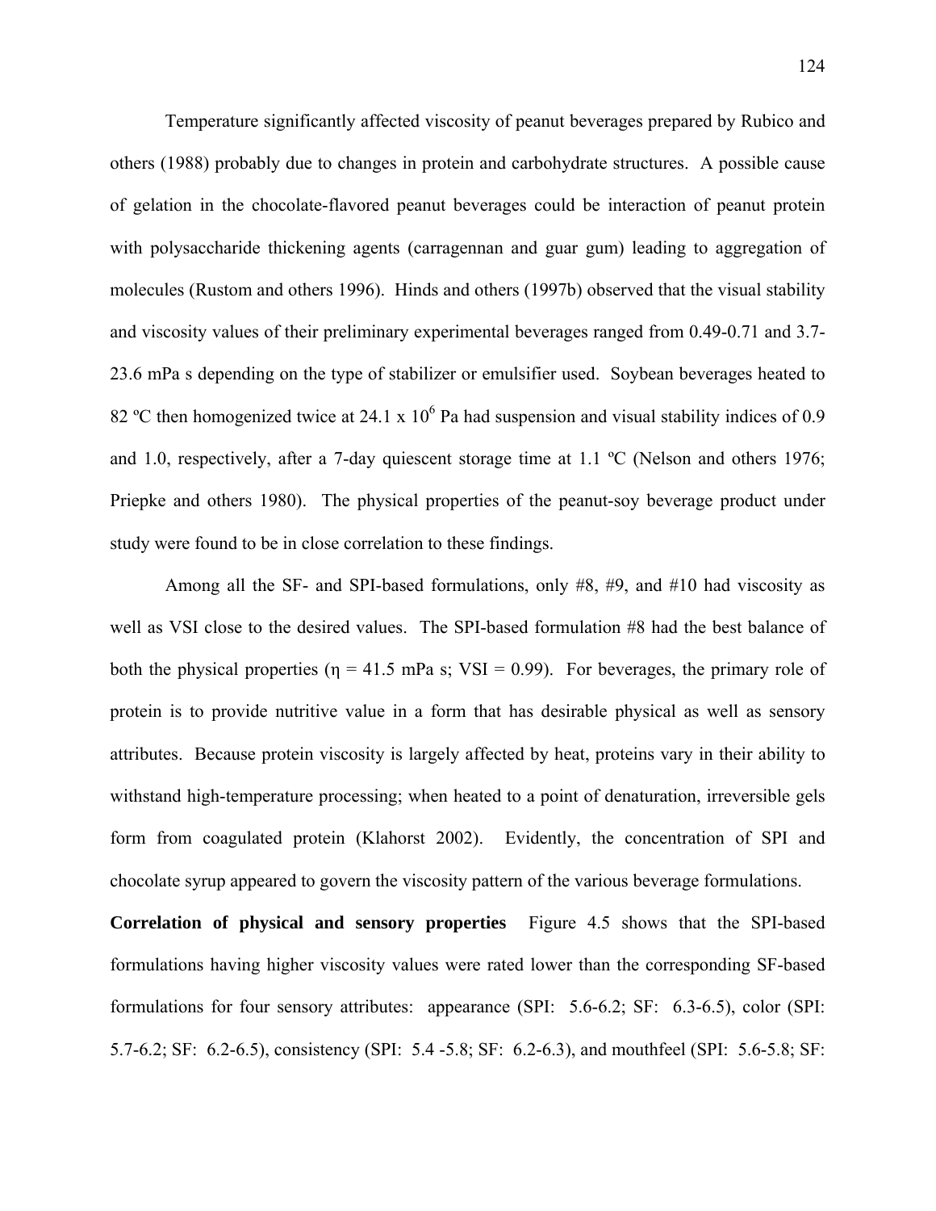Temperature significantly affected viscosity of peanut beverages prepared by Rubico and others (1988) probably due to changes in protein and carbohydrate structures. A possible cause of gelation in the chocolate-flavored peanut beverages could be interaction of peanut protein with polysaccharide thickening agents (carragennan and guar gum) leading to aggregation of molecules (Rustom and others 1996). Hinds and others (1997b) observed that the visual stability and viscosity values of their preliminary experimental beverages ranged from 0.49-0.71 and 3.7-23.6 mPa s depending on the type of stabilizer or emulsifier used. Soybean beverages heated to 82 ºC then homogenized twice at 24.1 x $10^6$ Pa had suspension and visual stability indices of 0.9 and 1.0, respectively, after a 7-day quiescent storage time at 1.1 ºC (Nelson and others 1976; Priepke and others 1980). The physical properties of the peanut-soy beverage product under study were found to be in close correlation to these findings.

Among all the SF- and SPI-based formulations, only #8, #9, and #10 had viscosity as well as VSI close to the desired values. The SPI-based formulation #8 had the best balance of both the physical properties ($\eta$ = 41.5 mPa s; VSI = 0.99). For beverages, the primary role of protein is to provide nutritive value in a form that has desirable physical as well as sensory attributes. Because protein viscosity is largely affected by heat, proteins vary in their ability to withstand high-temperature processing; when heated to a point of denaturation, irreversible gels form from coagulated protein (Klahorst 2002). Evidently, the concentration of SPI and chocolate syrup appeared to govern the viscosity pattern of the various beverage formulations.

**Correlation of physical and sensory properties** Figure 4.5 shows that the SPI-based formulations having higher viscosity values were rated lower than the corresponding SF-based formulations for four sensory attributes: appearance (SPI: 5.6-6.2; SF: 6.3-6.5), color (SPI: 5.7-6.2; SF: 6.2-6.5), consistency (SPI: 5.4 -5.8; SF: 6.2-6.3), and mouthfeel (SPI: 5.6-5.8; SF: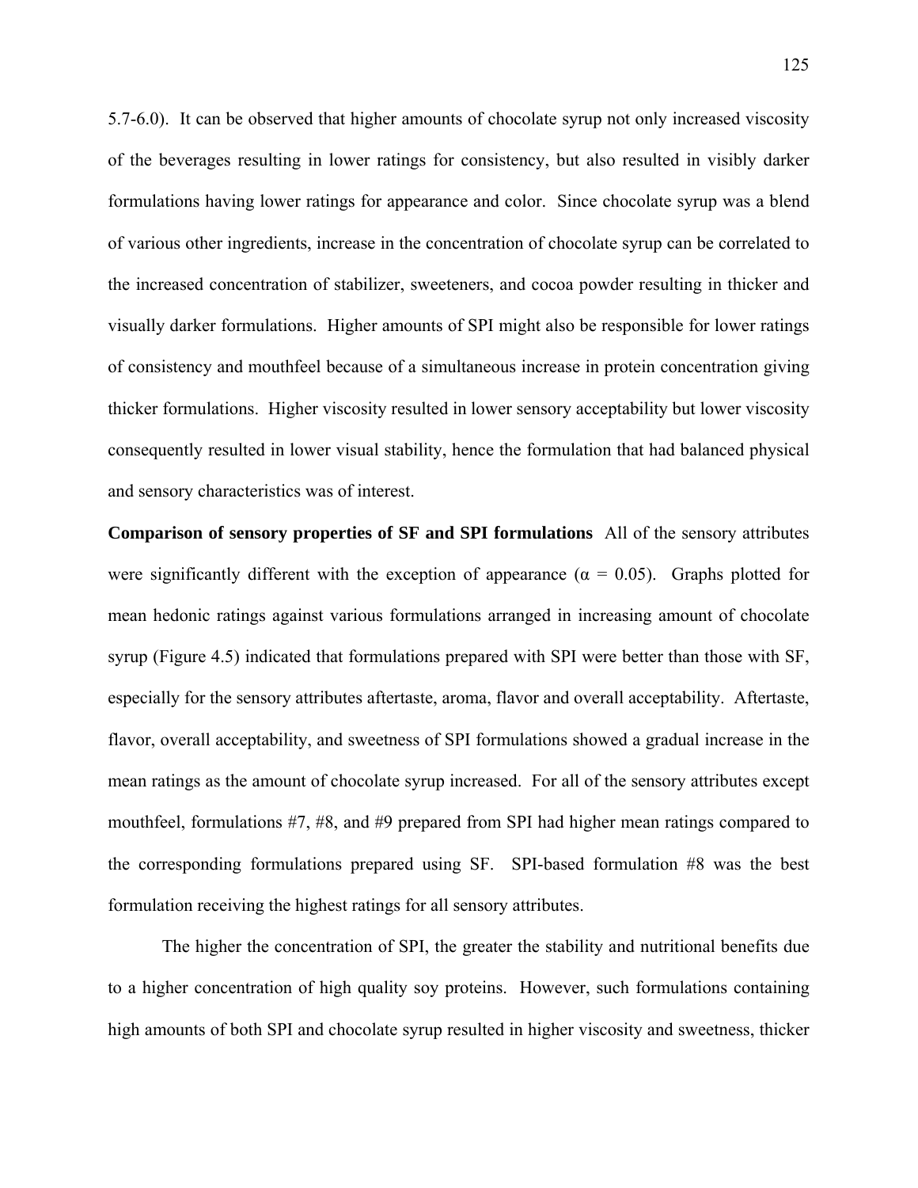5.7-6.0). It can be observed that higher amounts of chocolate syrup not only increased viscosity of the beverages resulting in lower ratings for consistency, but also resulted in visibly darker formulations having lower ratings for appearance and color. Since chocolate syrup was a blend of various other ingredients, increase in the concentration of chocolate syrup can be correlated to the increased concentration of stabilizer, sweeteners, and cocoa powder resulting in thicker and visually darker formulations. Higher amounts of SPI might also be responsible for lower ratings of consistency and mouthfeel because of a simultaneous increase in protein concentration giving thicker formulations. Higher viscosity resulted in lower sensory acceptability but lower viscosity consequently resulted in lower visual stability, hence the formulation that had balanced physical and sensory characteristics was of interest.

**Comparison of sensory properties of SF and SPI formulations** All of the sensory attributes were significantly different with the exception of appearance ($\alpha = 0.05$). Graphs plotted for mean hedonic ratings against various formulations arranged in increasing amount of chocolate syrup (Figure 4.5) indicated that formulations prepared with SPI were better than those with SF, especially for the sensory attributes aftertaste, aroma, flavor and overall acceptability. Aftertaste, flavor, overall acceptability, and sweetness of SPI formulations showed a gradual increase in the mean ratings as the amount of chocolate syrup increased. For all of the sensory attributes except mouthfeel, formulations #7, #8, and #9 prepared from SPI had higher mean ratings compared to the corresponding formulations prepared using SF. SPI-based formulation #8 was the best formulation receiving the highest ratings for all sensory attributes.

The higher the concentration of SPI, the greater the stability and nutritional benefits due to a higher concentration of high quality soy proteins. However, such formulations containing high amounts of both SPI and chocolate syrup resulted in higher viscosity and sweetness, thicker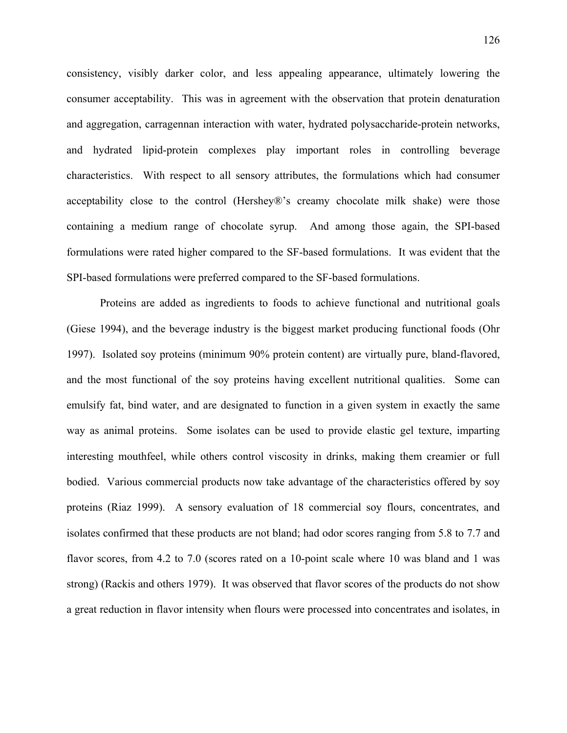consistency, visibly darker color, and less appealing appearance, ultimately lowering the consumer acceptability. This was in agreement with the observation that protein denaturation and aggregation, carragennan interaction with water, hydrated polysaccharide-protein networks, and hydrated lipid-protein complexes play important roles in controlling beverage characteristics. With respect to all sensory attributes, the formulations which had consumer acceptability close to the control (Hershey®'s creamy chocolate milk shake) were those containing a medium range of chocolate syrup. And among those again, the SPI-based formulations were rated higher compared to the SF-based formulations. It was evident that the SPI-based formulations were preferred compared to the SF-based formulations.

Proteins are added as ingredients to foods to achieve functional and nutritional goals (Giese 1994), and the beverage industry is the biggest market producing functional foods (Ohr 1997). Isolated soy proteins (minimum 90% protein content) are virtually pure, bland-flavored, and the most functional of the soy proteins having excellent nutritional qualities. Some can emulsify fat, bind water, and are designated to function in a given system in exactly the same way as animal proteins. Some isolates can be used to provide elastic gel texture, imparting interesting mouthfeel, while others control viscosity in drinks, making them creamier or full bodied. Various commercial products now take advantage of the characteristics offered by soy proteins (Riaz 1999). A sensory evaluation of 18 commercial soy flours, concentrates, and isolates confirmed that these products are not bland; had odor scores ranging from 5.8 to 7.7 and flavor scores, from 4.2 to 7.0 (scores rated on a 10-point scale where 10 was bland and 1 was strong) (Rackis and others 1979). It was observed that flavor scores of the products do not show a great reduction in flavor intensity when flours were processed into concentrates and isolates, in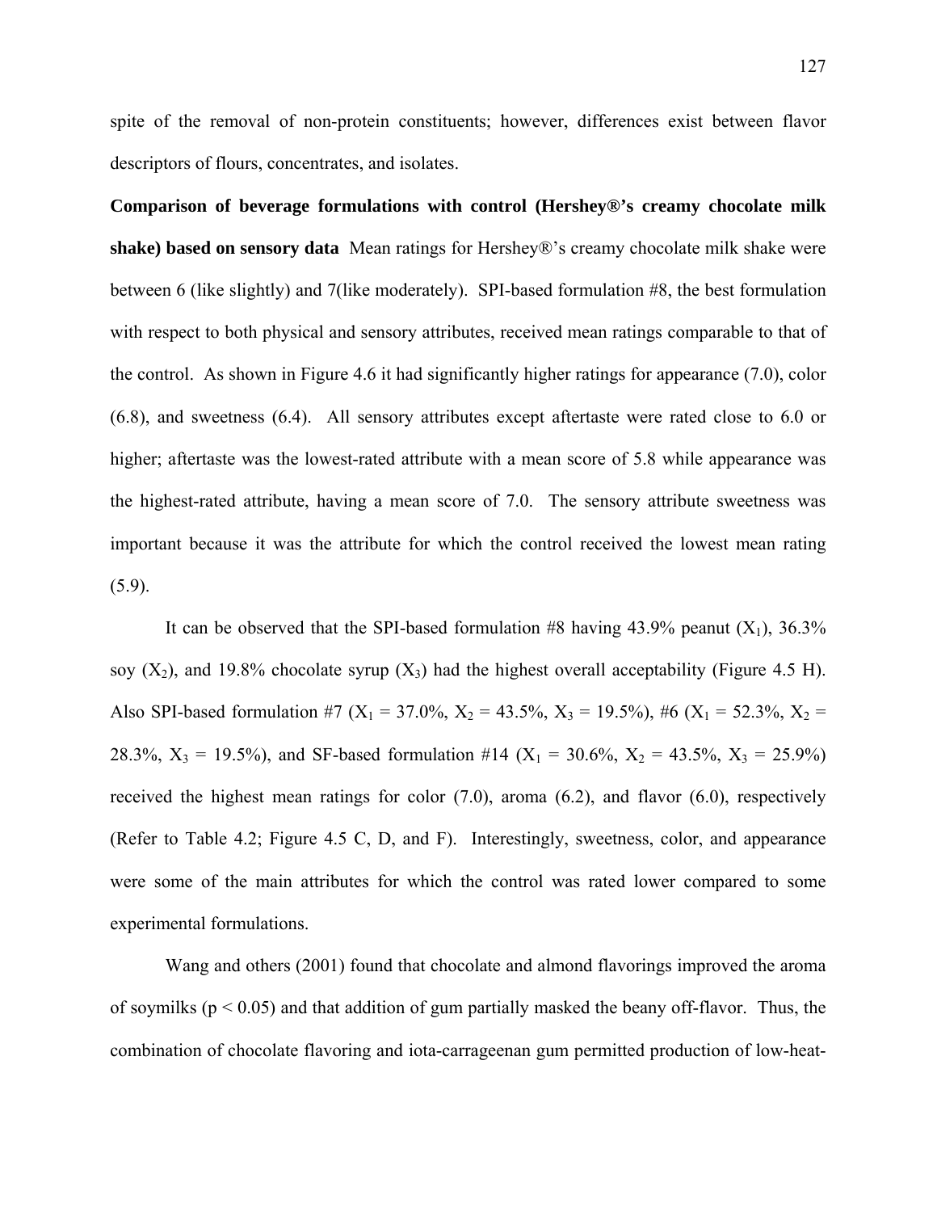spite of the removal of non-protein constituents; however, differences exist between flavor descriptors of flours, concentrates, and isolates.

**Comparison of beverage formulations with control (Hershey®'s creamy chocolate milk shake) based on sensory data** Mean ratings for Hershey®'s creamy chocolate milk shake were between 6 (like slightly) and 7(like moderately). SPI-based formulation #8, the best formulation with respect to both physical and sensory attributes, received mean ratings comparable to that of the control. As shown in Figure 4.6 it had significantly higher ratings for appearance (7.0), color (6.8), and sweetness (6.4). All sensory attributes except aftertaste were rated close to 6.0 or higher; aftertaste was the lowest-rated attribute with a mean score of 5.8 while appearance was the highest-rated attribute, having a mean score of 7.0. The sensory attribute sweetness was important because it was the attribute for which the control received the lowest mean rating (5.9).

It can be observed that the SPI-based formulation #8 having 43.9% peanut ($X_1$), 36.3% soy ($X_2$), and 19.8% chocolate syrup ($X_3$) had the highest overall acceptability (Figure 4.5 H). Also SPI-based formulation #7 ($X_1$ = 37.0%, $X_2$ = 43.5%, $X_3$ = 19.5%), #6 ($X_1$ = 52.3%, $X_2$ = 28.3%, $X_3$ = 19.5%), and SF-based formulation #14 ($X_1$ = 30.6%, $X_2$ = 43.5%, $X_3$ = 25.9%) received the highest mean ratings for color (7.0), aroma (6.2), and flavor (6.0), respectively (Refer to Table 4.2; Figure 4.5 C, D, and F). Interestingly, sweetness, color, and appearance were some of the main attributes for which the control was rated lower compared to some experimental formulations.

Wang and others (2001) found that chocolate and almond flavorings improved the aroma of soymilks ($p < 0.05$) and that addition of gum partially masked the beany off-flavor. Thus, the combination of chocolate flavoring and iota-carrageenan gum permitted production of low-heat-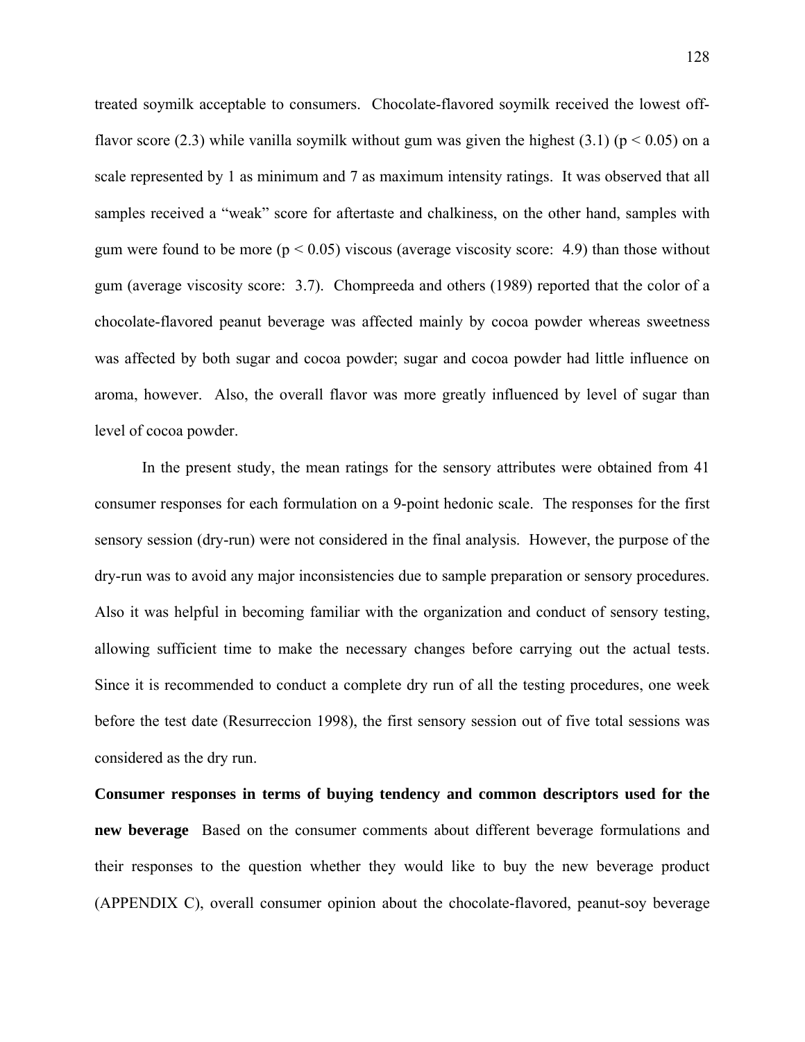treated soymilk acceptable to consumers. Chocolate-flavored soymilk received the lowest off-flavor score (2.3) while vanilla soymilk without gum was given the highest (3.1) ($p < 0.05$) on a scale represented by 1 as minimum and 7 as maximum intensity ratings. It was observed that all samples received a "weak" score for aftertaste and chalkiness, on the other hand, samples with gum were found to be more ($p < 0.05$) viscous (average viscosity score: 4.9) than those without gum (average viscosity score: 3.7). Chompreeda and others (1989) reported that the color of a chocolate-flavored peanut beverage was affected mainly by cocoa powder whereas sweetness was affected by both sugar and cocoa powder; sugar and cocoa powder had little influence on aroma, however. Also, the overall flavor was more greatly influenced by level of sugar than level of cocoa powder.

In the present study, the mean ratings for the sensory attributes were obtained from 41 consumer responses for each formulation on a 9-point hedonic scale. The responses for the first sensory session (dry-run) were not considered in the final analysis. However, the purpose of the dry-run was to avoid any major inconsistencies due to sample preparation or sensory procedures. Also it was helpful in becoming familiar with the organization and conduct of sensory testing, allowing sufficient time to make the necessary changes before carrying out the actual tests. Since it is recommended to conduct a complete dry run of all the testing procedures, one week before the test date (Resurreccion 1998), the first sensory session out of five total sessions was considered as the dry run.

**Consumer responses in terms of buying tendency and common descriptors used for the new beverage** Based on the consumer comments about different beverage formulations and their responses to the question whether they would like to buy the new beverage product (APPENDIX C), overall consumer opinion about the chocolate-flavored, peanut-soy beverage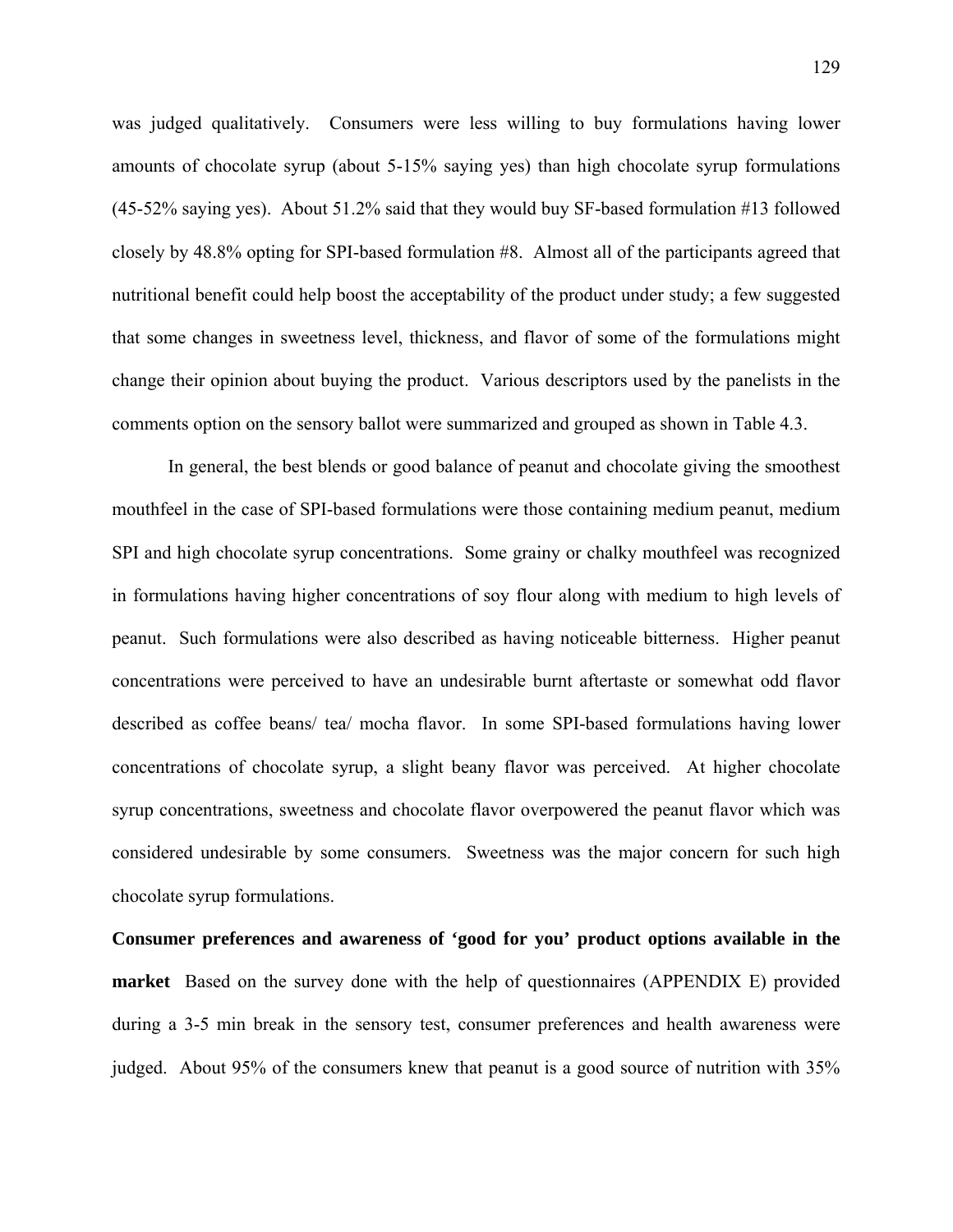was judged qualitatively. Consumers were less willing to buy formulations having lower amounts of chocolate syrup (about 5-15% saying yes) than high chocolate syrup formulations (45-52% saying yes). About 51.2% said that they would buy SF-based formulation #13 followed closely by 48.8% opting for SPI-based formulation #8. Almost all of the participants agreed that nutritional benefit could help boost the acceptability of the product under study; a few suggested that some changes in sweetness level, thickness, and flavor of some of the formulations might change their opinion about buying the product. Various descriptors used by the panelists in the comments option on the sensory ballot were summarized and grouped as shown in Table 4.3.

In general, the best blends or good balance of peanut and chocolate giving the smoothest mouthfeel in the case of SPI-based formulations were those containing medium peanut, medium SPI and high chocolate syrup concentrations. Some grainy or chalky mouthfeel was recognized in formulations having higher concentrations of soy flour along with medium to high levels of peanut. Such formulations were also described as having noticeable bitterness. Higher peanut concentrations were perceived to have an undesirable burnt aftertaste or somewhat odd flavor described as coffee beans/ tea/ mocha flavor. In some SPI-based formulations having lower concentrations of chocolate syrup, a slight beany flavor was perceived. At higher chocolate syrup concentrations, sweetness and chocolate flavor overpowered the peanut flavor which was considered undesirable by some consumers. Sweetness was the major concern for such high chocolate syrup formulations.

**Consumer preferences and awareness of 'good for you' product options available in the market** Based on the survey done with the help of questionnaires (APPENDIX E) provided during a 3-5 min break in the sensory test, consumer preferences and health awareness were judged. About 95% of the consumers knew that peanut is a good source of nutrition with 35%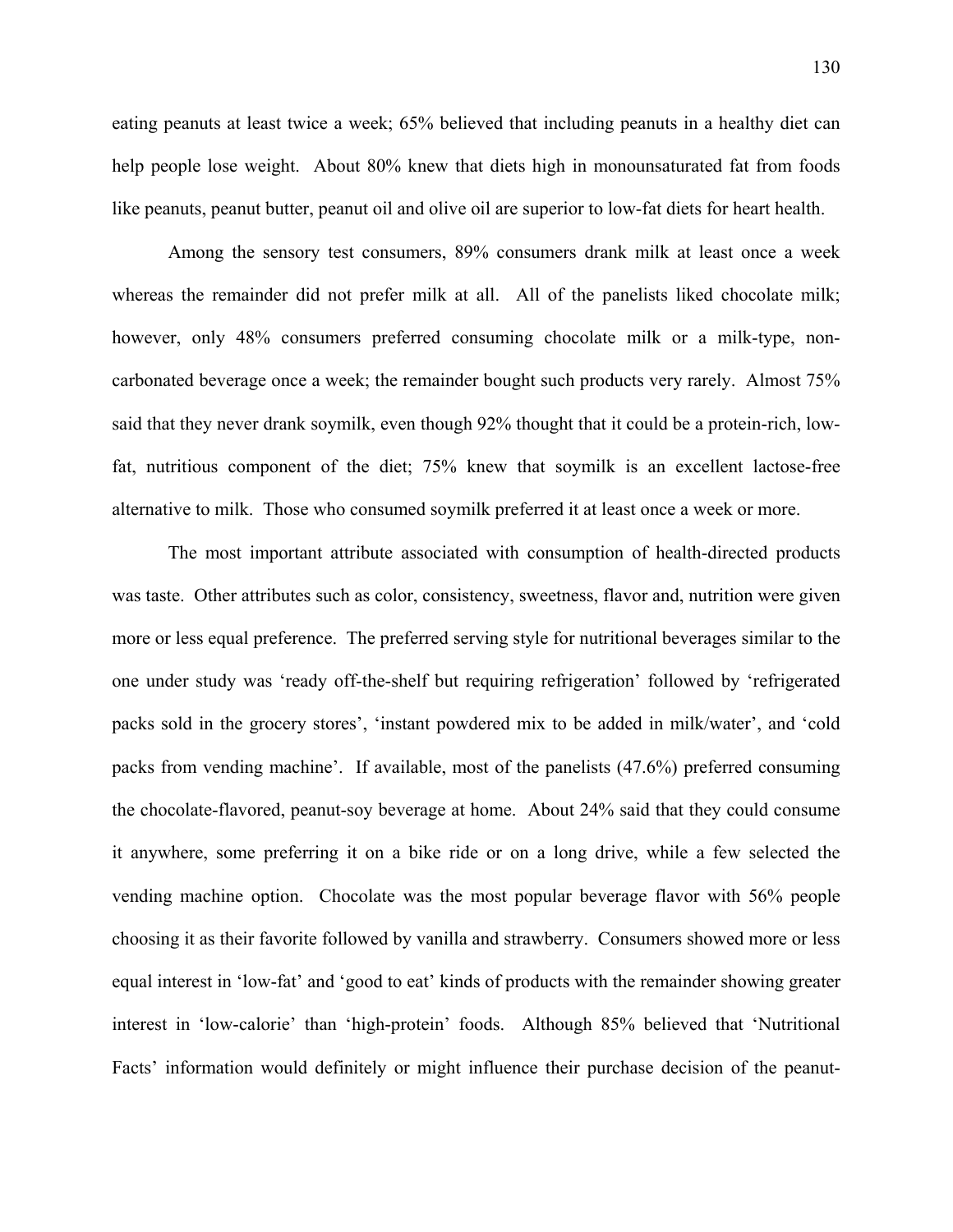eating peanuts at least twice a week; 65% believed that including peanuts in a healthy diet can help people lose weight. About 80% knew that diets high in monounsaturated fat from foods like peanuts, peanut butter, peanut oil and olive oil are superior to low-fat diets for heart health.

Among the sensory test consumers, 89% consumers drank milk at least once a week whereas the remainder did not prefer milk at all. All of the panelists liked chocolate milk; however, only 48% consumers preferred consuming chocolate milk or a milk-type, non-carbonated beverage once a week; the remainder bought such products very rarely. Almost 75% said that they never drank soymilk, even though 92% thought that it could be a protein-rich, low-fat, nutritious component of the diet; 75% knew that soymilk is an excellent lactose-free alternative to milk. Those who consumed soymilk preferred it at least once a week or more.

The most important attribute associated with consumption of health-directed products was taste. Other attributes such as color, consistency, sweetness, flavor and, nutrition were given more or less equal preference. The preferred serving style for nutritional beverages similar to the one under study was 'ready off-the-shelf but requiring refrigeration' followed by 'refrigerated packs sold in the grocery stores', 'instant powdered mix to be added in milk/water', and 'cold packs from vending machine'. If available, most of the panelists (47.6%) preferred consuming the chocolate-flavored, peanut-soy beverage at home. About 24% said that they could consume it anywhere, some preferring it on a bike ride or on a long drive, while a few selected the vending machine option. Chocolate was the most popular beverage flavor with 56% people choosing it as their favorite followed by vanilla and strawberry. Consumers showed more or less equal interest in 'low-fat' and 'good to eat' kinds of products with the remainder showing greater interest in 'low-calorie' than 'high-protein' foods. Although 85% believed that 'Nutritional Facts' information would definitely or might influence their purchase decision of the peanut-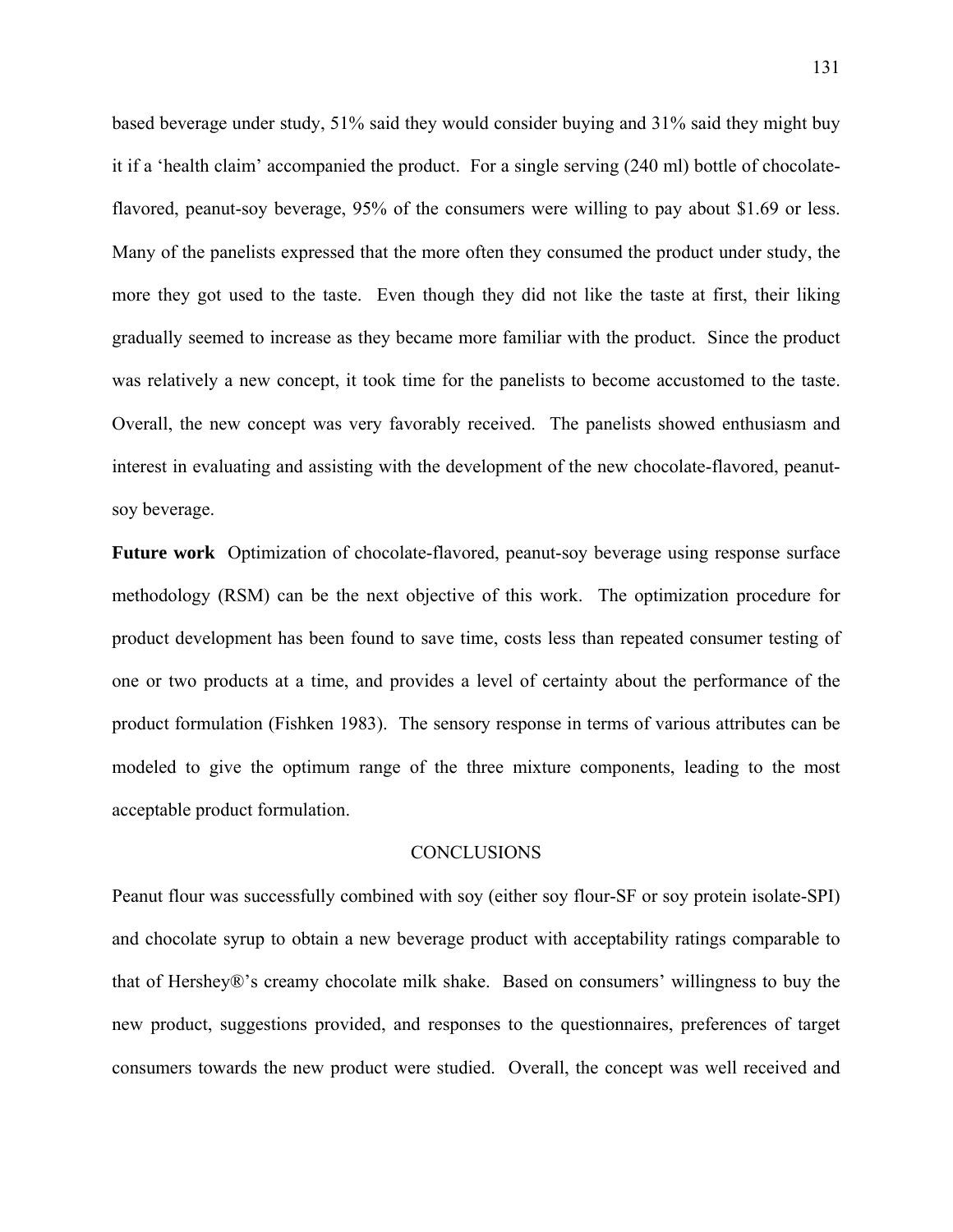based beverage under study, 51% said they would consider buying and 31% said they might buy it if a 'health claim' accompanied the product. For a single serving (240 ml) bottle of chocolate-flavored, peanut-soy beverage, 95% of the consumers were willing to pay about $1.69 or less. Many of the panelists expressed that the more often they consumed the product under study, the more they got used to the taste. Even though they did not like the taste at first, their liking gradually seemed to increase as they became more familiar with the product. Since the product was relatively a new concept, it took time for the panelists to become accustomed to the taste. Overall, the new concept was very favorably received. The panelists showed enthusiasm and interest in evaluating and assisting with the development of the new chocolate-flavored, peanut-soy beverage.

**Future work** Optimization of chocolate-flavored, peanut-soy beverage using response surface methodology (RSM) can be the next objective of this work. The optimization procedure for product development has been found to save time, costs less than repeated consumer testing of one or two products at a time, and provides a level of certainty about the performance of the product formulation (Fishken 1983). The sensory response in terms of various attributes can be modeled to give the optimum range of the three mixture components, leading to the most acceptable product formulation.

## CONCLUSIONS

Peanut flour was successfully combined with soy (either soy flour-SF or soy protein isolate-SPI) and chocolate syrup to obtain a new beverage product with acceptability ratings comparable to that of Hershey®'s creamy chocolate milk shake. Based on consumers' willingness to buy the new product, suggestions provided, and responses to the questionnaires, preferences of target consumers towards the new product were studied. Overall, the concept was well received and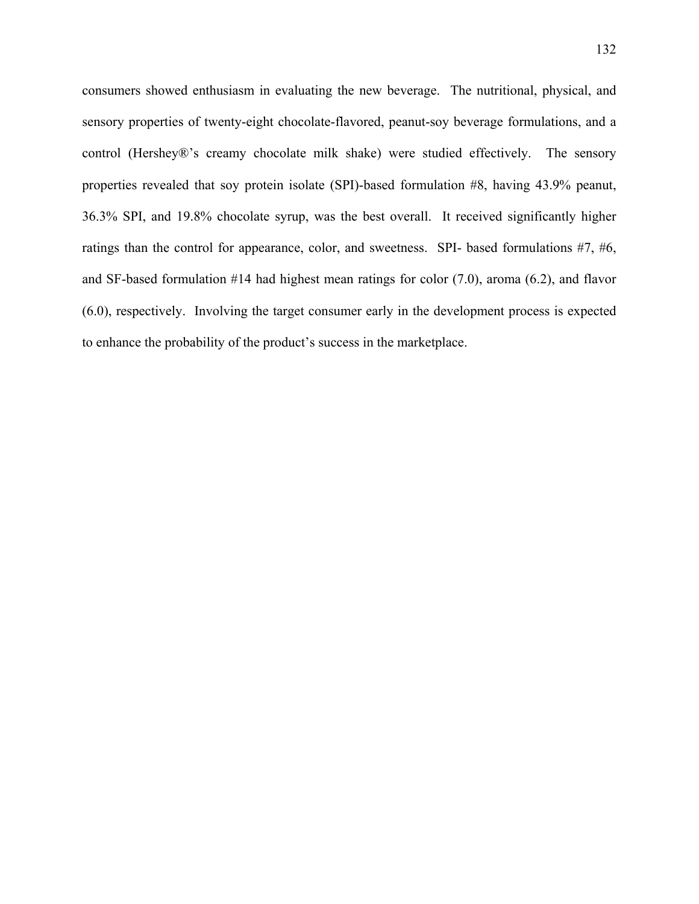consumers showed enthusiasm in evaluating the new beverage. The nutritional, physical, and sensory properties of twenty-eight chocolate-flavored, peanut-soy beverage formulations, and a control (Hershey®'s creamy chocolate milk shake) were studied effectively. The sensory properties revealed that soy protein isolate (SPI)-based formulation #8, having 43.9% peanut, 36.3% SPI, and 19.8% chocolate syrup, was the best overall. It received significantly higher ratings than the control for appearance, color, and sweetness. SPI- based formulations #7, #6, and SF-based formulation #14 had highest mean ratings for color (7.0), aroma (6.2), and flavor (6.0), respectively. Involving the target consumer early in the development process is expected to enhance the probability of the product's success in the marketplace.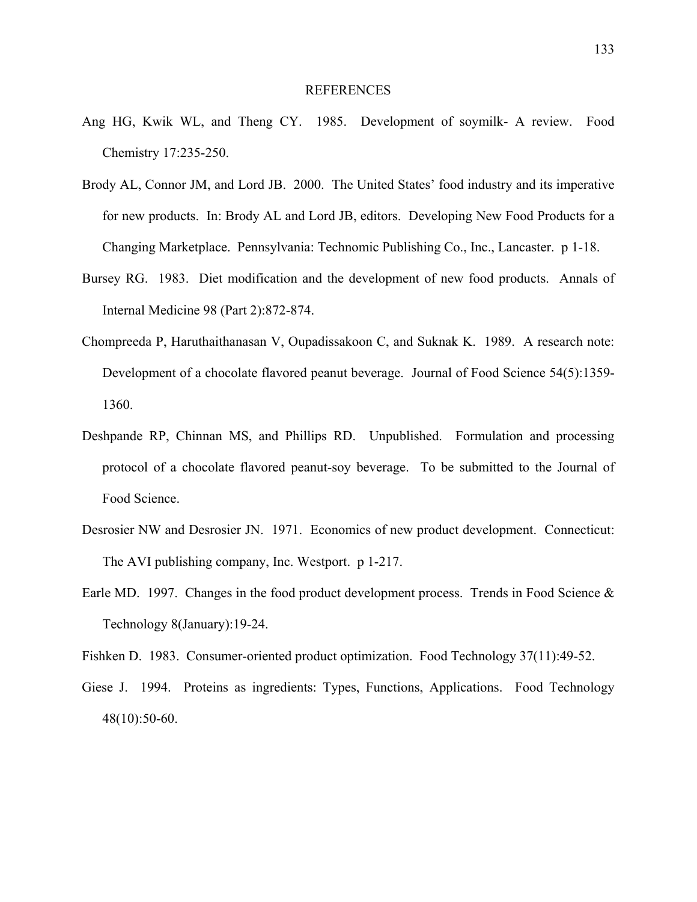# REFERENCES

Ang HG, Kwik WL, and Theng CY. 1985. Development of soymilk- A review. Food Chemistry 17:235-250.

Brody AL, Connor JM, and Lord JB. 2000. The United States' food industry and its imperative for new products. In: Brody AL and Lord JB, editors. Developing New Food Products for a Changing Marketplace. Pennsylvania: Technomic Publishing Co., Inc., Lancaster. p 1-18.

Bursey RG. 1983. Diet modification and the development of new food products. Annals of Internal Medicine 98 (Part 2):872-874.

Chompreeda P, Haruthaithanasan V, Oupadissakoon C, and Suknak K. 1989. A research note: Development of a chocolate flavored peanut beverage. Journal of Food Science 54(5):1359-1360.

Deshpande RP, Chinnan MS, and Phillips RD. Unpublished. Formulation and processing protocol of a chocolate flavored peanut-soy beverage. To be submitted to the Journal of Food Science.

Desrosier NW and Desrosier JN. 1971. Economics of new product development. Connecticut: The AVI publishing company, Inc. Westport. p 1-217.

Earle MD. 1997. Changes in the food product development process. Trends in Food Science & Technology 8(January):19-24.

Fishken D. 1983. Consumer-oriented product optimization. Food Technology 37(11):49-52.

Giese J. 1994. Proteins as ingredients: Types, Functions, Applications. Food Technology 48(10):50-60.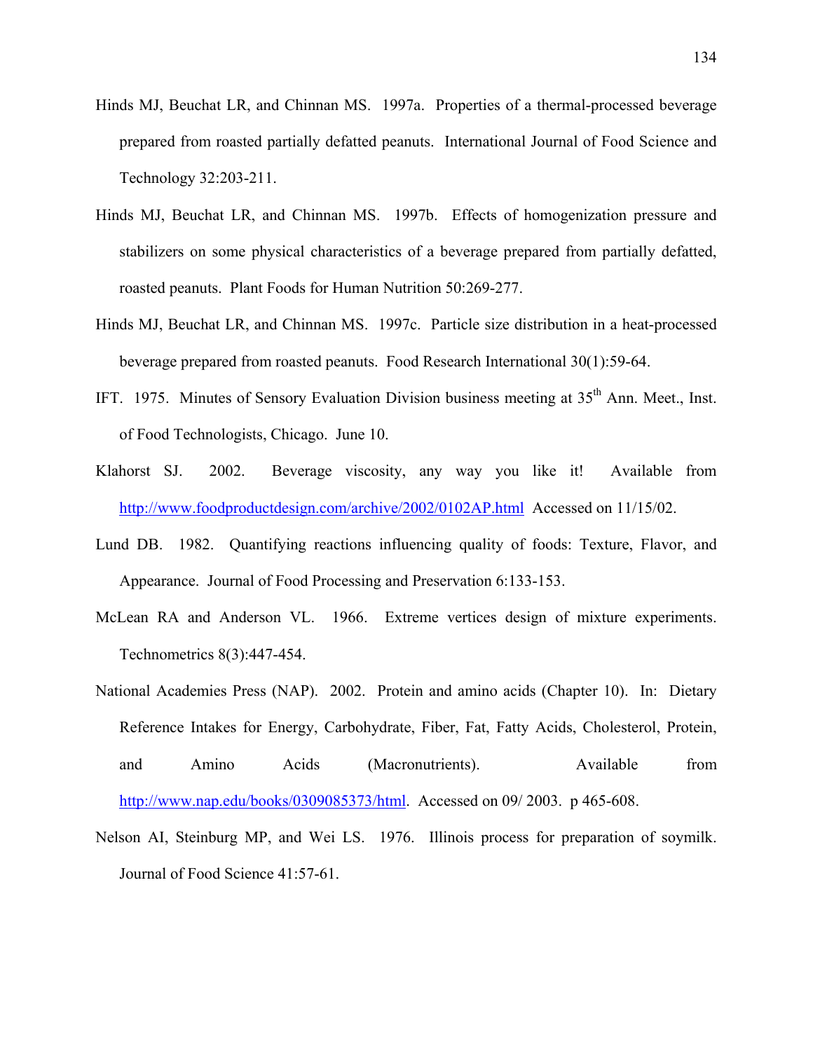Hinds MJ, Beuchat LR, and Chinnan MS. 1997a. Properties of a thermal-processed beverage prepared from roasted partially defatted peanuts. International Journal of Food Science and Technology 32:203-211.

Hinds MJ, Beuchat LR, and Chinnan MS. 1997b. Effects of homogenization pressure and stabilizers on some physical characteristics of a beverage prepared from partially defatted, roasted peanuts. Plant Foods for Human Nutrition 50:269-277.

Hinds MJ, Beuchat LR, and Chinnan MS. 1997c. Particle size distribution in a heat-processed beverage prepared from roasted peanuts. Food Research International 30(1):59-64.

IFT. 1975. Minutes of Sensory Evaluation Division business meeting at 35th Ann. Meet., Inst. of Food Technologists, Chicago. June 10.

Klahorst SJ. 2002. Beverage viscosity, any way you like it! Available from http://www.foodproductdesign.com/archive/2002/0102AP.html Accessed on 11/15/02.

Lund DB. 1982. Quantifying reactions influencing quality of foods: Texture, Flavor, and Appearance. Journal of Food Processing and Preservation 6:133-153.

McLean RA and Anderson VL. 1966. Extreme vertices design of mixture experiments. Technometrics 8(3):447-454.

National Academies Press (NAP). 2002. Protein and amino acids (Chapter 10). In: Dietary Reference Intakes for Energy, Carbohydrate, Fiber, Fat, Fatty Acids, Cholesterol, Protein, and Amino Acids (Macronutrients). Available from http://www.nap.edu/books/0309085373/html. Accessed on 09/ 2003. p 465-608.

Nelson AI, Steinburg MP, and Wei LS. 1976. Illinois process for preparation of soymilk. Journal of Food Science 41:57-61.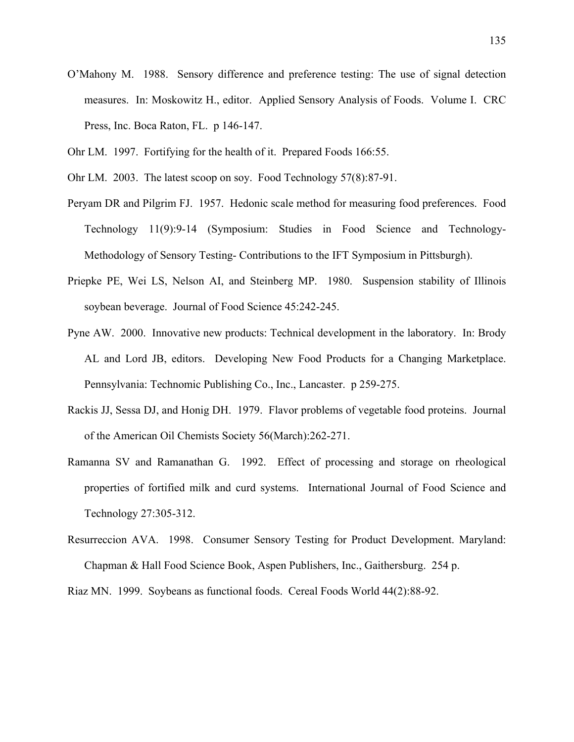O'Mahony M. 1988. Sensory difference and preference testing: The use of signal detection measures. In: Moskowitz H., editor. Applied Sensory Analysis of Foods. Volume I. CRC Press, Inc. Boca Raton, FL. p 146-147.

Ohr LM. 1997. Fortifying for the health of it. Prepared Foods 166:55.

Ohr LM. 2003. The latest scoop on soy. Food Technology 57(8):87-91.

Peryam DR and Pilgrim FJ. 1957. Hedonic scale method for measuring food preferences. Food Technology 11(9):9-14 (Symposium: Studies in Food Science and Technology- Methodology of Sensory Testing- Contributions to the IFT Symposium in Pittsburgh).

Priepke PE, Wei LS, Nelson AI, and Steinberg MP. 1980. Suspension stability of Illinois soybean beverage. Journal of Food Science 45:242-245.

Pyne AW. 2000. Innovative new products: Technical development in the laboratory. In: Brody AL and Lord JB, editors. Developing New Food Products for a Changing Marketplace. Pennsylvania: Technomic Publishing Co., Inc., Lancaster. p 259-275.

Rackis JJ, Sessa DJ, and Honig DH. 1979. Flavor problems of vegetable food proteins. Journal of the American Oil Chemists Society 56(March):262-271.

Ramanna SV and Ramanathan G. 1992. Effect of processing and storage on rheological properties of fortified milk and curd systems. International Journal of Food Science and Technology 27:305-312.

Resurreccion AVA. 1998. Consumer Sensory Testing for Product Development. Maryland: Chapman & Hall Food Science Book, Aspen Publishers, Inc., Gaithersburg. 254 p.

Riaz MN. 1999. Soybeans as functional foods. Cereal Foods World 44(2):88-92.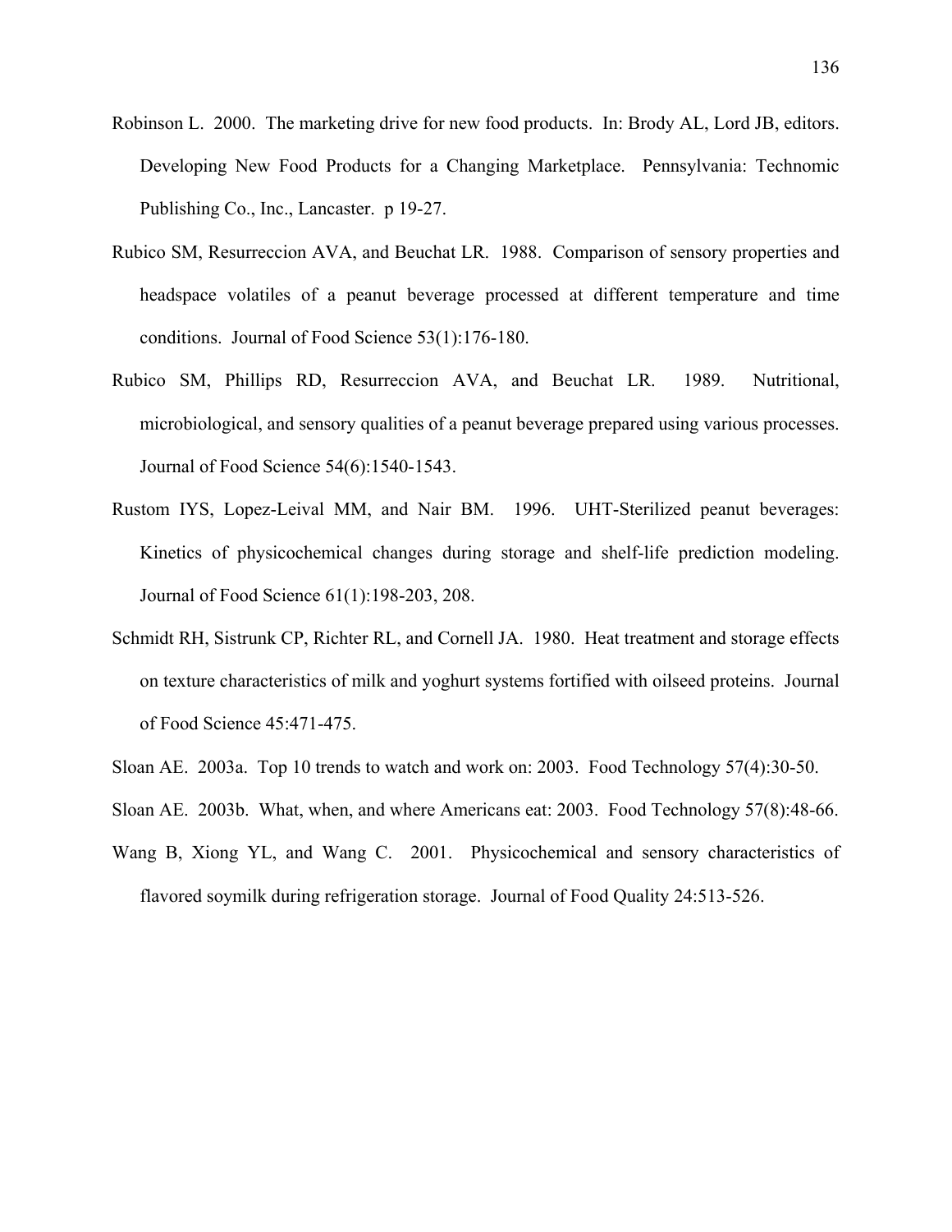Robinson L. 2000. The marketing drive for new food products. In: Brody AL, Lord JB, editors. Developing New Food Products for a Changing Marketplace. Pennsylvania: Technomic Publishing Co., Inc., Lancaster. p 19-27.

Rubico SM, Resurreccion AVA, and Beuchat LR. 1988. Comparison of sensory properties and headspace volatiles of a peanut beverage processed at different temperature and time conditions. Journal of Food Science 53(1):176-180.

Rubico SM, Phillips RD, Resurreccion AVA, and Beuchat LR. 1989. Nutritional, microbiological, and sensory qualities of a peanut beverage prepared using various processes. Journal of Food Science 54(6):1540-1543.

Rustom IYS, Lopez-Leival MM, and Nair BM. 1996. UHT-Sterilized peanut beverages: Kinetics of physicochemical changes during storage and shelf-life prediction modeling. Journal of Food Science 61(1):198-203, 208.

Schmidt RH, Sistrunk CP, Richter RL, and Cornell JA. 1980. Heat treatment and storage effects on texture characteristics of milk and yoghurt systems fortified with oilseed proteins. Journal of Food Science 45:471-475.

Sloan AE. 2003a. Top 10 trends to watch and work on: 2003. Food Technology 57(4):30-50.

Sloan AE. 2003b. What, when, and where Americans eat: 2003. Food Technology 57(8):48-66.

Wang B, Xiong YL, and Wang C. 2001. Physicochemical and sensory characteristics of flavored soymilk during refrigeration storage. Journal of Food Quality 24:513-526.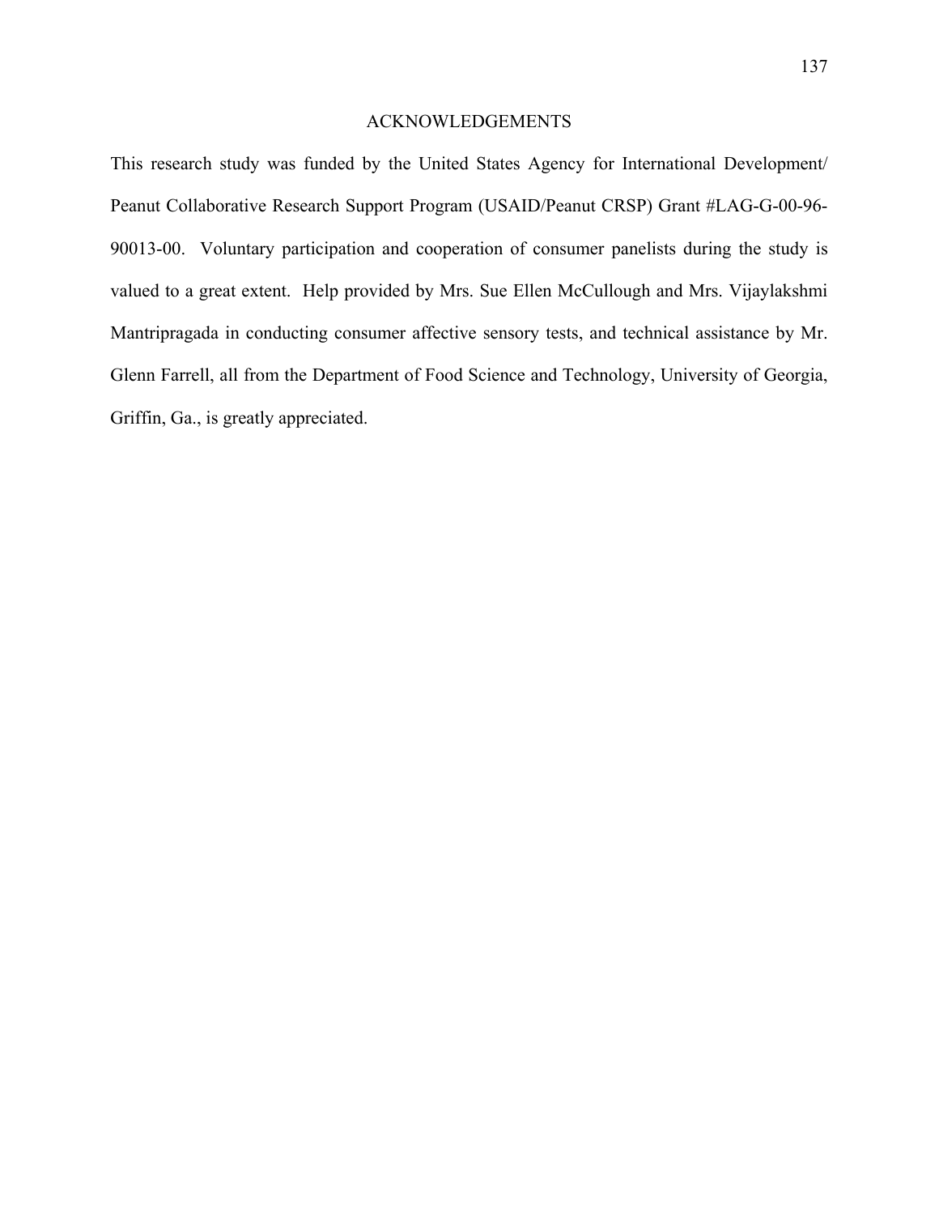## ACKNOWLEDGEMENTS

This research study was funded by the United States Agency for International Development/ Peanut Collaborative Research Support Program (USAID/Peanut CRSP) Grant #LAG-G-00-96-90013-00. Voluntary participation and cooperation of consumer panelists during the study is valued to a great extent. Help provided by Mrs. Sue Ellen McCullough and Mrs. Vijaylakshmi Mantripragada in conducting consumer affective sensory tests, and technical assistance by Mr. Glenn Farrell, all from the Department of Food Science and Technology, University of Georgia, Griffin, Ga., is greatly appreciated.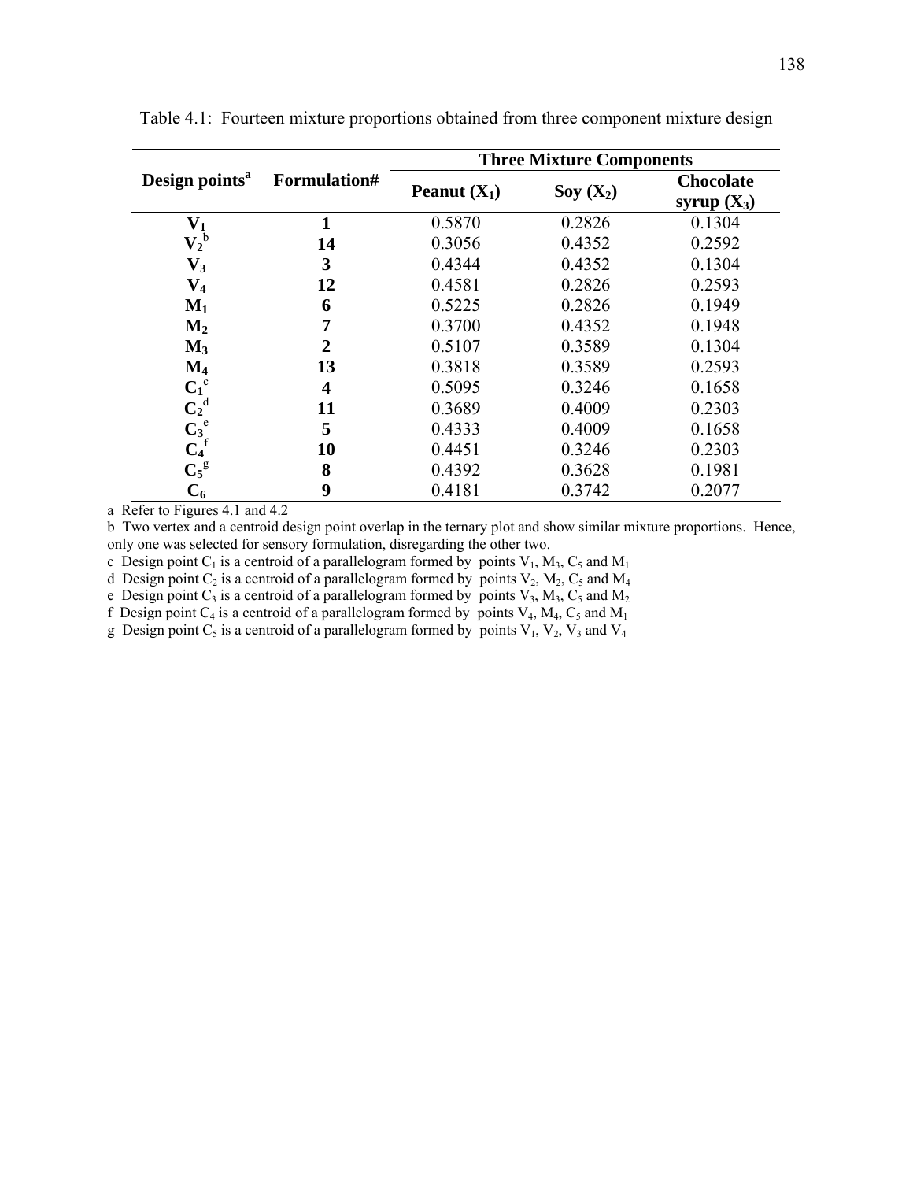Table 4.1: Fourteen mixture proportions obtained from three component mixture design

| Design points[a] | Formulation# | Three Mixture Components | | |
|---|---|---|---|---|
| | | Peanut ($X_1$) | Soy ($X_2$) | Chocolate syrup ($X_3$) |
| $V_1$ | 1 | 0.5870 | 0.2826 | 0.1304 |
| $V_2$[b] | 14 | 0.3056 | 0.4352 | 0.2592 |
| $V_3$ | 3 | 0.4344 | 0.4352 | 0.1304 |
| $V_4$ | 12 | 0.4581 | 0.2826 | 0.2593 |
| $M_1$ | 6 | 0.5225 | 0.2826 | 0.1949 |
| $M_2$ | 7 | 0.3700 | 0.4352 | 0.1948 |
| $M_3$ | 2 | 0.5107 | 0.3589 | 0.1304 |
| $M_4$ | 13 | 0.3818 | 0.3589 | 0.2593 |
| $C_1$[c] | 4 | 0.5095 | 0.3246 | 0.1658 |
| $C_2$[d] | 11 | 0.3689 | 0.4009 | 0.2303 |
| $C_3$[e] | 5 | 0.4333 | 0.4009 | 0.1658 |
| $C_4$[f] | 10 | 0.4451 | 0.3246 | 0.2303 |
| $C_5$[g] | 8 | 0.4392 | 0.3628 | 0.1981 |
| $C_6$ | 9 | 0.4181 | 0.3742 | 0.2077 |

a Refer to Figures 4.1 and 4.2

b Two vertex and a centroid design point overlap in the ternary plot and show similar mixture proportions. Hence, only one was selected for sensory formulation, disregarding the other two.

c Design point $C_1$ is a centroid of a parallelogram formed by points $V_1$, $M_3$, $C_5$ and $M_1$

d Design point $C_2$ is a centroid of a parallelogram formed by points $V_2$, $M_2$, $C_5$ and $M_4$

e Design point $C_3$ is a centroid of a parallelogram formed by points $V_3$, $M_3$, $C_5$ and $M_2$

f Design point $C_4$ is a centroid of a parallelogram formed by points $V_4$, $M_4$, $C_5$ and $M_1$

g Design point $C_5$ is a centroid of a parallelogram formed by points $V_1$, $V_2$, $V_3$ and $V_4$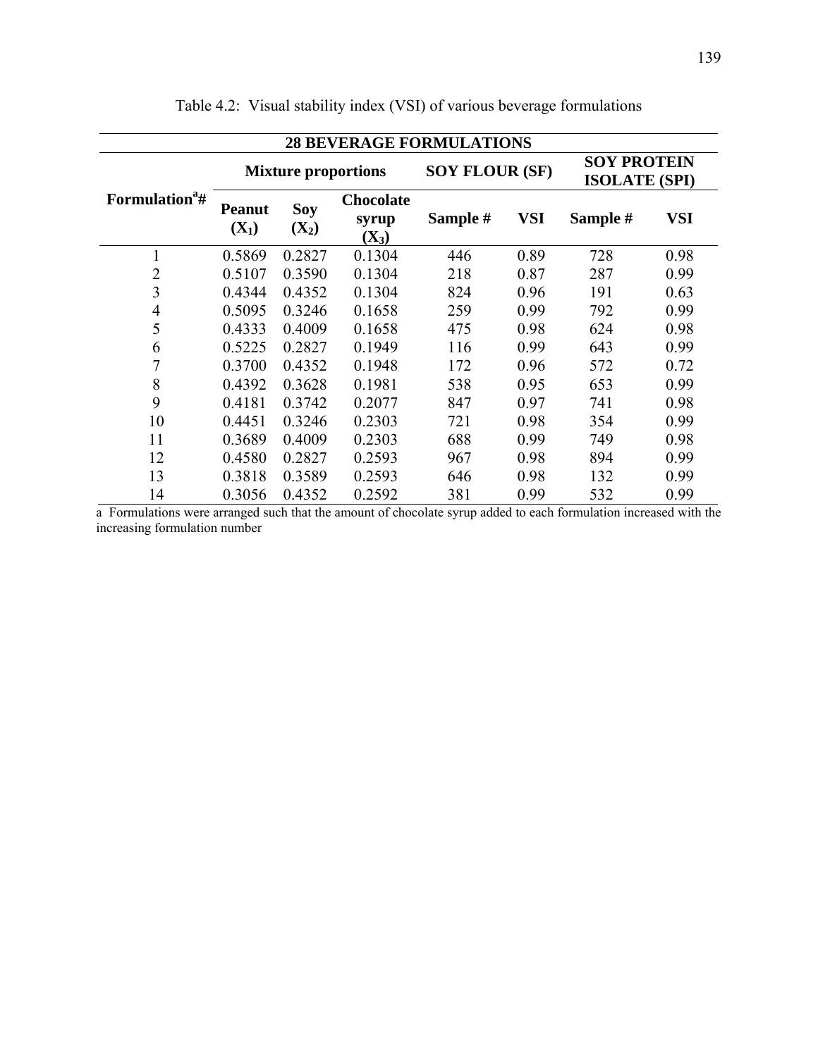Table 4.2: Visual stability index (VSI) of various beverage formulations

| 28 BEVERAGE FORMULATIONS | | | | | | | |
|---|---|---|---|---|---|---|---|
| | Mixture proportions | | | SOY FLOUR (SF) | | SOY PROTEIN ISOLATE (SPI) | |
| Formulation[a]# | Peanut ($X_1$) | Soy ($X_2$) | Chocolate syrup ($X_3$) | Sample # | VSI | Sample # | VSI |
| 1 | 0.5869 | 0.2827 | 0.1304 | 446 | 0.89 | 728 | 0.98 |
| 2 | 0.5107 | 0.3590 | 0.1304 | 218 | 0.87 | 287 | 0.99 |
| 3 | 0.4344 | 0.4352 | 0.1304 | 824 | 0.96 | 191 | 0.63 |
| 4 | 0.5095 | 0.3246 | 0.1658 | 259 | 0.99 | 792 | 0.99 |
| 5 | 0.4333 | 0.4009 | 0.1658 | 475 | 0.98 | 624 | 0.98 |
| 6 | 0.5225 | 0.2827 | 0.1949 | 116 | 0.99 | 643 | 0.99 |
| 7 | 0.3700 | 0.4352 | 0.1948 | 172 | 0.96 | 572 | 0.72 |
| 8 | 0.4392 | 0.3628 | 0.1981 | 538 | 0.95 | 653 | 0.99 |
| 9 | 0.4181 | 0.3742 | 0.2077 | 847 | 0.97 | 741 | 0.98 |
| 10 | 0.4451 | 0.3246 | 0.2303 | 721 | 0.98 | 354 | 0.99 |
| 11 | 0.3689 | 0.4009 | 0.2303 | 688 | 0.99 | 749 | 0.98 |
| 12 | 0.4580 | 0.2827 | 0.2593 | 967 | 0.98 | 894 | 0.99 |
| 13 | 0.3818 | 0.3589 | 0.2593 | 646 | 0.98 | 132 | 0.99 |
| 14 | 0.3056 | 0.4352 | 0.2592 | 381 | 0.99 | 532 | 0.99 |

a Formulations were arranged such that the amount of chocolate syrup added to each formulation increased with the increasing formulation number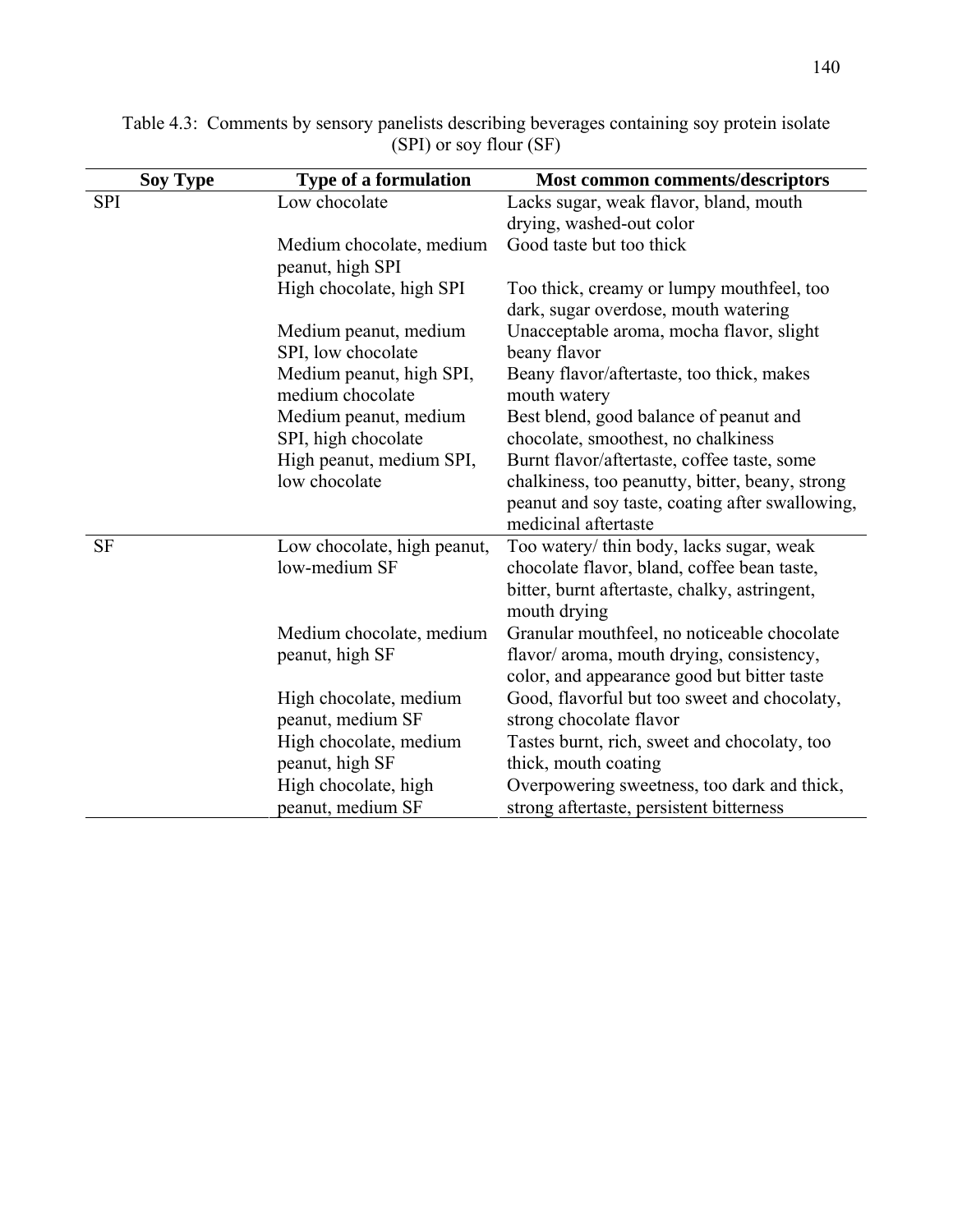Table 4.3: Comments by sensory panelists describing beverages containing soy protein isolate (SPI) or soy flour (SF)

| Soy Type | Type of a formulation | Most common comments/descriptors |
|---|---|---|
| SPI | Low chocolate | Lacks sugar, weak flavor, bland, mouth drying, washed-out color |
| | Medium chocolate, medium peanut, high SPI | Good taste but too thick |
| | High chocolate, high SPI | Too thick, creamy or lumpy mouthfeel, too dark, sugar overdose, mouth watering |
| | Medium peanut, medium SPI, low chocolate | Unacceptable aroma, mocha flavor, slight beany flavor |
| | Medium peanut, high SPI, medium chocolate | Beany flavor/aftertaste, too thick, makes mouth watery |
| | Medium peanut, medium SPI, high chocolate | Best blend, good balance of peanut and chocolate, smoothest, no chalkiness |
| | High peanut, medium SPI, low chocolate | Burnt flavor/aftertaste, coffee taste, some chalkiness, too peanutty, bitter, beany, strong peanut and soy taste, coating after swallowing, medicinal aftertaste |
| SF | Low chocolate, high peanut, low-medium SF | Too watery/ thin body, lacks sugar, weak chocolate flavor, bland, coffee bean taste, bitter, burnt aftertaste, chalky, astringent, mouth drying |
| | Medium chocolate, medium peanut, high SF | Granular mouthfeel, no noticeable chocolate flavor/ aroma, mouth drying, consistency, color, and appearance good but bitter taste |
| | High chocolate, medium peanut, medium SF | Good, flavorful but too sweet and chocolaty, strong chocolate flavor |
| | High chocolate, medium peanut, high SF | Tastes burnt, rich, sweet and chocolaty, too thick, mouth coating |
| | High chocolate, high peanut, medium SF | Overpowering sweetness, too dark and thick, strong aftertaste, persistent bitterness |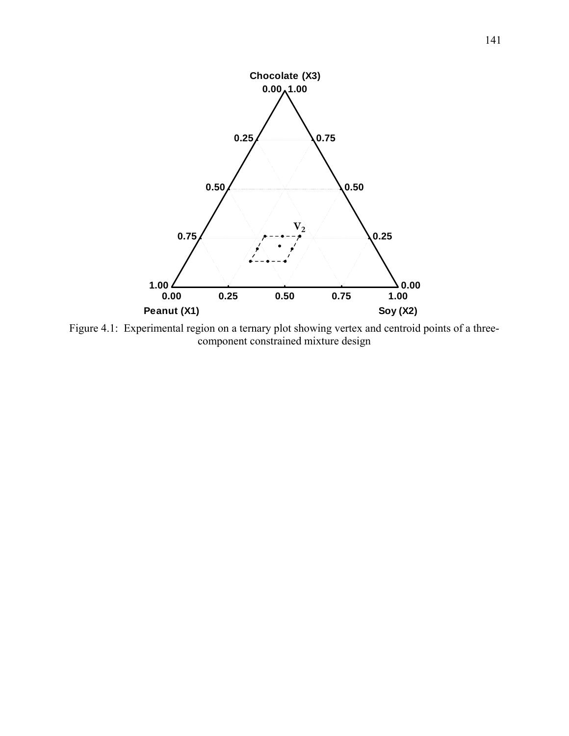Figure 4.1: Experimental region on a ternary plot showing vertex and centroid points of a three-component constrained mixture design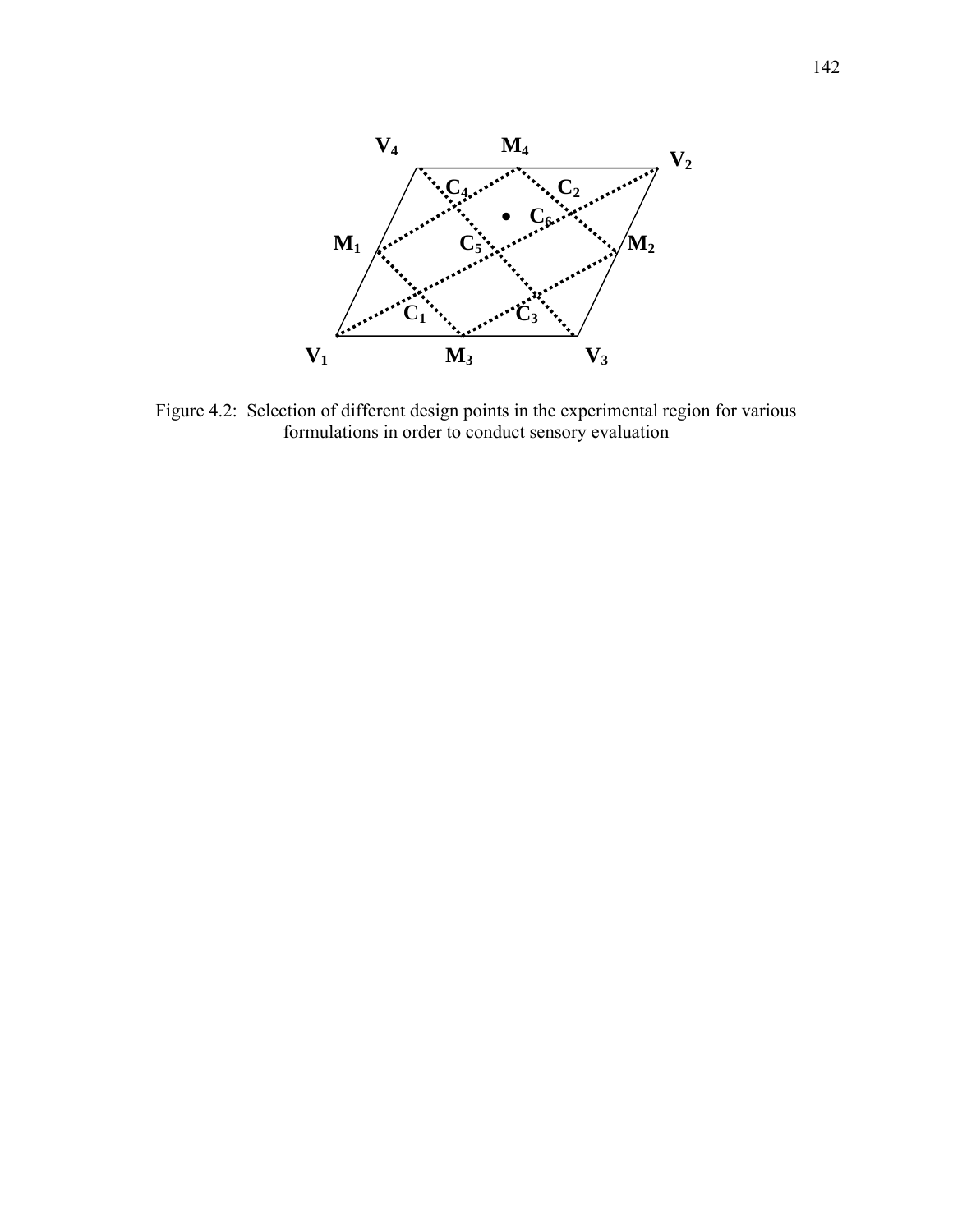Figure 4.2: Selection of different design points in the experimental region for various formulations in order to conduct sensory evaluation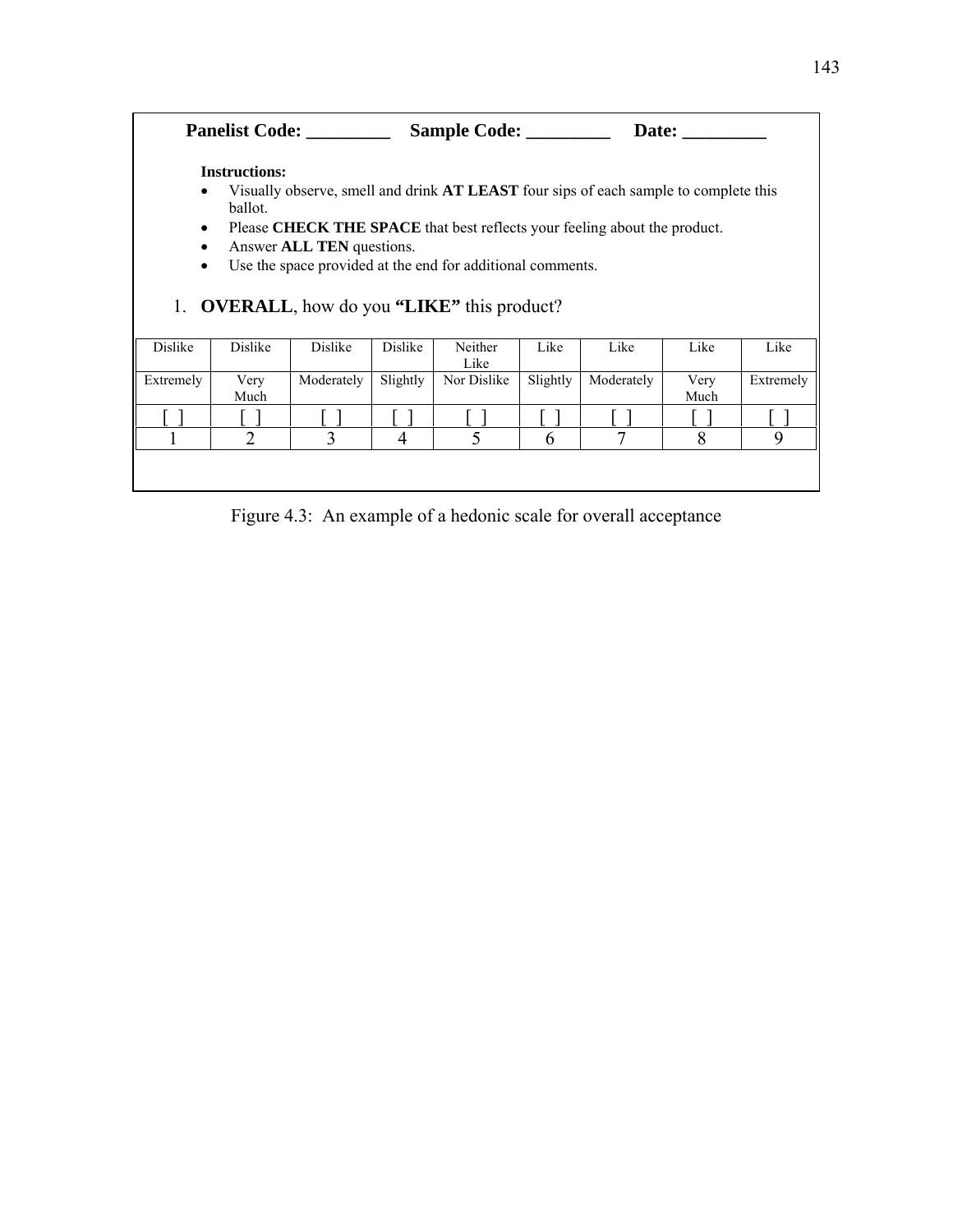**Panelist Code: _________ Sample Code: _________ Date: _________**

**Instructions:**

- Visually observe, smell and drink **AT LEAST** four sips of each sample to complete this ballot.
- Please **CHECK THE SPACE** that best reflects your feeling about the product.
- Answer **ALL TEN** questions.
- Use the space provided at the end for additional comments.

1. **OVERALL**, how do you **"LIKE"** this product?

| Dislike | Dislike | Dislike | Dislike | Neither Like | Like | Like | Like | Like |
|---|---|---|---|---|---|---|---|---|
| Extremely | Very Much | Moderately | Slightly | Nor Dislike | Slightly | Moderately | Very Much | Extremely |
| [ ] | [ ] | [ ] | [ ] | [ ] | [ ] | [ ] | [ ] | [ ] |
| 1 | 2 | 3 | 4 | 5 | 6 | 7 | 8 | 9 |

Figure 4.3: An example of a hedonic scale for overall acceptance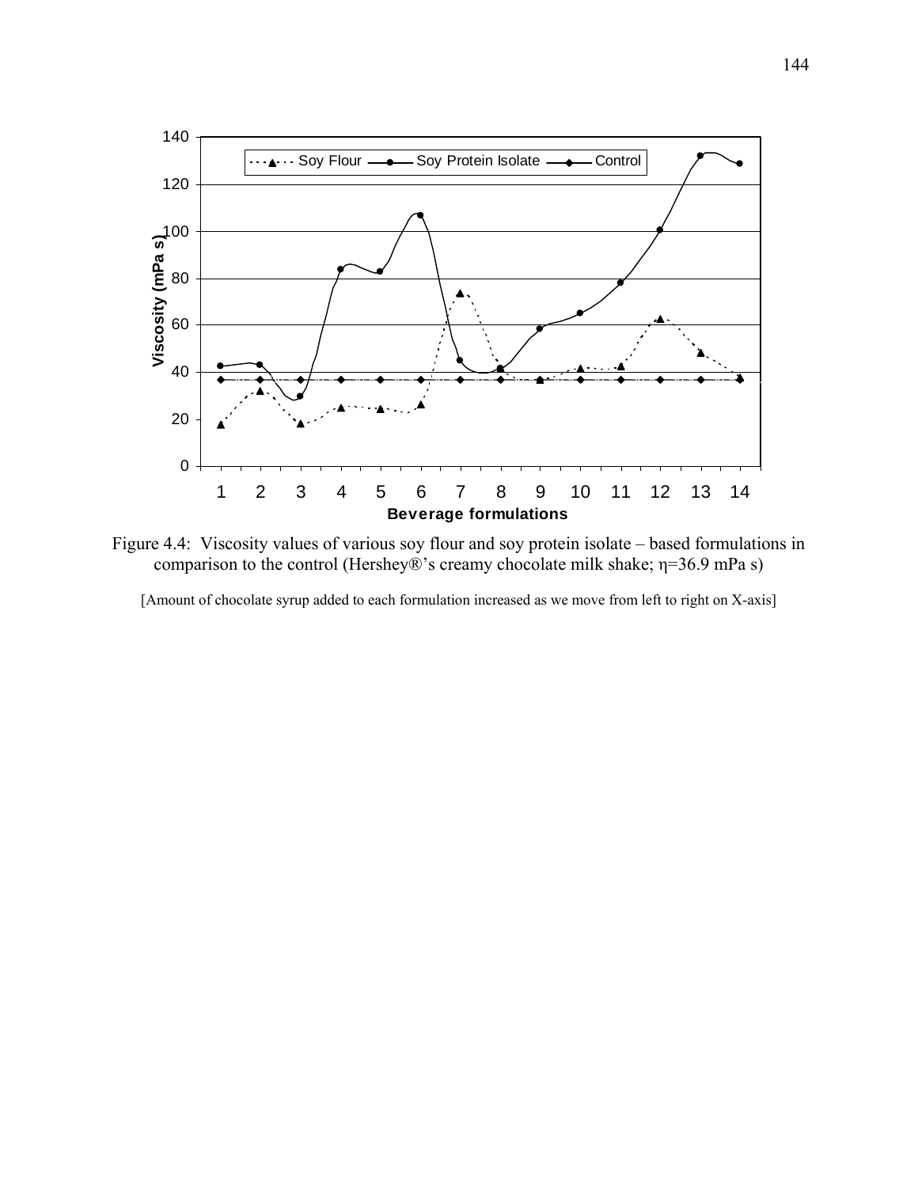Figure 4.4: Viscosity values of various soy flour and soy protein isolate – based formulations in comparison to the control (Hershey®'s creamy chocolate milk shake; η=36.9 mPa s)

[Amount of chocolate syrup added to each formulation increased as we move from left to right on X-axis]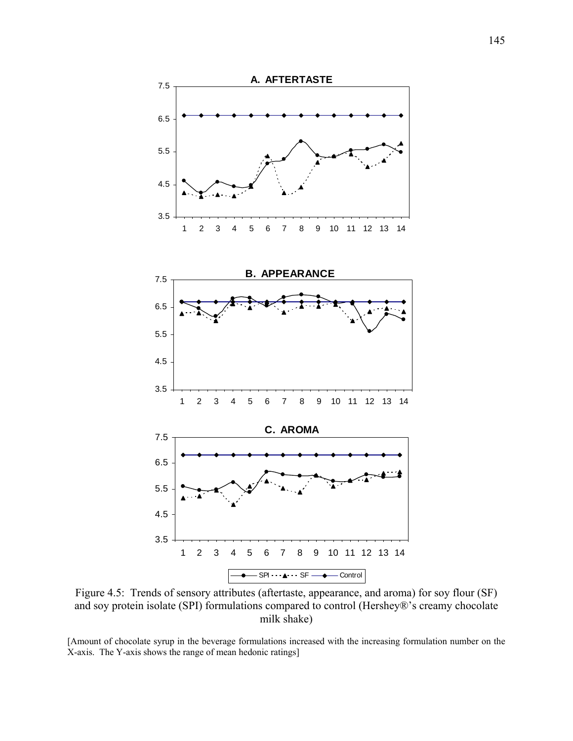Figure 4.5: Trends of sensory attributes (aftertaste, appearance, and aroma) for soy flour (SF) and soy protein isolate (SPI) formulations compared to control (Hershey®'s creamy chocolate milk shake)

[Amount of chocolate syrup in the beverage formulations increased with the increasing formulation number on the X-axis. The Y-axis shows the range of mean hedonic ratings]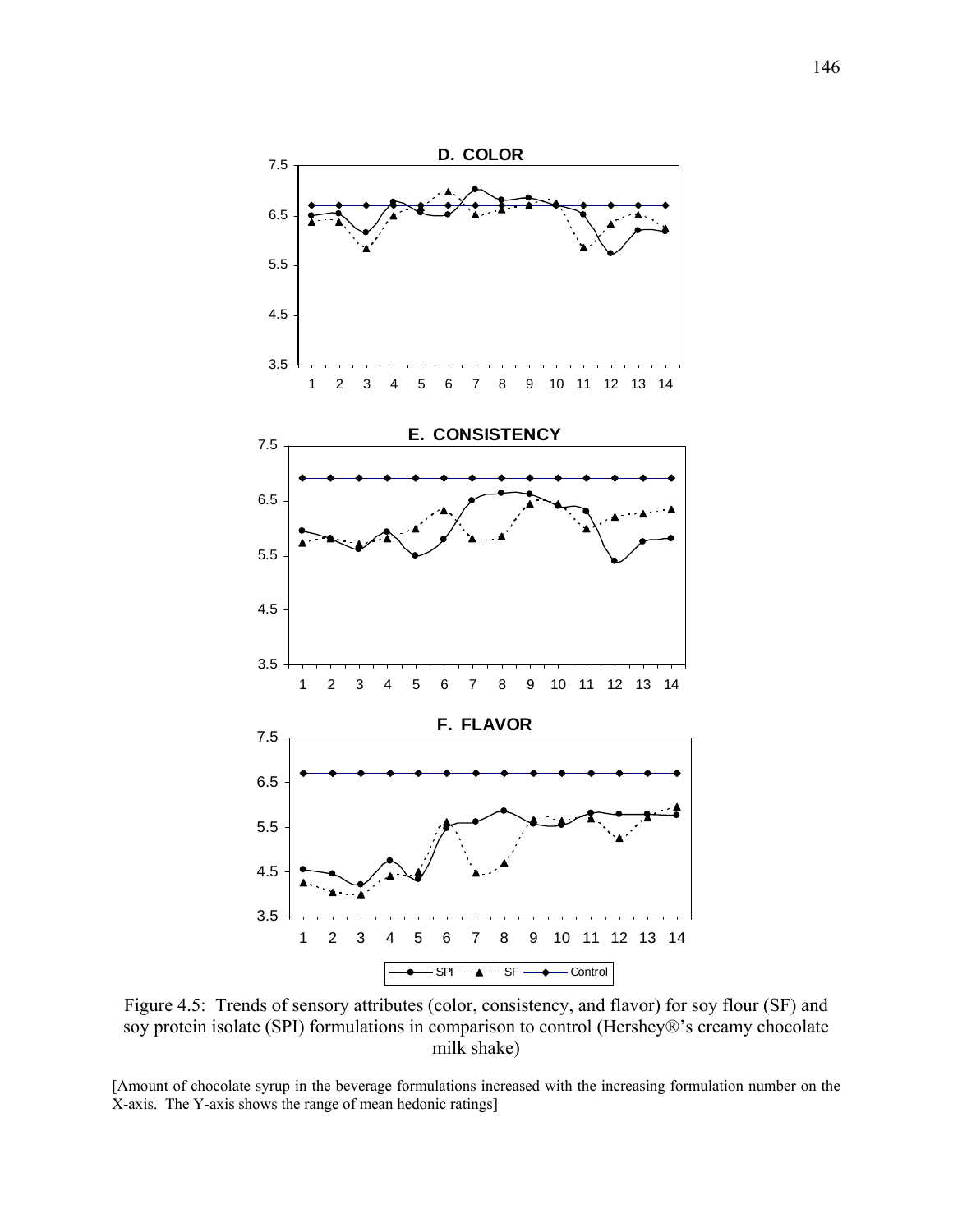Figure 4.5: Trends of sensory attributes (color, consistency, and flavor) for soy flour (SF) and soy protein isolate (SPI) formulations in comparison to control (Hershey®'s creamy chocolate milk shake)

[Amount of chocolate syrup in the beverage formulations increased with the increasing formulation number on the X-axis. The Y-axis shows the range of mean hedonic ratings]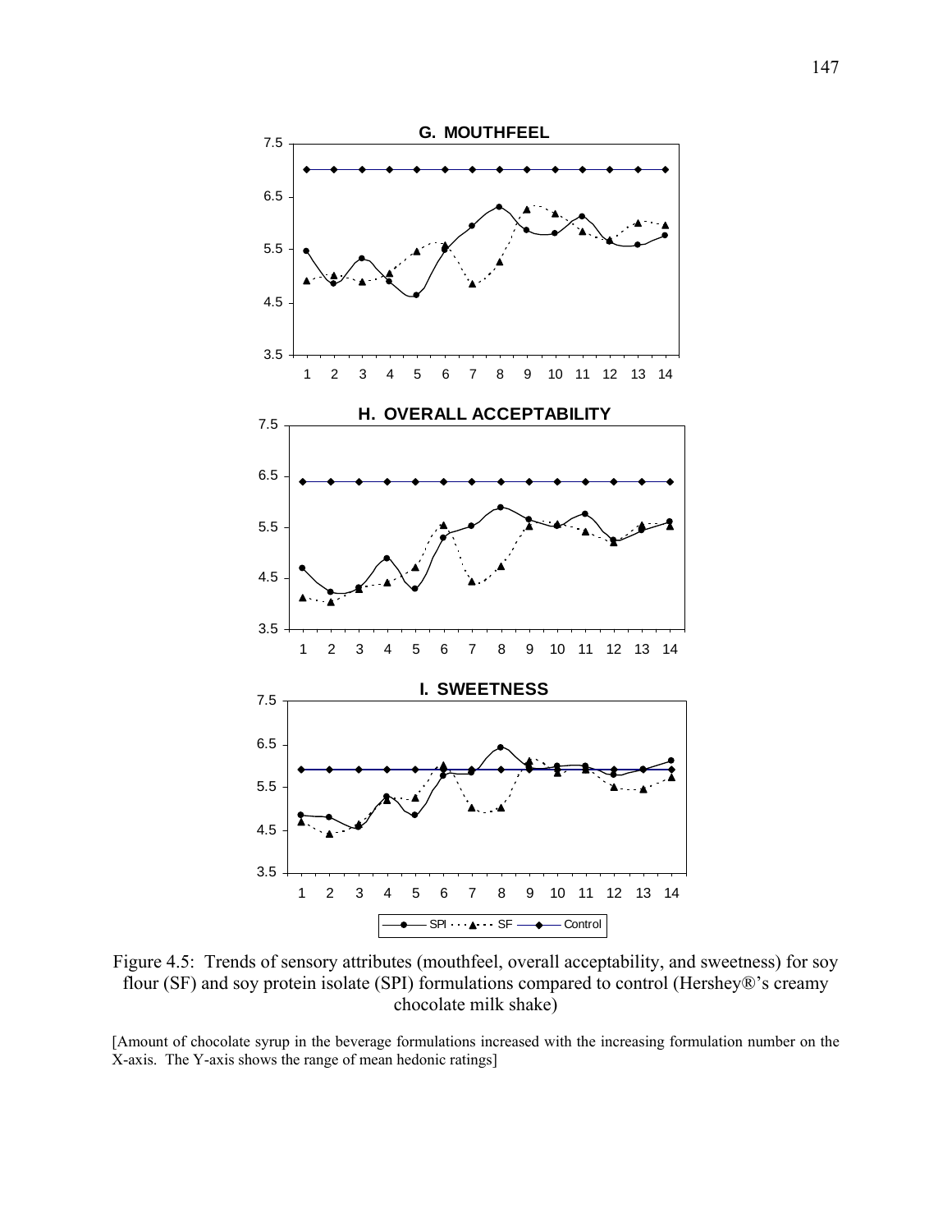Figure 4.5: Trends of sensory attributes (mouthfeel, overall acceptability, and sweetness) for soy flour (SF) and soy protein isolate (SPI) formulations compared to control (Hershey®'s creamy chocolate milk shake)

[Amount of chocolate syrup in the beverage formulations increased with the increasing formulation number on the X-axis. The Y-axis shows the range of mean hedonic ratings]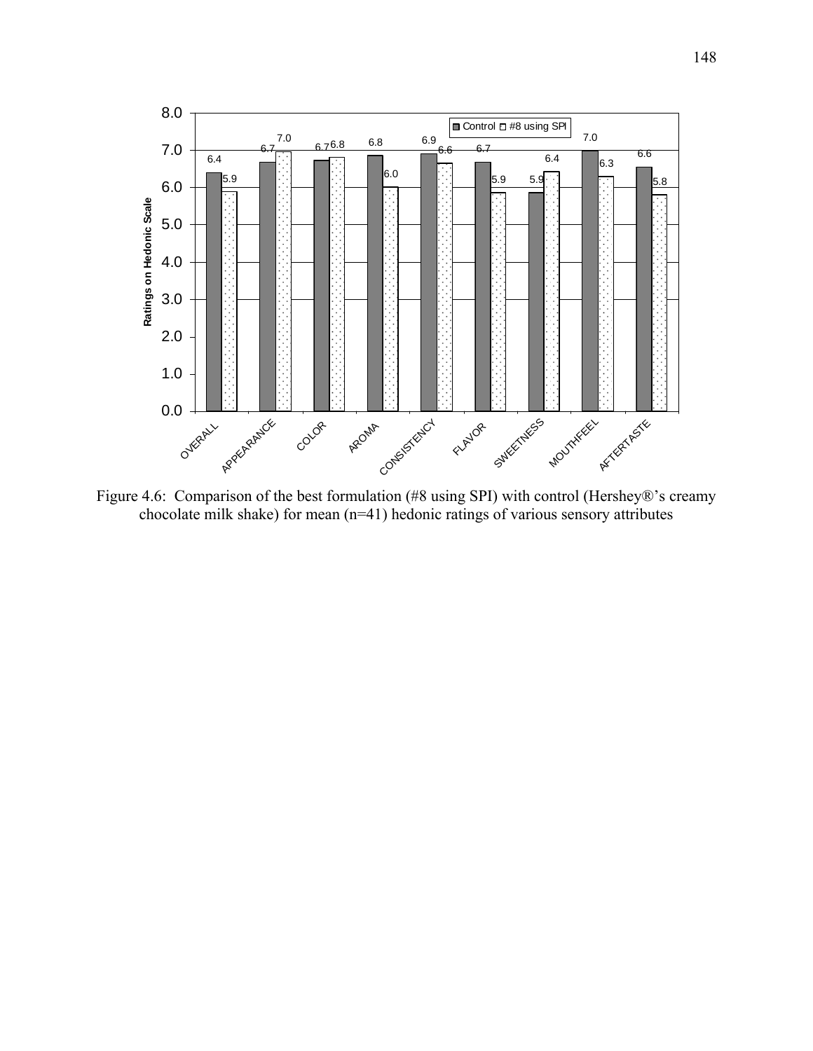| Attribute | Control | #8 using SPI |
| --- | --- | --- |
| OVERALL | 6.4 | 5.9 |
| APPEARANCE | 6.7 | 7.0 |
| COLOR | 6.7 | 6.8 |
| AROMA | 6.8 | 6.0 |
| CONSISTENCY | 6.9 | 6.6 |
| FLAVOR | 6.7 | 5.9 |
| SWEETNESS | 5.9 | 6.4 |
| MOUTHFEEL | 7.0 | 6.3 |
| AFTERTASTE | 6.6 | 5.8 |

Figure 4.6: Comparison of the best formulation (#8 using SPI) with control (Hershey®'s creamy chocolate milk shake) for mean (n=41) hedonic ratings of various sensory attributes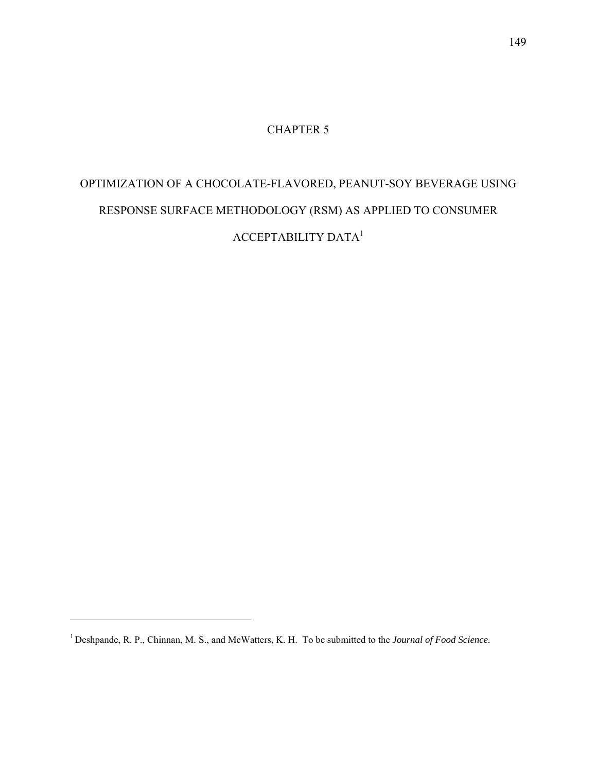# CHAPTER 5

# OPTIMIZATION OF A CHOCOLATE-FLAVORED, PEANUT-SOY BEVERAGE USING RESPONSE SURFACE METHODOLOGY (RSM) AS APPLIED TO CONSUMER ACCEPTABILITY DATA[1]

---

[1] Deshpande, R. P., Chinnan, M. S., and McWatters, K. H. To be submitted to the *Journal of Food Science.*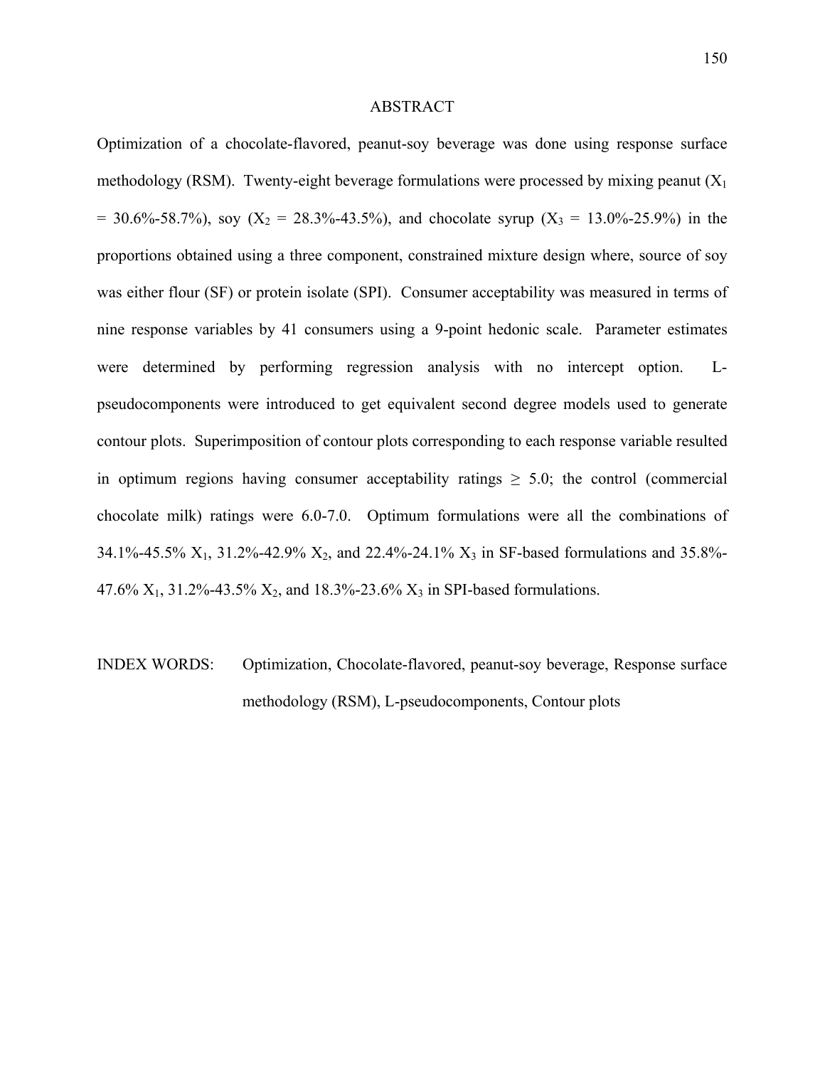## ABSTRACT

Optimization of a chocolate-flavored, peanut-soy beverage was done using response surface methodology (RSM). Twenty-eight beverage formulations were processed by mixing peanut ($X_1$ = 30.6%-58.7%), soy ($X_2$ = 28.3%-43.5%), and chocolate syrup ($X_3$ = 13.0%-25.9%) in the proportions obtained using a three component, constrained mixture design where, source of soy was either flour (SF) or protein isolate (SPI). Consumer acceptability was measured in terms of nine response variables by 41 consumers using a 9-point hedonic scale. Parameter estimates were determined by performing regression analysis with no intercept option. L-pseudocomponents were introduced to get equivalent second degree models used to generate contour plots. Superimposition of contour plots corresponding to each response variable resulted in optimum regions having consumer acceptability ratings $\geq$ 5.0; the control (commercial chocolate milk) ratings were 6.0-7.0. Optimum formulations were all the combinations of 34.1%-45.5% $X_1$, 31.2%-42.9% $X_2$, and 22.4%-24.1% $X_3$ in SF-based formulations and 35.8%-47.6% $X_1$, 31.2%-43.5% $X_2$, and 18.3%-23.6% $X_3$ in SPI-based formulations.

INDEX WORDS: Optimization, Chocolate-flavored, peanut-soy beverage, Response surface methodology (RSM), L-pseudocomponents, Contour plots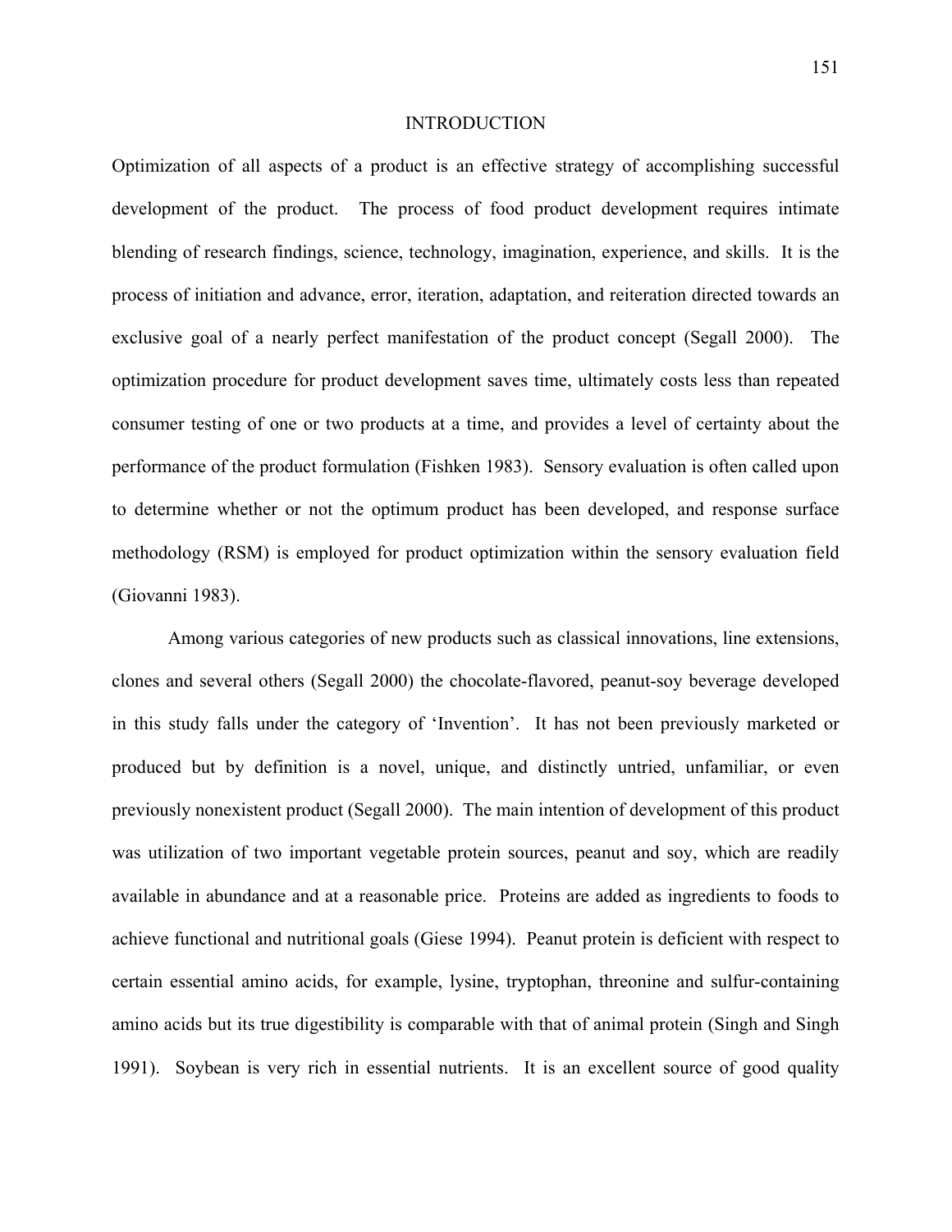# INTRODUCTION

Optimization of all aspects of a product is an effective strategy of accomplishing successful development of the product. The process of food product development requires intimate blending of research findings, science, technology, imagination, experience, and skills. It is the process of initiation and advance, error, iteration, adaptation, and reiteration directed towards an exclusive goal of a nearly perfect manifestation of the product concept (Segall 2000). The optimization procedure for product development saves time, ultimately costs less than repeated consumer testing of one or two products at a time, and provides a level of certainty about the performance of the product formulation (Fishken 1983). Sensory evaluation is often called upon to determine whether or not the optimum product has been developed, and response surface methodology (RSM) is employed for product optimization within the sensory evaluation field (Giovanni 1983).

Among various categories of new products such as classical innovations, line extensions, clones and several others (Segall 2000) the chocolate-flavored, peanut-soy beverage developed in this study falls under the category of 'Invention'. It has not been previously marketed or produced but by definition is a novel, unique, and distinctly untried, unfamiliar, or even previously nonexistent product (Segall 2000). The main intention of development of this product was utilization of two important vegetable protein sources, peanut and soy, which are readily available in abundance and at a reasonable price. Proteins are added as ingredients to foods to achieve functional and nutritional goals (Giese 1994). Peanut protein is deficient with respect to certain essential amino acids, for example, lysine, tryptophan, threonine and sulfur-containing amino acids but its true digestibility is comparable with that of animal protein (Singh and Singh 1991). Soybean is very rich in essential nutrients. It is an excellent source of good quality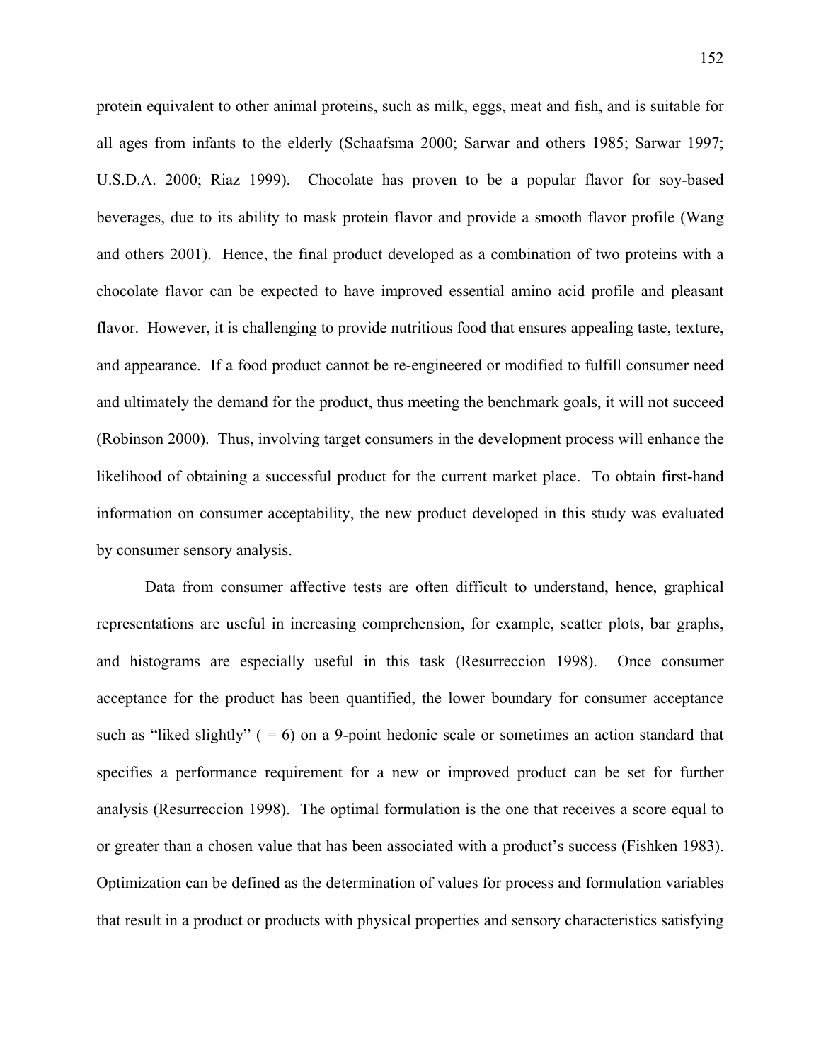protein equivalent to other animal proteins, such as milk, eggs, meat and fish, and is suitable for all ages from infants to the elderly (Schaafsma 2000; Sarwar and others 1985; Sarwar 1997; U.S.D.A. 2000; Riaz 1999). Chocolate has proven to be a popular flavor for soy-based beverages, due to its ability to mask protein flavor and provide a smooth flavor profile (Wang and others 2001). Hence, the final product developed as a combination of two proteins with a chocolate flavor can be expected to have improved essential amino acid profile and pleasant flavor. However, it is challenging to provide nutritious food that ensures appealing taste, texture, and appearance. If a food product cannot be re-engineered or modified to fulfill consumer need and ultimately the demand for the product, thus meeting the benchmark goals, it will not succeed (Robinson 2000). Thus, involving target consumers in the development process will enhance the likelihood of obtaining a successful product for the current market place. To obtain first-hand information on consumer acceptability, the new product developed in this study was evaluated by consumer sensory analysis.

Data from consumer affective tests are often difficult to understand, hence, graphical representations are useful in increasing comprehension, for example, scatter plots, bar graphs, and histograms are especially useful in this task (Resurreccion 1998). Once consumer acceptance for the product has been quantified, the lower boundary for consumer acceptance such as "liked slightly" ( = 6) on a 9-point hedonic scale or sometimes an action standard that specifies a performance requirement for a new or improved product can be set for further analysis (Resurreccion 1998). The optimal formulation is the one that receives a score equal to or greater than a chosen value that has been associated with a product's success (Fishken 1983). Optimization can be defined as the determination of values for process and formulation variables that result in a product or products with physical properties and sensory characteristics satisfying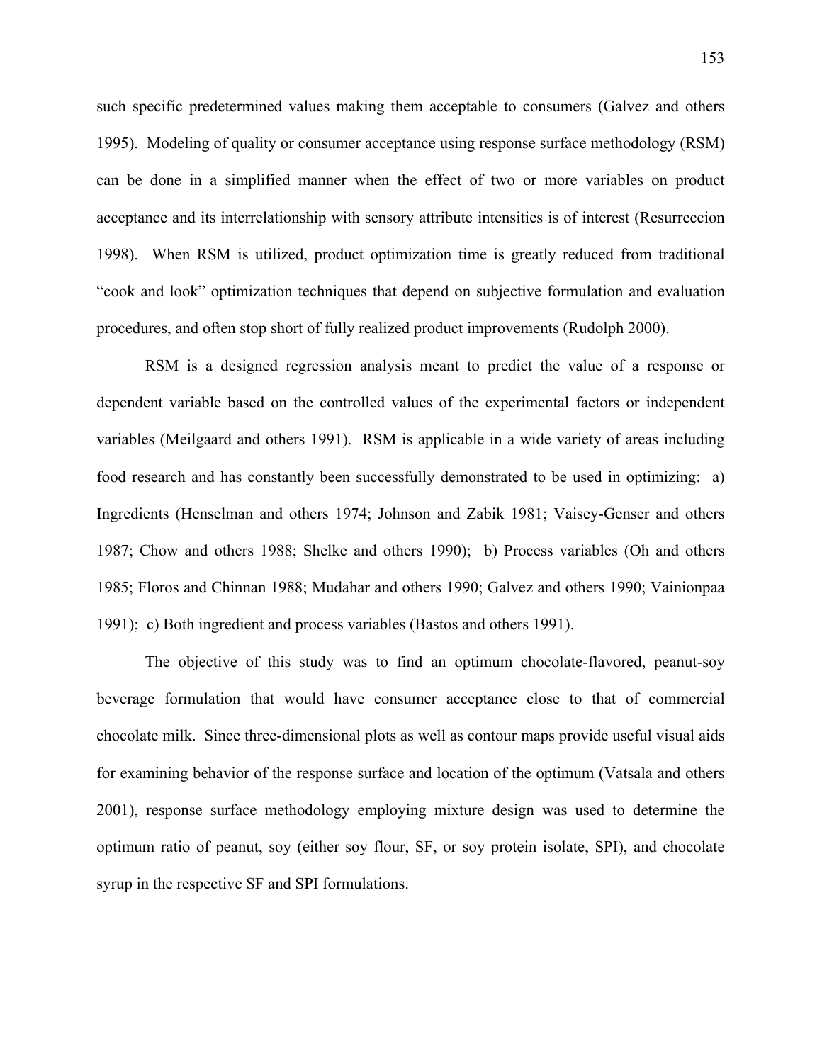such specific predetermined values making them acceptable to consumers (Galvez and others 1995). Modeling of quality or consumer acceptance using response surface methodology (RSM) can be done in a simplified manner when the effect of two or more variables on product acceptance and its interrelationship with sensory attribute intensities is of interest (Resurreccion 1998). When RSM is utilized, product optimization time is greatly reduced from traditional "cook and look" optimization techniques that depend on subjective formulation and evaluation procedures, and often stop short of fully realized product improvements (Rudolph 2000).

RSM is a designed regression analysis meant to predict the value of a response or dependent variable based on the controlled values of the experimental factors or independent variables (Meilgaard and others 1991). RSM is applicable in a wide variety of areas including food research and has constantly been successfully demonstrated to be used in optimizing: a) Ingredients (Henselman and others 1974; Johnson and Zabik 1981; Vaisey-Genser and others 1987; Chow and others 1988; Shelke and others 1990); b) Process variables (Oh and others 1985; Floros and Chinnan 1988; Mudahar and others 1990; Galvez and others 1990; Vainionpaa 1991); c) Both ingredient and process variables (Bastos and others 1991).

The objective of this study was to find an optimum chocolate-flavored, peanut-soy beverage formulation that would have consumer acceptance close to that of commercial chocolate milk. Since three-dimensional plots as well as contour maps provide useful visual aids for examining behavior of the response surface and location of the optimum (Vatsala and others 2001), response surface methodology employing mixture design was used to determine the optimum ratio of peanut, soy (either soy flour, SF, or soy protein isolate, SPI), and chocolate syrup in the respective SF and SPI formulations.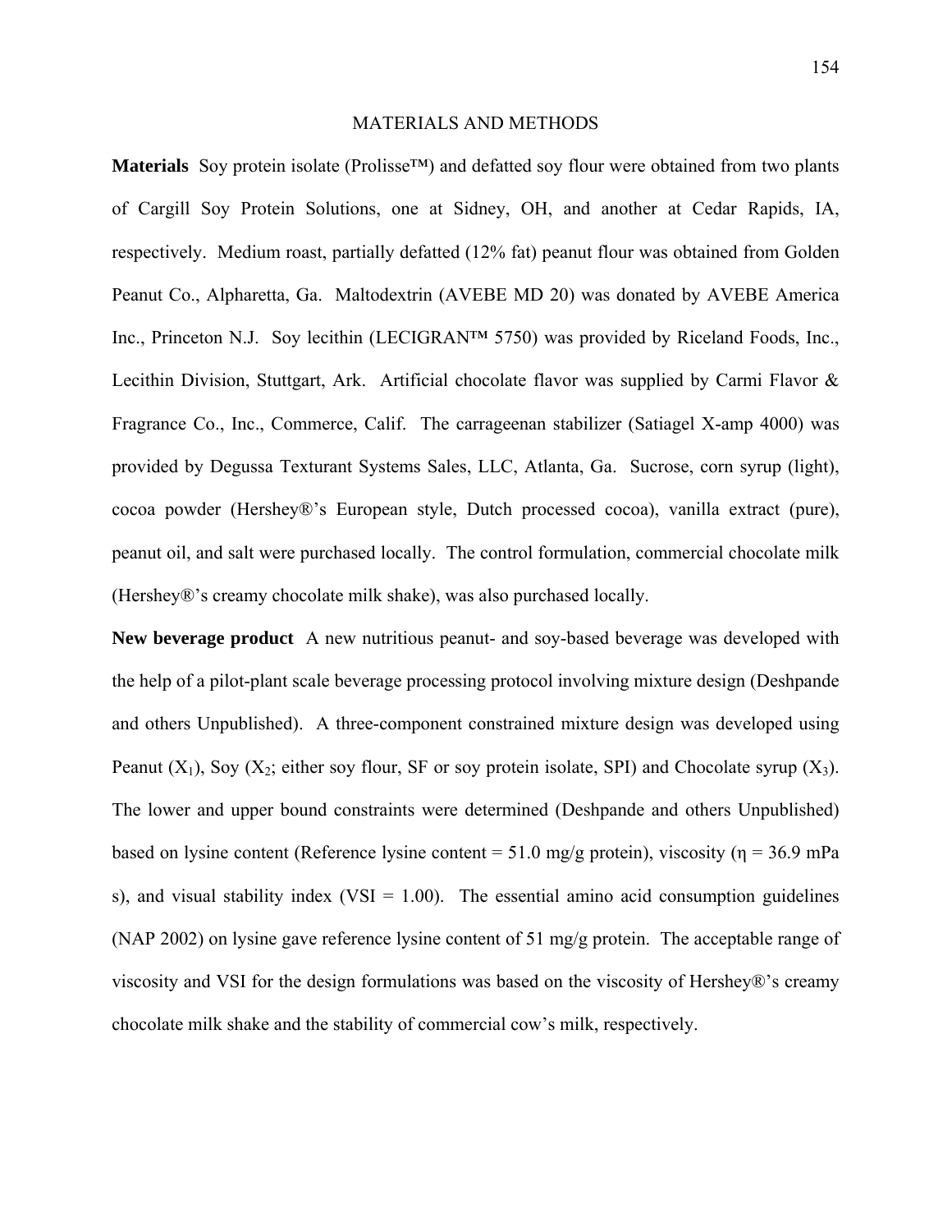## MATERIALS AND METHODS

**Materials** Soy protein isolate (Prolisse™) and defatted soy flour were obtained from two plants of Cargill Soy Protein Solutions, one at Sidney, OH, and another at Cedar Rapids, IA, respectively. Medium roast, partially defatted (12% fat) peanut flour was obtained from Golden Peanut Co., Alpharetta, Ga. Maltodextrin (AVEBE MD 20) was donated by AVEBE America Inc., Princeton N.J. Soy lecithin (LECIGRAN™ 5750) was provided by Riceland Foods, Inc., Lecithin Division, Stuttgart, Ark. Artificial chocolate flavor was supplied by Carmi Flavor & Fragrance Co., Inc., Commerce, Calif. The carrageenan stabilizer (Satiagel X-amp 4000) was provided by Degussa Texturant Systems Sales, LLC, Atlanta, Ga. Sucrose, corn syrup (light), cocoa powder (Hershey®'s European style, Dutch processed cocoa), vanilla extract (pure), peanut oil, and salt were purchased locally. The control formulation, commercial chocolate milk (Hershey®'s creamy chocolate milk shake), was also purchased locally.

**New beverage product** A new nutritious peanut- and soy-based beverage was developed with the help of a pilot-plant scale beverage processing protocol involving mixture design (Deshpande and others Unpublished). A three-component constrained mixture design was developed using Peanut ($X_1$), Soy ($X_2$; either soy flour, SF or soy protein isolate, SPI) and Chocolate syrup ($X_3$). The lower and upper bound constraints were determined (Deshpande and others Unpublished) based on lysine content (Reference lysine content = 51.0 mg/g protein), viscosity ($\eta$ = 36.9 mPa s), and visual stability index (VSI = 1.00). The essential amino acid consumption guidelines (NAP 2002) on lysine gave reference lysine content of 51 mg/g protein. The acceptable range of viscosity and VSI for the design formulations was based on the viscosity of Hershey®'s creamy chocolate milk shake and the stability of commercial cow's milk, respectively.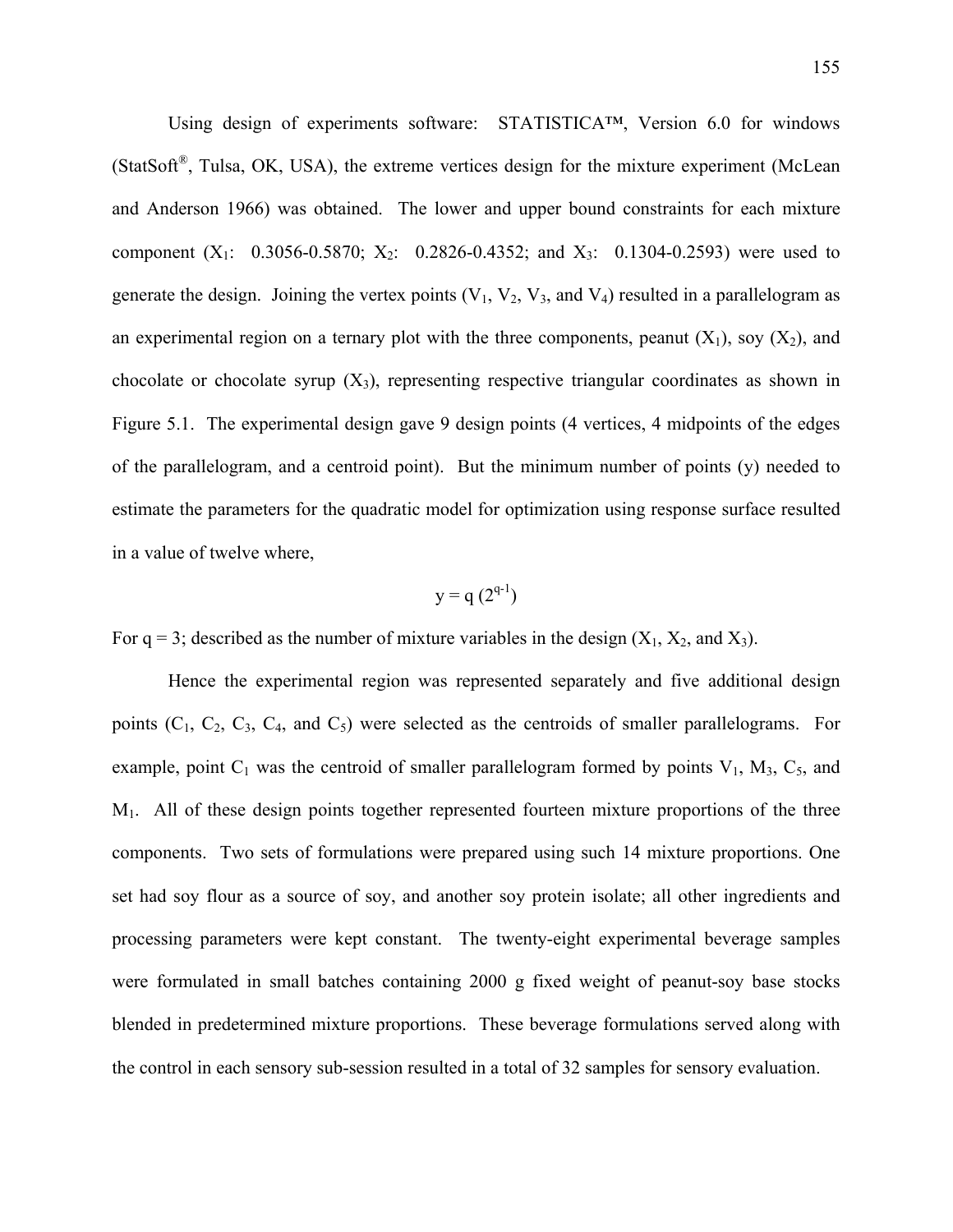Using design of experiments software: STATISTICA™, Version 6.0 for windows (StatSoft®, Tulsa, OK, USA), the extreme vertices design for the mixture experiment (McLean and Anderson 1966) was obtained. The lower and upper bound constraints for each mixture component ($X_1$: 0.3056-0.5870; $X_2$: 0.2826-0.4352; and $X_3$: 0.1304-0.2593) were used to generate the design. Joining the vertex points ($V_1$, $V_2$, $V_3$, and $V_4$) resulted in a parallelogram as an experimental region on a ternary plot with the three components, peanut ($X_1$), soy ($X_2$), and chocolate or chocolate syrup ($X_3$), representing respective triangular coordinates as shown in Figure 5.1. The experimental design gave 9 design points (4 vertices, 4 midpoints of the edges of the parallelogram, and a centroid point). But the minimum number of points (y) needed to estimate the parameters for the quadratic model for optimization using response surface resulted in a value of twelve where,

$$y = q\,(2^{q-1})$$

For q = 3; described as the number of mixture variables in the design ($X_1$, $X_2$, and $X_3$).

Hence the experimental region was represented separately and five additional design points ($C_1$, $C_2$, $C_3$, $C_4$, and $C_5$) were selected as the centroids of smaller parallelograms. For example, point $C_1$ was the centroid of smaller parallelogram formed by points $V_1$, $M_3$, $C_5$, and $M_1$. All of these design points together represented fourteen mixture proportions of the three components. Two sets of formulations were prepared using such 14 mixture proportions. One set had soy flour as a source of soy, and another soy protein isolate; all other ingredients and processing parameters were kept constant. The twenty-eight experimental beverage samples were formulated in small batches containing 2000 g fixed weight of peanut-soy base stocks blended in predetermined mixture proportions. These beverage formulations served along with the control in each sensory sub-session resulted in a total of 32 samples for sensory evaluation.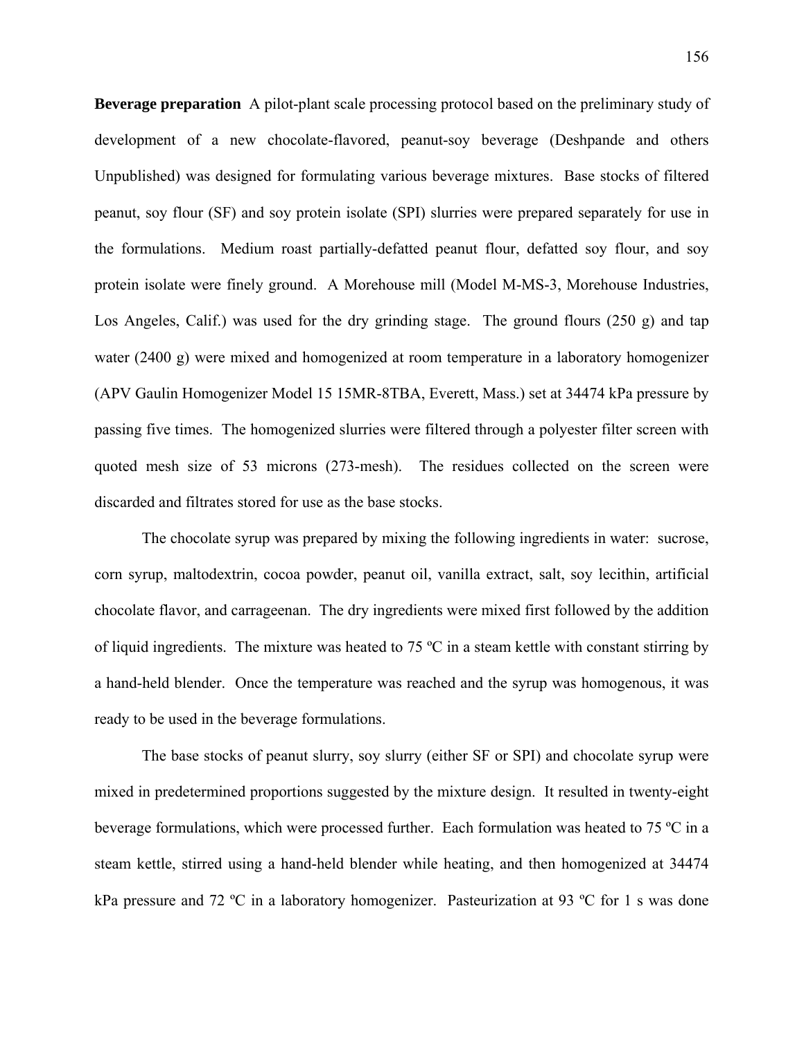**Beverage preparation** A pilot-plant scale processing protocol based on the preliminary study of development of a new chocolate-flavored, peanut-soy beverage (Deshpande and others Unpublished) was designed for formulating various beverage mixtures. Base stocks of filtered peanut, soy flour (SF) and soy protein isolate (SPI) slurries were prepared separately for use in the formulations. Medium roast partially-defatted peanut flour, defatted soy flour, and soy protein isolate were finely ground. A Morehouse mill (Model M-MS-3, Morehouse Industries, Los Angeles, Calif.) was used for the dry grinding stage. The ground flours (250 g) and tap water (2400 g) were mixed and homogenized at room temperature in a laboratory homogenizer (APV Gaulin Homogenizer Model 15 15MR-8TBA, Everett, Mass.) set at 34474 kPa pressure by passing five times. The homogenized slurries were filtered through a polyester filter screen with quoted mesh size of 53 microns (273-mesh). The residues collected on the screen were discarded and filtrates stored for use as the base stocks.

The chocolate syrup was prepared by mixing the following ingredients in water: sucrose, corn syrup, maltodextrin, cocoa powder, peanut oil, vanilla extract, salt, soy lecithin, artificial chocolate flavor, and carrageenan. The dry ingredients were mixed first followed by the addition of liquid ingredients. The mixture was heated to 75 ºC in a steam kettle with constant stirring by a hand-held blender. Once the temperature was reached and the syrup was homogenous, it was ready to be used in the beverage formulations.

The base stocks of peanut slurry, soy slurry (either SF or SPI) and chocolate syrup were mixed in predetermined proportions suggested by the mixture design. It resulted in twenty-eight beverage formulations, which were processed further. Each formulation was heated to 75 ºC in a steam kettle, stirred using a hand-held blender while heating, and then homogenized at 34474 kPa pressure and 72 ºC in a laboratory homogenizer. Pasteurization at 93 ºC for 1 s was done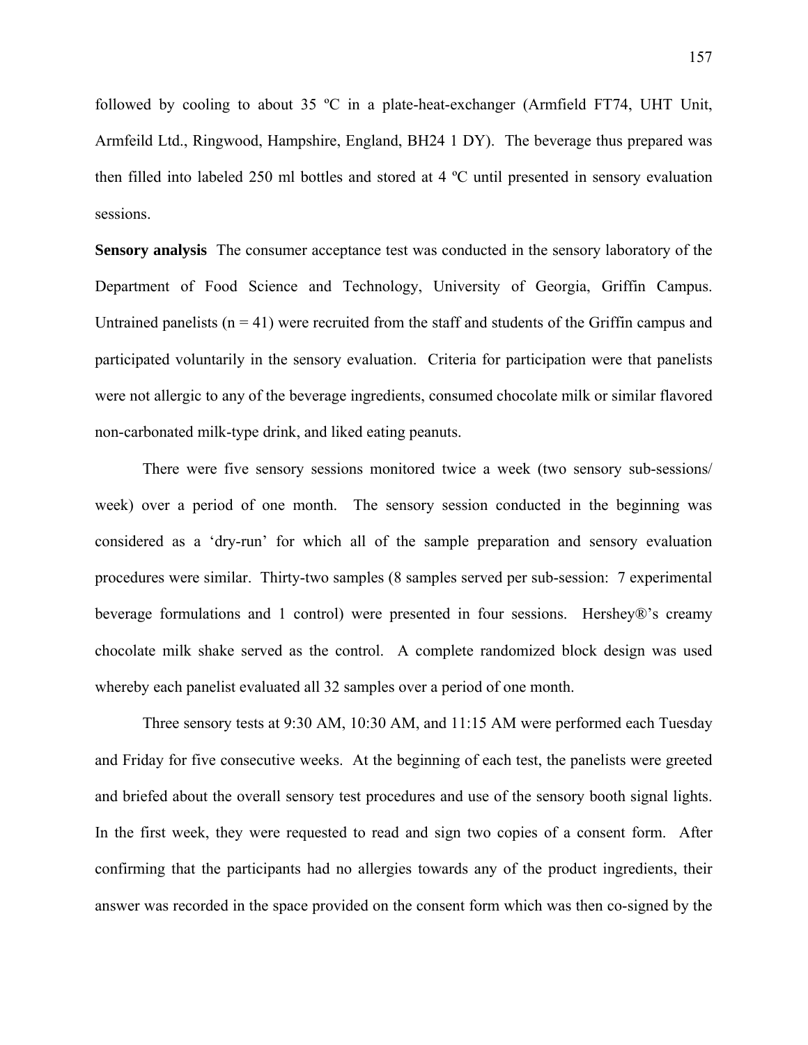followed by cooling to about 35 ºC in a plate-heat-exchanger (Armfield FT74, UHT Unit, Armfeild Ltd., Ringwood, Hampshire, England, BH24 1 DY). The beverage thus prepared was then filled into labeled 250 ml bottles and stored at 4 ºC until presented in sensory evaluation sessions.

**Sensory analysis** The consumer acceptance test was conducted in the sensory laboratory of the Department of Food Science and Technology, University of Georgia, Griffin Campus. Untrained panelists (n = 41) were recruited from the staff and students of the Griffin campus and participated voluntarily in the sensory evaluation. Criteria for participation were that panelists were not allergic to any of the beverage ingredients, consumed chocolate milk or similar flavored non-carbonated milk-type drink, and liked eating peanuts.

There were five sensory sessions monitored twice a week (two sensory sub-sessions/ week) over a period of one month. The sensory session conducted in the beginning was considered as a 'dry-run' for which all of the sample preparation and sensory evaluation procedures were similar. Thirty-two samples (8 samples served per sub-session: 7 experimental beverage formulations and 1 control) were presented in four sessions. Hershey®'s creamy chocolate milk shake served as the control. A complete randomized block design was used whereby each panelist evaluated all 32 samples over a period of one month.

Three sensory tests at 9:30 AM, 10:30 AM, and 11:15 AM were performed each Tuesday and Friday for five consecutive weeks. At the beginning of each test, the panelists were greeted and briefed about the overall sensory test procedures and use of the sensory booth signal lights. In the first week, they were requested to read and sign two copies of a consent form. After confirming that the participants had no allergies towards any of the product ingredients, their answer was recorded in the space provided on the consent form which was then co-signed by the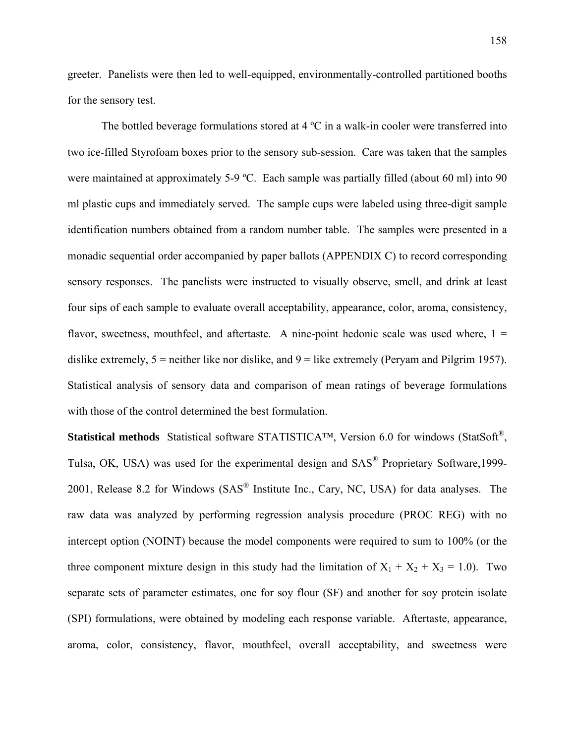greeter. Panelists were then led to well-equipped, environmentally-controlled partitioned booths for the sensory test.

The bottled beverage formulations stored at 4 ºC in a walk-in cooler were transferred into two ice-filled Styrofoam boxes prior to the sensory sub-session. Care was taken that the samples were maintained at approximately 5-9 ºC. Each sample was partially filled (about 60 ml) into 90 ml plastic cups and immediately served. The sample cups were labeled using three-digit sample identification numbers obtained from a random number table. The samples were presented in a monadic sequential order accompanied by paper ballots (APPENDIX C) to record corresponding sensory responses. The panelists were instructed to visually observe, smell, and drink at least four sips of each sample to evaluate overall acceptability, appearance, color, aroma, consistency, flavor, sweetness, mouthfeel, and aftertaste. A nine-point hedonic scale was used where, 1 = dislike extremely, 5 = neither like nor dislike, and 9 = like extremely (Peryam and Pilgrim 1957). Statistical analysis of sensory data and comparison of mean ratings of beverage formulations with those of the control determined the best formulation.

**Statistical methods** Statistical software STATISTICA™, Version 6.0 for windows (StatSoft®, Tulsa, OK, USA) was used for the experimental design and SAS® Proprietary Software,1999-2001, Release 8.2 for Windows (SAS® Institute Inc., Cary, NC, USA) for data analyses. The raw data was analyzed by performing regression analysis procedure (PROC REG) with no intercept option (NOINT) because the model components were required to sum to 100% (or the three component mixture design in this study had the limitation of $X_1 + X_2 + X_3 = 1.0$). Two separate sets of parameter estimates, one for soy flour (SF) and another for soy protein isolate (SPI) formulations, were obtained by modeling each response variable. Aftertaste, appearance, aroma, color, consistency, flavor, mouthfeel, overall acceptability, and sweetness were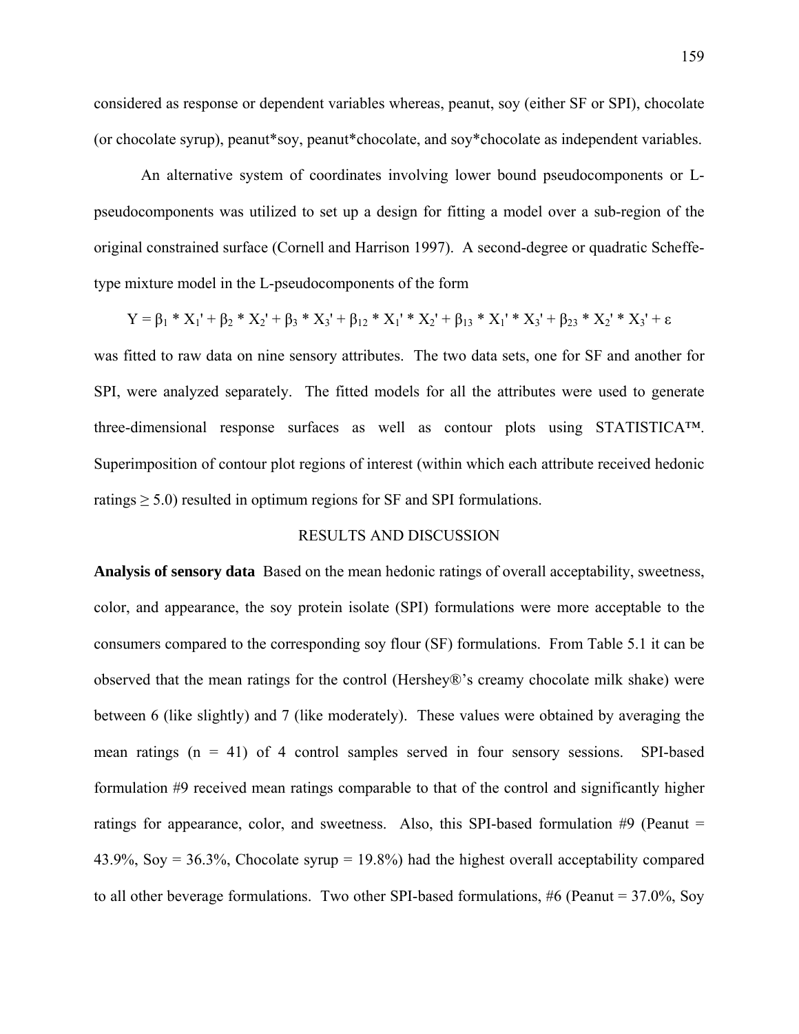considered as response or dependent variables whereas, peanut, soy (either SF or SPI), chocolate (or chocolate syrup), peanut*soy, peanut*chocolate, and soy*chocolate as independent variables.

An alternative system of coordinates involving lower bound pseudocomponents or L-pseudocomponents was utilized to set up a design for fitting a model over a sub-region of the original constrained surface (Cornell and Harrison 1997). A second-degree or quadratic Scheffe-type mixture model in the L-pseudocomponents of the form

$$Y = \beta_1 * X_1' + \beta_2 * X_2' + \beta_3 * X_3' + \beta_{12} * X_1' * X_2' + \beta_{13} * X_1' * X_3' + \beta_{23} * X_2' * X_3' + \varepsilon$$

was fitted to raw data on nine sensory attributes. The two data sets, one for SF and another for SPI, were analyzed separately. The fitted models for all the attributes were used to generate three-dimensional response surfaces as well as contour plots using STATISTICA™. Superimposition of contour plot regions of interest (within which each attribute received hedonic ratings $\geq 5.0$) resulted in optimum regions for SF and SPI formulations.

## RESULTS AND DISCUSSION

**Analysis of sensory data** Based on the mean hedonic ratings of overall acceptability, sweetness, color, and appearance, the soy protein isolate (SPI) formulations were more acceptable to the consumers compared to the corresponding soy flour (SF) formulations. From Table 5.1 it can be observed that the mean ratings for the control (Hershey®'s creamy chocolate milk shake) were between 6 (like slightly) and 7 (like moderately). These values were obtained by averaging the mean ratings ($n = 41$) of 4 control samples served in four sensory sessions. SPI-based formulation #9 received mean ratings comparable to that of the control and significantly higher ratings for appearance, color, and sweetness. Also, this SPI-based formulation #9 (Peanut = 43.9%, Soy = 36.3%, Chocolate syrup = 19.8%) had the highest overall acceptability compared to all other beverage formulations. Two other SPI-based formulations, #6 (Peanut = 37.0%, Soy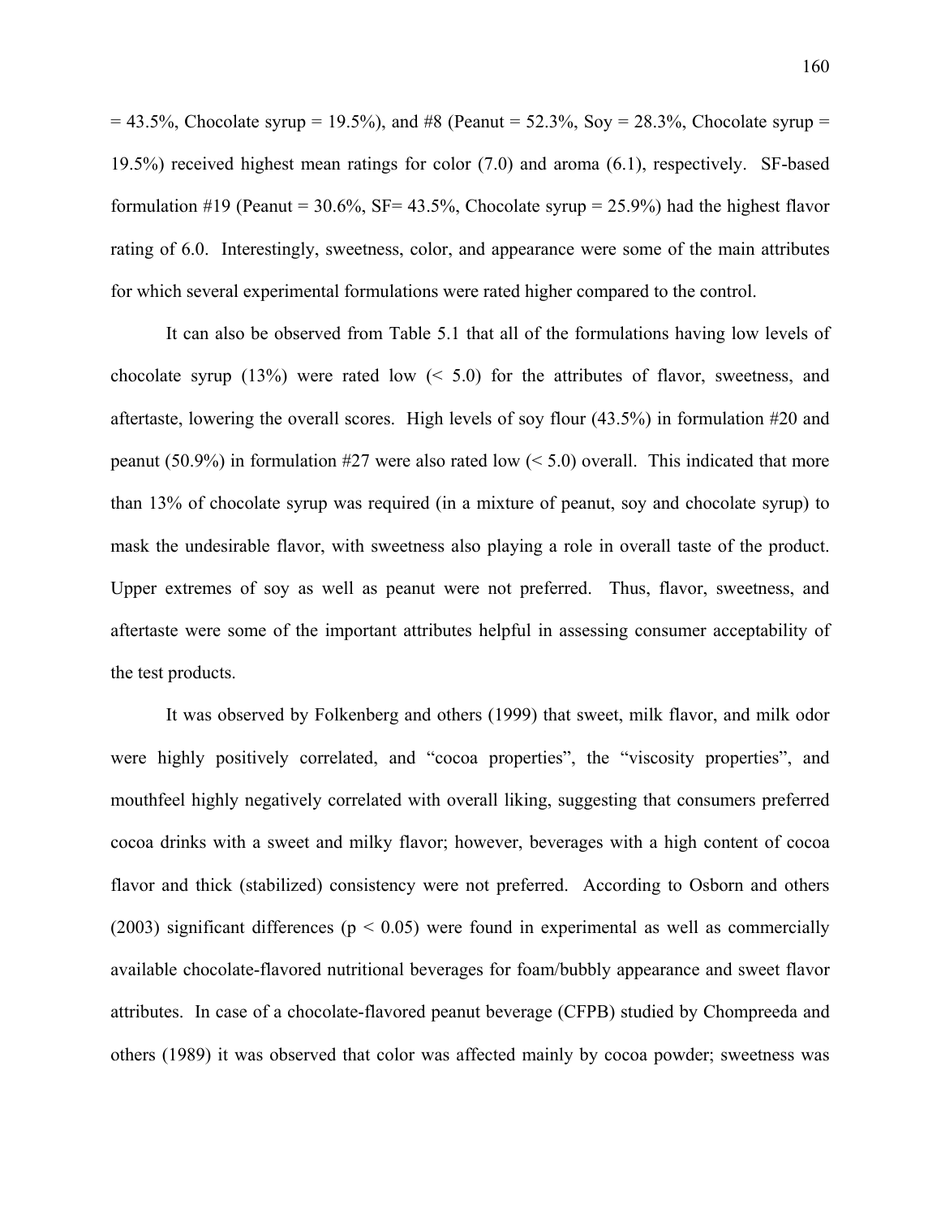= 43.5%, Chocolate syrup = 19.5%), and #8 (Peanut = 52.3%, Soy = 28.3%, Chocolate syrup = 19.5%) received highest mean ratings for color (7.0) and aroma (6.1), respectively. SF-based formulation #19 (Peanut = 30.6%, SF= 43.5%, Chocolate syrup = 25.9%) had the highest flavor rating of 6.0. Interestingly, sweetness, color, and appearance were some of the main attributes for which several experimental formulations were rated higher compared to the control.

It can also be observed from Table 5.1 that all of the formulations having low levels of chocolate syrup (13%) were rated low (< 5.0) for the attributes of flavor, sweetness, and aftertaste, lowering the overall scores. High levels of soy flour (43.5%) in formulation #20 and peanut (50.9%) in formulation #27 were also rated low (< 5.0) overall. This indicated that more than 13% of chocolate syrup was required (in a mixture of peanut, soy and chocolate syrup) to mask the undesirable flavor, with sweetness also playing a role in overall taste of the product. Upper extremes of soy as well as peanut were not preferred. Thus, flavor, sweetness, and aftertaste were some of the important attributes helpful in assessing consumer acceptability of the test products.

It was observed by Folkenberg and others (1999) that sweet, milk flavor, and milk odor were highly positively correlated, and "cocoa properties", the "viscosity properties", and mouthfeel highly negatively correlated with overall liking, suggesting that consumers preferred cocoa drinks with a sweet and milky flavor; however, beverages with a high content of cocoa flavor and thick (stabilized) consistency were not preferred. According to Osborn and others (2003) significant differences ($p < 0.05$) were found in experimental as well as commercially available chocolate-flavored nutritional beverages for foam/bubbly appearance and sweet flavor attributes. In case of a chocolate-flavored peanut beverage (CFPB) studied by Chompreeda and others (1989) it was observed that color was affected mainly by cocoa powder; sweetness was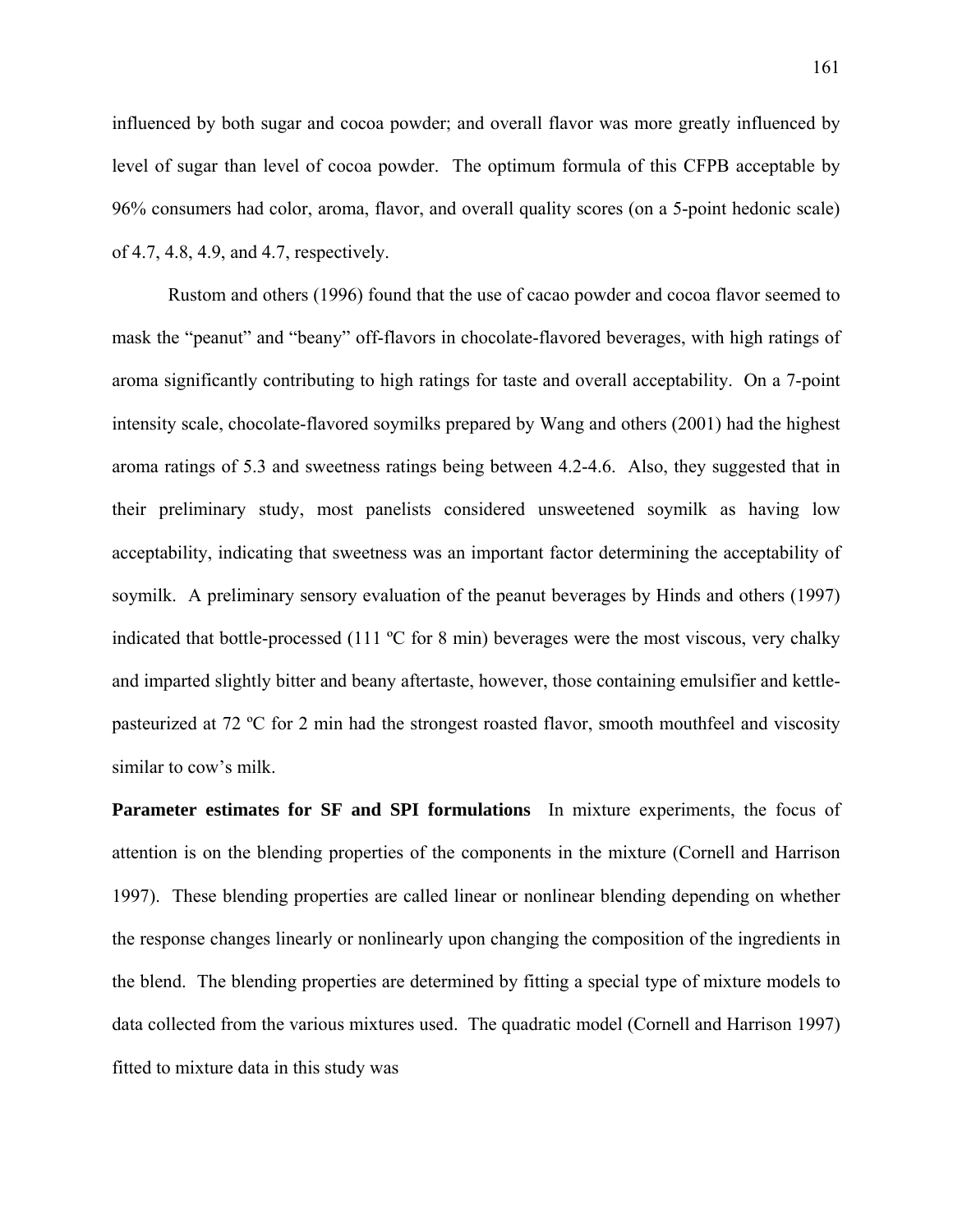influenced by both sugar and cocoa powder; and overall flavor was more greatly influenced by level of sugar than level of cocoa powder. The optimum formula of this CFPB acceptable by 96% consumers had color, aroma, flavor, and overall quality scores (on a 5-point hedonic scale) of 4.7, 4.8, 4.9, and 4.7, respectively.

Rustom and others (1996) found that the use of cacao powder and cocoa flavor seemed to mask the "peanut" and "beany" off-flavors in chocolate-flavored beverages, with high ratings of aroma significantly contributing to high ratings for taste and overall acceptability. On a 7-point intensity scale, chocolate-flavored soymilks prepared by Wang and others (2001) had the highest aroma ratings of 5.3 and sweetness ratings being between 4.2-4.6. Also, they suggested that in their preliminary study, most panelists considered unsweetened soymilk as having low acceptability, indicating that sweetness was an important factor determining the acceptability of soymilk. A preliminary sensory evaluation of the peanut beverages by Hinds and others (1997) indicated that bottle-processed (111 ºC for 8 min) beverages were the most viscous, very chalky and imparted slightly bitter and beany aftertaste, however, those containing emulsifier and kettle-pasteurized at 72 ºC for 2 min had the strongest roasted flavor, smooth mouthfeel and viscosity similar to cow's milk.

**Parameter estimates for SF and SPI formulations** In mixture experiments, the focus of attention is on the blending properties of the components in the mixture (Cornell and Harrison 1997). These blending properties are called linear or nonlinear blending depending on whether the response changes linearly or nonlinearly upon changing the composition of the ingredients in the blend. The blending properties are determined by fitting a special type of mixture models to data collected from the various mixtures used. The quadratic model (Cornell and Harrison 1997) fitted to mixture data in this study was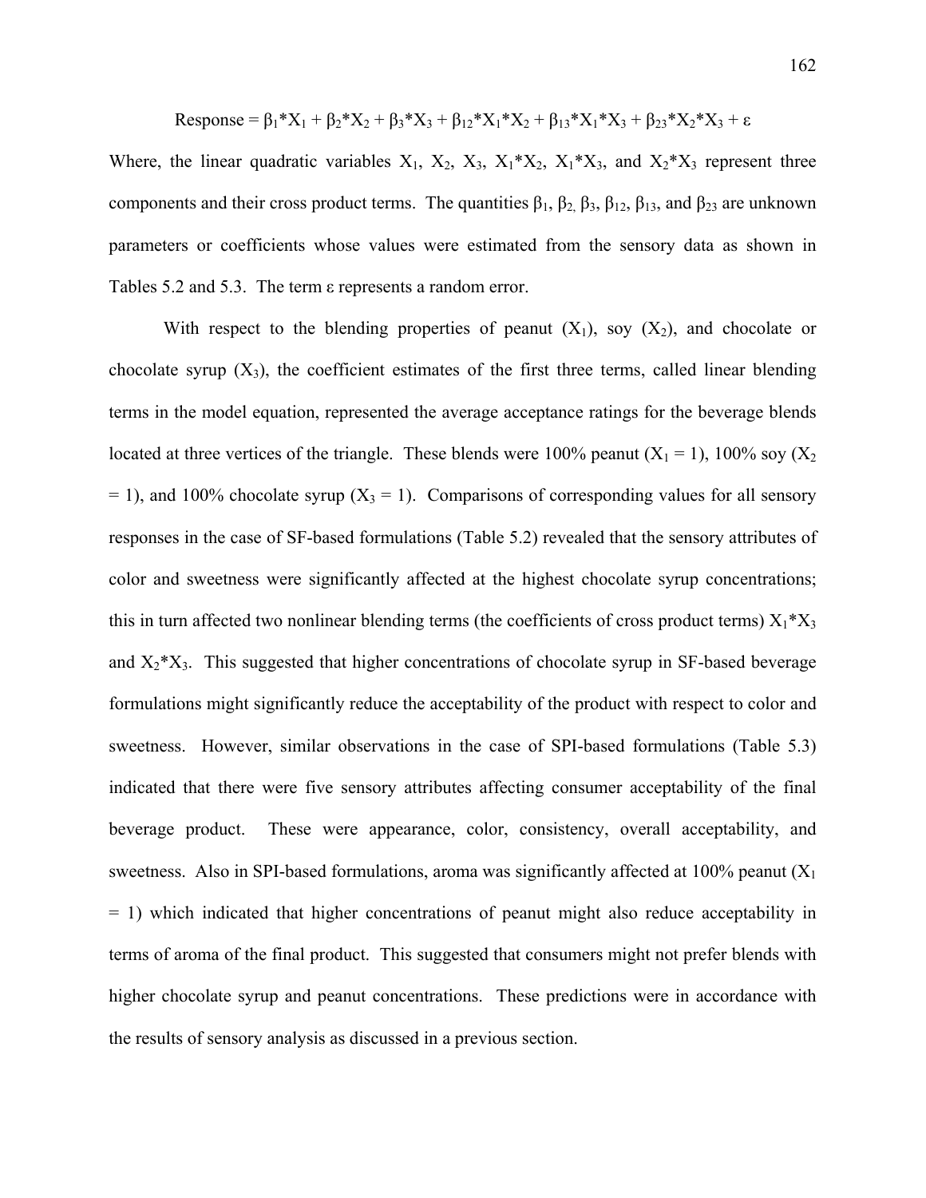$$\text{Response} = \beta_1 X_1 + \beta_2 X_2 + \beta_3 X_3 + \beta_{12} X_1 X_2 + \beta_{13} X_1 X_3 + \beta_{23} X_2 X_3 + \varepsilon$$

Where, the linear quadratic variables $X_1$, $X_2$, $X_3$, $X_1 X_2$, $X_1 X_3$, and $X_2 X_3$ represent three components and their cross product terms. The quantities $\beta_1$, $\beta_2$, $\beta_3$, $\beta_{12}$, $\beta_{13}$, and $\beta_{23}$ are unknown parameters or coefficients whose values were estimated from the sensory data as shown in Tables 5.2 and 5.3. The term $\varepsilon$ represents a random error.

With respect to the blending properties of peanut ($X_1$), soy ($X_2$), and chocolate or chocolate syrup ($X_3$), the coefficient estimates of the first three terms, called linear blending terms in the model equation, represented the average acceptance ratings for the beverage blends located at three vertices of the triangle. These blends were 100% peanut ($X_1 = 1$), 100% soy ($X_2 = 1$), and 100% chocolate syrup ($X_3 = 1$). Comparisons of corresponding values for all sensory responses in the case of SF-based formulations (Table 5.2) revealed that the sensory attributes of color and sweetness were significantly affected at the highest chocolate syrup concentrations; this in turn affected two nonlinear blending terms (the coefficients of cross product terms) $X_1 X_3$ and $X_2 X_3$. This suggested that higher concentrations of chocolate syrup in SF-based beverage formulations might significantly reduce the acceptability of the product with respect to color and sweetness. However, similar observations in the case of SPI-based formulations (Table 5.3) indicated that there were five sensory attributes affecting consumer acceptability of the final beverage product. These were appearance, color, consistency, overall acceptability, and sweetness. Also in SPI-based formulations, aroma was significantly affected at 100% peanut ($X_1 = 1$) which indicated that higher concentrations of peanut might also reduce acceptability in terms of aroma of the final product. This suggested that consumers might not prefer blends with higher chocolate syrup and peanut concentrations. These predictions were in accordance with the results of sensory analysis as discussed in a previous section.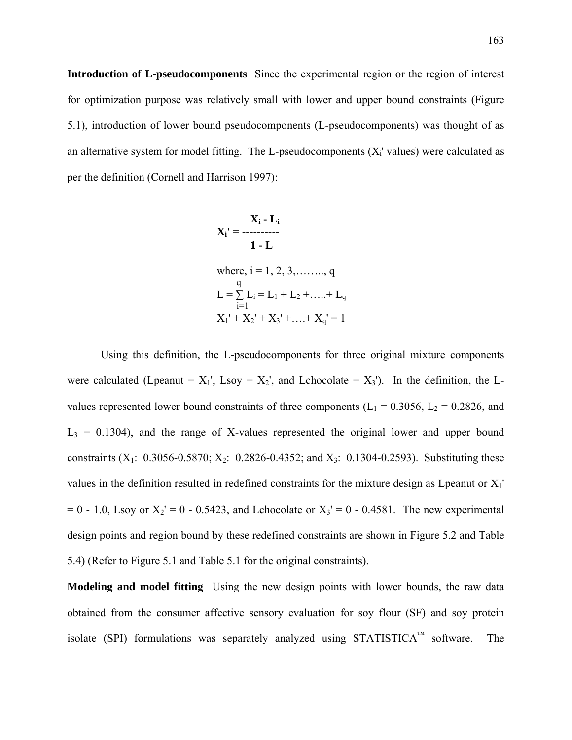**Introduction of L-pseudocomponents** Since the experimental region or the region of interest for optimization purpose was relatively small with lower and upper bound constraints (Figure 5.1), introduction of lower bound pseudocomponents (L-pseudocomponents) was thought of as an alternative system for model fitting. The L-pseudocomponents ($X_i'$ values) were calculated as per the definition (Cornell and Harrison 1997):

$$\mathbf{X_i'} = \frac{\mathbf{X_i - L_i}}{\mathbf{1 - L}}$$

where, $i = 1, 2, 3, \ldots, q$

$$L = \sum_{i=1}^{q} L_i = L_1 + L_2 + \ldots + L_q$$

$$X_1' + X_2' + X_3' + \ldots + X_q' = 1$$

Using this definition, the L-pseudocomponents for three original mixture components were calculated (Lpeanut = $X_1'$, Lsoy = $X_2'$, and Lchocolate = $X_3'$). In the definition, the L-values represented lower bound constraints of three components ($L_1 = 0.3056$, $L_2 = 0.2826$, and $L_3 = 0.1304$), and the range of X-values represented the original lower and upper bound constraints ($X_1$: 0.3056-0.5870; $X_2$: 0.2826-0.4352; and $X_3$: 0.1304-0.2593). Substituting these values in the definition resulted in redefined constraints for the mixture design as Lpeanut or $X_1'$ = 0 - 1.0, Lsoy or $X_2'$ = 0 - 0.5423, and Lchocolate or $X_3'$ = 0 - 0.4581. The new experimental design points and region bound by these redefined constraints are shown in Figure 5.2 and Table 5.4) (Refer to Figure 5.1 and Table 5.1 for the original constraints).

**Modeling and model fitting** Using the new design points with lower bounds, the raw data obtained from the consumer affective sensory evaluation for soy flour (SF) and soy protein isolate (SPI) formulations was separately analyzed using STATISTICA™ software. The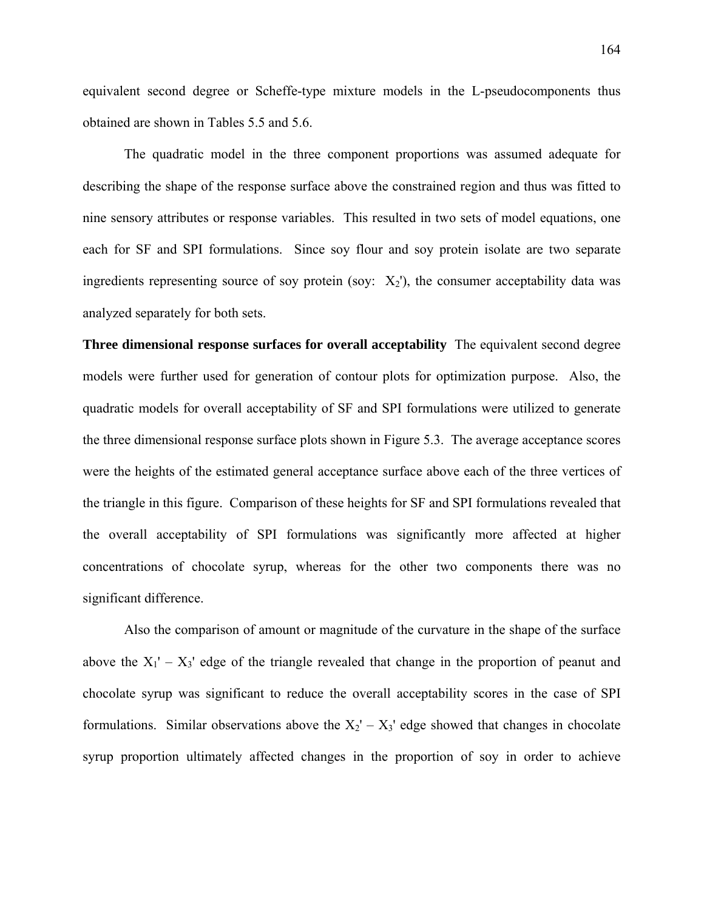equivalent second degree or Scheffe-type mixture models in the L-pseudocomponents thus obtained are shown in Tables 5.5 and 5.6.

The quadratic model in the three component proportions was assumed adequate for describing the shape of the response surface above the constrained region and thus was fitted to nine sensory attributes or response variables. This resulted in two sets of model equations, one each for SF and SPI formulations. Since soy flour and soy protein isolate are two separate ingredients representing source of soy protein (soy: $X_2'$), the consumer acceptability data was analyzed separately for both sets.

**Three dimensional response surfaces for overall acceptability** The equivalent second degree models were further used for generation of contour plots for optimization purpose. Also, the quadratic models for overall acceptability of SF and SPI formulations were utilized to generate the three dimensional response surface plots shown in Figure 5.3. The average acceptance scores were the heights of the estimated general acceptance surface above each of the three vertices of the triangle in this figure. Comparison of these heights for SF and SPI formulations revealed that the overall acceptability of SPI formulations was significantly more affected at higher concentrations of chocolate syrup, whereas for the other two components there was no significant difference.

Also the comparison of amount or magnitude of the curvature in the shape of the surface above the $X_1' - X_3'$ edge of the triangle revealed that change in the proportion of peanut and chocolate syrup was significant to reduce the overall acceptability scores in the case of SPI formulations. Similar observations above the $X_2' - X_3'$ edge showed that changes in chocolate syrup proportion ultimately affected changes in the proportion of soy in order to achieve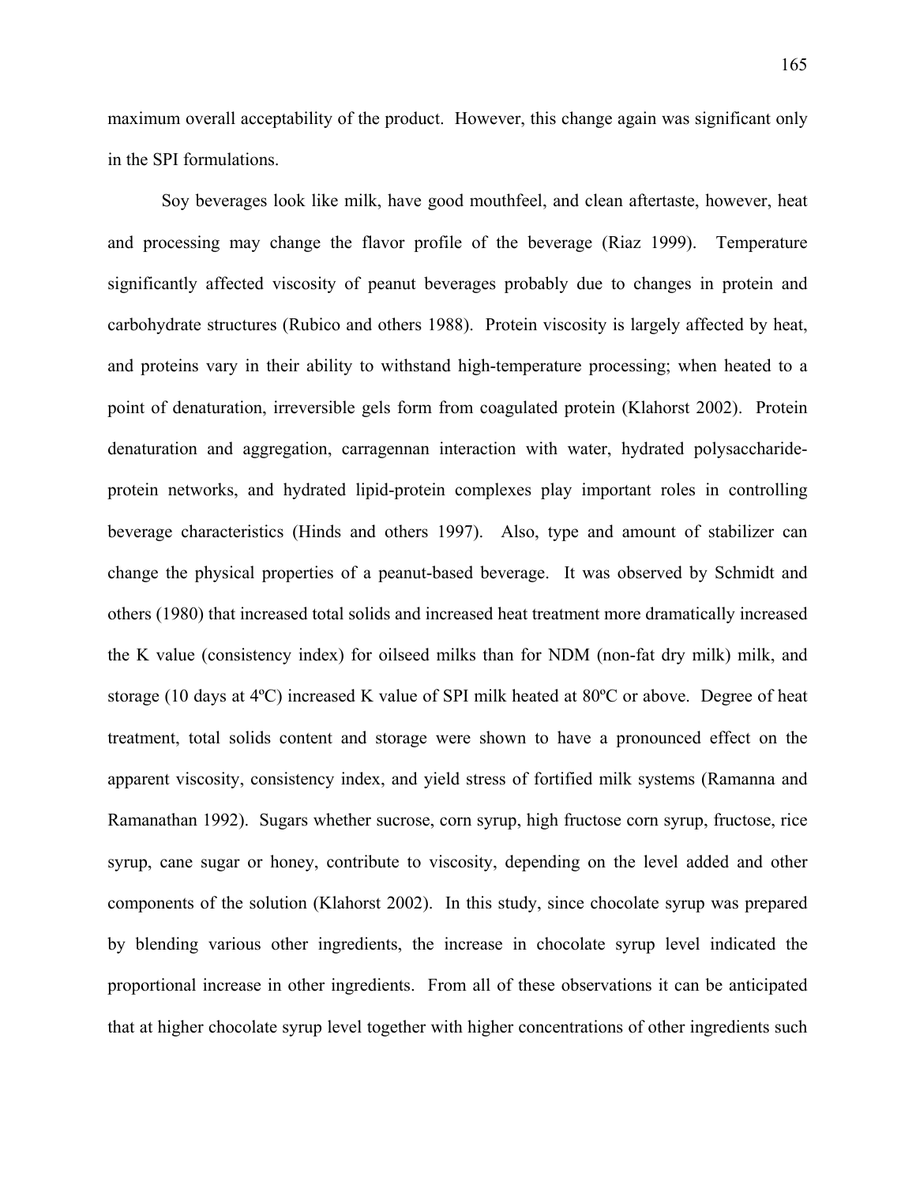maximum overall acceptability of the product. However, this change again was significant only in the SPI formulations.

Soy beverages look like milk, have good mouthfeel, and clean aftertaste, however, heat and processing may change the flavor profile of the beverage (Riaz 1999). Temperature significantly affected viscosity of peanut beverages probably due to changes in protein and carbohydrate structures (Rubico and others 1988). Protein viscosity is largely affected by heat, and proteins vary in their ability to withstand high-temperature processing; when heated to a point of denaturation, irreversible gels form from coagulated protein (Klahorst 2002). Protein denaturation and aggregation, carragennan interaction with water, hydrated polysaccharide-protein networks, and hydrated lipid-protein complexes play important roles in controlling beverage characteristics (Hinds and others 1997). Also, type and amount of stabilizer can change the physical properties of a peanut-based beverage. It was observed by Schmidt and others (1980) that increased total solids and increased heat treatment more dramatically increased the K value (consistency index) for oilseed milks than for NDM (non-fat dry milk) milk, and storage (10 days at 4ºC) increased K value of SPI milk heated at 80ºC or above. Degree of heat treatment, total solids content and storage were shown to have a pronounced effect on the apparent viscosity, consistency index, and yield stress of fortified milk systems (Ramanna and Ramanathan 1992). Sugars whether sucrose, corn syrup, high fructose corn syrup, fructose, rice syrup, cane sugar or honey, contribute to viscosity, depending on the level added and other components of the solution (Klahorst 2002). In this study, since chocolate syrup was prepared by blending various other ingredients, the increase in chocolate syrup level indicated the proportional increase in other ingredients. From all of these observations it can be anticipated that at higher chocolate syrup level together with higher concentrations of other ingredients such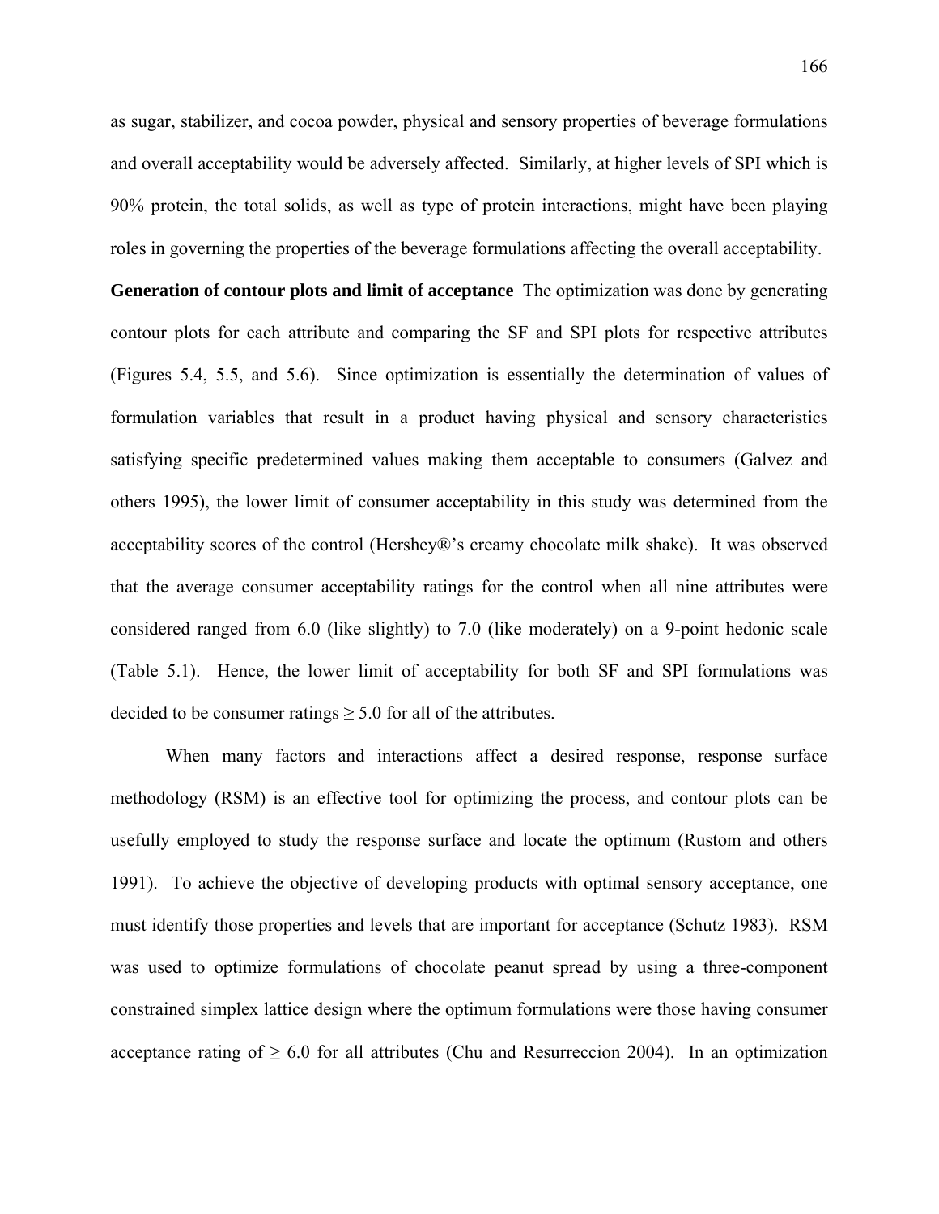as sugar, stabilizer, and cocoa powder, physical and sensory properties of beverage formulations and overall acceptability would be adversely affected. Similarly, at higher levels of SPI which is 90% protein, the total solids, as well as type of protein interactions, might have been playing roles in governing the properties of the beverage formulations affecting the overall acceptability.

**Generation of contour plots and limit of acceptance** The optimization was done by generating contour plots for each attribute and comparing the SF and SPI plots for respective attributes (Figures 5.4, 5.5, and 5.6). Since optimization is essentially the determination of values of formulation variables that result in a product having physical and sensory characteristics satisfying specific predetermined values making them acceptable to consumers (Galvez and others 1995), the lower limit of consumer acceptability in this study was determined from the acceptability scores of the control (Hershey®'s creamy chocolate milk shake). It was observed that the average consumer acceptability ratings for the control when all nine attributes were considered ranged from 6.0 (like slightly) to 7.0 (like moderately) on a 9-point hedonic scale (Table 5.1). Hence, the lower limit of acceptability for both SF and SPI formulations was decided to be consumer ratings ≥ 5.0 for all of the attributes.

When many factors and interactions affect a desired response, response surface methodology (RSM) is an effective tool for optimizing the process, and contour plots can be usefully employed to study the response surface and locate the optimum (Rustom and others 1991). To achieve the objective of developing products with optimal sensory acceptance, one must identify those properties and levels that are important for acceptance (Schutz 1983). RSM was used to optimize formulations of chocolate peanut spread by using a three-component constrained simplex lattice design where the optimum formulations were those having consumer acceptance rating of ≥ 6.0 for all attributes (Chu and Resurreccion 2004). In an optimization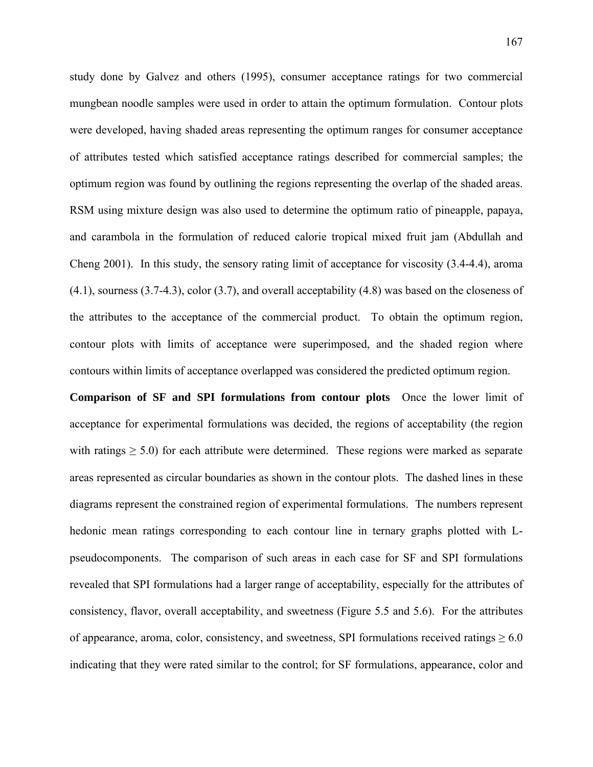study done by Galvez and others (1995), consumer acceptance ratings for two commercial mungbean noodle samples were used in order to attain the optimum formulation. Contour plots were developed, having shaded areas representing the optimum ranges for consumer acceptance of attributes tested which satisfied acceptance ratings described for commercial samples; the optimum region was found by outlining the regions representing the overlap of the shaded areas. RSM using mixture design was also used to determine the optimum ratio of pineapple, papaya, and carambola in the formulation of reduced calorie tropical mixed fruit jam (Abdullah and Cheng 2001). In this study, the sensory rating limit of acceptance for viscosity (3.4-4.4), aroma (4.1), sourness (3.7-4.3), color (3.7), and overall acceptability (4.8) was based on the closeness of the attributes to the acceptance of the commercial product. To obtain the optimum region, contour plots with limits of acceptance were superimposed, and the shaded region where contours within limits of acceptance overlapped was considered the predicted optimum region.

**Comparison of SF and SPI formulations from contour plots** Once the lower limit of acceptance for experimental formulations was decided, the regions of acceptability (the region with ratings $\geq 5.0$) for each attribute were determined. These regions were marked as separate areas represented as circular boundaries as shown in the contour plots. The dashed lines in these diagrams represent the constrained region of experimental formulations. The numbers represent hedonic mean ratings corresponding to each contour line in ternary graphs plotted with L-pseudocomponents. The comparison of such areas in each case for SF and SPI formulations revealed that SPI formulations had a larger range of acceptability, especially for the attributes of consistency, flavor, overall acceptability, and sweetness (Figure 5.5 and 5.6). For the attributes of appearance, aroma, color, consistency, and sweetness, SPI formulations received ratings $\geq 6.0$ indicating that they were rated similar to the control; for SF formulations, appearance, color and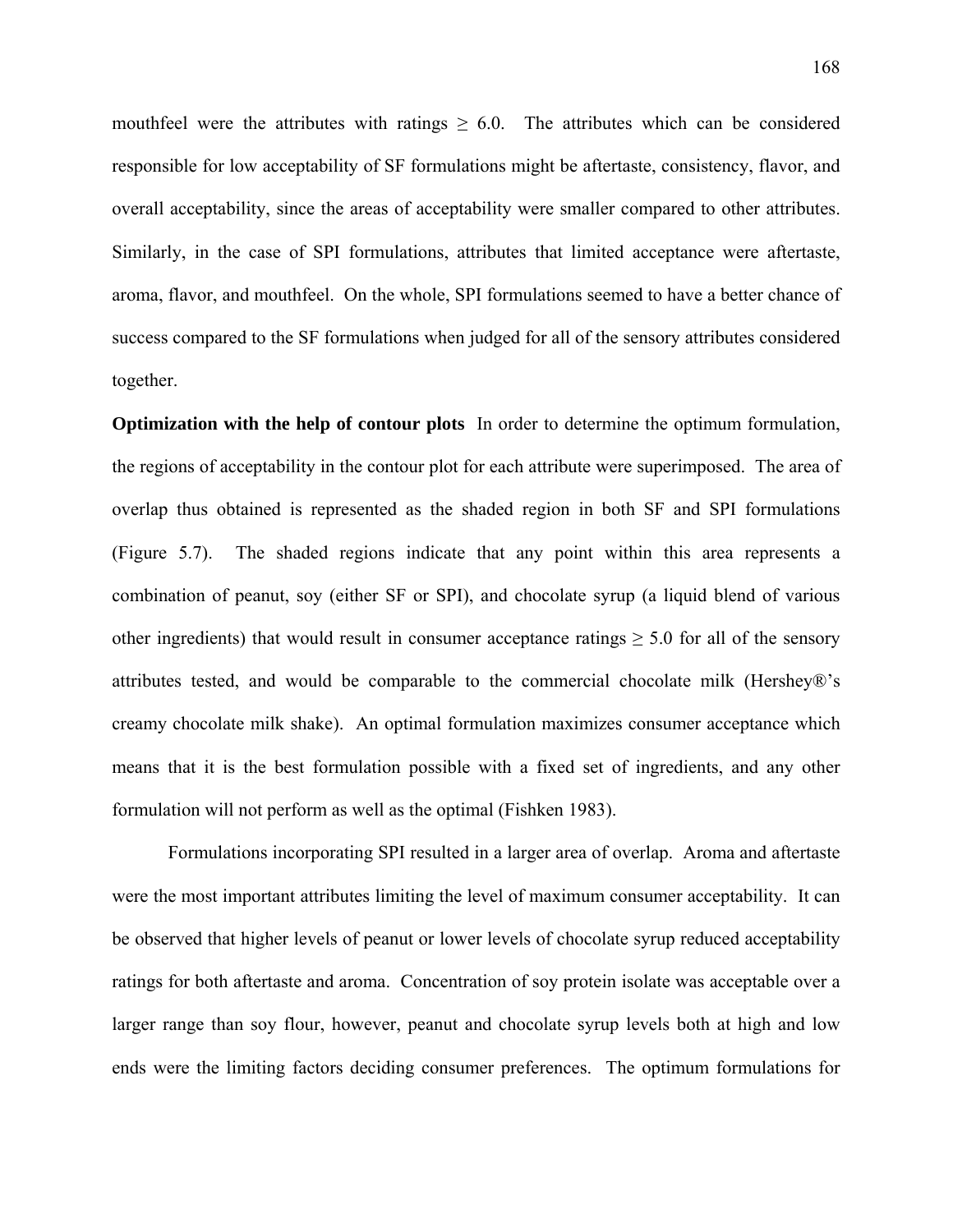mouthfeel were the attributes with ratings $\geq$ 6.0. The attributes which can be considered responsible for low acceptability of SF formulations might be aftertaste, consistency, flavor, and overall acceptability, since the areas of acceptability were smaller compared to other attributes. Similarly, in the case of SPI formulations, attributes that limited acceptance were aftertaste, aroma, flavor, and mouthfeel. On the whole, SPI formulations seemed to have a better chance of success compared to the SF formulations when judged for all of the sensory attributes considered together.

**Optimization with the help of contour plots** In order to determine the optimum formulation, the regions of acceptability in the contour plot for each attribute were superimposed. The area of overlap thus obtained is represented as the shaded region in both SF and SPI formulations (Figure 5.7). The shaded regions indicate that any point within this area represents a combination of peanut, soy (either SF or SPI), and chocolate syrup (a liquid blend of various other ingredients) that would result in consumer acceptance ratings $\geq$ 5.0 for all of the sensory attributes tested, and would be comparable to the commercial chocolate milk (Hershey®'s creamy chocolate milk shake). An optimal formulation maximizes consumer acceptance which means that it is the best formulation possible with a fixed set of ingredients, and any other formulation will not perform as well as the optimal (Fishken 1983).

Formulations incorporating SPI resulted in a larger area of overlap. Aroma and aftertaste were the most important attributes limiting the level of maximum consumer acceptability. It can be observed that higher levels of peanut or lower levels of chocolate syrup reduced acceptability ratings for both aftertaste and aroma. Concentration of soy protein isolate was acceptable over a larger range than soy flour, however, peanut and chocolate syrup levels both at high and low ends were the limiting factors deciding consumer preferences. The optimum formulations for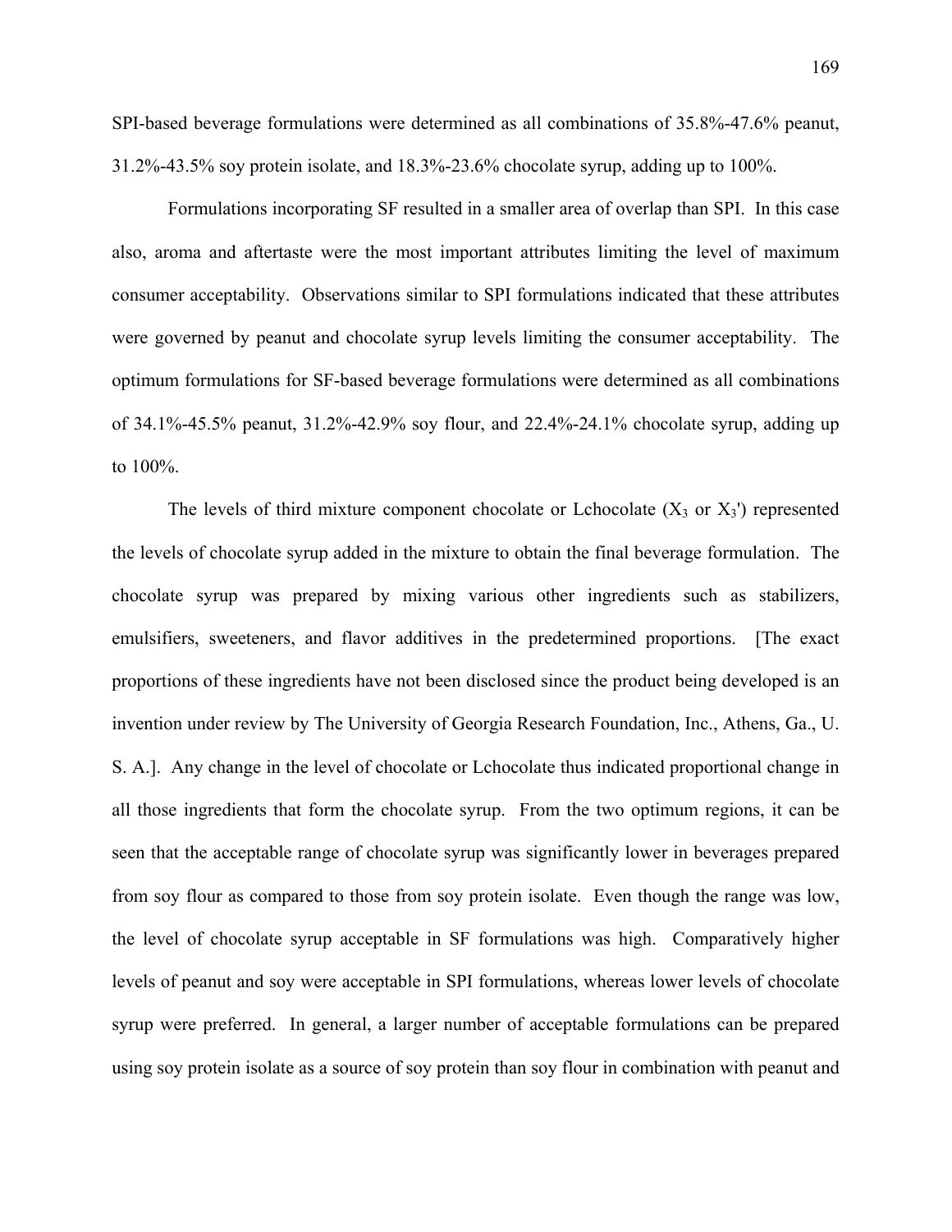SPI-based beverage formulations were determined as all combinations of 35.8%-47.6% peanut, 31.2%-43.5% soy protein isolate, and 18.3%-23.6% chocolate syrup, adding up to 100%.

Formulations incorporating SF resulted in a smaller area of overlap than SPI. In this case also, aroma and aftertaste were the most important attributes limiting the level of maximum consumer acceptability. Observations similar to SPI formulations indicated that these attributes were governed by peanut and chocolate syrup levels limiting the consumer acceptability. The optimum formulations for SF-based beverage formulations were determined as all combinations of 34.1%-45.5% peanut, 31.2%-42.9% soy flour, and 22.4%-24.1% chocolate syrup, adding up to 100%.

The levels of third mixture component chocolate or Lchocolate ($X_3$ or $X_3'$) represented the levels of chocolate syrup added in the mixture to obtain the final beverage formulation. The chocolate syrup was prepared by mixing various other ingredients such as stabilizers, emulsifiers, sweeteners, and flavor additives in the predetermined proportions. [The exact proportions of these ingredients have not been disclosed since the product being developed is an invention under review by The University of Georgia Research Foundation, Inc., Athens, Ga., U. S. A.]. Any change in the level of chocolate or Lchocolate thus indicated proportional change in all those ingredients that form the chocolate syrup. From the two optimum regions, it can be seen that the acceptable range of chocolate syrup was significantly lower in beverages prepared from soy flour as compared to those from soy protein isolate. Even though the range was low, the level of chocolate syrup acceptable in SF formulations was high. Comparatively higher levels of peanut and soy were acceptable in SPI formulations, whereas lower levels of chocolate syrup were preferred. In general, a larger number of acceptable formulations can be prepared using soy protein isolate as a source of soy protein than soy flour in combination with peanut and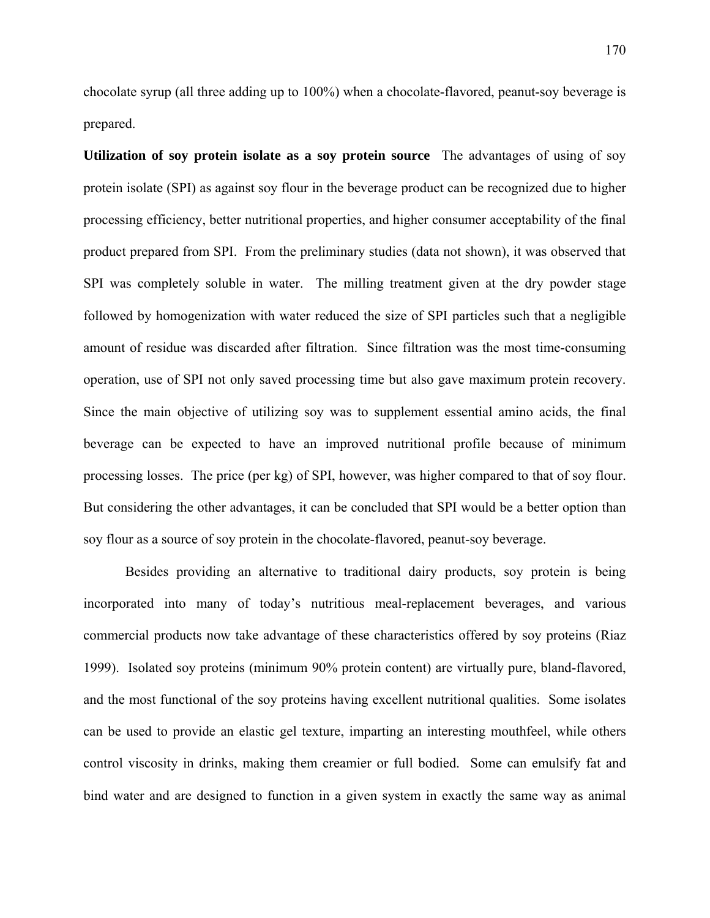chocolate syrup (all three adding up to 100%) when a chocolate-flavored, peanut-soy beverage is prepared.

**Utilization of soy protein isolate as a soy protein source** The advantages of using of soy protein isolate (SPI) as against soy flour in the beverage product can be recognized due to higher processing efficiency, better nutritional properties, and higher consumer acceptability of the final product prepared from SPI. From the preliminary studies (data not shown), it was observed that SPI was completely soluble in water. The milling treatment given at the dry powder stage followed by homogenization with water reduced the size of SPI particles such that a negligible amount of residue was discarded after filtration. Since filtration was the most time-consuming operation, use of SPI not only saved processing time but also gave maximum protein recovery. Since the main objective of utilizing soy was to supplement essential amino acids, the final beverage can be expected to have an improved nutritional profile because of minimum processing losses. The price (per kg) of SPI, however, was higher compared to that of soy flour. But considering the other advantages, it can be concluded that SPI would be a better option than soy flour as a source of soy protein in the chocolate-flavored, peanut-soy beverage.

Besides providing an alternative to traditional dairy products, soy protein is being incorporated into many of today's nutritious meal-replacement beverages, and various commercial products now take advantage of these characteristics offered by soy proteins (Riaz 1999). Isolated soy proteins (minimum 90% protein content) are virtually pure, bland-flavored, and the most functional of the soy proteins having excellent nutritional qualities. Some isolates can be used to provide an elastic gel texture, imparting an interesting mouthfeel, while others control viscosity in drinks, making them creamier or full bodied. Some can emulsify fat and bind water and are designed to function in a given system in exactly the same way as animal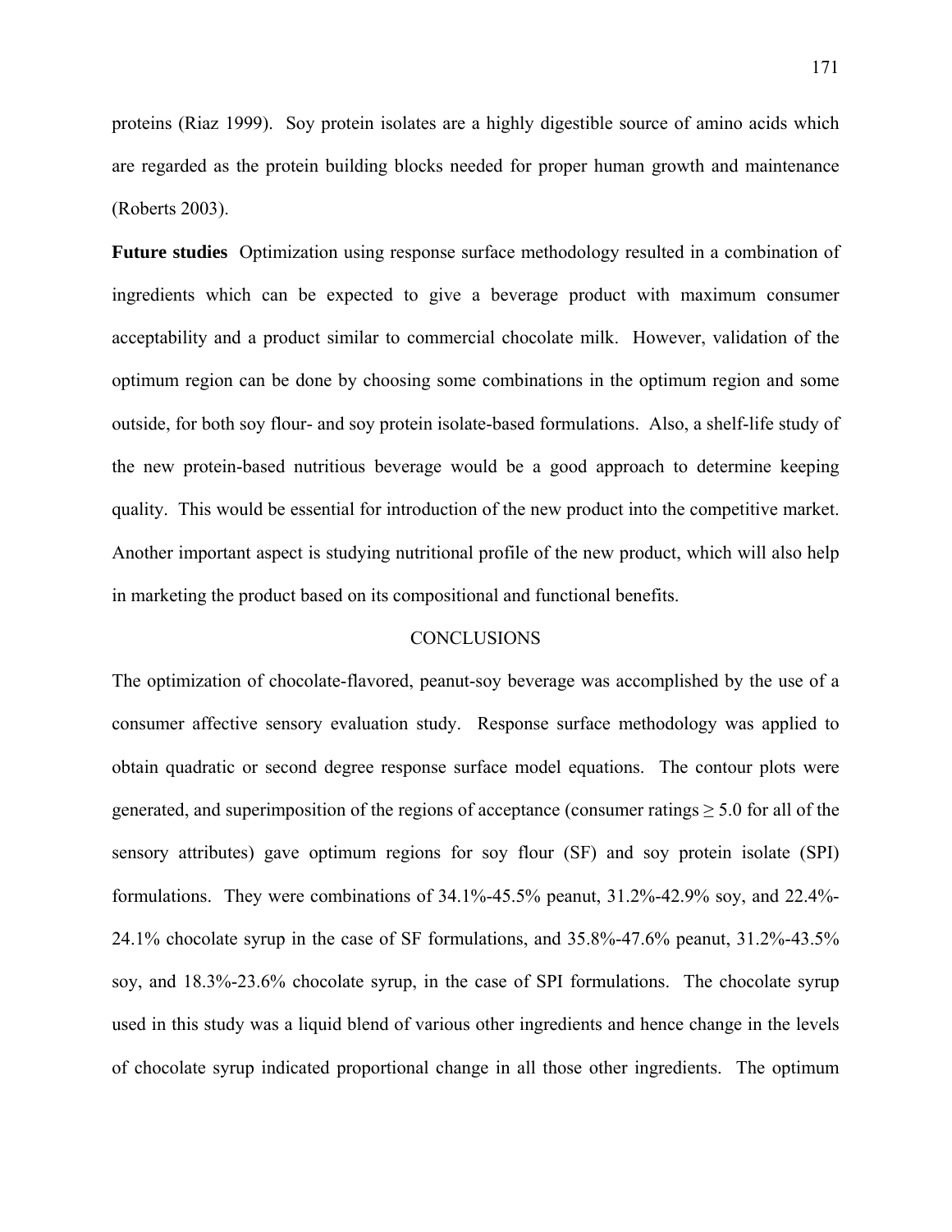proteins (Riaz 1999). Soy protein isolates are a highly digestible source of amino acids which are regarded as the protein building blocks needed for proper human growth and maintenance (Roberts 2003).

**Future studies** Optimization using response surface methodology resulted in a combination of ingredients which can be expected to give a beverage product with maximum consumer acceptability and a product similar to commercial chocolate milk. However, validation of the optimum region can be done by choosing some combinations in the optimum region and some outside, for both soy flour- and soy protein isolate-based formulations. Also, a shelf-life study of the new protein-based nutritious beverage would be a good approach to determine keeping quality. This would be essential for introduction of the new product into the competitive market. Another important aspect is studying nutritional profile of the new product, which will also help in marketing the product based on its compositional and functional benefits.

## CONCLUSIONS

The optimization of chocolate-flavored, peanut-soy beverage was accomplished by the use of a consumer affective sensory evaluation study. Response surface methodology was applied to obtain quadratic or second degree response surface model equations. The contour plots were generated, and superimposition of the regions of acceptance (consumer ratings $\geq 5.0$ for all of the sensory attributes) gave optimum regions for soy flour (SF) and soy protein isolate (SPI) formulations. They were combinations of 34.1%-45.5% peanut, 31.2%-42.9% soy, and 22.4%-24.1% chocolate syrup in the case of SF formulations, and 35.8%-47.6% peanut, 31.2%-43.5% soy, and 18.3%-23.6% chocolate syrup, in the case of SPI formulations. The chocolate syrup used in this study was a liquid blend of various other ingredients and hence change in the levels of chocolate syrup indicated proportional change in all those other ingredients. The optimum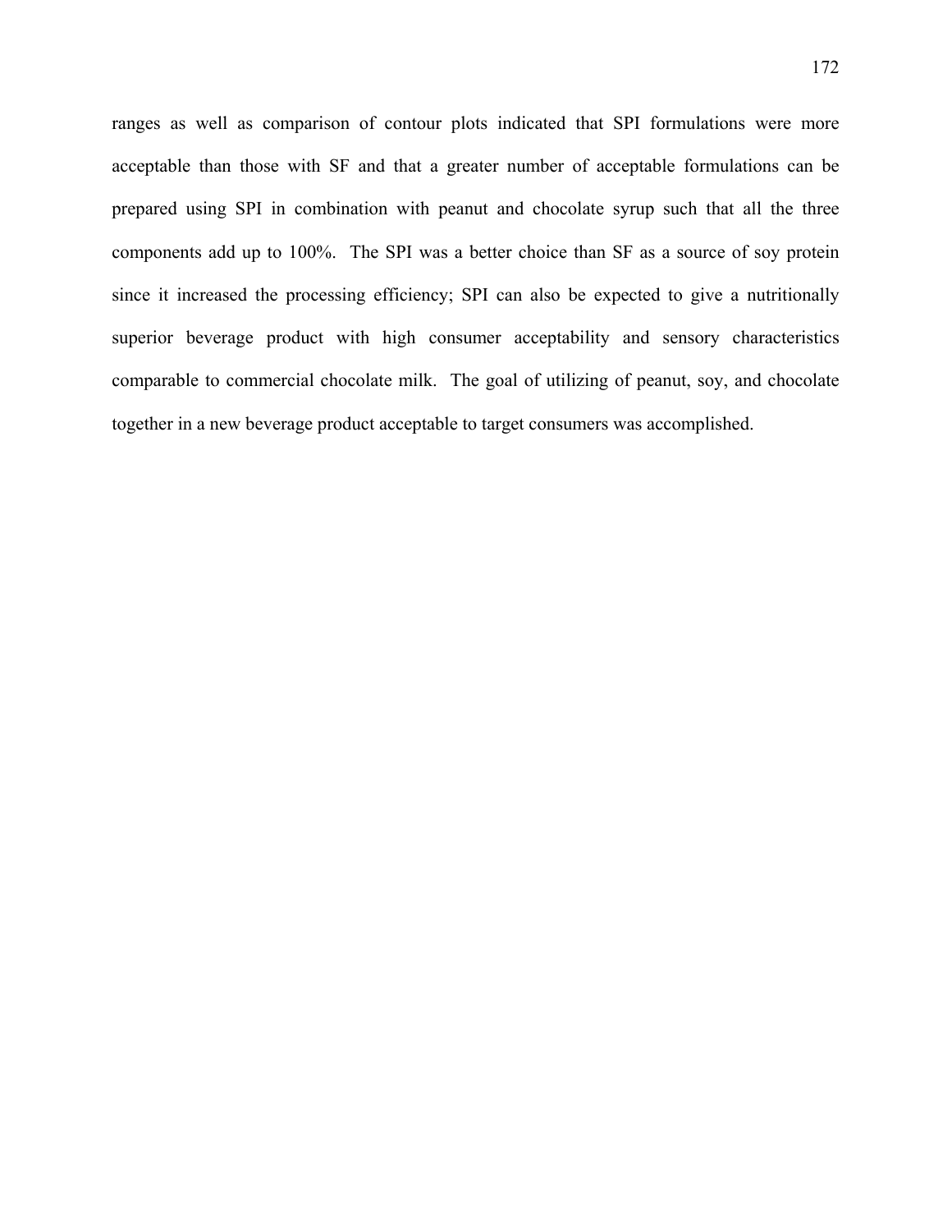ranges as well as comparison of contour plots indicated that SPI formulations were more acceptable than those with SF and that a greater number of acceptable formulations can be prepared using SPI in combination with peanut and chocolate syrup such that all the three components add up to 100%. The SPI was a better choice than SF as a source of soy protein since it increased the processing efficiency; SPI can also be expected to give a nutritionally superior beverage product with high consumer acceptability and sensory characteristics comparable to commercial chocolate milk. The goal of utilizing of peanut, soy, and chocolate together in a new beverage product acceptable to target consumers was accomplished.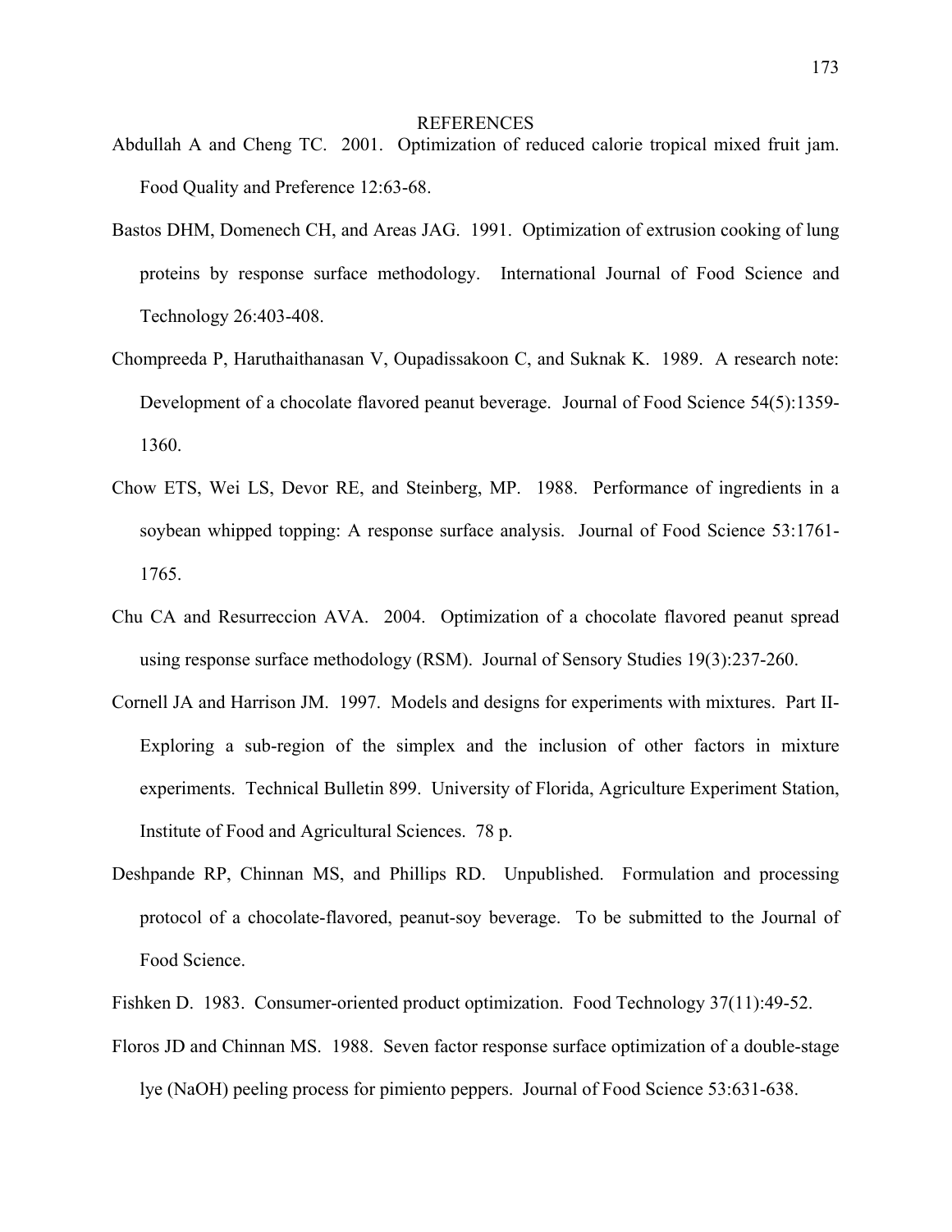# REFERENCES

Abdullah A and Cheng TC. 2001. Optimization of reduced calorie tropical mixed fruit jam. Food Quality and Preference 12:63-68.

Bastos DHM, Domenech CH, and Areas JAG. 1991. Optimization of extrusion cooking of lung proteins by response surface methodology. International Journal of Food Science and Technology 26:403-408.

Chompreeda P, Haruthaithanasan V, Oupadissakoon C, and Suknak K. 1989. A research note: Development of a chocolate flavored peanut beverage. Journal of Food Science 54(5):1359-1360.

Chow ETS, Wei LS, Devor RE, and Steinberg, MP. 1988. Performance of ingredients in a soybean whipped topping: A response surface analysis. Journal of Food Science 53:1761-1765.

Chu CA and Resurreccion AVA. 2004. Optimization of a chocolate flavored peanut spread using response surface methodology (RSM). Journal of Sensory Studies 19(3):237-260.

Cornell JA and Harrison JM. 1997. Models and designs for experiments with mixtures. Part II-Exploring a sub-region of the simplex and the inclusion of other factors in mixture experiments. Technical Bulletin 899. University of Florida, Agriculture Experiment Station, Institute of Food and Agricultural Sciences. 78 p.

Deshpande RP, Chinnan MS, and Phillips RD. Unpublished. Formulation and processing protocol of a chocolate-flavored, peanut-soy beverage. To be submitted to the Journal of Food Science.

Fishken D. 1983. Consumer-oriented product optimization. Food Technology 37(11):49-52.

Floros JD and Chinnan MS. 1988. Seven factor response surface optimization of a double-stage lye (NaOH) peeling process for pimiento peppers. Journal of Food Science 53:631-638.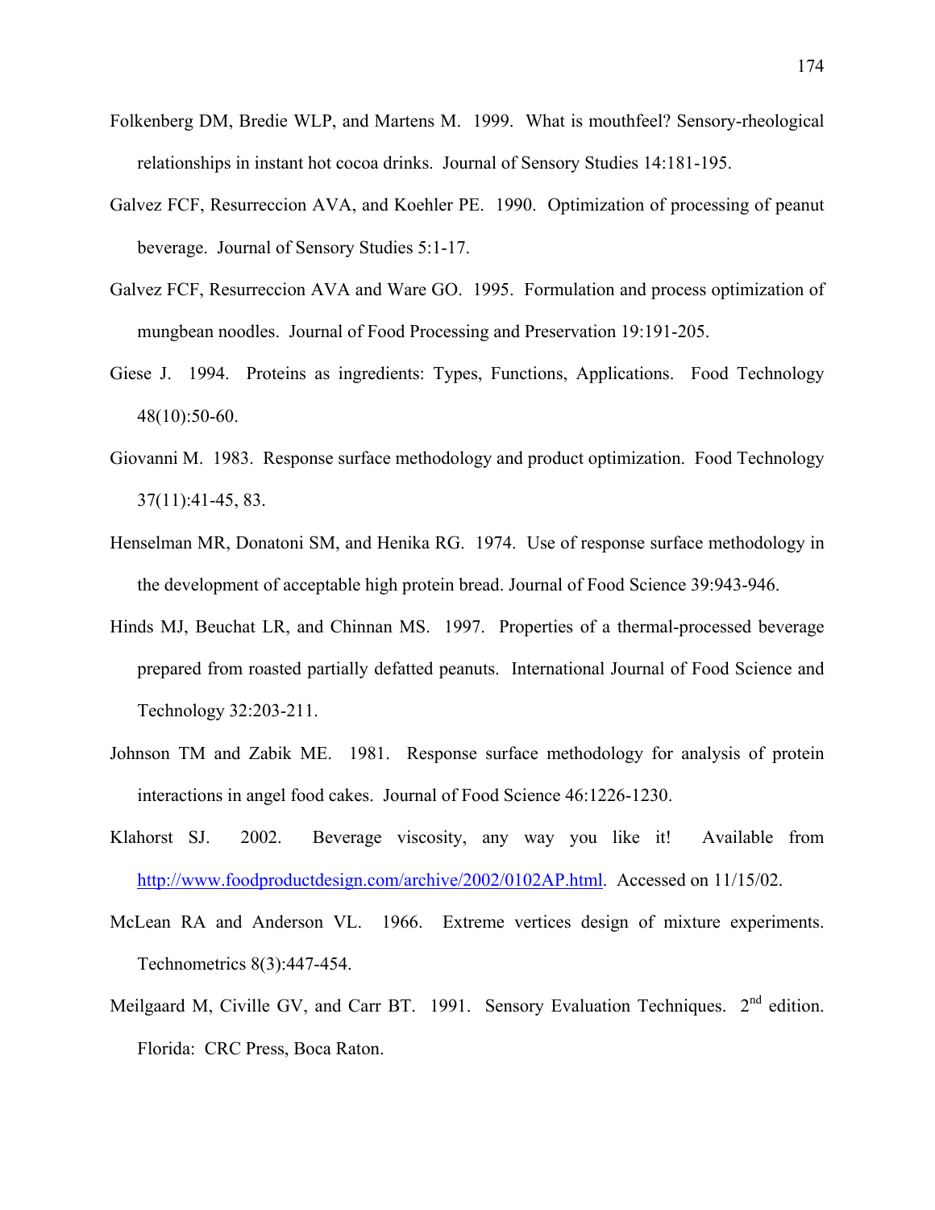Folkenberg DM, Bredie WLP, and Martens M. 1999. What is mouthfeel? Sensory-rheological relationships in instant hot cocoa drinks. Journal of Sensory Studies 14:181-195.

Galvez FCF, Resurreccion AVA, and Koehler PE. 1990. Optimization of processing of peanut beverage. Journal of Sensory Studies 5:1-17.

Galvez FCF, Resurreccion AVA and Ware GO. 1995. Formulation and process optimization of mungbean noodles. Journal of Food Processing and Preservation 19:191-205.

Giese J. 1994. Proteins as ingredients: Types, Functions, Applications. Food Technology 48(10):50-60.

Giovanni M. 1983. Response surface methodology and product optimization. Food Technology 37(11):41-45, 83.

Henselman MR, Donatoni SM, and Henika RG. 1974. Use of response surface methodology in the development of acceptable high protein bread. Journal of Food Science 39:943-946.

Hinds MJ, Beuchat LR, and Chinnan MS. 1997. Properties of a thermal-processed beverage prepared from roasted partially defatted peanuts. International Journal of Food Science and Technology 32:203-211.

Johnson TM and Zabik ME. 1981. Response surface methodology for analysis of protein interactions in angel food cakes. Journal of Food Science 46:1226-1230.

Klahorst SJ. 2002. Beverage viscosity, any way you like it! Available from http://www.foodproductdesign.com/archive/2002/0102AP.html. Accessed on 11/15/02.

McLean RA and Anderson VL. 1966. Extreme vertices design of mixture experiments. Technometrics 8(3):447-454.

Meilgaard M, Civille GV, and Carr BT. 1991. Sensory Evaluation Techniques. 2nd edition. Florida: CRC Press, Boca Raton.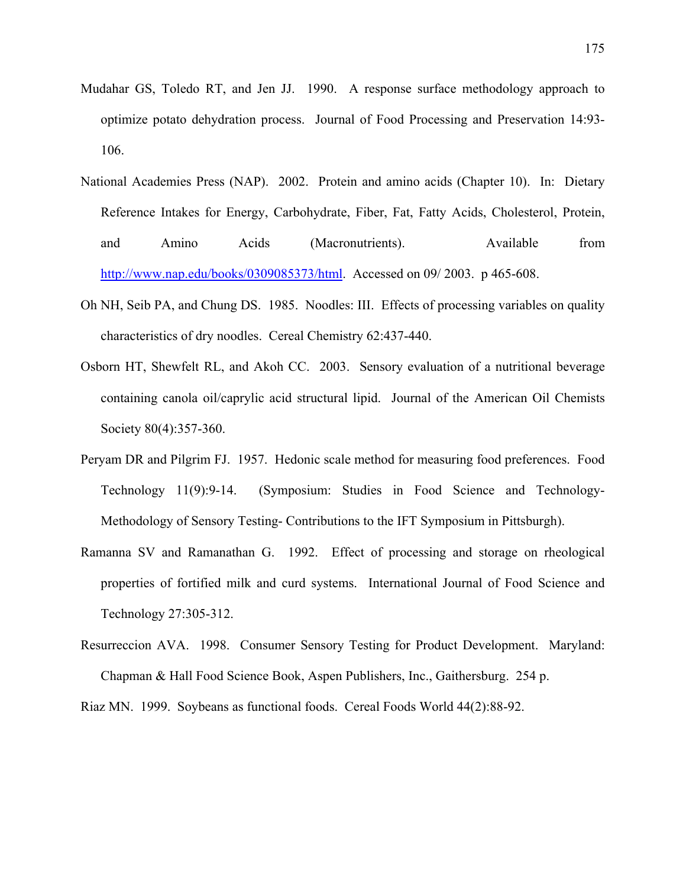Mudahar GS, Toledo RT, and Jen JJ. 1990. A response surface methodology approach to optimize potato dehydration process. Journal of Food Processing and Preservation 14:93-106.

National Academies Press (NAP). 2002. Protein and amino acids (Chapter 10). In: Dietary Reference Intakes for Energy, Carbohydrate, Fiber, Fat, Fatty Acids, Cholesterol, Protein, and Amino Acids (Macronutrients). Available from http://www.nap.edu/books/0309085373/html. Accessed on 09/ 2003. p 465-608.

Oh NH, Seib PA, and Chung DS. 1985. Noodles: III. Effects of processing variables on quality characteristics of dry noodles. Cereal Chemistry 62:437-440.

Osborn HT, Shewfelt RL, and Akoh CC. 2003. Sensory evaluation of a nutritional beverage containing canola oil/caprylic acid structural lipid. Journal of the American Oil Chemists Society 80(4):357-360.

Peryam DR and Pilgrim FJ. 1957. Hedonic scale method for measuring food preferences. Food Technology 11(9):9-14. (Symposium: Studies in Food Science and Technology- Methodology of Sensory Testing- Contributions to the IFT Symposium in Pittsburgh).

Ramanna SV and Ramanathan G. 1992. Effect of processing and storage on rheological properties of fortified milk and curd systems. International Journal of Food Science and Technology 27:305-312.

Resurreccion AVA. 1998. Consumer Sensory Testing for Product Development. Maryland: Chapman & Hall Food Science Book, Aspen Publishers, Inc., Gaithersburg. 254 p.

Riaz MN. 1999. Soybeans as functional foods. Cereal Foods World 44(2):88-92.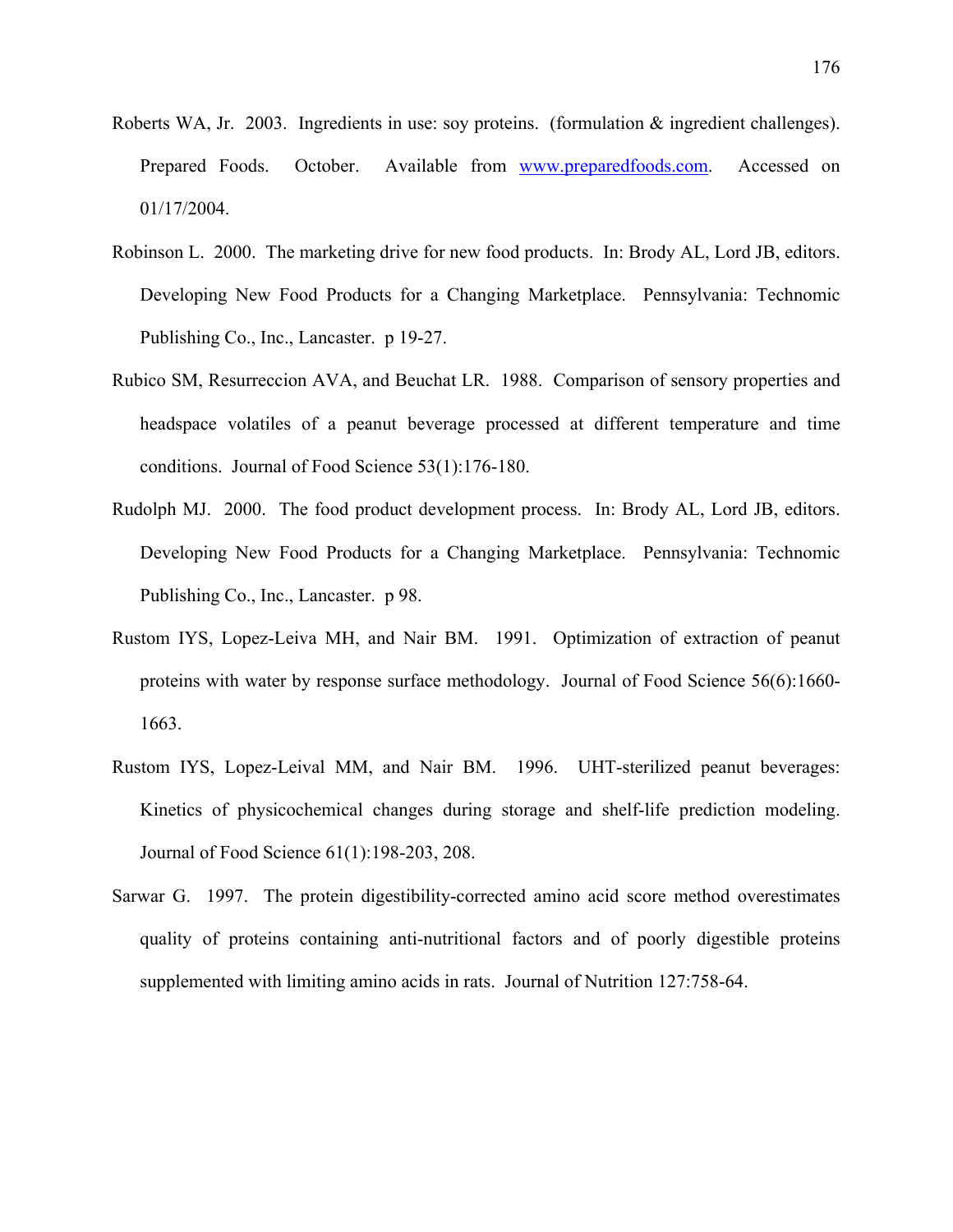Roberts WA, Jr. 2003. Ingredients in use: soy proteins. (formulation & ingredient challenges). Prepared Foods. October. Available from www.preparedfoods.com. Accessed on 01/17/2004.

Robinson L. 2000. The marketing drive for new food products. In: Brody AL, Lord JB, editors. Developing New Food Products for a Changing Marketplace. Pennsylvania: Technomic Publishing Co., Inc., Lancaster. p 19-27.

Rubico SM, Resurreccion AVA, and Beuchat LR. 1988. Comparison of sensory properties and headspace volatiles of a peanut beverage processed at different temperature and time conditions. Journal of Food Science 53(1):176-180.

Rudolph MJ. 2000. The food product development process. In: Brody AL, Lord JB, editors. Developing New Food Products for a Changing Marketplace. Pennsylvania: Technomic Publishing Co., Inc., Lancaster. p 98.

Rustom IYS, Lopez-Leiva MH, and Nair BM. 1991. Optimization of extraction of peanut proteins with water by response surface methodology. Journal of Food Science 56(6):1660-1663.

Rustom IYS, Lopez-Leival MM, and Nair BM. 1996. UHT-sterilized peanut beverages: Kinetics of physicochemical changes during storage and shelf-life prediction modeling. Journal of Food Science 61(1):198-203, 208.

Sarwar G. 1997. The protein digestibility-corrected amino acid score method overestimates quality of proteins containing anti-nutritional factors and of poorly digestible proteins supplemented with limiting amino acids in rats. Journal of Nutrition 127:758-64.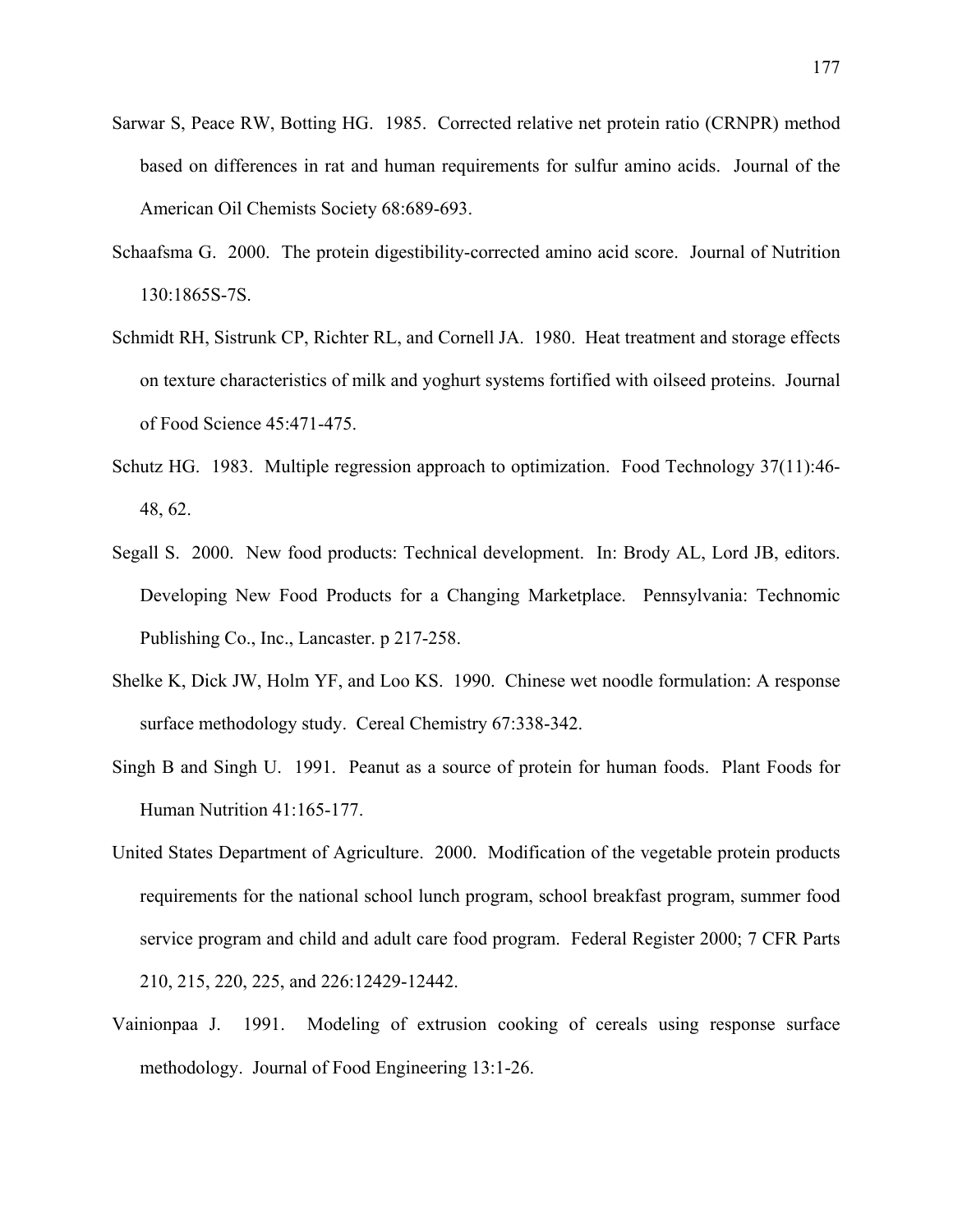Sarwar S, Peace RW, Botting HG. 1985. Corrected relative net protein ratio (CRNPR) method based on differences in rat and human requirements for sulfur amino acids. Journal of the American Oil Chemists Society 68:689-693.

Schaafsma G. 2000. The protein digestibility-corrected amino acid score. Journal of Nutrition 130:1865S-7S.

Schmidt RH, Sistrunk CP, Richter RL, and Cornell JA. 1980. Heat treatment and storage effects on texture characteristics of milk and yoghurt systems fortified with oilseed proteins. Journal of Food Science 45:471-475.

Schutz HG. 1983. Multiple regression approach to optimization. Food Technology 37(11):46-48, 62.

Segall S. 2000. New food products: Technical development. In: Brody AL, Lord JB, editors. Developing New Food Products for a Changing Marketplace. Pennsylvania: Technomic Publishing Co., Inc., Lancaster. p 217-258.

Shelke K, Dick JW, Holm YF, and Loo KS. 1990. Chinese wet noodle formulation: A response surface methodology study. Cereal Chemistry 67:338-342.

Singh B and Singh U. 1991. Peanut as a source of protein for human foods. Plant Foods for Human Nutrition 41:165-177.

United States Department of Agriculture. 2000. Modification of the vegetable protein products requirements for the national school lunch program, school breakfast program, summer food service program and child and adult care food program. Federal Register 2000; 7 CFR Parts 210, 215, 220, 225, and 226:12429-12442.

Vainionpaa J. 1991. Modeling of extrusion cooking of cereals using response surface methodology. Journal of Food Engineering 13:1-26.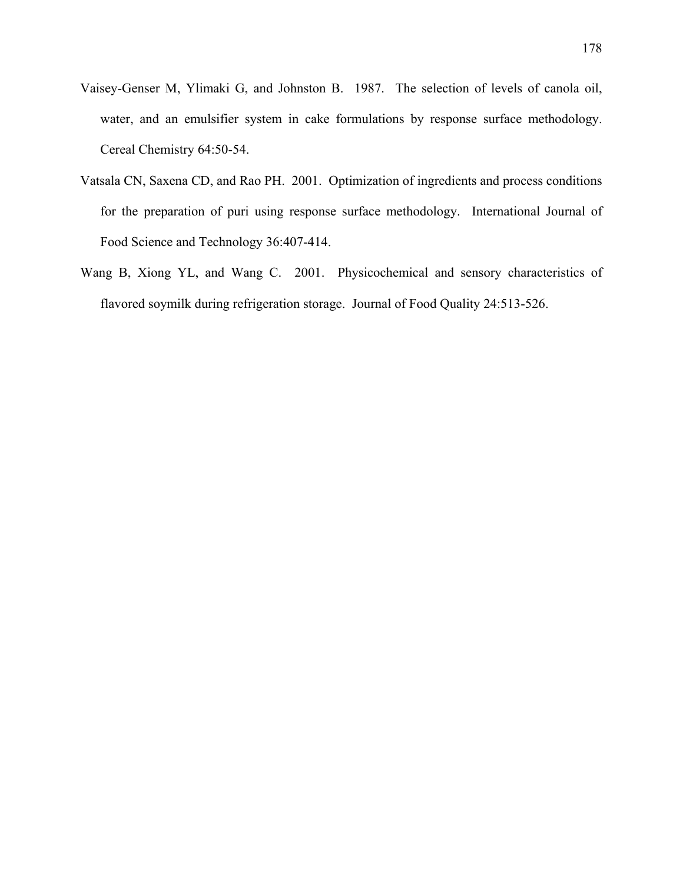Vaisey-Genser M, Ylimaki G, and Johnston B. 1987. The selection of levels of canola oil, water, and an emulsifier system in cake formulations by response surface methodology. Cereal Chemistry 64:50-54.

Vatsala CN, Saxena CD, and Rao PH. 2001. Optimization of ingredients and process conditions for the preparation of puri using response surface methodology. International Journal of Food Science and Technology 36:407-414.

Wang B, Xiong YL, and Wang C. 2001. Physicochemical and sensory characteristics of flavored soymilk during refrigeration storage. Journal of Food Quality 24:513-526.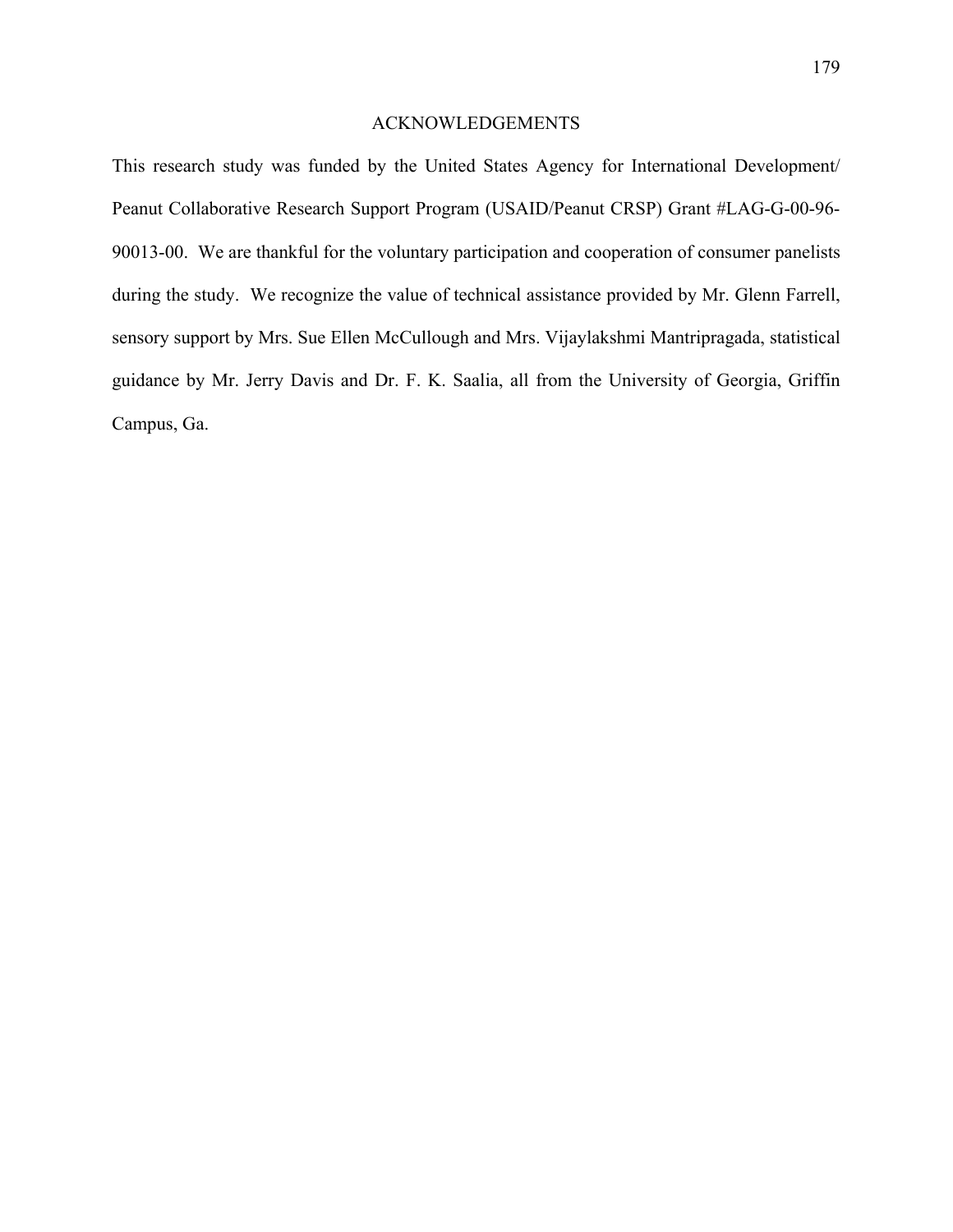## ACKNOWLEDGEMENTS

This research study was funded by the United States Agency for International Development/ Peanut Collaborative Research Support Program (USAID/Peanut CRSP) Grant #LAG-G-00-96-90013-00. We are thankful for the voluntary participation and cooperation of consumer panelists during the study. We recognize the value of technical assistance provided by Mr. Glenn Farrell, sensory support by Mrs. Sue Ellen McCullough and Mrs. Vijaylakshmi Mantripragada, statistical guidance by Mr. Jerry Davis and Dr. F. K. Saalia, all from the University of Georgia, Griffin Campus, Ga.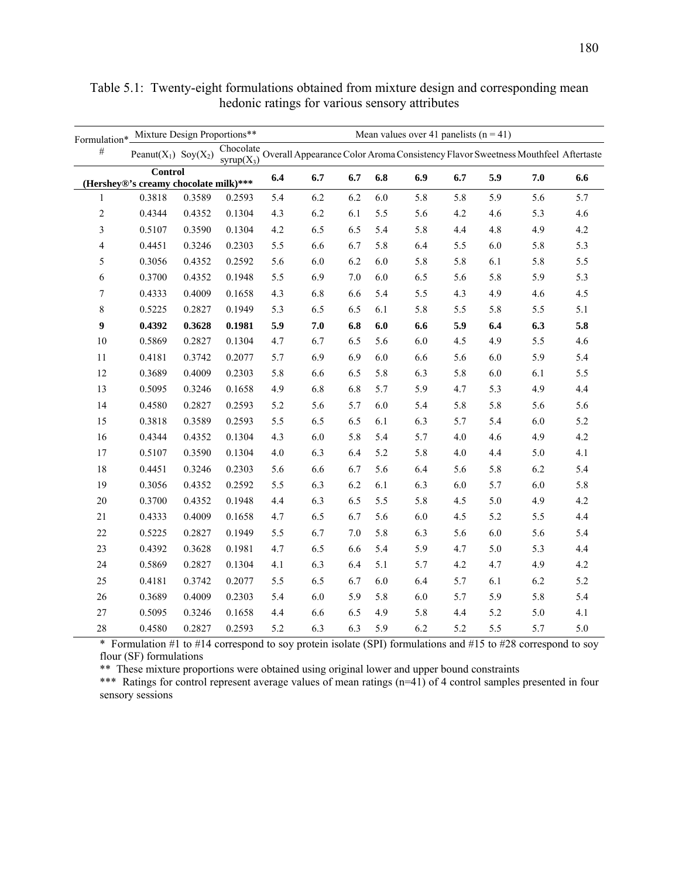Table 5.1: Twenty-eight formulations obtained from mixture design and corresponding mean hedonic ratings for various sensory attributes

| Formulation* # | Mixture Design Proportions** | | | Mean values over 41 panelists (n = 41) | | | | | | | | |
|---|---|---|---|---|---|---|---|---|---|---|---|---|
| | Peanut($X_1$) | Soy($X_2$) | Chocolate syrup($X_3$) | Overall | Appearance | Color | Aroma | Consistency | Flavor | Sweetness | Mouthfeel | Aftertaste |
| **Control (Hershey®'s creamy chocolate milk)*** ** | | | | **6.4** | **6.7** | **6.7** | **6.8** | **6.9** | **6.7** | **5.9** | **7.0** | **6.6** |
| 1 | 0.3818 | 0.3589 | 0.2593 | 5.4 | 6.2 | 6.2 | 6.0 | 5.8 | 5.8 | 5.9 | 5.6 | 5.7 |
| 2 | 0.4344 | 0.4352 | 0.1304 | 4.3 | 6.2 | 6.1 | 5.5 | 5.6 | 4.2 | 4.6 | 5.3 | 4.6 |
| 3 | 0.5107 | 0.3590 | 0.1304 | 4.2 | 6.5 | 6.5 | 5.4 | 5.8 | 4.4 | 4.8 | 4.9 | 4.2 |
| 4 | 0.4451 | 0.3246 | 0.2303 | 5.5 | 6.6 | 6.7 | 5.8 | 6.4 | 5.5 | 6.0 | 5.8 | 5.3 |
| 5 | 0.3056 | 0.4352 | 0.2592 | 5.6 | 6.0 | 6.2 | 6.0 | 5.8 | 5.8 | 6.1 | 5.8 | 5.5 |
| 6 | 0.3700 | 0.4352 | 0.1948 | 5.5 | 6.9 | 7.0 | 6.0 | 6.5 | 5.6 | 5.8 | 5.9 | 5.3 |
| 7 | 0.4333 | 0.4009 | 0.1658 | 4.3 | 6.8 | 6.6 | 5.4 | 5.5 | 4.3 | 4.9 | 4.6 | 4.5 |
| 8 | 0.5225 | 0.2827 | 0.1949 | 5.3 | 6.5 | 6.5 | 6.1 | 5.8 | 5.5 | 5.8 | 5.5 | 5.1 |
| **9** | **0.4392** | **0.3628** | **0.1981** | **5.9** | **7.0** | **6.8** | **6.0** | **6.6** | **5.9** | **6.4** | **6.3** | **5.8** |
| 10 | 0.5869 | 0.2827 | 0.1304 | 4.7 | 6.7 | 6.5 | 5.6 | 6.0 | 4.5 | 4.9 | 5.5 | 4.6 |
| 11 | 0.4181 | 0.3742 | 0.2077 | 5.7 | 6.9 | 6.9 | 6.0 | 6.6 | 5.6 | 6.0 | 5.9 | 5.4 |
| 12 | 0.3689 | 0.4009 | 0.2303 | 5.8 | 6.6 | 6.5 | 5.8 | 6.3 | 5.8 | 6.0 | 6.1 | 5.5 |
| 13 | 0.5095 | 0.3246 | 0.1658 | 4.9 | 6.8 | 6.8 | 5.7 | 5.9 | 4.7 | 5.3 | 4.9 | 4.4 |
| 14 | 0.4580 | 0.2827 | 0.2593 | 5.2 | 5.6 | 5.7 | 6.0 | 5.4 | 5.8 | 5.8 | 5.6 | 5.6 |
| 15 | 0.3818 | 0.3589 | 0.2593 | 5.5 | 6.5 | 6.5 | 6.1 | 6.3 | 5.7 | 5.4 | 6.0 | 5.2 |
| 16 | 0.4344 | 0.4352 | 0.1304 | 4.3 | 6.0 | 5.8 | 5.4 | 5.7 | 4.0 | 4.6 | 4.9 | 4.2 |
| 17 | 0.5107 | 0.3590 | 0.1304 | 4.0 | 6.3 | 6.4 | 5.2 | 5.8 | 4.0 | 4.4 | 5.0 | 4.1 |
| 18 | 0.4451 | 0.3246 | 0.2303 | 5.6 | 6.6 | 6.7 | 5.6 | 6.4 | 5.6 | 5.8 | 6.2 | 5.4 |
| 19 | 0.3056 | 0.4352 | 0.2592 | 5.5 | 6.3 | 6.2 | 6.1 | 6.3 | 6.0 | 5.7 | 6.0 | 5.8 |
| 20 | 0.3700 | 0.4352 | 0.1948 | 4.4 | 6.3 | 6.5 | 5.5 | 5.8 | 4.5 | 5.0 | 4.9 | 4.2 |
| 21 | 0.4333 | 0.4009 | 0.1658 | 4.7 | 6.5 | 6.7 | 5.6 | 6.0 | 4.5 | 5.2 | 5.5 | 4.4 |
| 22 | 0.5225 | 0.2827 | 0.1949 | 5.5 | 6.7 | 7.0 | 5.8 | 6.3 | 5.6 | 6.0 | 5.6 | 5.4 |
| 23 | 0.4392 | 0.3628 | 0.1981 | 4.7 | 6.5 | 6.6 | 5.4 | 5.9 | 4.7 | 5.0 | 5.3 | 4.4 |
| 24 | 0.5869 | 0.2827 | 0.1304 | 4.1 | 6.3 | 6.4 | 5.1 | 5.7 | 4.2 | 4.7 | 4.9 | 4.2 |
| 25 | 0.4181 | 0.3742 | 0.2077 | 5.5 | 6.5 | 6.7 | 6.0 | 6.4 | 5.7 | 6.1 | 6.2 | 5.2 |
| 26 | 0.3689 | 0.4009 | 0.2303 | 5.4 | 6.0 | 5.9 | 5.8 | 6.0 | 5.7 | 5.9 | 5.8 | 5.4 |
| 27 | 0.5095 | 0.3246 | 0.1658 | 4.4 | 6.6 | 6.5 | 4.9 | 5.8 | 4.4 | 5.2 | 5.0 | 4.1 |
| 28 | 0.4580 | 0.2827 | 0.2593 | 5.2 | 6.3 | 6.3 | 5.9 | 6.2 | 5.2 | 5.5 | 5.7 | 5.0 |

\* Formulation #1 to #14 correspond to soy protein isolate (SPI) formulations and #15 to #28 correspond to soy flour (SF) formulations

\** These mixture proportions were obtained using original lower and upper bound constraints

\*** Ratings for control represent average values of mean ratings (n=41) of 4 control samples presented in four sensory sessions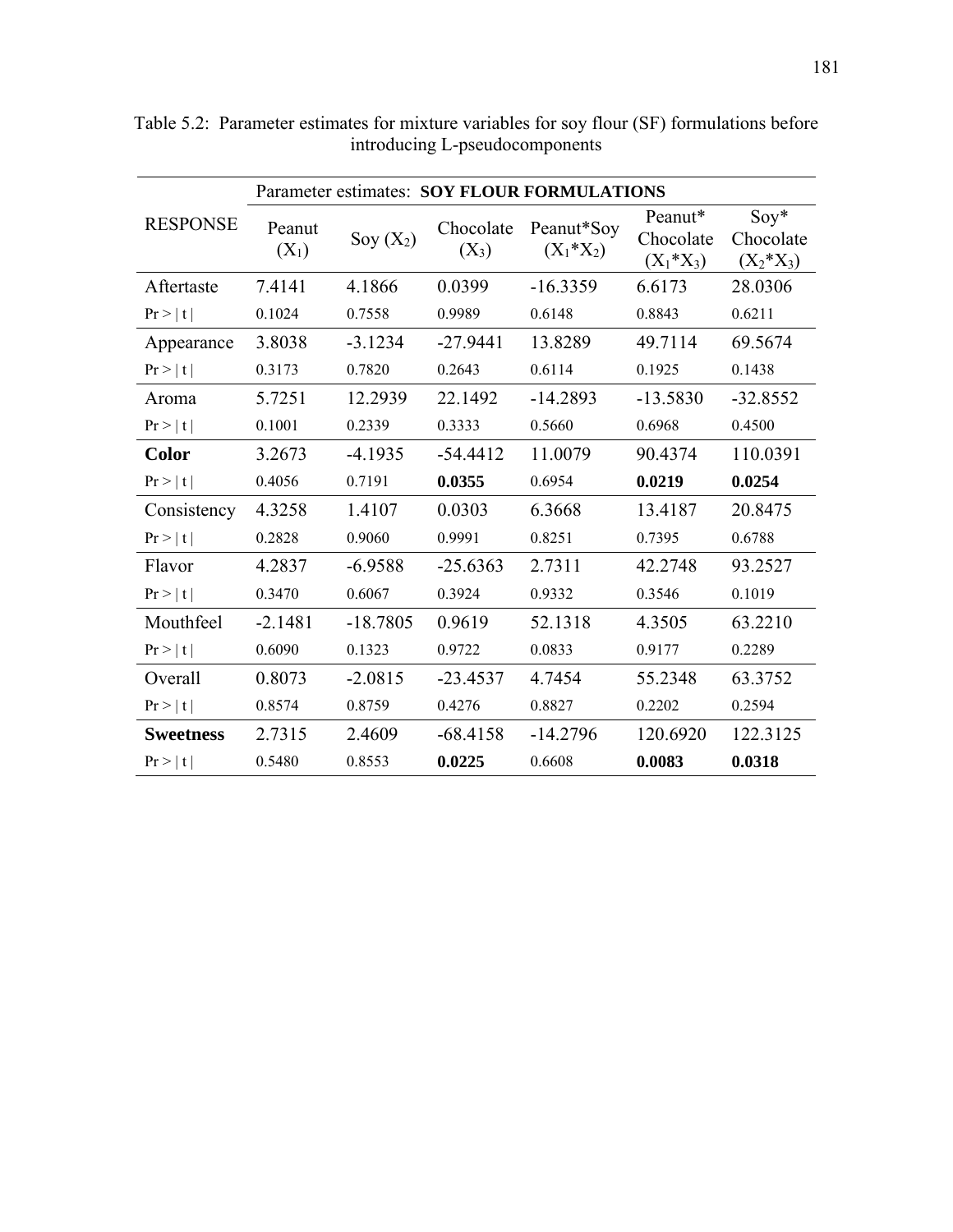Table 5.2: Parameter estimates for mixture variables for soy flour (SF) formulations before introducing L-pseudocomponents

| RESPONSE | Parameter estimates: **SOY FLOUR FORMULATIONS** | | | | | |
|---|---|---|---|---|---|---|
| | Peanut ($X_1$) | Soy ($X_2$) | Chocolate ($X_3$) | Peanut*Soy ($X_1$*$X_2$) | Peanut* Chocolate ($X_1$*$X_3$) | Soy* Chocolate ($X_2$*$X_3$) |
| Aftertaste | 7.4141 | 4.1866 | 0.0399 | -16.3359 | 6.6173 | 28.0306 |
| Pr > \| t \| | 0.1024 | 0.7558 | 0.9989 | 0.6148 | 0.8843 | 0.6211 |
| Appearance | 3.8038 | -3.1234 | -27.9441 | 13.8289 | 49.7114 | 69.5674 |
| Pr > \| t \| | 0.3173 | 0.7820 | 0.2643 | 0.6114 | 0.1925 | 0.1438 |
| Aroma | 5.7251 | 12.2939 | 22.1492 | -14.2893 | -13.5830 | -32.8552 |
| Pr > \| t \| | 0.1001 | 0.2339 | 0.3333 | 0.5660 | 0.6968 | 0.4500 |
| **Color** | 3.2673 | -4.1935 | -54.4412 | 11.0079 | 90.4374 | 110.0391 |
| Pr > \| t \| | 0.4056 | 0.7191 | **0.0355** | 0.6954 | **0.0219** | **0.0254** |
| Consistency | 4.3258 | 1.4107 | 0.0303 | 6.3668 | 13.4187 | 20.8475 |
| Pr > \| t \| | 0.2828 | 0.9060 | 0.9991 | 0.8251 | 0.7395 | 0.6788 |
| Flavor | 4.2837 | -6.9588 | -25.6363 | 2.7311 | 42.2748 | 93.2527 |
| Pr > \| t \| | 0.3470 | 0.6067 | 0.3924 | 0.9332 | 0.3546 | 0.1019 |
| Mouthfeel | -2.1481 | -18.7805 | 0.9619 | 52.1318 | 4.3505 | 63.2210 |
| Pr > \| t \| | 0.6090 | 0.1323 | 0.9722 | 0.0833 | 0.9177 | 0.2289 |
| Overall | 0.8073 | -2.0815 | -23.4537 | 4.7454 | 55.2348 | 63.3752 |
| Pr > \| t \| | 0.8574 | 0.8759 | 0.4276 | 0.8827 | 0.2202 | 0.2594 |
| **Sweetness** | 2.7315 | 2.4609 | -68.4158 | -14.2796 | 120.6920 | 122.3125 |
| Pr > \| t \| | 0.5480 | 0.8553 | **0.0225** | 0.6608 | **0.0083** | **0.0318** |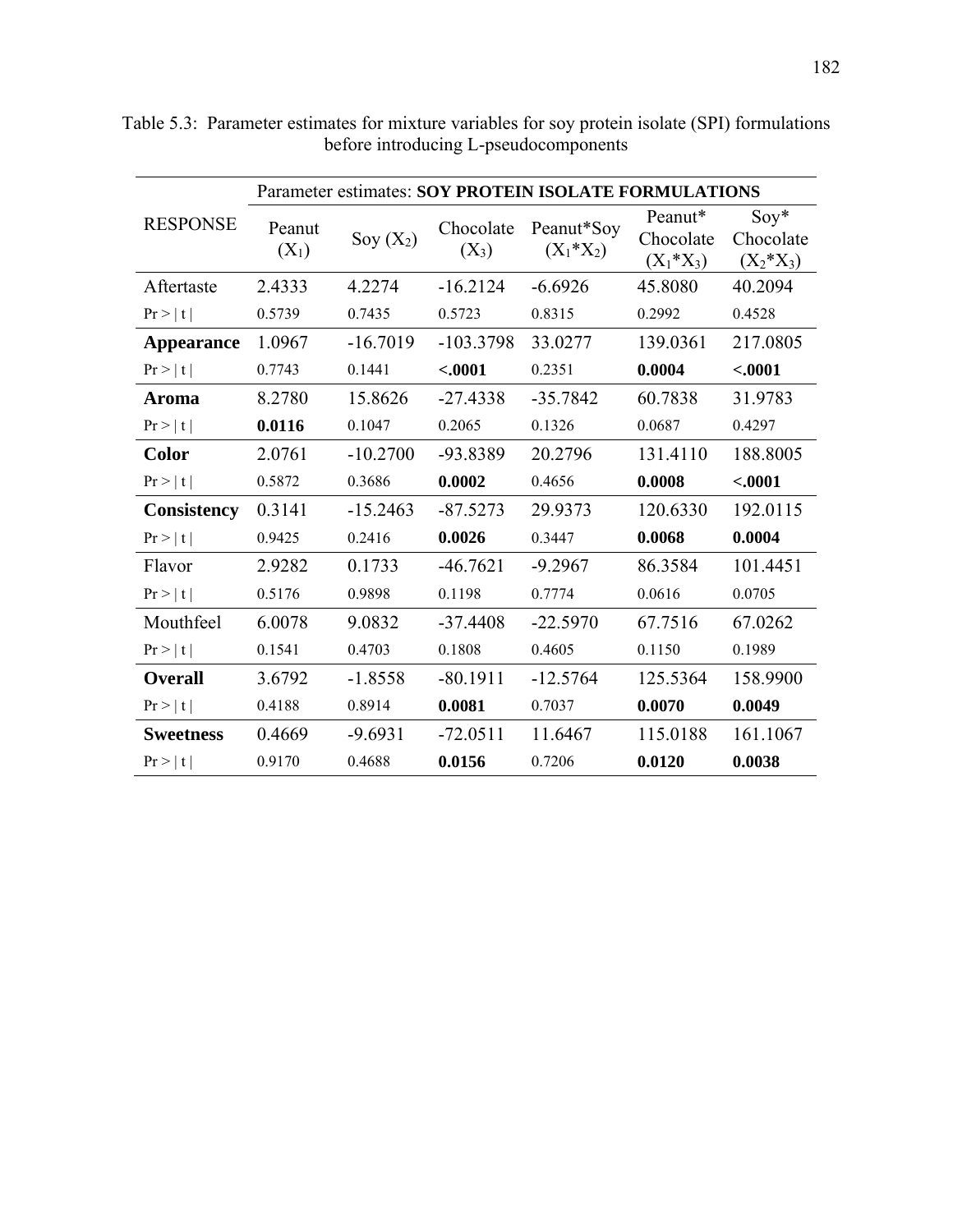Table 5.3: Parameter estimates for mixture variables for soy protein isolate (SPI) formulations before introducing L-pseudocomponents

| RESPONSE | Parameter estimates: **SOY PROTEIN ISOLATE FORMULATIONS** | | | | | |
|---|---|---|---|---|---|---|
| | Peanut ($X_1$) | Soy ($X_2$) | Chocolate ($X_3$) | Peanut*Soy ($X_1$*$X_2$) | Peanut* Chocolate ($X_1$*$X_3$) | Soy* Chocolate ($X_2$*$X_3$) |
| Aftertaste | 2.4333 | 4.2274 | -16.2124 | -6.6926 | 45.8080 | 40.2094 |
| Pr > \| t \| | 0.5739 | 0.7435 | 0.5723 | 0.8315 | 0.2992 | 0.4528 |
| **Appearance** | 1.0967 | -16.7019 | -103.3798 | 33.0277 | 139.0361 | 217.0805 |
| Pr > \| t \| | 0.7743 | 0.1441 | **<.0001** | 0.2351 | **0.0004** | **<.0001** |
| **Aroma** | 8.2780 | 15.8626 | -27.4338 | -35.7842 | 60.7838 | 31.9783 |
| Pr > \| t \| | **0.0116** | 0.1047 | 0.2065 | 0.1326 | 0.0687 | 0.4297 |
| **Color** | 2.0761 | -10.2700 | -93.8389 | 20.2796 | 131.4110 | 188.8005 |
| Pr > \| t \| | 0.5872 | 0.3686 | **0.0002** | 0.4656 | **0.0008** | **<.0001** |
| **Consistency** | 0.3141 | -15.2463 | -87.5273 | 29.9373 | 120.6330 | 192.0115 |
| Pr > \| t \| | 0.9425 | 0.2416 | **0.0026** | 0.3447 | **0.0068** | **0.0004** |
| Flavor | 2.9282 | 0.1733 | -46.7621 | -9.2967 | 86.3584 | 101.4451 |
| Pr > \| t \| | 0.5176 | 0.9898 | 0.1198 | 0.7774 | 0.0616 | 0.0705 |
| Mouthfeel | 6.0078 | 9.0832 | -37.4408 | -22.5970 | 67.7516 | 67.0262 |
| Pr > \| t \| | 0.1541 | 0.4703 | 0.1808 | 0.4605 | 0.1150 | 0.1989 |
| **Overall** | 3.6792 | -1.8558 | -80.1911 | -12.5764 | 125.5364 | 158.9900 |
| Pr > \| t \| | 0.4188 | 0.8914 | **0.0081** | 0.7037 | **0.0070** | **0.0049** |
| **Sweetness** | 0.4669 | -9.6931 | -72.0511 | 11.6467 | 115.0188 | 161.1067 |
| Pr > \| t \| | 0.9170 | 0.4688 | **0.0156** | 0.7206 | **0.0120** | **0.0038** |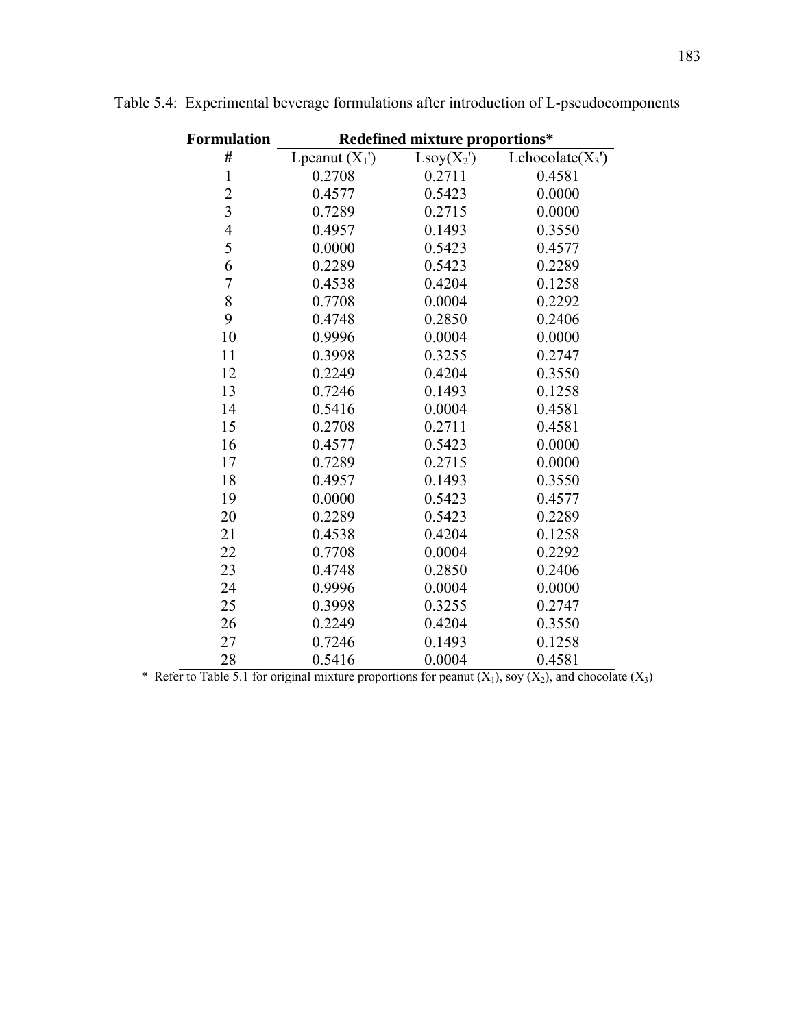Table 5.4: Experimental beverage formulations after introduction of L-pseudocomponents

| Formulation | Redefined mixture proportions* | | |
|---|---|---|---|
| # | Lpeanut ($X_1'$) | Lsoy($X_2'$) | Lchocolate($X_3'$) |
| 1 | 0.2708 | 0.2711 | 0.4581 |
| 2 | 0.4577 | 0.5423 | 0.0000 |
| 3 | 0.7289 | 0.2715 | 0.0000 |
| 4 | 0.4957 | 0.1493 | 0.3550 |
| 5 | 0.0000 | 0.5423 | 0.4577 |
| 6 | 0.2289 | 0.5423 | 0.2289 |
| 7 | 0.4538 | 0.4204 | 0.1258 |
| 8 | 0.7708 | 0.0004 | 0.2292 |
| 9 | 0.4748 | 0.2850 | 0.2406 |
| 10 | 0.9996 | 0.0004 | 0.0000 |
| 11 | 0.3998 | 0.3255 | 0.2747 |
| 12 | 0.2249 | 0.4204 | 0.3550 |
| 13 | 0.7246 | 0.1493 | 0.1258 |
| 14 | 0.5416 | 0.0004 | 0.4581 |
| 15 | 0.2708 | 0.2711 | 0.4581 |
| 16 | 0.4577 | 0.5423 | 0.0000 |
| 17 | 0.7289 | 0.2715 | 0.0000 |
| 18 | 0.4957 | 0.1493 | 0.3550 |
| 19 | 0.0000 | 0.5423 | 0.4577 |
| 20 | 0.2289 | 0.5423 | 0.2289 |
| 21 | 0.4538 | 0.4204 | 0.1258 |
| 22 | 0.7708 | 0.0004 | 0.2292 |
| 23 | 0.4748 | 0.2850 | 0.2406 |
| 24 | 0.9996 | 0.0004 | 0.0000 |
| 25 | 0.3998 | 0.3255 | 0.2747 |
| 26 | 0.2249 | 0.4204 | 0.3550 |
| 27 | 0.7246 | 0.1493 | 0.1258 |
| 28 | 0.5416 | 0.0004 | 0.4581 |

* Refer to Table 5.1 for original mixture proportions for peanut ($X_1$), soy ($X_2$), and chocolate ($X_3$)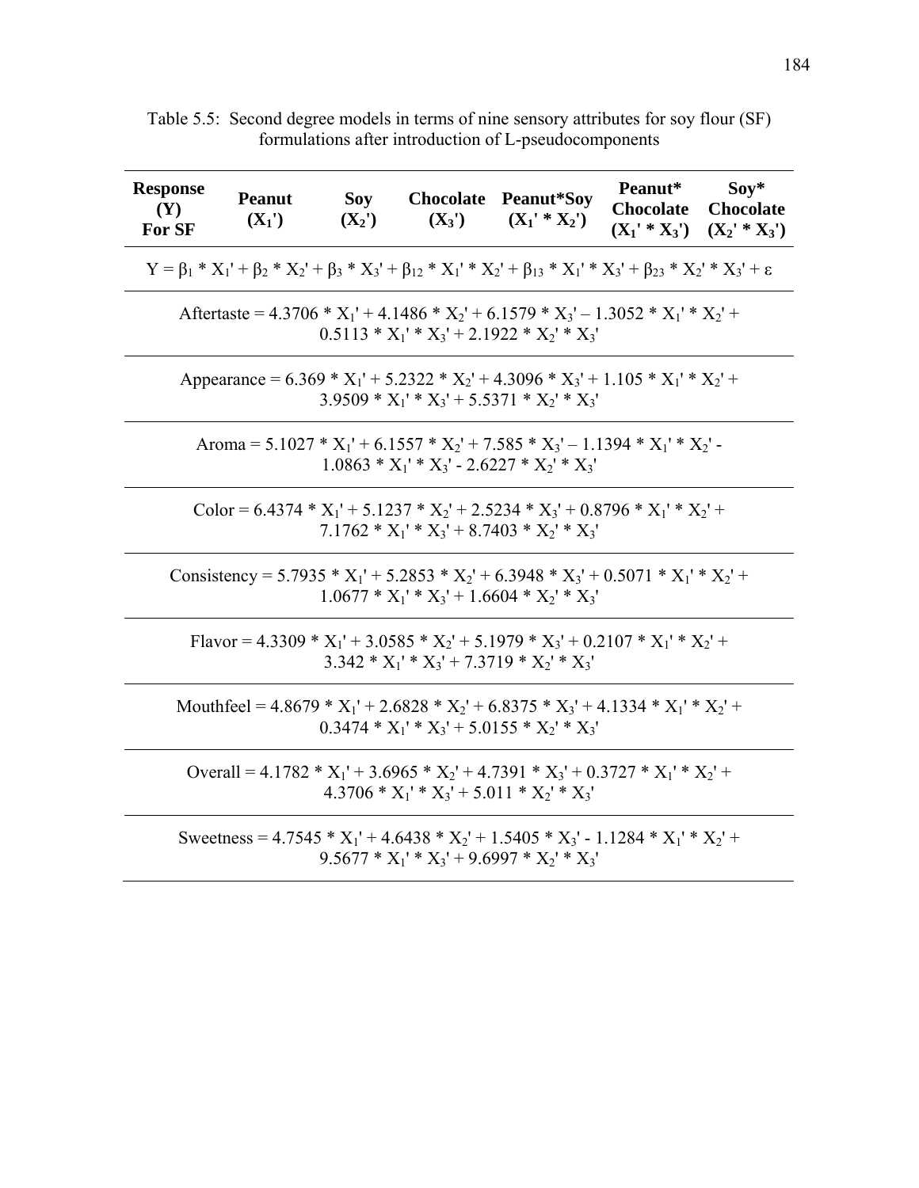Table 5.5: Second degree models in terms of nine sensory attributes for soy flour (SF) formulations after introduction of L-pseudocomponents

| **Response (Y) For SF** | **Peanut ($X_1'$)** | **Soy ($X_2'$)** | **Chocolate ($X_3'$)** | **Peanut\*Soy ($X_1' * X_2'$)** | **Peanut\* Chocolate ($X_1' * X_3'$)** | **Soy\* Chocolate ($X_2' * X_3'$)** |
|---|---|---|---|---|---|---|

$$Y = \beta_1 * X_1' + \beta_2 * X_2' + \beta_3 * X_3' + \beta_{12} * X_1' * X_2' + \beta_{13} * X_1' * X_3' + \beta_{23} * X_2' * X_3' + \varepsilon$$

$$\text{Aftertaste} = 4.3706 * X_1' + 4.1486 * X_2' + 6.1579 * X_3' - 1.3052 * X_1' * X_2' + 0.5113 * X_1' * X_3' + 2.1922 * X_2' * X_3'$$

$$\text{Appearance} = 6.369 * X_1' + 5.2322 * X_2' + 4.3096 * X_3' + 1.105 * X_1' * X_2' + 3.9509 * X_1' * X_3' + 5.5371 * X_2' * X_3'$$

$$\text{Aroma} = 5.1027 * X_1' + 6.1557 * X_2' + 7.585 * X_3' - 1.1394 * X_1' * X_2' - 1.0863 * X_1' * X_3' - 2.6227 * X_2' * X_3'$$

$$\text{Color} = 6.4374 * X_1' + 5.1237 * X_2' + 2.5234 * X_3' + 0.8796 * X_1' * X_2' + 7.1762 * X_1' * X_3' + 8.7403 * X_2' * X_3'$$

$$\text{Consistency} = 5.7935 * X_1' + 5.2853 * X_2' + 6.3948 * X_3' + 0.5071 * X_1' * X_2' + 1.0677 * X_1' * X_3' + 1.6604 * X_2' * X_3'$$

$$\text{Flavor} = 4.3309 * X_1' + 3.0585 * X_2' + 5.1979 * X_3' + 0.2107 * X_1' * X_2' + 3.342 * X_1' * X_3' + 7.3719 * X_2' * X_3'$$

$$\text{Mouthfeel} = 4.8679 * X_1' + 2.6828 * X_2' + 6.8375 * X_3' + 4.1334 * X_1' * X_2' + 0.3474 * X_1' * X_3' + 5.0155 * X_2' * X_3'$$

$$\text{Overall} = 4.1782 * X_1' + 3.6965 * X_2' + 4.7391 * X_3' + 0.3727 * X_1' * X_2' + 4.3706 * X_1' * X_3' + 5.011 * X_2' * X_3'$$

$$\text{Sweetness} = 4.7545 * X_1' + 4.6438 * X_2' + 1.5405 * X_3' - 1.1284 * X_1' * X_2' + 9.5677 * X_1' * X_3' + 9.6997 * X_2' * X_3'$$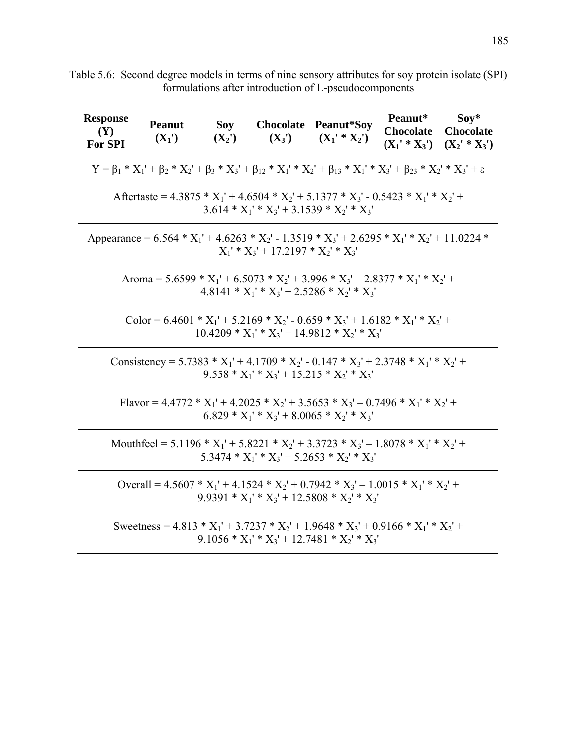Table 5.6: Second degree models in terms of nine sensory attributes for soy protein isolate (SPI) formulations after introduction of L-pseudocomponents

| Response (Y) For SPI | Peanut ($X_1'$) | Soy ($X_2'$) | Chocolate ($X_3'$) | Peanut*Soy ($X_1' * X_2'$) | Peanut* Chocolate ($X_1' * X_3'$) | Soy* Chocolate ($X_2' * X_3'$) |
|---|---|---|---|---|---|---|

$$Y = \beta_1 * X_1' + \beta_2 * X_2' + \beta_3 * X_3' + \beta_{12} * X_1' * X_2' + \beta_{13} * X_1' * X_3' + \beta_{23} * X_2' * X_3' + \varepsilon$$

$$\text{Aftertaste} = 4.3875 * X_1' + 4.6504 * X_2' + 5.1377 * X_3' - 0.5423 * X_1' * X_2' + 3.614 * X_1' * X_3' + 3.1539 * X_2' * X_3'$$

$$\text{Appearance} = 6.564 * X_1' + 4.6263 * X_2' - 1.3519 * X_3' + 2.6295 * X_1' * X_2' + 11.0224 * X_1' * X_3' + 17.2197 * X_2' * X_3'$$

$$\text{Aroma} = 5.6599 * X_1' + 6.5073 * X_2' + 3.996 * X_3' - 2.8377 * X_1' * X_2' + 4.8141 * X_1' * X_3' + 2.5286 * X_2' * X_3'$$

$$\text{Color} = 6.4601 * X_1' + 5.2169 * X_2' - 0.659 * X_3' + 1.6182 * X_1' * X_2' + 10.4209 * X_1' * X_3' + 14.9812 * X_2' * X_3'$$

$$\text{Consistency} = 5.7383 * X_1' + 4.1709 * X_2' - 0.147 * X_3' + 2.3748 * X_1' * X_2' + 9.558 * X_1' * X_3' + 15.215 * X_2' * X_3'$$

$$\text{Flavor} = 4.4772 * X_1' + 4.2025 * X_2' + 3.5653 * X_3' - 0.7496 * X_1' * X_2' + 6.829 * X_1' * X_3' + 8.0065 * X_2' * X_3'$$

$$\text{Mouthfeel} = 5.1196 * X_1' + 5.8221 * X_2' + 3.3723 * X_3' - 1.8078 * X_1' * X_2' + 5.3474 * X_1' * X_3' + 5.2653 * X_2' * X_3'$$

$$\text{Overall} = 4.5607 * X_1' + 4.1524 * X_2' + 0.7942 * X_3' - 1.0015 * X_1' * X_2' + 9.9391 * X_1' * X_3' + 12.5808 * X_2' * X_3'$$

$$\text{Sweetness} = 4.813 * X_1' + 3.7237 * X_2' + 1.9648 * X_3' + 0.9166 * X_1' * X_2' + 9.1056 * X_1' * X_3' + 12.7481 * X_2' * X_3'$$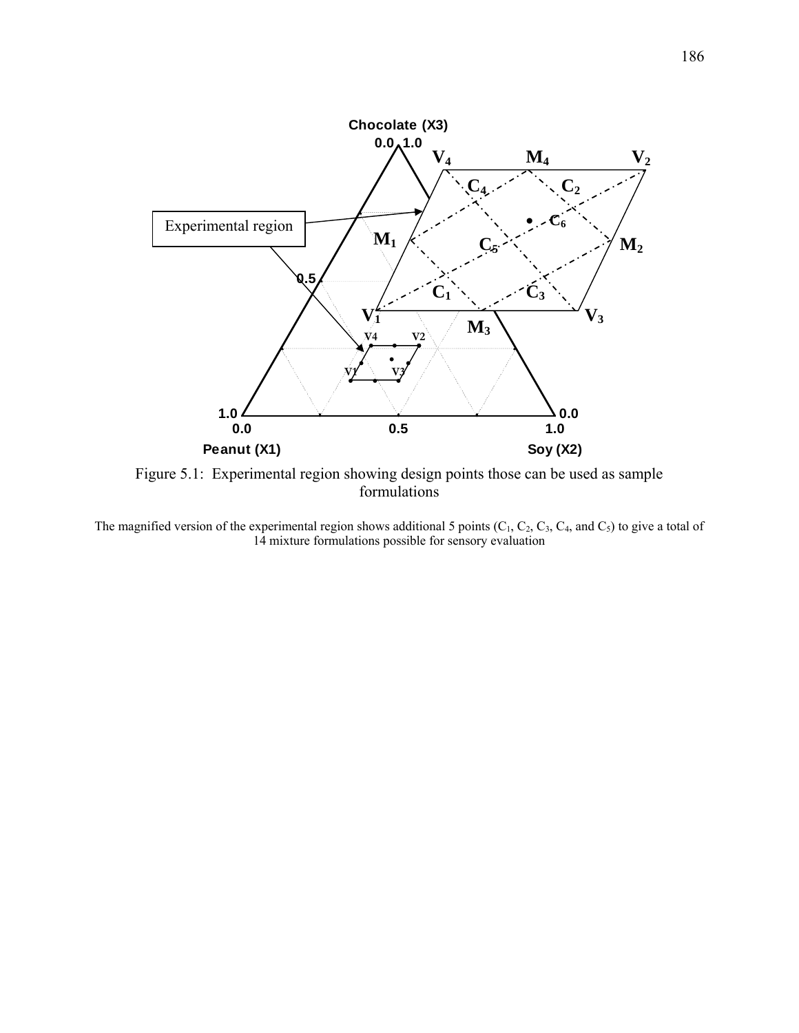Figure 5.1: Experimental region showing design points those can be used as sample formulations

The magnified version of the experimental region shows additional 5 points ($C_1$, $C_2$, $C_3$, $C_4$, and $C_5$) to give a total of 14 mixture formulations possible for sensory evaluation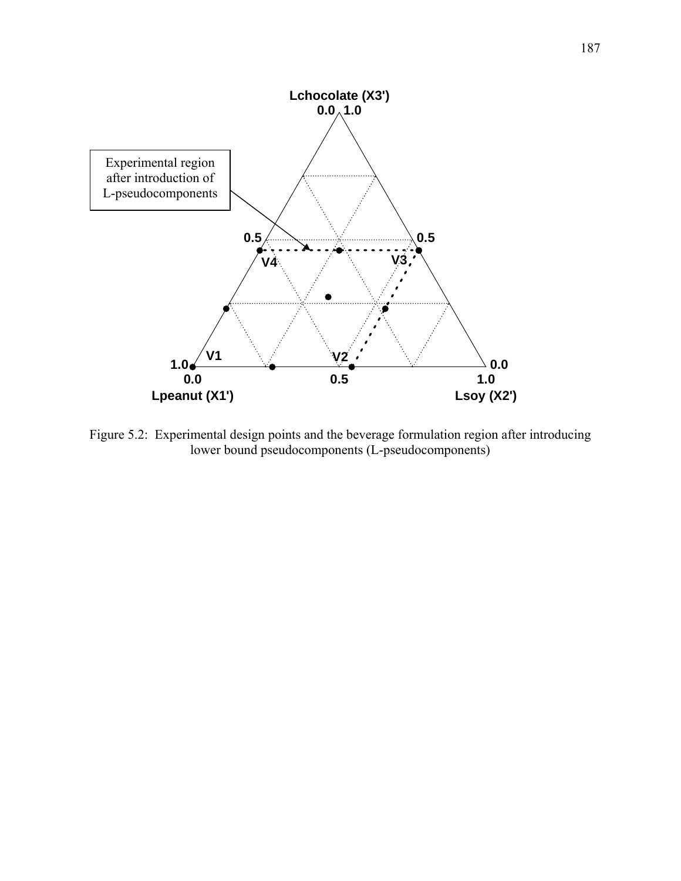Figure 5.2: Experimental design points and the beverage formulation region after introducing lower bound pseudocomponents (L-pseudocomponents)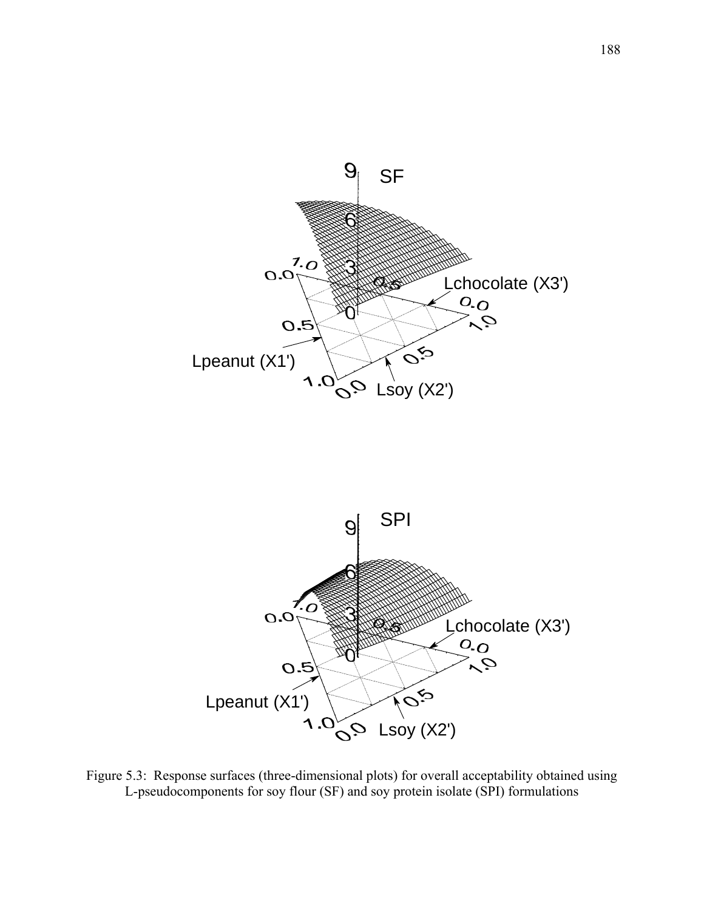Figure 5.3: Response surfaces (three-dimensional plots) for overall acceptability obtained using L-pseudocomponents for soy flour (SF) and soy protein isolate (SPI) formulations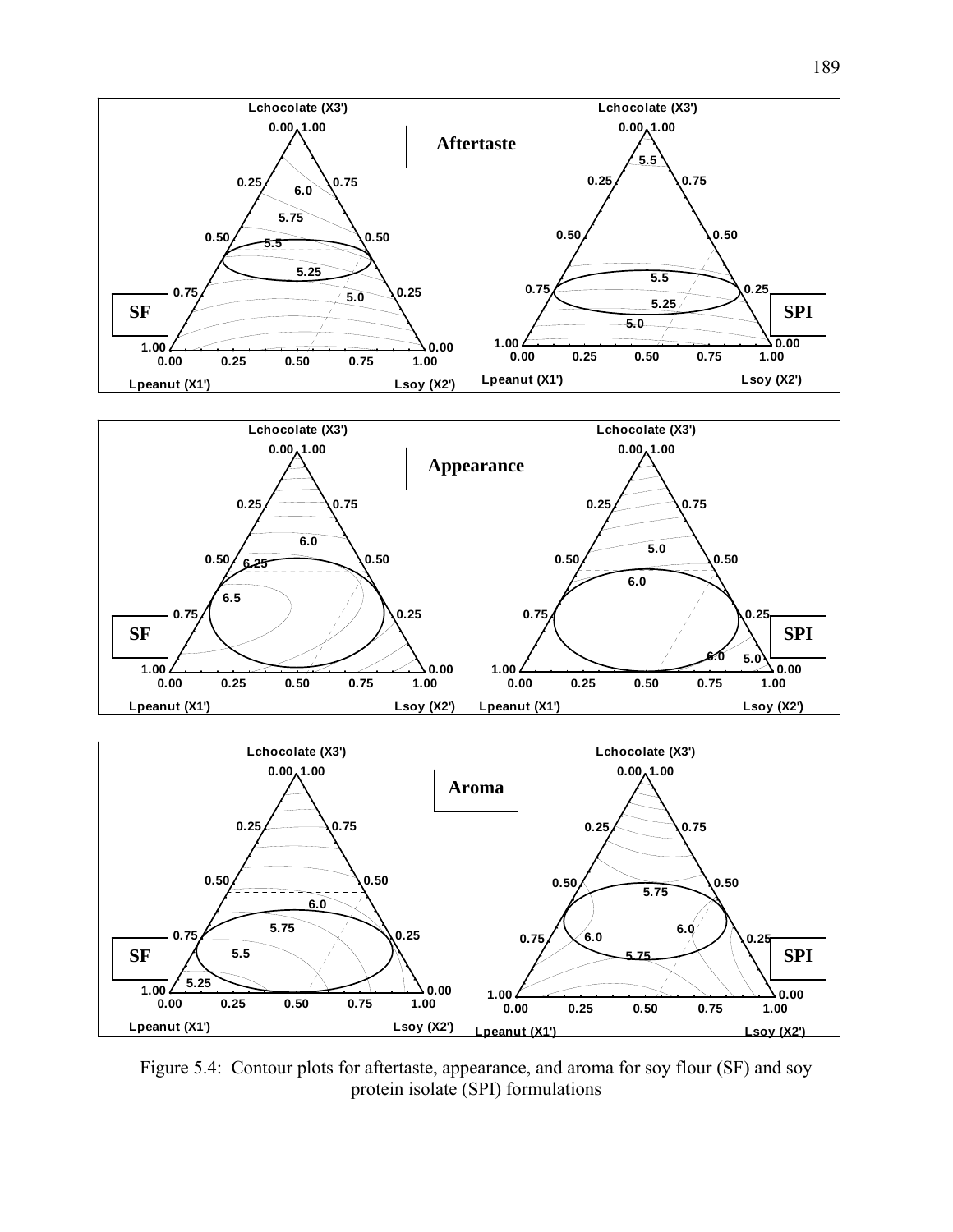Figure 5.4: Contour plots for aftertaste, appearance, and aroma for soy flour (SF) and soy protein isolate (SPI) formulations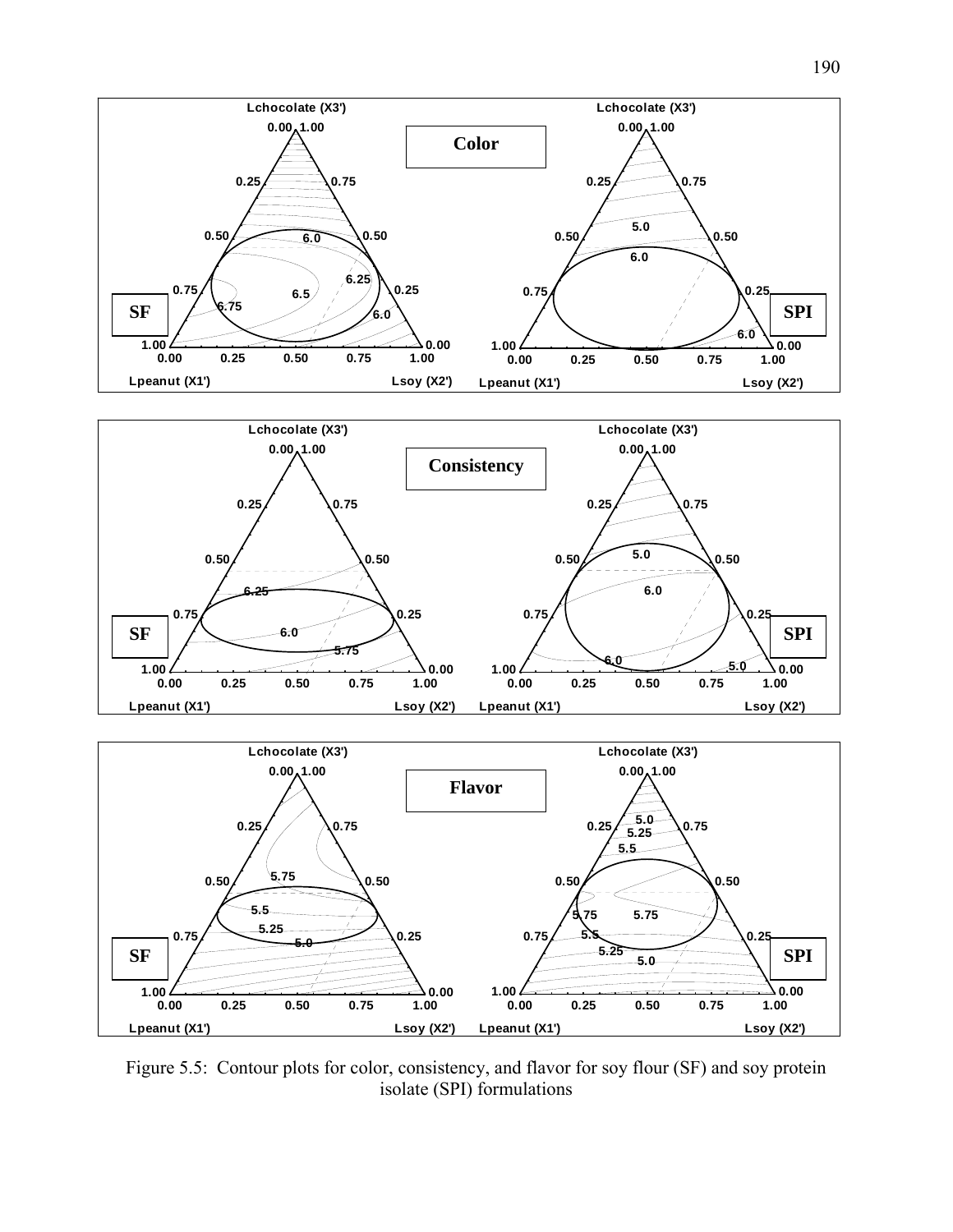Figure 5.5: Contour plots for color, consistency, and flavor for soy flour (SF) and soy protein isolate (SPI) formulations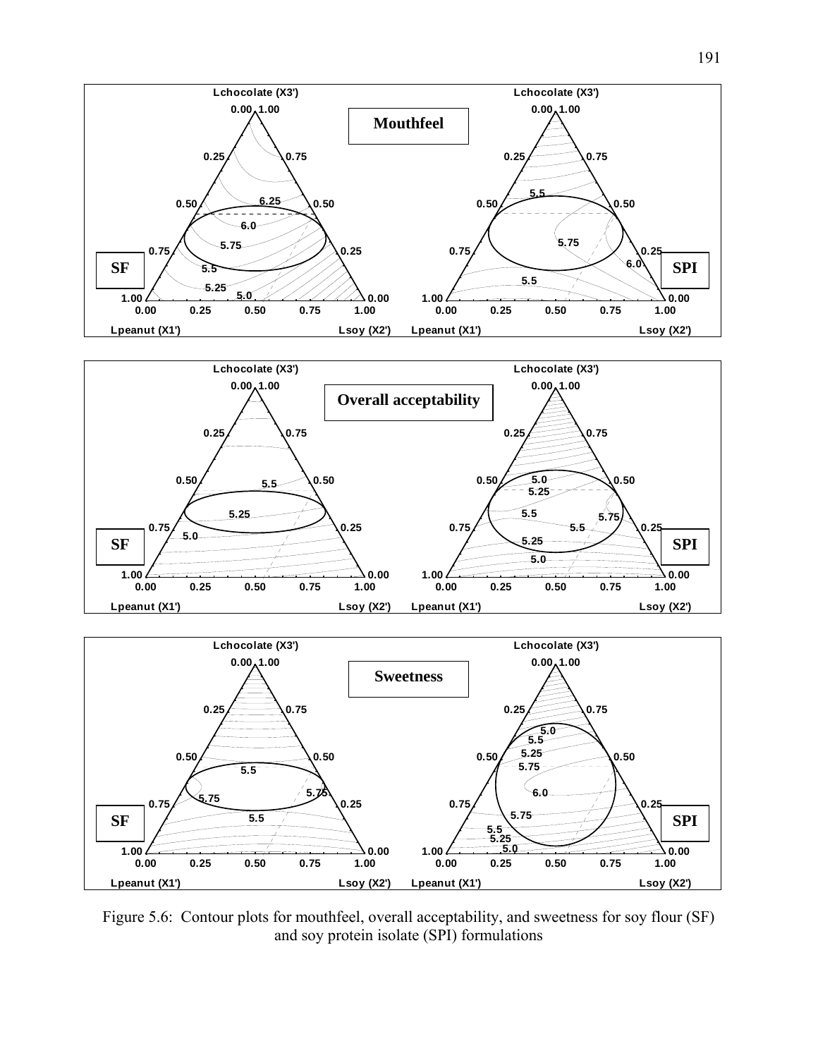Figure 5.6: Contour plots for mouthfeel, overall acceptability, and sweetness for soy flour (SF) and soy protein isolate (SPI) formulations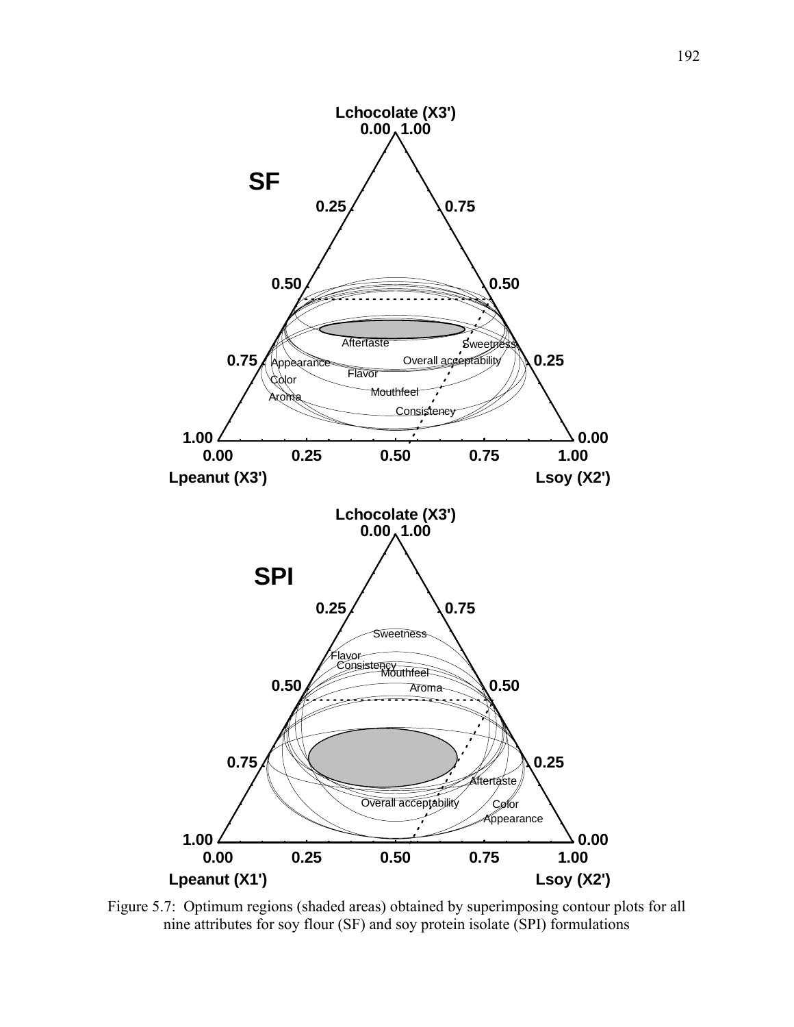Figure 5.7: Optimum regions (shaded areas) obtained by superimposing contour plots for all nine attributes for soy flour (SF) and soy protein isolate (SPI) formulations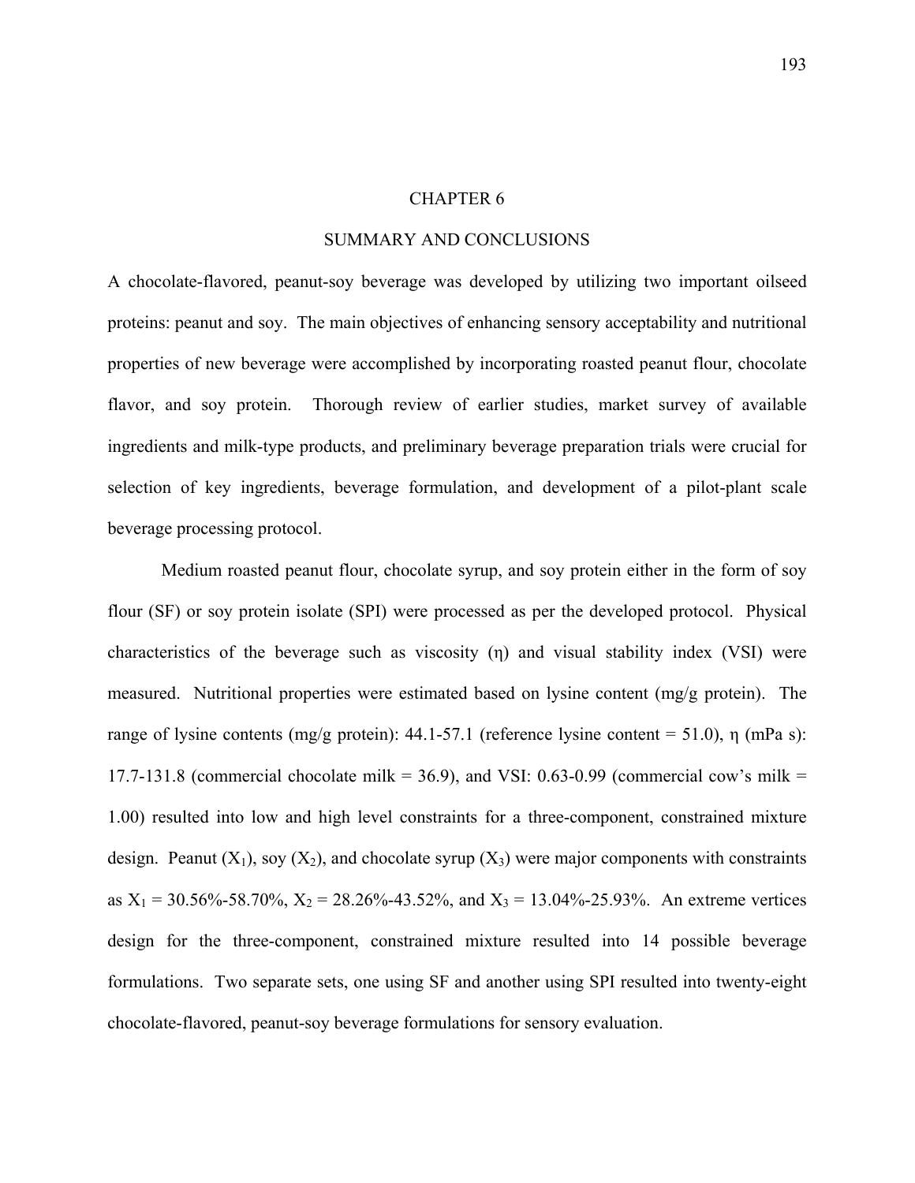# CHAPTER 6

## SUMMARY AND CONCLUSIONS

A chocolate-flavored, peanut-soy beverage was developed by utilizing two important oilseed proteins: peanut and soy. The main objectives of enhancing sensory acceptability and nutritional properties of new beverage were accomplished by incorporating roasted peanut flour, chocolate flavor, and soy protein. Thorough review of earlier studies, market survey of available ingredients and milk-type products, and preliminary beverage preparation trials were crucial for selection of key ingredients, beverage formulation, and development of a pilot-plant scale beverage processing protocol.

Medium roasted peanut flour, chocolate syrup, and soy protein either in the form of soy flour (SF) or soy protein isolate (SPI) were processed as per the developed protocol. Physical characteristics of the beverage such as viscosity ($\eta$) and visual stability index (VSI) were measured. Nutritional properties were estimated based on lysine content (mg/g protein). The range of lysine contents (mg/g protein): 44.1-57.1 (reference lysine content = 51.0), $\eta$ (mPa s): 17.7-131.8 (commercial chocolate milk = 36.9), and VSI: 0.63-0.99 (commercial cow's milk = 1.00) resulted into low and high level constraints for a three-component, constrained mixture design. Peanut ($X_1$), soy ($X_2$), and chocolate syrup ($X_3$) were major components with constraints as $X_1$ = 30.56%-58.70%, $X_2$ = 28.26%-43.52%, and $X_3$ = 13.04%-25.93%. An extreme vertices design for the three-component, constrained mixture resulted into 14 possible beverage formulations. Two separate sets, one using SF and another using SPI resulted into twenty-eight chocolate-flavored, peanut-soy beverage formulations for sensory evaluation.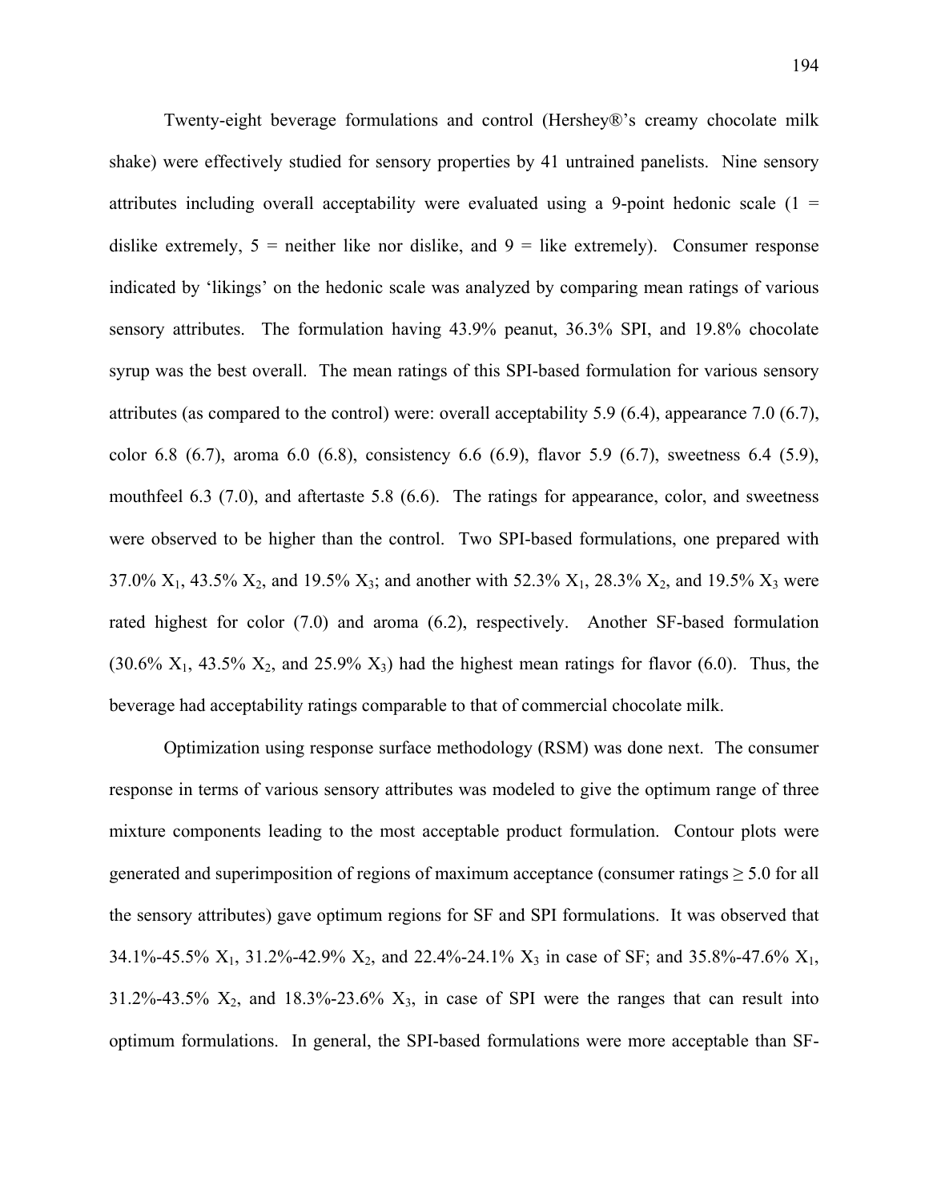Twenty-eight beverage formulations and control (Hershey®'s creamy chocolate milk shake) were effectively studied for sensory properties by 41 untrained panelists. Nine sensory attributes including overall acceptability were evaluated using a 9-point hedonic scale (1 = dislike extremely, 5 = neither like nor dislike, and 9 = like extremely). Consumer response indicated by 'likings' on the hedonic scale was analyzed by comparing mean ratings of various sensory attributes. The formulation having 43.9% peanut, 36.3% SPI, and 19.8% chocolate syrup was the best overall. The mean ratings of this SPI-based formulation for various sensory attributes (as compared to the control) were: overall acceptability 5.9 (6.4), appearance 7.0 (6.7), color 6.8 (6.7), aroma 6.0 (6.8), consistency 6.6 (6.9), flavor 5.9 (6.7), sweetness 6.4 (5.9), mouthfeel 6.3 (7.0), and aftertaste 5.8 (6.6). The ratings for appearance, color, and sweetness were observed to be higher than the control. Two SPI-based formulations, one prepared with 37.0% $X_1$, 43.5% $X_2$, and 19.5% $X_3$; and another with 52.3% $X_1$, 28.3% $X_2$, and 19.5% $X_3$ were rated highest for color (7.0) and aroma (6.2), respectively. Another SF-based formulation (30.6% $X_1$, 43.5% $X_2$, and 25.9% $X_3$) had the highest mean ratings for flavor (6.0). Thus, the beverage had acceptability ratings comparable to that of commercial chocolate milk.

Optimization using response surface methodology (RSM) was done next. The consumer response in terms of various sensory attributes was modeled to give the optimum range of three mixture components leading to the most acceptable product formulation. Contour plots were generated and superimposition of regions of maximum acceptance (consumer ratings ≥ 5.0 for all the sensory attributes) gave optimum regions for SF and SPI formulations. It was observed that 34.1%-45.5% $X_1$, 31.2%-42.9% $X_2$, and 22.4%-24.1% $X_3$ in case of SF; and 35.8%-47.6% $X_1$, 31.2%-43.5% $X_2$, and 18.3%-23.6% $X_3$, in case of SPI were the ranges that can result into optimum formulations. In general, the SPI-based formulations were more acceptable than SF-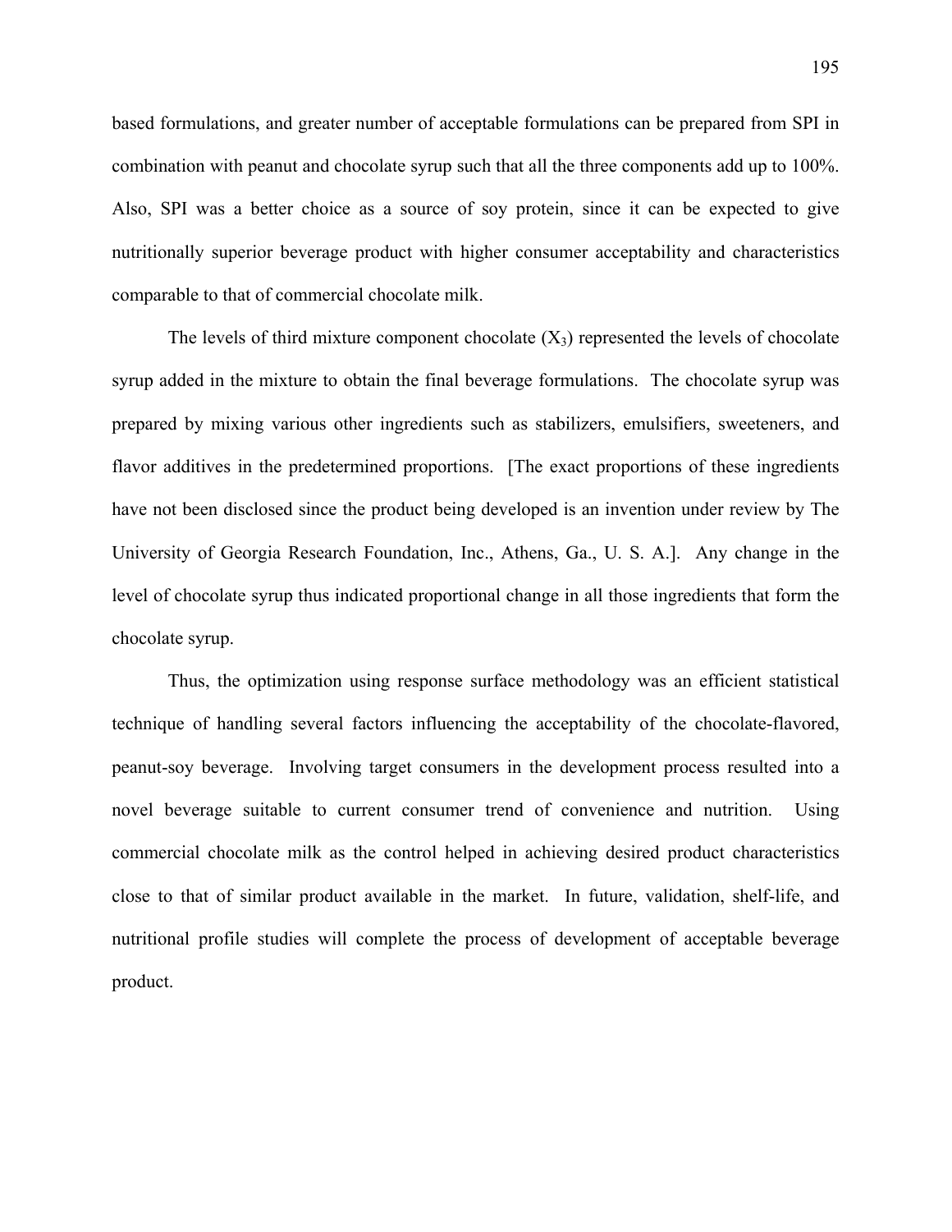based formulations, and greater number of acceptable formulations can be prepared from SPI in combination with peanut and chocolate syrup such that all the three components add up to 100%. Also, SPI was a better choice as a source of soy protein, since it can be expected to give nutritionally superior beverage product with higher consumer acceptability and characteristics comparable to that of commercial chocolate milk.

The levels of third mixture component chocolate ($X_3$) represented the levels of chocolate syrup added in the mixture to obtain the final beverage formulations. The chocolate syrup was prepared by mixing various other ingredients such as stabilizers, emulsifiers, sweeteners, and flavor additives in the predetermined proportions. [The exact proportions of these ingredients have not been disclosed since the product being developed is an invention under review by The University of Georgia Research Foundation, Inc., Athens, Ga., U. S. A.]. Any change in the level of chocolate syrup thus indicated proportional change in all those ingredients that form the chocolate syrup.

Thus, the optimization using response surface methodology was an efficient statistical technique of handling several factors influencing the acceptability of the chocolate-flavored, peanut-soy beverage. Involving target consumers in the development process resulted into a novel beverage suitable to current consumer trend of convenience and nutrition. Using commercial chocolate milk as the control helped in achieving desired product characteristics close to that of similar product available in the market. In future, validation, shelf-life, and nutritional profile studies will complete the process of development of acceptable beverage product.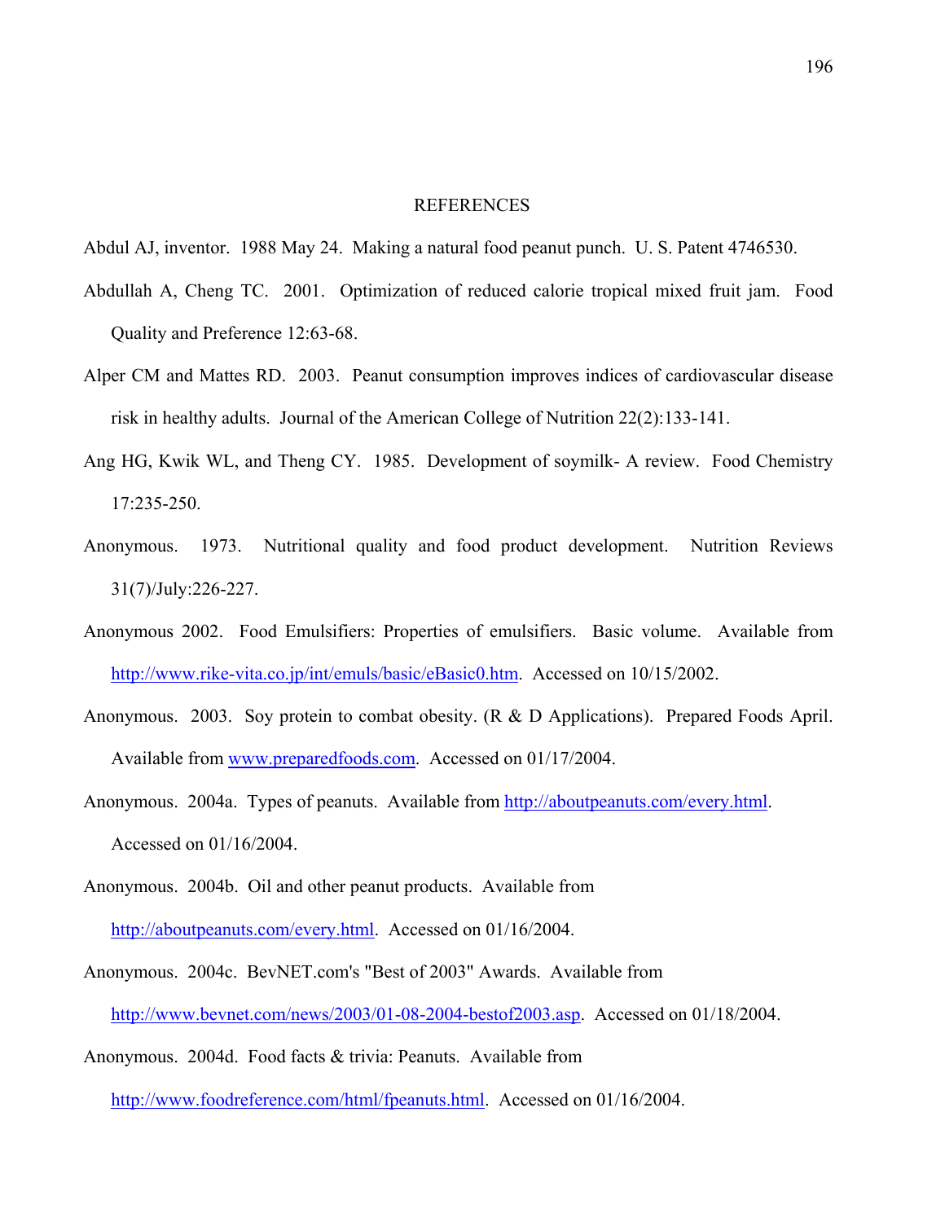# REFERENCES

Abdul AJ, inventor. 1988 May 24. Making a natural food peanut punch. U. S. Patent 4746530.

Abdullah A, Cheng TC. 2001. Optimization of reduced calorie tropical mixed fruit jam. Food Quality and Preference 12:63-68.

Alper CM and Mattes RD. 2003. Peanut consumption improves indices of cardiovascular disease risk in healthy adults. Journal of the American College of Nutrition 22(2):133-141.

Ang HG, Kwik WL, and Theng CY. 1985. Development of soymilk- A review. Food Chemistry 17:235-250.

Anonymous. 1973. Nutritional quality and food product development. Nutrition Reviews 31(7)/July:226-227.

Anonymous 2002. Food Emulsifiers: Properties of emulsifiers. Basic volume. Available from http://www.rike-vita.co.jp/int/emuls/basic/eBasic0.htm. Accessed on 10/15/2002.

Anonymous. 2003. Soy protein to combat obesity. (R & D Applications). Prepared Foods April. Available from www.preparedfoods.com. Accessed on 01/17/2004.

Anonymous. 2004a. Types of peanuts. Available from http://aboutpeanuts.com/every.html. Accessed on 01/16/2004.

Anonymous. 2004b. Oil and other peanut products. Available from http://aboutpeanuts.com/every.html. Accessed on 01/16/2004.

Anonymous. 2004c. BevNET.com's "Best of 2003" Awards. Available from http://www.bevnet.com/news/2003/01-08-2004-bestof2003.asp. Accessed on 01/18/2004.

Anonymous. 2004d. Food facts & trivia: Peanuts. Available from http://www.foodreference.com/html/fpeanuts.html. Accessed on 01/16/2004.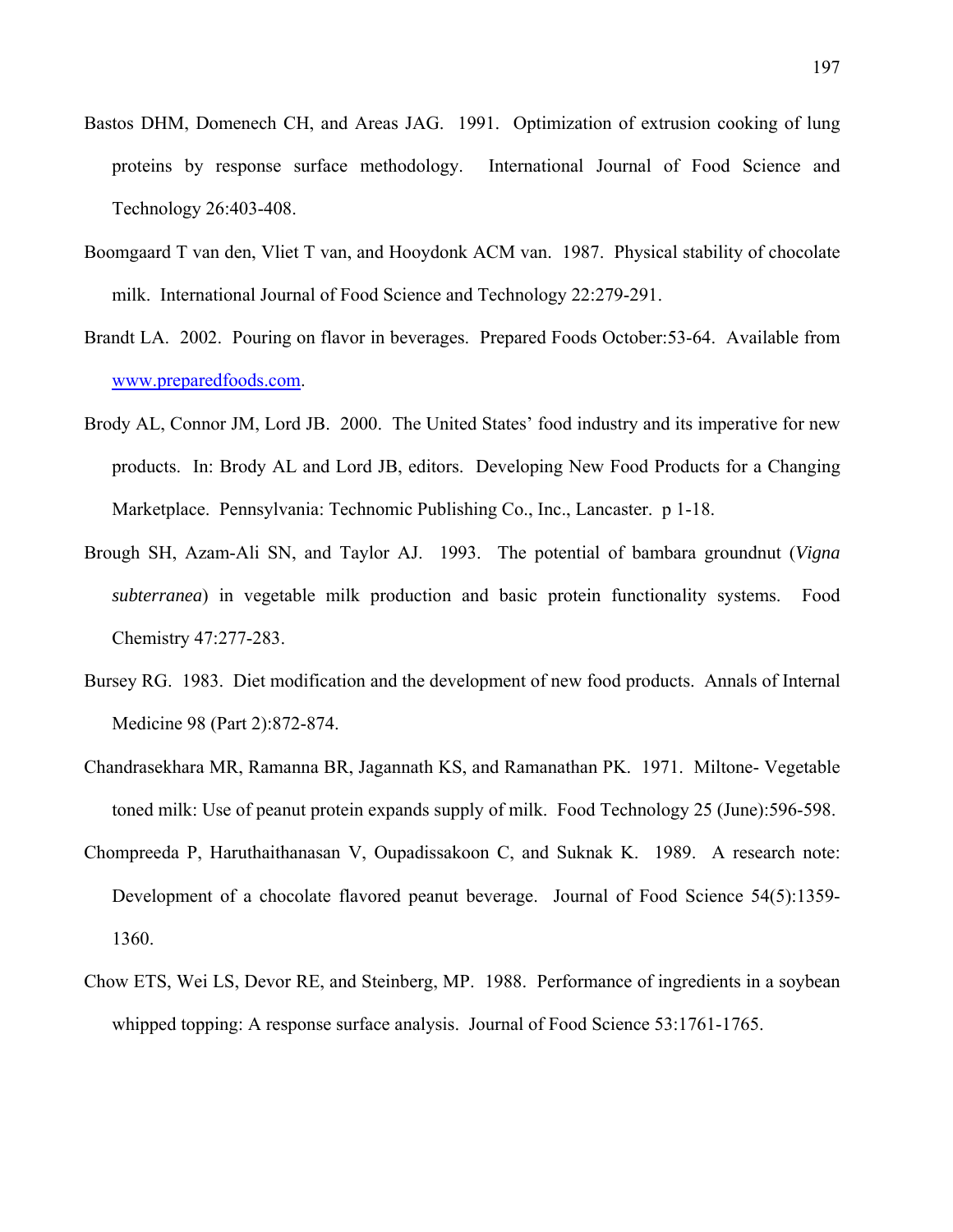Bastos DHM, Domenech CH, and Areas JAG. 1991. Optimization of extrusion cooking of lung proteins by response surface methodology. International Journal of Food Science and Technology 26:403-408.

Boomgaard T van den, Vliet T van, and Hooydonk ACM van. 1987. Physical stability of chocolate milk. International Journal of Food Science and Technology 22:279-291.

Brandt LA. 2002. Pouring on flavor in beverages. Prepared Foods October:53-64. Available from www.preparedfoods.com.

Brody AL, Connor JM, Lord JB. 2000. The United States' food industry and its imperative for new products. In: Brody AL and Lord JB, editors. Developing New Food Products for a Changing Marketplace. Pennsylvania: Technomic Publishing Co., Inc., Lancaster. p 1-18.

Brough SH, Azam-Ali SN, and Taylor AJ. 1993. The potential of bambara groundnut (*Vigna subterranea*) in vegetable milk production and basic protein functionality systems. Food Chemistry 47:277-283.

Bursey RG. 1983. Diet modification and the development of new food products. Annals of Internal Medicine 98 (Part 2):872-874.

Chandrasekhara MR, Ramanna BR, Jagannath KS, and Ramanathan PK. 1971. Miltone- Vegetable toned milk: Use of peanut protein expands supply of milk. Food Technology 25 (June):596-598.

Chompreeda P, Haruthaithanasan V, Oupadissakoon C, and Suknak K. 1989. A research note: Development of a chocolate flavored peanut beverage. Journal of Food Science 54(5):1359-1360.

Chow ETS, Wei LS, Devor RE, and Steinberg, MP. 1988. Performance of ingredients in a soybean whipped topping: A response surface analysis. Journal of Food Science 53:1761-1765.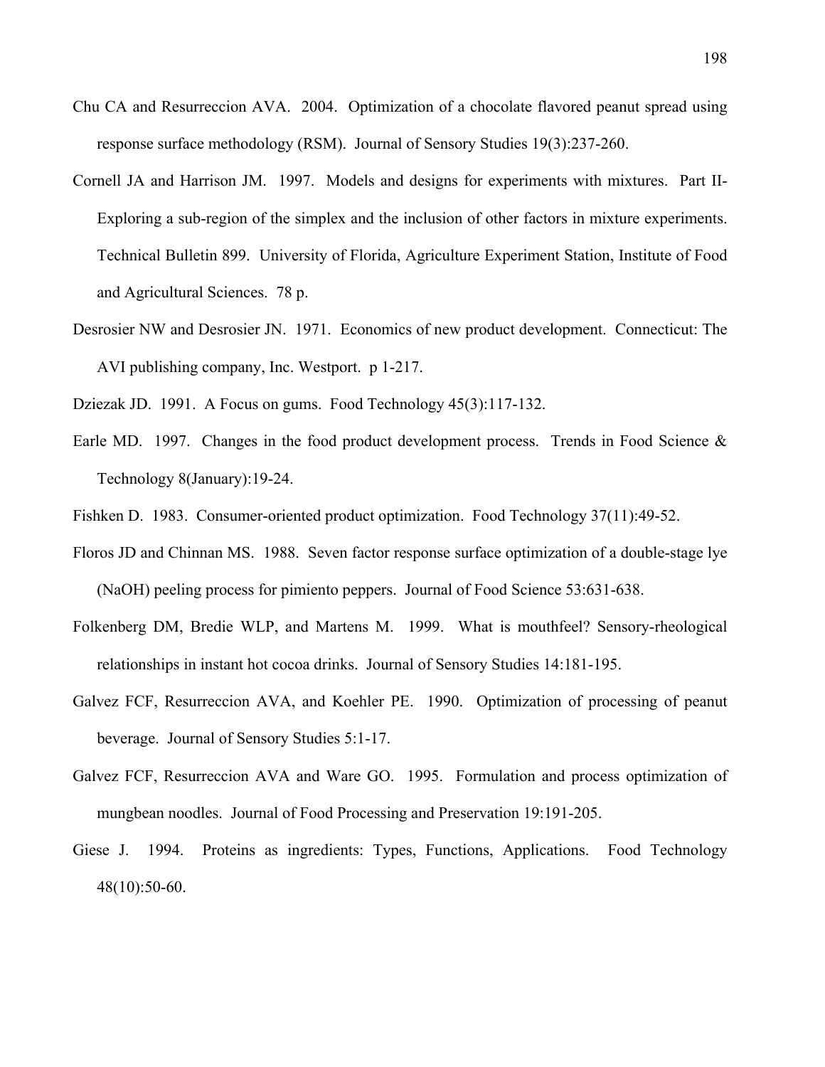Chu CA and Resurreccion AVA. 2004. Optimization of a chocolate flavored peanut spread using response surface methodology (RSM). Journal of Sensory Studies 19(3):237-260.

Cornell JA and Harrison JM. 1997. Models and designs for experiments with mixtures. Part II-Exploring a sub-region of the simplex and the inclusion of other factors in mixture experiments. Technical Bulletin 899. University of Florida, Agriculture Experiment Station, Institute of Food and Agricultural Sciences. 78 p.

Desrosier NW and Desrosier JN. 1971. Economics of new product development. Connecticut: The AVI publishing company, Inc. Westport. p 1-217.

Dziezak JD. 1991. A Focus on gums. Food Technology 45(3):117-132.

Earle MD. 1997. Changes in the food product development process. Trends in Food Science & Technology 8(January):19-24.

Fishken D. 1983. Consumer-oriented product optimization. Food Technology 37(11):49-52.

Floros JD and Chinnan MS. 1988. Seven factor response surface optimization of a double-stage lye (NaOH) peeling process for pimiento peppers. Journal of Food Science 53:631-638.

Folkenberg DM, Bredie WLP, and Martens M. 1999. What is mouthfeel? Sensory-rheological relationships in instant hot cocoa drinks. Journal of Sensory Studies 14:181-195.

Galvez FCF, Resurreccion AVA, and Koehler PE. 1990. Optimization of processing of peanut beverage. Journal of Sensory Studies 5:1-17.

Galvez FCF, Resurreccion AVA and Ware GO. 1995. Formulation and process optimization of mungbean noodles. Journal of Food Processing and Preservation 19:191-205.

Giese J. 1994. Proteins as ingredients: Types, Functions, Applications. Food Technology 48(10):50-60.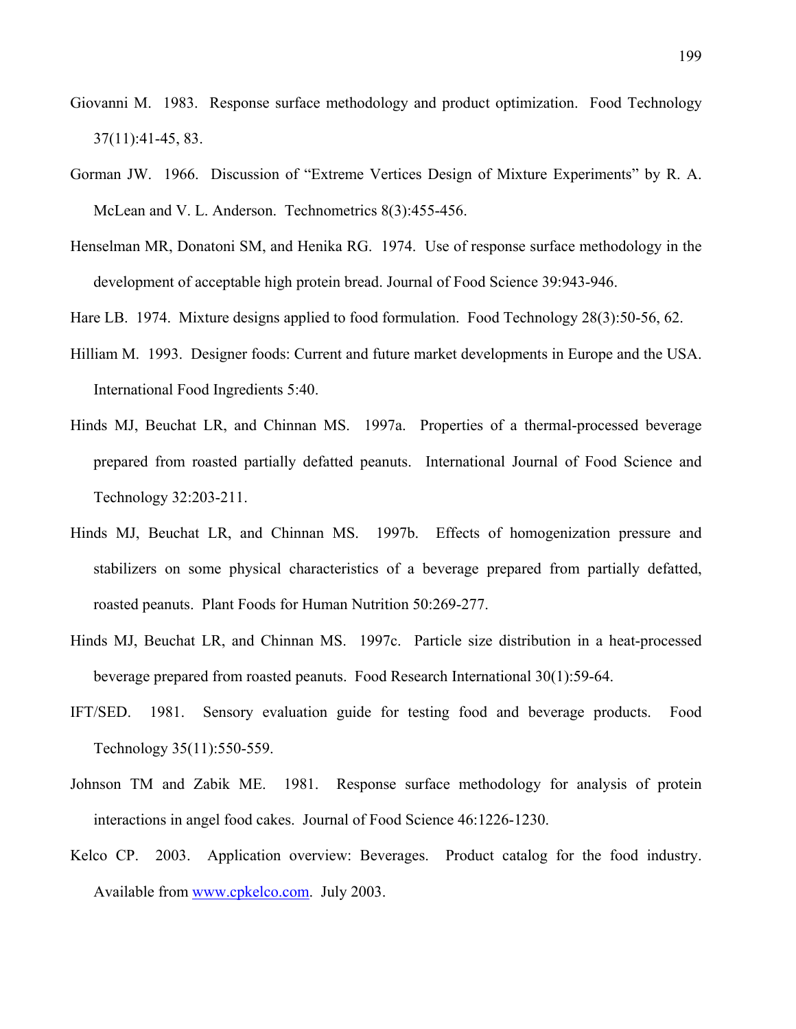Giovanni M. 1983. Response surface methodology and product optimization. Food Technology 37(11):41-45, 83.

Gorman JW. 1966. Discussion of "Extreme Vertices Design of Mixture Experiments" by R. A. McLean and V. L. Anderson. Technometrics 8(3):455-456.

Henselman MR, Donatoni SM, and Henika RG. 1974. Use of response surface methodology in the development of acceptable high protein bread. Journal of Food Science 39:943-946.

Hare LB. 1974. Mixture designs applied to food formulation. Food Technology 28(3):50-56, 62.

Hilliam M. 1993. Designer foods: Current and future market developments in Europe and the USA. International Food Ingredients 5:40.

Hinds MJ, Beuchat LR, and Chinnan MS. 1997a. Properties of a thermal-processed beverage prepared from roasted partially defatted peanuts. International Journal of Food Science and Technology 32:203-211.

Hinds MJ, Beuchat LR, and Chinnan MS. 1997b. Effects of homogenization pressure and stabilizers on some physical characteristics of a beverage prepared from partially defatted, roasted peanuts. Plant Foods for Human Nutrition 50:269-277.

Hinds MJ, Beuchat LR, and Chinnan MS. 1997c. Particle size distribution in a heat-processed beverage prepared from roasted peanuts. Food Research International 30(1):59-64.

IFT/SED. 1981. Sensory evaluation guide for testing food and beverage products. Food Technology 35(11):550-559.

Johnson TM and Zabik ME. 1981. Response surface methodology for analysis of protein interactions in angel food cakes. Journal of Food Science 46:1226-1230.

Kelco CP. 2003. Application overview: Beverages. Product catalog for the food industry. Available from www.cpkelco.com. July 2003.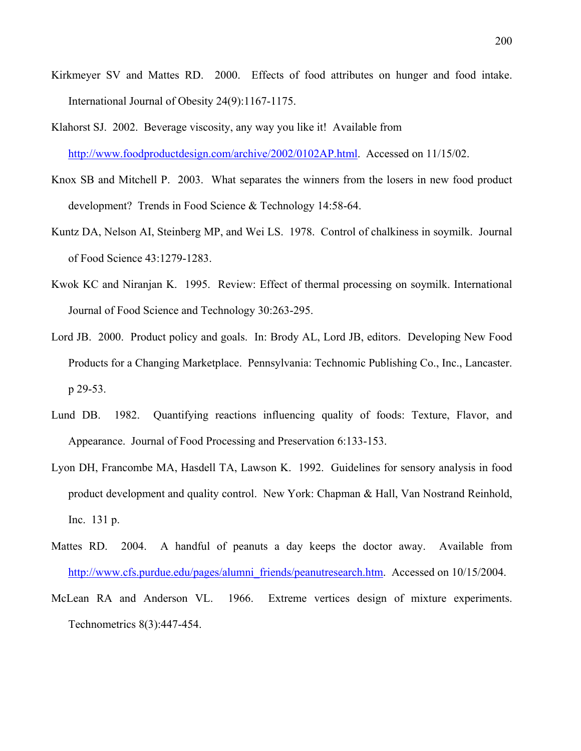Kirkmeyer SV and Mattes RD. 2000. Effects of food attributes on hunger and food intake. International Journal of Obesity 24(9):1167-1175.

Klahorst SJ. 2002. Beverage viscosity, any way you like it! Available from http://www.foodproductdesign.com/archive/2002/0102AP.html. Accessed on 11/15/02.

Knox SB and Mitchell P. 2003. What separates the winners from the losers in new food product development? Trends in Food Science & Technology 14:58-64.

Kuntz DA, Nelson AI, Steinberg MP, and Wei LS. 1978. Control of chalkiness in soymilk. Journal of Food Science 43:1279-1283.

Kwok KC and Niranjan K. 1995. Review: Effect of thermal processing on soymilk. International Journal of Food Science and Technology 30:263-295.

Lord JB. 2000. Product policy and goals. In: Brody AL, Lord JB, editors. Developing New Food Products for a Changing Marketplace. Pennsylvania: Technomic Publishing Co., Inc., Lancaster. p 29-53.

Lund DB. 1982. Quantifying reactions influencing quality of foods: Texture, Flavor, and Appearance. Journal of Food Processing and Preservation 6:133-153.

Lyon DH, Francombe MA, Hasdell TA, Lawson K. 1992. Guidelines for sensory analysis in food product development and quality control. New York: Chapman & Hall, Van Nostrand Reinhold, Inc. 131 p.

Mattes RD. 2004. A handful of peanuts a day keeps the doctor away. Available from http://www.cfs.purdue.edu/pages/alumni_friends/peanutresearch.htm. Accessed on 10/15/2004.

McLean RA and Anderson VL. 1966. Extreme vertices design of mixture experiments. Technometrics 8(3):447-454.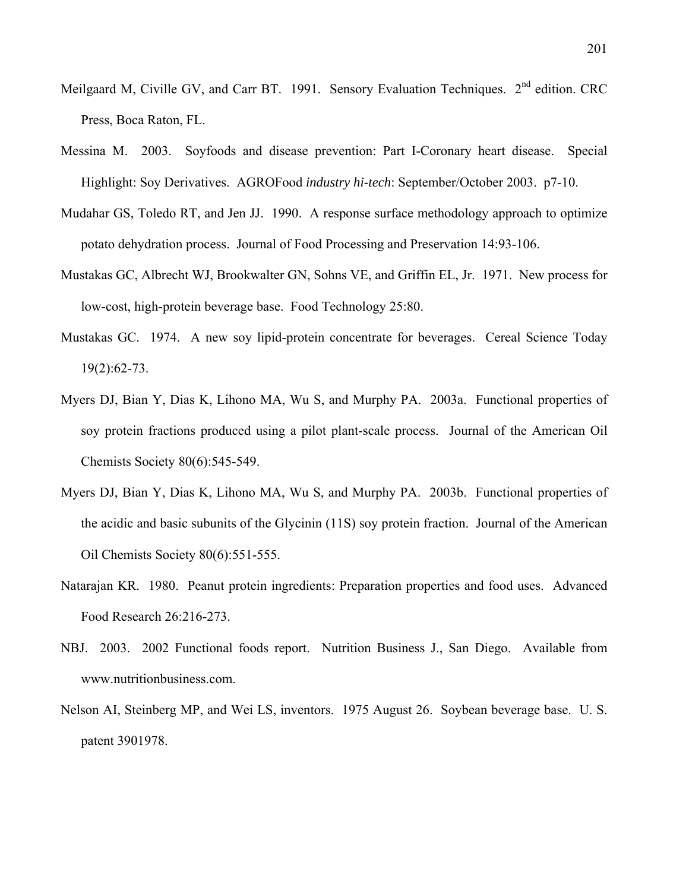Meilgaard M, Civille GV, and Carr BT. 1991. Sensory Evaluation Techniques. 2nd edition. CRC Press, Boca Raton, FL.

Messina M. 2003. Soyfoods and disease prevention: Part I-Coronary heart disease. Special Highlight: Soy Derivatives. AGROFood *industry hi-tech*: September/October 2003. p7-10.

Mudahar GS, Toledo RT, and Jen JJ. 1990. A response surface methodology approach to optimize potato dehydration process. Journal of Food Processing and Preservation 14:93-106.

Mustakas GC, Albrecht WJ, Brookwalter GN, Sohns VE, and Griffin EL, Jr. 1971. New process for low-cost, high-protein beverage base. Food Technology 25:80.

Mustakas GC. 1974. A new soy lipid-protein concentrate for beverages. Cereal Science Today 19(2):62-73.

Myers DJ, Bian Y, Dias K, Lihono MA, Wu S, and Murphy PA. 2003a. Functional properties of soy protein fractions produced using a pilot plant-scale process. Journal of the American Oil Chemists Society 80(6):545-549.

Myers DJ, Bian Y, Dias K, Lihono MA, Wu S, and Murphy PA. 2003b. Functional properties of the acidic and basic subunits of the Glycinin (11S) soy protein fraction. Journal of the American Oil Chemists Society 80(6):551-555.

Natarajan KR. 1980. Peanut protein ingredients: Preparation properties and food uses. Advanced Food Research 26:216-273.

NBJ. 2003. 2002 Functional foods report. Nutrition Business J., San Diego. Available from www.nutritionbusiness.com.

Nelson AI, Steinberg MP, and Wei LS, inventors. 1975 August 26. Soybean beverage base. U. S. patent 3901978.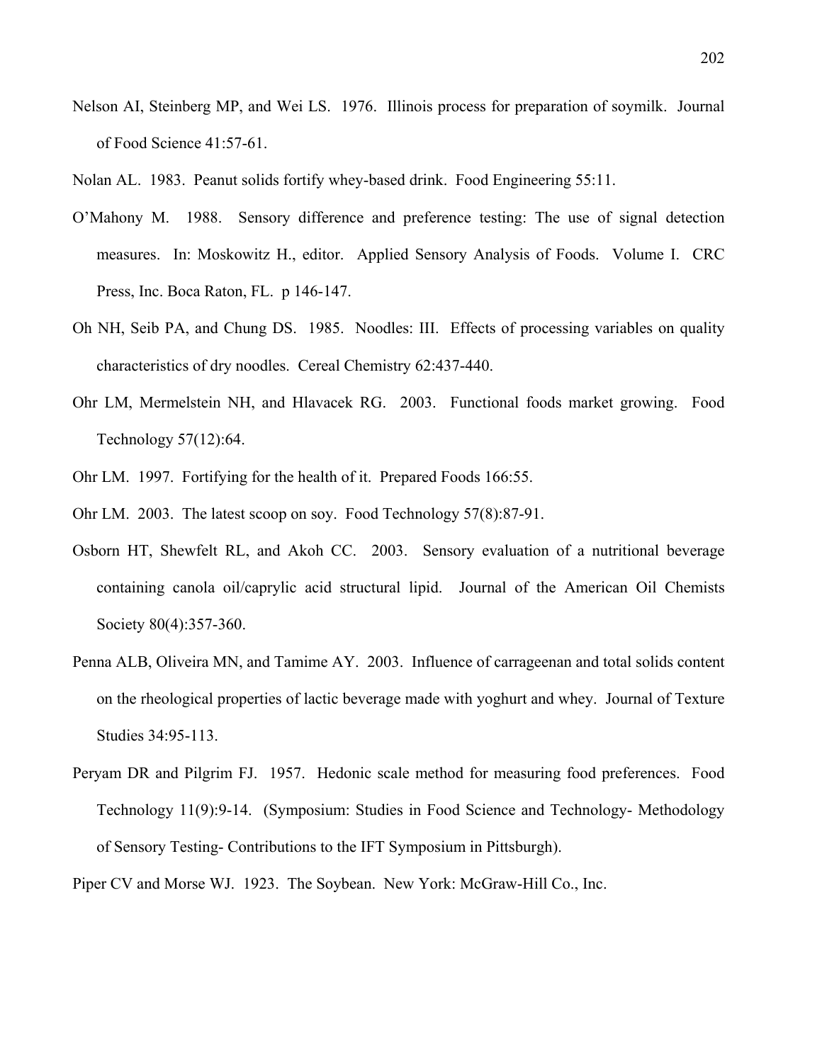Nelson AI, Steinberg MP, and Wei LS. 1976. Illinois process for preparation of soymilk. Journal of Food Science 41:57-61.

Nolan AL. 1983. Peanut solids fortify whey-based drink. Food Engineering 55:11.

O'Mahony M. 1988. Sensory difference and preference testing: The use of signal detection measures. In: Moskowitz H., editor. Applied Sensory Analysis of Foods. Volume I. CRC Press, Inc. Boca Raton, FL. p 146-147.

Oh NH, Seib PA, and Chung DS. 1985. Noodles: III. Effects of processing variables on quality characteristics of dry noodles. Cereal Chemistry 62:437-440.

Ohr LM, Mermelstein NH, and Hlavacek RG. 2003. Functional foods market growing. Food Technology 57(12):64.

Ohr LM. 1997. Fortifying for the health of it. Prepared Foods 166:55.

Ohr LM. 2003. The latest scoop on soy. Food Technology 57(8):87-91.

Osborn HT, Shewfelt RL, and Akoh CC. 2003. Sensory evaluation of a nutritional beverage containing canola oil/caprylic acid structural lipid. Journal of the American Oil Chemists Society 80(4):357-360.

Penna ALB, Oliveira MN, and Tamime AY. 2003. Influence of carrageenan and total solids content on the rheological properties of lactic beverage made with yoghurt and whey. Journal of Texture Studies 34:95-113.

Peryam DR and Pilgrim FJ. 1957. Hedonic scale method for measuring food preferences. Food Technology 11(9):9-14. (Symposium: Studies in Food Science and Technology- Methodology of Sensory Testing- Contributions to the IFT Symposium in Pittsburgh).

Piper CV and Morse WJ. 1923. The Soybean. New York: McGraw-Hill Co., Inc.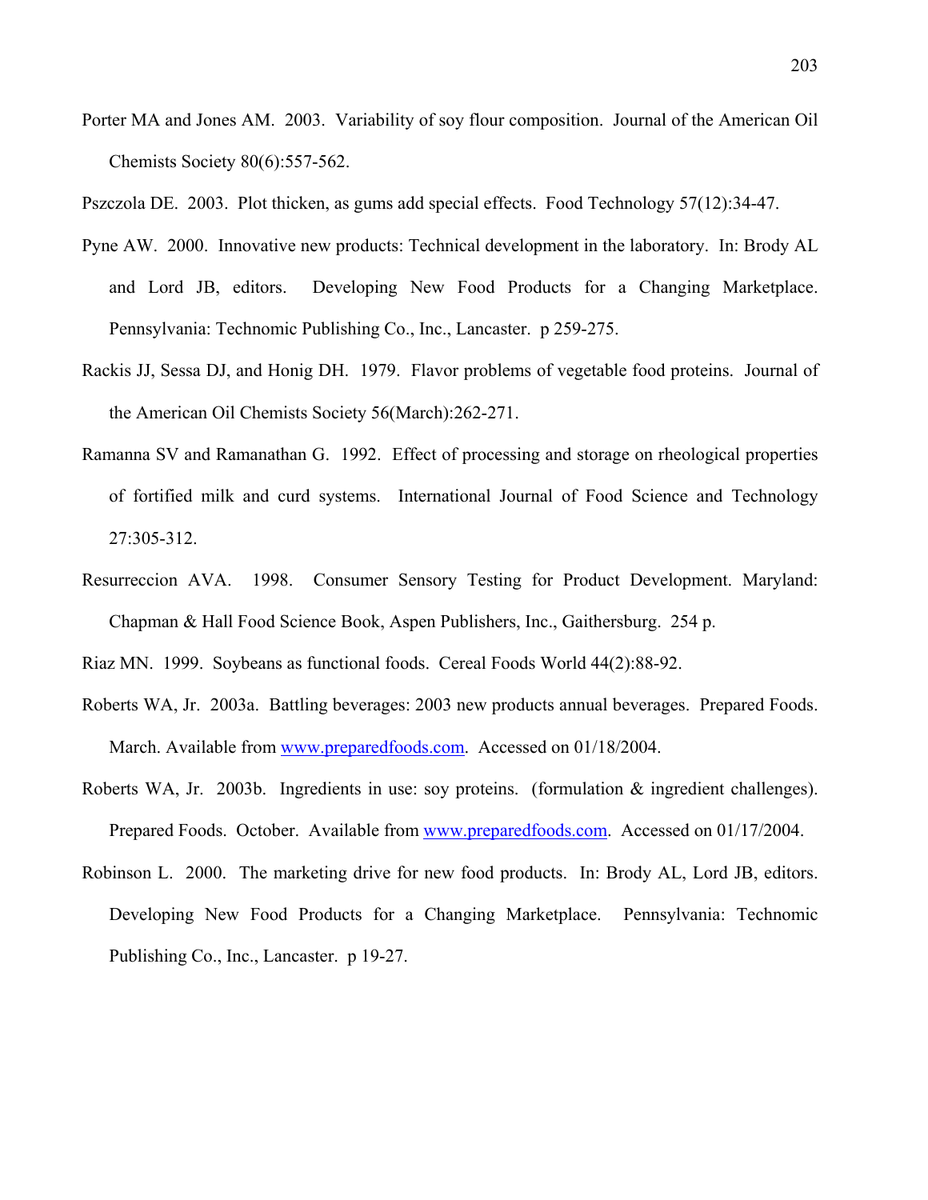Porter MA and Jones AM. 2003. Variability of soy flour composition. Journal of the American Oil Chemists Society 80(6):557-562.

Pszczola DE. 2003. Plot thicken, as gums add special effects. Food Technology 57(12):34-47.

Pyne AW. 2000. Innovative new products: Technical development in the laboratory. In: Brody AL and Lord JB, editors. Developing New Food Products for a Changing Marketplace. Pennsylvania: Technomic Publishing Co., Inc., Lancaster. p 259-275.

Rackis JJ, Sessa DJ, and Honig DH. 1979. Flavor problems of vegetable food proteins. Journal of the American Oil Chemists Society 56(March):262-271.

Ramanna SV and Ramanathan G. 1992. Effect of processing and storage on rheological properties of fortified milk and curd systems. International Journal of Food Science and Technology 27:305-312.

Resurreccion AVA. 1998. Consumer Sensory Testing for Product Development. Maryland: Chapman & Hall Food Science Book, Aspen Publishers, Inc., Gaithersburg. 254 p.

Riaz MN. 1999. Soybeans as functional foods. Cereal Foods World 44(2):88-92.

Roberts WA, Jr. 2003a. Battling beverages: 2003 new products annual beverages. Prepared Foods. March. Available from www.preparedfoods.com. Accessed on 01/18/2004.

Roberts WA, Jr. 2003b. Ingredients in use: soy proteins. (formulation & ingredient challenges). Prepared Foods. October. Available from www.preparedfoods.com. Accessed on 01/17/2004.

Robinson L. 2000. The marketing drive for new food products. In: Brody AL, Lord JB, editors. Developing New Food Products for a Changing Marketplace. Pennsylvania: Technomic Publishing Co., Inc., Lancaster. p 19-27.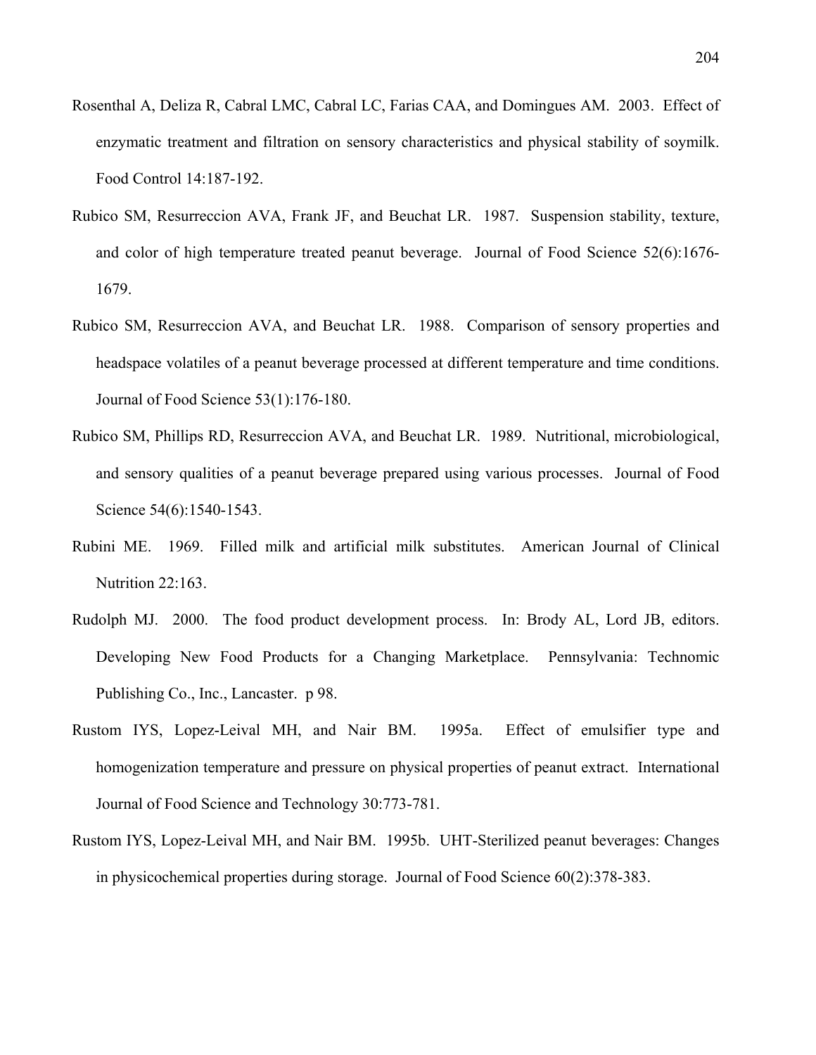Rosenthal A, Deliza R, Cabral LMC, Cabral LC, Farias CAA, and Domingues AM. 2003. Effect of enzymatic treatment and filtration on sensory characteristics and physical stability of soymilk. Food Control 14:187-192.

Rubico SM, Resurreccion AVA, Frank JF, and Beuchat LR. 1987. Suspension stability, texture, and color of high temperature treated peanut beverage. Journal of Food Science 52(6):1676-1679.

Rubico SM, Resurreccion AVA, and Beuchat LR. 1988. Comparison of sensory properties and headspace volatiles of a peanut beverage processed at different temperature and time conditions. Journal of Food Science 53(1):176-180.

Rubico SM, Phillips RD, Resurreccion AVA, and Beuchat LR. 1989. Nutritional, microbiological, and sensory qualities of a peanut beverage prepared using various processes. Journal of Food Science 54(6):1540-1543.

Rubini ME. 1969. Filled milk and artificial milk substitutes. American Journal of Clinical Nutrition 22:163.

Rudolph MJ. 2000. The food product development process. In: Brody AL, Lord JB, editors. Developing New Food Products for a Changing Marketplace. Pennsylvania: Technomic Publishing Co., Inc., Lancaster. p 98.

Rustom IYS, Lopez-Leival MH, and Nair BM. 1995a. Effect of emulsifier type and homogenization temperature and pressure on physical properties of peanut extract. International Journal of Food Science and Technology 30:773-781.

Rustom IYS, Lopez-Leival MH, and Nair BM. 1995b. UHT-Sterilized peanut beverages: Changes in physicochemical properties during storage. Journal of Food Science 60(2):378-383.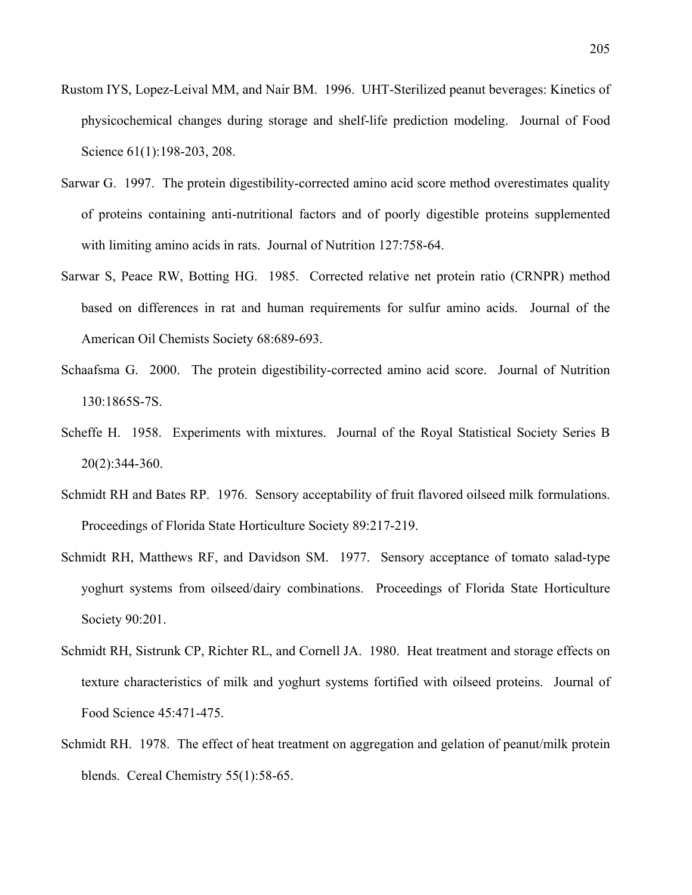Rustom IYS, Lopez-Leival MM, and Nair BM. 1996. UHT-Sterilized peanut beverages: Kinetics of physicochemical changes during storage and shelf-life prediction modeling. Journal of Food Science 61(1):198-203, 208.

Sarwar G. 1997. The protein digestibility-corrected amino acid score method overestimates quality of proteins containing anti-nutritional factors and of poorly digestible proteins supplemented with limiting amino acids in rats. Journal of Nutrition 127:758-64.

Sarwar S, Peace RW, Botting HG. 1985. Corrected relative net protein ratio (CRNPR) method based on differences in rat and human requirements for sulfur amino acids. Journal of the American Oil Chemists Society 68:689-693.

Schaafsma G. 2000. The protein digestibility-corrected amino acid score. Journal of Nutrition 130:1865S-7S.

Scheffe H. 1958. Experiments with mixtures. Journal of the Royal Statistical Society Series B 20(2):344-360.

Schmidt RH and Bates RP. 1976. Sensory acceptability of fruit flavored oilseed milk formulations. Proceedings of Florida State Horticulture Society 89:217-219.

Schmidt RH, Matthews RF, and Davidson SM. 1977. Sensory acceptance of tomato salad-type yoghurt systems from oilseed/dairy combinations. Proceedings of Florida State Horticulture Society 90:201.

Schmidt RH, Sistrunk CP, Richter RL, and Cornell JA. 1980. Heat treatment and storage effects on texture characteristics of milk and yoghurt systems fortified with oilseed proteins. Journal of Food Science 45:471-475.

Schmidt RH. 1978. The effect of heat treatment on aggregation and gelation of peanut/milk protein blends. Cereal Chemistry 55(1):58-65.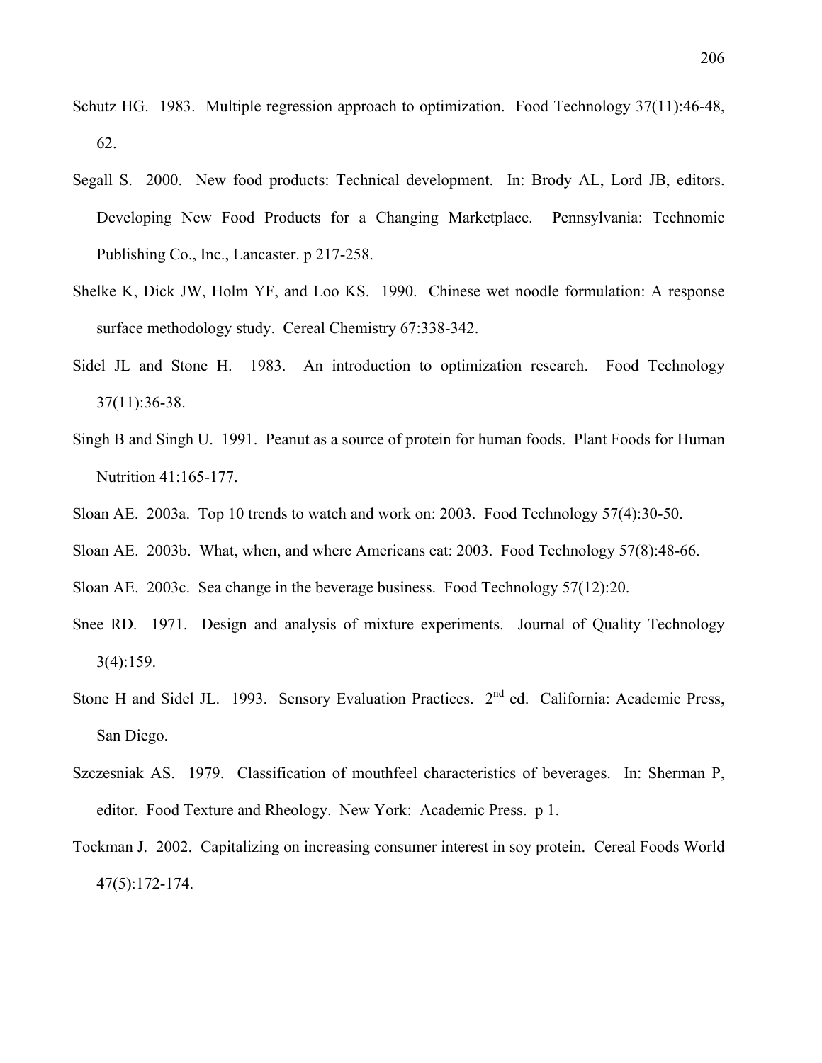Schutz HG. 1983. Multiple regression approach to optimization. Food Technology 37(11):46-48, 62.

Segall S. 2000. New food products: Technical development. In: Brody AL, Lord JB, editors. Developing New Food Products for a Changing Marketplace. Pennsylvania: Technomic Publishing Co., Inc., Lancaster. p 217-258.

Shelke K, Dick JW, Holm YF, and Loo KS. 1990. Chinese wet noodle formulation: A response surface methodology study. Cereal Chemistry 67:338-342.

Sidel JL and Stone H. 1983. An introduction to optimization research. Food Technology 37(11):36-38.

Singh B and Singh U. 1991. Peanut as a source of protein for human foods. Plant Foods for Human Nutrition 41:165-177.

Sloan AE. 2003a. Top 10 trends to watch and work on: 2003. Food Technology 57(4):30-50.

Sloan AE. 2003b. What, when, and where Americans eat: 2003. Food Technology 57(8):48-66.

Sloan AE. 2003c. Sea change in the beverage business. Food Technology 57(12):20.

Snee RD. 1971. Design and analysis of mixture experiments. Journal of Quality Technology 3(4):159.

Stone H and Sidel JL. 1993. Sensory Evaluation Practices. 2nd ed. California: Academic Press, San Diego.

Szczesniak AS. 1979. Classification of mouthfeel characteristics of beverages. In: Sherman P, editor. Food Texture and Rheology. New York: Academic Press. p 1.

Tockman J. 2002. Capitalizing on increasing consumer interest in soy protein. Cereal Foods World 47(5):172-174.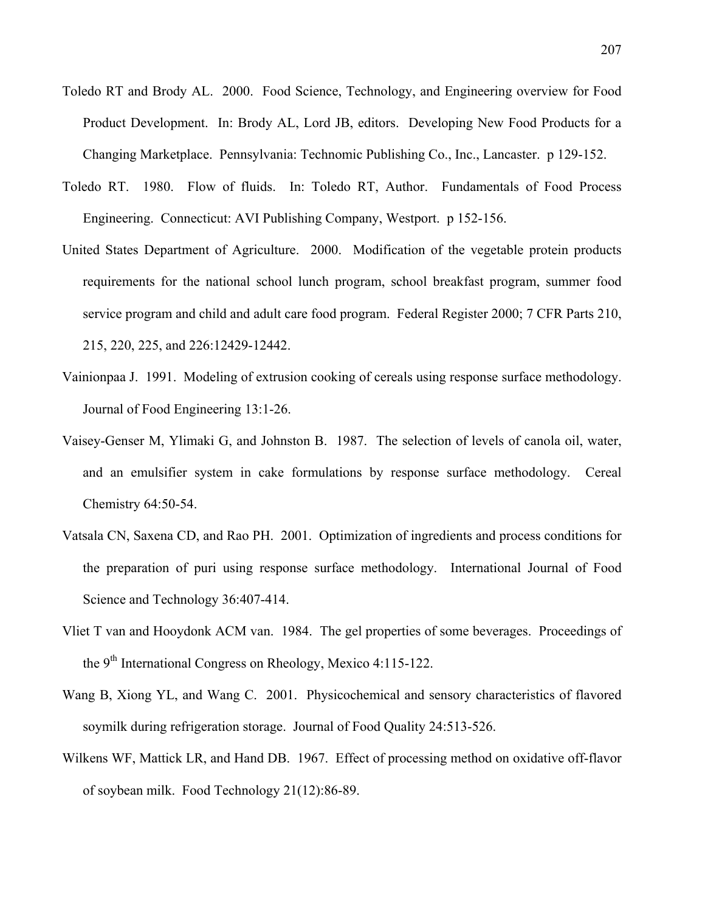Toledo RT and Brody AL. 2000. Food Science, Technology, and Engineering overview for Food Product Development. In: Brody AL, Lord JB, editors. Developing New Food Products for a Changing Marketplace. Pennsylvania: Technomic Publishing Co., Inc., Lancaster. p 129-152.

Toledo RT. 1980. Flow of fluids. In: Toledo RT, Author. Fundamentals of Food Process Engineering. Connecticut: AVI Publishing Company, Westport. p 152-156.

United States Department of Agriculture. 2000. Modification of the vegetable protein products requirements for the national school lunch program, school breakfast program, summer food service program and child and adult care food program. Federal Register 2000; 7 CFR Parts 210, 215, 220, 225, and 226:12429-12442.

Vainionpaa J. 1991. Modeling of extrusion cooking of cereals using response surface methodology. Journal of Food Engineering 13:1-26.

Vaisey-Genser M, Ylimaki G, and Johnston B. 1987. The selection of levels of canola oil, water, and an emulsifier system in cake formulations by response surface methodology. Cereal Chemistry 64:50-54.

Vatsala CN, Saxena CD, and Rao PH. 2001. Optimization of ingredients and process conditions for the preparation of puri using response surface methodology. International Journal of Food Science and Technology 36:407-414.

Vliet T van and Hooydonk ACM van. 1984. The gel properties of some beverages. Proceedings of the 9th International Congress on Rheology, Mexico 4:115-122.

Wang B, Xiong YL, and Wang C. 2001. Physicochemical and sensory characteristics of flavored soymilk during refrigeration storage. Journal of Food Quality 24:513-526.

Wilkens WF, Mattick LR, and Hand DB. 1967. Effect of processing method on oxidative off-flavor of soybean milk. Food Technology 21(12):86-89.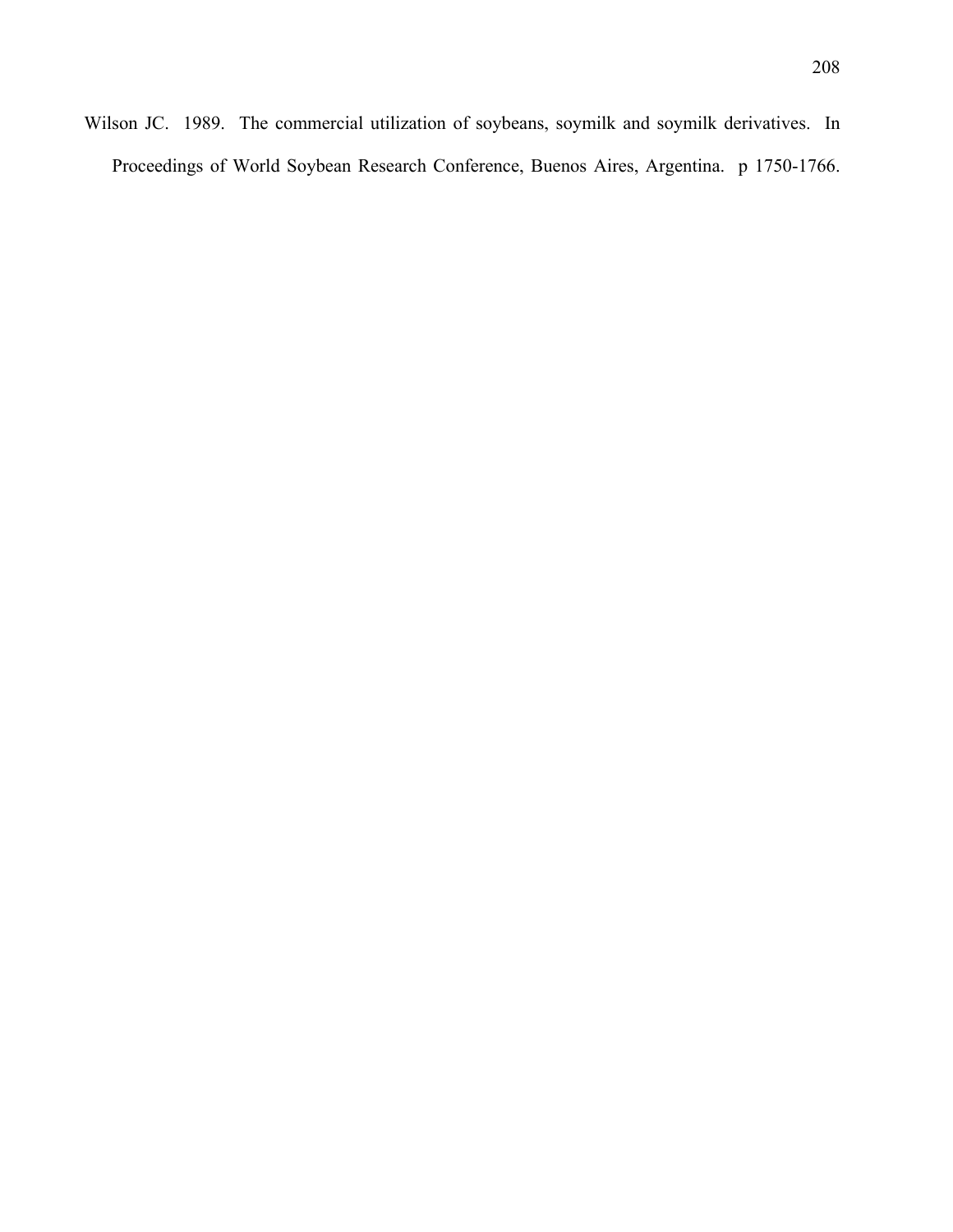Wilson JC. 1989. The commercial utilization of soybeans, soymilk and soymilk derivatives. In Proceedings of World Soybean Research Conference, Buenos Aires, Argentina. p 1750-1766.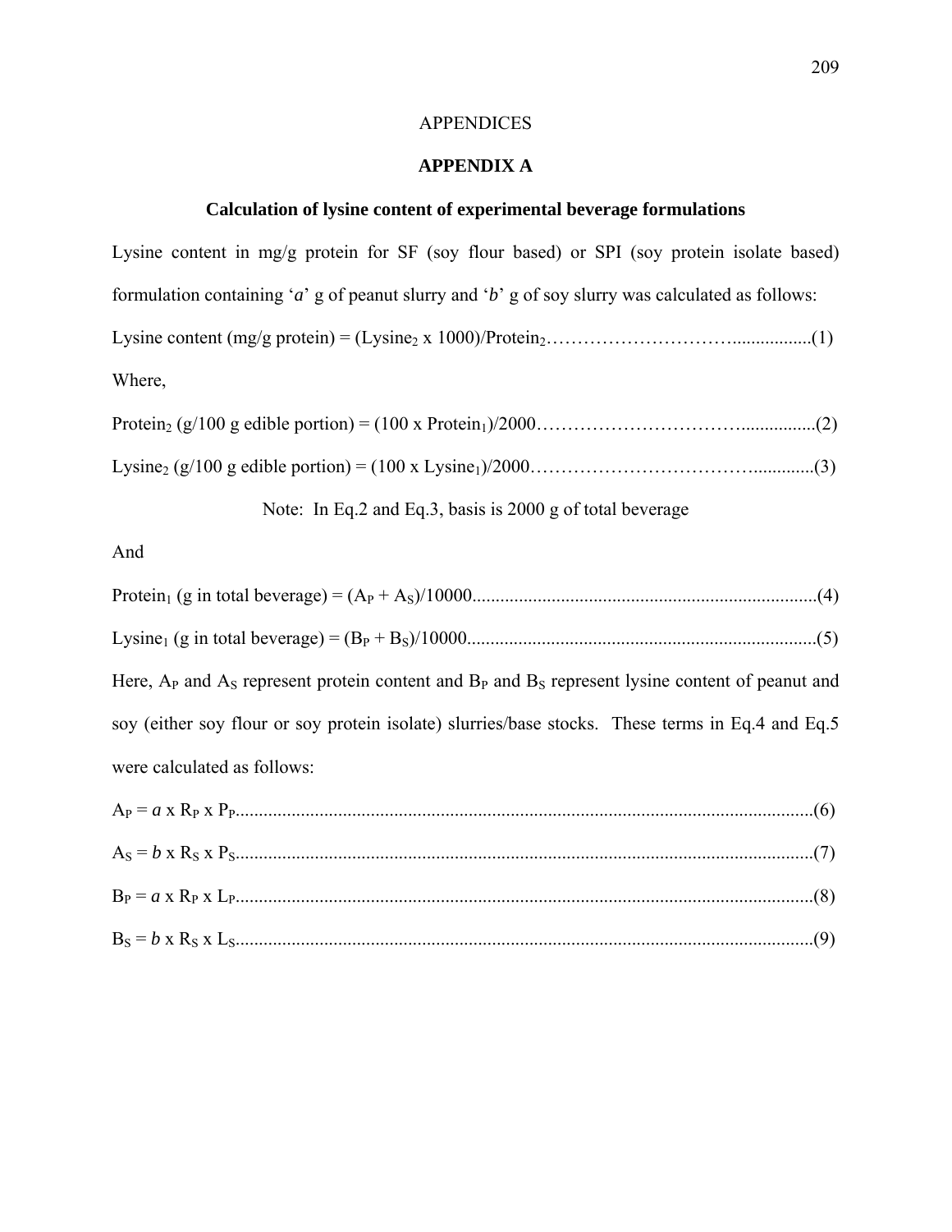APPENDICES

# APPENDIX A

## Calculation of lysine content of experimental beverage formulations

Lysine content in mg/g protein for SF (soy flour based) or SPI (soy protein isolate based) formulation containing '*a*' g of peanut slurry and '*b*' g of soy slurry was calculated as follows:

$$\text{Lysine content (mg/g protein)} = (\text{Lysine}_2 \times 1000)/\text{Protein}_2 \quad \text{.......(1)}$$

Where,

$$\text{Protein}_2 \text{ (g/100 g edible portion)} = (100 \times \text{Protein}_1)/2000 \quad \text{.......(2)}$$

$$\text{Lysine}_2 \text{ (g/100 g edible portion)} = (100 \times \text{Lysine}_1)/2000 \quad \text{.......(3)}$$

Note: In Eq.2 and Eq.3, basis is 2000 g of total beverage

And

$$\text{Protein}_1 \text{ (g in total beverage)} = (A_P + A_S)/10000 \quad \text{.......(4)}$$

$$\text{Lysine}_1 \text{ (g in total beverage)} = (B_P + B_S)/10000 \quad \text{.......(5)}$$

Here, $A_P$ and $A_S$ represent protein content and $B_P$ and $B_S$ represent lysine content of peanut and soy (either soy flour or soy protein isolate) slurries/base stocks. These terms in Eq.4 and Eq.5 were calculated as follows:

$$A_P = a \times R_P \times P_P \quad \text{.......(6)}$$

$$A_S = b \times R_S \times P_S \quad \text{.......(7)}$$

$$B_P = a \times R_P \times L_P \quad \text{.......(8)}$$

$$B_S = b \times R_S \times L_S \quad \text{.......(9)}$$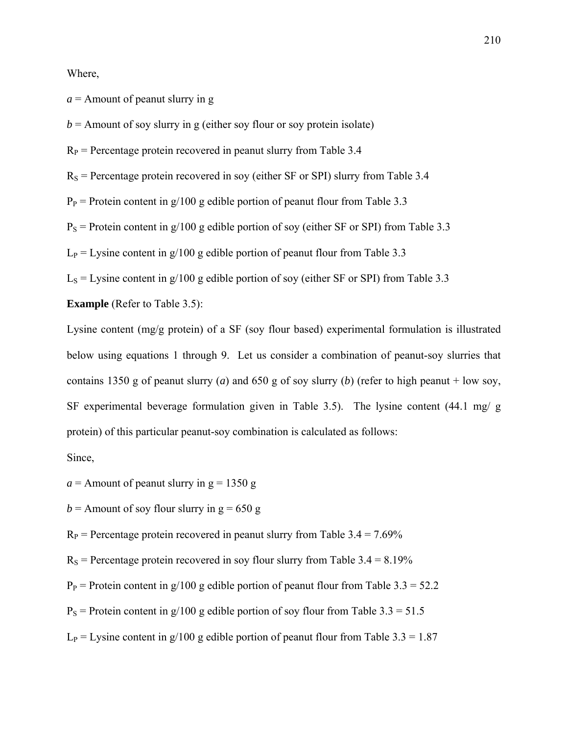Where,

$a$ = Amount of peanut slurry in g

$b$ = Amount of soy slurry in g (either soy flour or soy protein isolate)

$R_P$ = Percentage protein recovered in peanut slurry from Table 3.4

$R_S$ = Percentage protein recovered in soy (either SF or SPI) slurry from Table 3.4

$P_P$ = Protein content in g/100 g edible portion of peanut flour from Table 3.3

$P_S$ = Protein content in g/100 g edible portion of soy (either SF or SPI) from Table 3.3

$L_P$ = Lysine content in g/100 g edible portion of peanut flour from Table 3.3

$L_S$ = Lysine content in g/100 g edible portion of soy (either SF or SPI) from Table 3.3

**Example** (Refer to Table 3.5):

Lysine content (mg/g protein) of a SF (soy flour based) experimental formulation is illustrated below using equations 1 through 9. Let us consider a combination of peanut-soy slurries that contains 1350 g of peanut slurry (*a*) and 650 g of soy slurry (*b*) (refer to high peanut + low soy, SF experimental beverage formulation given in Table 3.5). The lysine content (44.1 mg/ g protein) of this particular peanut-soy combination is calculated as follows:

Since,

$a$ = Amount of peanut slurry in g = 1350 g

$b$ = Amount of soy flour slurry in g = 650 g

$R_P$ = Percentage protein recovered in peanut slurry from Table 3.4 = 7.69%

$R_S$ = Percentage protein recovered in soy flour slurry from Table 3.4 = 8.19%

$P_P$ = Protein content in g/100 g edible portion of peanut flour from Table 3.3 = 52.2

$P_S$ = Protein content in g/100 g edible portion of soy flour from Table 3.3 = 51.5

$L_P$ = Lysine content in g/100 g edible portion of peanut flour from Table 3.3 = 1.87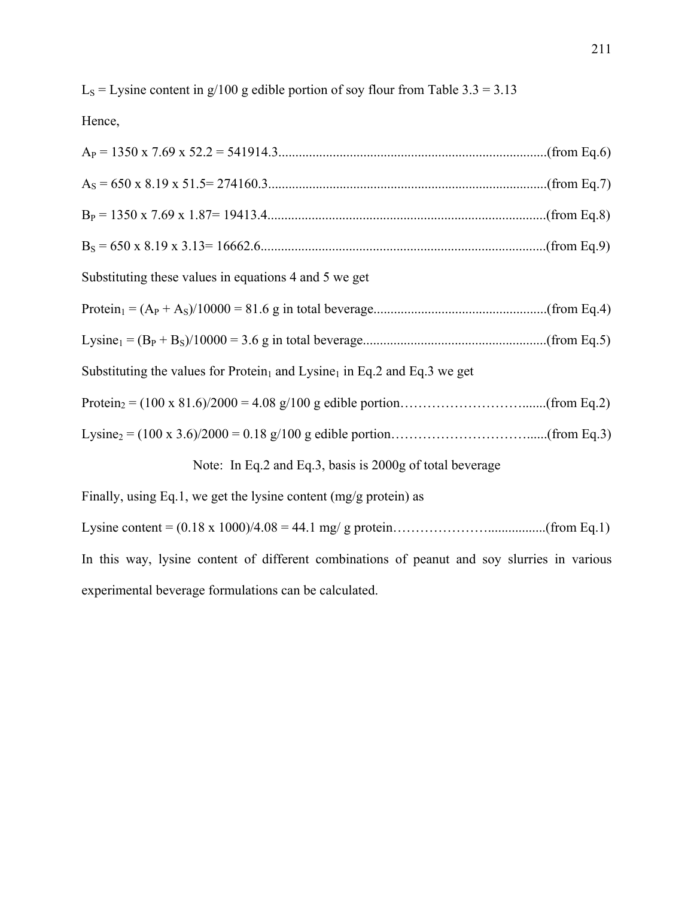$L_S$ = Lysine content in g/100 g edible portion of soy flour from Table 3.3 = 3.13

Hence,

$A_P$ = 1350 x 7.69 x 52.2 = 541914.3...............................................................................(from Eq.6)

$A_S$ = 650 x 8.19 x 51.5= 274160.3..................................................................................(from Eq.7)

$B_P$ = 1350 x 7.69 x 1.87= 19413.4..................................................................................(from Eq.8)

$B_S$ = 650 x 8.19 x 3.13= 16662.6....................................................................................(from Eq.9)

Substituting these values in equations 4 and 5 we get

$Protein_1 = (A_P + A_S)/10000$ = 81.6 g in total beverage...................................................(from Eq.4)

$Lysine_1 = (B_P + B_S)/10000$ = 3.6 g in total beverage......................................................(from Eq.5)

Substituting the values for $Protein_1$ and $Lysine_1$ in Eq.2 and Eq.3 we get

$Protein_2$ = (100 x 81.6)/2000 = 4.08 g/100 g edible portion…………………………......(from Eq.2)

$Lysine_2$ = (100 x 3.6)/2000 = 0.18 g/100 g edible portion…………………………......(from Eq.3)

Note: In Eq.2 and Eq.3, basis is 2000g of total beverage

Finally, using Eq.1, we get the lysine content (mg/g protein) as

Lysine content = (0.18 x 1000)/4.08 = 44.1 mg/ g protein………………….................(from Eq.1)

In this way, lysine content of different combinations of peanut and soy slurries in various experimental beverage formulations can be calculated.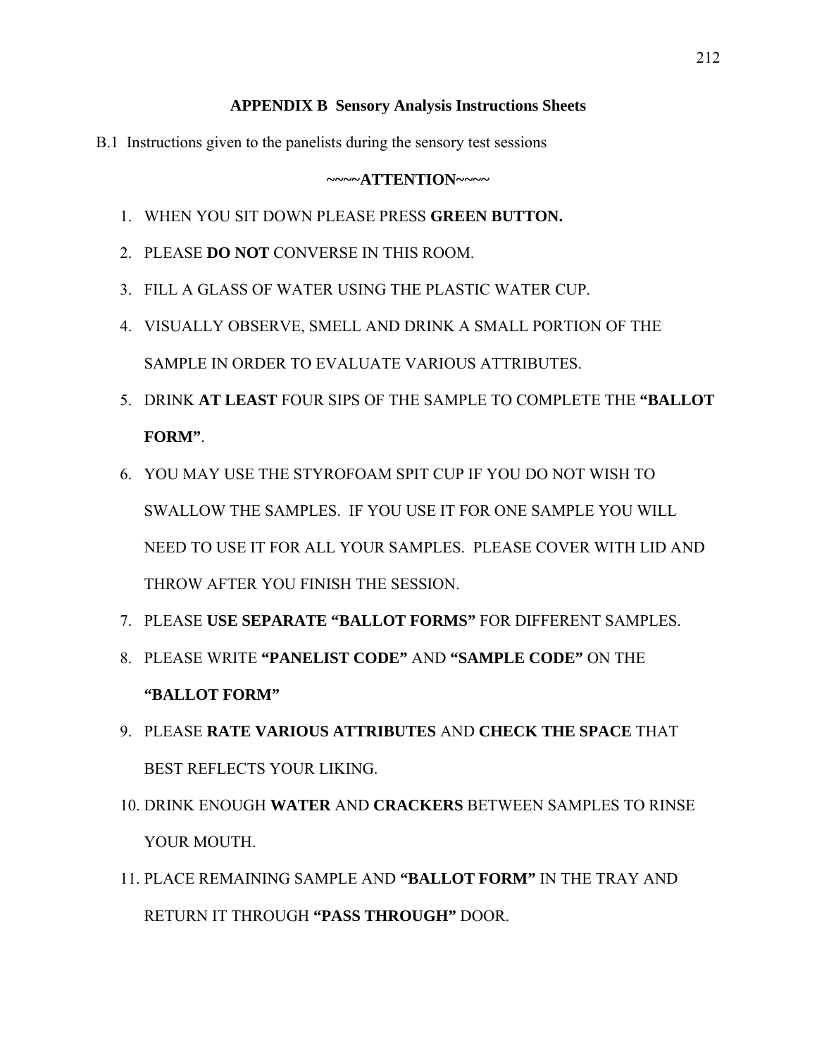## APPENDIX B Sensory Analysis Instructions Sheets

B.1 Instructions given to the panelists during the sensory test sessions

**~~~~ATTENTION~~~~**

1. WHEN YOU SIT DOWN PLEASE PRESS **GREEN BUTTON.**
2. PLEASE **DO NOT** CONVERSE IN THIS ROOM.
3. FILL A GLASS OF WATER USING THE PLASTIC WATER CUP.
4. VISUALLY OBSERVE, SMELL AND DRINK A SMALL PORTION OF THE SAMPLE IN ORDER TO EVALUATE VARIOUS ATTRIBUTES.
5. DRINK **AT LEAST** FOUR SIPS OF THE SAMPLE TO COMPLETE THE **"BALLOT FORM"**.
6. YOU MAY USE THE STYROFOAM SPIT CUP IF YOU DO NOT WISH TO SWALLOW THE SAMPLES. IF YOU USE IT FOR ONE SAMPLE YOU WILL NEED TO USE IT FOR ALL YOUR SAMPLES. PLEASE COVER WITH LID AND THROW AFTER YOU FINISH THE SESSION.
7. PLEASE **USE SEPARATE "BALLOT FORMS"** FOR DIFFERENT SAMPLES.
8. PLEASE WRITE **"PANELIST CODE"** AND **"SAMPLE CODE"** ON THE **"BALLOT FORM"**
9. PLEASE **RATE VARIOUS ATTRIBUTES** AND **CHECK THE SPACE** THAT BEST REFLECTS YOUR LIKING.
10. DRINK ENOUGH **WATER** AND **CRACKERS** BETWEEN SAMPLES TO RINSE YOUR MOUTH.
11. PLACE REMAINING SAMPLE AND **"BALLOT FORM"** IN THE TRAY AND RETURN IT THROUGH **"PASS THROUGH"** DOOR.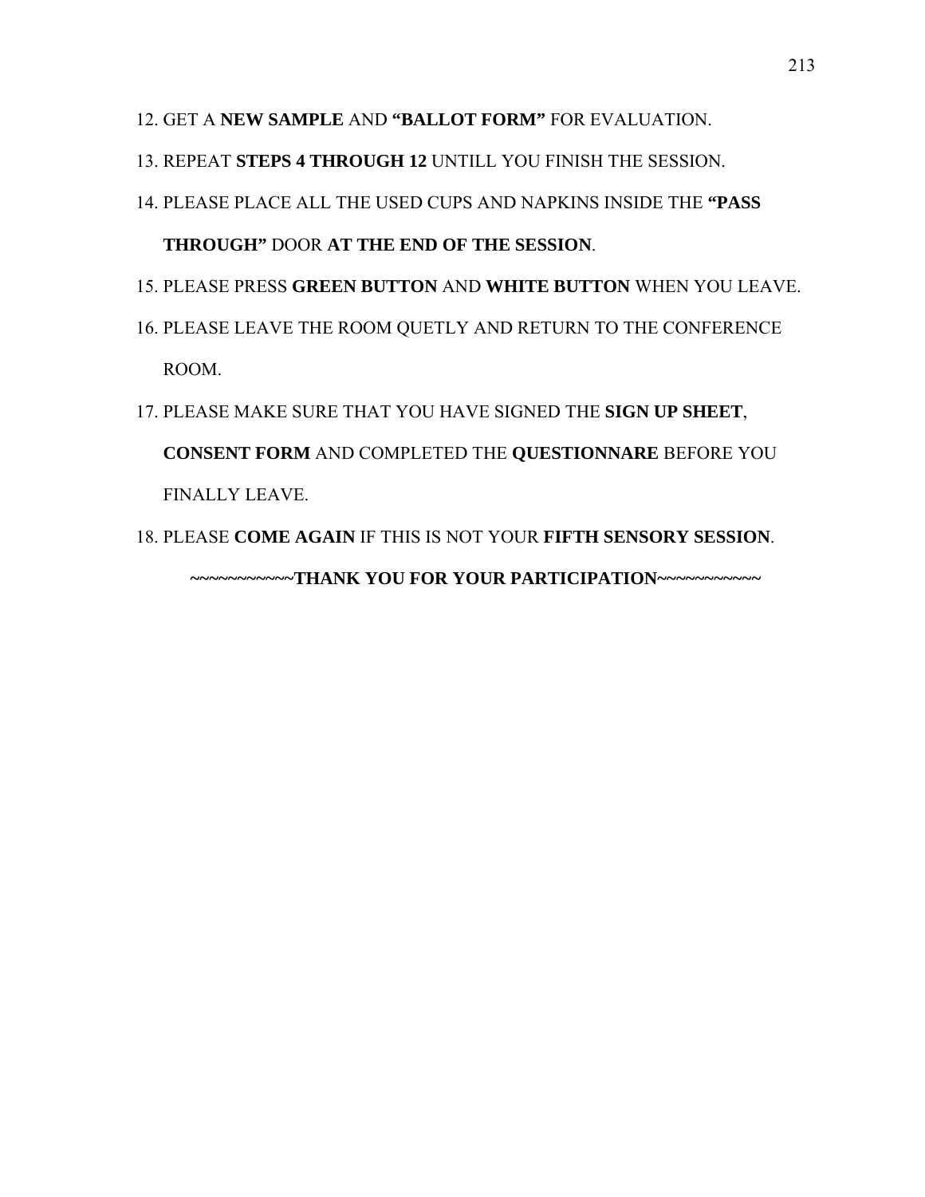12. GET A **NEW SAMPLE** AND **"BALLOT FORM"** FOR EVALUATION.
13. REPEAT **STEPS 4 THROUGH 12** UNTILL YOU FINISH THE SESSION.
14. PLEASE PLACE ALL THE USED CUPS AND NAPKINS INSIDE THE **"PASS THROUGH"** DOOR **AT THE END OF THE SESSION**.
15. PLEASE PRESS **GREEN BUTTON** AND **WHITE BUTTON** WHEN YOU LEAVE.
16. PLEASE LEAVE THE ROOM QUETLY AND RETURN TO THE CONFERENCE ROOM.
17. PLEASE MAKE SURE THAT YOU HAVE SIGNED THE **SIGN UP SHEET**, **CONSENT FORM** AND COMPLETED THE **QUESTIONNARE** BEFORE YOU FINALLY LEAVE.
18. PLEASE **COME AGAIN** IF THIS IS NOT YOUR **FIFTH SENSORY SESSION**.

**~~~~~~~~~~~THANK YOU FOR YOUR PARTICIPATION~~~~~~~~~~~**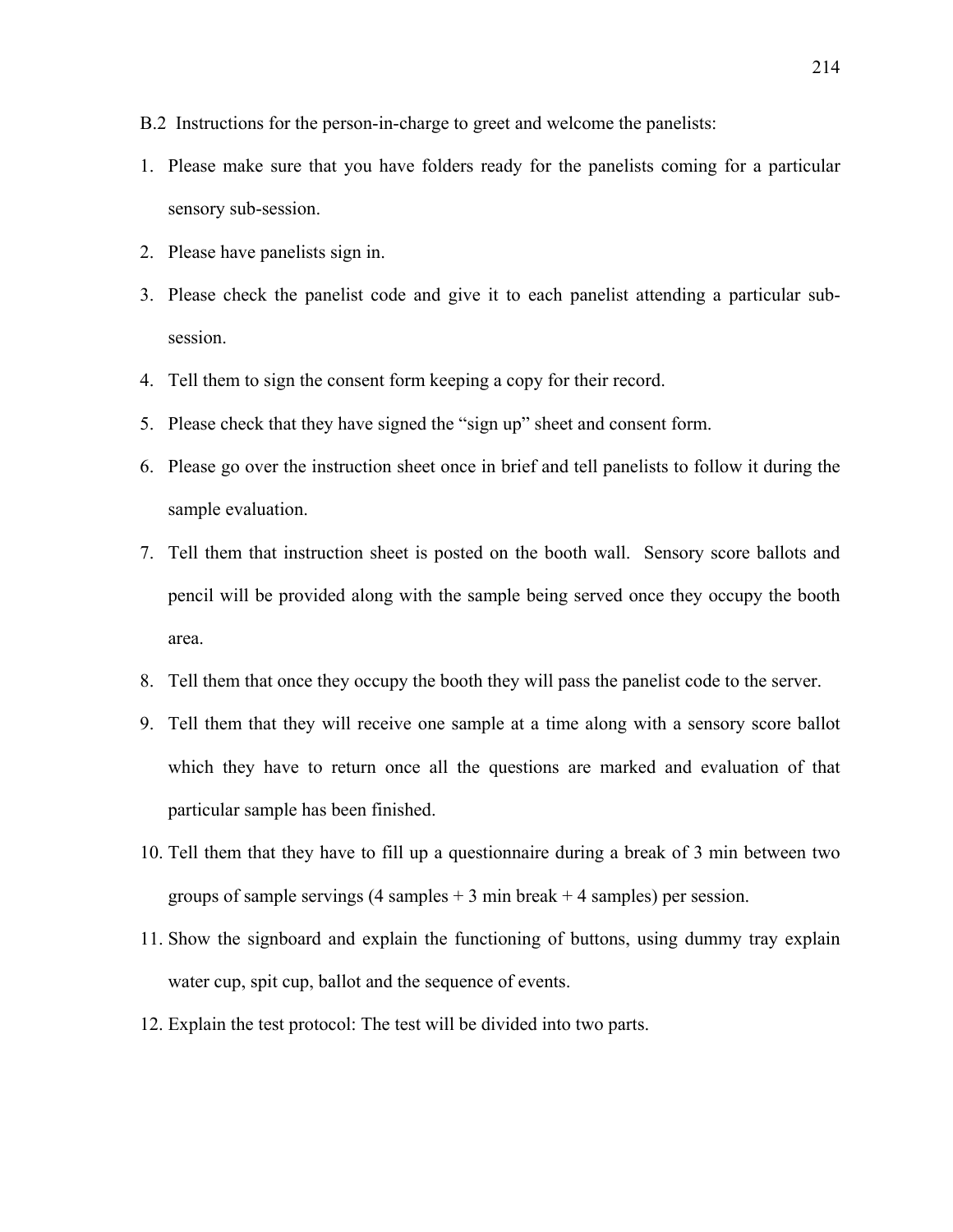B.2 Instructions for the person-in-charge to greet and welcome the panelists:

1. Please make sure that you have folders ready for the panelists coming for a particular sensory sub-session.
2. Please have panelists sign in.
3. Please check the panelist code and give it to each panelist attending a particular sub-session.
4. Tell them to sign the consent form keeping a copy for their record.
5. Please check that they have signed the "sign up" sheet and consent form.
6. Please go over the instruction sheet once in brief and tell panelists to follow it during the sample evaluation.
7. Tell them that instruction sheet is posted on the booth wall. Sensory score ballots and pencil will be provided along with the sample being served once they occupy the booth area.
8. Tell them that once they occupy the booth they will pass the panelist code to the server.
9. Tell them that they will receive one sample at a time along with a sensory score ballot which they have to return once all the questions are marked and evaluation of that particular sample has been finished.
10. Tell them that they have to fill up a questionnaire during a break of 3 min between two groups of sample servings (4 samples + 3 min break + 4 samples) per session.
11. Show the signboard and explain the functioning of buttons, using dummy tray explain water cup, spit cup, ballot and the sequence of events.
12. Explain the test protocol: The test will be divided into two parts.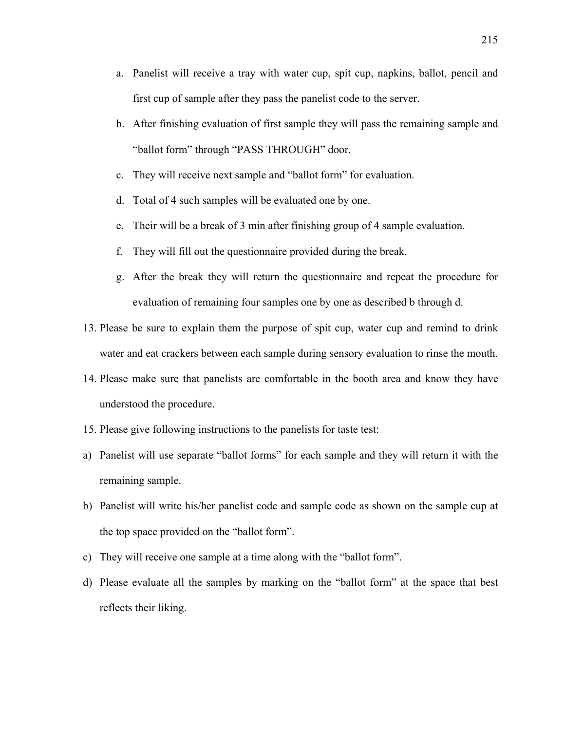a. Panelist will receive a tray with water cup, spit cup, napkins, ballot, pencil and first cup of sample after they pass the panelist code to the server.
b. After finishing evaluation of first sample they will pass the remaining sample and "ballot form" through "PASS THROUGH" door.
c. They will receive next sample and "ballot form" for evaluation.
d. Total of 4 such samples will be evaluated one by one.
e. Their will be a break of 3 min after finishing group of 4 sample evaluation.
f. They will fill out the questionnaire provided during the break.
g. After the break they will return the questionnaire and repeat the procedure for evaluation of remaining four samples one by one as described b through d.

13. Please be sure to explain them the purpose of spit cup, water cup and remind to drink water and eat crackers between each sample during sensory evaluation to rinse the mouth.
14. Please make sure that panelists are comfortable in the booth area and know they have understood the procedure.
15. Please give following instructions to the panelists for taste test:

a) Panelist will use separate "ballot forms" for each sample and they will return it with the remaining sample.
b) Panelist will write his/her panelist code and sample code as shown on the sample cup at the top space provided on the "ballot form".
c) They will receive one sample at a time along with the "ballot form".
d) Please evaluate all the samples by marking on the "ballot form" at the space that best reflects their liking.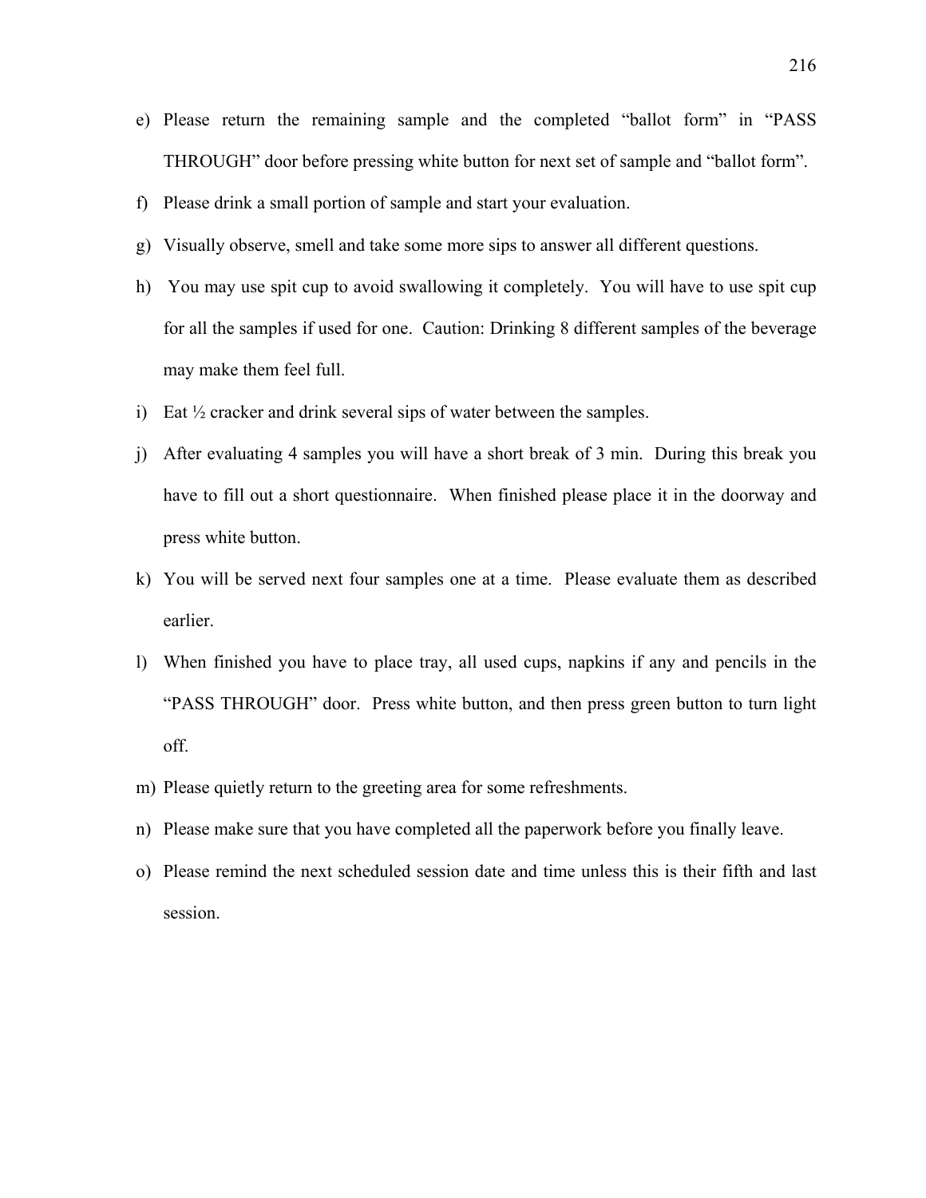e) Please return the remaining sample and the completed "ballot form" in "PASS THROUGH" door before pressing white button for next set of sample and "ballot form".

f) Please drink a small portion of sample and start your evaluation.

g) Visually observe, smell and take some more sips to answer all different questions.

h) You may use spit cup to avoid swallowing it completely. You will have to use spit cup for all the samples if used for one. Caution: Drinking 8 different samples of the beverage may make them feel full.

i) Eat ½ cracker and drink several sips of water between the samples.

j) After evaluating 4 samples you will have a short break of 3 min. During this break you have to fill out a short questionnaire. When finished please place it in the doorway and press white button.

k) You will be served next four samples one at a time. Please evaluate them as described earlier.

l) When finished you have to place tray, all used cups, napkins if any and pencils in the "PASS THROUGH" door. Press white button, and then press green button to turn light off.

m) Please quietly return to the greeting area for some refreshments.

n) Please make sure that you have completed all the paperwork before you finally leave.

o) Please remind the next scheduled session date and time unless this is their fifth and last session.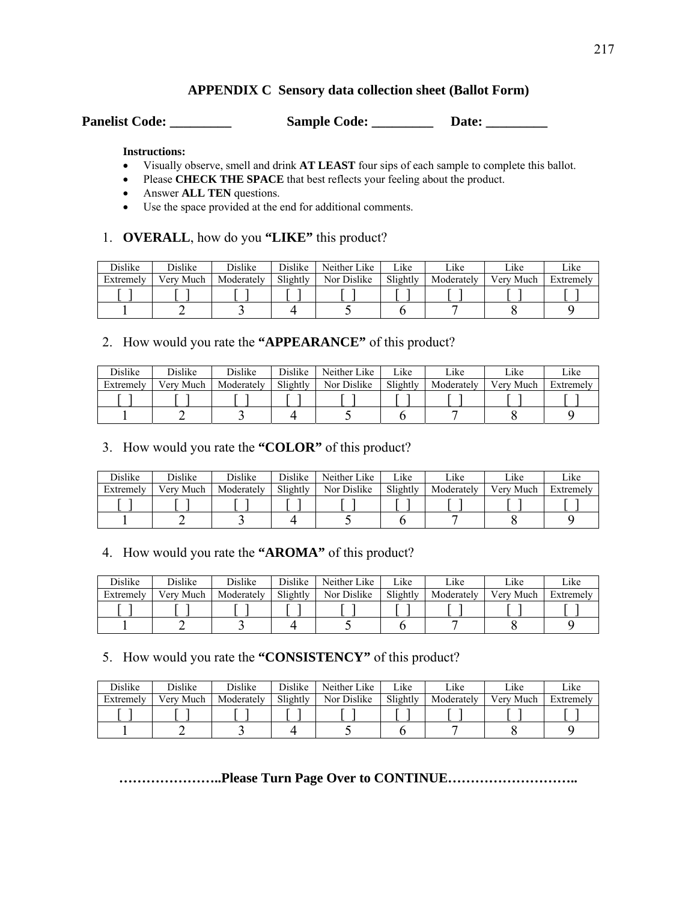## APPENDIX C Sensory data collection sheet (Ballot Form)

**Panelist Code: _________ Sample Code: _________ Date: _________**

**Instructions:**

- Visually observe, smell and drink **AT LEAST** four sips of each sample to complete this ballot.
- Please **CHECK THE SPACE** that best reflects your feeling about the product.
- Answer **ALL TEN** questions.
- Use the space provided at the end for additional comments.

1. **OVERALL**, how do you **"LIKE"** this product?

| Dislike Extremely | Dislike Very Much | Dislike Moderately | Dislike Slightly | Neither Like Nor Dislike | Like Slightly | Like Moderately | Like Very Much | Like Extremely |
|---|---|---|---|---|---|---|---|---|
| [ ] | [ ] | [ ] | [ ] | [ ] | [ ] | [ ] | [ ] | [ ] |
| 1 | 2 | 3 | 4 | 5 | 6 | 7 | 8 | 9 |

2. How would you rate the **"APPEARANCE"** of this product?

| Dislike Extremely | Dislike Very Much | Dislike Moderately | Dislike Slightly | Neither Like Nor Dislike | Like Slightly | Like Moderately | Like Very Much | Like Extremely |
|---|---|---|---|---|---|---|---|---|
| [ ] | [ ] | [ ] | [ ] | [ ] | [ ] | [ ] | [ ] | [ ] |
| 1 | 2 | 3 | 4 | 5 | 6 | 7 | 8 | 9 |

3. How would you rate the **"COLOR"** of this product?

| Dislike Extremely | Dislike Very Much | Dislike Moderately | Dislike Slightly | Neither Like Nor Dislike | Like Slightly | Like Moderately | Like Very Much | Like Extremely |
|---|---|---|---|---|---|---|---|---|
| [ ] | [ ] | [ ] | [ ] | [ ] | [ ] | [ ] | [ ] | [ ] |
| 1 | 2 | 3 | 4 | 5 | 6 | 7 | 8 | 9 |

4. How would you rate the **"AROMA"** of this product?

| Dislike Extremely | Dislike Very Much | Dislike Moderately | Dislike Slightly | Neither Like Nor Dislike | Like Slightly | Like Moderately | Like Very Much | Like Extremely |
|---|---|---|---|---|---|---|---|---|
| [ ] | [ ] | [ ] | [ ] | [ ] | [ ] | [ ] | [ ] | [ ] |
| 1 | 2 | 3 | 4 | 5 | 6 | 7 | 8 | 9 |

5. How would you rate the **"CONSISTENCY"** of this product?

| Dislike Extremely | Dislike Very Much | Dislike Moderately | Dislike Slightly | Neither Like Nor Dislike | Like Slightly | Like Moderately | Like Very Much | Like Extremely |
|---|---|---|---|---|---|---|---|---|
| [ ] | [ ] | [ ] | [ ] | [ ] | [ ] | [ ] | [ ] | [ ] |
| 1 | 2 | 3 | 4 | 5 | 6 | 7 | 8 | 9 |

**…………………..Please Turn Page Over to CONTINUE………………………..**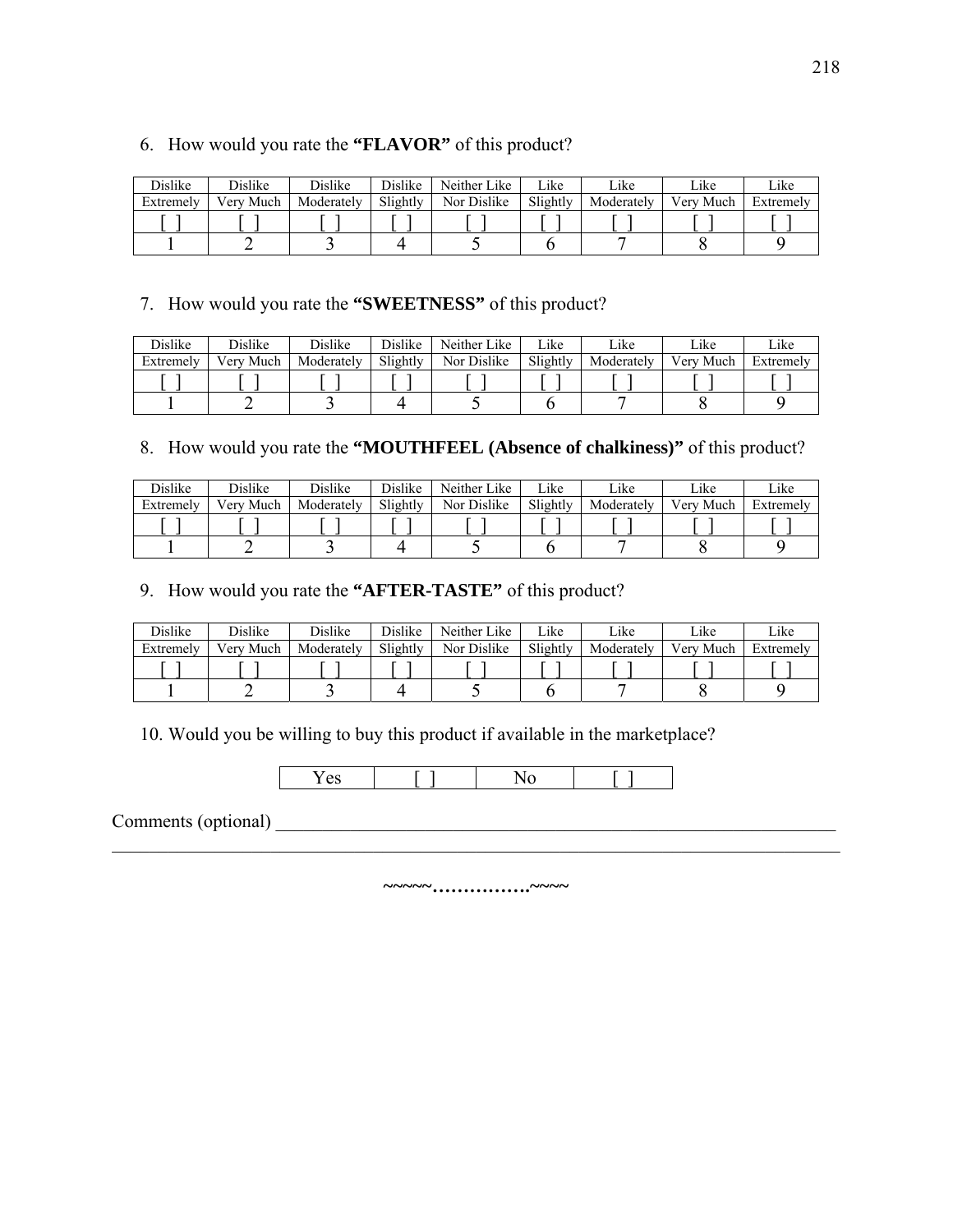6. How would you rate the **"FLAVOR"** of this product?

| Dislike Extremely | Dislike Very Much | Dislike Moderately | Dislike Slightly | Neither Like Nor Dislike | Like Slightly | Like Moderately | Like Very Much | Like Extremely |
|---|---|---|---|---|---|---|---|---|
| [ ] | [ ] | [ ] | [ ] | [ ] | [ ] | [ ] | [ ] | [ ] |
| 1 | 2 | 3 | 4 | 5 | 6 | 7 | 8 | 9 |

7. How would you rate the **"SWEETNESS"** of this product?

| Dislike Extremely | Dislike Very Much | Dislike Moderately | Dislike Slightly | Neither Like Nor Dislike | Like Slightly | Like Moderately | Like Very Much | Like Extremely |
|---|---|---|---|---|---|---|---|---|
| [ ] | [ ] | [ ] | [ ] | [ ] | [ ] | [ ] | [ ] | [ ] |
| 1 | 2 | 3 | 4 | 5 | 6 | 7 | 8 | 9 |

8. How would you rate the **"MOUTHFEEL (Absence of chalkiness)"** of this product?

| Dislike Extremely | Dislike Very Much | Dislike Moderately | Dislike Slightly | Neither Like Nor Dislike | Like Slightly | Like Moderately | Like Very Much | Like Extremely |
|---|---|---|---|---|---|---|---|---|
| [ ] | [ ] | [ ] | [ ] | [ ] | [ ] | [ ] | [ ] | [ ] |
| 1 | 2 | 3 | 4 | 5 | 6 | 7 | 8 | 9 |

9. How would you rate the **"AFTER-TASTE"** of this product?

| Dislike Extremely | Dislike Very Much | Dislike Moderately | Dislike Slightly | Neither Like Nor Dislike | Like Slightly | Like Moderately | Like Very Much | Like Extremely |
|---|---|---|---|---|---|---|---|---|
| [ ] | [ ] | [ ] | [ ] | [ ] | [ ] | [ ] | [ ] | [ ] |
| 1 | 2 | 3 | 4 | 5 | 6 | 7 | 8 | 9 |

10. Would you be willing to buy this product if available in the marketplace?

| Yes | [ ] | No | [ ] |
|---|---|---|---|

Comments (optional) ________________________________________________________________

______________________________________________________________________________

~~~~~…………….~~~~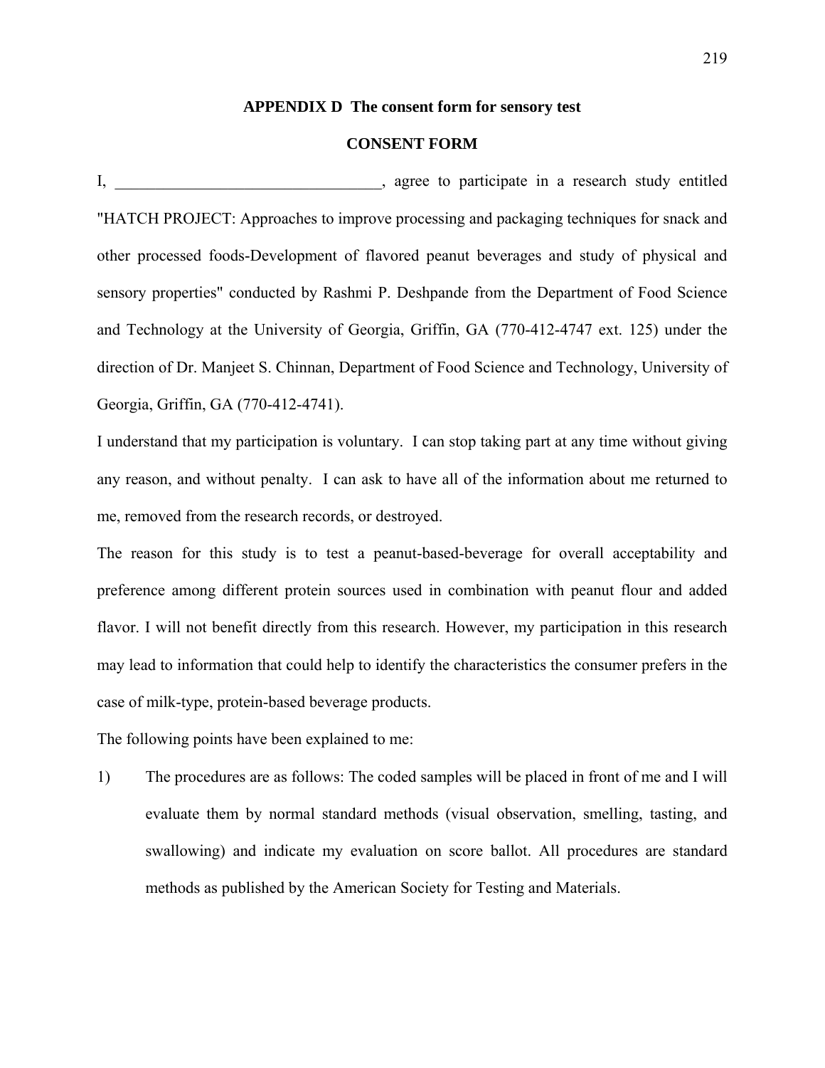## APPENDIX D The consent form for sensory test

### CONSENT FORM

I, _________________________________, agree to participate in a research study entitled "HATCH PROJECT: Approaches to improve processing and packaging techniques for snack and other processed foods-Development of flavored peanut beverages and study of physical and sensory properties" conducted by Rashmi P. Deshpande from the Department of Food Science and Technology at the University of Georgia, Griffin, GA (770-412-4747 ext. 125) under the direction of Dr. Manjeet S. Chinnan, Department of Food Science and Technology, University of Georgia, Griffin, GA (770-412-4741).

I understand that my participation is voluntary. I can stop taking part at any time without giving any reason, and without penalty. I can ask to have all of the information about me returned to me, removed from the research records, or destroyed.

The reason for this study is to test a peanut-based-beverage for overall acceptability and preference among different protein sources used in combination with peanut flour and added flavor. I will not benefit directly from this research. However, my participation in this research may lead to information that could help to identify the characteristics the consumer prefers in the case of milk-type, protein-based beverage products.

The following points have been explained to me:

1) The procedures are as follows: The coded samples will be placed in front of me and I will evaluate them by normal standard methods (visual observation, smelling, tasting, and swallowing) and indicate my evaluation on score ballot. All procedures are standard methods as published by the American Society for Testing and Materials.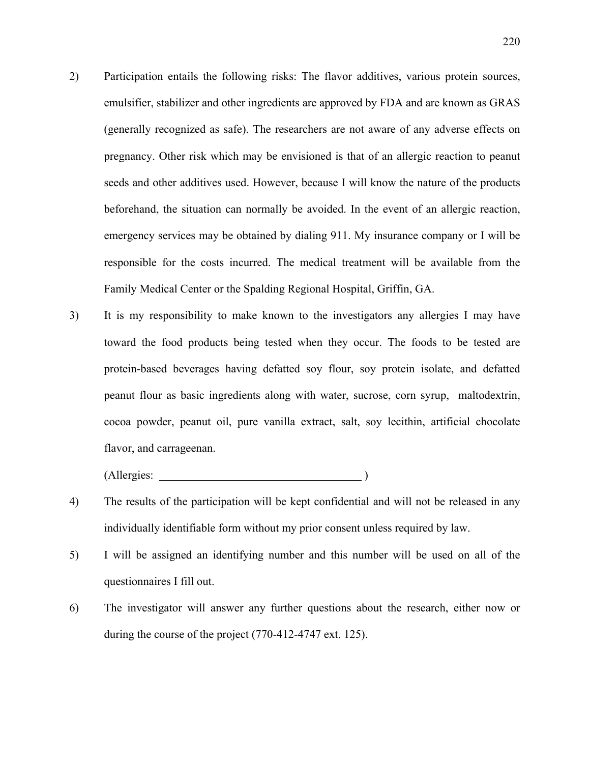2) Participation entails the following risks: The flavor additives, various protein sources, emulsifier, stabilizer and other ingredients are approved by FDA and are known as GRAS (generally recognized as safe). The researchers are not aware of any adverse effects on pregnancy. Other risk which may be envisioned is that of an allergic reaction to peanut seeds and other additives used. However, because I will know the nature of the products beforehand, the situation can normally be avoided. In the event of an allergic reaction, emergency services may be obtained by dialing 911. My insurance company or I will be responsible for the costs incurred. The medical treatment will be available from the Family Medical Center or the Spalding Regional Hospital, Griffin, GA.

3) It is my responsibility to make known to the investigators any allergies I may have toward the food products being tested when they occur. The foods to be tested are protein-based beverages having defatted soy flour, soy protein isolate, and defatted peanut flour as basic ingredients along with water, sucrose, corn syrup, maltodextrin, cocoa powder, peanut oil, pure vanilla extract, salt, soy lecithin, artificial chocolate flavor, and carrageenan.

   (Allergies: ___________________________________ )

4) The results of the participation will be kept confidential and will not be released in any individually identifiable form without my prior consent unless required by law.

5) I will be assigned an identifying number and this number will be used on all of the questionnaires I fill out.

6) The investigator will answer any further questions about the research, either now or during the course of the project (770-412-4747 ext. 125).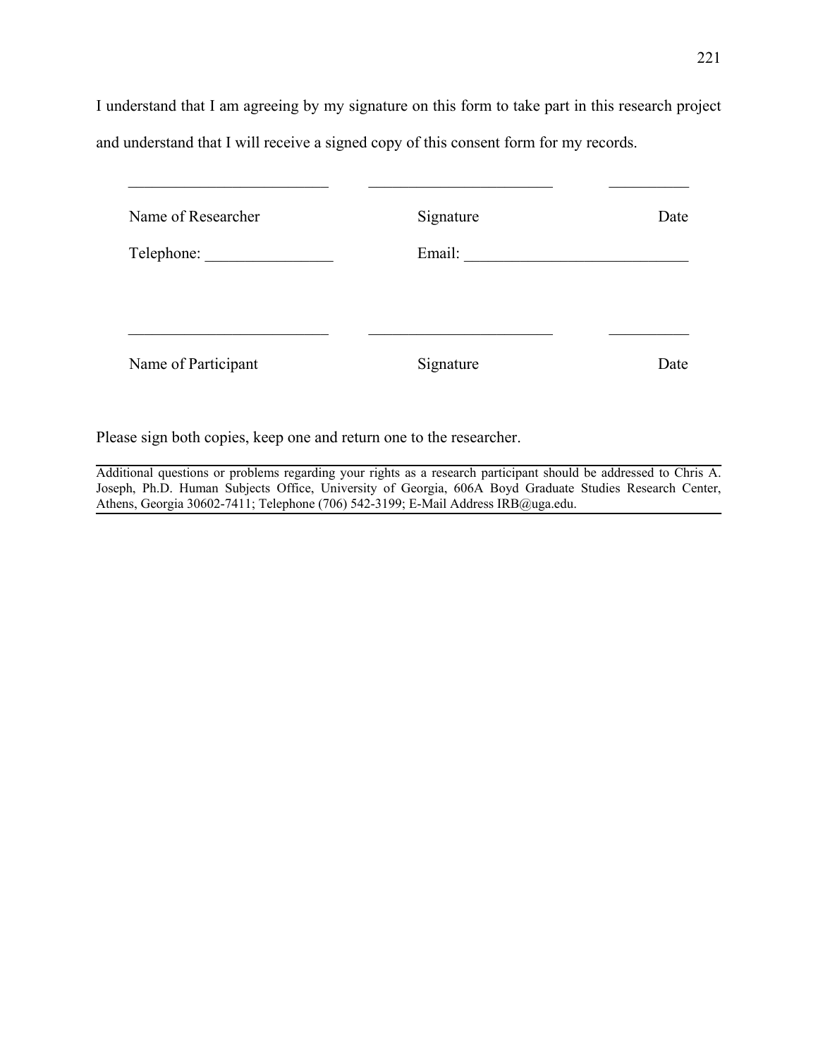I understand that I am agreeing by my signature on this form to take part in this research project and understand that I will receive a signed copy of this consent form for my records.

| _________________________ | _______________________ | __________ |
|---|---|---|
| Name of Researcher | Signature | Date |
| Telephone: ________________ | Email: ____________________________ | |

| _________________________ | _______________________ | __________ |
|---|---|---|
| Name of Participant | Signature | Date |

Please sign both copies, keep one and return one to the researcher.

---

Additional questions or problems regarding your rights as a research participant should be addressed to Chris A. Joseph, Ph.D. Human Subjects Office, University of Georgia, 606A Boyd Graduate Studies Research Center, Athens, Georgia 30602-7411; Telephone (706) 542-3199; E-Mail Address IRB@uga.edu.

---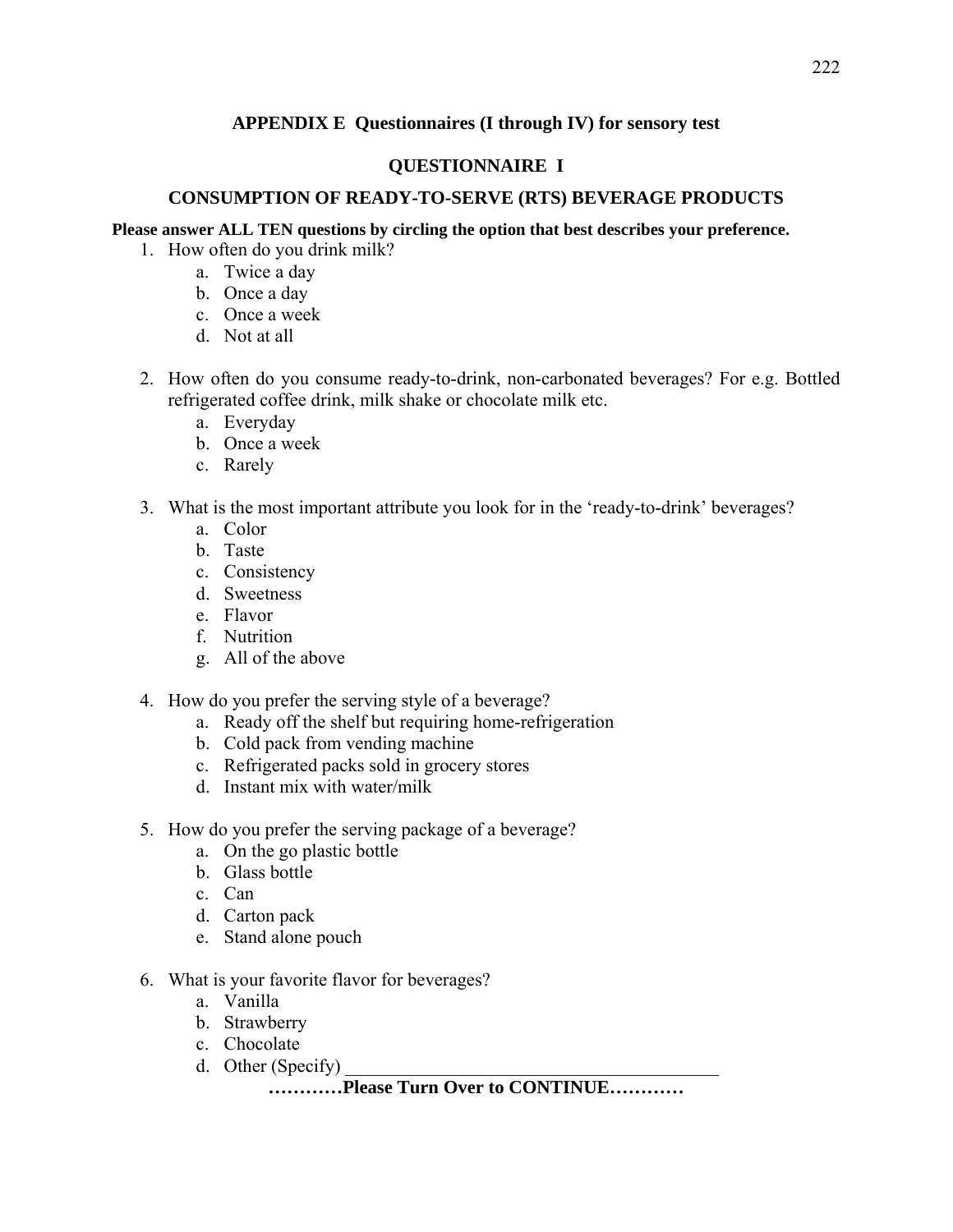## APPENDIX E  Questionnaires (I through IV) for sensory test

### QUESTIONNAIRE  I

### CONSUMPTION OF READY-TO-SERVE (RTS) BEVERAGE PRODUCTS

**Please answer ALL TEN questions by circling the option that best describes your preference.**

1. How often do you drink milk?
   a. Twice a day
   b. Once a day
   c. Once a week
   d. Not at all

2. How often do you consume ready-to-drink, non-carbonated beverages? For e.g. Bottled refrigerated coffee drink, milk shake or chocolate milk etc.
   a. Everyday
   b. Once a week
   c. Rarely

3. What is the most important attribute you look for in the 'ready-to-drink' beverages?
   a. Color
   b. Taste
   c. Consistency
   d. Sweetness
   e. Flavor
   f. Nutrition
   g. All of the above

4. How do you prefer the serving style of a beverage?
   a. Ready off the shelf but requiring home-refrigeration
   b. Cold pack from vending machine
   c. Refrigerated packs sold in grocery stores
   d. Instant mix with water/milk

5. How do you prefer the serving package of a beverage?
   a. On the go plastic bottle
   b. Glass bottle
   c. Can
   d. Carton pack
   e. Stand alone pouch

6. What is your favorite flavor for beverages?
   a. Vanilla
   b. Strawberry
   c. Chocolate
   d. Other (Specify) ________________________________________

**…………Please Turn Over to CONTINUE…………**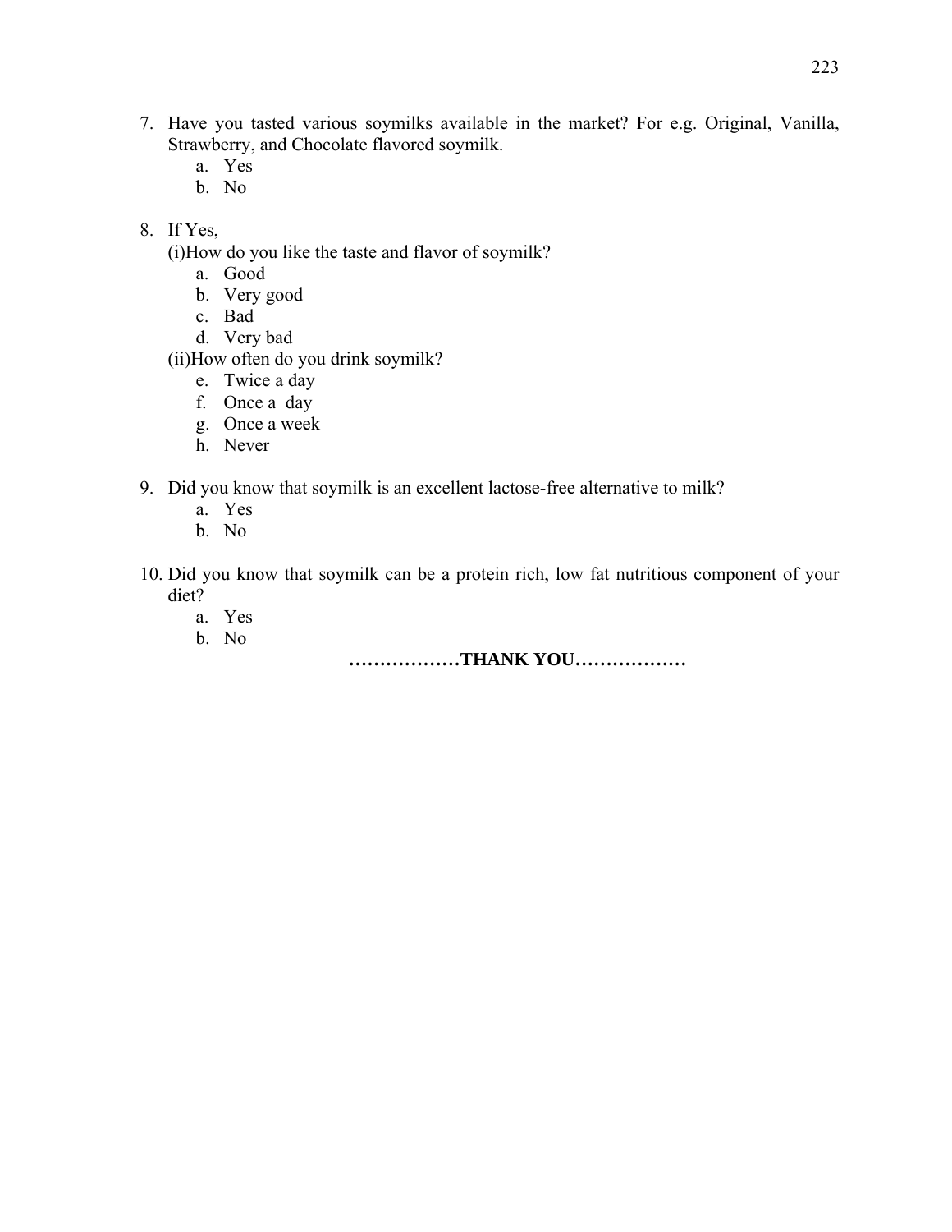7. Have you tasted various soymilks available in the market? For e.g. Original, Vanilla, Strawberry, and Chocolate flavored soymilk.
    a. Yes
    b. No

8. If Yes,

    (i)How do you like the taste and flavor of soymilk?
    a. Good
    b. Very good
    c. Bad
    d. Very bad

    (ii)How often do you drink soymilk?
    e. Twice a day
    f. Once a day
    g. Once a week
    h. Never

9. Did you know that soymilk is an excellent lactose-free alternative to milk?
    a. Yes
    b. No

10. Did you know that soymilk can be a protein rich, low fat nutritious component of your diet?
    a. Yes
    b. No

**………………THANK YOU………………**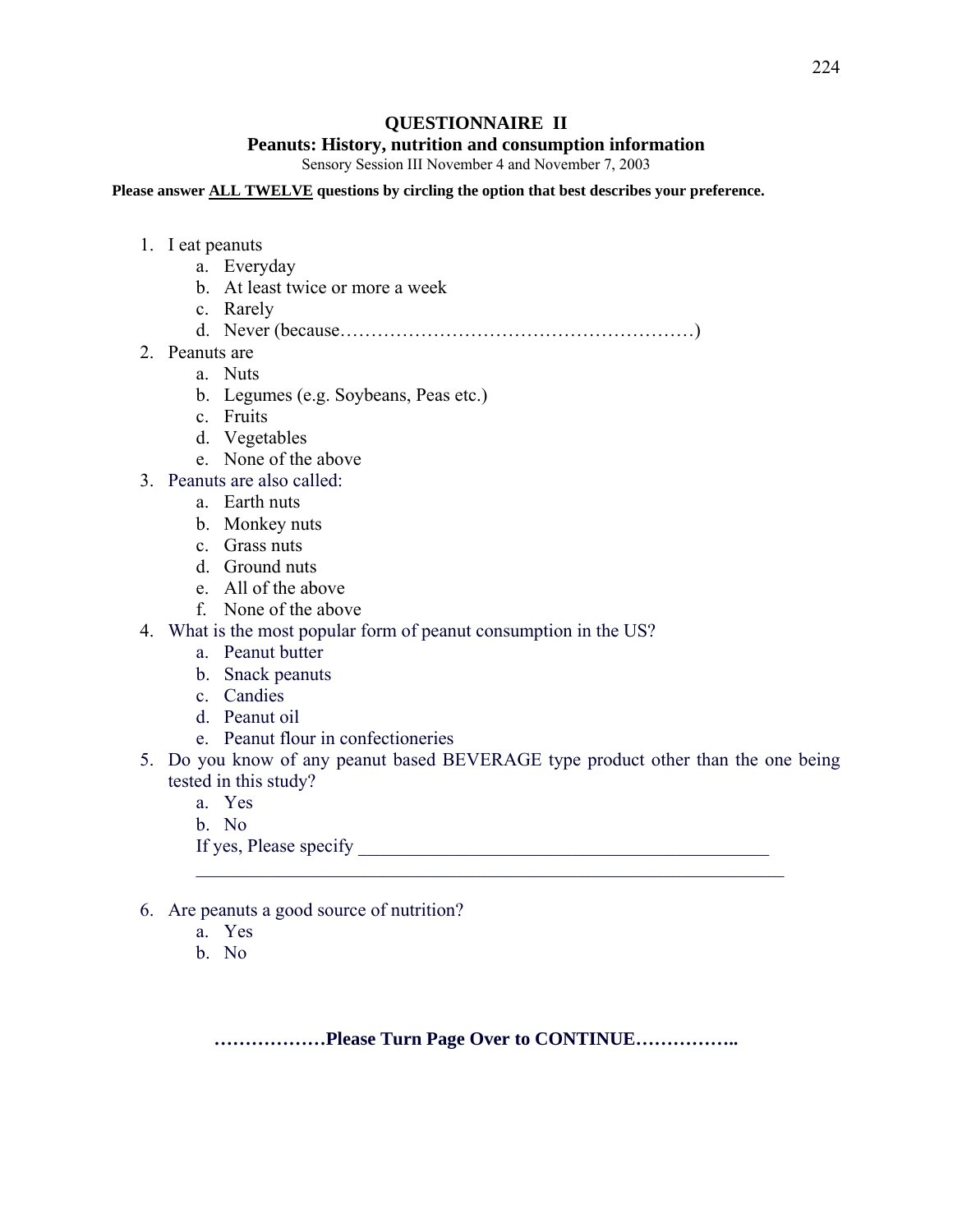# QUESTIONNAIRE II

## Peanuts: History, nutrition and consumption information

Sensory Session III November 4 and November 7, 2003

**Please answer ALL TWELVE questions by circling the option that best describes your preference.**

1. I eat peanuts
   a. Everyday
   b. At least twice or more a week
   c. Rarely
   d. Never (because…………………………………………………)
2. Peanuts are
   a. Nuts
   b. Legumes (e.g. Soybeans, Peas etc.)
   c. Fruits
   d. Vegetables
   e. None of the above
3. Peanuts are also called:
   a. Earth nuts
   b. Monkey nuts
   c. Grass nuts
   d. Ground nuts
   e. All of the above
   f. None of the above
4. What is the most popular form of peanut consumption in the US?
   a. Peanut butter
   b. Snack peanuts
   c. Candies
   d. Peanut oil
   e. Peanut flour in confectioneries
5. Do you know of any peanut based BEVERAGE type product other than the one being tested in this study?
   a. Yes
   b. No

   If yes, Please specify ____________________________________________

   _________________________________________________________________
6. Are peanuts a good source of nutrition?
   a. Yes
   b. No

**………………Please Turn Page Over to CONTINUE……………..**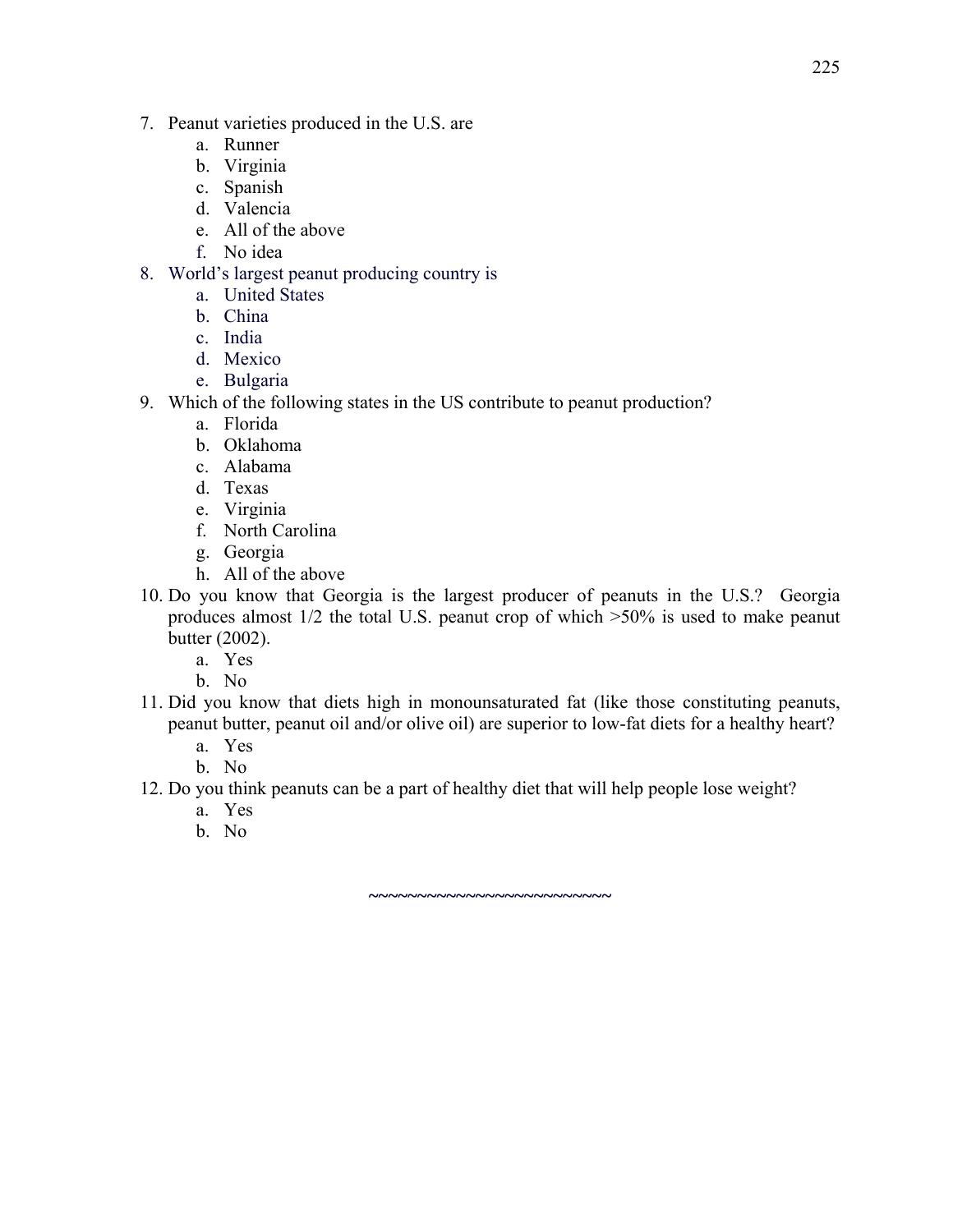7. Peanut varieties produced in the U.S. are
    a. Runner
    b. Virginia
    c. Spanish
    d. Valencia
    e. All of the above
    f. No idea
8. World's largest peanut producing country is
    a. United States
    b. China
    c. India
    d. Mexico
    e. Bulgaria
9. Which of the following states in the US contribute to peanut production?
    a. Florida
    b. Oklahoma
    c. Alabama
    d. Texas
    e. Virginia
    f. North Carolina
    g. Georgia
    h. All of the above
10. Do you know that Georgia is the largest producer of peanuts in the U.S.? Georgia produces almost 1/2 the total U.S. peanut crop of which >50% is used to make peanut butter (2002).
    a. Yes
    b. No
11. Did you know that diets high in monounsaturated fat (like those constituting peanuts, peanut butter, peanut oil and/or olive oil) are superior to low-fat diets for a healthy heart?
    a. Yes
    b. No
12. Do you think peanuts can be a part of healthy diet that will help people lose weight?
    a. Yes
    b. No

~~~~~~~~~~~~~~~~~~~~~~~~~~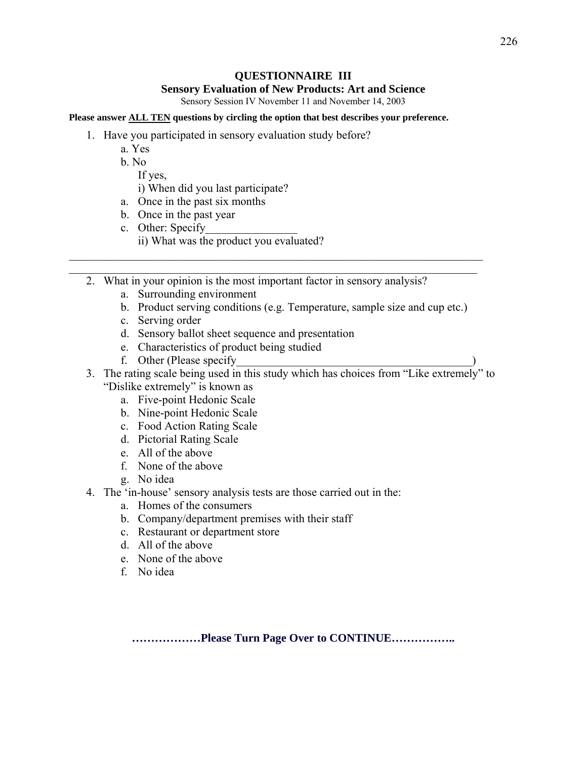# QUESTIONNAIRE III

## Sensory Evaluation of New Products: Art and Science

Sensory Session IV November 11 and November 14, 2003

**Please answer ALL TEN questions by circling the option that best describes your preference.**

1. Have you participated in sensory evaluation study before?
   a. Yes
   b. No
   If yes,
   i) When did you last participate?
   a. Once in the past six months
   b. Once in the past year
   c. Other: Specify________________
   ii) What was the product you evaluated?

________________________________________________________________________________

________________________________________________________________________________

2. What in your opinion is the most important factor in sensory analysis?
   a. Surrounding environment
   b. Product serving conditions (e.g. Temperature, sample size and cup etc.)
   c. Serving order
   d. Sensory ballot sheet sequence and presentation
   e. Characteristics of product being studied
   f. Other (Please specify_________________________________________)
3. The rating scale being used in this study which has choices from "Like extremely" to "Dislike extremely" is known as
   a. Five-point Hedonic Scale
   b. Nine-point Hedonic Scale
   c. Food Action Rating Scale
   d. Pictorial Rating Scale
   e. All of the above
   f. None of the above
   g. No idea
4. The 'in-house' sensory analysis tests are those carried out in the:
   a. Homes of the consumers
   b. Company/department premises with their staff
   c. Restaurant or department store
   d. All of the above
   e. None of the above
   f. No idea

**………………Please Turn Page Over to CONTINUE……………..**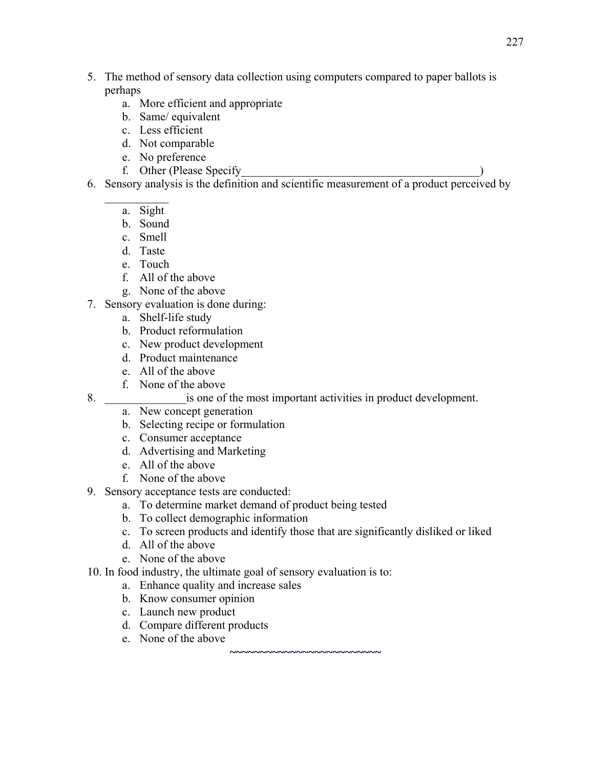5. The method of sensory data collection using computers compared to paper ballots is perhaps
   a. More efficient and appropriate
   b. Same/ equivalent
   c. Less efficient
   d. Not comparable
   e. No preference
   f. Other (Please Specify_________________________________________)
6. Sensory analysis is the definition and scientific measurement of a product perceived by ____________
   a. Sight
   b. Sound
   c. Smell
   d. Taste
   e. Touch
   f. All of the above
   g. None of the above
7. Sensory evaluation is done during:
   a. Shelf-life study
   b. Product reformulation
   c. New product development
   d. Product maintenance
   e. All of the above
   f. None of the above
8. ______________is one of the most important activities in product development.
   a. New concept generation
   b. Selecting recipe or formulation
   c. Consumer acceptance
   d. Advertising and Marketing
   e. All of the above
   f. None of the above
9. Sensory acceptance tests are conducted:
   a. To determine market demand of product being tested
   b. To collect demographic information
   c. To screen products and identify those that are significantly disliked or liked
   d. All of the above
   e. None of the above
10. In food industry, the ultimate goal of sensory evaluation is to:
    a. Enhance quality and increase sales
    b. Know consumer opinion
    c. Launch new product
    d. Compare different products
    e. None of the above

~~~~~~~~~~~~~~~~~~~~~~~~~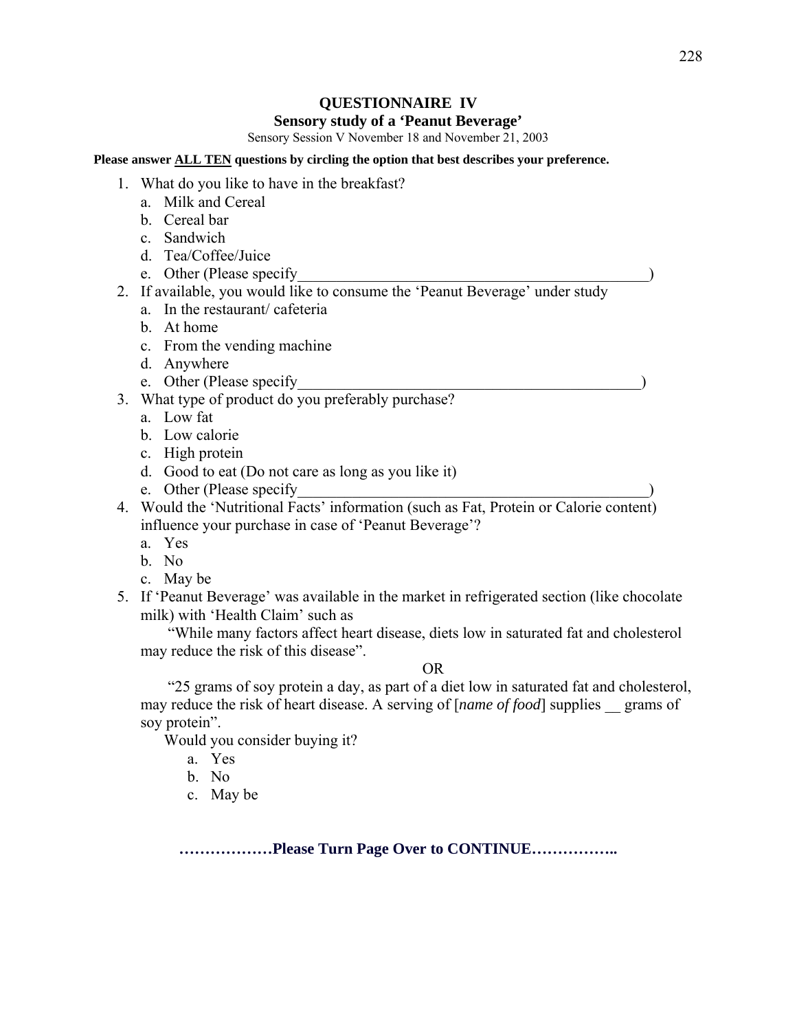# QUESTIONNAIRE IV

## Sensory study of a 'Peanut Beverage'

Sensory Session V November 18 and November 21, 2003

**Please answer <u>ALL TEN</u> questions by circling the option that best describes your preference.**

1. What do you like to have in the breakfast?
   a. Milk and Cereal
   b. Cereal bar
   c. Sandwich
   d. Tea/Coffee/Juice
   e. Other (Please specify_____________________________________________)
2. If available, you would like to consume the 'Peanut Beverage' under study
   a. In the restaurant/ cafeteria
   b. At home
   c. From the vending machine
   d. Anywhere
   e. Other (Please specify_____________________________________________)
3. What type of product do you preferably purchase?
   a. Low fat
   b. Low calorie
   c. High protein
   d. Good to eat (Do not care as long as you like it)
   e. Other (Please specify_____________________________________________)
4. Would the 'Nutritional Facts' information (such as Fat, Protein or Calorie content) influence your purchase in case of 'Peanut Beverage'?
   a. Yes
   b. No
   c. May be
5. If 'Peanut Beverage' was available in the market in refrigerated section (like chocolate milk) with 'Health Claim' such as

   "While many factors affect heart disease, diets low in saturated fat and cholesterol may reduce the risk of this disease".

   OR

   "25 grams of soy protein a day, as part of a diet low in saturated fat and cholesterol, may reduce the risk of heart disease. A serving of [*name of food*] supplies __ grams of soy protein".

   Would you consider buying it?
   a. Yes
   b. No
   c. May be

**………………Please Turn Page Over to CONTINUE……………..**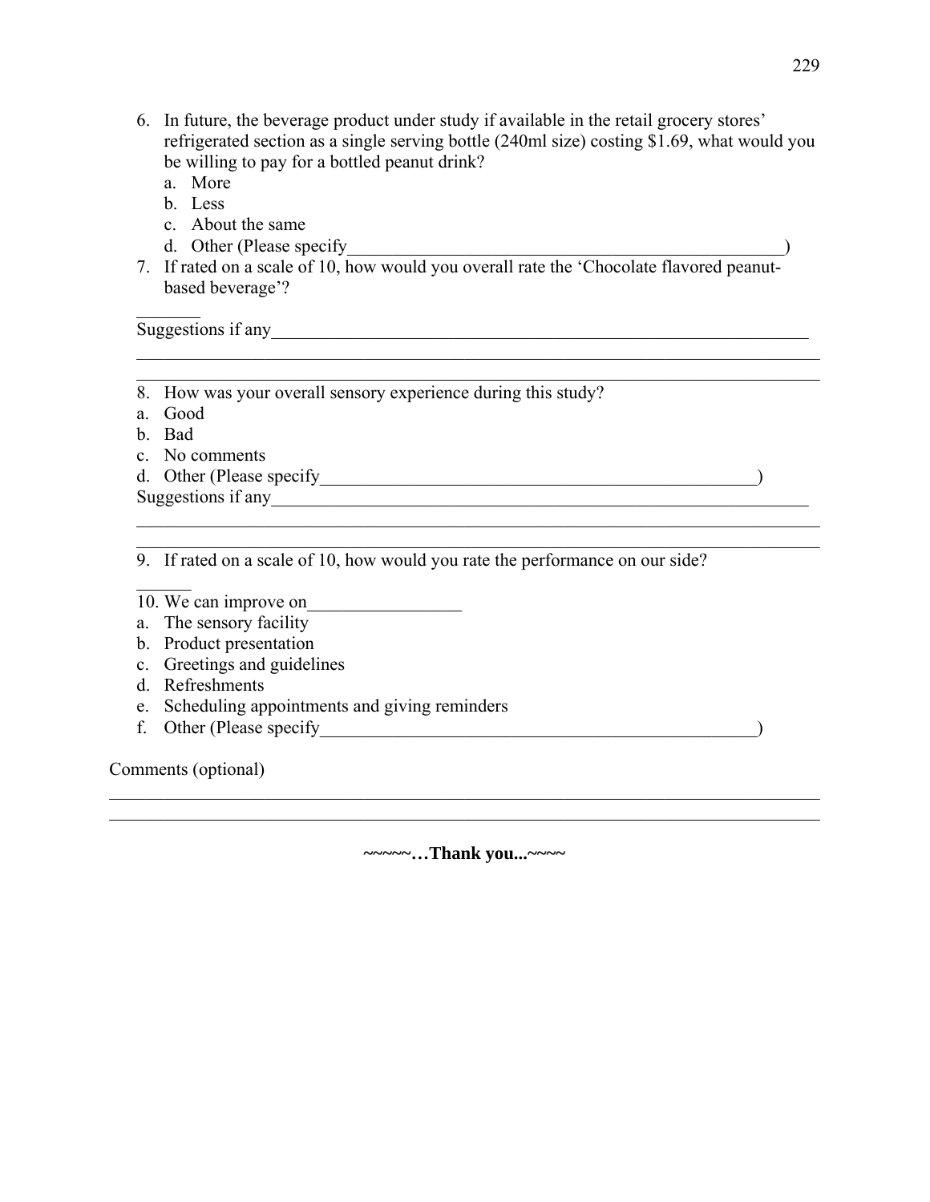6. In future, the beverage product under study if available in the retail grocery stores' refrigerated section as a single serving bottle (240ml size) costing $1.69, what would you be willing to pay for a bottled peanut drink?
   a. More
   b. Less
   c. About the same
   d. Other (Please specify__________________________________________________)
7. If rated on a scale of 10, how would you overall rate the 'Chocolate flavored peanut-based beverage'?

_______

Suggestions if any_____________________________________________________________

_______________________________________________________________________________

_______________________________________________________________________________

8. How was your overall sensory experience during this study?

a. Good
b. Bad
c. No comments
d. Other (Please specify__________________________________________________)

Suggestions if any_____________________________________________________________

_______________________________________________________________________________

_______________________________________________________________________________

9. If rated on a scale of 10, how would you rate the performance on our side?

______

10. We can improve on_________________

a. The sensory facility
b. Product presentation
c. Greetings and guidelines
d. Refreshments
e. Scheduling appointments and giving reminders
f. Other (Please specify__________________________________________________)

Comments (optional)

_______________________________________________________________________________

_______________________________________________________________________________

**~~~~~…Thank you...~~~~**